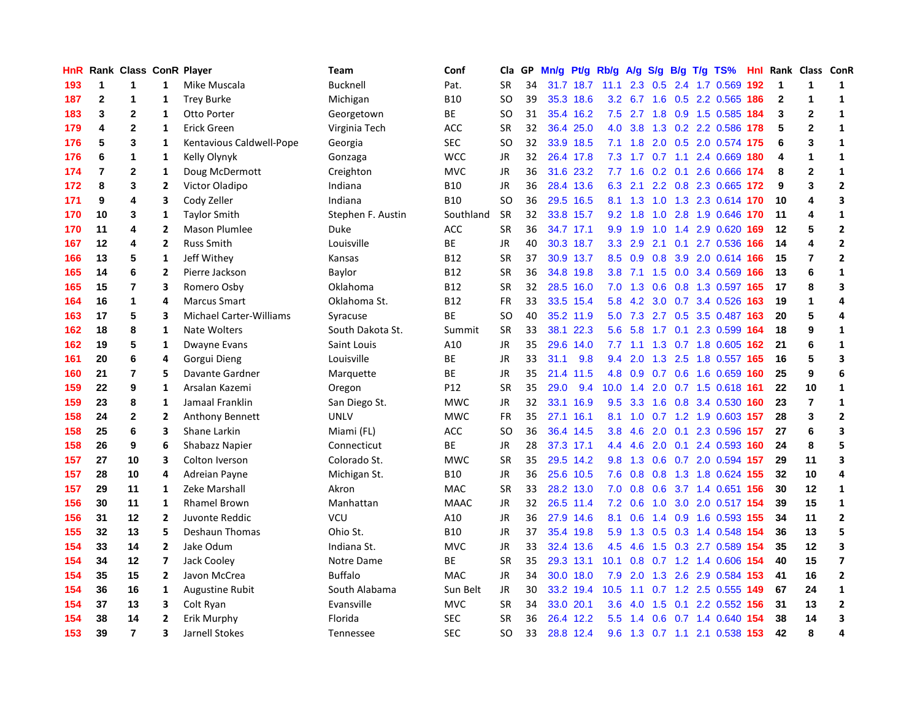| HnR | Rank | Class | ConR | Player | Team | Conf | Cla | GP | Mn/g | Pt/g | Rb/g | A/g | S/g | B/g | T/g | TS% | HnI | Rank | Class | ConR |
|---|---|---|---|---|---|---|---|---|---|---|---|---|---|---|---|---|---|---|---|---|
| 193 | 1 | 1 | 1 | Mike Muscala | Bucknell | Pat. | SR | 34 | 31.7 | 18.7 | 11.1 | 2.3 | 0.5 | 2.4 | 1.7 | 0.569 | 192 | 1 | 1 | 1 |
| 187 | 2 | 1 | 1 | Trey Burke | Michigan | B10 | SO | 39 | 35.3 | 18.6 | 3.2 | 6.7 | 1.6 | 0.5 | 2.2 | 0.565 | 186 | 2 | 1 | 1 |
| 183 | 3 | 2 | 1 | Otto Porter | Georgetown | BE | SO | 31 | 35.4 | 16.2 | 7.5 | 2.7 | 1.8 | 0.9 | 1.5 | 0.585 | 184 | 3 | 2 | 1 |
| 179 | 4 | 2 | 1 | Erick Green | Virginia Tech | ACC | SR | 32 | 36.4 | 25.0 | 4.0 | 3.8 | 1.3 | 0.2 | 2.2 | 0.586 | 178 | 5 | 2 | 1 |
| 176 | 5 | 3 | 1 | Kentavious Caldwell-Pope | Georgia | SEC | SO | 32 | 33.9 | 18.5 | 7.1 | 1.8 | 2.0 | 0.5 | 2.0 | 0.574 | 175 | 6 | 3 | 1 |
| 176 | 6 | 1 | 1 | Kelly Olynyk | Gonzaga | WCC | JR | 32 | 26.4 | 17.8 | 7.3 | 1.7 | 0.7 | 1.1 | 2.4 | 0.669 | 180 | 4 | 1 | 1 |
| 174 | 7 | 2 | 1 | Doug McDermott | Creighton | MVC | JR | 36 | 31.6 | 23.2 | 7.7 | 1.6 | 0.2 | 0.1 | 2.6 | 0.666 | 174 | 8 | 2 | 1 |
| 172 | 8 | 3 | 2 | Victor Oladipo | Indiana | B10 | JR | 36 | 28.4 | 13.6 | 6.3 | 2.1 | 2.2 | 0.8 | 2.3 | 0.665 | 172 | 9 | 3 | 2 |
| 171 | 9 | 4 | 3 | Cody Zeller | Indiana | B10 | SO | 36 | 29.5 | 16.5 | 8.1 | 1.3 | 1.0 | 1.3 | 2.3 | 0.614 | 170 | 10 | 4 | 3 |
| 170 | 10 | 3 | 1 | Taylor Smith | Stephen F. Austin | Southland | SR | 32 | 33.8 | 15.7 | 9.2 | 1.8 | 1.0 | 2.8 | 1.9 | 0.646 | 170 | 11 | 4 | 1 |
| 170 | 11 | 4 | 2 | Mason Plumlee | Duke | ACC | SR | 36 | 34.7 | 17.1 | 9.9 | 1.9 | 1.0 | 1.4 | 2.9 | 0.620 | 169 | 12 | 5 | 2 |
| 167 | 12 | 4 | 2 | Russ Smith | Louisville | BE | JR | 40 | 30.3 | 18.7 | 3.3 | 2.9 | 2.1 | 0.1 | 2.7 | 0.536 | 166 | 14 | 4 | 2 |
| 166 | 13 | 5 | 1 | Jeff Withey | Kansas | B12 | SR | 37 | 30.9 | 13.7 | 8.5 | 0.9 | 0.8 | 3.9 | 2.0 | 0.614 | 166 | 15 | 7 | 2 |
| 165 | 14 | 6 | 2 | Pierre Jackson | Baylor | B12 | SR | 36 | 34.8 | 19.8 | 3.8 | 7.1 | 1.5 | 0.0 | 3.4 | 0.569 | 166 | 13 | 6 | 1 |
| 165 | 15 | 7 | 3 | Romero Osby | Oklahoma | B12 | SR | 32 | 28.5 | 16.0 | 7.0 | 1.3 | 0.6 | 0.8 | 1.3 | 0.597 | 165 | 17 | 8 | 3 |
| 164 | 16 | 1 | 4 | Marcus Smart | Oklahoma St. | B12 | FR | 33 | 33.5 | 15.4 | 5.8 | 4.2 | 3.0 | 0.7 | 3.4 | 0.526 | 163 | 19 | 1 | 4 |
| 163 | 17 | 5 | 3 | Michael Carter-Williams | Syracuse | BE | SO | 40 | 35.2 | 11.9 | 5.0 | 7.3 | 2.7 | 0.5 | 3.5 | 0.487 | 163 | 20 | 5 | 4 |
| 162 | 18 | 8 | 1 | Nate Wolters | South Dakota St. | Summit | SR | 33 | 38.1 | 22.3 | 5.6 | 5.8 | 1.7 | 0.1 | 2.3 | 0.599 | 164 | 18 | 9 | 1 |
| 162 | 19 | 5 | 1 | Dwayne Evans | Saint Louis | A10 | JR | 35 | 29.6 | 14.0 | 7.7 | 1.1 | 1.3 | 0.7 | 1.8 | 0.605 | 162 | 21 | 6 | 1 |
| 161 | 20 | 6 | 4 | Gorgui Dieng | Louisville | BE | JR | 33 | 31.1 | 9.8 | 9.4 | 2.0 | 1.3 | 2.5 | 1.8 | 0.557 | 165 | 16 | 5 | 3 |
| 160 | 21 | 7 | 5 | Davante Gardner | Marquette | BE | JR | 35 | 21.4 | 11.5 | 4.8 | 0.9 | 0.7 | 0.6 | 1.6 | 0.659 | 160 | 25 | 9 | 6 |
| 159 | 22 | 9 | 1 | Arsalan Kazemi | Oregon | P12 | SR | 35 | 29.0 | 9.4 | 10.0 | 1.4 | 2.0 | 0.7 | 1.5 | 0.618 | 161 | 22 | 10 | 1 |
| 159 | 23 | 8 | 1 | Jamaal Franklin | San Diego St. | MWC | JR | 32 | 33.1 | 16.9 | 9.5 | 3.3 | 1.6 | 0.8 | 3.4 | 0.530 | 160 | 23 | 7 | 1 |
| 158 | 24 | 2 | 2 | Anthony Bennett | UNLV | MWC | FR | 35 | 27.1 | 16.1 | 8.1 | 1.0 | 0.7 | 1.2 | 1.9 | 0.603 | 157 | 28 | 3 | 2 |
| 158 | 25 | 6 | 3 | Shane Larkin | Miami (FL) | ACC | SO | 36 | 36.4 | 14.5 | 3.8 | 4.6 | 2.0 | 0.1 | 2.3 | 0.596 | 157 | 27 | 6 | 3 |
| 158 | 26 | 9 | 6 | Shabazz Napier | Connecticut | BE | JR | 28 | 37.3 | 17.1 | 4.4 | 4.6 | 2.0 | 0.1 | 2.4 | 0.593 | 160 | 24 | 8 | 5 |
| 157 | 27 | 10 | 3 | Colton Iverson | Colorado St. | MWC | SR | 35 | 29.5 | 14.2 | 9.8 | 1.3 | 0.6 | 0.7 | 2.0 | 0.594 | 157 | 29 | 11 | 3 |
| 157 | 28 | 10 | 4 | Adreian Payne | Michigan St. | B10 | JR | 36 | 25.6 | 10.5 | 7.6 | 0.8 | 0.8 | 1.3 | 1.8 | 0.624 | 155 | 32 | 10 | 4 |
| 157 | 29 | 11 | 1 | Zeke Marshall | Akron | MAC | SR | 33 | 28.2 | 13.0 | 7.0 | 0.8 | 0.6 | 3.7 | 1.4 | 0.651 | 156 | 30 | 12 | 1 |
| 156 | 30 | 11 | 1 | Rhamel Brown | Manhattan | MAAC | JR | 32 | 26.5 | 11.4 | 7.2 | 0.6 | 1.0 | 3.0 | 2.0 | 0.517 | 154 | 39 | 15 | 1 |
| 156 | 31 | 12 | 2 | Juvonte Reddic | VCU | A10 | JR | 36 | 27.9 | 14.6 | 8.1 | 0.6 | 1.4 | 0.9 | 1.6 | 0.593 | 155 | 34 | 11 | 2 |
| 155 | 32 | 13 | 5 | Deshaun Thomas | Ohio St. | B10 | JR | 37 | 35.4 | 19.8 | 5.9 | 1.3 | 0.5 | 0.3 | 1.4 | 0.548 | 154 | 36 | 13 | 5 |
| 154 | 33 | 14 | 2 | Jake Odum | Indiana St. | MVC | JR | 33 | 32.4 | 13.6 | 4.5 | 4.6 | 1.5 | 0.3 | 2.7 | 0.589 | 154 | 35 | 12 | 3 |
| 154 | 34 | 12 | 7 | Jack Cooley | Notre Dame | BE | SR | 35 | 29.3 | 13.1 | 10.1 | 0.8 | 0.7 | 1.2 | 1.4 | 0.606 | 154 | 40 | 15 | 7 |
| 154 | 35 | 15 | 2 | Javon McCrea | Buffalo | MAC | JR | 34 | 30.0 | 18.0 | 7.9 | 2.0 | 1.3 | 2.6 | 2.9 | 0.584 | 153 | 41 | 16 | 2 |
| 154 | 36 | 16 | 1 | Augustine Rubit | South Alabama | Sun Belt | JR | 30 | 33.2 | 19.4 | 10.5 | 1.1 | 0.7 | 1.2 | 2.5 | 0.555 | 149 | 67 | 24 | 1 |
| 154 | 37 | 13 | 3 | Colt Ryan | Evansville | MVC | SR | 34 | 33.0 | 20.1 | 3.6 | 4.0 | 1.5 | 0.1 | 2.2 | 0.552 | 156 | 31 | 13 | 2 |
| 154 | 38 | 14 | 2 | Erik Murphy | Florida | SEC | SR | 36 | 26.4 | 12.2 | 5.5 | 1.4 | 0.6 | 0.7 | 1.4 | 0.640 | 154 | 38 | 14 | 3 |
| 153 | 39 | 7 | 3 | Jarnell Stokes | Tennessee | SEC | SO | 33 | 28.8 | 12.4 | 9.6 | 1.3 | 0.7 | 1.1 | 2.1 | 0.538 | 153 | 42 | 8 | 4 |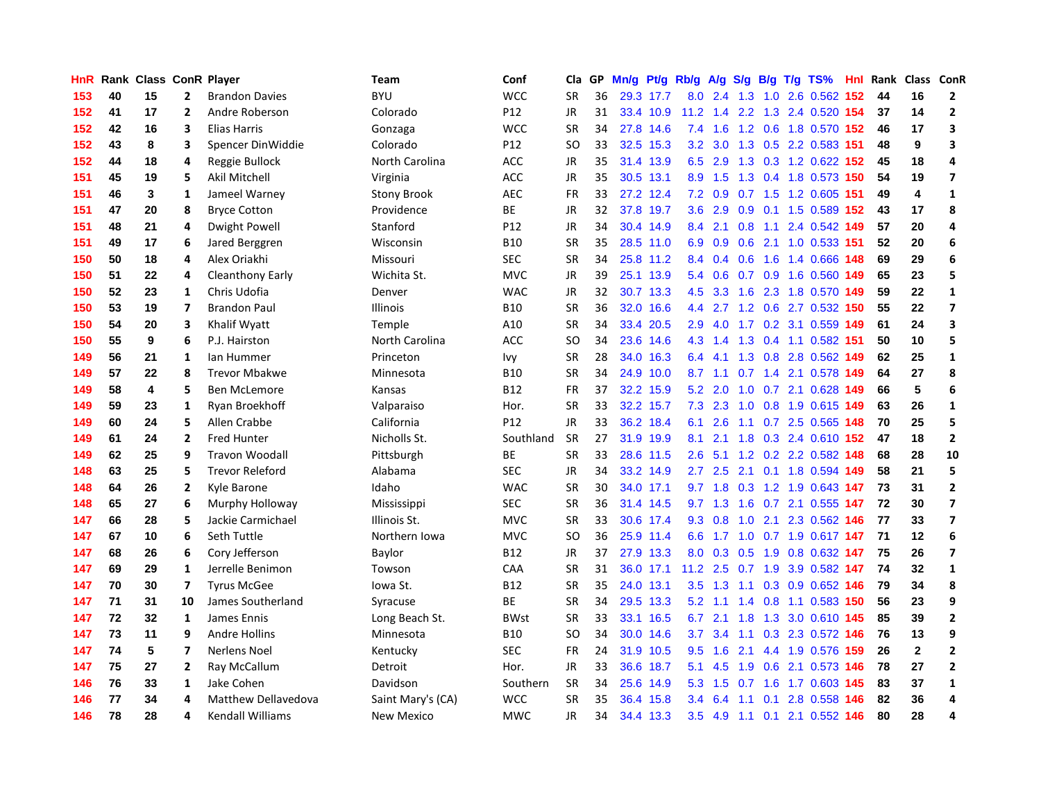| HnR | Rank | Class | ConR | Player | Team | Conf | Cla | GP | Mn/g | Pt/g | Rb/g | A/g | S/g | B/g | T/g | TS% | Hnl | Rank | Class | ConR |
|---|---|---|---|---|---|---|---|---|---|---|---|---|---|---|---|---|---|---|---|---|
| 153 | 40 | 15 | 2 | Brandon Davies | BYU | WCC | SR | 36 | 29.3 | 17.7 | 8.0 | 2.4 | 1.3 | 1.0 | 2.6 | 0.562 | 152 | 44 | 16 | 2 |
| 152 | 41 | 17 | 2 | Andre Roberson | Colorado | P12 | JR | 31 | 33.4 | 10.9 | 11.2 | 1.4 | 2.2 | 1.3 | 2.4 | 0.520 | 154 | 37 | 14 | 2 |
| 152 | 42 | 16 | 3 | Elias Harris | Gonzaga | WCC | SR | 34 | 27.8 | 14.6 | 7.4 | 1.6 | 1.2 | 0.6 | 1.8 | 0.570 | 152 | 46 | 17 | 3 |
| 152 | 43 | 8 | 3 | Spencer DinWiddie | Colorado | P12 | SO | 33 | 32.5 | 15.3 | 3.2 | 3.0 | 1.3 | 0.5 | 2.2 | 0.583 | 151 | 48 | 9 | 3 |
| 152 | 44 | 18 | 4 | Reggie Bullock | North Carolina | ACC | JR | 35 | 31.4 | 13.9 | 6.5 | 2.9 | 1.3 | 0.3 | 1.2 | 0.622 | 152 | 45 | 18 | 4 |
| 151 | 45 | 19 | 5 | Akil Mitchell | Virginia | ACC | JR | 35 | 30.5 | 13.1 | 8.9 | 1.5 | 1.3 | 0.4 | 1.8 | 0.573 | 150 | 54 | 19 | 7 |
| 151 | 46 | 3 | 1 | Jameel Warney | Stony Brook | AEC | FR | 33 | 27.2 | 12.4 | 7.2 | 0.9 | 0.7 | 1.5 | 1.2 | 0.605 | 151 | 49 | 4 | 1 |
| 151 | 47 | 20 | 8 | Bryce Cotton | Providence | BE | JR | 32 | 37.8 | 19.7 | 3.6 | 2.9 | 0.9 | 0.1 | 1.5 | 0.589 | 152 | 43 | 17 | 8 |
| 151 | 48 | 21 | 4 | Dwight Powell | Stanford | P12 | JR | 34 | 30.4 | 14.9 | 8.4 | 2.1 | 0.8 | 1.1 | 2.4 | 0.542 | 149 | 57 | 20 | 4 |
| 151 | 49 | 17 | 6 | Jared Berggren | Wisconsin | B10 | SR | 35 | 28.5 | 11.0 | 6.9 | 0.9 | 0.6 | 2.1 | 1.0 | 0.533 | 151 | 52 | 20 | 6 |
| 150 | 50 | 18 | 4 | Alex Oriakhi | Missouri | SEC | SR | 34 | 25.8 | 11.2 | 8.4 | 0.4 | 0.6 | 1.6 | 1.4 | 0.666 | 148 | 69 | 29 | 6 |
| 150 | 51 | 22 | 4 | Cleanthony Early | Wichita St. | MVC | JR | 39 | 25.1 | 13.9 | 5.4 | 0.6 | 0.7 | 0.9 | 1.6 | 0.560 | 149 | 65 | 23 | 5 |
| 150 | 52 | 23 | 1 | Chris Udofia | Denver | WAC | JR | 32 | 30.7 | 13.3 | 4.5 | 3.3 | 1.6 | 2.3 | 1.8 | 0.570 | 149 | 59 | 22 | 1 |
| 150 | 53 | 19 | 7 | Brandon Paul | Illinois | B10 | SR | 36 | 32.0 | 16.6 | 4.4 | 2.7 | 1.2 | 0.6 | 2.7 | 0.532 | 150 | 55 | 22 | 7 |
| 150 | 54 | 20 | 3 | Khalif Wyatt | Temple | A10 | SR | 34 | 33.4 | 20.5 | 2.9 | 4.0 | 1.7 | 0.2 | 3.1 | 0.559 | 149 | 61 | 24 | 3 |
| 150 | 55 | 9 | 6 | P.J. Hairston | North Carolina | ACC | SO | 34 | 23.6 | 14.6 | 4.3 | 1.4 | 1.3 | 0.4 | 1.1 | 0.582 | 151 | 50 | 10 | 5 |
| 149 | 56 | 21 | 1 | Ian Hummer | Princeton | Ivy | SR | 28 | 34.0 | 16.3 | 6.4 | 4.1 | 1.3 | 0.8 | 2.8 | 0.562 | 149 | 62 | 25 | 1 |
| 149 | 57 | 22 | 8 | Trevor Mbakwe | Minnesota | B10 | SR | 34 | 24.9 | 10.0 | 8.7 | 1.1 | 0.7 | 1.4 | 2.1 | 0.578 | 149 | 64 | 27 | 8 |
| 149 | 58 | 4 | 5 | Ben McLemore | Kansas | B12 | FR | 37 | 32.2 | 15.9 | 5.2 | 2.0 | 1.0 | 0.7 | 2.1 | 0.628 | 149 | 66 | 5 | 6 |
| 149 | 59 | 23 | 1 | Ryan Broekhoff | Valparaiso | Hor. | SR | 33 | 32.2 | 15.7 | 7.3 | 2.3 | 1.0 | 0.8 | 1.9 | 0.615 | 149 | 63 | 26 | 1 |
| 149 | 60 | 24 | 5 | Allen Crabbe | California | P12 | JR | 33 | 36.2 | 18.4 | 6.1 | 2.6 | 1.1 | 0.7 | 2.5 | 0.565 | 148 | 70 | 25 | 5 |
| 149 | 61 | 24 | 2 | Fred Hunter | Nicholls St. | Southland | SR | 27 | 31.9 | 19.9 | 8.1 | 2.1 | 1.8 | 0.3 | 2.4 | 0.610 | 152 | 47 | 18 | 2 |
| 149 | 62 | 25 | 9 | Travon Woodall | Pittsburgh | BE | SR | 33 | 28.6 | 11.5 | 2.6 | 5.1 | 1.2 | 0.2 | 2.2 | 0.582 | 148 | 68 | 28 | 10 |
| 148 | 63 | 25 | 5 | Trevor Releford | Alabama | SEC | JR | 34 | 33.2 | 14.9 | 2.7 | 2.5 | 2.1 | 0.1 | 1.8 | 0.594 | 149 | 58 | 21 | 5 |
| 148 | 64 | 26 | 2 | Kyle Barone | Idaho | WAC | SR | 30 | 34.0 | 17.1 | 9.7 | 1.8 | 0.3 | 1.2 | 1.9 | 0.643 | 147 | 73 | 31 | 2 |
| 148 | 65 | 27 | 6 | Murphy Holloway | Mississippi | SEC | SR | 36 | 31.4 | 14.5 | 9.7 | 1.3 | 1.6 | 0.7 | 2.1 | 0.555 | 147 | 72 | 30 | 7 |
| 147 | 66 | 28 | 5 | Jackie Carmichael | Illinois St. | MVC | SR | 33 | 30.6 | 17.4 | 9.3 | 0.8 | 1.0 | 2.1 | 2.3 | 0.562 | 146 | 77 | 33 | 7 |
| 147 | 67 | 10 | 6 | Seth Tuttle | Northern Iowa | MVC | SO | 36 | 25.9 | 11.4 | 6.6 | 1.7 | 1.0 | 0.7 | 1.9 | 0.617 | 147 | 71 | 12 | 6 |
| 147 | 68 | 26 | 6 | Cory Jefferson | Baylor | B12 | JR | 37 | 27.9 | 13.3 | 8.0 | 0.3 | 0.5 | 1.9 | 0.8 | 0.632 | 147 | 75 | 26 | 7 |
| 147 | 69 | 29 | 1 | Jerrelle Benimon | Towson | CAA | SR | 31 | 36.0 | 17.1 | 11.2 | 2.5 | 0.7 | 1.9 | 3.9 | 0.582 | 147 | 74 | 32 | 1 |
| 147 | 70 | 30 | 7 | Tyrus McGee | Iowa St. | B12 | SR | 35 | 24.0 | 13.1 | 3.5 | 1.3 | 1.1 | 0.3 | 0.9 | 0.652 | 146 | 79 | 34 | 8 |
| 147 | 71 | 31 | 10 | James Southerland | Syracuse | BE | SR | 34 | 29.5 | 13.3 | 5.2 | 1.1 | 1.4 | 0.8 | 1.1 | 0.583 | 150 | 56 | 23 | 9 |
| 147 | 72 | 32 | 1 | James Ennis | Long Beach St. | BWst | SR | 33 | 33.1 | 16.5 | 6.7 | 2.1 | 1.8 | 1.3 | 3.0 | 0.610 | 145 | 85 | 39 | 2 |
| 147 | 73 | 11 | 9 | Andre Hollins | Minnesota | B10 | SO | 34 | 30.0 | 14.6 | 3.7 | 3.4 | 1.1 | 0.3 | 2.3 | 0.572 | 146 | 76 | 13 | 9 |
| 147 | 74 | 5 | 7 | Nerlens Noel | Kentucky | SEC | FR | 24 | 31.9 | 10.5 | 9.5 | 1.6 | 2.1 | 4.4 | 1.9 | 0.576 | 159 | 26 | 2 | 2 |
| 147 | 75 | 27 | 2 | Ray McCallum | Detroit | Hor. | JR | 33 | 36.6 | 18.7 | 5.1 | 4.5 | 1.9 | 0.6 | 2.1 | 0.573 | 146 | 78 | 27 | 2 |
| 146 | 76 | 33 | 1 | Jake Cohen | Davidson | Southern | SR | 34 | 25.6 | 14.9 | 5.3 | 1.5 | 0.7 | 1.6 | 1.7 | 0.603 | 145 | 83 | 37 | 1 |
| 146 | 77 | 34 | 4 | Matthew Dellavedova | Saint Mary's (CA) | WCC | SR | 35 | 36.4 | 15.8 | 3.4 | 6.4 | 1.1 | 0.1 | 2.8 | 0.558 | 146 | 82 | 36 | 4 |
| 146 | 78 | 28 | 4 | Kendall Williams | New Mexico | MWC | JR | 34 | 34.4 | 13.3 | 3.5 | 4.9 | 1.1 | 0.1 | 2.1 | 0.552 | 146 | 80 | 28 | 4 |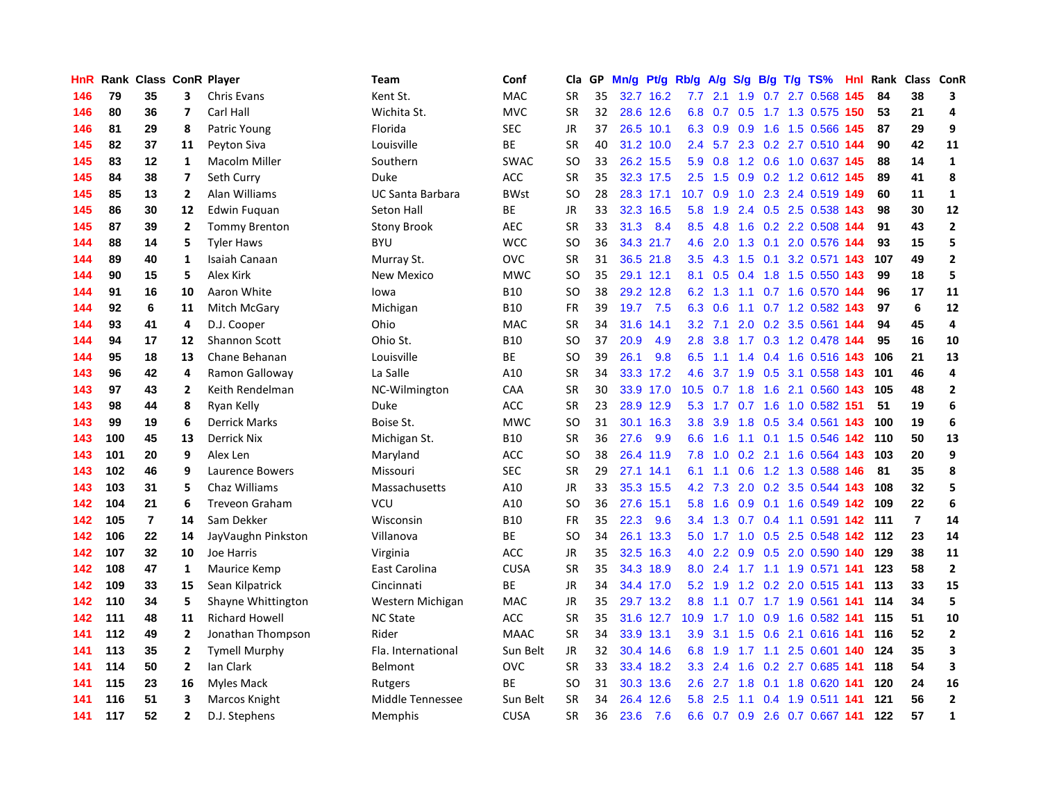| HnR | Rank | Class | ConR | Player | Team | Conf | Cla | GP | Mn/g | Pt/g | Rb/g | A/g | S/g | B/g | T/g | TS% | HnI | Rank | Class | ConR |
|---|---|---|---|---|---|---|---|---|---|---|---|---|---|---|---|---|---|---|---|---|
| 146 | 79 | 35 | 3 | Chris Evans | Kent St. | MAC | SR | 35 | 32.7 | 16.2 | 7.7 | 2.1 | 1.9 | 0.7 | 2.7 | 0.568 | 145 | 84 | 38 | 3 |
| 146 | 80 | 36 | 7 | Carl Hall | Wichita St. | MVC | SR | 32 | 28.6 | 12.6 | 6.8 | 0.7 | 0.5 | 1.7 | 1.3 | 0.575 | 150 | 53 | 21 | 4 |
| 146 | 81 | 29 | 8 | Patric Young | Florida | SEC | JR | 37 | 26.5 | 10.1 | 6.3 | 0.9 | 0.9 | 1.6 | 1.5 | 0.566 | 145 | 87 | 29 | 9 |
| 145 | 82 | 37 | 11 | Peyton Siva | Louisville | BE | SR | 40 | 31.2 | 10.0 | 2.4 | 5.7 | 2.3 | 0.2 | 2.7 | 0.510 | 144 | 90 | 42 | 11 |
| 145 | 83 | 12 | 1 | Macolm Miller | Southern | SWAC | SO | 33 | 26.2 | 15.5 | 5.9 | 0.8 | 1.2 | 0.6 | 1.0 | 0.637 | 145 | 88 | 14 | 1 |
| 145 | 84 | 38 | 7 | Seth Curry | Duke | ACC | SR | 35 | 32.3 | 17.5 | 2.5 | 1.5 | 0.9 | 0.2 | 1.2 | 0.612 | 145 | 89 | 41 | 8 |
| 145 | 85 | 13 | 2 | Alan Williams | UC Santa Barbara | BWst | SO | 28 | 28.3 | 17.1 | 10.7 | 0.9 | 1.0 | 2.3 | 2.4 | 0.519 | 149 | 60 | 11 | 1 |
| 145 | 86 | 30 | 12 | Edwin Fuquan | Seton Hall | BE | JR | 33 | 32.3 | 16.5 | 5.8 | 1.9 | 2.4 | 0.5 | 2.5 | 0.538 | 143 | 98 | 30 | 12 |
| 145 | 87 | 39 | 2 | Tommy Brenton | Stony Brook | AEC | SR | 33 | 31.3 | 8.4 | 8.5 | 4.8 | 1.6 | 0.2 | 2.2 | 0.508 | 144 | 91 | 43 | 2 |
| 144 | 88 | 14 | 5 | Tyler Haws | BYU | WCC | SO | 36 | 34.3 | 21.7 | 4.6 | 2.0 | 1.3 | 0.1 | 2.0 | 0.576 | 144 | 93 | 15 | 5 |
| 144 | 89 | 40 | 1 | Isaiah Canaan | Murray St. | OVC | SR | 31 | 36.5 | 21.8 | 3.5 | 4.3 | 1.5 | 0.1 | 3.2 | 0.571 | 143 | 107 | 49 | 2 |
| 144 | 90 | 15 | 5 | Alex Kirk | New Mexico | MWC | SO | 35 | 29.1 | 12.1 | 8.1 | 0.5 | 0.4 | 1.8 | 1.5 | 0.550 | 143 | 99 | 18 | 5 |
| 144 | 91 | 16 | 10 | Aaron White | Iowa | B10 | SO | 38 | 29.2 | 12.8 | 6.2 | 1.3 | 1.1 | 0.7 | 1.6 | 0.570 | 144 | 96 | 17 | 11 |
| 144 | 92 | 6 | 11 | Mitch McGary | Michigan | B10 | FR | 39 | 19.7 | 7.5 | 6.3 | 0.6 | 1.1 | 0.7 | 1.2 | 0.582 | 143 | 97 | 6 | 12 |
| 144 | 93 | 41 | 4 | D.J. Cooper | Ohio | MAC | SR | 34 | 31.6 | 14.1 | 3.2 | 7.1 | 2.0 | 0.2 | 3.5 | 0.561 | 144 | 94 | 45 | 4 |
| 144 | 94 | 17 | 12 | Shannon Scott | Ohio St. | B10 | SO | 37 | 20.9 | 4.9 | 2.8 | 3.8 | 1.7 | 0.3 | 1.2 | 0.478 | 144 | 95 | 16 | 10 |
| 144 | 95 | 18 | 13 | Chane Behanan | Louisville | BE | SO | 39 | 26.1 | 9.8 | 6.5 | 1.1 | 1.4 | 0.4 | 1.6 | 0.516 | 143 | 106 | 21 | 13 |
| 143 | 96 | 42 | 4 | Ramon Galloway | La Salle | A10 | SR | 34 | 33.3 | 17.2 | 4.6 | 3.7 | 1.9 | 0.5 | 3.1 | 0.558 | 143 | 101 | 46 | 4 |
| 143 | 97 | 43 | 2 | Keith Rendelman | NC-Wilmington | CAA | SR | 30 | 33.9 | 17.0 | 10.5 | 0.7 | 1.8 | 1.6 | 2.1 | 0.560 | 143 | 105 | 48 | 2 |
| 143 | 98 | 44 | 8 | Ryan Kelly | Duke | ACC | SR | 23 | 28.9 | 12.9 | 5.3 | 1.7 | 0.7 | 1.6 | 1.0 | 0.582 | 151 | 51 | 19 | 6 |
| 143 | 99 | 19 | 6 | Derrick Marks | Boise St. | MWC | SO | 31 | 30.1 | 16.3 | 3.8 | 3.9 | 1.8 | 0.5 | 3.4 | 0.561 | 143 | 100 | 19 | 6 |
| 143 | 100 | 45 | 13 | Derrick Nix | Michigan St. | B10 | SR | 36 | 27.6 | 9.9 | 6.6 | 1.6 | 1.1 | 0.1 | 1.5 | 0.546 | 142 | 110 | 50 | 13 |
| 143 | 101 | 20 | 9 | Alex Len | Maryland | ACC | SO | 38 | 26.4 | 11.9 | 7.8 | 1.0 | 0.2 | 2.1 | 1.6 | 0.564 | 143 | 103 | 20 | 9 |
| 143 | 102 | 46 | 9 | Laurence Bowers | Missouri | SEC | SR | 29 | 27.1 | 14.1 | 6.1 | 1.1 | 0.6 | 1.2 | 1.3 | 0.588 | 146 | 81 | 35 | 8 |
| 143 | 103 | 31 | 5 | Chaz Williams | Massachusetts | A10 | JR | 33 | 35.3 | 15.5 | 4.2 | 7.3 | 2.0 | 0.2 | 3.5 | 0.544 | 143 | 108 | 32 | 5 |
| 142 | 104 | 21 | 6 | Treveon Graham | VCU | A10 | SO | 36 | 27.6 | 15.1 | 5.8 | 1.6 | 0.9 | 0.1 | 1.6 | 0.549 | 142 | 109 | 22 | 6 |
| 142 | 105 | 7 | 14 | Sam Dekker | Wisconsin | B10 | FR | 35 | 22.3 | 9.6 | 3.4 | 1.3 | 0.7 | 0.4 | 1.1 | 0.591 | 142 | 111 | 7 | 14 |
| 142 | 106 | 22 | 14 | JayVaughn Pinkston | Villanova | BE | SO | 34 | 26.1 | 13.3 | 5.0 | 1.7 | 1.0 | 0.5 | 2.5 | 0.548 | 142 | 112 | 23 | 14 |
| 142 | 107 | 32 | 10 | Joe Harris | Virginia | ACC | JR | 35 | 32.5 | 16.3 | 4.0 | 2.2 | 0.9 | 0.5 | 2.0 | 0.590 | 140 | 129 | 38 | 11 |
| 142 | 108 | 47 | 1 | Maurice Kemp | East Carolina | CUSA | SR | 35 | 34.3 | 18.9 | 8.0 | 2.4 | 1.7 | 1.1 | 1.9 | 0.571 | 141 | 123 | 58 | 2 |
| 142 | 109 | 33 | 15 | Sean Kilpatrick | Cincinnati | BE | JR | 34 | 34.4 | 17.0 | 5.2 | 1.9 | 1.2 | 0.2 | 2.0 | 0.515 | 141 | 113 | 33 | 15 |
| 142 | 110 | 34 | 5 | Shayne Whittington | Western Michigan | MAC | JR | 35 | 29.7 | 13.2 | 8.8 | 1.1 | 0.7 | 1.7 | 1.9 | 0.561 | 141 | 114 | 34 | 5 |
| 142 | 111 | 48 | 11 | Richard Howell | NC State | ACC | SR | 35 | 31.6 | 12.7 | 10.9 | 1.7 | 1.0 | 0.9 | 1.6 | 0.582 | 141 | 115 | 51 | 10 |
| 141 | 112 | 49 | 2 | Jonathan Thompson | Rider | MAAC | SR | 34 | 33.9 | 13.1 | 3.9 | 3.1 | 1.5 | 0.6 | 2.1 | 0.616 | 141 | 116 | 52 | 2 |
| 141 | 113 | 35 | 2 | Tymell Murphy | Fla. International | Sun Belt | JR | 32 | 30.4 | 14.6 | 6.8 | 1.9 | 1.7 | 1.1 | 2.5 | 0.601 | 140 | 124 | 35 | 3 |
| 141 | 114 | 50 | 2 | Ian Clark | Belmont | OVC | SR | 33 | 33.4 | 18.2 | 3.3 | 2.4 | 1.6 | 0.2 | 2.7 | 0.685 | 141 | 118 | 54 | 3 |
| 141 | 115 | 23 | 16 | Myles Mack | Rutgers | BE | SO | 31 | 30.3 | 13.6 | 2.6 | 2.7 | 1.8 | 0.1 | 1.8 | 0.620 | 141 | 120 | 24 | 16 |
| 141 | 116 | 51 | 3 | Marcos Knight | Middle Tennessee | Sun Belt | SR | 34 | 26.4 | 12.6 | 5.8 | 2.5 | 1.1 | 0.4 | 1.9 | 0.511 | 141 | 121 | 56 | 2 |
| 141 | 117 | 52 | 2 | D.J. Stephens | Memphis | CUSA | SR | 36 | 23.6 | 7.6 | 6.6 | 0.7 | 0.9 | 2.6 | 0.7 | 0.667 | 141 | 122 | 57 | 1 |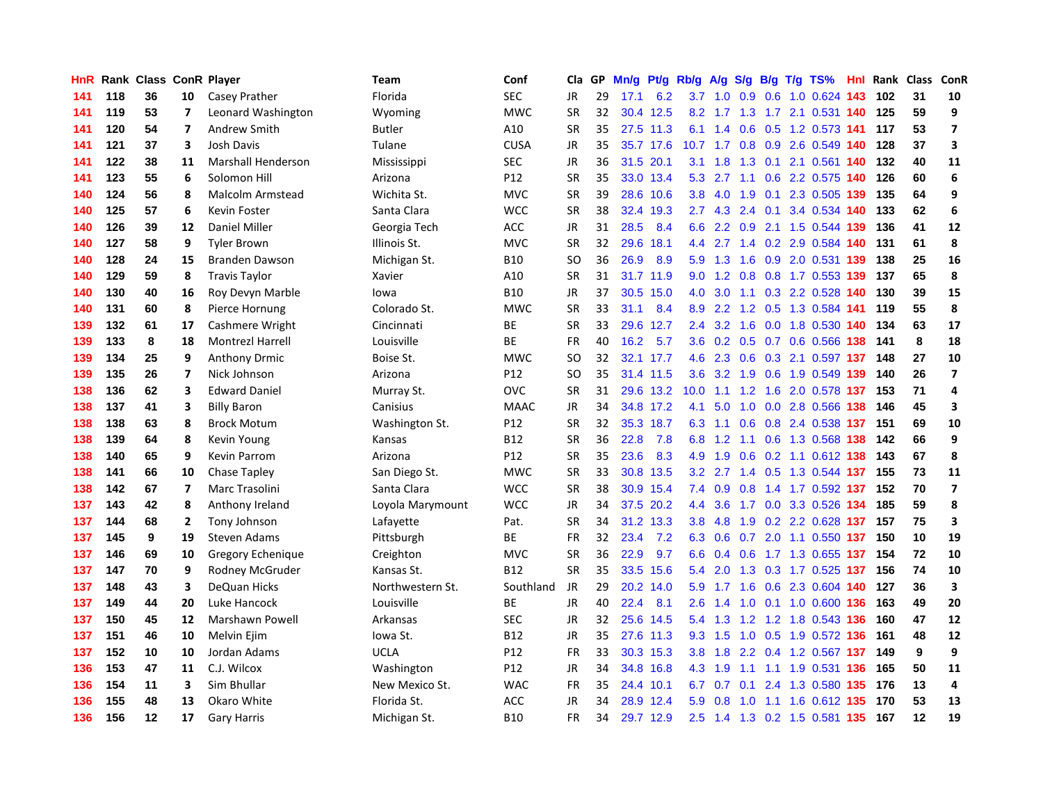| HnR | Rank | Class | ConR | Player | Team | Conf | Cla | GP | Mn/g | Pt/g | Rb/g | A/g | S/g | B/g | T/g | TS% | HnI | Rank | Class | ConR |
|---|---|---|---|---|---|---|---|---|---|---|---|---|---|---|---|---|---|---|---|---|
| 141 | 118 | 36 | 10 | Casey Prather | Florida | SEC | JR | 29 | 17.1 | 6.2 | 3.7 | 1.0 | 0.9 | 0.6 | 1.0 | 0.624 | 143 | 102 | 31 | 10 |
| 141 | 119 | 53 | 7 | Leonard Washington | Wyoming | MWC | SR | 32 | 30.4 | 12.5 | 8.2 | 1.7 | 1.3 | 1.7 | 2.1 | 0.531 | 140 | 125 | 59 | 9 |
| 141 | 120 | 54 | 7 | Andrew Smith | Butler | A10 | SR | 35 | 27.5 | 11.3 | 6.1 | 1.4 | 0.6 | 0.5 | 1.2 | 0.573 | 141 | 117 | 53 | 7 |
| 141 | 121 | 37 | 3 | Josh Davis | Tulane | CUSA | JR | 35 | 35.7 | 17.6 | 10.7 | 1.7 | 0.8 | 0.9 | 2.6 | 0.549 | 140 | 128 | 37 | 3 |
| 141 | 122 | 38 | 11 | Marshall Henderson | Mississippi | SEC | JR | 36 | 31.5 | 20.1 | 3.1 | 1.8 | 1.3 | 0.1 | 2.1 | 0.561 | 140 | 132 | 40 | 11 |
| 141 | 123 | 55 | 6 | Solomon Hill | Arizona | P12 | SR | 35 | 33.0 | 13.4 | 5.3 | 2.7 | 1.1 | 0.6 | 2.2 | 0.575 | 140 | 126 | 60 | 6 |
| 140 | 124 | 56 | 8 | Malcolm Armstead | Wichita St. | MVC | SR | 39 | 28.6 | 10.6 | 3.8 | 4.0 | 1.9 | 0.1 | 2.3 | 0.505 | 139 | 135 | 64 | 9 |
| 140 | 125 | 57 | 6 | Kevin Foster | Santa Clara | WCC | SR | 38 | 32.4 | 19.3 | 2.7 | 4.3 | 2.4 | 0.1 | 3.4 | 0.534 | 140 | 133 | 62 | 6 |
| 140 | 126 | 39 | 12 | Daniel Miller | Georgia Tech | ACC | JR | 31 | 28.5 | 8.4 | 6.6 | 2.2 | 0.9 | 2.1 | 1.5 | 0.544 | 139 | 136 | 41 | 12 |
| 140 | 127 | 58 | 9 | Tyler Brown | Illinois St. | MVC | SR | 32 | 29.6 | 18.1 | 4.4 | 2.7 | 1.4 | 0.2 | 2.9 | 0.584 | 140 | 131 | 61 | 8 |
| 140 | 128 | 24 | 15 | Branden Dawson | Michigan St. | B10 | SO | 36 | 26.9 | 8.9 | 5.9 | 1.3 | 1.6 | 0.9 | 2.0 | 0.531 | 139 | 138 | 25 | 16 |
| 140 | 129 | 59 | 8 | Travis Taylor | Xavier | A10 | SR | 31 | 31.7 | 11.9 | 9.0 | 1.2 | 0.8 | 0.8 | 1.7 | 0.553 | 139 | 137 | 65 | 8 |
| 140 | 130 | 40 | 16 | Roy Devyn Marble | Iowa | B10 | JR | 37 | 30.5 | 15.0 | 4.0 | 3.0 | 1.1 | 0.3 | 2.2 | 0.528 | 140 | 130 | 39 | 15 |
| 140 | 131 | 60 | 8 | Pierce Hornung | Colorado St. | MWC | SR | 33 | 31.1 | 8.4 | 8.9 | 2.2 | 1.2 | 0.5 | 1.3 | 0.584 | 141 | 119 | 55 | 8 |
| 139 | 132 | 61 | 17 | Cashmere Wright | Cincinnati | BE | SR | 33 | 29.6 | 12.7 | 2.4 | 3.2 | 1.6 | 0.0 | 1.8 | 0.530 | 140 | 134 | 63 | 17 |
| 139 | 133 | 8 | 18 | Montrezl Harrell | Louisville | BE | FR | 40 | 16.2 | 5.7 | 3.6 | 0.2 | 0.5 | 0.7 | 0.6 | 0.566 | 138 | 141 | 8 | 18 |
| 139 | 134 | 25 | 9 | Anthony Drmic | Boise St. | MWC | SO | 32 | 32.1 | 17.7 | 4.6 | 2.3 | 0.6 | 0.3 | 2.1 | 0.597 | 137 | 148 | 27 | 10 |
| 139 | 135 | 26 | 7 | Nick Johnson | Arizona | P12 | SO | 35 | 31.4 | 11.5 | 3.6 | 3.2 | 1.9 | 0.6 | 1.9 | 0.549 | 139 | 140 | 26 | 7 |
| 138 | 136 | 62 | 3 | Edward Daniel | Murray St. | OVC | SR | 31 | 29.6 | 13.2 | 10.0 | 1.1 | 1.2 | 1.6 | 2.0 | 0.578 | 137 | 153 | 71 | 4 |
| 138 | 137 | 41 | 3 | Billy Baron | Canisius | MAAC | JR | 34 | 34.8 | 17.2 | 4.1 | 5.0 | 1.0 | 0.0 | 2.8 | 0.566 | 138 | 146 | 45 | 3 |
| 138 | 138 | 63 | 8 | Brock Motum | Washington St. | P12 | SR | 32 | 35.3 | 18.7 | 6.3 | 1.1 | 0.6 | 0.8 | 2.4 | 0.538 | 137 | 151 | 69 | 10 |
| 138 | 139 | 64 | 8 | Kevin Young | Kansas | B12 | SR | 36 | 22.8 | 7.8 | 6.8 | 1.2 | 1.1 | 0.6 | 1.3 | 0.568 | 138 | 142 | 66 | 9 |
| 138 | 140 | 65 | 9 | Kevin Parrom | Arizona | P12 | SR | 35 | 23.6 | 8.3 | 4.9 | 1.9 | 0.6 | 0.2 | 1.1 | 0.612 | 138 | 143 | 67 | 8 |
| 138 | 141 | 66 | 10 | Chase Tapley | San Diego St. | MWC | SR | 33 | 30.8 | 13.5 | 3.2 | 2.7 | 1.4 | 0.5 | 1.3 | 0.544 | 137 | 155 | 73 | 11 |
| 138 | 142 | 67 | 7 | Marc Trasolini | Santa Clara | WCC | SR | 38 | 30.9 | 15.4 | 7.4 | 0.9 | 0.8 | 1.4 | 1.7 | 0.592 | 137 | 152 | 70 | 7 |
| 137 | 143 | 42 | 8 | Anthony Ireland | Loyola Marymount | WCC | JR | 34 | 37.5 | 20.2 | 4.4 | 3.6 | 1.7 | 0.0 | 3.3 | 0.526 | 134 | 185 | 59 | 8 |
| 137 | 144 | 68 | 2 | Tony Johnson | Lafayette | Pat. | SR | 34 | 31.2 | 13.3 | 3.8 | 4.8 | 1.9 | 0.2 | 2.2 | 0.628 | 137 | 157 | 75 | 3 |
| 137 | 145 | 9 | 19 | Steven Adams | Pittsburgh | BE | FR | 32 | 23.4 | 7.2 | 6.3 | 0.6 | 0.7 | 2.0 | 1.1 | 0.550 | 137 | 150 | 10 | 19 |
| 137 | 146 | 69 | 10 | Gregory Echenique | Creighton | MVC | SR | 36 | 22.9 | 9.7 | 6.6 | 0.4 | 0.6 | 1.7 | 1.3 | 0.655 | 137 | 154 | 72 | 10 |
| 137 | 147 | 70 | 9 | Rodney McGruder | Kansas St. | B12 | SR | 35 | 33.5 | 15.6 | 5.4 | 2.0 | 1.3 | 0.3 | 1.7 | 0.525 | 137 | 156 | 74 | 10 |
| 137 | 148 | 43 | 3 | DeQuan Hicks | Northwestern St. | Southland | JR | 29 | 20.2 | 14.0 | 5.9 | 1.7 | 1.6 | 0.6 | 2.3 | 0.604 | 140 | 127 | 36 | 3 |
| 137 | 149 | 44 | 20 | Luke Hancock | Louisville | BE | JR | 40 | 22.4 | 8.1 | 2.6 | 1.4 | 1.0 | 0.1 | 1.0 | 0.600 | 136 | 163 | 49 | 20 |
| 137 | 150 | 45 | 12 | Marshawn Powell | Arkansas | SEC | JR | 32 | 25.6 | 14.5 | 5.4 | 1.3 | 1.2 | 1.2 | 1.8 | 0.543 | 136 | 160 | 47 | 12 |
| 137 | 151 | 46 | 10 | Melvin Ejim | Iowa St. | B12 | JR | 35 | 27.6 | 11.3 | 9.3 | 1.5 | 1.0 | 0.5 | 1.9 | 0.572 | 136 | 161 | 48 | 12 |
| 137 | 152 | 10 | 10 | Jordan Adams | UCLA | P12 | FR | 33 | 30.3 | 15.3 | 3.8 | 1.8 | 2.2 | 0.4 | 1.2 | 0.567 | 137 | 149 | 9 | 9 |
| 136 | 153 | 47 | 11 | C.J. Wilcox | Washington | P12 | JR | 34 | 34.8 | 16.8 | 4.3 | 1.9 | 1.1 | 1.1 | 1.9 | 0.531 | 136 | 165 | 50 | 11 |
| 136 | 154 | 11 | 3 | Sim Bhullar | New Mexico St. | WAC | FR | 35 | 24.4 | 10.1 | 6.7 | 0.7 | 0.1 | 2.4 | 1.3 | 0.580 | 135 | 176 | 13 | 4 |
| 136 | 155 | 48 | 13 | Okaro White | Florida St. | ACC | JR | 34 | 28.9 | 12.4 | 5.9 | 0.8 | 1.0 | 1.1 | 1.6 | 0.612 | 135 | 170 | 53 | 13 |
| 136 | 156 | 12 | 17 | Gary Harris | Michigan St. | B10 | FR | 34 | 29.7 | 12.9 | 2.5 | 1.4 | 1.3 | 0.2 | 1.5 | 0.581 | 135 | 167 | 12 | 19 |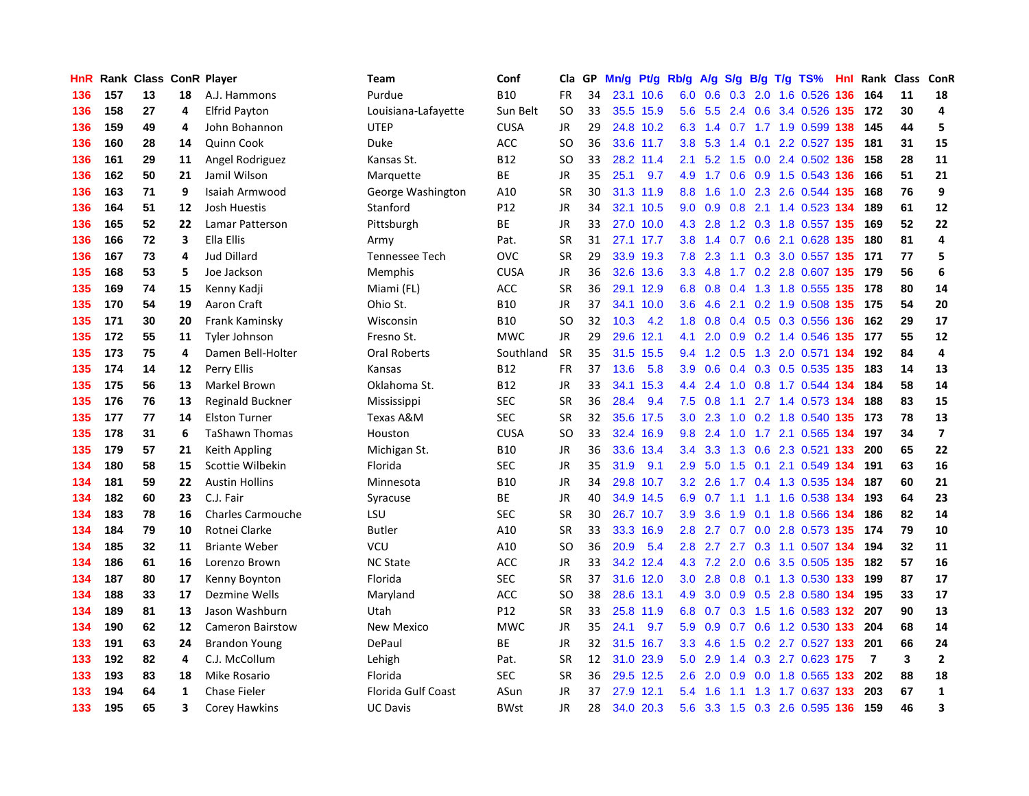| HnR | Rank | Class | ConR | Player | Team | Conf | Cla | GP | Mn/g | Pt/g | Rb/g | A/g | S/g | B/g | T/g | TS% | HnI | Rank | Class | ConR |
|---|---|---|---|---|---|---|---|---|---|---|---|---|---|---|---|---|---|---|---|---|
| 136 | 157 | 13 | 18 | A.J. Hammons | Purdue | B10 | FR | 34 | 23.1 | 10.6 | 6.0 | 0.6 | 0.3 | 2.0 | 1.6 | 0.526 | 136 | 164 | 11 | 18 |
| 136 | 158 | 27 | 4 | Elfrid Payton | Louisiana-Lafayette | Sun Belt | SO | 33 | 35.5 | 15.9 | 5.6 | 5.5 | 2.4 | 0.6 | 3.4 | 0.526 | 135 | 172 | 30 | 4 |
| 136 | 159 | 49 | 4 | John Bohannon | UTEP | CUSA | JR | 29 | 24.8 | 10.2 | 6.3 | 1.4 | 0.7 | 1.7 | 1.9 | 0.599 | 138 | 145 | 44 | 5 |
| 136 | 160 | 28 | 14 | Quinn Cook | Duke | ACC | SO | 36 | 33.6 | 11.7 | 3.8 | 5.3 | 1.4 | 0.1 | 2.2 | 0.527 | 135 | 181 | 31 | 15 |
| 136 | 161 | 29 | 11 | Angel Rodriguez | Kansas St. | B12 | SO | 33 | 28.2 | 11.4 | 2.1 | 5.2 | 1.5 | 0.0 | 2.4 | 0.502 | 136 | 158 | 28 | 11 |
| 136 | 162 | 50 | 21 | Jamil Wilson | Marquette | BE | JR | 35 | 25.1 | 9.7 | 4.9 | 1.7 | 0.6 | 0.9 | 1.5 | 0.543 | 136 | 166 | 51 | 21 |
| 136 | 163 | 71 | 9 | Isaiah Armwood | George Washington | A10 | SR | 30 | 31.3 | 11.9 | 8.8 | 1.6 | 1.0 | 2.3 | 2.6 | 0.544 | 135 | 168 | 76 | 9 |
| 136 | 164 | 51 | 12 | Josh Huestis | Stanford | P12 | JR | 34 | 32.1 | 10.5 | 9.0 | 0.9 | 0.8 | 2.1 | 1.4 | 0.523 | 134 | 189 | 61 | 12 |
| 136 | 165 | 52 | 22 | Lamar Patterson | Pittsburgh | BE | JR | 33 | 27.0 | 10.0 | 4.3 | 2.8 | 1.2 | 0.3 | 1.8 | 0.557 | 135 | 169 | 52 | 22 |
| 136 | 166 | 72 | 3 | Ella Ellis | Army | Pat. | SR | 31 | 27.1 | 17.7 | 3.8 | 1.4 | 0.7 | 0.6 | 2.1 | 0.628 | 135 | 180 | 81 | 4 |
| 136 | 167 | 73 | 4 | Jud Dillard | Tennessee Tech | OVC | SR | 29 | 33.9 | 19.3 | 7.8 | 2.3 | 1.1 | 0.3 | 3.0 | 0.557 | 135 | 171 | 77 | 5 |
| 135 | 168 | 53 | 5 | Joe Jackson | Memphis | CUSA | JR | 36 | 32.6 | 13.6 | 3.3 | 4.8 | 1.7 | 0.2 | 2.8 | 0.607 | 135 | 179 | 56 | 6 |
| 135 | 169 | 74 | 15 | Kenny Kadji | Miami (FL) | ACC | SR | 36 | 29.1 | 12.9 | 6.8 | 0.8 | 0.4 | 1.3 | 1.8 | 0.555 | 135 | 178 | 80 | 14 |
| 135 | 170 | 54 | 19 | Aaron Craft | Ohio St. | B10 | JR | 37 | 34.1 | 10.0 | 3.6 | 4.6 | 2.1 | 0.2 | 1.9 | 0.508 | 135 | 175 | 54 | 20 |
| 135 | 171 | 30 | 20 | Frank Kaminsky | Wisconsin | B10 | SO | 32 | 10.3 | 4.2 | 1.8 | 0.8 | 0.4 | 0.5 | 0.3 | 0.556 | 136 | 162 | 29 | 17 |
| 135 | 172 | 55 | 11 | Tyler Johnson | Fresno St. | MWC | JR | 29 | 29.6 | 12.1 | 4.1 | 2.0 | 0.9 | 0.2 | 1.4 | 0.546 | 135 | 177 | 55 | 12 |
| 135 | 173 | 75 | 4 | Damen Bell-Holter | Oral Roberts | Southland | SR | 35 | 31.5 | 15.5 | 9.4 | 1.2 | 0.5 | 1.3 | 2.0 | 0.571 | 134 | 192 | 84 | 4 |
| 135 | 174 | 14 | 12 | Perry Ellis | Kansas | B12 | FR | 37 | 13.6 | 5.8 | 3.9 | 0.6 | 0.4 | 0.3 | 0.5 | 0.535 | 135 | 183 | 14 | 13 |
| 135 | 175 | 56 | 13 | Markel Brown | Oklahoma St. | B12 | JR | 33 | 34.1 | 15.3 | 4.4 | 2.4 | 1.0 | 0.8 | 1.7 | 0.544 | 134 | 184 | 58 | 14 |
| 135 | 176 | 76 | 13 | Reginald Buckner | Mississippi | SEC | SR | 36 | 28.4 | 9.4 | 7.5 | 0.8 | 1.1 | 2.7 | 1.4 | 0.573 | 134 | 188 | 83 | 15 |
| 135 | 177 | 77 | 14 | Elston Turner | Texas A&M | SEC | SR | 32 | 35.6 | 17.5 | 3.0 | 2.3 | 1.0 | 0.2 | 1.8 | 0.540 | 135 | 173 | 78 | 13 |
| 135 | 178 | 31 | 6 | TaShawn Thomas | Houston | CUSA | SO | 33 | 32.4 | 16.9 | 9.8 | 2.4 | 1.0 | 1.7 | 2.1 | 0.565 | 134 | 197 | 34 | 7 |
| 135 | 179 | 57 | 21 | Keith Appling | Michigan St. | B10 | JR | 36 | 33.6 | 13.4 | 3.4 | 3.3 | 1.3 | 0.6 | 2.3 | 0.521 | 133 | 200 | 65 | 22 |
| 134 | 180 | 58 | 15 | Scottie Wilbekin | Florida | SEC | JR | 35 | 31.9 | 9.1 | 2.9 | 5.0 | 1.5 | 0.1 | 2.1 | 0.549 | 134 | 191 | 63 | 16 |
| 134 | 181 | 59 | 22 | Austin Hollins | Minnesota | B10 | JR | 34 | 29.8 | 10.7 | 3.2 | 2.6 | 1.7 | 0.4 | 1.3 | 0.535 | 134 | 187 | 60 | 21 |
| 134 | 182 | 60 | 23 | C.J. Fair | Syracuse | BE | JR | 40 | 34.9 | 14.5 | 6.9 | 0.7 | 1.1 | 1.1 | 1.6 | 0.538 | 134 | 193 | 64 | 23 |
| 134 | 183 | 78 | 16 | Charles Carmouche | LSU | SEC | SR | 30 | 26.7 | 10.7 | 3.9 | 3.6 | 1.9 | 0.1 | 1.8 | 0.566 | 134 | 186 | 82 | 14 |
| 134 | 184 | 79 | 10 | Rotnei Clarke | Butler | A10 | SR | 33 | 33.3 | 16.9 | 2.8 | 2.7 | 0.7 | 0.0 | 2.8 | 0.573 | 135 | 174 | 79 | 10 |
| 134 | 185 | 32 | 11 | Briante Weber | VCU | A10 | SO | 36 | 20.9 | 5.4 | 2.8 | 2.7 | 2.7 | 0.3 | 1.1 | 0.507 | 134 | 194 | 32 | 11 |
| 134 | 186 | 61 | 16 | Lorenzo Brown | NC State | ACC | JR | 33 | 34.2 | 12.4 | 4.3 | 7.2 | 2.0 | 0.6 | 3.5 | 0.505 | 135 | 182 | 57 | 16 |
| 134 | 187 | 80 | 17 | Kenny Boynton | Florida | SEC | SR | 37 | 31.6 | 12.0 | 3.0 | 2.8 | 0.8 | 0.1 | 1.3 | 0.530 | 133 | 199 | 87 | 17 |
| 134 | 188 | 33 | 17 | Dezmine Wells | Maryland | ACC | SO | 38 | 28.6 | 13.1 | 4.9 | 3.0 | 0.9 | 0.5 | 2.8 | 0.580 | 134 | 195 | 33 | 17 |
| 134 | 189 | 81 | 13 | Jason Washburn | Utah | P12 | SR | 33 | 25.8 | 11.9 | 6.8 | 0.7 | 0.3 | 1.5 | 1.6 | 0.583 | 132 | 207 | 90 | 13 |
| 134 | 190 | 62 | 12 | Cameron Bairstow | New Mexico | MWC | JR | 35 | 24.1 | 9.7 | 5.9 | 0.9 | 0.7 | 0.6 | 1.2 | 0.530 | 133 | 204 | 68 | 14 |
| 133 | 191 | 63 | 24 | Brandon Young | DePaul | BE | JR | 32 | 31.5 | 16.7 | 3.3 | 4.6 | 1.5 | 0.2 | 2.7 | 0.527 | 133 | 201 | 66 | 24 |
| 133 | 192 | 82 | 4 | C.J. McCollum | Lehigh | Pat. | SR | 12 | 31.0 | 23.9 | 5.0 | 2.9 | 1.4 | 0.3 | 2.7 | 0.623 | 175 | 7 | 3 | 2 |
| 133 | 193 | 83 | 18 | Mike Rosario | Florida | SEC | SR | 36 | 29.5 | 12.5 | 2.6 | 2.0 | 0.9 | 0.0 | 1.8 | 0.565 | 133 | 202 | 88 | 18 |
| 133 | 194 | 64 | 1 | Chase Fieler | Florida Gulf Coast | ASun | JR | 37 | 27.9 | 12.1 | 5.4 | 1.6 | 1.1 | 1.3 | 1.7 | 0.637 | 133 | 203 | 67 | 1 |
| 133 | 195 | 65 | 3 | Corey Hawkins | UC Davis | BWst | JR | 28 | 34.0 | 20.3 | 5.6 | 3.3 | 1.5 | 0.3 | 2.6 | 0.595 | 136 | 159 | 46 | 3 |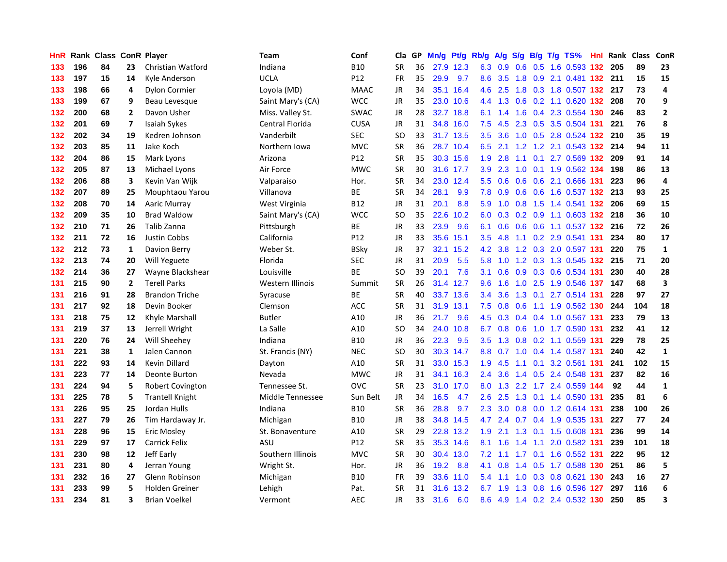| HnR | Rank | Class | ConR | Player | Team | Conf | Cla | GP | Mn/g | Pt/g | Rb/g | A/g | S/g | B/g | T/g | TS% | HnI | Rank | Class | ConR |
|---|---|---|---|---|---|---|---|---|---|---|---|---|---|---|---|---|---|---|---|---|
| 133 | 196 | 84 | 23 | Christian Watford | Indiana | B10 | SR | 36 | 27.9 | 12.3 | 6.3 | 0.9 | 0.6 | 0.5 | 1.6 | 0.593 | 132 | 205 | 89 | 23 |
| 133 | 197 | 15 | 14 | Kyle Anderson | UCLA | P12 | FR | 35 | 29.9 | 9.7 | 8.6 | 3.5 | 1.8 | 0.9 | 2.1 | 0.481 | 132 | 211 | 15 | 15 |
| 133 | 198 | 66 | 4 | Dylon Cormier | Loyola (MD) | MAAC | JR | 34 | 35.1 | 16.4 | 4.6 | 2.5 | 1.8 | 0.3 | 1.8 | 0.507 | 132 | 217 | 73 | 4 |
| 133 | 199 | 67 | 9 | Beau Levesque | Saint Mary's (CA) | WCC | JR | 35 | 23.0 | 10.6 | 4.4 | 1.3 | 0.6 | 0.2 | 1.1 | 0.620 | 132 | 208 | 70 | 9 |
| 132 | 200 | 68 | 2 | Davon Usher | Miss. Valley St. | SWAC | JR | 28 | 32.7 | 18.8 | 6.1 | 1.4 | 1.6 | 0.4 | 2.3 | 0.554 | 130 | 246 | 83 | 2 |
| 132 | 201 | 69 | 7 | Isaiah Sykes | Central Florida | CUSA | JR | 31 | 34.8 | 16.0 | 7.5 | 4.5 | 2.3 | 0.5 | 3.5 | 0.504 | 131 | 221 | 76 | 8 |
| 132 | 202 | 34 | 19 | Kedren Johnson | Vanderbilt | SEC | SO | 33 | 31.7 | 13.5 | 3.5 | 3.6 | 1.0 | 0.5 | 2.8 | 0.524 | 132 | 210 | 35 | 19 |
| 132 | 203 | 85 | 11 | Jake Koch | Northern Iowa | MVC | SR | 36 | 28.7 | 10.4 | 6.5 | 2.1 | 1.2 | 1.2 | 2.1 | 0.543 | 132 | 214 | 94 | 11 |
| 132 | 204 | 86 | 15 | Mark Lyons | Arizona | P12 | SR | 35 | 30.3 | 15.6 | 1.9 | 2.8 | 1.1 | 0.1 | 2.7 | 0.569 | 132 | 209 | 91 | 14 |
| 132 | 205 | 87 | 13 | Michael Lyons | Air Force | MWC | SR | 30 | 31.6 | 17.7 | 3.9 | 2.3 | 1.0 | 0.1 | 1.9 | 0.562 | 134 | 198 | 86 | 13 |
| 132 | 206 | 88 | 3 | Kevin Van Wijk | Valparaiso | Hor. | SR | 34 | 23.0 | 12.4 | 5.5 | 0.6 | 0.6 | 0.6 | 2.1 | 0.666 | 131 | 223 | 96 | 4 |
| 132 | 207 | 89 | 25 | Mouphtaou Yarou | Villanova | BE | SR | 34 | 28.1 | 9.9 | 7.8 | 0.9 | 0.6 | 0.6 | 1.6 | 0.537 | 132 | 213 | 93 | 25 |
| 132 | 208 | 70 | 14 | Aaric Murray | West Virginia | B12 | JR | 31 | 20.1 | 8.8 | 5.9 | 1.0 | 0.8 | 1.5 | 1.4 | 0.541 | 132 | 206 | 69 | 15 |
| 132 | 209 | 35 | 10 | Brad Waldow | Saint Mary's (CA) | WCC | SO | 35 | 22.6 | 10.2 | 6.0 | 0.3 | 0.2 | 0.9 | 1.1 | 0.603 | 132 | 218 | 36 | 10 |
| 132 | 210 | 71 | 26 | Talib Zanna | Pittsburgh | BE | JR | 33 | 23.9 | 9.6 | 6.1 | 0.6 | 0.6 | 0.6 | 1.1 | 0.537 | 132 | 216 | 72 | 26 |
| 132 | 211 | 72 | 16 | Justin Cobbs | California | P12 | JR | 33 | 35.6 | 15.1 | 3.5 | 4.8 | 1.1 | 0.2 | 2.9 | 0.541 | 131 | 234 | 80 | 17 |
| 132 | 212 | 73 | 1 | Davion Berry | Weber St. | BSky | JR | 37 | 32.1 | 15.2 | 4.2 | 3.8 | 1.2 | 0.3 | 2.0 | 0.597 | 131 | 220 | 75 | 1 |
| 132 | 213 | 74 | 20 | Will Yeguete | Florida | SEC | JR | 31 | 20.9 | 5.5 | 5.8 | 1.0 | 1.2 | 0.3 | 1.3 | 0.545 | 132 | 215 | 71 | 20 |
| 132 | 214 | 36 | 27 | Wayne Blackshear | Louisville | BE | SO | 39 | 20.1 | 7.6 | 3.1 | 0.6 | 0.9 | 0.3 | 0.6 | 0.534 | 131 | 230 | 40 | 28 |
| 131 | 215 | 90 | 2 | Terell Parks | Western Illinois | Summit | SR | 26 | 31.4 | 12.7 | 9.6 | 1.6 | 1.0 | 2.5 | 1.9 | 0.546 | 137 | 147 | 68 | 3 |
| 131 | 216 | 91 | 28 | Brandon Triche | Syracuse | BE | SR | 40 | 33.7 | 13.6 | 3.4 | 3.6 | 1.3 | 0.1 | 2.7 | 0.514 | 131 | 228 | 97 | 27 |
| 131 | 217 | 92 | 18 | Devin Booker | Clemson | ACC | SR | 31 | 31.9 | 13.1 | 7.5 | 0.8 | 0.6 | 1.1 | 1.9 | 0.562 | 130 | 244 | 104 | 18 |
| 131 | 218 | 75 | 12 | Khyle Marshall | Butler | A10 | JR | 36 | 21.7 | 9.6 | 4.5 | 0.3 | 0.4 | 0.4 | 1.0 | 0.567 | 131 | 233 | 79 | 13 |
| 131 | 219 | 37 | 13 | Jerrell Wright | La Salle | A10 | SO | 34 | 24.0 | 10.8 | 6.7 | 0.8 | 0.6 | 1.0 | 1.7 | 0.590 | 131 | 232 | 41 | 12 |
| 131 | 220 | 76 | 24 | Will Sheehey | Indiana | B10 | JR | 36 | 22.3 | 9.5 | 3.5 | 1.3 | 0.8 | 0.2 | 1.1 | 0.559 | 131 | 229 | 78 | 25 |
| 131 | 221 | 38 | 1 | Jalen Cannon | St. Francis (NY) | NEC | SO | 30 | 30.3 | 14.7 | 8.8 | 0.7 | 1.0 | 0.4 | 1.4 | 0.587 | 131 | 240 | 42 | 1 |
| 131 | 222 | 93 | 14 | Kevin Dillard | Dayton | A10 | SR | 31 | 33.0 | 15.3 | 1.9 | 4.5 | 1.1 | 0.1 | 3.2 | 0.561 | 131 | 241 | 102 | 15 |
| 131 | 223 | 77 | 14 | Deonte Burton | Nevada | MWC | JR | 31 | 34.1 | 16.3 | 2.4 | 3.6 | 1.4 | 0.5 | 2.4 | 0.548 | 131 | 237 | 82 | 16 |
| 131 | 224 | 94 | 5 | Robert Covington | Tennessee St. | OVC | SR | 23 | 31.0 | 17.0 | 8.0 | 1.3 | 2.2 | 1.7 | 2.4 | 0.559 | 144 | 92 | 44 | 1 |
| 131 | 225 | 78 | 5 | Trantell Knight | Middle Tennessee | Sun Belt | JR | 34 | 16.5 | 4.7 | 2.6 | 2.5 | 1.3 | 0.1 | 1.4 | 0.590 | 131 | 235 | 81 | 6 |
| 131 | 226 | 95 | 25 | Jordan Hulls | Indiana | B10 | SR | 36 | 28.8 | 9.7 | 2.3 | 3.0 | 0.8 | 0.0 | 1.2 | 0.614 | 131 | 238 | 100 | 26 |
| 131 | 227 | 79 | 26 | Tim Hardaway Jr. | Michigan | B10 | JR | 38 | 34.8 | 14.5 | 4.7 | 2.4 | 0.7 | 0.4 | 1.9 | 0.535 | 131 | 227 | 77 | 24 |
| 131 | 228 | 96 | 15 | Eric Mosley | St. Bonaventure | A10 | SR | 29 | 22.8 | 13.2 | 1.9 | 2.1 | 1.3 | 0.1 | 1.5 | 0.608 | 131 | 236 | 99 | 14 |
| 131 | 229 | 97 | 17 | Carrick Felix | ASU | P12 | SR | 35 | 35.3 | 14.6 | 8.1 | 1.6 | 1.4 | 1.1 | 2.0 | 0.582 | 131 | 239 | 101 | 18 |
| 131 | 230 | 98 | 12 | Jeff Early | Southern Illinois | MVC | SR | 30 | 30.4 | 13.0 | 7.2 | 1.1 | 1.7 | 0.1 | 1.6 | 0.552 | 131 | 222 | 95 | 12 |
| 131 | 231 | 80 | 4 | Jerran Young | Wright St. | Hor. | JR | 36 | 19.2 | 8.8 | 4.1 | 0.8 | 1.4 | 0.5 | 1.7 | 0.588 | 130 | 251 | 86 | 5 |
| 131 | 232 | 16 | 27 | Glenn Robinson | Michigan | B10 | FR | 39 | 33.6 | 11.0 | 5.4 | 1.1 | 1.0 | 0.3 | 0.8 | 0.621 | 130 | 243 | 16 | 27 |
| 131 | 233 | 99 | 5 | Holden Greiner | Lehigh | Pat. | SR | 31 | 31.6 | 13.2 | 6.7 | 1.9 | 1.3 | 0.8 | 1.6 | 0.596 | 127 | 297 | 116 | 6 |
| 131 | 234 | 81 | 3 | Brian Voelkel | Vermont | AEC | JR | 33 | 31.6 | 6.0 | 8.6 | 4.9 | 1.4 | 0.2 | 2.4 | 0.532 | 130 | 250 | 85 | 3 |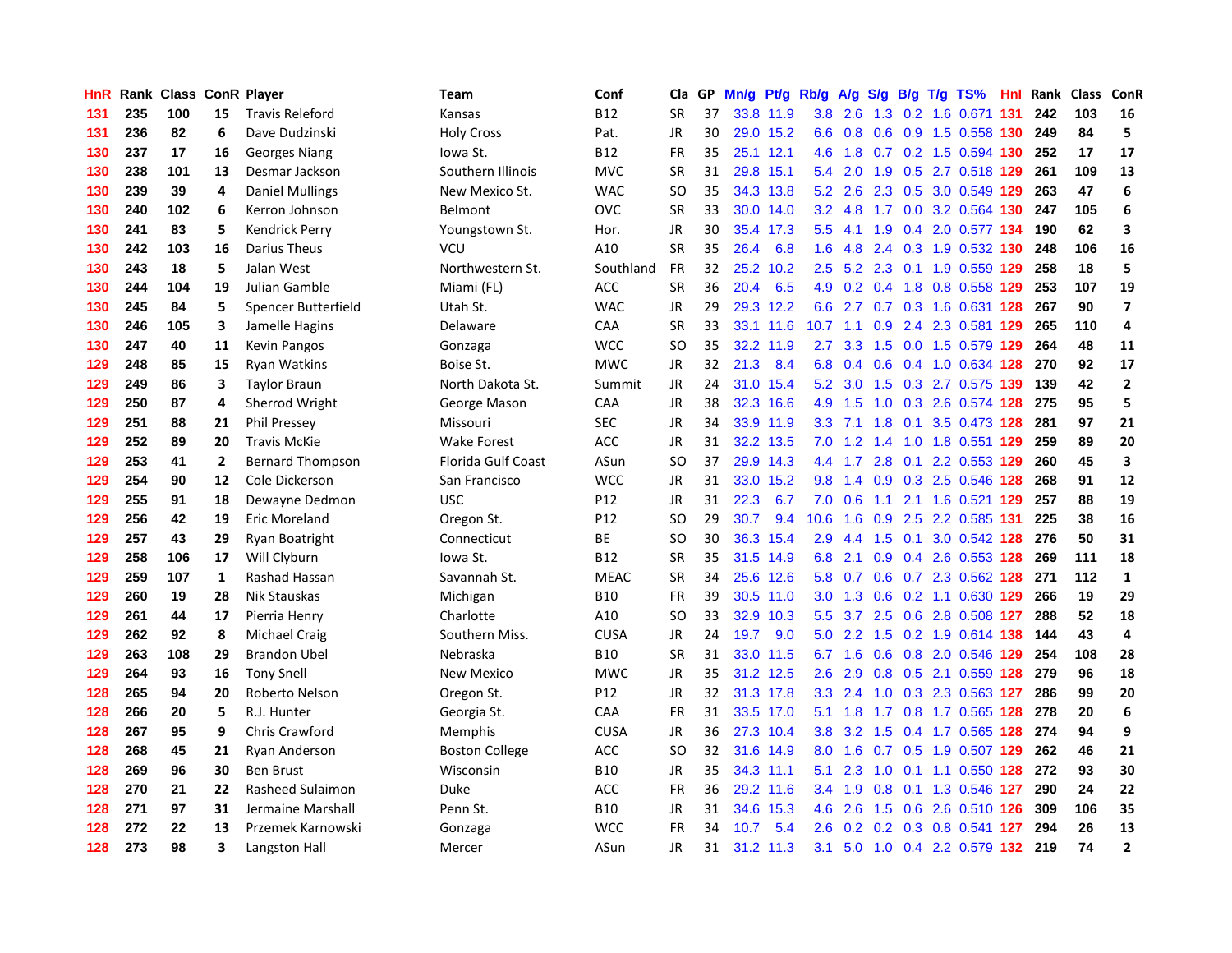| HnR | Rank | Class | ConR | Player | Team | Conf | Cla | GP | Mn/g | Pt/g | Rb/g | A/g | S/g | B/g | T/g | TS% | HnI | Rank | Class | ConR |
|---|---|---|---|---|---|---|---|---|---|---|---|---|---|---|---|---|---|---|---|---|
| 131 | 235 | 100 | 15 | Travis Releford | Kansas | B12 | SR | 37 | 33.8 | 11.9 | 3.8 | 2.6 | 1.3 | 0.2 | 1.6 | 0.671 | 131 | 242 | 103 | 16 |
| 131 | 236 | 82 | 6 | Dave Dudzinski | Holy Cross | Pat. | JR | 30 | 29.0 | 15.2 | 6.6 | 0.8 | 0.6 | 0.9 | 1.5 | 0.558 | 130 | 249 | 84 | 5 |
| 130 | 237 | 17 | 16 | Georges Niang | Iowa St. | B12 | FR | 35 | 25.1 | 12.1 | 4.6 | 1.8 | 0.7 | 0.2 | 1.5 | 0.594 | 130 | 252 | 17 | 17 |
| 130 | 238 | 101 | 13 | Desmar Jackson | Southern Illinois | MVC | SR | 31 | 29.8 | 15.1 | 5.4 | 2.0 | 1.9 | 0.5 | 2.7 | 0.518 | 129 | 261 | 109 | 13 |
| 130 | 239 | 39 | 4 | Daniel Mullings | New Mexico St. | WAC | SO | 35 | 34.3 | 13.8 | 5.2 | 2.6 | 2.3 | 0.5 | 3.0 | 0.549 | 129 | 263 | 47 | 6 |
| 130 | 240 | 102 | 6 | Kerron Johnson | Belmont | OVC | SR | 33 | 30.0 | 14.0 | 3.2 | 4.8 | 1.7 | 0.0 | 3.2 | 0.564 | 130 | 247 | 105 | 6 |
| 130 | 241 | 83 | 5 | Kendrick Perry | Youngstown St. | Hor. | JR | 30 | 35.4 | 17.3 | 5.5 | 4.1 | 1.9 | 0.4 | 2.0 | 0.577 | 134 | 190 | 62 | 3 |
| 130 | 242 | 103 | 16 | Darius Theus | VCU | A10 | SR | 35 | 26.4 | 6.8 | 1.6 | 4.8 | 2.4 | 0.3 | 1.9 | 0.532 | 130 | 248 | 106 | 16 |
| 130 | 243 | 18 | 5 | Jalan West | Northwestern St. | Southland | FR | 32 | 25.2 | 10.2 | 2.5 | 5.2 | 2.3 | 0.1 | 1.9 | 0.559 | 129 | 258 | 18 | 5 |
| 130 | 244 | 104 | 19 | Julian Gamble | Miami (FL) | ACC | SR | 36 | 20.4 | 6.5 | 4.9 | 0.2 | 0.4 | 1.8 | 0.8 | 0.558 | 129 | 253 | 107 | 19 |
| 130 | 245 | 84 | 5 | Spencer Butterfield | Utah St. | WAC | JR | 29 | 29.3 | 12.2 | 6.6 | 2.7 | 0.7 | 0.3 | 1.6 | 0.631 | 128 | 267 | 90 | 7 |
| 130 | 246 | 105 | 3 | Jamelle Hagins | Delaware | CAA | SR | 33 | 33.1 | 11.6 | 10.7 | 1.1 | 0.9 | 2.4 | 2.3 | 0.581 | 129 | 265 | 110 | 4 |
| 130 | 247 | 40 | 11 | Kevin Pangos | Gonzaga | WCC | SO | 35 | 32.2 | 11.9 | 2.7 | 3.3 | 1.5 | 0.0 | 1.5 | 0.579 | 129 | 264 | 48 | 11 |
| 129 | 248 | 85 | 15 | Ryan Watkins | Boise St. | MWC | JR | 32 | 21.3 | 8.4 | 6.8 | 0.4 | 0.6 | 0.4 | 1.0 | 0.634 | 128 | 270 | 92 | 17 |
| 129 | 249 | 86 | 3 | Taylor Braun | North Dakota St. | Summit | JR | 24 | 31.0 | 15.4 | 5.2 | 3.0 | 1.5 | 0.3 | 2.7 | 0.575 | 139 | 139 | 42 | 2 |
| 129 | 250 | 87 | 4 | Sherrod Wright | George Mason | CAA | JR | 38 | 32.3 | 16.6 | 4.9 | 1.5 | 1.0 | 0.3 | 2.6 | 0.574 | 128 | 275 | 95 | 5 |
| 129 | 251 | 88 | 21 | Phil Pressey | Missouri | SEC | JR | 34 | 33.9 | 11.9 | 3.3 | 7.1 | 1.8 | 0.1 | 3.5 | 0.473 | 128 | 281 | 97 | 21 |
| 129 | 252 | 89 | 20 | Travis McKie | Wake Forest | ACC | JR | 31 | 32.2 | 13.5 | 7.0 | 1.2 | 1.4 | 1.0 | 1.8 | 0.551 | 129 | 259 | 89 | 20 |
| 129 | 253 | 41 | 2 | Bernard Thompson | Florida Gulf Coast | ASun | SO | 37 | 29.9 | 14.3 | 4.4 | 1.7 | 2.8 | 0.1 | 2.2 | 0.553 | 129 | 260 | 45 | 3 |
| 129 | 254 | 90 | 12 | Cole Dickerson | San Francisco | WCC | JR | 31 | 33.0 | 15.2 | 9.8 | 1.4 | 0.9 | 0.3 | 2.5 | 0.546 | 128 | 268 | 91 | 12 |
| 129 | 255 | 91 | 18 | Dewayne Dedmon | USC | P12 | JR | 31 | 22.3 | 6.7 | 7.0 | 0.6 | 1.1 | 2.1 | 1.6 | 0.521 | 129 | 257 | 88 | 19 |
| 129 | 256 | 42 | 19 | Eric Moreland | Oregon St. | P12 | SO | 29 | 30.7 | 9.4 | 10.6 | 1.6 | 0.9 | 2.5 | 2.2 | 0.585 | 131 | 225 | 38 | 16 |
| 129 | 257 | 43 | 29 | Ryan Boatright | Connecticut | BE | SO | 30 | 36.3 | 15.4 | 2.9 | 4.4 | 1.5 | 0.1 | 3.0 | 0.542 | 128 | 276 | 50 | 31 |
| 129 | 258 | 106 | 17 | Will Clyburn | Iowa St. | B12 | SR | 35 | 31.5 | 14.9 | 6.8 | 2.1 | 0.9 | 0.4 | 2.6 | 0.553 | 128 | 269 | 111 | 18 |
| 129 | 259 | 107 | 1 | Rashad Hassan | Savannah St. | MEAC | SR | 34 | 25.6 | 12.6 | 5.8 | 0.7 | 0.6 | 0.7 | 2.3 | 0.562 | 128 | 271 | 112 | 1 |
| 129 | 260 | 19 | 28 | Nik Stauskas | Michigan | B10 | FR | 39 | 30.5 | 11.0 | 3.0 | 1.3 | 0.6 | 0.2 | 1.1 | 0.630 | 129 | 266 | 19 | 29 |
| 129 | 261 | 44 | 17 | Pierria Henry | Charlotte | A10 | SO | 33 | 32.9 | 10.3 | 5.5 | 3.7 | 2.5 | 0.6 | 2.8 | 0.508 | 127 | 288 | 52 | 18 |
| 129 | 262 | 92 | 8 | Michael Craig | Southern Miss. | CUSA | JR | 24 | 19.7 | 9.0 | 5.0 | 2.2 | 1.5 | 0.2 | 1.9 | 0.614 | 138 | 144 | 43 | 4 |
| 129 | 263 | 108 | 29 | Brandon Ubel | Nebraska | B10 | SR | 31 | 33.0 | 11.5 | 6.7 | 1.6 | 0.6 | 0.8 | 2.0 | 0.546 | 129 | 254 | 108 | 28 |
| 129 | 264 | 93 | 16 | Tony Snell | New Mexico | MWC | JR | 35 | 31.2 | 12.5 | 2.6 | 2.9 | 0.8 | 0.5 | 2.1 | 0.559 | 128 | 279 | 96 | 18 |
| 128 | 265 | 94 | 20 | Roberto Nelson | Oregon St. | P12 | JR | 32 | 31.3 | 17.8 | 3.3 | 2.4 | 1.0 | 0.3 | 2.3 | 0.563 | 127 | 286 | 99 | 20 |
| 128 | 266 | 20 | 5 | R.J. Hunter | Georgia St. | CAA | FR | 31 | 33.5 | 17.0 | 5.1 | 1.8 | 1.7 | 0.8 | 1.7 | 0.565 | 128 | 278 | 20 | 6 |
| 128 | 267 | 95 | 9 | Chris Crawford | Memphis | CUSA | JR | 36 | 27.3 | 10.4 | 3.8 | 3.2 | 1.5 | 0.4 | 1.7 | 0.565 | 128 | 274 | 94 | 9 |
| 128 | 268 | 45 | 21 | Ryan Anderson | Boston College | ACC | SO | 32 | 31.6 | 14.9 | 8.0 | 1.6 | 0.7 | 0.5 | 1.9 | 0.507 | 129 | 262 | 46 | 21 |
| 128 | 269 | 96 | 30 | Ben Brust | Wisconsin | B10 | JR | 35 | 34.3 | 11.1 | 5.1 | 2.3 | 1.0 | 0.1 | 1.1 | 0.550 | 128 | 272 | 93 | 30 |
| 128 | 270 | 21 | 22 | Rasheed Sulaimon | Duke | ACC | FR | 36 | 29.2 | 11.6 | 3.4 | 1.9 | 0.8 | 0.1 | 1.3 | 0.546 | 127 | 290 | 24 | 22 |
| 128 | 271 | 97 | 31 | Jermaine Marshall | Penn St. | B10 | JR | 31 | 34.6 | 15.3 | 4.6 | 2.6 | 1.5 | 0.6 | 2.6 | 0.510 | 126 | 309 | 106 | 35 |
| 128 | 272 | 22 | 13 | Przemek Karnowski | Gonzaga | WCC | FR | 34 | 10.7 | 5.4 | 2.6 | 0.2 | 0.2 | 0.3 | 0.8 | 0.541 | 127 | 294 | 26 | 13 |
| 128 | 273 | 98 | 3 | Langston Hall | Mercer | ASun | JR | 31 | 31.2 | 11.3 | 3.1 | 5.0 | 1.0 | 0.4 | 2.2 | 0.579 | 132 | 219 | 74 | 2 |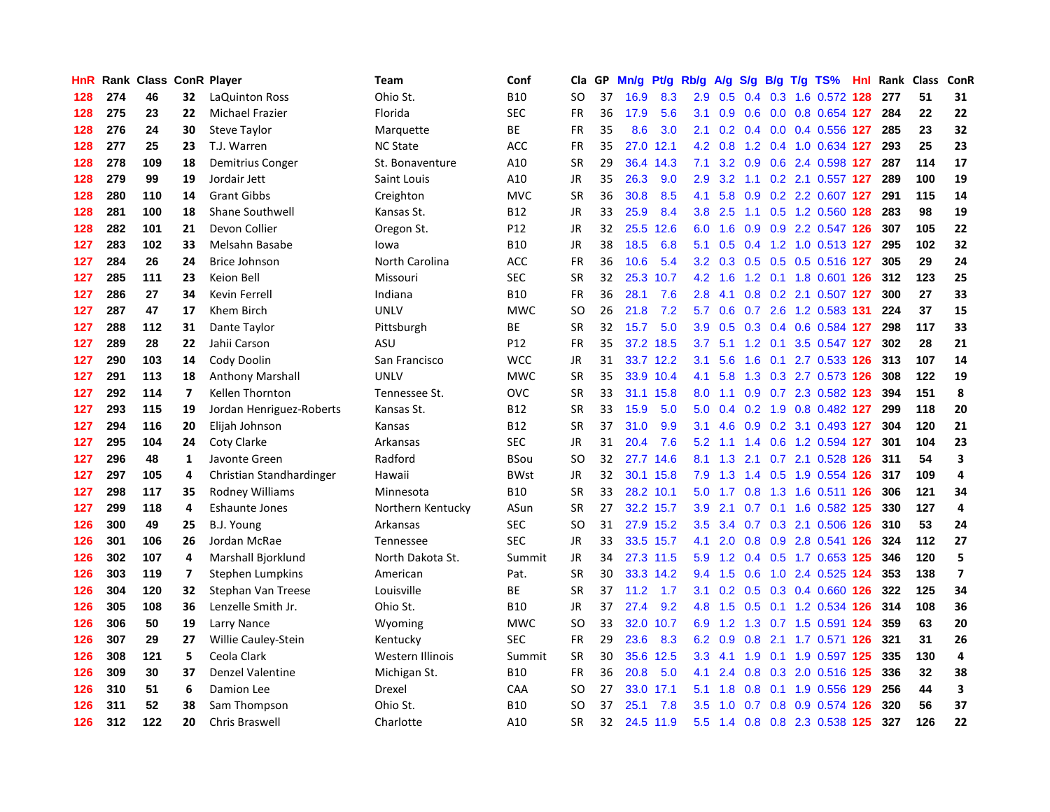| HnR | Rank | Class | ConR | Player | Team | Conf | Cla | GP | Mn/g | Pt/g | Rb/g | A/g | S/g | B/g | T/g | TS% | HnI | Rank | Class | ConR |
|---|---|---|---|---|---|---|---|---|---|---|---|---|---|---|---|---|---|---|---|---|
| 128 | 274 | 46 | 32 | LaQuinton Ross | Ohio St. | B10 | SO | 37 | 16.9 | 8.3 | 2.9 | 0.5 | 0.4 | 0.3 | 1.6 | 0.572 | 128 | 277 | 51 | 31 |
| 128 | 275 | 23 | 22 | Michael Frazier | Florida | SEC | FR | 36 | 17.9 | 5.6 | 3.1 | 0.9 | 0.6 | 0.0 | 0.8 | 0.654 | 127 | 284 | 22 | 22 |
| 128 | 276 | 24 | 30 | Steve Taylor | Marquette | BE | FR | 35 | 8.6 | 3.0 | 2.1 | 0.2 | 0.4 | 0.0 | 0.4 | 0.556 | 127 | 285 | 23 | 32 |
| 128 | 277 | 25 | 23 | T.J. Warren | NC State | ACC | FR | 35 | 27.0 | 12.1 | 4.2 | 0.8 | 1.2 | 0.4 | 1.0 | 0.634 | 127 | 293 | 25 | 23 |
| 128 | 278 | 109 | 18 | Demitrius Conger | St. Bonaventure | A10 | SR | 29 | 36.4 | 14.3 | 7.1 | 3.2 | 0.9 | 0.6 | 2.4 | 0.598 | 127 | 287 | 114 | 17 |
| 128 | 279 | 99 | 19 | Jordair Jett | Saint Louis | A10 | JR | 35 | 26.3 | 9.0 | 2.9 | 3.2 | 1.1 | 0.2 | 2.1 | 0.557 | 127 | 289 | 100 | 19 |
| 128 | 280 | 110 | 14 | Grant Gibbs | Creighton | MVC | SR | 36 | 30.8 | 8.5 | 4.1 | 5.8 | 0.9 | 0.2 | 2.2 | 0.607 | 127 | 291 | 115 | 14 |
| 128 | 281 | 100 | 18 | Shane Southwell | Kansas St. | B12 | JR | 33 | 25.9 | 8.4 | 3.8 | 2.5 | 1.1 | 0.5 | 1.2 | 0.560 | 128 | 283 | 98 | 19 |
| 128 | 282 | 101 | 21 | Devon Collier | Oregon St. | P12 | JR | 32 | 25.5 | 12.6 | 6.0 | 1.6 | 0.9 | 0.9 | 2.2 | 0.547 | 126 | 307 | 105 | 22 |
| 127 | 283 | 102 | 33 | Melsahn Basabe | Iowa | B10 | JR | 38 | 18.5 | 6.8 | 5.1 | 0.5 | 0.4 | 1.2 | 1.0 | 0.513 | 127 | 295 | 102 | 32 |
| 127 | 284 | 26 | 24 | Brice Johnson | North Carolina | ACC | FR | 36 | 10.6 | 5.4 | 3.2 | 0.3 | 0.5 | 0.5 | 0.5 | 0.516 | 127 | 305 | 29 | 24 |
| 127 | 285 | 111 | 23 | Keion Bell | Missouri | SEC | SR | 32 | 25.3 | 10.7 | 4.2 | 1.6 | 1.2 | 0.1 | 1.8 | 0.601 | 126 | 312 | 123 | 25 |
| 127 | 286 | 27 | 34 | Kevin Ferrell | Indiana | B10 | FR | 36 | 28.1 | 7.6 | 2.8 | 4.1 | 0.8 | 0.2 | 2.1 | 0.507 | 127 | 300 | 27 | 33 |
| 127 | 287 | 47 | 17 | Khem Birch | UNLV | MWC | SO | 26 | 21.8 | 7.2 | 5.7 | 0.6 | 0.7 | 2.6 | 1.2 | 0.583 | 131 | 224 | 37 | 15 |
| 127 | 288 | 112 | 31 | Dante Taylor | Pittsburgh | BE | SR | 32 | 15.7 | 5.0 | 3.9 | 0.5 | 0.3 | 0.4 | 0.6 | 0.584 | 127 | 298 | 117 | 33 |
| 127 | 289 | 28 | 22 | Jahii Carson | ASU | P12 | FR | 35 | 37.2 | 18.5 | 3.7 | 5.1 | 1.2 | 0.1 | 3.5 | 0.547 | 127 | 302 | 28 | 21 |
| 127 | 290 | 103 | 14 | Cody Doolin | San Francisco | WCC | JR | 31 | 33.7 | 12.2 | 3.1 | 5.6 | 1.6 | 0.1 | 2.7 | 0.533 | 126 | 313 | 107 | 14 |
| 127 | 291 | 113 | 18 | Anthony Marshall | UNLV | MWC | SR | 35 | 33.9 | 10.4 | 4.1 | 5.8 | 1.3 | 0.3 | 2.7 | 0.573 | 126 | 308 | 122 | 19 |
| 127 | 292 | 114 | 7 | Kellen Thornton | Tennessee St. | OVC | SR | 33 | 31.1 | 15.8 | 8.0 | 1.1 | 0.9 | 0.7 | 2.3 | 0.582 | 123 | 394 | 151 | 8 |
| 127 | 293 | 115 | 19 | Jordan Henriguez-Roberts | Kansas St. | B12 | SR | 33 | 15.9 | 5.0 | 5.0 | 0.4 | 0.2 | 1.9 | 0.8 | 0.482 | 127 | 299 | 118 | 20 |
| 127 | 294 | 116 | 20 | Elijah Johnson | Kansas | B12 | SR | 37 | 31.0 | 9.9 | 3.1 | 4.6 | 0.9 | 0.2 | 3.1 | 0.493 | 127 | 304 | 120 | 21 |
| 127 | 295 | 104 | 24 | Coty Clarke | Arkansas | SEC | JR | 31 | 20.4 | 7.6 | 5.2 | 1.1 | 1.4 | 0.6 | 1.2 | 0.594 | 127 | 301 | 104 | 23 |
| 127 | 296 | 48 | 1 | Javonte Green | Radford | BSou | SO | 32 | 27.7 | 14.6 | 8.1 | 1.3 | 2.1 | 0.7 | 2.1 | 0.528 | 126 | 311 | 54 | 3 |
| 127 | 297 | 105 | 4 | Christian Standhardinger | Hawaii | BWst | JR | 32 | 30.1 | 15.8 | 7.9 | 1.3 | 1.4 | 0.5 | 1.9 | 0.554 | 126 | 317 | 109 | 4 |
| 127 | 298 | 117 | 35 | Rodney Williams | Minnesota | B10 | SR | 33 | 28.2 | 10.1 | 5.0 | 1.7 | 0.8 | 1.3 | 1.6 | 0.511 | 126 | 306 | 121 | 34 |
| 127 | 299 | 118 | 4 | Eshaunte Jones | Northern Kentucky | ASun | SR | 27 | 32.2 | 15.7 | 3.9 | 2.1 | 0.7 | 0.1 | 1.6 | 0.582 | 125 | 330 | 127 | 4 |
| 126 | 300 | 49 | 25 | B.J. Young | Arkansas | SEC | SO | 31 | 27.9 | 15.2 | 3.5 | 3.4 | 0.7 | 0.3 | 2.1 | 0.506 | 126 | 310 | 53 | 24 |
| 126 | 301 | 106 | 26 | Jordan McRae | Tennessee | SEC | JR | 33 | 33.5 | 15.7 | 4.1 | 2.0 | 0.8 | 0.9 | 2.8 | 0.541 | 126 | 324 | 112 | 27 |
| 126 | 302 | 107 | 4 | Marshall Bjorklund | North Dakota St. | Summit | JR | 34 | 27.3 | 11.5 | 5.9 | 1.2 | 0.4 | 0.5 | 1.7 | 0.653 | 125 | 346 | 120 | 5 |
| 126 | 303 | 119 | 7 | Stephen Lumpkins | American | Pat. | SR | 30 | 33.3 | 14.2 | 9.4 | 1.5 | 0.6 | 1.0 | 2.4 | 0.525 | 124 | 353 | 138 | 7 |
| 126 | 304 | 120 | 32 | Stephan Van Treese | Louisville | BE | SR | 37 | 11.2 | 1.7 | 3.1 | 0.2 | 0.5 | 0.3 | 0.4 | 0.660 | 126 | 322 | 125 | 34 |
| 126 | 305 | 108 | 36 | Lenzelle Smith Jr. | Ohio St. | B10 | JR | 37 | 27.4 | 9.2 | 4.8 | 1.5 | 0.5 | 0.1 | 1.2 | 0.534 | 126 | 314 | 108 | 36 |
| 126 | 306 | 50 | 19 | Larry Nance | Wyoming | MWC | SO | 33 | 32.0 | 10.7 | 6.9 | 1.2 | 1.3 | 0.7 | 1.5 | 0.591 | 124 | 359 | 63 | 20 |
| 126 | 307 | 29 | 27 | Willie Cauley-Stein | Kentucky | SEC | FR | 29 | 23.6 | 8.3 | 6.2 | 0.9 | 0.8 | 2.1 | 1.7 | 0.571 | 126 | 321 | 31 | 26 |
| 126 | 308 | 121 | 5 | Ceola Clark | Western Illinois | Summit | SR | 30 | 35.6 | 12.5 | 3.3 | 4.1 | 1.9 | 0.1 | 1.9 | 0.597 | 125 | 335 | 130 | 4 |
| 126 | 309 | 30 | 37 | Denzel Valentine | Michigan St. | B10 | FR | 36 | 20.8 | 5.0 | 4.1 | 2.4 | 0.8 | 0.3 | 2.0 | 0.516 | 125 | 336 | 32 | 38 |
| 126 | 310 | 51 | 6 | Damion Lee | Drexel | CAA | SO | 27 | 33.0 | 17.1 | 5.1 | 1.8 | 0.8 | 0.1 | 1.9 | 0.556 | 129 | 256 | 44 | 3 |
| 126 | 311 | 52 | 38 | Sam Thompson | Ohio St. | B10 | SO | 37 | 25.1 | 7.8 | 3.5 | 1.0 | 0.7 | 0.8 | 0.9 | 0.574 | 126 | 320 | 56 | 37 |
| 126 | 312 | 122 | 20 | Chris Braswell | Charlotte | A10 | SR | 32 | 24.5 | 11.9 | 5.5 | 1.4 | 0.8 | 0.8 | 2.3 | 0.538 | 125 | 327 | 126 | 22 |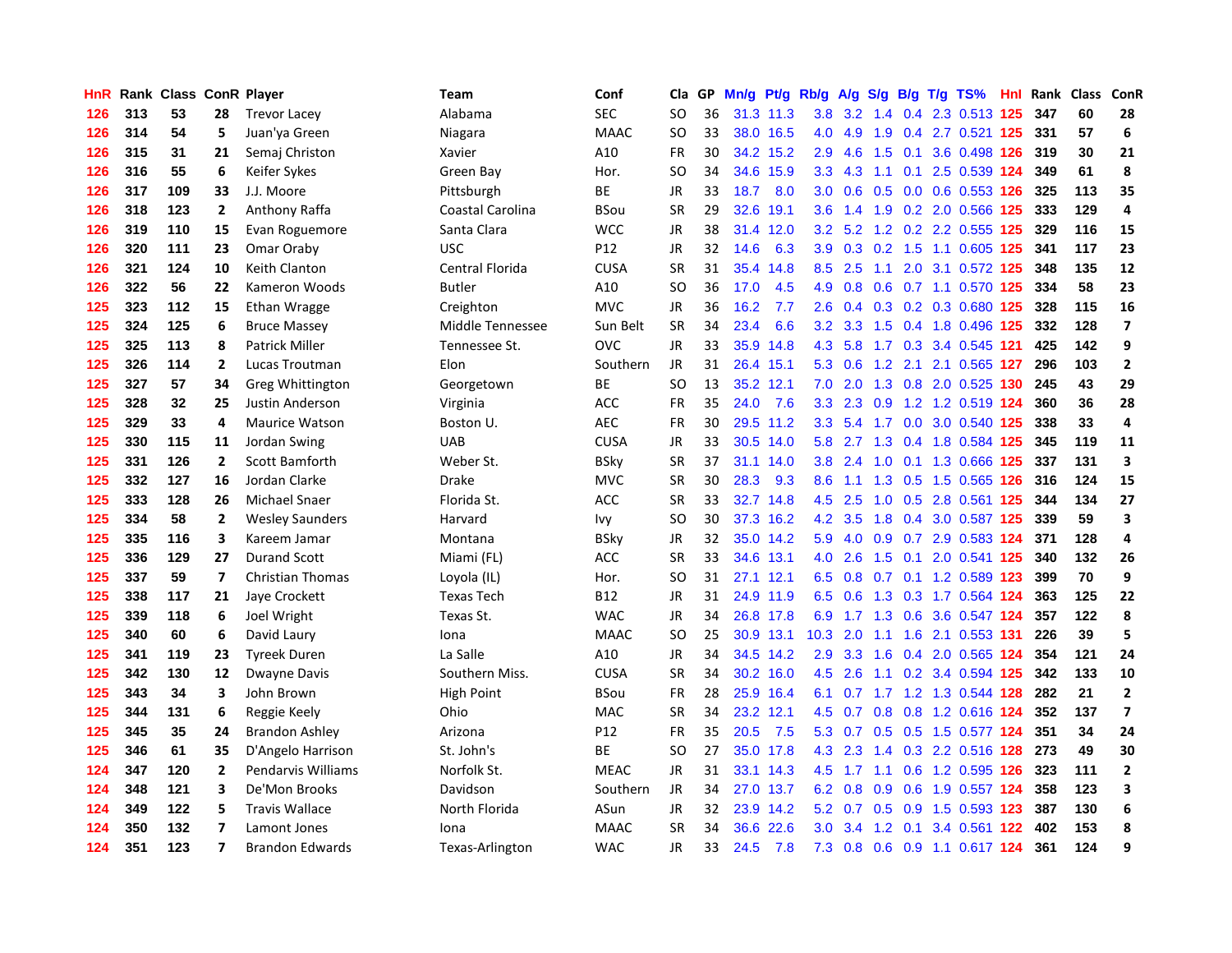| HnR | Rank | Class | ConR | Player | Team | Conf | Cla | GP | Mn/g | Pt/g | Rb/g | A/g | S/g | B/g | T/g | TS% | HnI | Rank | Class | ConR |
|---|---|---|---|---|---|---|---|---|---|---|---|---|---|---|---|---|---|---|---|---|
| 126 | 313 | 53 | 28 | Trevor Lacey | Alabama | SEC | SO | 36 | 31.3 | 11.3 | 3.8 | 3.2 | 1.4 | 0.4 | 2.3 | 0.513 | 125 | 347 | 60 | 28 |
| 126 | 314 | 54 | 5 | Juan'ya Green | Niagara | MAAC | SO | 33 | 38.0 | 16.5 | 4.0 | 4.9 | 1.9 | 0.4 | 2.7 | 0.521 | 125 | 331 | 57 | 6 |
| 126 | 315 | 31 | 21 | Semaj Christon | Xavier | A10 | FR | 30 | 34.2 | 15.2 | 2.9 | 4.6 | 1.5 | 0.1 | 3.6 | 0.498 | 126 | 319 | 30 | 21 |
| 126 | 316 | 55 | 6 | Keifer Sykes | Green Bay | Hor. | SO | 34 | 34.6 | 15.9 | 3.3 | 4.3 | 1.1 | 0.1 | 2.5 | 0.539 | 124 | 349 | 61 | 8 |
| 126 | 317 | 109 | 33 | J.J. Moore | Pittsburgh | BE | JR | 33 | 18.7 | 8.0 | 3.0 | 0.6 | 0.5 | 0.0 | 0.6 | 0.553 | 126 | 325 | 113 | 35 |
| 126 | 318 | 123 | 2 | Anthony Raffa | Coastal Carolina | BSou | SR | 29 | 32.6 | 19.1 | 3.6 | 1.4 | 1.9 | 0.2 | 2.0 | 0.566 | 125 | 333 | 129 | 4 |
| 126 | 319 | 110 | 15 | Evan Roguemore | Santa Clara | WCC | JR | 38 | 31.4 | 12.0 | 3.2 | 5.2 | 1.2 | 0.2 | 2.2 | 0.555 | 125 | 329 | 116 | 15 |
| 126 | 320 | 111 | 23 | Omar Oraby | USC | P12 | JR | 32 | 14.6 | 6.3 | 3.9 | 0.3 | 0.2 | 1.5 | 1.1 | 0.605 | 125 | 341 | 117 | 23 |
| 126 | 321 | 124 | 10 | Keith Clanton | Central Florida | CUSA | SR | 31 | 35.4 | 14.8 | 8.5 | 2.5 | 1.1 | 2.0 | 3.1 | 0.572 | 125 | 348 | 135 | 12 |
| 126 | 322 | 56 | 22 | Kameron Woods | Butler | A10 | SO | 36 | 17.0 | 4.5 | 4.9 | 0.8 | 0.6 | 0.7 | 1.1 | 0.570 | 125 | 334 | 58 | 23 |
| 125 | 323 | 112 | 15 | Ethan Wragge | Creighton | MVC | JR | 36 | 16.2 | 7.7 | 2.6 | 0.4 | 0.3 | 0.2 | 0.3 | 0.680 | 125 | 328 | 115 | 16 |
| 125 | 324 | 125 | 6 | Bruce Massey | Middle Tennessee | Sun Belt | SR | 34 | 23.4 | 6.6 | 3.2 | 3.3 | 1.5 | 0.4 | 1.8 | 0.496 | 125 | 332 | 128 | 7 |
| 125 | 325 | 113 | 8 | Patrick Miller | Tennessee St. | OVC | JR | 33 | 35.9 | 14.8 | 4.3 | 5.8 | 1.7 | 0.3 | 3.4 | 0.545 | 121 | 425 | 142 | 9 |
| 125 | 326 | 114 | 2 | Lucas Troutman | Elon | Southern | JR | 31 | 26.4 | 15.1 | 5.3 | 0.6 | 1.2 | 2.1 | 2.1 | 0.565 | 127 | 296 | 103 | 2 |
| 125 | 327 | 57 | 34 | Greg Whittington | Georgetown | BE | SO | 13 | 35.2 | 12.1 | 7.0 | 2.0 | 1.3 | 0.8 | 2.0 | 0.525 | 130 | 245 | 43 | 29 |
| 125 | 328 | 32 | 25 | Justin Anderson | Virginia | ACC | FR | 35 | 24.0 | 7.6 | 3.3 | 2.3 | 0.9 | 1.2 | 1.2 | 0.519 | 124 | 360 | 36 | 28 |
| 125 | 329 | 33 | 4 | Maurice Watson | Boston U. | AEC | FR | 30 | 29.5 | 11.2 | 3.3 | 5.4 | 1.7 | 0.0 | 3.0 | 0.540 | 125 | 338 | 33 | 4 |
| 125 | 330 | 115 | 11 | Jordan Swing | UAB | CUSA | JR | 33 | 30.5 | 14.0 | 5.8 | 2.7 | 1.3 | 0.4 | 1.8 | 0.584 | 125 | 345 | 119 | 11 |
| 125 | 331 | 126 | 2 | Scott Bamforth | Weber St. | BSky | SR | 37 | 31.1 | 14.0 | 3.8 | 2.4 | 1.0 | 0.1 | 1.3 | 0.666 | 125 | 337 | 131 | 3 |
| 125 | 332 | 127 | 16 | Jordan Clarke | Drake | MVC | SR | 30 | 28.3 | 9.3 | 8.6 | 1.1 | 1.3 | 0.5 | 1.5 | 0.565 | 126 | 316 | 124 | 15 |
| 125 | 333 | 128 | 26 | Michael Snaer | Florida St. | ACC | SR | 33 | 32.7 | 14.8 | 4.5 | 2.5 | 1.0 | 0.5 | 2.8 | 0.561 | 125 | 344 | 134 | 27 |
| 125 | 334 | 58 | 2 | Wesley Saunders | Harvard | Ivy | SO | 30 | 37.3 | 16.2 | 4.2 | 3.5 | 1.8 | 0.4 | 3.0 | 0.587 | 125 | 339 | 59 | 3 |
| 125 | 335 | 116 | 3 | Kareem Jamar | Montana | BSky | JR | 32 | 35.0 | 14.2 | 5.9 | 4.0 | 0.9 | 0.7 | 2.9 | 0.583 | 124 | 371 | 128 | 4 |
| 125 | 336 | 129 | 27 | Durand Scott | Miami (FL) | ACC | SR | 33 | 34.6 | 13.1 | 4.0 | 2.6 | 1.5 | 0.1 | 2.0 | 0.541 | 125 | 340 | 132 | 26 |
| 125 | 337 | 59 | 7 | Christian Thomas | Loyola (IL) | Hor. | SO | 31 | 27.1 | 12.1 | 6.5 | 0.8 | 0.7 | 0.1 | 1.2 | 0.589 | 123 | 399 | 70 | 9 |
| 125 | 338 | 117 | 21 | Jaye Crockett | Texas Tech | B12 | JR | 31 | 24.9 | 11.9 | 6.5 | 0.6 | 1.3 | 0.3 | 1.7 | 0.564 | 124 | 363 | 125 | 22 |
| 125 | 339 | 118 | 6 | Joel Wright | Texas St. | WAC | JR | 34 | 26.8 | 17.8 | 6.9 | 1.7 | 1.3 | 0.6 | 3.6 | 0.547 | 124 | 357 | 122 | 8 |
| 125 | 340 | 60 | 6 | David Laury | Iona | MAAC | SO | 25 | 30.9 | 13.1 | 10.3 | 2.0 | 1.1 | 1.6 | 2.1 | 0.553 | 131 | 226 | 39 | 5 |
| 125 | 341 | 119 | 23 | Tyreek Duren | La Salle | A10 | JR | 34 | 34.5 | 14.2 | 2.9 | 3.3 | 1.6 | 0.4 | 2.0 | 0.565 | 124 | 354 | 121 | 24 |
| 125 | 342 | 130 | 12 | Dwayne Davis | Southern Miss. | CUSA | SR | 34 | 30.2 | 16.0 | 4.5 | 2.6 | 1.1 | 0.2 | 3.4 | 0.594 | 125 | 342 | 133 | 10 |
| 125 | 343 | 34 | 3 | John Brown | High Point | BSou | FR | 28 | 25.9 | 16.4 | 6.1 | 0.7 | 1.7 | 1.2 | 1.3 | 0.544 | 128 | 282 | 21 | 2 |
| 125 | 344 | 131 | 6 | Reggie Keely | Ohio | MAC | SR | 34 | 23.2 | 12.1 | 4.5 | 0.7 | 0.8 | 0.8 | 1.2 | 0.616 | 124 | 352 | 137 | 7 |
| 125 | 345 | 35 | 24 | Brandon Ashley | Arizona | P12 | FR | 35 | 20.5 | 7.5 | 5.3 | 0.7 | 0.5 | 0.5 | 1.5 | 0.577 | 124 | 351 | 34 | 24 |
| 125 | 346 | 61 | 35 | D'Angelo Harrison | St. John's | BE | SO | 27 | 35.0 | 17.8 | 4.3 | 2.3 | 1.4 | 0.3 | 2.2 | 0.516 | 128 | 273 | 49 | 30 |
| 124 | 347 | 120 | 2 | Pendarvis Williams | Norfolk St. | MEAC | JR | 31 | 33.1 | 14.3 | 4.5 | 1.7 | 1.1 | 0.6 | 1.2 | 0.595 | 126 | 323 | 111 | 2 |
| 124 | 348 | 121 | 3 | De'Mon Brooks | Davidson | Southern | JR | 34 | 27.0 | 13.7 | 6.2 | 0.8 | 0.9 | 0.6 | 1.9 | 0.557 | 124 | 358 | 123 | 3 |
| 124 | 349 | 122 | 5 | Travis Wallace | North Florida | ASun | JR | 32 | 23.9 | 14.2 | 5.2 | 0.7 | 0.5 | 0.9 | 1.5 | 0.593 | 123 | 387 | 130 | 6 |
| 124 | 350 | 132 | 7 | Lamont Jones | Iona | MAAC | SR | 34 | 36.6 | 22.6 | 3.0 | 3.4 | 1.2 | 0.1 | 3.4 | 0.561 | 122 | 402 | 153 | 8 |
| 124 | 351 | 123 | 7 | Brandon Edwards | Texas-Arlington | WAC | JR | 33 | 24.5 | 7.8 | 7.3 | 0.8 | 0.6 | 0.9 | 1.1 | 0.617 | 124 | 361 | 124 | 9 |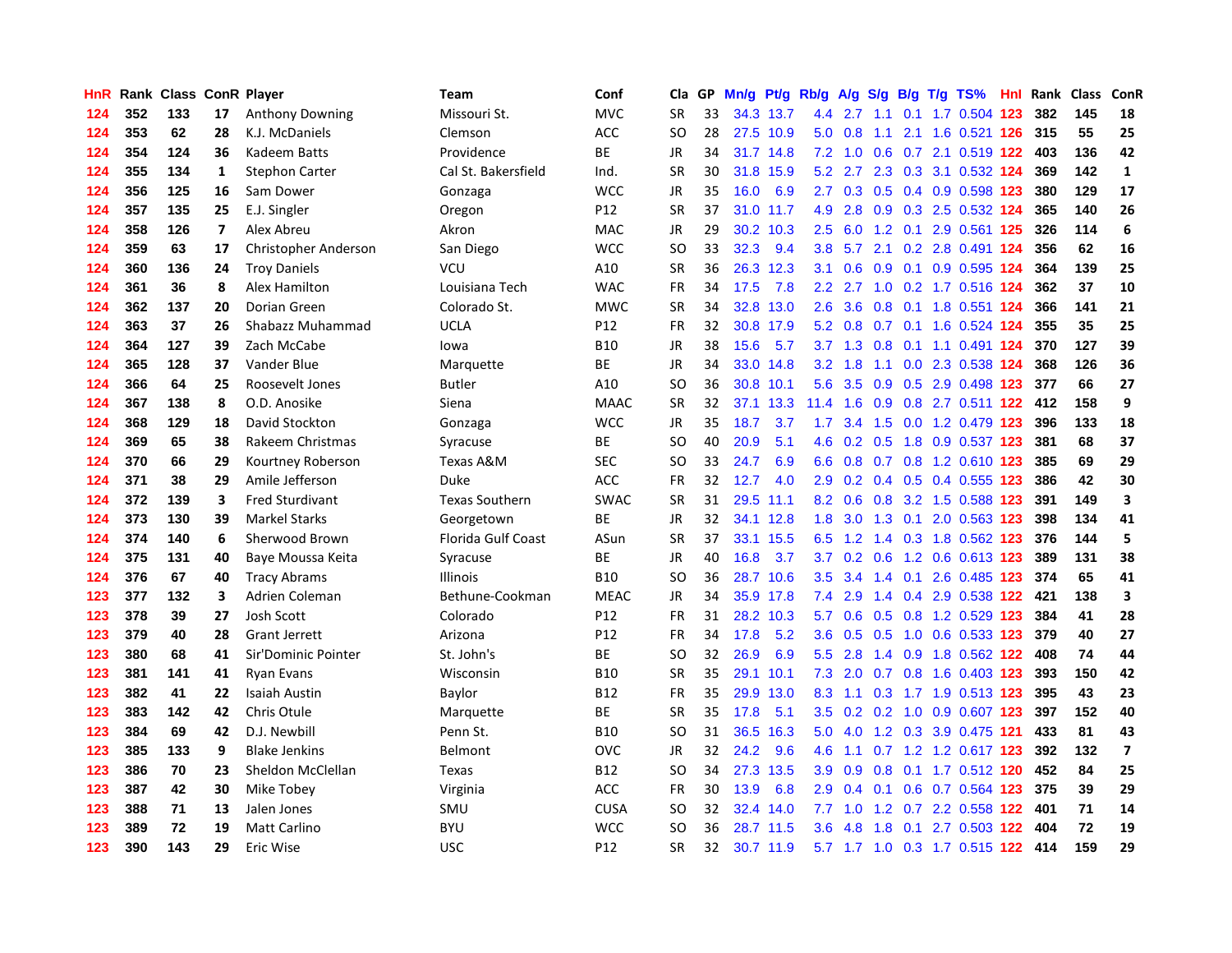| HnR | Rank | Class | ConR | Player | Team | Conf | Cla | GP | Mn/g | Pt/g | Rb/g | A/g | S/g | B/g | T/g | TS% | Hnl | Rank | Class | ConR |
|---|---|---|---|---|---|---|---|---|---|---|---|---|---|---|---|---|---|---|---|---|
| 124 | 352 | 133 | 17 | Anthony Downing | Missouri St. | MVC | SR | 33 | 34.3 | 13.7 | 4.4 | 2.7 | 1.1 | 0.1 | 1.7 | 0.504 | 123 | 382 | 145 | 18 |
| 124 | 353 | 62 | 28 | K.J. McDaniels | Clemson | ACC | SO | 28 | 27.5 | 10.9 | 5.0 | 0.8 | 1.1 | 2.1 | 1.6 | 0.521 | 126 | 315 | 55 | 25 |
| 124 | 354 | 124 | 36 | Kadeem Batts | Providence | BE | JR | 34 | 31.7 | 14.8 | 7.2 | 1.0 | 0.6 | 0.7 | 2.1 | 0.519 | 122 | 403 | 136 | 42 |
| 124 | 355 | 134 | 1 | Stephon Carter | Cal St. Bakersfield | Ind. | SR | 30 | 31.8 | 15.9 | 5.2 | 2.7 | 2.3 | 0.3 | 3.1 | 0.532 | 124 | 369 | 142 | 1 |
| 124 | 356 | 125 | 16 | Sam Dower | Gonzaga | WCC | JR | 35 | 16.0 | 6.9 | 2.7 | 0.3 | 0.5 | 0.4 | 0.9 | 0.598 | 123 | 380 | 129 | 17 |
| 124 | 357 | 135 | 25 | E.J. Singler | Oregon | P12 | SR | 37 | 31.0 | 11.7 | 4.9 | 2.8 | 0.9 | 0.3 | 2.5 | 0.532 | 124 | 365 | 140 | 26 |
| 124 | 358 | 126 | 7 | Alex Abreu | Akron | MAC | JR | 29 | 30.2 | 10.3 | 2.5 | 6.0 | 1.2 | 0.1 | 2.9 | 0.561 | 125 | 326 | 114 | 6 |
| 124 | 359 | 63 | 17 | Christopher Anderson | San Diego | WCC | SO | 33 | 32.3 | 9.4 | 3.8 | 5.7 | 2.1 | 0.2 | 2.8 | 0.491 | 124 | 356 | 62 | 16 |
| 124 | 360 | 136 | 24 | Troy Daniels | VCU | A10 | SR | 36 | 26.3 | 12.3 | 3.1 | 0.6 | 0.9 | 0.1 | 0.9 | 0.595 | 124 | 364 | 139 | 25 |
| 124 | 361 | 36 | 8 | Alex Hamilton | Louisiana Tech | WAC | FR | 34 | 17.5 | 7.8 | 2.2 | 2.7 | 1.0 | 0.2 | 1.7 | 0.516 | 124 | 362 | 37 | 10 |
| 124 | 362 | 137 | 20 | Dorian Green | Colorado St. | MWC | SR | 34 | 32.8 | 13.0 | 2.6 | 3.6 | 0.8 | 0.1 | 1.8 | 0.551 | 124 | 366 | 141 | 21 |
| 124 | 363 | 37 | 26 | Shabazz Muhammad | UCLA | P12 | FR | 32 | 30.8 | 17.9 | 5.2 | 0.8 | 0.7 | 0.1 | 1.6 | 0.524 | 124 | 355 | 35 | 25 |
| 124 | 364 | 127 | 39 | Zach McCabe | Iowa | B10 | JR | 38 | 15.6 | 5.7 | 3.7 | 1.3 | 0.8 | 0.1 | 1.1 | 0.491 | 124 | 370 | 127 | 39 |
| 124 | 365 | 128 | 37 | Vander Blue | Marquette | BE | JR | 34 | 33.0 | 14.8 | 3.2 | 1.8 | 1.1 | 0.0 | 2.3 | 0.538 | 124 | 368 | 126 | 36 |
| 124 | 366 | 64 | 25 | Roosevelt Jones | Butler | A10 | SO | 36 | 30.8 | 10.1 | 5.6 | 3.5 | 0.9 | 0.5 | 2.9 | 0.498 | 123 | 377 | 66 | 27 |
| 124 | 367 | 138 | 8 | O.D. Anosike | Siena | MAAC | SR | 32 | 37.1 | 13.3 | 11.4 | 1.6 | 0.9 | 0.8 | 2.7 | 0.511 | 122 | 412 | 158 | 9 |
| 124 | 368 | 129 | 18 | David Stockton | Gonzaga | WCC | JR | 35 | 18.7 | 3.7 | 1.7 | 3.4 | 1.5 | 0.0 | 1.2 | 0.479 | 123 | 396 | 133 | 18 |
| 124 | 369 | 65 | 38 | Rakeem Christmas | Syracuse | BE | SO | 40 | 20.9 | 5.1 | 4.6 | 0.2 | 0.5 | 1.8 | 0.9 | 0.537 | 123 | 381 | 68 | 37 |
| 124 | 370 | 66 | 29 | Kourtney Roberson | Texas A&M | SEC | SO | 33 | 24.7 | 6.9 | 6.6 | 0.8 | 0.7 | 0.8 | 1.2 | 0.610 | 123 | 385 | 69 | 29 |
| 124 | 371 | 38 | 29 | Amile Jefferson | Duke | ACC | FR | 32 | 12.7 | 4.0 | 2.9 | 0.2 | 0.4 | 0.5 | 0.4 | 0.555 | 123 | 386 | 42 | 30 |
| 124 | 372 | 139 | 3 | Fred Sturdivant | Texas Southern | SWAC | SR | 31 | 29.5 | 11.1 | 8.2 | 0.6 | 0.8 | 3.2 | 1.5 | 0.588 | 123 | 391 | 149 | 3 |
| 124 | 373 | 130 | 39 | Markel Starks | Georgetown | BE | JR | 32 | 34.1 | 12.8 | 1.8 | 3.0 | 1.3 | 0.1 | 2.0 | 0.563 | 123 | 398 | 134 | 41 |
| 124 | 374 | 140 | 6 | Sherwood Brown | Florida Gulf Coast | ASun | SR | 37 | 33.1 | 15.5 | 6.5 | 1.2 | 1.4 | 0.3 | 1.8 | 0.562 | 123 | 376 | 144 | 5 |
| 124 | 375 | 131 | 40 | Baye Moussa Keita | Syracuse | BE | JR | 40 | 16.8 | 3.7 | 3.7 | 0.2 | 0.6 | 1.2 | 0.6 | 0.613 | 123 | 389 | 131 | 38 |
| 124 | 376 | 67 | 40 | Tracy Abrams | Illinois | B10 | SO | 36 | 28.7 | 10.6 | 3.5 | 3.4 | 1.4 | 0.1 | 2.6 | 0.485 | 123 | 374 | 65 | 41 |
| 123 | 377 | 132 | 3 | Adrien Coleman | Bethune-Cookman | MEAC | JR | 34 | 35.9 | 17.8 | 7.4 | 2.9 | 1.4 | 0.4 | 2.9 | 0.538 | 122 | 421 | 138 | 3 |
| 123 | 378 | 39 | 27 | Josh Scott | Colorado | P12 | FR | 31 | 28.2 | 10.3 | 5.7 | 0.6 | 0.5 | 0.8 | 1.2 | 0.529 | 123 | 384 | 41 | 28 |
| 123 | 379 | 40 | 28 | Grant Jerrett | Arizona | P12 | FR | 34 | 17.8 | 5.2 | 3.6 | 0.5 | 0.5 | 1.0 | 0.6 | 0.533 | 123 | 379 | 40 | 27 |
| 123 | 380 | 68 | 41 | Sir'Dominic Pointer | St. John's | BE | SO | 32 | 26.9 | 6.9 | 5.5 | 2.8 | 1.4 | 0.9 | 1.8 | 0.562 | 122 | 408 | 74 | 44 |
| 123 | 381 | 141 | 41 | Ryan Evans | Wisconsin | B10 | SR | 35 | 29.1 | 10.1 | 7.3 | 2.0 | 0.7 | 0.8 | 1.6 | 0.403 | 123 | 393 | 150 | 42 |
| 123 | 382 | 41 | 22 | Isaiah Austin | Baylor | B12 | FR | 35 | 29.9 | 13.0 | 8.3 | 1.1 | 0.3 | 1.7 | 1.9 | 0.513 | 123 | 395 | 43 | 23 |
| 123 | 383 | 142 | 42 | Chris Otule | Marquette | BE | SR | 35 | 17.8 | 5.1 | 3.5 | 0.2 | 0.2 | 1.0 | 0.9 | 0.607 | 123 | 397 | 152 | 40 |
| 123 | 384 | 69 | 42 | D.J. Newbill | Penn St. | B10 | SO | 31 | 36.5 | 16.3 | 5.0 | 4.0 | 1.2 | 0.3 | 3.9 | 0.475 | 121 | 433 | 81 | 43 |
| 123 | 385 | 133 | 9 | Blake Jenkins | Belmont | OVC | JR | 32 | 24.2 | 9.6 | 4.6 | 1.1 | 0.7 | 1.2 | 1.2 | 0.617 | 123 | 392 | 132 | 7 |
| 123 | 386 | 70 | 23 | Sheldon McClellan | Texas | B12 | SO | 34 | 27.3 | 13.5 | 3.9 | 0.9 | 0.8 | 0.1 | 1.7 | 0.512 | 120 | 452 | 84 | 25 |
| 123 | 387 | 42 | 30 | Mike Tobey | Virginia | ACC | FR | 30 | 13.9 | 6.8 | 2.9 | 0.4 | 0.1 | 0.6 | 0.7 | 0.564 | 123 | 375 | 39 | 29 |
| 123 | 388 | 71 | 13 | Jalen Jones | SMU | CUSA | SO | 32 | 32.4 | 14.0 | 7.7 | 1.0 | 1.2 | 0.7 | 2.2 | 0.558 | 122 | 401 | 71 | 14 |
| 123 | 389 | 72 | 19 | Matt Carlino | BYU | WCC | SO | 36 | 28.7 | 11.5 | 3.6 | 4.8 | 1.8 | 0.1 | 2.7 | 0.503 | 122 | 404 | 72 | 19 |
| 123 | 390 | 143 | 29 | Eric Wise | USC | P12 | SR | 32 | 30.7 | 11.9 | 5.7 | 1.7 | 1.0 | 0.3 | 1.7 | 0.515 | 122 | 414 | 159 | 29 |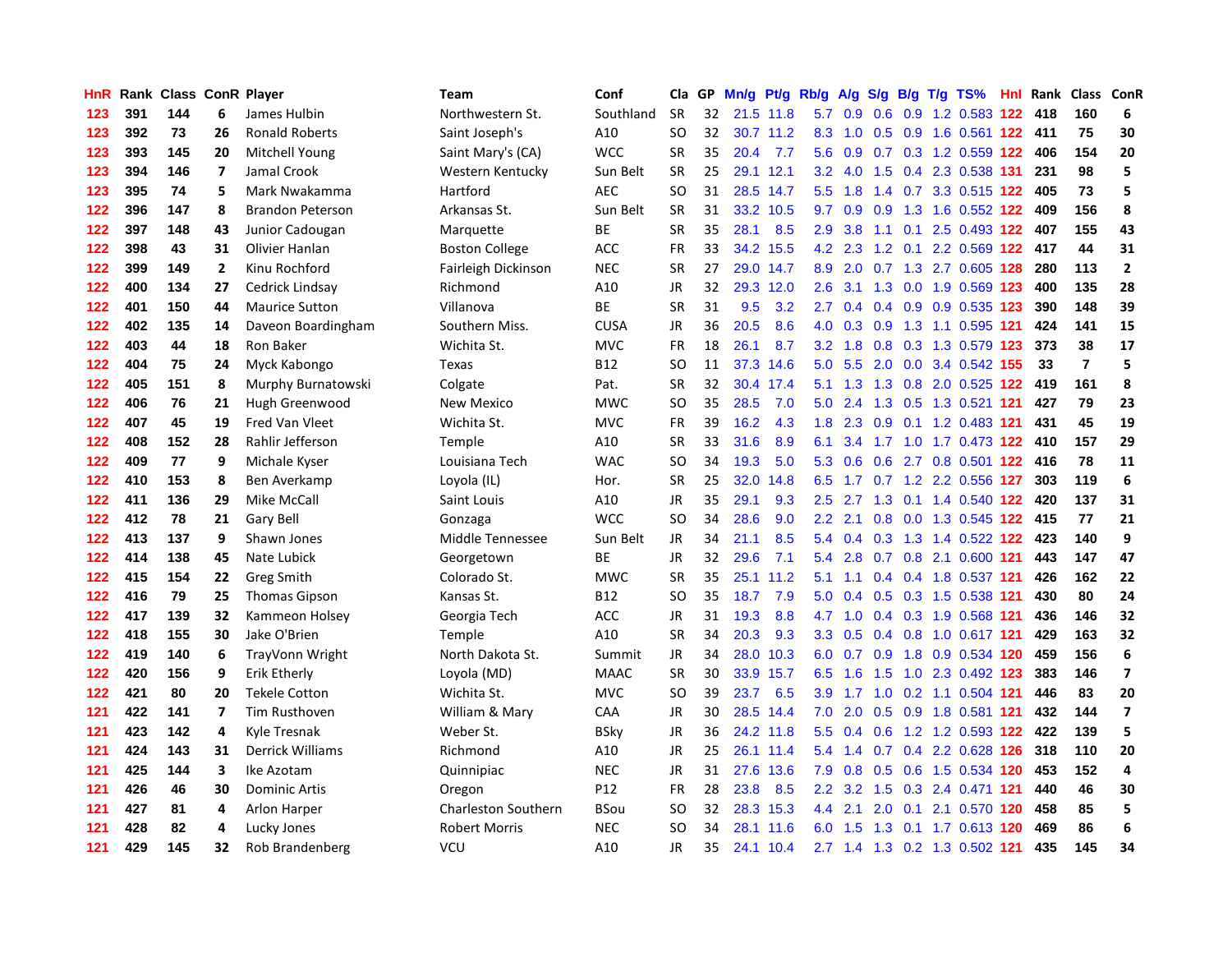| HnR | Rank | Class | ConR | Player | Team | Conf | Cla | GP | Mn/g | Pt/g | Rb/g | A/g | S/g | B/g | T/g | TS% | HnI | Rank | Class | ConR |
|---|---|---|---|---|---|---|---|---|---|---|---|---|---|---|---|---|---|---|---|---|
| 123 | 391 | 144 | 6 | James Hulbin | Northwestern St. | Southland | SR | 32 | 21.5 | 11.8 | 5.7 | 0.9 | 0.6 | 0.9 | 1.2 | 0.583 | 122 | 418 | 160 | 6 |
| 123 | 392 | 73 | 26 | Ronald Roberts | Saint Joseph's | A10 | SO | 32 | 30.7 | 11.2 | 8.3 | 1.0 | 0.5 | 0.9 | 1.6 | 0.561 | 122 | 411 | 75 | 30 |
| 123 | 393 | 145 | 20 | Mitchell Young | Saint Mary's (CA) | WCC | SR | 35 | 20.4 | 7.7 | 5.6 | 0.9 | 0.7 | 0.3 | 1.2 | 0.559 | 122 | 406 | 154 | 20 |
| 123 | 394 | 146 | 7 | Jamal Crook | Western Kentucky | Sun Belt | SR | 25 | 29.1 | 12.1 | 3.2 | 4.0 | 1.5 | 0.4 | 2.3 | 0.538 | 131 | 231 | 98 | 5 |
| 123 | 395 | 74 | 5 | Mark Nwakamma | Hartford | AEC | SO | 31 | 28.5 | 14.7 | 5.5 | 1.8 | 1.4 | 0.7 | 3.3 | 0.515 | 122 | 405 | 73 | 5 |
| 122 | 396 | 147 | 8 | Brandon Peterson | Arkansas St. | Sun Belt | SR | 31 | 33.2 | 10.5 | 9.7 | 0.9 | 0.9 | 1.3 | 1.6 | 0.552 | 122 | 409 | 156 | 8 |
| 122 | 397 | 148 | 43 | Junior Cadougan | Marquette | BE | SR | 35 | 28.1 | 8.5 | 2.9 | 3.8 | 1.1 | 0.1 | 2.5 | 0.493 | 122 | 407 | 155 | 43 |
| 122 | 398 | 43 | 31 | Olivier Hanlan | Boston College | ACC | FR | 33 | 34.2 | 15.5 | 4.2 | 2.3 | 1.2 | 0.1 | 2.2 | 0.569 | 122 | 417 | 44 | 31 |
| 122 | 399 | 149 | 2 | Kinu Rochford | Fairleigh Dickinson | NEC | SR | 27 | 29.0 | 14.7 | 8.9 | 2.0 | 0.7 | 1.3 | 2.7 | 0.605 | 128 | 280 | 113 | 2 |
| 122 | 400 | 134 | 27 | Cedrick Lindsay | Richmond | A10 | JR | 32 | 29.3 | 12.0 | 2.6 | 3.1 | 1.3 | 0.0 | 1.9 | 0.569 | 123 | 400 | 135 | 28 |
| 122 | 401 | 150 | 44 | Maurice Sutton | Villanova | BE | SR | 31 | 9.5 | 3.2 | 2.7 | 0.4 | 0.4 | 0.9 | 0.9 | 0.535 | 123 | 390 | 148 | 39 |
| 122 | 402 | 135 | 14 | Daveon Boardingham | Southern Miss. | CUSA | JR | 36 | 20.5 | 8.6 | 4.0 | 0.3 | 0.9 | 1.3 | 1.1 | 0.595 | 121 | 424 | 141 | 15 |
| 122 | 403 | 44 | 18 | Ron Baker | Wichita St. | MVC | FR | 18 | 26.1 | 8.7 | 3.2 | 1.8 | 0.8 | 0.3 | 1.3 | 0.579 | 123 | 373 | 38 | 17 |
| 122 | 404 | 75 | 24 | Myck Kabongo | Texas | B12 | SO | 11 | 37.3 | 14.6 | 5.0 | 5.5 | 2.0 | 0.0 | 3.4 | 0.542 | 155 | 33 | 7 | 5 |
| 122 | 405 | 151 | 8 | Murphy Burnatowski | Colgate | Pat. | SR | 32 | 30.4 | 17.4 | 5.1 | 1.3 | 1.3 | 0.8 | 2.0 | 0.525 | 122 | 419 | 161 | 8 |
| 122 | 406 | 76 | 21 | Hugh Greenwood | New Mexico | MWC | SO | 35 | 28.5 | 7.0 | 5.0 | 2.4 | 1.3 | 0.5 | 1.3 | 0.521 | 121 | 427 | 79 | 23 |
| 122 | 407 | 45 | 19 | Fred Van Vleet | Wichita St. | MVC | FR | 39 | 16.2 | 4.3 | 1.8 | 2.3 | 0.9 | 0.1 | 1.2 | 0.483 | 121 | 431 | 45 | 19 |
| 122 | 408 | 152 | 28 | Rahlir Jefferson | Temple | A10 | SR | 33 | 31.6 | 8.9 | 6.1 | 3.4 | 1.7 | 1.0 | 1.7 | 0.473 | 122 | 410 | 157 | 29 |
| 122 | 409 | 77 | 9 | Michale Kyser | Louisiana Tech | WAC | SO | 34 | 19.3 | 5.0 | 5.3 | 0.6 | 0.6 | 2.7 | 0.8 | 0.501 | 122 | 416 | 78 | 11 |
| 122 | 410 | 153 | 8 | Ben Averkamp | Loyola (IL) | Hor. | SR | 25 | 32.0 | 14.8 | 6.5 | 1.7 | 0.7 | 1.2 | 2.2 | 0.556 | 127 | 303 | 119 | 6 |
| 122 | 411 | 136 | 29 | Mike McCall | Saint Louis | A10 | JR | 35 | 29.1 | 9.3 | 2.5 | 2.7 | 1.3 | 0.1 | 1.4 | 0.540 | 122 | 420 | 137 | 31 |
| 122 | 412 | 78 | 21 | Gary Bell | Gonzaga | WCC | SO | 34 | 28.6 | 9.0 | 2.2 | 2.1 | 0.8 | 0.0 | 1.3 | 0.545 | 122 | 415 | 77 | 21 |
| 122 | 413 | 137 | 9 | Shawn Jones | Middle Tennessee | Sun Belt | JR | 34 | 21.1 | 8.5 | 5.4 | 0.4 | 0.3 | 1.3 | 1.4 | 0.522 | 122 | 423 | 140 | 9 |
| 122 | 414 | 138 | 45 | Nate Lubick | Georgetown | BE | JR | 32 | 29.6 | 7.1 | 5.4 | 2.8 | 0.7 | 0.8 | 2.1 | 0.600 | 121 | 443 | 147 | 47 |
| 122 | 415 | 154 | 22 | Greg Smith | Colorado St. | MWC | SR | 35 | 25.1 | 11.2 | 5.1 | 1.1 | 0.4 | 0.4 | 1.8 | 0.537 | 121 | 426 | 162 | 22 |
| 122 | 416 | 79 | 25 | Thomas Gipson | Kansas St. | B12 | SO | 35 | 18.7 | 7.9 | 5.0 | 0.4 | 0.5 | 0.3 | 1.5 | 0.538 | 121 | 430 | 80 | 24 |
| 122 | 417 | 139 | 32 | Kammeon Holsey | Georgia Tech | ACC | JR | 31 | 19.3 | 8.8 | 4.7 | 1.0 | 0.4 | 0.3 | 1.9 | 0.568 | 121 | 436 | 146 | 32 |
| 122 | 418 | 155 | 30 | Jake O'Brien | Temple | A10 | SR | 34 | 20.3 | 9.3 | 3.3 | 0.5 | 0.4 | 0.8 | 1.0 | 0.617 | 121 | 429 | 163 | 32 |
| 122 | 419 | 140 | 6 | TrayVonn Wright | North Dakota St. | Summit | JR | 34 | 28.0 | 10.3 | 6.0 | 0.7 | 0.9 | 1.8 | 0.9 | 0.534 | 120 | 459 | 156 | 6 |
| 122 | 420 | 156 | 9 | Erik Etherly | Loyola (MD) | MAAC | SR | 30 | 33.9 | 15.7 | 6.5 | 1.6 | 1.5 | 1.0 | 2.3 | 0.492 | 123 | 383 | 146 | 7 |
| 122 | 421 | 80 | 20 | Tekele Cotton | Wichita St. | MVC | SO | 39 | 23.7 | 6.5 | 3.9 | 1.7 | 1.0 | 0.2 | 1.1 | 0.504 | 121 | 446 | 83 | 20 |
| 121 | 422 | 141 | 7 | Tim Rusthoven | William & Mary | CAA | JR | 30 | 28.5 | 14.4 | 7.0 | 2.0 | 0.5 | 0.9 | 1.8 | 0.581 | 121 | 432 | 144 | 7 |
| 121 | 423 | 142 | 4 | Kyle Tresnak | Weber St. | BSky | JR | 36 | 24.2 | 11.8 | 5.5 | 0.4 | 0.6 | 1.2 | 1.2 | 0.593 | 122 | 422 | 139 | 5 |
| 121 | 424 | 143 | 31 | Derrick Williams | Richmond | A10 | JR | 25 | 26.1 | 11.4 | 5.4 | 1.4 | 0.7 | 0.4 | 2.2 | 0.628 | 126 | 318 | 110 | 20 |
| 121 | 425 | 144 | 3 | Ike Azotam | Quinnipiac | NEC | JR | 31 | 27.6 | 13.6 | 7.9 | 0.8 | 0.5 | 0.6 | 1.5 | 0.534 | 120 | 453 | 152 | 4 |
| 121 | 426 | 46 | 30 | Dominic Artis | Oregon | P12 | FR | 28 | 23.8 | 8.5 | 2.2 | 3.2 | 1.5 | 0.3 | 2.4 | 0.471 | 121 | 440 | 46 | 30 |
| 121 | 427 | 81 | 4 | Arlon Harper | Charleston Southern | BSou | SO | 32 | 28.3 | 15.3 | 4.4 | 2.1 | 2.0 | 0.1 | 2.1 | 0.570 | 120 | 458 | 85 | 5 |
| 121 | 428 | 82 | 4 | Lucky Jones | Robert Morris | NEC | SO | 34 | 28.1 | 11.6 | 6.0 | 1.5 | 1.3 | 0.1 | 1.7 | 0.613 | 120 | 469 | 86 | 6 |
| 121 | 429 | 145 | 32 | Rob Brandenberg | VCU | A10 | JR | 35 | 24.1 | 10.4 | 2.7 | 1.4 | 1.3 | 0.2 | 1.3 | 0.502 | 121 | 435 | 145 | 34 |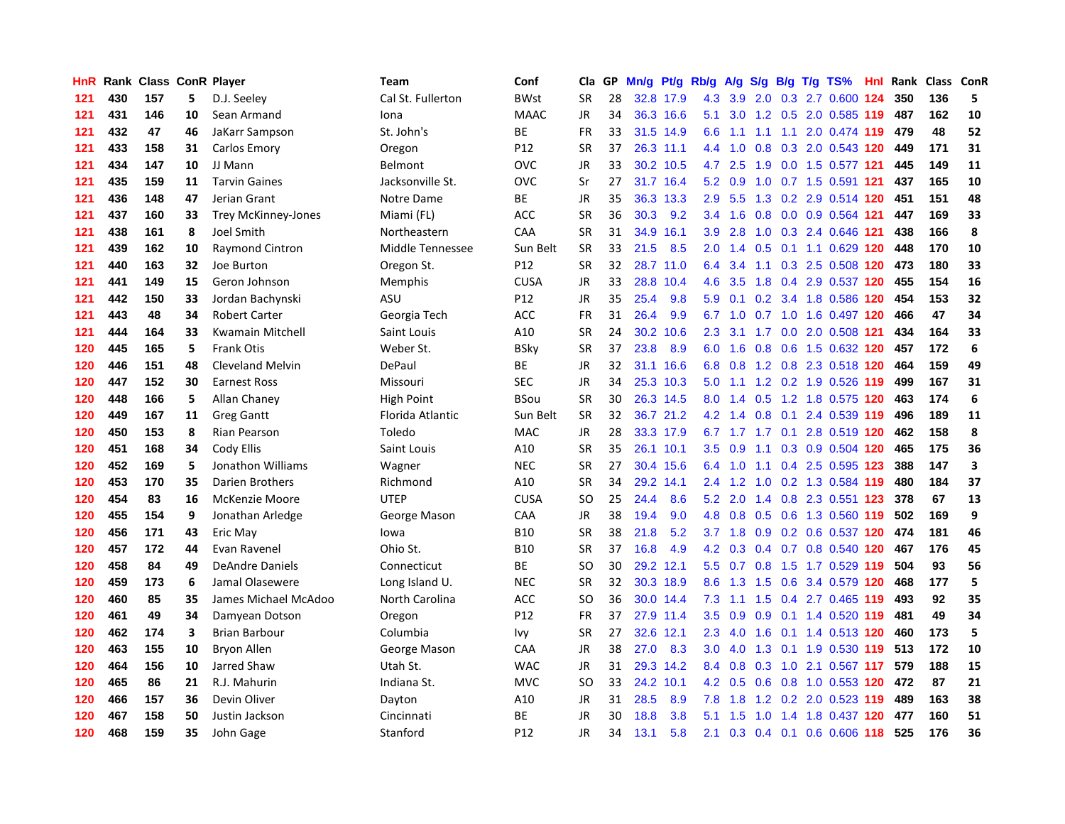| HnR | Rank | Class | ConR | Player | Team | Conf | Cla | GP | Mn/g | Pt/g | Rb/g | A/g | S/g | B/g | T/g | TS% | HnI | Rank | Class | ConR |
|---|---|---|---|---|---|---|---|---|---|---|---|---|---|---|---|---|---|---|---|---|
| 121 | 430 | 157 | 5 | D.J. Seeley | Cal St. Fullerton | BWst | SR | 28 | 32.8 | 17.9 | 4.3 | 3.9 | 2.0 | 0.3 | 2.7 | 0.600 | 124 | 350 | 136 | 5 |
| 121 | 431 | 146 | 10 | Sean Armand | Iona | MAAC | JR | 34 | 36.3 | 16.6 | 5.1 | 3.0 | 1.2 | 0.5 | 2.0 | 0.585 | 119 | 487 | 162 | 10 |
| 121 | 432 | 47 | 46 | JaKarr Sampson | St. John's | BE | FR | 33 | 31.5 | 14.9 | 6.6 | 1.1 | 1.1 | 1.1 | 2.0 | 0.474 | 119 | 479 | 48 | 52 |
| 121 | 433 | 158 | 31 | Carlos Emory | Oregon | P12 | SR | 37 | 26.3 | 11.1 | 4.4 | 1.0 | 0.8 | 0.3 | 2.0 | 0.543 | 120 | 449 | 171 | 31 |
| 121 | 434 | 147 | 10 | JJ Mann | Belmont | OVC | JR | 33 | 30.2 | 10.5 | 4.7 | 2.5 | 1.9 | 0.0 | 1.5 | 0.577 | 121 | 445 | 149 | 11 |
| 121 | 435 | 159 | 11 | Tarvin Gaines | Jacksonville St. | OVC | Sr | 27 | 31.7 | 16.4 | 5.2 | 0.9 | 1.0 | 0.7 | 1.5 | 0.591 | 121 | 437 | 165 | 10 |
| 121 | 436 | 148 | 47 | Jerian Grant | Notre Dame | BE | JR | 35 | 36.3 | 13.3 | 2.9 | 5.5 | 1.3 | 0.2 | 2.9 | 0.514 | 120 | 451 | 151 | 48 |
| 121 | 437 | 160 | 33 | Trey McKinney-Jones | Miami (FL) | ACC | SR | 36 | 30.3 | 9.2 | 3.4 | 1.6 | 0.8 | 0.0 | 0.9 | 0.564 | 121 | 447 | 169 | 33 |
| 121 | 438 | 161 | 8 | Joel Smith | Northeastern | CAA | SR | 31 | 34.9 | 16.1 | 3.9 | 2.8 | 1.0 | 0.3 | 2.4 | 0.646 | 121 | 438 | 166 | 8 |
| 121 | 439 | 162 | 10 | Raymond Cintron | Middle Tennessee | Sun Belt | SR | 33 | 21.5 | 8.5 | 2.0 | 1.4 | 0.5 | 0.1 | 1.1 | 0.629 | 120 | 448 | 170 | 10 |
| 121 | 440 | 163 | 32 | Joe Burton | Oregon St. | P12 | SR | 32 | 28.7 | 11.0 | 6.4 | 3.4 | 1.1 | 0.3 | 2.5 | 0.508 | 120 | 473 | 180 | 33 |
| 121 | 441 | 149 | 15 | Geron Johnson | Memphis | CUSA | JR | 33 | 28.8 | 10.4 | 4.6 | 3.5 | 1.8 | 0.4 | 2.9 | 0.537 | 120 | 455 | 154 | 16 |
| 121 | 442 | 150 | 33 | Jordan Bachynski | ASU | P12 | JR | 35 | 25.4 | 9.8 | 5.9 | 0.1 | 0.2 | 3.4 | 1.8 | 0.586 | 120 | 454 | 153 | 32 |
| 121 | 443 | 48 | 34 | Robert Carter | Georgia Tech | ACC | FR | 31 | 26.4 | 9.9 | 6.7 | 1.0 | 0.7 | 1.0 | 1.6 | 0.497 | 120 | 466 | 47 | 34 |
| 121 | 444 | 164 | 33 | Kwamain Mitchell | Saint Louis | A10 | SR | 24 | 30.2 | 10.6 | 2.3 | 3.1 | 1.7 | 0.0 | 2.0 | 0.508 | 121 | 434 | 164 | 33 |
| 120 | 445 | 165 | 5 | Frank Otis | Weber St. | BSky | SR | 37 | 23.8 | 8.9 | 6.0 | 1.6 | 0.8 | 0.6 | 1.5 | 0.632 | 120 | 457 | 172 | 6 |
| 120 | 446 | 151 | 48 | Cleveland Melvin | DePaul | BE | JR | 32 | 31.1 | 16.6 | 6.8 | 0.8 | 1.2 | 0.8 | 2.3 | 0.518 | 120 | 464 | 159 | 49 |
| 120 | 447 | 152 | 30 | Earnest Ross | Missouri | SEC | JR | 34 | 25.3 | 10.3 | 5.0 | 1.1 | 1.2 | 0.2 | 1.9 | 0.526 | 119 | 499 | 167 | 31 |
| 120 | 448 | 166 | 5 | Allan Chaney | High Point | BSou | SR | 30 | 26.3 | 14.5 | 8.0 | 1.4 | 0.5 | 1.2 | 1.8 | 0.575 | 120 | 463 | 174 | 6 |
| 120 | 449 | 167 | 11 | Greg Gantt | Florida Atlantic | Sun Belt | SR | 32 | 36.7 | 21.2 | 4.2 | 1.4 | 0.8 | 0.1 | 2.4 | 0.539 | 119 | 496 | 189 | 11 |
| 120 | 450 | 153 | 8 | Rian Pearson | Toledo | MAC | JR | 28 | 33.3 | 17.9 | 6.7 | 1.7 | 1.7 | 0.1 | 2.8 | 0.519 | 120 | 462 | 158 | 8 |
| 120 | 451 | 168 | 34 | Cody Ellis | Saint Louis | A10 | SR | 35 | 26.1 | 10.1 | 3.5 | 0.9 | 1.1 | 0.3 | 0.9 | 0.504 | 120 | 465 | 175 | 36 |
| 120 | 452 | 169 | 5 | Jonathon Williams | Wagner | NEC | SR | 27 | 30.4 | 15.6 | 6.4 | 1.0 | 1.1 | 0.4 | 2.5 | 0.595 | 123 | 388 | 147 | 3 |
| 120 | 453 | 170 | 35 | Darien Brothers | Richmond | A10 | SR | 34 | 29.2 | 14.1 | 2.4 | 1.2 | 1.0 | 0.2 | 1.3 | 0.584 | 119 | 480 | 184 | 37 |
| 120 | 454 | 83 | 16 | McKenzie Moore | UTEP | CUSA | SO | 25 | 24.4 | 8.6 | 5.2 | 2.0 | 1.4 | 0.8 | 2.3 | 0.551 | 123 | 378 | 67 | 13 |
| 120 | 455 | 154 | 9 | Jonathan Arledge | George Mason | CAA | JR | 38 | 19.4 | 9.0 | 4.8 | 0.8 | 0.5 | 0.6 | 1.3 | 0.560 | 119 | 502 | 169 | 9 |
| 120 | 456 | 171 | 43 | Eric May | Iowa | B10 | SR | 38 | 21.8 | 5.2 | 3.7 | 1.8 | 0.9 | 0.2 | 0.6 | 0.537 | 120 | 474 | 181 | 46 |
| 120 | 457 | 172 | 44 | Evan Ravenel | Ohio St. | B10 | SR | 37 | 16.8 | 4.9 | 4.2 | 0.3 | 0.4 | 0.7 | 0.8 | 0.540 | 120 | 467 | 176 | 45 |
| 120 | 458 | 84 | 49 | DeAndre Daniels | Connecticut | BE | SO | 30 | 29.2 | 12.1 | 5.5 | 0.7 | 0.8 | 1.5 | 1.7 | 0.529 | 119 | 504 | 93 | 56 |
| 120 | 459 | 173 | 6 | Jamal Olasewere | Long Island U. | NEC | SR | 32 | 30.3 | 18.9 | 8.6 | 1.3 | 1.5 | 0.6 | 3.4 | 0.579 | 120 | 468 | 177 | 5 |
| 120 | 460 | 85 | 35 | James Michael McAdoo | North Carolina | ACC | SO | 36 | 30.0 | 14.4 | 7.3 | 1.1 | 1.5 | 0.4 | 2.7 | 0.465 | 119 | 493 | 92 | 35 |
| 120 | 461 | 49 | 34 | Damyean Dotson | Oregon | P12 | FR | 37 | 27.9 | 11.4 | 3.5 | 0.9 | 0.9 | 0.1 | 1.4 | 0.520 | 119 | 481 | 49 | 34 |
| 120 | 462 | 174 | 3 | Brian Barbour | Columbia | Ivy | SR | 27 | 32.6 | 12.1 | 2.3 | 4.0 | 1.6 | 0.1 | 1.4 | 0.513 | 120 | 460 | 173 | 5 |
| 120 | 463 | 155 | 10 | Bryon Allen | George Mason | CAA | JR | 38 | 27.0 | 8.3 | 3.0 | 4.0 | 1.3 | 0.1 | 1.9 | 0.530 | 119 | 513 | 172 | 10 |
| 120 | 464 | 156 | 10 | Jarred Shaw | Utah St. | WAC | JR | 31 | 29.3 | 14.2 | 8.4 | 0.8 | 0.3 | 1.0 | 2.1 | 0.567 | 117 | 579 | 188 | 15 |
| 120 | 465 | 86 | 21 | R.J. Mahurin | Indiana St. | MVC | SO | 33 | 24.2 | 10.1 | 4.2 | 0.5 | 0.6 | 0.8 | 1.0 | 0.553 | 120 | 472 | 87 | 21 |
| 120 | 466 | 157 | 36 | Devin Oliver | Dayton | A10 | JR | 31 | 28.5 | 8.9 | 7.8 | 1.8 | 1.2 | 0.2 | 2.0 | 0.523 | 119 | 489 | 163 | 38 |
| 120 | 467 | 158 | 50 | Justin Jackson | Cincinnati | BE | JR | 30 | 18.8 | 3.8 | 5.1 | 1.5 | 1.0 | 1.4 | 1.8 | 0.437 | 120 | 477 | 160 | 51 |
| 120 | 468 | 159 | 35 | John Gage | Stanford | P12 | JR | 34 | 13.1 | 5.8 | 2.1 | 0.3 | 0.4 | 0.1 | 0.6 | 0.606 | 118 | 525 | 176 | 36 |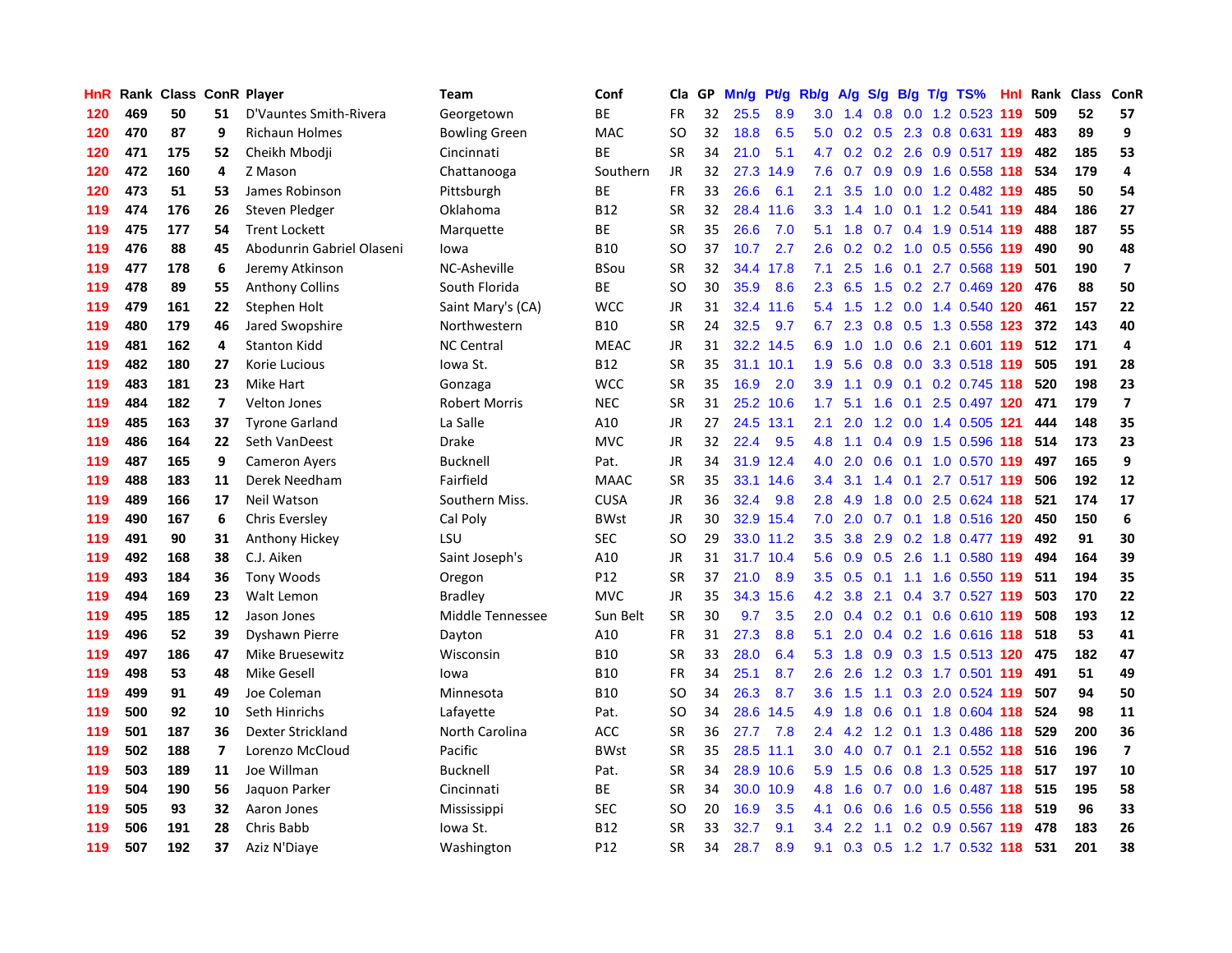| HnR | Rank | Class | ConR | Player | Team | Conf | Cla | GP | Mn/g | Pt/g | Rb/g | A/g | S/g | B/g | T/g | TS% | HnI | Rank | Class | ConR |
|---|---|---|---|---|---|---|---|---|---|---|---|---|---|---|---|---|---|---|---|---|
| 120 | 469 | 50 | 51 | D'Vauntes Smith-Rivera | Georgetown | BE | FR | 32 | 25.5 | 8.9 | 3.0 | 1.4 | 0.8 | 0.0 | 1.2 | 0.523 | 119 | 509 | 52 | 57 |
| 120 | 470 | 87 | 9 | Richaun Holmes | Bowling Green | MAC | SO | 32 | 18.8 | 6.5 | 5.0 | 0.2 | 0.5 | 2.3 | 0.8 | 0.631 | 119 | 483 | 89 | 9 |
| 120 | 471 | 175 | 52 | Cheikh Mbodji | Cincinnati | BE | SR | 34 | 21.0 | 5.1 | 4.7 | 0.2 | 0.2 | 2.6 | 0.9 | 0.517 | 119 | 482 | 185 | 53 |
| 120 | 472 | 160 | 4 | Z Mason | Chattanooga | Southern | JR | 32 | 27.3 | 14.9 | 7.6 | 0.7 | 0.9 | 0.9 | 1.6 | 0.558 | 118 | 534 | 179 | 4 |
| 120 | 473 | 51 | 53 | James Robinson | Pittsburgh | BE | FR | 33 | 26.6 | 6.1 | 2.1 | 3.5 | 1.0 | 0.0 | 1.2 | 0.482 | 119 | 485 | 50 | 54 |
| 119 | 474 | 176 | 26 | Steven Pledger | Oklahoma | B12 | SR | 32 | 28.4 | 11.6 | 3.3 | 1.4 | 1.0 | 0.1 | 1.2 | 0.541 | 119 | 484 | 186 | 27 |
| 119 | 475 | 177 | 54 | Trent Lockett | Marquette | BE | SR | 35 | 26.6 | 7.0 | 5.1 | 1.8 | 0.7 | 0.4 | 1.9 | 0.514 | 119 | 488 | 187 | 55 |
| 119 | 476 | 88 | 45 | Abodunrin Gabriel Olaseni | Iowa | B10 | SO | 37 | 10.7 | 2.7 | 2.6 | 0.2 | 0.2 | 1.0 | 0.5 | 0.556 | 119 | 490 | 90 | 48 |
| 119 | 477 | 178 | 6 | Jeremy Atkinson | NC-Asheville | BSou | SR | 32 | 34.4 | 17.8 | 7.1 | 2.5 | 1.6 | 0.1 | 2.7 | 0.568 | 119 | 501 | 190 | 7 |
| 119 | 478 | 89 | 55 | Anthony Collins | South Florida | BE | SO | 30 | 35.9 | 8.6 | 2.3 | 6.5 | 1.5 | 0.2 | 2.7 | 0.469 | 120 | 476 | 88 | 50 |
| 119 | 479 | 161 | 22 | Stephen Holt | Saint Mary's (CA) | WCC | JR | 31 | 32.4 | 11.6 | 5.4 | 1.5 | 1.2 | 0.0 | 1.4 | 0.540 | 120 | 461 | 157 | 22 |
| 119 | 480 | 179 | 46 | Jared Swopshire | Northwestern | B10 | SR | 24 | 32.5 | 9.7 | 6.7 | 2.3 | 0.8 | 0.5 | 1.3 | 0.558 | 123 | 372 | 143 | 40 |
| 119 | 481 | 162 | 4 | Stanton Kidd | NC Central | MEAC | JR | 31 | 32.2 | 14.5 | 6.9 | 1.0 | 1.0 | 0.6 | 2.1 | 0.601 | 119 | 512 | 171 | 4 |
| 119 | 482 | 180 | 27 | Korie Lucious | Iowa St. | B12 | SR | 35 | 31.1 | 10.1 | 1.9 | 5.6 | 0.8 | 0.0 | 3.3 | 0.518 | 119 | 505 | 191 | 28 |
| 119 | 483 | 181 | 23 | Mike Hart | Gonzaga | WCC | SR | 35 | 16.9 | 2.0 | 3.9 | 1.1 | 0.9 | 0.1 | 0.2 | 0.745 | 118 | 520 | 198 | 23 |
| 119 | 484 | 182 | 7 | Velton Jones | Robert Morris | NEC | SR | 31 | 25.2 | 10.6 | 1.7 | 5.1 | 1.6 | 0.1 | 2.5 | 0.497 | 120 | 471 | 179 | 7 |
| 119 | 485 | 163 | 37 | Tyrone Garland | La Salle | A10 | JR | 27 | 24.5 | 13.1 | 2.1 | 2.0 | 1.2 | 0.0 | 1.4 | 0.505 | 121 | 444 | 148 | 35 |
| 119 | 486 | 164 | 22 | Seth VanDeest | Drake | MVC | JR | 32 | 22.4 | 9.5 | 4.8 | 1.1 | 0.4 | 0.9 | 1.5 | 0.596 | 118 | 514 | 173 | 23 |
| 119 | 487 | 165 | 9 | Cameron Ayers | Bucknell | Pat. | JR | 34 | 31.9 | 12.4 | 4.0 | 2.0 | 0.6 | 0.1 | 1.0 | 0.570 | 119 | 497 | 165 | 9 |
| 119 | 488 | 183 | 11 | Derek Needham | Fairfield | MAAC | SR | 35 | 33.1 | 14.6 | 3.4 | 3.1 | 1.4 | 0.1 | 2.7 | 0.517 | 119 | 506 | 192 | 12 |
| 119 | 489 | 166 | 17 | Neil Watson | Southern Miss. | CUSA | JR | 36 | 32.4 | 9.8 | 2.8 | 4.9 | 1.8 | 0.0 | 2.5 | 0.624 | 118 | 521 | 174 | 17 |
| 119 | 490 | 167 | 6 | Chris Eversley | Cal Poly | BWst | JR | 30 | 32.9 | 15.4 | 7.0 | 2.0 | 0.7 | 0.1 | 1.8 | 0.516 | 120 | 450 | 150 | 6 |
| 119 | 491 | 90 | 31 | Anthony Hickey | LSU | SEC | SO | 29 | 33.0 | 11.2 | 3.5 | 3.8 | 2.9 | 0.2 | 1.8 | 0.477 | 119 | 492 | 91 | 30 |
| 119 | 492 | 168 | 38 | C.J. Aiken | Saint Joseph's | A10 | JR | 31 | 31.7 | 10.4 | 5.6 | 0.9 | 0.5 | 2.6 | 1.1 | 0.580 | 119 | 494 | 164 | 39 |
| 119 | 493 | 184 | 36 | Tony Woods | Oregon | P12 | SR | 37 | 21.0 | 8.9 | 3.5 | 0.5 | 0.1 | 1.1 | 1.6 | 0.550 | 119 | 511 | 194 | 35 |
| 119 | 494 | 169 | 23 | Walt Lemon | Bradley | MVC | JR | 35 | 34.3 | 15.6 | 4.2 | 3.8 | 2.1 | 0.4 | 3.7 | 0.527 | 119 | 503 | 170 | 22 |
| 119 | 495 | 185 | 12 | Jason Jones | Middle Tennessee | Sun Belt | SR | 30 | 9.7 | 3.5 | 2.0 | 0.4 | 0.2 | 0.1 | 0.6 | 0.610 | 119 | 508 | 193 | 12 |
| 119 | 496 | 52 | 39 | Dyshawn Pierre | Dayton | A10 | FR | 31 | 27.3 | 8.8 | 5.1 | 2.0 | 0.4 | 0.2 | 1.6 | 0.616 | 118 | 518 | 53 | 41 |
| 119 | 497 | 186 | 47 | Mike Bruesewitz | Wisconsin | B10 | SR | 33 | 28.0 | 6.4 | 5.3 | 1.8 | 0.9 | 0.3 | 1.5 | 0.513 | 120 | 475 | 182 | 47 |
| 119 | 498 | 53 | 48 | Mike Gesell | Iowa | B10 | FR | 34 | 25.1 | 8.7 | 2.6 | 2.6 | 1.2 | 0.3 | 1.7 | 0.501 | 119 | 491 | 51 | 49 |
| 119 | 499 | 91 | 49 | Joe Coleman | Minnesota | B10 | SO | 34 | 26.3 | 8.7 | 3.6 | 1.5 | 1.1 | 0.3 | 2.0 | 0.524 | 119 | 507 | 94 | 50 |
| 119 | 500 | 92 | 10 | Seth Hinrichs | Lafayette | Pat. | SO | 34 | 28.6 | 14.5 | 4.9 | 1.8 | 0.6 | 0.1 | 1.8 | 0.604 | 118 | 524 | 98 | 11 |
| 119 | 501 | 187 | 36 | Dexter Strickland | North Carolina | ACC | SR | 36 | 27.7 | 7.8 | 2.4 | 4.2 | 1.2 | 0.1 | 1.3 | 0.486 | 118 | 529 | 200 | 36 |
| 119 | 502 | 188 | 7 | Lorenzo McCloud | Pacific | BWst | SR | 35 | 28.5 | 11.1 | 3.0 | 4.0 | 0.7 | 0.1 | 2.1 | 0.552 | 118 | 516 | 196 | 7 |
| 119 | 503 | 189 | 11 | Joe Willman | Bucknell | Pat. | SR | 34 | 28.9 | 10.6 | 5.9 | 1.5 | 0.6 | 0.8 | 1.3 | 0.525 | 118 | 517 | 197 | 10 |
| 119 | 504 | 190 | 56 | Jaquon Parker | Cincinnati | BE | SR | 34 | 30.0 | 10.9 | 4.8 | 1.6 | 0.7 | 0.0 | 1.6 | 0.487 | 118 | 515 | 195 | 58 |
| 119 | 505 | 93 | 32 | Aaron Jones | Mississippi | SEC | SO | 20 | 16.9 | 3.5 | 4.1 | 0.6 | 0.6 | 1.6 | 0.5 | 0.556 | 118 | 519 | 96 | 33 |
| 119 | 506 | 191 | 28 | Chris Babb | Iowa St. | B12 | SR | 33 | 32.7 | 9.1 | 3.4 | 2.2 | 1.1 | 0.2 | 0.9 | 0.567 | 119 | 478 | 183 | 26 |
| 119 | 507 | 192 | 37 | Aziz N'Diaye | Washington | P12 | SR | 34 | 28.7 | 8.9 | 9.1 | 0.3 | 0.5 | 1.2 | 1.7 | 0.532 | 118 | 531 | 201 | 38 |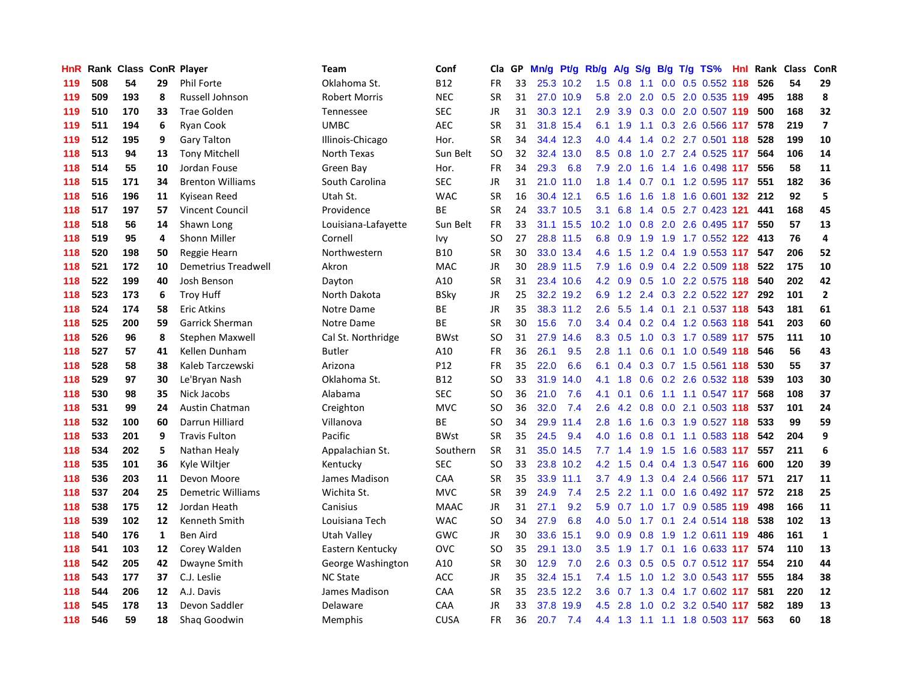| HnR | Rank | Class | ConR | Player | Team | Conf | Cla | GP | Mn/g | Pt/g | Rb/g | A/g | S/g | B/g | T/g | TS% | HnI | Rank | Class | ConR |
|---|---|---|---|---|---|---|---|---|---|---|---|---|---|---|---|---|---|---|---|---|
| 119 | 508 | 54 | 29 | Phil Forte | Oklahoma St. | B12 | FR | 33 | 25.3 | 10.2 | 1.5 | 0.8 | 1.1 | 0.0 | 0.5 | 0.552 | 118 | 526 | 54 | 29 |
| 119 | 509 | 193 | 8 | Russell Johnson | Robert Morris | NEC | SR | 31 | 27.0 | 10.9 | 5.8 | 2.0 | 2.0 | 0.5 | 2.0 | 0.535 | 119 | 495 | 188 | 8 |
| 119 | 510 | 170 | 33 | Trae Golden | Tennessee | SEC | JR | 31 | 30.3 | 12.1 | 2.9 | 3.9 | 0.3 | 0.0 | 2.0 | 0.507 | 119 | 500 | 168 | 32 |
| 119 | 511 | 194 | 6 | Ryan Cook | UMBC | AEC | SR | 31 | 31.8 | 15.4 | 6.1 | 1.9 | 1.1 | 0.3 | 2.6 | 0.566 | 117 | 578 | 219 | 7 |
| 119 | 512 | 195 | 9 | Gary Talton | Illinois-Chicago | Hor. | SR | 34 | 34.4 | 12.3 | 4.0 | 4.4 | 1.4 | 0.2 | 2.7 | 0.501 | 118 | 528 | 199 | 10 |
| 118 | 513 | 94 | 13 | Tony Mitchell | North Texas | Sun Belt | SO | 32 | 32.4 | 13.0 | 8.5 | 0.8 | 1.0 | 2.7 | 2.4 | 0.525 | 117 | 564 | 106 | 14 |
| 118 | 514 | 55 | 10 | Jordan Fouse | Green Bay | Hor. | FR | 34 | 29.3 | 6.8 | 7.9 | 2.0 | 1.6 | 1.4 | 1.6 | 0.498 | 117 | 556 | 58 | 11 |
| 118 | 515 | 171 | 34 | Brenton Williams | South Carolina | SEC | JR | 31 | 21.0 | 11.0 | 1.8 | 1.4 | 0.7 | 0.1 | 1.2 | 0.595 | 117 | 551 | 182 | 36 |
| 118 | 516 | 196 | 11 | Kyisean Reed | Utah St. | WAC | SR | 16 | 30.4 | 12.1 | 6.5 | 1.6 | 1.6 | 1.8 | 1.6 | 0.601 | 132 | 212 | 92 | 5 |
| 118 | 517 | 197 | 57 | Vincent Council | Providence | BE | SR | 24 | 33.7 | 10.5 | 3.1 | 6.8 | 1.4 | 0.5 | 2.7 | 0.423 | 121 | 441 | 168 | 45 |
| 118 | 518 | 56 | 14 | Shawn Long | Louisiana-Lafayette | Sun Belt | FR | 33 | 31.1 | 15.5 | 10.2 | 1.0 | 0.8 | 2.0 | 2.6 | 0.495 | 117 | 550 | 57 | 13 |
| 118 | 519 | 95 | 4 | Shonn Miller | Cornell | Ivy | SO | 27 | 28.8 | 11.5 | 6.8 | 0.9 | 1.9 | 1.9 | 1.7 | 0.552 | 122 | 413 | 76 | 4 |
| 118 | 520 | 198 | 50 | Reggie Hearn | Northwestern | B10 | SR | 30 | 33.0 | 13.4 | 4.6 | 1.5 | 1.2 | 0.4 | 1.9 | 0.553 | 117 | 547 | 206 | 52 |
| 118 | 521 | 172 | 10 | Demetrius Treadwell | Akron | MAC | JR | 30 | 28.9 | 11.5 | 7.9 | 1.6 | 0.9 | 0.4 | 2.2 | 0.509 | 118 | 522 | 175 | 10 |
| 118 | 522 | 199 | 40 | Josh Benson | Dayton | A10 | SR | 31 | 23.4 | 10.6 | 4.2 | 0.9 | 0.5 | 1.0 | 2.2 | 0.575 | 118 | 540 | 202 | 42 |
| 118 | 523 | 173 | 6 | Troy Huff | North Dakota | BSky | JR | 25 | 32.2 | 19.2 | 6.9 | 1.2 | 2.4 | 0.3 | 2.2 | 0.522 | 127 | 292 | 101 | 2 |
| 118 | 524 | 174 | 58 | Eric Atkins | Notre Dame | BE | JR | 35 | 38.3 | 11.2 | 2.6 | 5.5 | 1.4 | 0.1 | 2.1 | 0.537 | 118 | 543 | 181 | 61 |
| 118 | 525 | 200 | 59 | Garrick Sherman | Notre Dame | BE | SR | 30 | 15.6 | 7.0 | 3.4 | 0.4 | 0.2 | 0.4 | 1.2 | 0.563 | 118 | 541 | 203 | 60 |
| 118 | 526 | 96 | 8 | Stephen Maxwell | Cal St. Northridge | BWst | SO | 31 | 27.9 | 14.6 | 8.3 | 0.5 | 1.0 | 0.3 | 1.7 | 0.589 | 117 | 575 | 111 | 10 |
| 118 | 527 | 57 | 41 | Kellen Dunham | Butler | A10 | FR | 36 | 26.1 | 9.5 | 2.8 | 1.1 | 0.6 | 0.1 | 1.0 | 0.549 | 118 | 546 | 56 | 43 |
| 118 | 528 | 58 | 38 | Kaleb Tarczewski | Arizona | P12 | FR | 35 | 22.0 | 6.6 | 6.1 | 0.4 | 0.3 | 0.7 | 1.5 | 0.561 | 118 | 530 | 55 | 37 |
| 118 | 529 | 97 | 30 | Le'Bryan Nash | Oklahoma St. | B12 | SO | 33 | 31.9 | 14.0 | 4.1 | 1.8 | 0.6 | 0.2 | 2.6 | 0.532 | 118 | 539 | 103 | 30 |
| 118 | 530 | 98 | 35 | Nick Jacobs | Alabama | SEC | SO | 36 | 21.0 | 7.6 | 4.1 | 0.1 | 0.6 | 1.1 | 1.1 | 0.547 | 117 | 568 | 108 | 37 |
| 118 | 531 | 99 | 24 | Austin Chatman | Creighton | MVC | SO | 36 | 32.0 | 7.4 | 2.6 | 4.2 | 0.8 | 0.0 | 2.1 | 0.503 | 118 | 537 | 101 | 24 |
| 118 | 532 | 100 | 60 | Darrun Hilliard | Villanova | BE | SO | 34 | 29.9 | 11.4 | 2.8 | 1.6 | 1.6 | 0.3 | 1.9 | 0.527 | 118 | 533 | 99 | 59 |
| 118 | 533 | 201 | 9 | Travis Fulton | Pacific | BWst | SR | 35 | 24.5 | 9.4 | 4.0 | 1.6 | 0.8 | 0.1 | 1.1 | 0.583 | 118 | 542 | 204 | 9 |
| 118 | 534 | 202 | 5 | Nathan Healy | Appalachian St. | Southern | SR | 31 | 35.0 | 14.5 | 7.7 | 1.4 | 1.9 | 1.5 | 1.6 | 0.583 | 117 | 557 | 211 | 6 |
| 118 | 535 | 101 | 36 | Kyle Wiltjer | Kentucky | SEC | SO | 33 | 23.8 | 10.2 | 4.2 | 1.5 | 0.4 | 0.4 | 1.3 | 0.547 | 116 | 600 | 120 | 39 |
| 118 | 536 | 203 | 11 | Devon Moore | James Madison | CAA | SR | 35 | 33.9 | 11.1 | 3.7 | 4.9 | 1.3 | 0.4 | 2.4 | 0.566 | 117 | 571 | 217 | 11 |
| 118 | 537 | 204 | 25 | Demetric Williams | Wichita St. | MVC | SR | 39 | 24.9 | 7.4 | 2.5 | 2.2 | 1.1 | 0.0 | 1.6 | 0.492 | 117 | 572 | 218 | 25 |
| 118 | 538 | 175 | 12 | Jordan Heath | Canisius | MAAC | JR | 31 | 27.1 | 9.2 | 5.9 | 0.7 | 1.0 | 1.7 | 0.9 | 0.585 | 119 | 498 | 166 | 11 |
| 118 | 539 | 102 | 12 | Kenneth Smith | Louisiana Tech | WAC | SO | 34 | 27.9 | 6.8 | 4.0 | 5.0 | 1.7 | 0.1 | 2.4 | 0.514 | 118 | 538 | 102 | 13 |
| 118 | 540 | 176 | 1 | Ben Aird | Utah Valley | GWC | JR | 30 | 33.6 | 15.1 | 9.0 | 0.9 | 0.8 | 1.9 | 1.2 | 0.611 | 119 | 486 | 161 | 1 |
| 118 | 541 | 103 | 12 | Corey Walden | Eastern Kentucky | OVC | SO | 35 | 29.1 | 13.0 | 3.5 | 1.9 | 1.7 | 0.1 | 1.6 | 0.633 | 117 | 574 | 110 | 13 |
| 118 | 542 | 205 | 42 | Dwayne Smith | George Washington | A10 | SR | 30 | 12.9 | 7.0 | 2.6 | 0.3 | 0.5 | 0.5 | 0.7 | 0.512 | 117 | 554 | 210 | 44 |
| 118 | 543 | 177 | 37 | C.J. Leslie | NC State | ACC | JR | 35 | 32.4 | 15.1 | 7.4 | 1.5 | 1.0 | 1.2 | 3.0 | 0.543 | 117 | 555 | 184 | 38 |
| 118 | 544 | 206 | 12 | A.J. Davis | James Madison | CAA | SR | 35 | 23.5 | 12.2 | 3.6 | 0.7 | 1.3 | 0.4 | 1.7 | 0.602 | 117 | 581 | 220 | 12 |
| 118 | 545 | 178 | 13 | Devon Saddler | Delaware | CAA | JR | 33 | 37.8 | 19.9 | 4.5 | 2.8 | 1.0 | 0.2 | 3.2 | 0.540 | 117 | 582 | 189 | 13 |
| 118 | 546 | 59 | 18 | Shaq Goodwin | Memphis | CUSA | FR | 36 | 20.7 | 7.4 | 4.4 | 1.3 | 1.1 | 1.1 | 1.8 | 0.503 | 117 | 563 | 60 | 18 |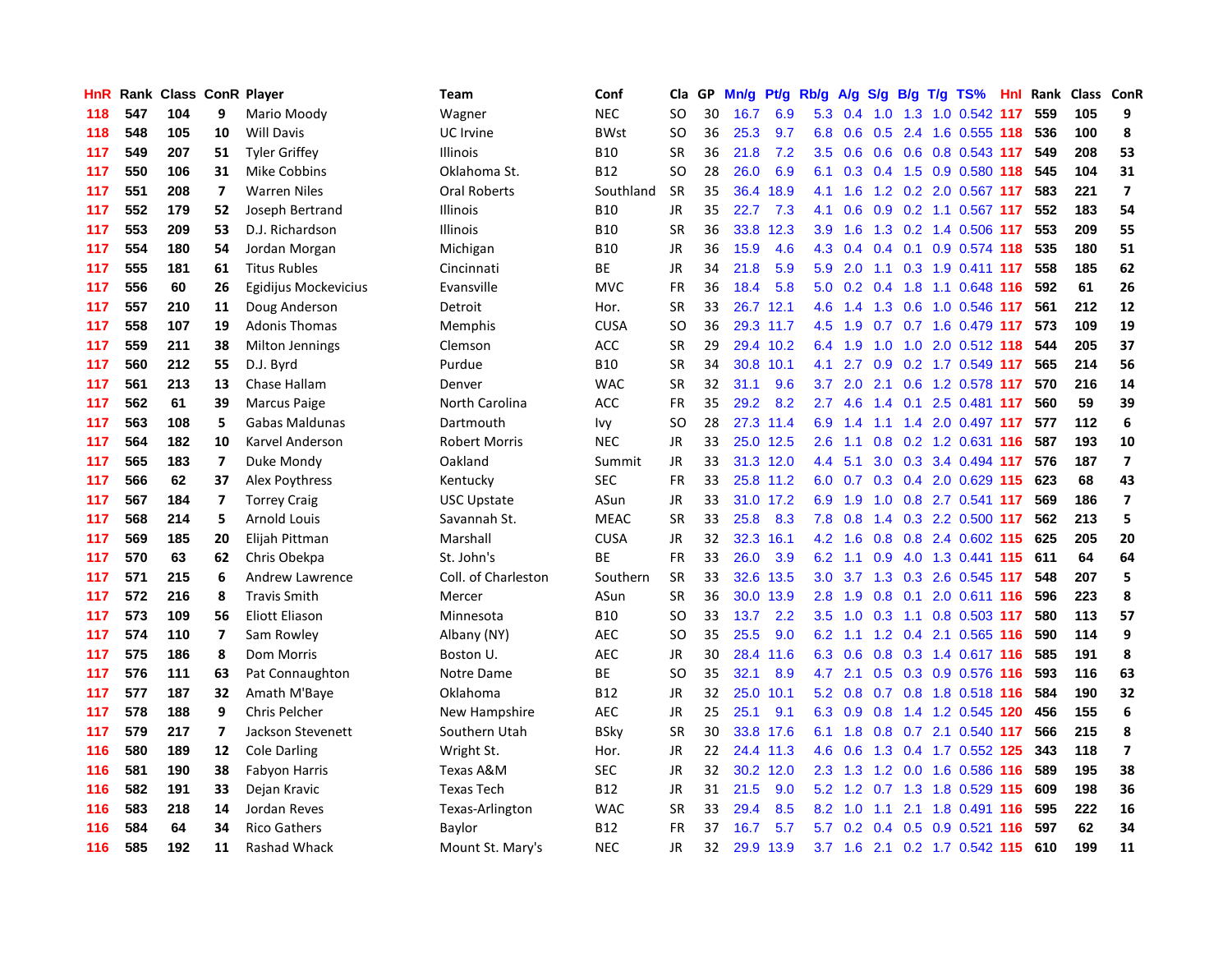| HnR | Rank | Class | ConR | Player | Team | Conf | Cla | GP | Mn/g | Pt/g | Rb/g | A/g | S/g | B/g | T/g | TS% | HnI | Rank | Class | ConR |
|---|---|---|---|---|---|---|---|---|---|---|---|---|---|---|---|---|---|---|---|---|
| 118 | 547 | 104 | 9 | Mario Moody | Wagner | NEC | SO | 30 | 16.7 | 6.9 | 5.3 | 0.4 | 1.0 | 1.3 | 1.0 | 0.542 | 117 | 559 | 105 | 9 |
| 118 | 548 | 105 | 10 | Will Davis | UC Irvine | BWst | SO | 36 | 25.3 | 9.7 | 6.8 | 0.6 | 0.5 | 2.4 | 1.6 | 0.555 | 118 | 536 | 100 | 8 |
| 117 | 549 | 207 | 51 | Tyler Griffey | Illinois | B10 | SR | 36 | 21.8 | 7.2 | 3.5 | 0.6 | 0.6 | 0.6 | 0.8 | 0.543 | 117 | 549 | 208 | 53 |
| 117 | 550 | 106 | 31 | Mike Cobbins | Oklahoma St. | B12 | SO | 28 | 26.0 | 6.9 | 6.1 | 0.3 | 0.4 | 1.5 | 0.9 | 0.580 | 118 | 545 | 104 | 31 |
| 117 | 551 | 208 | 7 | Warren Niles | Oral Roberts | Southland | SR | 35 | 36.4 | 18.9 | 4.1 | 1.6 | 1.2 | 0.2 | 2.0 | 0.567 | 117 | 583 | 221 | 7 |
| 117 | 552 | 179 | 52 | Joseph Bertrand | Illinois | B10 | JR | 35 | 22.7 | 7.3 | 4.1 | 0.6 | 0.9 | 0.2 | 1.1 | 0.567 | 117 | 552 | 183 | 54 |
| 117 | 553 | 209 | 53 | D.J. Richardson | Illinois | B10 | SR | 36 | 33.8 | 12.3 | 3.9 | 1.6 | 1.3 | 0.2 | 1.4 | 0.506 | 117 | 553 | 209 | 55 |
| 117 | 554 | 180 | 54 | Jordan Morgan | Michigan | B10 | JR | 36 | 15.9 | 4.6 | 4.3 | 0.4 | 0.4 | 0.1 | 0.9 | 0.574 | 118 | 535 | 180 | 51 |
| 117 | 555 | 181 | 61 | Titus Rubles | Cincinnati | BE | JR | 34 | 21.8 | 5.9 | 5.9 | 2.0 | 1.1 | 0.3 | 1.9 | 0.411 | 117 | 558 | 185 | 62 |
| 117 | 556 | 60 | 26 | Egidijus Mockevicius | Evansville | MVC | FR | 36 | 18.4 | 5.8 | 5.0 | 0.2 | 0.4 | 1.8 | 1.1 | 0.648 | 116 | 592 | 61 | 26 |
| 117 | 557 | 210 | 11 | Doug Anderson | Detroit | Hor. | SR | 33 | 26.7 | 12.1 | 4.6 | 1.4 | 1.3 | 0.6 | 1.0 | 0.546 | 117 | 561 | 212 | 12 |
| 117 | 558 | 107 | 19 | Adonis Thomas | Memphis | CUSA | SO | 36 | 29.3 | 11.7 | 4.5 | 1.9 | 0.7 | 0.7 | 1.6 | 0.479 | 117 | 573 | 109 | 19 |
| 117 | 559 | 211 | 38 | Milton Jennings | Clemson | ACC | SR | 29 | 29.4 | 10.2 | 6.4 | 1.9 | 1.0 | 1.0 | 2.0 | 0.512 | 118 | 544 | 205 | 37 |
| 117 | 560 | 212 | 55 | D.J. Byrd | Purdue | B10 | SR | 34 | 30.8 | 10.1 | 4.1 | 2.7 | 0.9 | 0.2 | 1.7 | 0.549 | 117 | 565 | 214 | 56 |
| 117 | 561 | 213 | 13 | Chase Hallam | Denver | WAC | SR | 32 | 31.1 | 9.6 | 3.7 | 2.0 | 2.1 | 0.6 | 1.2 | 0.578 | 117 | 570 | 216 | 14 |
| 117 | 562 | 61 | 39 | Marcus Paige | North Carolina | ACC | FR | 35 | 29.2 | 8.2 | 2.7 | 4.6 | 1.4 | 0.1 | 2.5 | 0.481 | 117 | 560 | 59 | 39 |
| 117 | 563 | 108 | 5 | Gabas Maldunas | Dartmouth | Ivy | SO | 28 | 27.3 | 11.4 | 6.9 | 1.4 | 1.1 | 1.4 | 2.0 | 0.497 | 117 | 577 | 112 | 6 |
| 117 | 564 | 182 | 10 | Karvel Anderson | Robert Morris | NEC | JR | 33 | 25.0 | 12.5 | 2.6 | 1.1 | 0.8 | 0.2 | 1.2 | 0.631 | 116 | 587 | 193 | 10 |
| 117 | 565 | 183 | 7 | Duke Mondy | Oakland | Summit | JR | 33 | 31.3 | 12.0 | 4.4 | 5.1 | 3.0 | 0.3 | 3.4 | 0.494 | 117 | 576 | 187 | 7 |
| 117 | 566 | 62 | 37 | Alex Poythress | Kentucky | SEC | FR | 33 | 25.8 | 11.2 | 6.0 | 0.7 | 0.3 | 0.4 | 2.0 | 0.629 | 115 | 623 | 68 | 43 |
| 117 | 567 | 184 | 7 | Torrey Craig | USC Upstate | ASun | JR | 33 | 31.0 | 17.2 | 6.9 | 1.9 | 1.0 | 0.8 | 2.7 | 0.541 | 117 | 569 | 186 | 7 |
| 117 | 568 | 214 | 5 | Arnold Louis | Savannah St. | MEAC | SR | 33 | 25.8 | 8.3 | 7.8 | 0.8 | 1.4 | 0.3 | 2.2 | 0.500 | 117 | 562 | 213 | 5 |
| 117 | 569 | 185 | 20 | Elijah Pittman | Marshall | CUSA | JR | 32 | 32.3 | 16.1 | 4.2 | 1.6 | 0.8 | 0.8 | 2.4 | 0.602 | 115 | 625 | 205 | 20 |
| 117 | 570 | 63 | 62 | Chris Obekpa | St. John's | BE | FR | 33 | 26.0 | 3.9 | 6.2 | 1.1 | 0.9 | 4.0 | 1.3 | 0.441 | 115 | 611 | 64 | 64 |
| 117 | 571 | 215 | 6 | Andrew Lawrence | Coll. of Charleston | Southern | SR | 33 | 32.6 | 13.5 | 3.0 | 3.7 | 1.3 | 0.3 | 2.6 | 0.545 | 117 | 548 | 207 | 5 |
| 117 | 572 | 216 | 8 | Travis Smith | Mercer | ASun | SR | 36 | 30.0 | 13.9 | 2.8 | 1.9 | 0.8 | 0.1 | 2.0 | 0.611 | 116 | 596 | 223 | 8 |
| 117 | 573 | 109 | 56 | Eliott Eliason | Minnesota | B10 | SO | 33 | 13.7 | 2.2 | 3.5 | 1.0 | 0.3 | 1.1 | 0.8 | 0.503 | 117 | 580 | 113 | 57 |
| 117 | 574 | 110 | 7 | Sam Rowley | Albany (NY) | AEC | SO | 35 | 25.5 | 9.0 | 6.2 | 1.1 | 1.2 | 0.4 | 2.1 | 0.565 | 116 | 590 | 114 | 9 |
| 117 | 575 | 186 | 8 | Dom Morris | Boston U. | AEC | JR | 30 | 28.4 | 11.6 | 6.3 | 0.6 | 0.8 | 0.3 | 1.4 | 0.617 | 116 | 585 | 191 | 8 |
| 117 | 576 | 111 | 63 | Pat Connaughton | Notre Dame | BE | SO | 35 | 32.1 | 8.9 | 4.7 | 2.1 | 0.5 | 0.3 | 0.9 | 0.576 | 116 | 593 | 116 | 63 |
| 117 | 577 | 187 | 32 | Amath M'Baye | Oklahoma | B12 | JR | 32 | 25.0 | 10.1 | 5.2 | 0.8 | 0.7 | 0.8 | 1.8 | 0.518 | 116 | 584 | 190 | 32 |
| 117 | 578 | 188 | 9 | Chris Pelcher | New Hampshire | AEC | JR | 25 | 25.1 | 9.1 | 6.3 | 0.9 | 0.8 | 1.4 | 1.2 | 0.545 | 120 | 456 | 155 | 6 |
| 117 | 579 | 217 | 7 | Jackson Stevenett | Southern Utah | BSky | SR | 30 | 33.8 | 17.6 | 6.1 | 1.8 | 0.8 | 0.7 | 2.1 | 0.540 | 117 | 566 | 215 | 8 |
| 116 | 580 | 189 | 12 | Cole Darling | Wright St. | Hor. | JR | 22 | 24.4 | 11.3 | 4.6 | 0.6 | 1.3 | 0.4 | 1.7 | 0.552 | 125 | 343 | 118 | 7 |
| 116 | 581 | 190 | 38 | Fabyon Harris | Texas A&M | SEC | JR | 32 | 30.2 | 12.0 | 2.3 | 1.3 | 1.2 | 0.0 | 1.6 | 0.586 | 116 | 589 | 195 | 38 |
| 116 | 582 | 191 | 33 | Dejan Kravic | Texas Tech | B12 | JR | 31 | 21.5 | 9.0 | 5.2 | 1.2 | 0.7 | 1.3 | 1.8 | 0.529 | 115 | 609 | 198 | 36 |
| 116 | 583 | 218 | 14 | Jordan Reves | Texas-Arlington | WAC | SR | 33 | 29.4 | 8.5 | 8.2 | 1.0 | 1.1 | 2.1 | 1.8 | 0.491 | 116 | 595 | 222 | 16 |
| 116 | 584 | 64 | 34 | Rico Gathers | Baylor | B12 | FR | 37 | 16.7 | 5.7 | 5.7 | 0.2 | 0.4 | 0.5 | 0.9 | 0.521 | 116 | 597 | 62 | 34 |
| 116 | 585 | 192 | 11 | Rashad Whack | Mount St. Mary's | NEC | JR | 32 | 29.9 | 13.9 | 3.7 | 1.6 | 2.1 | 0.2 | 1.7 | 0.542 | 115 | 610 | 199 | 11 |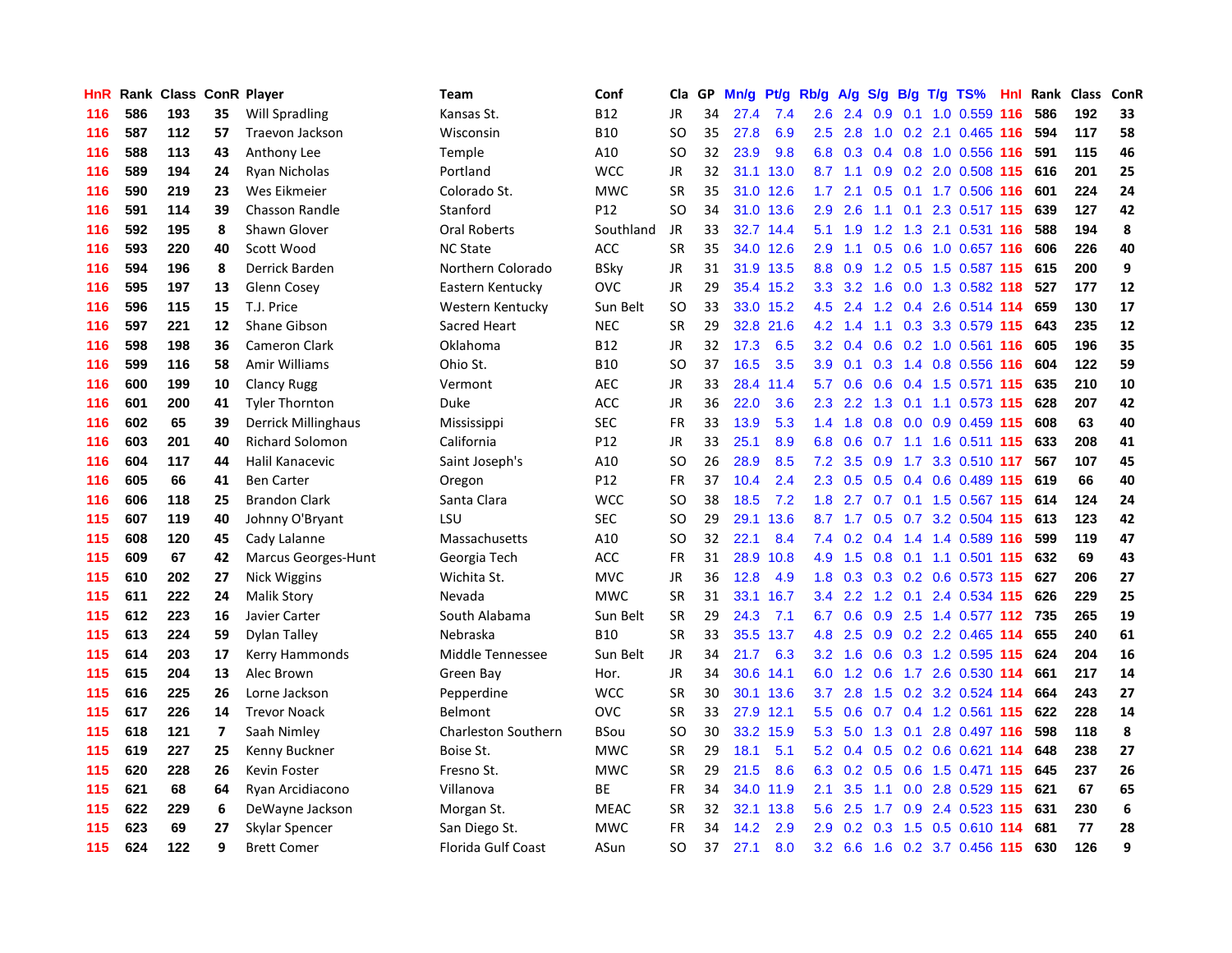| HnR | Rank | Class | ConR | Player | Team | Conf | Cla | GP | Mn/g | Pt/g | Rb/g | A/g | S/g | B/g | T/g | TS% | HnI | Rank | Class | ConR |
|---|---|---|---|---|---|---|---|---|---|---|---|---|---|---|---|---|---|---|---|---|
| 116 | 586 | 193 | 35 | Will Spradling | Kansas St. | B12 | JR | 34 | 27.4 | 7.4 | 2.6 | 2.4 | 0.9 | 0.1 | 1.0 | 0.559 | 116 | 586 | 192 | 33 |
| 116 | 587 | 112 | 57 | Traevon Jackson | Wisconsin | B10 | SO | 35 | 27.8 | 6.9 | 2.5 | 2.8 | 1.0 | 0.2 | 2.1 | 0.465 | 116 | 594 | 117 | 58 |
| 116 | 588 | 113 | 43 | Anthony Lee | Temple | A10 | SO | 32 | 23.9 | 9.8 | 6.8 | 0.3 | 0.4 | 0.8 | 1.0 | 0.556 | 116 | 591 | 115 | 46 |
| 116 | 589 | 194 | 24 | Ryan Nicholas | Portland | WCC | JR | 32 | 31.1 | 13.0 | 8.7 | 1.1 | 0.9 | 0.2 | 2.0 | 0.508 | 115 | 616 | 201 | 25 |
| 116 | 590 | 219 | 23 | Wes Eikmeier | Colorado St. | MWC | SR | 35 | 31.0 | 12.6 | 1.7 | 2.1 | 0.5 | 0.1 | 1.7 | 0.506 | 116 | 601 | 224 | 24 |
| 116 | 591 | 114 | 39 | Chasson Randle | Stanford | P12 | SO | 34 | 31.0 | 13.6 | 2.9 | 2.6 | 1.1 | 0.1 | 2.3 | 0.517 | 115 | 639 | 127 | 42 |
| 116 | 592 | 195 | 8 | Shawn Glover | Oral Roberts | Southland | JR | 33 | 32.7 | 14.4 | 5.1 | 1.9 | 1.2 | 1.3 | 2.1 | 0.531 | 116 | 588 | 194 | 8 |
| 116 | 593 | 220 | 40 | Scott Wood | NC State | ACC | SR | 35 | 34.0 | 12.6 | 2.9 | 1.1 | 0.5 | 0.6 | 1.0 | 0.657 | 116 | 606 | 226 | 40 |
| 116 | 594 | 196 | 8 | Derrick Barden | Northern Colorado | BSky | JR | 31 | 31.9 | 13.5 | 8.8 | 0.9 | 1.2 | 0.5 | 1.5 | 0.587 | 115 | 615 | 200 | 9 |
| 116 | 595 | 197 | 13 | Glenn Cosey | Eastern Kentucky | OVC | JR | 29 | 35.4 | 15.2 | 3.3 | 3.2 | 1.6 | 0.0 | 1.3 | 0.582 | 118 | 527 | 177 | 12 |
| 116 | 596 | 115 | 15 | T.J. Price | Western Kentucky | Sun Belt | SO | 33 | 33.0 | 15.2 | 4.5 | 2.4 | 1.2 | 0.4 | 2.6 | 0.514 | 114 | 659 | 130 | 17 |
| 116 | 597 | 221 | 12 | Shane Gibson | Sacred Heart | NEC | SR | 29 | 32.8 | 21.6 | 4.2 | 1.4 | 1.1 | 0.3 | 3.3 | 0.579 | 115 | 643 | 235 | 12 |
| 116 | 598 | 198 | 36 | Cameron Clark | Oklahoma | B12 | JR | 32 | 17.3 | 6.5 | 3.2 | 0.4 | 0.6 | 0.2 | 1.0 | 0.561 | 116 | 605 | 196 | 35 |
| 116 | 599 | 116 | 58 | Amir Williams | Ohio St. | B10 | SO | 37 | 16.5 | 3.5 | 3.9 | 0.1 | 0.3 | 1.4 | 0.8 | 0.556 | 116 | 604 | 122 | 59 |
| 116 | 600 | 199 | 10 | Clancy Rugg | Vermont | AEC | JR | 33 | 28.4 | 11.4 | 5.7 | 0.6 | 0.6 | 0.4 | 1.5 | 0.571 | 115 | 635 | 210 | 10 |
| 116 | 601 | 200 | 41 | Tyler Thornton | Duke | ACC | JR | 36 | 22.0 | 3.6 | 2.3 | 2.2 | 1.3 | 0.1 | 1.1 | 0.573 | 115 | 628 | 207 | 42 |
| 116 | 602 | 65 | 39 | Derrick Millinghaus | Mississippi | SEC | FR | 33 | 13.9 | 5.3 | 1.4 | 1.8 | 0.8 | 0.0 | 0.9 | 0.459 | 115 | 608 | 63 | 40 |
| 116 | 603 | 201 | 40 | Richard Solomon | California | P12 | JR | 33 | 25.1 | 8.9 | 6.8 | 0.6 | 0.7 | 1.1 | 1.6 | 0.511 | 115 | 633 | 208 | 41 |
| 116 | 604 | 117 | 44 | Halil Kanacevic | Saint Joseph's | A10 | SO | 26 | 28.9 | 8.5 | 7.2 | 3.5 | 0.9 | 1.7 | 3.3 | 0.510 | 117 | 567 | 107 | 45 |
| 116 | 605 | 66 | 41 | Ben Carter | Oregon | P12 | FR | 37 | 10.4 | 2.4 | 2.3 | 0.5 | 0.5 | 0.4 | 0.6 | 0.489 | 115 | 619 | 66 | 40 |
| 116 | 606 | 118 | 25 | Brandon Clark | Santa Clara | WCC | SO | 38 | 18.5 | 7.2 | 1.8 | 2.7 | 0.7 | 0.1 | 1.5 | 0.567 | 115 | 614 | 124 | 24 |
| 115 | 607 | 119 | 40 | Johnny O'Bryant | LSU | SEC | SO | 29 | 29.1 | 13.6 | 8.7 | 1.7 | 0.5 | 0.7 | 3.2 | 0.504 | 115 | 613 | 123 | 42 |
| 115 | 608 | 120 | 45 | Cady Lalanne | Massachusetts | A10 | SO | 32 | 22.1 | 8.4 | 7.4 | 0.2 | 0.4 | 1.4 | 1.4 | 0.589 | 116 | 599 | 119 | 47 |
| 115 | 609 | 67 | 42 | Marcus Georges-Hunt | Georgia Tech | ACC | FR | 31 | 28.9 | 10.8 | 4.9 | 1.5 | 0.8 | 0.1 | 1.1 | 0.501 | 115 | 632 | 69 | 43 |
| 115 | 610 | 202 | 27 | Nick Wiggins | Wichita St. | MVC | JR | 36 | 12.8 | 4.9 | 1.8 | 0.3 | 0.3 | 0.2 | 0.6 | 0.573 | 115 | 627 | 206 | 27 |
| 115 | 611 | 222 | 24 | Malik Story | Nevada | MWC | SR | 31 | 33.1 | 16.7 | 3.4 | 2.2 | 1.2 | 0.1 | 2.4 | 0.534 | 115 | 626 | 229 | 25 |
| 115 | 612 | 223 | 16 | Javier Carter | South Alabama | Sun Belt | SR | 29 | 24.3 | 7.1 | 6.7 | 0.6 | 0.9 | 2.5 | 1.4 | 0.577 | 112 | 735 | 265 | 19 |
| 115 | 613 | 224 | 59 | Dylan Talley | Nebraska | B10 | SR | 33 | 35.5 | 13.7 | 4.8 | 2.5 | 0.9 | 0.2 | 2.2 | 0.465 | 114 | 655 | 240 | 61 |
| 115 | 614 | 203 | 17 | Kerry Hammonds | Middle Tennessee | Sun Belt | JR | 34 | 21.7 | 6.3 | 3.2 | 1.6 | 0.6 | 0.3 | 1.2 | 0.595 | 115 | 624 | 204 | 16 |
| 115 | 615 | 204 | 13 | Alec Brown | Green Bay | Hor. | JR | 34 | 30.6 | 14.1 | 6.0 | 1.2 | 0.6 | 1.7 | 2.6 | 0.530 | 114 | 661 | 217 | 14 |
| 115 | 616 | 225 | 26 | Lorne Jackson | Pepperdine | WCC | SR | 30 | 30.1 | 13.6 | 3.7 | 2.8 | 1.5 | 0.2 | 3.2 | 0.524 | 114 | 664 | 243 | 27 |
| 115 | 617 | 226 | 14 | Trevor Noack | Belmont | OVC | SR | 33 | 27.9 | 12.1 | 5.5 | 0.6 | 0.7 | 0.4 | 1.2 | 0.561 | 115 | 622 | 228 | 14 |
| 115 | 618 | 121 | 7 | Saah Nimley | Charleston Southern | BSou | SO | 30 | 33.2 | 15.9 | 5.3 | 5.0 | 1.3 | 0.1 | 2.8 | 0.497 | 116 | 598 | 118 | 8 |
| 115 | 619 | 227 | 25 | Kenny Buckner | Boise St. | MWC | SR | 29 | 18.1 | 5.1 | 5.2 | 0.4 | 0.5 | 0.2 | 0.6 | 0.621 | 114 | 648 | 238 | 27 |
| 115 | 620 | 228 | 26 | Kevin Foster | Fresno St. | MWC | SR | 29 | 21.5 | 8.6 | 6.3 | 0.2 | 0.5 | 0.6 | 1.5 | 0.471 | 115 | 645 | 237 | 26 |
| 115 | 621 | 68 | 64 | Ryan Arcidiacono | Villanova | BE | FR | 34 | 34.0 | 11.9 | 2.1 | 3.5 | 1.1 | 0.0 | 2.8 | 0.529 | 115 | 621 | 67 | 65 |
| 115 | 622 | 229 | 6 | DeWayne Jackson | Morgan St. | MEAC | SR | 32 | 32.1 | 13.8 | 5.6 | 2.5 | 1.7 | 0.9 | 2.4 | 0.523 | 115 | 631 | 230 | 6 |
| 115 | 623 | 69 | 27 | Skylar Spencer | San Diego St. | MWC | FR | 34 | 14.2 | 2.9 | 2.9 | 0.2 | 0.3 | 1.5 | 0.5 | 0.610 | 114 | 681 | 77 | 28 |
| 115 | 624 | 122 | 9 | Brett Comer | Florida Gulf Coast | ASun | SO | 37 | 27.1 | 8.0 | 3.2 | 6.6 | 1.6 | 0.2 | 3.7 | 0.456 | 115 | 630 | 126 | 9 |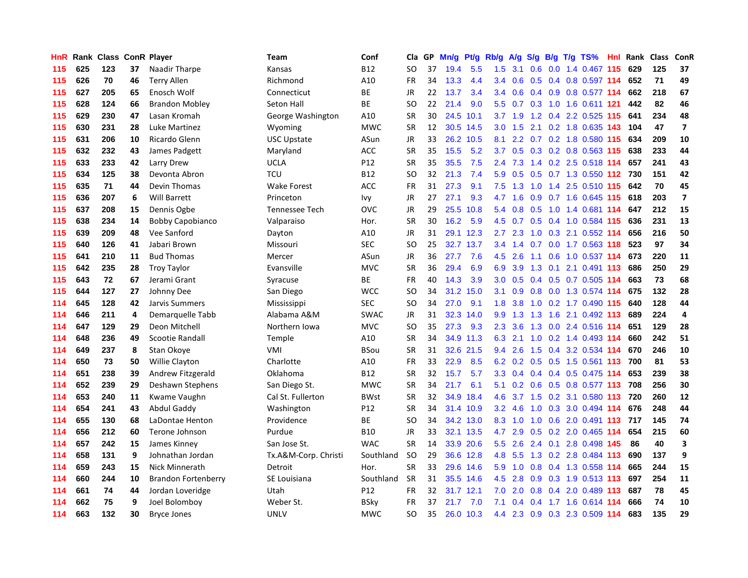| HnR | Rank | Class | ConR | Player | Team | Conf | Cla | GP | Mn/g | Pt/g | Rb/g | A/g | S/g | B/g | T/g | TS% | HnI | Rank | Class | ConR |
|---|---|---|---|---|---|---|---|---|---|---|---|---|---|---|---|---|---|---|---|---|
| 115 | 625 | 123 | 37 | Naadir Tharpe | Kansas | B12 | SO | 37 | 19.4 | 5.5 | 1.5 | 3.1 | 0.6 | 0.0 | 1.4 | 0.467 | 115 | 629 | 125 | 37 |
| 115 | 626 | 70 | 46 | Terry Allen | Richmond | A10 | FR | 34 | 13.3 | 4.4 | 3.4 | 0.6 | 0.5 | 0.4 | 0.8 | 0.597 | 114 | 652 | 71 | 49 |
| 115 | 627 | 205 | 65 | Enosch Wolf | Connecticut | BE | JR | 22 | 13.7 | 3.4 | 3.4 | 0.6 | 0.4 | 0.9 | 0.8 | 0.577 | 114 | 662 | 218 | 67 |
| 115 | 628 | 124 | 66 | Brandon Mobley | Seton Hall | BE | SO | 22 | 21.4 | 9.0 | 5.5 | 0.7 | 0.3 | 1.0 | 1.6 | 0.611 | 121 | 442 | 82 | 46 |
| 115 | 629 | 230 | 47 | Lasan Kromah | George Washington | A10 | SR | 30 | 24.5 | 10.1 | 3.7 | 1.9 | 1.2 | 0.4 | 2.2 | 0.525 | 115 | 641 | 234 | 48 |
| 115 | 630 | 231 | 28 | Luke Martinez | Wyoming | MWC | SR | 12 | 30.5 | 14.5 | 3.0 | 1.5 | 2.1 | 0.2 | 1.8 | 0.635 | 143 | 104 | 47 | 7 |
| 115 | 631 | 206 | 10 | Ricardo Glenn | USC Upstate | ASun | JR | 33 | 26.2 | 10.5 | 8.1 | 2.2 | 0.7 | 0.2 | 1.8 | 0.580 | 115 | 634 | 209 | 10 |
| 115 | 632 | 232 | 43 | James Padgett | Maryland | ACC | SR | 35 | 15.5 | 5.2 | 3.7 | 0.5 | 0.3 | 0.2 | 0.8 | 0.563 | 115 | 638 | 233 | 44 |
| 115 | 633 | 233 | 42 | Larry Drew | UCLA | P12 | SR | 35 | 35.5 | 7.5 | 2.4 | 7.3 | 1.4 | 0.2 | 2.5 | 0.518 | 114 | 657 | 241 | 43 |
| 115 | 634 | 125 | 38 | Devonta Abron | TCU | B12 | SO | 32 | 21.3 | 7.4 | 5.9 | 0.5 | 0.5 | 0.7 | 1.3 | 0.550 | 112 | 730 | 151 | 42 |
| 115 | 635 | 71 | 44 | Devin Thomas | Wake Forest | ACC | FR | 31 | 27.3 | 9.1 | 7.5 | 1.3 | 1.0 | 1.4 | 2.5 | 0.510 | 115 | 642 | 70 | 45 |
| 115 | 636 | 207 | 6 | Will Barrett | Princeton | Ivy | JR | 27 | 27.1 | 9.3 | 4.7 | 1.6 | 0.9 | 0.7 | 1.6 | 0.645 | 115 | 618 | 203 | 7 |
| 115 | 637 | 208 | 15 | Dennis Ogbe | Tennessee Tech | OVC | JR | 29 | 25.5 | 10.8 | 5.4 | 0.8 | 0.5 | 1.0 | 1.4 | 0.681 | 114 | 647 | 212 | 15 |
| 115 | 638 | 234 | 14 | Bobby Capobianco | Valparaiso | Hor. | SR | 30 | 16.2 | 5.9 | 4.5 | 0.7 | 0.5 | 0.4 | 1.0 | 0.584 | 115 | 636 | 231 | 13 |
| 115 | 639 | 209 | 48 | Vee Sanford | Dayton | A10 | JR | 31 | 29.1 | 12.3 | 2.7 | 2.3 | 1.0 | 0.3 | 2.1 | 0.552 | 114 | 656 | 216 | 50 |
| 115 | 640 | 126 | 41 | Jabari Brown | Missouri | SEC | SO | 25 | 32.7 | 13.7 | 3.4 | 1.4 | 0.7 | 0.0 | 1.7 | 0.563 | 118 | 523 | 97 | 34 |
| 115 | 641 | 210 | 11 | Bud Thomas | Mercer | ASun | JR | 36 | 27.7 | 7.6 | 4.5 | 2.6 | 1.1 | 0.6 | 1.0 | 0.537 | 114 | 673 | 220 | 11 |
| 115 | 642 | 235 | 28 | Troy Taylor | Evansville | MVC | SR | 36 | 29.4 | 6.9 | 6.9 | 3.9 | 1.3 | 0.1 | 2.1 | 0.491 | 113 | 686 | 250 | 29 |
| 115 | 643 | 72 | 67 | Jerami Grant | Syracuse | BE | FR | 40 | 14.3 | 3.9 | 3.0 | 0.5 | 0.4 | 0.5 | 0.7 | 0.505 | 114 | 663 | 73 | 68 |
| 115 | 644 | 127 | 27 | Johnny Dee | San Diego | WCC | SO | 34 | 31.2 | 15.0 | 3.1 | 0.9 | 0.8 | 0.0 | 1.3 | 0.574 | 114 | 675 | 132 | 28 |
| 114 | 645 | 128 | 42 | Jarvis Summers | Mississippi | SEC | SO | 34 | 27.0 | 9.1 | 1.8 | 3.8 | 1.0 | 0.2 | 1.7 | 0.490 | 115 | 640 | 128 | 44 |
| 114 | 646 | 211 | 4 | Demarquelle Tabb | Alabama A&M | SWAC | JR | 31 | 32.3 | 14.0 | 9.9 | 1.3 | 1.3 | 1.6 | 2.1 | 0.492 | 113 | 689 | 224 | 4 |
| 114 | 647 | 129 | 29 | Deon Mitchell | Northern Iowa | MVC | SO | 35 | 27.3 | 9.3 | 2.3 | 3.6 | 1.3 | 0.0 | 2.4 | 0.516 | 114 | 651 | 129 | 28 |
| 114 | 648 | 236 | 49 | Scootie Randall | Temple | A10 | SR | 34 | 34.9 | 11.3 | 6.3 | 2.1 | 1.0 | 0.2 | 1.4 | 0.493 | 114 | 660 | 242 | 51 |
| 114 | 649 | 237 | 8 | Stan Okoye | VMI | BSou | SR | 31 | 32.6 | 21.5 | 9.4 | 2.6 | 1.5 | 0.4 | 3.2 | 0.534 | 114 | 670 | 246 | 10 |
| 114 | 650 | 73 | 50 | Willie Clayton | Charlotte | A10 | FR | 33 | 22.9 | 8.5 | 6.2 | 0.2 | 0.5 | 0.5 | 1.5 | 0.561 | 113 | 700 | 81 | 53 |
| 114 | 651 | 238 | 39 | Andrew Fitzgerald | Oklahoma | B12 | SR | 32 | 15.7 | 5.7 | 3.3 | 0.4 | 0.4 | 0.4 | 0.5 | 0.475 | 114 | 653 | 239 | 38 |
| 114 | 652 | 239 | 29 | Deshawn Stephens | San Diego St. | MWC | SR | 34 | 21.7 | 6.1 | 5.1 | 0.2 | 0.6 | 0.5 | 0.8 | 0.577 | 113 | 708 | 256 | 30 |
| 114 | 653 | 240 | 11 | Kwame Vaughn | Cal St. Fullerton | BWst | SR | 32 | 34.9 | 18.4 | 4.6 | 3.7 | 1.5 | 0.2 | 3.1 | 0.580 | 113 | 720 | 260 | 12 |
| 114 | 654 | 241 | 43 | Abdul Gaddy | Washington | P12 | SR | 34 | 31.4 | 10.9 | 3.2 | 4.6 | 1.0 | 0.3 | 3.0 | 0.494 | 114 | 676 | 248 | 44 |
| 114 | 655 | 130 | 68 | LaDontae Henton | Providence | BE | SO | 34 | 34.2 | 13.0 | 8.3 | 1.0 | 1.0 | 0.6 | 2.0 | 0.491 | 113 | 717 | 145 | 74 |
| 114 | 656 | 212 | 60 | Terone Johnson | Purdue | B10 | JR | 33 | 32.1 | 13.5 | 4.7 | 2.9 | 0.5 | 0.2 | 2.0 | 0.465 | 114 | 654 | 215 | 60 |
| 114 | 657 | 242 | 15 | James Kinney | San Jose St. | WAC | SR | 14 | 33.9 | 20.6 | 5.5 | 2.6 | 2.4 | 0.1 | 2.8 | 0.498 | 145 | 86 | 40 | 3 |
| 114 | 658 | 131 | 9 | Johnathan Jordan | Tx.A&M-Corp. Christi | Southland | SO | 29 | 36.6 | 12.8 | 4.8 | 5.5 | 1.3 | 0.2 | 2.8 | 0.484 | 113 | 690 | 137 | 9 |
| 114 | 659 | 243 | 15 | Nick Minnerath | Detroit | Hor. | SR | 33 | 29.6 | 14.6 | 5.9 | 1.0 | 0.8 | 0.4 | 1.3 | 0.558 | 114 | 665 | 244 | 15 |
| 114 | 660 | 244 | 10 | Brandon Fortenberry | SE Louisiana | Southland | SR | 31 | 35.5 | 14.6 | 4.5 | 2.8 | 0.9 | 0.3 | 1.9 | 0.513 | 113 | 697 | 254 | 11 |
| 114 | 661 | 74 | 44 | Jordan Loveridge | Utah | P12 | FR | 32 | 31.7 | 12.1 | 7.0 | 2.0 | 0.8 | 0.4 | 2.0 | 0.489 | 113 | 687 | 78 | 45 |
| 114 | 662 | 75 | 9 | Joel Bolomboy | Weber St. | BSky | FR | 37 | 21.7 | 7.0 | 7.1 | 0.4 | 0.4 | 1.7 | 1.6 | 0.614 | 114 | 666 | 74 | 10 |
| 114 | 663 | 132 | 30 | Bryce Jones | UNLV | MWC | SO | 35 | 26.0 | 10.3 | 4.4 | 2.3 | 0.9 | 0.3 | 2.3 | 0.509 | 114 | 683 | 135 | 29 |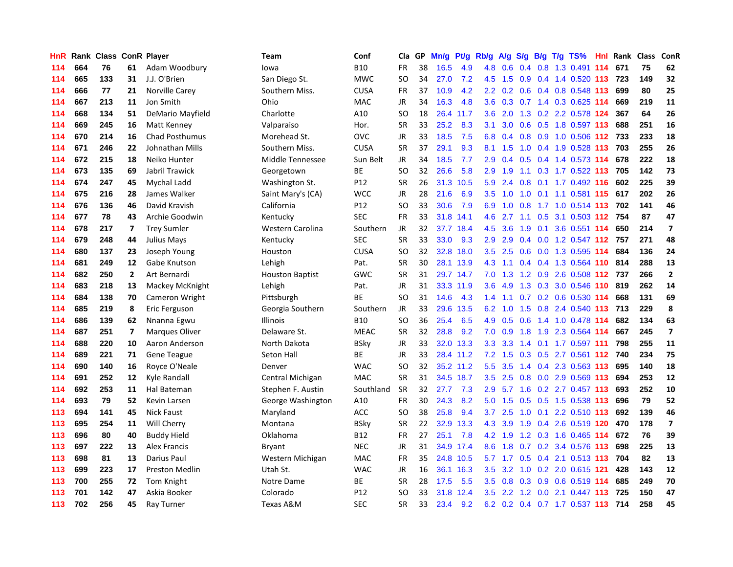| HnR | Rank | Class | ConR | Player | Team | Conf | Cla | GP | Mn/g | Pt/g | Rb/g | A/g | S/g | B/g | T/g | TS% | HnI | Rank | Class | ConR |
|---|---|---|---|---|---|---|---|---|---|---|---|---|---|---|---|---|---|---|---|---|
| 114 | 664 | 76 | 61 | Adam Woodbury | Iowa | B10 | FR | 38 | 16.5 | 4.9 | 4.8 | 0.6 | 0.4 | 0.8 | 1.3 | 0.491 | 114 | 671 | 75 | 62 |
| 114 | 665 | 133 | 31 | J.J. O'Brien | San Diego St. | MWC | SO | 34 | 27.0 | 7.2 | 4.5 | 1.5 | 0.9 | 0.4 | 1.4 | 0.520 | 113 | 723 | 149 | 32 |
| 114 | 666 | 77 | 21 | Norville Carey | Southern Miss. | CUSA | FR | 37 | 10.9 | 4.2 | 2.2 | 0.2 | 0.6 | 0.4 | 0.8 | 0.548 | 113 | 699 | 80 | 25 |
| 114 | 667 | 213 | 11 | Jon Smith | Ohio | MAC | JR | 34 | 16.3 | 4.8 | 3.6 | 0.3 | 0.7 | 1.4 | 0.3 | 0.625 | 114 | 669 | 219 | 11 |
| 114 | 668 | 134 | 51 | DeMario Mayfield | Charlotte | A10 | SO | 18 | 26.4 | 11.7 | 3.6 | 2.0 | 1.3 | 0.2 | 2.2 | 0.578 | 124 | 367 | 64 | 26 |
| 114 | 669 | 245 | 16 | Matt Kenney | Valparaiso | Hor. | SR | 33 | 25.2 | 8.3 | 3.1 | 3.0 | 0.6 | 0.5 | 1.8 | 0.597 | 113 | 688 | 251 | 16 |
| 114 | 670 | 214 | 16 | Chad Posthumus | Morehead St. | OVC | JR | 33 | 18.5 | 7.5 | 6.8 | 0.4 | 0.8 | 0.9 | 1.0 | 0.506 | 112 | 733 | 233 | 18 |
| 114 | 671 | 246 | 22 | Johnathan Mills | Southern Miss. | CUSA | SR | 37 | 29.1 | 9.3 | 8.1 | 1.5 | 1.0 | 0.4 | 1.9 | 0.528 | 113 | 703 | 255 | 26 |
| 114 | 672 | 215 | 18 | Neiko Hunter | Middle Tennessee | Sun Belt | JR | 34 | 18.5 | 7.7 | 2.9 | 0.4 | 0.5 | 0.4 | 1.4 | 0.573 | 114 | 678 | 222 | 18 |
| 114 | 673 | 135 | 69 | Jabril Trawick | Georgetown | BE | SO | 32 | 26.6 | 5.8 | 2.9 | 1.9 | 1.1 | 0.3 | 1.7 | 0.522 | 113 | 705 | 142 | 73 |
| 114 | 674 | 247 | 45 | Mychal Ladd | Washington St. | P12 | SR | 26 | 31.3 | 10.5 | 5.9 | 2.4 | 0.8 | 0.1 | 1.7 | 0.492 | 116 | 602 | 225 | 39 |
| 114 | 675 | 216 | 28 | James Walker | Saint Mary's (CA) | WCC | JR | 28 | 21.6 | 6.9 | 3.5 | 1.0 | 1.0 | 0.1 | 1.1 | 0.581 | 115 | 617 | 202 | 26 |
| 114 | 676 | 136 | 46 | David Kravish | California | P12 | SO | 33 | 30.6 | 7.9 | 6.9 | 1.0 | 0.8 | 1.7 | 1.0 | 0.514 | 113 | 702 | 141 | 46 |
| 114 | 677 | 78 | 43 | Archie Goodwin | Kentucky | SEC | FR | 33 | 31.8 | 14.1 | 4.6 | 2.7 | 1.1 | 0.5 | 3.1 | 0.503 | 112 | 754 | 87 | 47 |
| 114 | 678 | 217 | 7 | Trey Sumler | Western Carolina | Southern | JR | 32 | 37.7 | 18.4 | 4.5 | 3.6 | 1.9 | 0.1 | 3.6 | 0.551 | 114 | 650 | 214 | 7 |
| 114 | 679 | 248 | 44 | Julius Mays | Kentucky | SEC | SR | 33 | 33.0 | 9.3 | 2.9 | 2.9 | 0.4 | 0.0 | 1.2 | 0.547 | 112 | 757 | 271 | 48 |
| 114 | 680 | 137 | 23 | Joseph Young | Houston | CUSA | SO | 32 | 32.8 | 18.0 | 3.5 | 2.5 | 0.6 | 0.0 | 1.3 | 0.595 | 114 | 684 | 136 | 24 |
| 114 | 681 | 249 | 12 | Gabe Knutson | Lehigh | Pat. | SR | 30 | 28.1 | 13.9 | 4.3 | 1.1 | 0.4 | 0.4 | 1.3 | 0.564 | 110 | 814 | 288 | 13 |
| 114 | 682 | 250 | 2 | Art Bernardi | Houston Baptist | GWC | SR | 31 | 29.7 | 14.7 | 7.0 | 1.3 | 1.2 | 0.9 | 2.6 | 0.508 | 112 | 737 | 266 | 2 |
| 114 | 683 | 218 | 13 | Mackey McKnight | Lehigh | Pat. | JR | 31 | 33.3 | 11.9 | 3.6 | 4.9 | 1.3 | 0.3 | 3.0 | 0.546 | 110 | 819 | 262 | 14 |
| 114 | 684 | 138 | 70 | Cameron Wright | Pittsburgh | BE | SO | 31 | 14.6 | 4.3 | 1.4 | 1.1 | 0.7 | 0.2 | 0.6 | 0.530 | 114 | 668 | 131 | 69 |
| 114 | 685 | 219 | 8 | Eric Ferguson | Georgia Southern | Southern | JR | 33 | 29.6 | 13.5 | 6.2 | 1.0 | 1.5 | 0.8 | 2.4 | 0.540 | 113 | 713 | 229 | 8 |
| 114 | 686 | 139 | 62 | Nnanna Egwu | Illinois | B10 | SO | 36 | 25.4 | 6.5 | 4.9 | 0.5 | 0.6 | 1.4 | 1.0 | 0.478 | 114 | 682 | 134 | 63 |
| 114 | 687 | 251 | 7 | Marques Oliver | Delaware St. | MEAC | SR | 32 | 28.8 | 9.2 | 7.0 | 0.9 | 1.8 | 1.9 | 2.3 | 0.564 | 114 | 667 | 245 | 7 |
| 114 | 688 | 220 | 10 | Aaron Anderson | North Dakota | BSky | JR | 33 | 32.0 | 13.3 | 3.3 | 3.3 | 1.4 | 0.1 | 1.7 | 0.597 | 111 | 798 | 255 | 11 |
| 114 | 689 | 221 | 71 | Gene Teague | Seton Hall | BE | JR | 33 | 28.4 | 11.2 | 7.2 | 1.5 | 0.3 | 0.5 | 2.7 | 0.561 | 112 | 740 | 234 | 75 |
| 114 | 690 | 140 | 16 | Royce O'Neale | Denver | WAC | SO | 32 | 35.2 | 11.2 | 5.5 | 3.5 | 1.4 | 0.4 | 2.3 | 0.563 | 113 | 695 | 140 | 18 |
| 114 | 691 | 252 | 12 | Kyle Randall | Central Michigan | MAC | SR | 31 | 34.5 | 18.7 | 3.5 | 2.5 | 0.8 | 0.0 | 2.9 | 0.569 | 113 | 694 | 253 | 12 |
| 114 | 692 | 253 | 11 | Hal Bateman | Stephen F. Austin | Southland | SR | 32 | 27.7 | 7.3 | 2.9 | 5.7 | 1.6 | 0.2 | 2.7 | 0.457 | 113 | 693 | 252 | 10 |
| 114 | 693 | 79 | 52 | Kevin Larsen | George Washington | A10 | FR | 30 | 24.3 | 8.2 | 5.0 | 1.5 | 0.5 | 0.5 | 1.5 | 0.538 | 113 | 696 | 79 | 52 |
| 113 | 694 | 141 | 45 | Nick Faust | Maryland | ACC | SO | 38 | 25.8 | 9.4 | 3.7 | 2.5 | 1.0 | 0.1 | 2.2 | 0.510 | 113 | 692 | 139 | 46 |
| 113 | 695 | 254 | 11 | Will Cherry | Montana | BSky | SR | 22 | 32.9 | 13.3 | 4.3 | 3.9 | 1.9 | 0.4 | 2.6 | 0.519 | 120 | 470 | 178 | 7 |
| 113 | 696 | 80 | 40 | Buddy Hield | Oklahoma | B12 | FR | 27 | 25.1 | 7.8 | 4.2 | 1.9 | 1.2 | 0.3 | 1.6 | 0.465 | 114 | 672 | 76 | 39 |
| 113 | 697 | 222 | 13 | Alex Francis | Bryant | NEC | JR | 31 | 34.9 | 17.4 | 8.6 | 1.8 | 0.7 | 0.2 | 3.4 | 0.576 | 113 | 698 | 225 | 13 |
| 113 | 698 | 81 | 13 | Darius Paul | Western Michigan | MAC | FR | 35 | 24.8 | 10.5 | 5.7 | 1.7 | 0.5 | 0.4 | 2.1 | 0.513 | 113 | 704 | 82 | 13 |
| 113 | 699 | 223 | 17 | Preston Medlin | Utah St. | WAC | JR | 16 | 36.1 | 16.3 | 3.5 | 3.2 | 1.0 | 0.2 | 2.0 | 0.615 | 121 | 428 | 143 | 12 |
| 113 | 700 | 255 | 72 | Tom Knight | Notre Dame | BE | SR | 28 | 17.5 | 5.5 | 3.5 | 0.8 | 0.3 | 0.9 | 0.6 | 0.519 | 114 | 685 | 249 | 70 |
| 113 | 701 | 142 | 47 | Askia Booker | Colorado | P12 | SO | 33 | 31.8 | 12.4 | 3.5 | 2.2 | 1.2 | 0.0 | 2.1 | 0.447 | 113 | 725 | 150 | 47 |
| 113 | 702 | 256 | 45 | Ray Turner | Texas A&M | SEC | SR | 33 | 23.4 | 9.2 | 6.2 | 0.2 | 0.4 | 0.7 | 1.7 | 0.537 | 113 | 714 | 258 | 45 |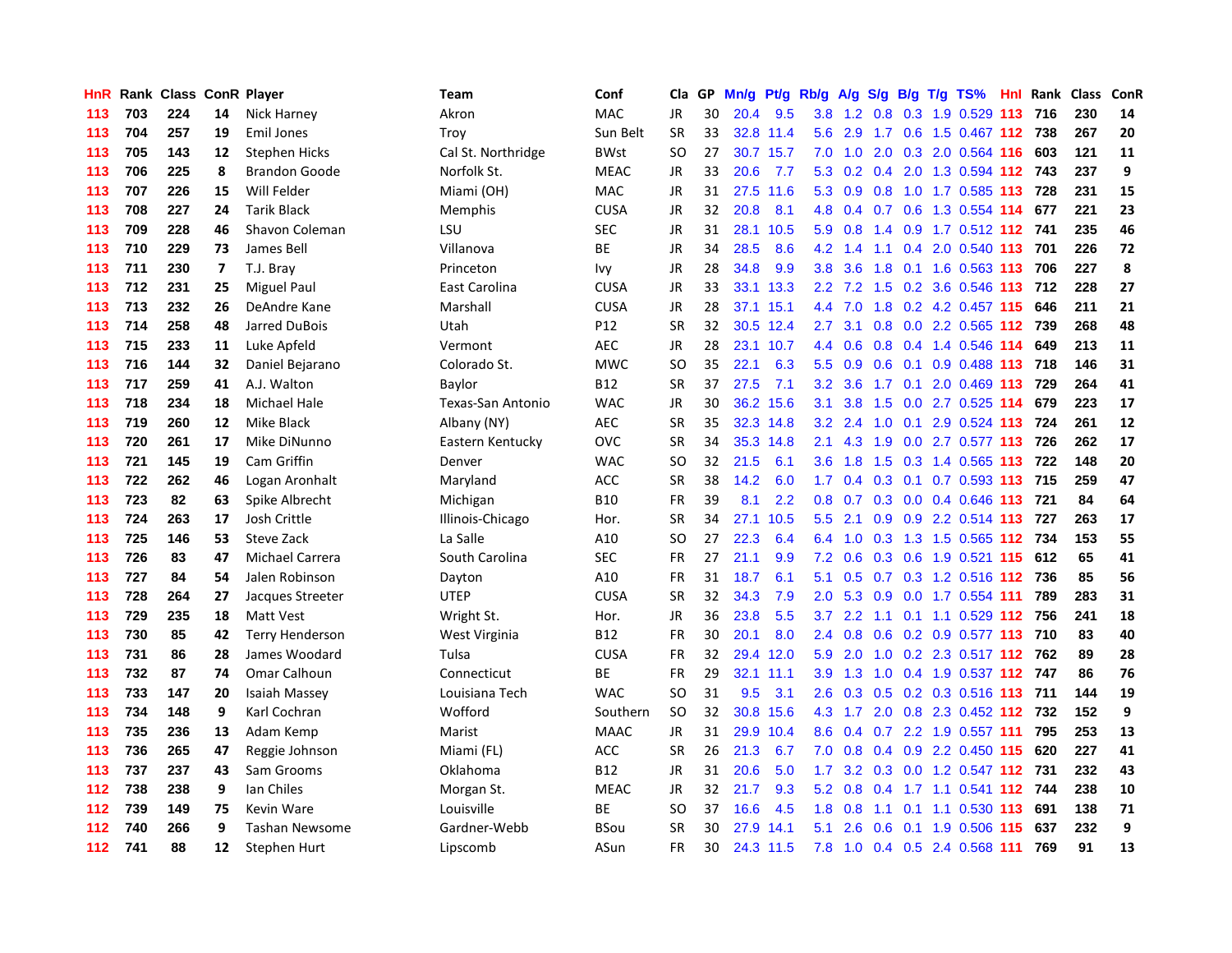| HnR | Rank | Class | ConR | Player | Team | Conf | Cla | GP | Mn/g | Pt/g | Rb/g | A/g | S/g | B/g | T/g | TS% | HnI | Rank | Class | ConR |
|---|---|---|---|---|---|---|---|---|---|---|---|---|---|---|---|---|---|---|---|---|
| 113 | 703 | 224 | 14 | Nick Harney | Akron | MAC | JR | 30 | 20.4 | 9.5 | 3.8 | 1.2 | 0.8 | 0.3 | 1.9 | 0.529 | 113 | 716 | 230 | 14 |
| 113 | 704 | 257 | 19 | Emil Jones | Troy | Sun Belt | SR | 33 | 32.8 | 11.4 | 5.6 | 2.9 | 1.7 | 0.6 | 1.5 | 0.467 | 112 | 738 | 267 | 20 |
| 113 | 705 | 143 | 12 | Stephen Hicks | Cal St. Northridge | BWst | SO | 27 | 30.7 | 15.7 | 7.0 | 1.0 | 2.0 | 0.3 | 2.0 | 0.564 | 116 | 603 | 121 | 11 |
| 113 | 706 | 225 | 8 | Brandon Goode | Norfolk St. | MEAC | JR | 33 | 20.6 | 7.7 | 5.3 | 0.2 | 0.4 | 2.0 | 1.3 | 0.594 | 112 | 743 | 237 | 9 |
| 113 | 707 | 226 | 15 | Will Felder | Miami (OH) | MAC | JR | 31 | 27.5 | 11.6 | 5.3 | 0.9 | 0.8 | 1.0 | 1.7 | 0.585 | 113 | 728 | 231 | 15 |
| 113 | 708 | 227 | 24 | Tarik Black | Memphis | CUSA | JR | 32 | 20.8 | 8.1 | 4.8 | 0.4 | 0.7 | 0.6 | 1.3 | 0.554 | 114 | 677 | 221 | 23 |
| 113 | 709 | 228 | 46 | Shavon Coleman | LSU | SEC | JR | 31 | 28.1 | 10.5 | 5.9 | 0.8 | 1.4 | 0.9 | 1.7 | 0.512 | 112 | 741 | 235 | 46 |
| 113 | 710 | 229 | 73 | James Bell | Villanova | BE | JR | 34 | 28.5 | 8.6 | 4.2 | 1.4 | 1.1 | 0.4 | 2.0 | 0.540 | 113 | 701 | 226 | 72 |
| 113 | 711 | 230 | 7 | T.J. Bray | Princeton | Ivy | JR | 28 | 34.8 | 9.9 | 3.8 | 3.6 | 1.8 | 0.1 | 1.6 | 0.563 | 113 | 706 | 227 | 8 |
| 113 | 712 | 231 | 25 | Miguel Paul | East Carolina | CUSA | JR | 33 | 33.1 | 13.3 | 2.2 | 7.2 | 1.5 | 0.2 | 3.6 | 0.546 | 113 | 712 | 228 | 27 |
| 113 | 713 | 232 | 26 | DeAndre Kane | Marshall | CUSA | JR | 28 | 37.1 | 15.1 | 4.4 | 7.0 | 1.8 | 0.2 | 4.2 | 0.457 | 115 | 646 | 211 | 21 |
| 113 | 714 | 258 | 48 | Jarred DuBois | Utah | P12 | SR | 32 | 30.5 | 12.4 | 2.7 | 3.1 | 0.8 | 0.0 | 2.2 | 0.565 | 112 | 739 | 268 | 48 |
| 113 | 715 | 233 | 11 | Luke Apfeld | Vermont | AEC | JR | 28 | 23.1 | 10.7 | 4.4 | 0.6 | 0.8 | 0.4 | 1.4 | 0.546 | 114 | 649 | 213 | 11 |
| 113 | 716 | 144 | 32 | Daniel Bejarano | Colorado St. | MWC | SO | 35 | 22.1 | 6.3 | 5.5 | 0.9 | 0.6 | 0.1 | 0.9 | 0.488 | 113 | 718 | 146 | 31 |
| 113 | 717 | 259 | 41 | A.J. Walton | Baylor | B12 | SR | 37 | 27.5 | 7.1 | 3.2 | 3.6 | 1.7 | 0.1 | 2.0 | 0.469 | 113 | 729 | 264 | 41 |
| 113 | 718 | 234 | 18 | Michael Hale | Texas-San Antonio | WAC | JR | 30 | 36.2 | 15.6 | 3.1 | 3.8 | 1.5 | 0.0 | 2.7 | 0.525 | 114 | 679 | 223 | 17 |
| 113 | 719 | 260 | 12 | Mike Black | Albany (NY) | AEC | SR | 35 | 32.3 | 14.8 | 3.2 | 2.4 | 1.0 | 0.1 | 2.9 | 0.524 | 113 | 724 | 261 | 12 |
| 113 | 720 | 261 | 17 | Mike DiNunno | Eastern Kentucky | OVC | SR | 34 | 35.3 | 14.8 | 2.1 | 4.3 | 1.9 | 0.0 | 2.7 | 0.577 | 113 | 726 | 262 | 17 |
| 113 | 721 | 145 | 19 | Cam Griffin | Denver | WAC | SO | 32 | 21.5 | 6.1 | 3.6 | 1.8 | 1.5 | 0.3 | 1.4 | 0.565 | 113 | 722 | 148 | 20 |
| 113 | 722 | 262 | 46 | Logan Aronhalt | Maryland | ACC | SR | 38 | 14.2 | 6.0 | 1.7 | 0.4 | 0.3 | 0.1 | 0.7 | 0.593 | 113 | 715 | 259 | 47 |
| 113 | 723 | 82 | 63 | Spike Albrecht | Michigan | B10 | FR | 39 | 8.1 | 2.2 | 0.8 | 0.7 | 0.3 | 0.0 | 0.4 | 0.646 | 113 | 721 | 84 | 64 |
| 113 | 724 | 263 | 17 | Josh Crittle | Illinois-Chicago | Hor. | SR | 34 | 27.1 | 10.5 | 5.5 | 2.1 | 0.9 | 0.9 | 2.2 | 0.514 | 113 | 727 | 263 | 17 |
| 113 | 725 | 146 | 53 | Steve Zack | La Salle | A10 | SO | 27 | 22.3 | 6.4 | 6.4 | 1.0 | 0.3 | 1.3 | 1.5 | 0.565 | 112 | 734 | 153 | 55 |
| 113 | 726 | 83 | 47 | Michael Carrera | South Carolina | SEC | FR | 27 | 21.1 | 9.9 | 7.2 | 0.6 | 0.3 | 0.6 | 1.9 | 0.521 | 115 | 612 | 65 | 41 |
| 113 | 727 | 84 | 54 | Jalen Robinson | Dayton | A10 | FR | 31 | 18.7 | 6.1 | 5.1 | 0.5 | 0.7 | 0.3 | 1.2 | 0.516 | 112 | 736 | 85 | 56 |
| 113 | 728 | 264 | 27 | Jacques Streeter | UTEP | CUSA | SR | 32 | 34.3 | 7.9 | 2.0 | 5.3 | 0.9 | 0.0 | 1.7 | 0.554 | 111 | 789 | 283 | 31 |
| 113 | 729 | 235 | 18 | Matt Vest | Wright St. | Hor. | JR | 36 | 23.8 | 5.5 | 3.7 | 2.2 | 1.1 | 0.1 | 1.1 | 0.529 | 112 | 756 | 241 | 18 |
| 113 | 730 | 85 | 42 | Terry Henderson | West Virginia | B12 | FR | 30 | 20.1 | 8.0 | 2.4 | 0.8 | 0.6 | 0.2 | 0.9 | 0.577 | 113 | 710 | 83 | 40 |
| 113 | 731 | 86 | 28 | James Woodard | Tulsa | CUSA | FR | 32 | 29.4 | 12.0 | 5.9 | 2.0 | 1.0 | 0.2 | 2.3 | 0.517 | 112 | 762 | 89 | 28 |
| 113 | 732 | 87 | 74 | Omar Calhoun | Connecticut | BE | FR | 29 | 32.1 | 11.1 | 3.9 | 1.3 | 1.0 | 0.4 | 1.9 | 0.537 | 112 | 747 | 86 | 76 |
| 113 | 733 | 147 | 20 | Isaiah Massey | Louisiana Tech | WAC | SO | 31 | 9.5 | 3.1 | 2.6 | 0.3 | 0.5 | 0.2 | 0.3 | 0.516 | 113 | 711 | 144 | 19 |
| 113 | 734 | 148 | 9 | Karl Cochran | Wofford | Southern | SO | 32 | 30.8 | 15.6 | 4.3 | 1.7 | 2.0 | 0.8 | 2.3 | 0.452 | 112 | 732 | 152 | 9 |
| 113 | 735 | 236 | 13 | Adam Kemp | Marist | MAAC | JR | 31 | 29.9 | 10.4 | 8.6 | 0.4 | 0.7 | 2.2 | 1.9 | 0.557 | 111 | 795 | 253 | 13 |
| 113 | 736 | 265 | 47 | Reggie Johnson | Miami (FL) | ACC | SR | 26 | 21.3 | 6.7 | 7.0 | 0.8 | 0.4 | 0.9 | 2.2 | 0.450 | 115 | 620 | 227 | 41 |
| 113 | 737 | 237 | 43 | Sam Grooms | Oklahoma | B12 | JR | 31 | 20.6 | 5.0 | 1.7 | 3.2 | 0.3 | 0.0 | 1.2 | 0.547 | 112 | 731 | 232 | 43 |
| 112 | 738 | 238 | 9 | Ian Chiles | Morgan St. | MEAC | JR | 32 | 21.7 | 9.3 | 5.2 | 0.8 | 0.4 | 1.7 | 1.1 | 0.541 | 112 | 744 | 238 | 10 |
| 112 | 739 | 149 | 75 | Kevin Ware | Louisville | BE | SO | 37 | 16.6 | 4.5 | 1.8 | 0.8 | 1.1 | 0.1 | 1.1 | 0.530 | 113 | 691 | 138 | 71 |
| 112 | 740 | 266 | 9 | Tashan Newsome | Gardner-Webb | BSou | SR | 30 | 27.9 | 14.1 | 5.1 | 2.6 | 0.6 | 0.1 | 1.9 | 0.506 | 115 | 637 | 232 | 9 |
| 112 | 741 | 88 | 12 | Stephen Hurt | Lipscomb | ASun | FR | 30 | 24.3 | 11.5 | 7.8 | 1.0 | 0.4 | 0.5 | 2.4 | 0.568 | 111 | 769 | 91 | 13 |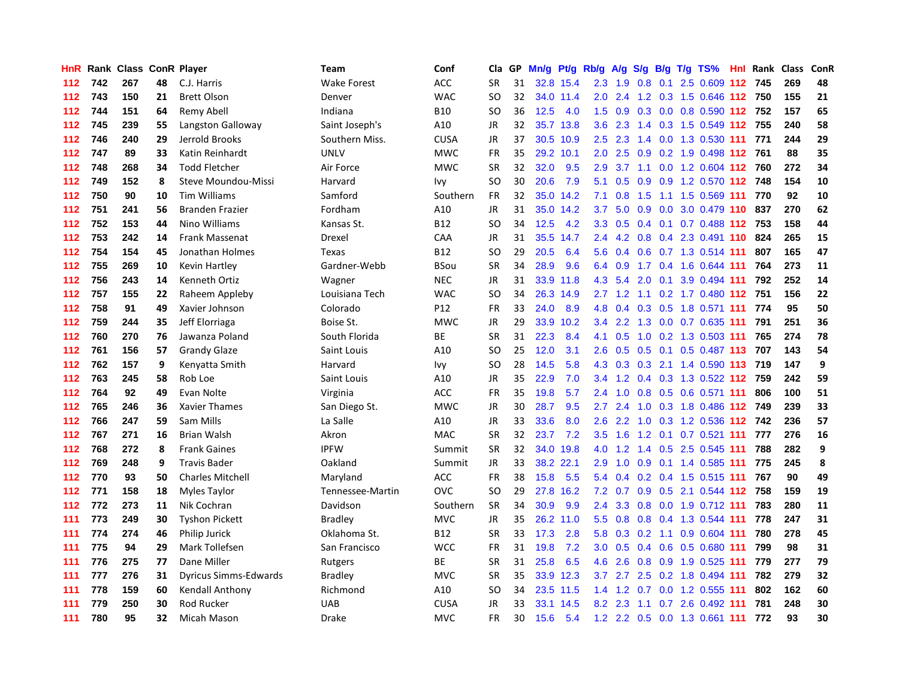| HnR | Rank | Class | ConR | Player | Team | Conf | Cla | GP | Mn/g | Pt/g | Rb/g | A/g | S/g | B/g | T/g | TS% | HnI | Rank | Class | ConR |
|---|---|---|---|---|---|---|---|---|---|---|---|---|---|---|---|---|---|---|---|---|
| 112 | 742 | 267 | 48 | C.J. Harris | Wake Forest | ACC | SR | 31 | 32.8 | 15.4 | 2.3 | 1.9 | 0.8 | 0.1 | 2.5 | 0.609 | 112 | 745 | 269 | 48 |
| 112 | 743 | 150 | 21 | Brett Olson | Denver | WAC | SO | 32 | 34.0 | 11.4 | 2.0 | 2.4 | 1.2 | 0.3 | 1.5 | 0.646 | 112 | 750 | 155 | 21 |
| 112 | 744 | 151 | 64 | Remy Abell | Indiana | B10 | SO | 36 | 12.5 | 4.0 | 1.5 | 0.9 | 0.3 | 0.0 | 0.8 | 0.590 | 112 | 752 | 157 | 65 |
| 112 | 745 | 239 | 55 | Langston Galloway | Saint Joseph's | A10 | JR | 32 | 35.7 | 13.8 | 3.6 | 2.3 | 1.4 | 0.3 | 1.5 | 0.549 | 112 | 755 | 240 | 58 |
| 112 | 746 | 240 | 29 | Jerrold Brooks | Southern Miss. | CUSA | JR | 37 | 30.5 | 10.9 | 2.5 | 2.3 | 1.4 | 0.0 | 1.3 | 0.530 | 111 | 771 | 244 | 29 |
| 112 | 747 | 89 | 33 | Katin Reinhardt | UNLV | MWC | FR | 35 | 29.2 | 10.1 | 2.0 | 2.5 | 0.9 | 0.2 | 1.9 | 0.498 | 112 | 761 | 88 | 35 |
| 112 | 748 | 268 | 34 | Todd Fletcher | Air Force | MWC | SR | 32 | 32.0 | 9.5 | 2.9 | 3.7 | 1.1 | 0.0 | 1.2 | 0.604 | 112 | 760 | 272 | 34 |
| 112 | 749 | 152 | 8 | Steve Moundou-Missi | Harvard | Ivy | SO | 30 | 20.6 | 7.9 | 5.1 | 0.5 | 0.9 | 0.9 | 1.2 | 0.570 | 112 | 748 | 154 | 10 |
| 112 | 750 | 90 | 10 | Tim Williams | Samford | Southern | FR | 32 | 35.0 | 14.2 | 7.1 | 0.8 | 1.5 | 1.1 | 1.5 | 0.569 | 111 | 770 | 92 | 10 |
| 112 | 751 | 241 | 56 | Branden Frazier | Fordham | A10 | JR | 31 | 35.0 | 14.2 | 3.7 | 5.0 | 0.9 | 0.0 | 3.0 | 0.479 | 110 | 837 | 270 | 62 |
| 112 | 752 | 153 | 44 | Nino Williams | Kansas St. | B12 | SO | 34 | 12.5 | 4.2 | 3.3 | 0.5 | 0.4 | 0.1 | 0.7 | 0.488 | 112 | 753 | 158 | 44 |
| 112 | 753 | 242 | 14 | Frank Massenat | Drexel | CAA | JR | 31 | 35.5 | 14.7 | 2.4 | 4.2 | 0.8 | 0.4 | 2.3 | 0.491 | 110 | 824 | 265 | 15 |
| 112 | 754 | 154 | 45 | Jonathan Holmes | Texas | B12 | SO | 29 | 20.5 | 6.4 | 5.6 | 0.4 | 0.6 | 0.7 | 1.3 | 0.514 | 111 | 807 | 165 | 47 |
| 112 | 755 | 269 | 10 | Kevin Hartley | Gardner-Webb | BSou | SR | 34 | 28.9 | 9.6 | 6.4 | 0.9 | 1.7 | 0.4 | 1.6 | 0.644 | 111 | 764 | 273 | 11 |
| 112 | 756 | 243 | 14 | Kenneth Ortiz | Wagner | NEC | JR | 31 | 33.9 | 11.8 | 4.3 | 5.4 | 2.0 | 0.1 | 3.9 | 0.494 | 111 | 792 | 252 | 14 |
| 112 | 757 | 155 | 22 | Raheem Appleby | Louisiana Tech | WAC | SO | 34 | 26.3 | 14.9 | 2.7 | 1.2 | 1.1 | 0.2 | 1.7 | 0.480 | 112 | 751 | 156 | 22 |
| 112 | 758 | 91 | 49 | Xavier Johnson | Colorado | P12 | FR | 33 | 24.0 | 8.9 | 4.8 | 0.4 | 0.3 | 0.5 | 1.8 | 0.571 | 111 | 774 | 95 | 50 |
| 112 | 759 | 244 | 35 | Jeff Elorriaga | Boise St. | MWC | JR | 29 | 33.9 | 10.2 | 3.4 | 2.2 | 1.3 | 0.0 | 0.7 | 0.635 | 111 | 791 | 251 | 36 |
| 112 | 760 | 270 | 76 | Jawanza Poland | South Florida | BE | SR | 31 | 22.3 | 8.4 | 4.1 | 0.5 | 1.0 | 0.2 | 1.3 | 0.503 | 111 | 765 | 274 | 78 |
| 112 | 761 | 156 | 57 | Grandy Glaze | Saint Louis | A10 | SO | 25 | 12.0 | 3.1 | 2.6 | 0.5 | 0.5 | 0.1 | 0.5 | 0.487 | 113 | 707 | 143 | 54 |
| 112 | 762 | 157 | 9 | Kenyatta Smith | Harvard | Ivy | SO | 28 | 14.5 | 5.8 | 4.3 | 0.3 | 0.3 | 2.1 | 1.4 | 0.590 | 113 | 719 | 147 | 9 |
| 112 | 763 | 245 | 58 | Rob Loe | Saint Louis | A10 | JR | 35 | 22.9 | 7.0 | 3.4 | 1.2 | 0.4 | 0.3 | 1.3 | 0.522 | 112 | 759 | 242 | 59 |
| 112 | 764 | 92 | 49 | Evan Nolte | Virginia | ACC | FR | 35 | 19.8 | 5.7 | 2.4 | 1.0 | 0.8 | 0.5 | 0.6 | 0.571 | 111 | 806 | 100 | 51 |
| 112 | 765 | 246 | 36 | Xavier Thames | San Diego St. | MWC | JR | 30 | 28.7 | 9.5 | 2.7 | 2.4 | 1.0 | 0.3 | 1.8 | 0.486 | 112 | 749 | 239 | 33 |
| 112 | 766 | 247 | 59 | Sam Mills | La Salle | A10 | JR | 33 | 33.6 | 8.0 | 2.6 | 2.2 | 1.0 | 0.3 | 1.2 | 0.536 | 112 | 742 | 236 | 57 |
| 112 | 767 | 271 | 16 | Brian Walsh | Akron | MAC | SR | 32 | 23.7 | 7.2 | 3.5 | 1.6 | 1.2 | 0.1 | 0.7 | 0.521 | 111 | 777 | 276 | 16 |
| 112 | 768 | 272 | 8 | Frank Gaines | IPFW | Summit | SR | 32 | 34.0 | 19.8 | 4.0 | 1.2 | 1.4 | 0.5 | 2.5 | 0.545 | 111 | 788 | 282 | 9 |
| 112 | 769 | 248 | 9 | Travis Bader | Oakland | Summit | JR | 33 | 38.2 | 22.1 | 2.9 | 1.0 | 0.9 | 0.1 | 1.4 | 0.585 | 111 | 775 | 245 | 8 |
| 112 | 770 | 93 | 50 | Charles Mitchell | Maryland | ACC | FR | 38 | 15.8 | 5.5 | 5.4 | 0.4 | 0.2 | 0.4 | 1.5 | 0.515 | 111 | 767 | 90 | 49 |
| 112 | 771 | 158 | 18 | Myles Taylor | Tennessee-Martin | OVC | SO | 29 | 27.8 | 16.2 | 7.2 | 0.7 | 0.9 | 0.5 | 2.1 | 0.544 | 112 | 758 | 159 | 19 |
| 112 | 772 | 273 | 11 | Nik Cochran | Davidson | Southern | SR | 34 | 30.9 | 9.9 | 2.4 | 3.3 | 0.8 | 0.0 | 1.9 | 0.712 | 111 | 783 | 280 | 11 |
| 111 | 773 | 249 | 30 | Tyshon Pickett | Bradley | MVC | JR | 35 | 26.2 | 11.0 | 5.5 | 0.8 | 0.8 | 0.4 | 1.3 | 0.544 | 111 | 778 | 247 | 31 |
| 111 | 774 | 274 | 46 | Philip Jurick | Oklahoma St. | B12 | SR | 33 | 17.3 | 2.8 | 5.8 | 0.3 | 0.2 | 1.1 | 0.9 | 0.604 | 111 | 780 | 278 | 45 |
| 111 | 775 | 94 | 29 | Mark Tollefsen | San Francisco | WCC | FR | 31 | 19.8 | 7.2 | 3.0 | 0.5 | 0.4 | 0.6 | 0.5 | 0.680 | 111 | 799 | 98 | 31 |
| 111 | 776 | 275 | 77 | Dane Miller | Rutgers | BE | SR | 31 | 25.8 | 6.5 | 4.6 | 2.6 | 0.8 | 0.9 | 1.9 | 0.525 | 111 | 779 | 277 | 79 |
| 111 | 777 | 276 | 31 | Dyricus Simms-Edwards | Bradley | MVC | SR | 35 | 33.9 | 12.3 | 3.7 | 2.7 | 2.5 | 0.2 | 1.8 | 0.494 | 111 | 782 | 279 | 32 |
| 111 | 778 | 159 | 60 | Kendall Anthony | Richmond | A10 | SO | 34 | 23.5 | 11.5 | 1.4 | 1.2 | 0.7 | 0.0 | 1.2 | 0.555 | 111 | 802 | 162 | 60 |
| 111 | 779 | 250 | 30 | Rod Rucker | UAB | CUSA | JR | 33 | 33.1 | 14.5 | 8.2 | 2.3 | 1.1 | 0.7 | 2.6 | 0.492 | 111 | 781 | 248 | 30 |
| 111 | 780 | 95 | 32 | Micah Mason | Drake | MVC | FR | 30 | 15.6 | 5.4 | 1.2 | 2.2 | 0.5 | 0.0 | 1.3 | 0.661 | 111 | 772 | 93 | 30 |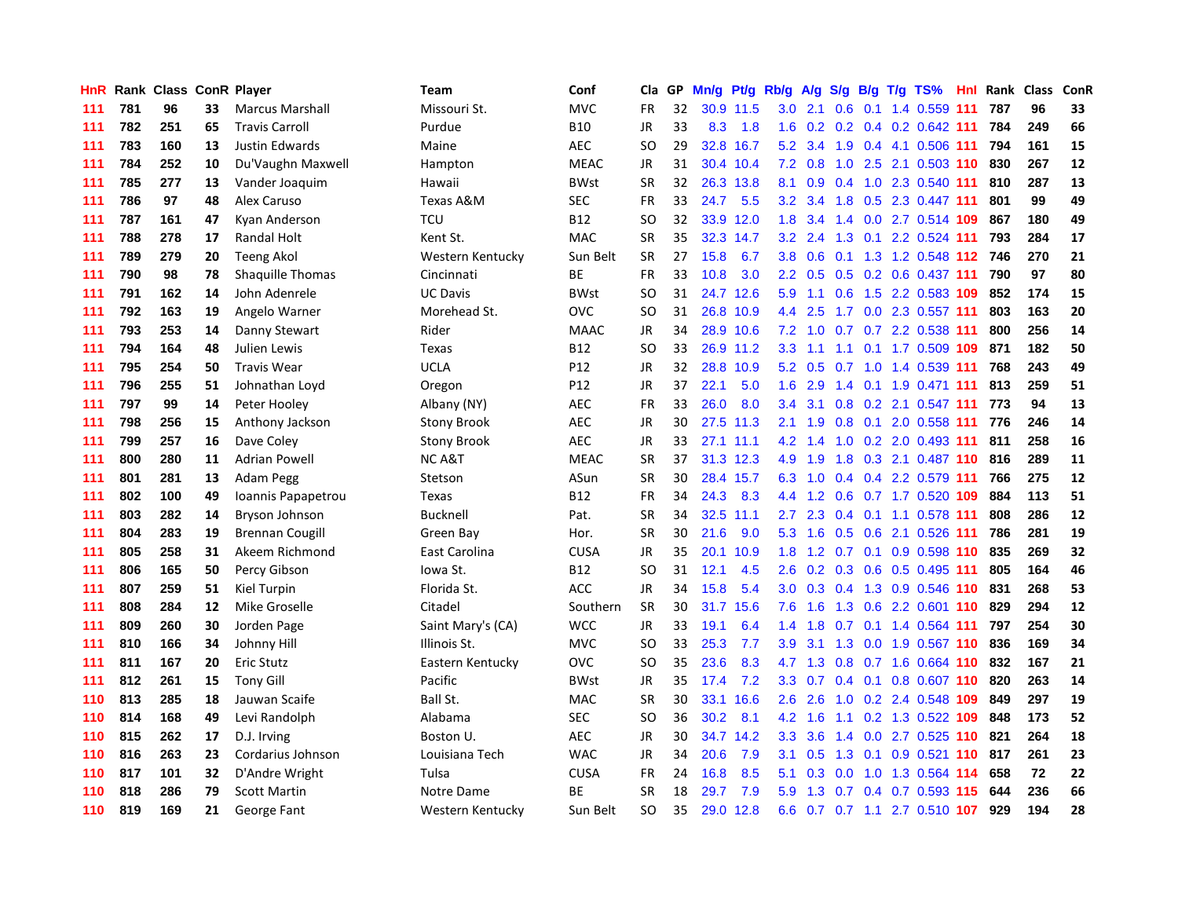| HnR | Rank | Class | ConR | Player | Team | Conf | Cla | GP | Mn/g | Pt/g | Rb/g | A/g | S/g | B/g | T/g | TS% | HnI | Rank | Class | ConR |
|---|---|---|---|---|---|---|---|---|---|---|---|---|---|---|---|---|---|---|---|---|
| 111 | 781 | 96 | 33 | Marcus Marshall | Missouri St. | MVC | FR | 32 | 30.9 | 11.5 | 3.0 | 2.1 | 0.6 | 0.1 | 1.4 | 0.559 | 111 | 787 | 96 | 33 |
| 111 | 782 | 251 | 65 | Travis Carroll | Purdue | B10 | JR | 33 | 8.3 | 1.8 | 1.6 | 0.2 | 0.2 | 0.4 | 0.2 | 0.642 | 111 | 784 | 249 | 66 |
| 111 | 783 | 160 | 13 | Justin Edwards | Maine | AEC | SO | 29 | 32.8 | 16.7 | 5.2 | 3.4 | 1.9 | 0.4 | 4.1 | 0.506 | 111 | 794 | 161 | 15 |
| 111 | 784 | 252 | 10 | Du'Vaughn Maxwell | Hampton | MEAC | JR | 31 | 30.4 | 10.4 | 7.2 | 0.8 | 1.0 | 2.5 | 2.1 | 0.503 | 110 | 830 | 267 | 12 |
| 111 | 785 | 277 | 13 | Vander Joaquim | Hawaii | BWst | SR | 32 | 26.3 | 13.8 | 8.1 | 0.9 | 0.4 | 1.0 | 2.3 | 0.540 | 111 | 810 | 287 | 13 |
| 111 | 786 | 97 | 48 | Alex Caruso | Texas A&M | SEC | FR | 33 | 24.7 | 5.5 | 3.2 | 3.4 | 1.8 | 0.5 | 2.3 | 0.447 | 111 | 801 | 99 | 49 |
| 111 | 787 | 161 | 47 | Kyan Anderson | TCU | B12 | SO | 32 | 33.9 | 12.0 | 1.8 | 3.4 | 1.4 | 0.0 | 2.7 | 0.514 | 109 | 867 | 180 | 49 |
| 111 | 788 | 278 | 17 | Randal Holt | Kent St. | MAC | SR | 35 | 32.3 | 14.7 | 3.2 | 2.4 | 1.3 | 0.1 | 2.2 | 0.524 | 111 | 793 | 284 | 17 |
| 111 | 789 | 279 | 20 | Teeng Akol | Western Kentucky | Sun Belt | SR | 27 | 15.8 | 6.7 | 3.8 | 0.6 | 0.1 | 1.3 | 1.2 | 0.548 | 112 | 746 | 270 | 21 |
| 111 | 790 | 98 | 78 | Shaquille Thomas | Cincinnati | BE | FR | 33 | 10.8 | 3.0 | 2.2 | 0.5 | 0.5 | 0.2 | 0.6 | 0.437 | 111 | 790 | 97 | 80 |
| 111 | 791 | 162 | 14 | John Adenrele | UC Davis | BWst | SO | 31 | 24.7 | 12.6 | 5.9 | 1.1 | 0.6 | 1.5 | 2.2 | 0.583 | 109 | 852 | 174 | 15 |
| 111 | 792 | 163 | 19 | Angelo Warner | Morehead St. | OVC | SO | 31 | 26.8 | 10.9 | 4.4 | 2.5 | 1.7 | 0.0 | 2.3 | 0.557 | 111 | 803 | 163 | 20 |
| 111 | 793 | 253 | 14 | Danny Stewart | Rider | MAAC | JR | 34 | 28.9 | 10.6 | 7.2 | 1.0 | 0.7 | 0.7 | 2.2 | 0.538 | 111 | 800 | 256 | 14 |
| 111 | 794 | 164 | 48 | Julien Lewis | Texas | B12 | SO | 33 | 26.9 | 11.2 | 3.3 | 1.1 | 1.1 | 0.1 | 1.7 | 0.509 | 109 | 871 | 182 | 50 |
| 111 | 795 | 254 | 50 | Travis Wear | UCLA | P12 | JR | 32 | 28.8 | 10.9 | 5.2 | 0.5 | 0.7 | 1.0 | 1.4 | 0.539 | 111 | 768 | 243 | 49 |
| 111 | 796 | 255 | 51 | Johnathan Loyd | Oregon | P12 | JR | 37 | 22.1 | 5.0 | 1.6 | 2.9 | 1.4 | 0.1 | 1.9 | 0.471 | 111 | 813 | 259 | 51 |
| 111 | 797 | 99 | 14 | Peter Hooley | Albany (NY) | AEC | FR | 33 | 26.0 | 8.0 | 3.4 | 3.1 | 0.8 | 0.2 | 2.1 | 0.547 | 111 | 773 | 94 | 13 |
| 111 | 798 | 256 | 15 | Anthony Jackson | Stony Brook | AEC | JR | 30 | 27.5 | 11.3 | 2.1 | 1.9 | 0.8 | 0.1 | 2.0 | 0.558 | 111 | 776 | 246 | 14 |
| 111 | 799 | 257 | 16 | Dave Coley | Stony Brook | AEC | JR | 33 | 27.1 | 11.1 | 4.2 | 1.4 | 1.0 | 0.2 | 2.0 | 0.493 | 111 | 811 | 258 | 16 |
| 111 | 800 | 280 | 11 | Adrian Powell | NC A&T | MEAC | SR | 37 | 31.3 | 12.3 | 4.9 | 1.9 | 1.8 | 0.3 | 2.1 | 0.487 | 110 | 816 | 289 | 11 |
| 111 | 801 | 281 | 13 | Adam Pegg | Stetson | ASun | SR | 30 | 28.4 | 15.7 | 6.3 | 1.0 | 0.4 | 0.4 | 2.2 | 0.579 | 111 | 766 | 275 | 12 |
| 111 | 802 | 100 | 49 | Ioannis Papapetrou | Texas | B12 | FR | 34 | 24.3 | 8.3 | 4.4 | 1.2 | 0.6 | 0.7 | 1.7 | 0.520 | 109 | 884 | 113 | 51 |
| 111 | 803 | 282 | 14 | Bryson Johnson | Bucknell | Pat. | SR | 34 | 32.5 | 11.1 | 2.7 | 2.3 | 0.4 | 0.1 | 1.1 | 0.578 | 111 | 808 | 286 | 12 |
| 111 | 804 | 283 | 19 | Brennan Cougill | Green Bay | Hor. | SR | 30 | 21.6 | 9.0 | 5.3 | 1.6 | 0.5 | 0.6 | 2.1 | 0.526 | 111 | 786 | 281 | 19 |
| 111 | 805 | 258 | 31 | Akeem Richmond | East Carolina | CUSA | JR | 35 | 20.1 | 10.9 | 1.8 | 1.2 | 0.7 | 0.1 | 0.9 | 0.598 | 110 | 835 | 269 | 32 |
| 111 | 806 | 165 | 50 | Percy Gibson | Iowa St. | B12 | SO | 31 | 12.1 | 4.5 | 2.6 | 0.2 | 0.3 | 0.6 | 0.5 | 0.495 | 111 | 805 | 164 | 46 |
| 111 | 807 | 259 | 51 | Kiel Turpin | Florida St. | ACC | JR | 34 | 15.8 | 5.4 | 3.0 | 0.3 | 0.4 | 1.3 | 0.9 | 0.546 | 110 | 831 | 268 | 53 |
| 111 | 808 | 284 | 12 | Mike Groselle | Citadel | Southern | SR | 30 | 31.7 | 15.6 | 7.6 | 1.6 | 1.3 | 0.6 | 2.2 | 0.601 | 110 | 829 | 294 | 12 |
| 111 | 809 | 260 | 30 | Jorden Page | Saint Mary's (CA) | WCC | JR | 33 | 19.1 | 6.4 | 1.4 | 1.8 | 0.7 | 0.1 | 1.4 | 0.564 | 111 | 797 | 254 | 30 |
| 111 | 810 | 166 | 34 | Johnny Hill | Illinois St. | MVC | SO | 33 | 25.3 | 7.7 | 3.9 | 3.1 | 1.3 | 0.0 | 1.9 | 0.567 | 110 | 836 | 169 | 34 |
| 111 | 811 | 167 | 20 | Eric Stutz | Eastern Kentucky | OVC | SO | 35 | 23.6 | 8.3 | 4.7 | 1.3 | 0.8 | 0.7 | 1.6 | 0.664 | 110 | 832 | 167 | 21 |
| 111 | 812 | 261 | 15 | Tony Gill | Pacific | BWst | JR | 35 | 17.4 | 7.2 | 3.3 | 0.7 | 0.4 | 0.1 | 0.8 | 0.607 | 110 | 820 | 263 | 14 |
| 110 | 813 | 285 | 18 | Jauwan Scaife | Ball St. | MAC | SR | 30 | 33.1 | 16.6 | 2.6 | 2.6 | 1.0 | 0.2 | 2.4 | 0.548 | 109 | 849 | 297 | 19 |
| 110 | 814 | 168 | 49 | Levi Randolph | Alabama | SEC | SO | 36 | 30.2 | 8.1 | 4.2 | 1.6 | 1.1 | 0.2 | 1.3 | 0.522 | 109 | 848 | 173 | 52 |
| 110 | 815 | 262 | 17 | D.J. Irving | Boston U. | AEC | JR | 30 | 34.7 | 14.2 | 3.3 | 3.6 | 1.4 | 0.0 | 2.7 | 0.525 | 110 | 821 | 264 | 18 |
| 110 | 816 | 263 | 23 | Cordarius Johnson | Louisiana Tech | WAC | JR | 34 | 20.6 | 7.9 | 3.1 | 0.5 | 1.3 | 0.1 | 0.9 | 0.521 | 110 | 817 | 261 | 23 |
| 110 | 817 | 101 | 32 | D'Andre Wright | Tulsa | CUSA | FR | 24 | 16.8 | 8.5 | 5.1 | 0.3 | 0.0 | 1.0 | 1.3 | 0.564 | 114 | 658 | 72 | 22 |
| 110 | 818 | 286 | 79 | Scott Martin | Notre Dame | BE | SR | 18 | 29.7 | 7.9 | 5.9 | 1.3 | 0.7 | 0.4 | 0.7 | 0.593 | 115 | 644 | 236 | 66 |
| 110 | 819 | 169 | 21 | George Fant | Western Kentucky | Sun Belt | SO | 35 | 29.0 | 12.8 | 6.6 | 0.7 | 0.7 | 1.1 | 2.7 | 0.510 | 107 | 929 | 194 | 28 |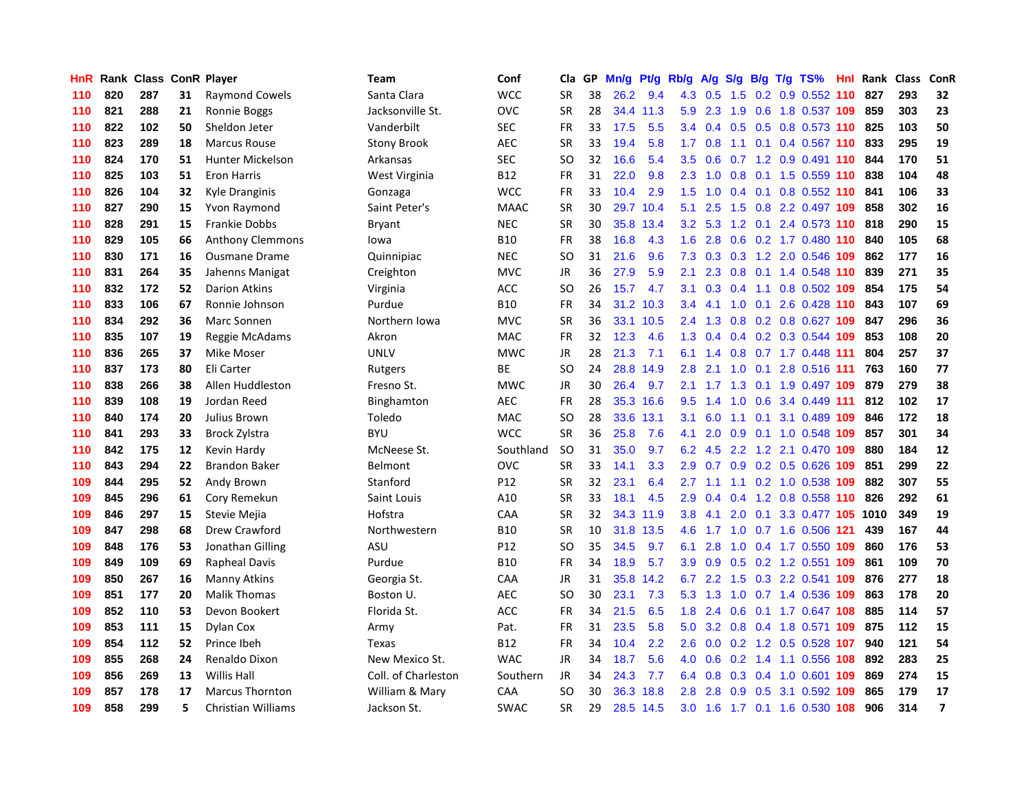| HnR | Rank | Class | ConR | Player | Team | Conf | Cla | GP | Mn/g | Pt/g | Rb/g | A/g | S/g | B/g | T/g | TS% | HnI | Rank | Class | ConR |
|---|---|---|---|---|---|---|---|---|---|---|---|---|---|---|---|---|---|---|---|---|
| 110 | 820 | 287 | 31 | Raymond Cowels | Santa Clara | WCC | SR | 38 | 26.2 | 9.4 | 4.3 | 0.5 | 1.5 | 0.2 | 0.9 | 0.552 | 110 | 827 | 293 | 32 |
| 110 | 821 | 288 | 21 | Ronnie Boggs | Jacksonville St. | OVC | SR | 28 | 34.4 | 11.3 | 5.9 | 2.3 | 1.9 | 0.6 | 1.8 | 0.537 | 109 | 859 | 303 | 23 |
| 110 | 822 | 102 | 50 | Sheldon Jeter | Vanderbilt | SEC | FR | 33 | 17.5 | 5.5 | 3.4 | 0.4 | 0.5 | 0.5 | 0.8 | 0.573 | 110 | 825 | 103 | 50 |
| 110 | 823 | 289 | 18 | Marcus Rouse | Stony Brook | AEC | SR | 33 | 19.4 | 5.8 | 1.7 | 0.8 | 1.1 | 0.1 | 0.4 | 0.567 | 110 | 833 | 295 | 19 |
| 110 | 824 | 170 | 51 | Hunter Mickelson | Arkansas | SEC | SO | 32 | 16.6 | 5.4 | 3.5 | 0.6 | 0.7 | 1.2 | 0.9 | 0.491 | 110 | 844 | 170 | 51 |
| 110 | 825 | 103 | 51 | Eron Harris | West Virginia | B12 | FR | 31 | 22.0 | 9.8 | 2.3 | 1.0 | 0.8 | 0.1 | 1.5 | 0.559 | 110 | 838 | 104 | 48 |
| 110 | 826 | 104 | 32 | Kyle Dranginis | Gonzaga | WCC | FR | 33 | 10.4 | 2.9 | 1.5 | 1.0 | 0.4 | 0.1 | 0.8 | 0.552 | 110 | 841 | 106 | 33 |
| 110 | 827 | 290 | 15 | Yvon Raymond | Saint Peter's | MAAC | SR | 30 | 29.7 | 10.4 | 5.1 | 2.5 | 1.5 | 0.8 | 2.2 | 0.497 | 109 | 858 | 302 | 16 |
| 110 | 828 | 291 | 15 | Frankie Dobbs | Bryant | NEC | SR | 30 | 35.8 | 13.4 | 3.2 | 5.3 | 1.2 | 0.1 | 2.4 | 0.573 | 110 | 818 | 290 | 15 |
| 110 | 829 | 105 | 66 | Anthony Clemmons | Iowa | B10 | FR | 38 | 16.8 | 4.3 | 1.6 | 2.8 | 0.6 | 0.2 | 1.7 | 0.480 | 110 | 840 | 105 | 68 |
| 110 | 830 | 171 | 16 | Ousmane Drame | Quinnipiac | NEC | SO | 31 | 21.6 | 9.6 | 7.3 | 0.3 | 0.3 | 1.2 | 2.0 | 0.546 | 109 | 862 | 177 | 16 |
| 110 | 831 | 264 | 35 | Jahenns Manigat | Creighton | MVC | JR | 36 | 27.9 | 5.9 | 2.1 | 2.3 | 0.8 | 0.1 | 1.4 | 0.548 | 110 | 839 | 271 | 35 |
| 110 | 832 | 172 | 52 | Darion Atkins | Virginia | ACC | SO | 26 | 15.7 | 4.7 | 3.1 | 0.3 | 0.4 | 1.1 | 0.8 | 0.502 | 109 | 854 | 175 | 54 |
| 110 | 833 | 106 | 67 | Ronnie Johnson | Purdue | B10 | FR | 34 | 31.2 | 10.3 | 3.4 | 4.1 | 1.0 | 0.1 | 2.6 | 0.428 | 110 | 843 | 107 | 69 |
| 110 | 834 | 292 | 36 | Marc Sonnen | Northern Iowa | MVC | SR | 36 | 33.1 | 10.5 | 2.4 | 1.3 | 0.8 | 0.2 | 0.8 | 0.627 | 109 | 847 | 296 | 36 |
| 110 | 835 | 107 | 19 | Reggie McAdams | Akron | MAC | FR | 32 | 12.3 | 4.6 | 1.3 | 0.4 | 0.4 | 0.2 | 0.3 | 0.544 | 109 | 853 | 108 | 20 |
| 110 | 836 | 265 | 37 | Mike Moser | UNLV | MWC | JR | 28 | 21.3 | 7.1 | 6.1 | 1.4 | 0.8 | 0.7 | 1.7 | 0.448 | 111 | 804 | 257 | 37 |
| 110 | 837 | 173 | 80 | Eli Carter | Rutgers | BE | SO | 24 | 28.8 | 14.9 | 2.8 | 2.1 | 1.0 | 0.1 | 2.8 | 0.516 | 111 | 763 | 160 | 77 |
| 110 | 838 | 266 | 38 | Allen Huddleston | Fresno St. | MWC | JR | 30 | 26.4 | 9.7 | 2.1 | 1.7 | 1.3 | 0.1 | 1.9 | 0.497 | 109 | 879 | 279 | 38 |
| 110 | 839 | 108 | 19 | Jordan Reed | Binghamton | AEC | FR | 28 | 35.3 | 16.6 | 9.5 | 1.4 | 1.0 | 0.6 | 3.4 | 0.449 | 111 | 812 | 102 | 17 |
| 110 | 840 | 174 | 20 | Julius Brown | Toledo | MAC | SO | 28 | 33.6 | 13.1 | 3.1 | 6.0 | 1.1 | 0.1 | 3.1 | 0.489 | 109 | 846 | 172 | 18 |
| 110 | 841 | 293 | 33 | Brock Zylstra | BYU | WCC | SR | 36 | 25.8 | 7.6 | 4.1 | 2.0 | 0.9 | 0.1 | 1.0 | 0.548 | 109 | 857 | 301 | 34 |
| 110 | 842 | 175 | 12 | Kevin Hardy | McNeese St. | Southland | SO | 31 | 35.0 | 9.7 | 6.2 | 4.5 | 2.2 | 1.2 | 2.1 | 0.470 | 109 | 880 | 184 | 12 |
| 110 | 843 | 294 | 22 | Brandon Baker | Belmont | OVC | SR | 33 | 14.1 | 3.3 | 2.9 | 0.7 | 0.9 | 0.2 | 0.5 | 0.626 | 109 | 851 | 299 | 22 |
| 109 | 844 | 295 | 52 | Andy Brown | Stanford | P12 | SR | 32 | 23.1 | 6.4 | 2.7 | 1.1 | 1.1 | 0.2 | 1.0 | 0.538 | 109 | 882 | 307 | 55 |
| 109 | 845 | 296 | 61 | Cory Remekun | Saint Louis | A10 | SR | 33 | 18.1 | 4.5 | 2.9 | 0.4 | 0.4 | 1.2 | 0.8 | 0.558 | 110 | 826 | 292 | 61 |
| 109 | 846 | 297 | 15 | Stevie Mejia | Hofstra | CAA | SR | 32 | 34.3 | 11.9 | 3.8 | 4.1 | 2.0 | 0.1 | 3.3 | 0.477 | 105 | 1010 | 349 | 19 |
| 109 | 847 | 298 | 68 | Drew Crawford | Northwestern | B10 | SR | 10 | 31.8 | 13.5 | 4.6 | 1.7 | 1.0 | 0.7 | 1.6 | 0.506 | 121 | 439 | 167 | 44 |
| 109 | 848 | 176 | 53 | Jonathan Gilling | ASU | P12 | SO | 35 | 34.5 | 9.7 | 6.1 | 2.8 | 1.0 | 0.4 | 1.7 | 0.550 | 109 | 860 | 176 | 53 |
| 109 | 849 | 109 | 69 | Rapheal Davis | Purdue | B10 | FR | 34 | 18.9 | 5.7 | 3.9 | 0.9 | 0.5 | 0.2 | 1.2 | 0.551 | 109 | 861 | 109 | 70 |
| 109 | 850 | 267 | 16 | Manny Atkins | Georgia St. | CAA | JR | 31 | 35.8 | 14.2 | 6.7 | 2.2 | 1.5 | 0.3 | 2.2 | 0.541 | 109 | 876 | 277 | 18 |
| 109 | 851 | 177 | 20 | Malik Thomas | Boston U. | AEC | SO | 30 | 23.1 | 7.3 | 5.3 | 1.3 | 1.0 | 0.7 | 1.4 | 0.536 | 109 | 863 | 178 | 20 |
| 109 | 852 | 110 | 53 | Devon Bookert | Florida St. | ACC | FR | 34 | 21.5 | 6.5 | 1.8 | 2.4 | 0.6 | 0.1 | 1.7 | 0.647 | 108 | 885 | 114 | 57 |
| 109 | 853 | 111 | 15 | Dylan Cox | Army | Pat. | FR | 31 | 23.5 | 5.8 | 5.0 | 3.2 | 0.8 | 0.4 | 1.8 | 0.571 | 109 | 875 | 112 | 15 |
| 109 | 854 | 112 | 52 | Prince Ibeh | Texas | B12 | FR | 34 | 10.4 | 2.2 | 2.6 | 0.0 | 0.2 | 1.2 | 0.5 | 0.528 | 107 | 940 | 121 | 54 |
| 109 | 855 | 268 | 24 | Renaldo Dixon | New Mexico St. | WAC | JR | 34 | 18.7 | 5.6 | 4.0 | 0.6 | 0.2 | 1.4 | 1.1 | 0.556 | 108 | 892 | 283 | 25 |
| 109 | 856 | 269 | 13 | Willis Hall | Coll. of Charleston | Southern | JR | 34 | 24.3 | 7.7 | 6.4 | 0.8 | 0.3 | 0.4 | 1.0 | 0.601 | 109 | 869 | 274 | 15 |
| 109 | 857 | 178 | 17 | Marcus Thornton | William & Mary | CAA | SO | 30 | 36.3 | 18.8 | 2.8 | 2.8 | 0.9 | 0.5 | 3.1 | 0.592 | 109 | 865 | 179 | 17 |
| 109 | 858 | 299 | 5 | Christian Williams | Jackson St. | SWAC | SR | 29 | 28.5 | 14.5 | 3.0 | 1.6 | 1.7 | 0.1 | 1.6 | 0.530 | 108 | 906 | 314 | 7 |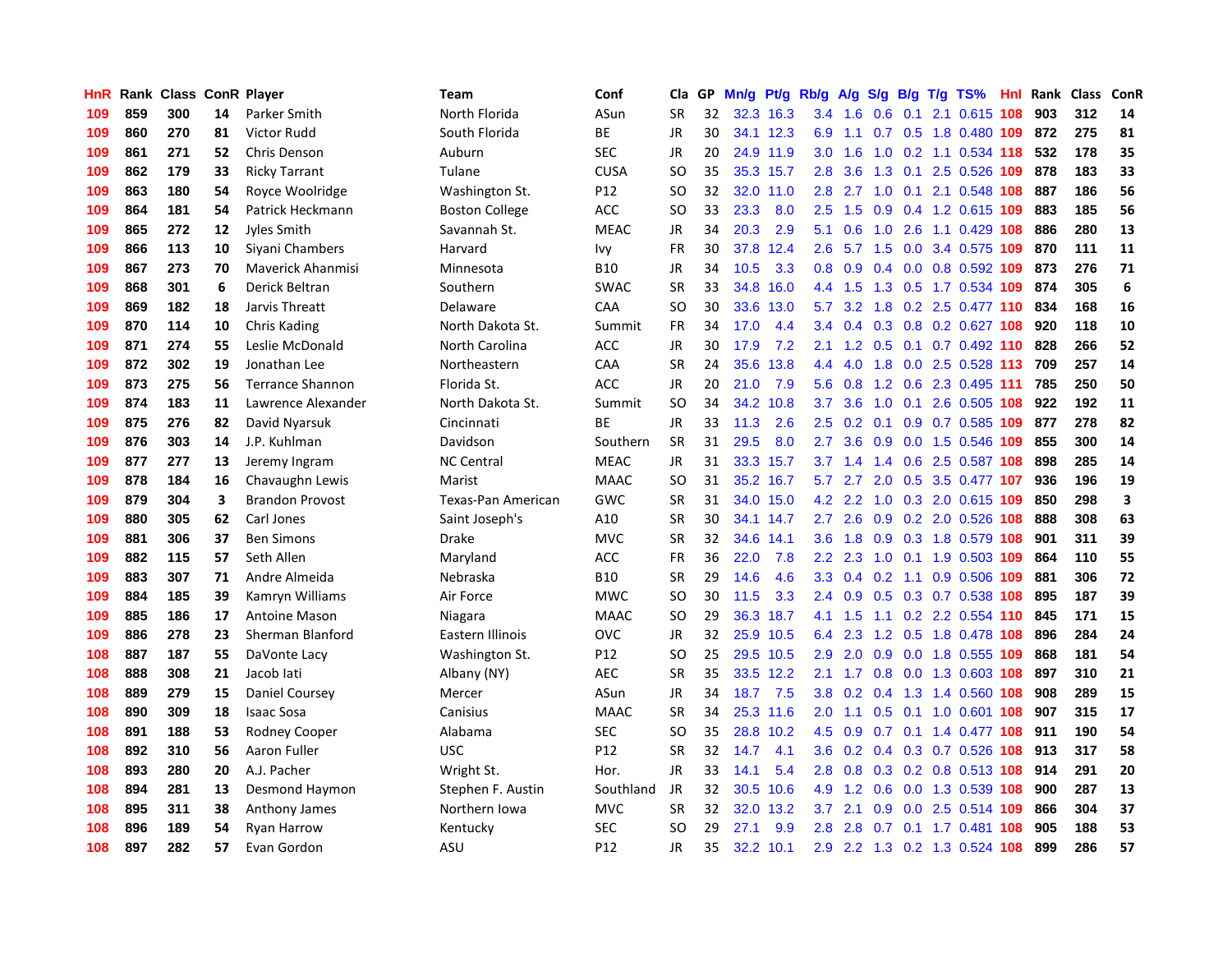| HnR | Rank | Class | ConR | Player | Team | Conf | Cla | GP | Mn/g | Pt/g | Rb/g | A/g | S/g | B/g | T/g | TS% | HnI | Rank | Class | ConR |
|---|---|---|---|---|---|---|---|---|---|---|---|---|---|---|---|---|---|---|---|---|
| 109 | 859 | 300 | 14 | Parker Smith | North Florida | ASun | SR | 32 | 32.3 | 16.3 | 3.4 | 1.6 | 0.6 | 0.1 | 2.1 | 0.615 | 108 | 903 | 312 | 14 |
| 109 | 860 | 270 | 81 | Victor Rudd | South Florida | BE | JR | 30 | 34.1 | 12.3 | 6.9 | 1.1 | 0.7 | 0.5 | 1.8 | 0.480 | 109 | 872 | 275 | 81 |
| 109 | 861 | 271 | 52 | Chris Denson | Auburn | SEC | JR | 20 | 24.9 | 11.9 | 3.0 | 1.6 | 1.0 | 0.2 | 1.1 | 0.534 | 118 | 532 | 178 | 35 |
| 109 | 862 | 179 | 33 | Ricky Tarrant | Tulane | CUSA | SO | 35 | 35.3 | 15.7 | 2.8 | 3.6 | 1.3 | 0.1 | 2.5 | 0.526 | 109 | 878 | 183 | 33 |
| 109 | 863 | 180 | 54 | Royce Woolridge | Washington St. | P12 | SO | 32 | 32.0 | 11.0 | 2.8 | 2.7 | 1.0 | 0.1 | 2.1 | 0.548 | 108 | 887 | 186 | 56 |
| 109 | 864 | 181 | 54 | Patrick Heckmann | Boston College | ACC | SO | 33 | 23.3 | 8.0 | 2.5 | 1.5 | 0.9 | 0.4 | 1.2 | 0.615 | 109 | 883 | 185 | 56 |
| 109 | 865 | 272 | 12 | Jyles Smith | Savannah St. | MEAC | JR | 34 | 20.3 | 2.9 | 5.1 | 0.6 | 1.0 | 2.6 | 1.1 | 0.429 | 108 | 886 | 280 | 13 |
| 109 | 866 | 113 | 10 | Siyani Chambers | Harvard | Ivy | FR | 30 | 37.8 | 12.4 | 2.6 | 5.7 | 1.5 | 0.0 | 3.4 | 0.575 | 109 | 870 | 111 | 11 |
| 109 | 867 | 273 | 70 | Maverick Ahanmisi | Minnesota | B10 | JR | 34 | 10.5 | 3.3 | 0.8 | 0.9 | 0.4 | 0.0 | 0.8 | 0.592 | 109 | 873 | 276 | 71 |
| 109 | 868 | 301 | 6 | Derick Beltran | Southern | SWAC | SR | 33 | 34.8 | 16.0 | 4.4 | 1.5 | 1.3 | 0.5 | 1.7 | 0.534 | 109 | 874 | 305 | 6 |
| 109 | 869 | 182 | 18 | Jarvis Threatt | Delaware | CAA | SO | 30 | 33.6 | 13.0 | 5.7 | 3.2 | 1.8 | 0.2 | 2.5 | 0.477 | 110 | 834 | 168 | 16 |
| 109 | 870 | 114 | 10 | Chris Kading | North Dakota St. | Summit | FR | 34 | 17.0 | 4.4 | 3.4 | 0.4 | 0.3 | 0.8 | 0.2 | 0.627 | 108 | 920 | 118 | 10 |
| 109 | 871 | 274 | 55 | Leslie McDonald | North Carolina | ACC | JR | 30 | 17.9 | 7.2 | 2.1 | 1.2 | 0.5 | 0.1 | 0.7 | 0.492 | 110 | 828 | 266 | 52 |
| 109 | 872 | 302 | 19 | Jonathan Lee | Northeastern | CAA | SR | 24 | 35.6 | 13.8 | 4.4 | 4.0 | 1.8 | 0.0 | 2.5 | 0.528 | 113 | 709 | 257 | 14 |
| 109 | 873 | 275 | 56 | Terrance Shannon | Florida St. | ACC | JR | 20 | 21.0 | 7.9 | 5.6 | 0.8 | 1.2 | 0.6 | 2.3 | 0.495 | 111 | 785 | 250 | 50 |
| 109 | 874 | 183 | 11 | Lawrence Alexander | North Dakota St. | Summit | SO | 34 | 34.2 | 10.8 | 3.7 | 3.6 | 1.0 | 0.1 | 2.6 | 0.505 | 108 | 922 | 192 | 11 |
| 109 | 875 | 276 | 82 | David Nyarsuk | Cincinnati | BE | JR | 33 | 11.3 | 2.6 | 2.5 | 0.2 | 0.1 | 0.9 | 0.7 | 0.585 | 109 | 877 | 278 | 82 |
| 109 | 876 | 303 | 14 | J.P. Kuhlman | Davidson | Southern | SR | 31 | 29.5 | 8.0 | 2.7 | 3.6 | 0.9 | 0.0 | 1.5 | 0.546 | 109 | 855 | 300 | 14 |
| 109 | 877 | 277 | 13 | Jeremy Ingram | NC Central | MEAC | JR | 31 | 33.3 | 15.7 | 3.7 | 1.4 | 1.4 | 0.6 | 2.5 | 0.587 | 108 | 898 | 285 | 14 |
| 109 | 878 | 184 | 16 | Chavaughn Lewis | Marist | MAAC | SO | 31 | 35.2 | 16.7 | 5.7 | 2.7 | 2.0 | 0.5 | 3.5 | 0.477 | 107 | 936 | 196 | 19 |
| 109 | 879 | 304 | 3 | Brandon Provost | Texas-Pan American | GWC | SR | 31 | 34.0 | 15.0 | 4.2 | 2.2 | 1.0 | 0.3 | 2.0 | 0.615 | 109 | 850 | 298 | 3 |
| 109 | 880 | 305 | 62 | Carl Jones | Saint Joseph's | A10 | SR | 30 | 34.1 | 14.7 | 2.7 | 2.6 | 0.9 | 0.2 | 2.0 | 0.526 | 108 | 888 | 308 | 63 |
| 109 | 881 | 306 | 37 | Ben Simons | Drake | MVC | SR | 32 | 34.6 | 14.1 | 3.6 | 1.8 | 0.9 | 0.3 | 1.8 | 0.579 | 108 | 901 | 311 | 39 |
| 109 | 882 | 115 | 57 | Seth Allen | Maryland | ACC | FR | 36 | 22.0 | 7.8 | 2.2 | 2.3 | 1.0 | 0.1 | 1.9 | 0.503 | 109 | 864 | 110 | 55 |
| 109 | 883 | 307 | 71 | Andre Almeida | Nebraska | B10 | SR | 29 | 14.6 | 4.6 | 3.3 | 0.4 | 0.2 | 1.1 | 0.9 | 0.506 | 109 | 881 | 306 | 72 |
| 109 | 884 | 185 | 39 | Kamryn Williams | Air Force | MWC | SO | 30 | 11.5 | 3.3 | 2.4 | 0.9 | 0.5 | 0.3 | 0.7 | 0.538 | 108 | 895 | 187 | 39 |
| 109 | 885 | 186 | 17 | Antoine Mason | Niagara | MAAC | SO | 29 | 36.3 | 18.7 | 4.1 | 1.5 | 1.1 | 0.2 | 2.2 | 0.554 | 110 | 845 | 171 | 15 |
| 109 | 886 | 278 | 23 | Sherman Blanford | Eastern Illinois | OVC | JR | 32 | 25.9 | 10.5 | 6.4 | 2.3 | 1.2 | 0.5 | 1.8 | 0.478 | 108 | 896 | 284 | 24 |
| 108 | 887 | 187 | 55 | DaVonte Lacy | Washington St. | P12 | SO | 25 | 29.5 | 10.5 | 2.9 | 2.0 | 0.9 | 0.0 | 1.8 | 0.555 | 109 | 868 | 181 | 54 |
| 108 | 888 | 308 | 21 | Jacob Iati | Albany (NY) | AEC | SR | 35 | 33.5 | 12.2 | 2.1 | 1.7 | 0.8 | 0.0 | 1.3 | 0.603 | 108 | 897 | 310 | 21 |
| 108 | 889 | 279 | 15 | Daniel Coursey | Mercer | ASun | JR | 34 | 18.7 | 7.5 | 3.8 | 0.2 | 0.4 | 1.3 | 1.4 | 0.560 | 108 | 908 | 289 | 15 |
| 108 | 890 | 309 | 18 | Isaac Sosa | Canisius | MAAC | SR | 34 | 25.3 | 11.6 | 2.0 | 1.1 | 0.5 | 0.1 | 1.0 | 0.601 | 108 | 907 | 315 | 17 |
| 108 | 891 | 188 | 53 | Rodney Cooper | Alabama | SEC | SO | 35 | 28.8 | 10.2 | 4.5 | 0.9 | 0.7 | 0.1 | 1.4 | 0.477 | 108 | 911 | 190 | 54 |
| 108 | 892 | 310 | 56 | Aaron Fuller | USC | P12 | SR | 32 | 14.7 | 4.1 | 3.6 | 0.2 | 0.4 | 0.3 | 0.7 | 0.526 | 108 | 913 | 317 | 58 |
| 108 | 893 | 280 | 20 | A.J. Pacher | Wright St. | Hor. | JR | 33 | 14.1 | 5.4 | 2.8 | 0.8 | 0.3 | 0.2 | 0.8 | 0.513 | 108 | 914 | 291 | 20 |
| 108 | 894 | 281 | 13 | Desmond Haymon | Stephen F. Austin | Southland | JR | 32 | 30.5 | 10.6 | 4.9 | 1.2 | 0.6 | 0.0 | 1.3 | 0.539 | 108 | 900 | 287 | 13 |
| 108 | 895 | 311 | 38 | Anthony James | Northern Iowa | MVC | SR | 32 | 32.0 | 13.2 | 3.7 | 2.1 | 0.9 | 0.0 | 2.5 | 0.514 | 109 | 866 | 304 | 37 |
| 108 | 896 | 189 | 54 | Ryan Harrow | Kentucky | SEC | SO | 29 | 27.1 | 9.9 | 2.8 | 2.8 | 0.7 | 0.1 | 1.7 | 0.481 | 108 | 905 | 188 | 53 |
| 108 | 897 | 282 | 57 | Evan Gordon | ASU | P12 | JR | 35 | 32.2 | 10.1 | 2.9 | 2.2 | 1.3 | 0.2 | 1.3 | 0.524 | 108 | 899 | 286 | 57 |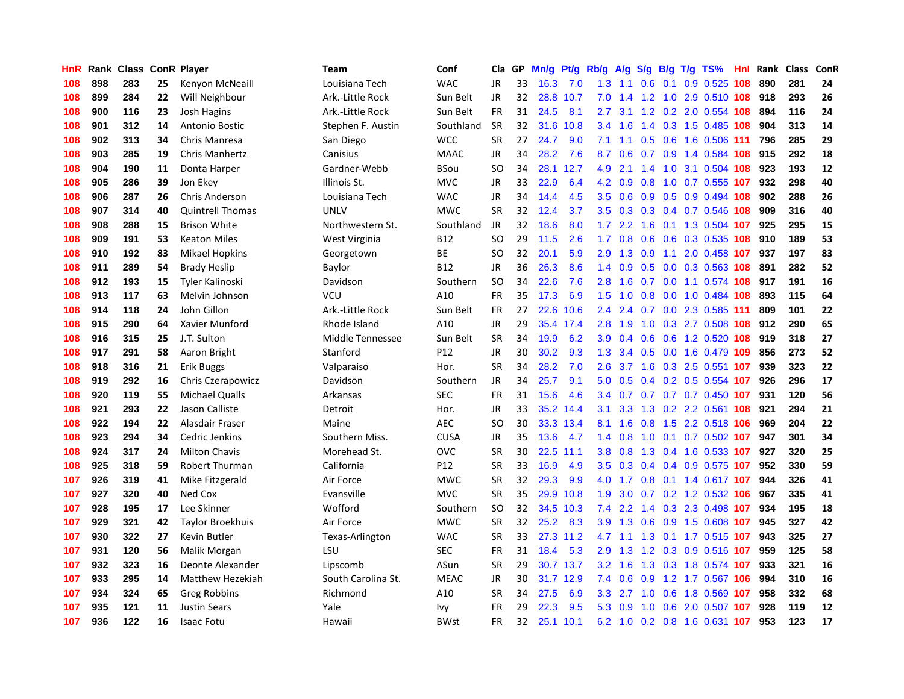| HnR | Rank | Class | ConR | Player | Team | Conf | Cla | GP | Mn/g | Pt/g | Rb/g | A/g | S/g | B/g | T/g | TS% | HnI | Rank | Class | ConR |
|---|---|---|---|---|---|---|---|---|---|---|---|---|---|---|---|---|---|---|---|---|
| 108 | 898 | 283 | 25 | Kenyon McNeaill | Louisiana Tech | WAC | JR | 33 | 16.3 | 7.0 | 1.3 | 1.1 | 0.6 | 0.1 | 0.9 | 0.525 | 108 | 890 | 281 | 24 |
| 108 | 899 | 284 | 22 | Will Neighbour | Ark.-Little Rock | Sun Belt | JR | 32 | 28.8 | 10.7 | 7.0 | 1.4 | 1.2 | 1.0 | 2.9 | 0.510 | 108 | 918 | 293 | 26 |
| 108 | 900 | 116 | 23 | Josh Hagins | Ark.-Little Rock | Sun Belt | FR | 31 | 24.5 | 8.1 | 2.7 | 3.1 | 1.2 | 0.2 | 2.0 | 0.554 | 108 | 894 | 116 | 24 |
| 108 | 901 | 312 | 14 | Antonio Bostic | Stephen F. Austin | Southland | SR | 32 | 31.6 | 10.8 | 3.4 | 1.6 | 1.4 | 0.3 | 1.5 | 0.485 | 108 | 904 | 313 | 14 |
| 108 | 902 | 313 | 34 | Chris Manresa | San Diego | WCC | SR | 27 | 24.7 | 9.0 | 7.1 | 1.1 | 0.5 | 0.6 | 1.6 | 0.506 | 111 | 796 | 285 | 29 |
| 108 | 903 | 285 | 19 | Chris Manhertz | Canisius | MAAC | JR | 34 | 28.2 | 7.6 | 8.7 | 0.6 | 0.7 | 0.9 | 1.4 | 0.584 | 108 | 915 | 292 | 18 |
| 108 | 904 | 190 | 11 | Donta Harper | Gardner-Webb | BSou | SO | 34 | 28.1 | 12.7 | 4.9 | 2.1 | 1.4 | 1.0 | 3.1 | 0.504 | 108 | 923 | 193 | 12 |
| 108 | 905 | 286 | 39 | Jon Ekey | Illinois St. | MVC | JR | 33 | 22.9 | 6.4 | 4.2 | 0.9 | 0.8 | 1.0 | 0.7 | 0.555 | 107 | 932 | 298 | 40 |
| 108 | 906 | 287 | 26 | Chris Anderson | Louisiana Tech | WAC | JR | 34 | 14.4 | 4.5 | 3.5 | 0.6 | 0.9 | 0.5 | 0.9 | 0.494 | 108 | 902 | 288 | 26 |
| 108 | 907 | 314 | 40 | Quintrell Thomas | UNLV | MWC | SR | 32 | 12.4 | 3.7 | 3.5 | 0.3 | 0.3 | 0.4 | 0.7 | 0.546 | 108 | 909 | 316 | 40 |
| 108 | 908 | 288 | 15 | Brison White | Northwestern St. | Southland | JR | 32 | 18.6 | 8.0 | 1.7 | 2.2 | 1.6 | 0.1 | 1.3 | 0.504 | 107 | 925 | 295 | 15 |
| 108 | 909 | 191 | 53 | Keaton Miles | West Virginia | B12 | SO | 29 | 11.5 | 2.6 | 1.7 | 0.8 | 0.6 | 0.6 | 0.3 | 0.535 | 108 | 910 | 189 | 53 |
| 108 | 910 | 192 | 83 | Mikael Hopkins | Georgetown | BE | SO | 32 | 20.1 | 5.9 | 2.9 | 1.3 | 0.9 | 1.1 | 2.0 | 0.458 | 107 | 937 | 197 | 83 |
| 108 | 911 | 289 | 54 | Brady Heslip | Baylor | B12 | JR | 36 | 26.3 | 8.6 | 1.4 | 0.9 | 0.5 | 0.0 | 0.3 | 0.563 | 108 | 891 | 282 | 52 |
| 108 | 912 | 193 | 15 | Tyler Kalinoski | Davidson | Southern | SO | 34 | 22.6 | 7.6 | 2.8 | 1.6 | 0.7 | 0.0 | 1.1 | 0.574 | 108 | 917 | 191 | 16 |
| 108 | 913 | 117 | 63 | Melvin Johnson | VCU | A10 | FR | 35 | 17.3 | 6.9 | 1.5 | 1.0 | 0.8 | 0.0 | 1.0 | 0.484 | 108 | 893 | 115 | 64 |
| 108 | 914 | 118 | 24 | John Gillon | Ark.-Little Rock | Sun Belt | FR | 27 | 22.6 | 10.6 | 2.4 | 2.4 | 0.7 | 0.0 | 2.3 | 0.585 | 111 | 809 | 101 | 22 |
| 108 | 915 | 290 | 64 | Xavier Munford | Rhode Island | A10 | JR | 29 | 35.4 | 17.4 | 2.8 | 1.9 | 1.0 | 0.3 | 2.7 | 0.508 | 108 | 912 | 290 | 65 |
| 108 | 916 | 315 | 25 | J.T. Sulton | Middle Tennessee | Sun Belt | SR | 34 | 19.9 | 6.2 | 3.9 | 0.4 | 0.6 | 0.6 | 1.2 | 0.520 | 108 | 919 | 318 | 27 |
| 108 | 917 | 291 | 58 | Aaron Bright | Stanford | P12 | JR | 30 | 30.2 | 9.3 | 1.3 | 3.4 | 0.5 | 0.0 | 1.6 | 0.479 | 109 | 856 | 273 | 52 |
| 108 | 918 | 316 | 21 | Erik Buggs | Valparaiso | Hor. | SR | 34 | 28.2 | 7.0 | 2.6 | 3.7 | 1.6 | 0.3 | 2.5 | 0.551 | 107 | 939 | 323 | 22 |
| 108 | 919 | 292 | 16 | Chris Czerapowicz | Davidson | Southern | JR | 34 | 25.7 | 9.1 | 5.0 | 0.5 | 0.4 | 0.2 | 0.5 | 0.554 | 107 | 926 | 296 | 17 |
| 108 | 920 | 119 | 55 | Michael Qualls | Arkansas | SEC | FR | 31 | 15.6 | 4.6 | 3.4 | 0.7 | 0.7 | 0.7 | 0.7 | 0.450 | 107 | 931 | 120 | 56 |
| 108 | 921 | 293 | 22 | Jason Calliste | Detroit | Hor. | JR | 33 | 35.2 | 14.4 | 3.1 | 3.3 | 1.3 | 0.2 | 2.2 | 0.561 | 108 | 921 | 294 | 21 |
| 108 | 922 | 194 | 22 | Alasdair Fraser | Maine | AEC | SO | 30 | 33.3 | 13.4 | 8.1 | 1.6 | 0.8 | 1.5 | 2.2 | 0.518 | 106 | 969 | 204 | 22 |
| 108 | 923 | 294 | 34 | Cedric Jenkins | Southern Miss. | CUSA | JR | 35 | 13.6 | 4.7 | 1.4 | 0.8 | 1.0 | 0.1 | 0.7 | 0.502 | 107 | 947 | 301 | 34 |
| 108 | 924 | 317 | 24 | Milton Chavis | Morehead St. | OVC | SR | 30 | 22.5 | 11.1 | 3.8 | 0.8 | 1.3 | 0.4 | 1.6 | 0.533 | 107 | 927 | 320 | 25 |
| 108 | 925 | 318 | 59 | Robert Thurman | California | P12 | SR | 33 | 16.9 | 4.9 | 3.5 | 0.3 | 0.4 | 0.4 | 0.9 | 0.575 | 107 | 952 | 330 | 59 |
| 107 | 926 | 319 | 41 | Mike Fitzgerald | Air Force | MWC | SR | 32 | 29.3 | 9.9 | 4.0 | 1.7 | 0.8 | 0.1 | 1.4 | 0.617 | 107 | 944 | 326 | 41 |
| 107 | 927 | 320 | 40 | Ned Cox | Evansville | MVC | SR | 35 | 29.9 | 10.8 | 1.9 | 3.0 | 0.7 | 0.2 | 1.2 | 0.532 | 106 | 967 | 335 | 41 |
| 107 | 928 | 195 | 17 | Lee Skinner | Wofford | Southern | SO | 32 | 34.5 | 10.3 | 7.4 | 2.2 | 1.4 | 0.3 | 2.3 | 0.498 | 107 | 934 | 195 | 18 |
| 107 | 929 | 321 | 42 | Taylor Broekhuis | Air Force | MWC | SR | 32 | 25.2 | 8.3 | 3.9 | 1.3 | 0.6 | 0.9 | 1.5 | 0.608 | 107 | 945 | 327 | 42 |
| 107 | 930 | 322 | 27 | Kevin Butler | Texas-Arlington | WAC | SR | 33 | 27.3 | 11.2 | 4.7 | 1.1 | 1.3 | 0.1 | 1.7 | 0.515 | 107 | 943 | 325 | 27 |
| 107 | 931 | 120 | 56 | Malik Morgan | LSU | SEC | FR | 31 | 18.4 | 5.3 | 2.9 | 1.3 | 1.2 | 0.3 | 0.9 | 0.516 | 107 | 959 | 125 | 58 |
| 107 | 932 | 323 | 16 | Deonte Alexander | Lipscomb | ASun | SR | 29 | 30.7 | 13.7 | 3.2 | 1.6 | 1.3 | 0.3 | 1.8 | 0.574 | 107 | 933 | 321 | 16 |
| 107 | 933 | 295 | 14 | Matthew Hezekiah | South Carolina St. | MEAC | JR | 30 | 31.7 | 12.9 | 7.4 | 0.6 | 0.9 | 1.2 | 1.7 | 0.567 | 106 | 994 | 310 | 16 |
| 107 | 934 | 324 | 65 | Greg Robbins | Richmond | A10 | SR | 34 | 27.5 | 6.9 | 3.3 | 2.7 | 1.0 | 0.6 | 1.8 | 0.569 | 107 | 958 | 332 | 68 |
| 107 | 935 | 121 | 11 | Justin Sears | Yale | Ivy | FR | 29 | 22.3 | 9.5 | 5.3 | 0.9 | 1.0 | 0.6 | 2.0 | 0.507 | 107 | 928 | 119 | 12 |
| 107 | 936 | 122 | 16 | Isaac Fotu | Hawaii | BWst | FR | 32 | 25.1 | 10.1 | 6.2 | 1.0 | 0.2 | 0.8 | 1.6 | 0.631 | 107 | 953 | 123 | 17 |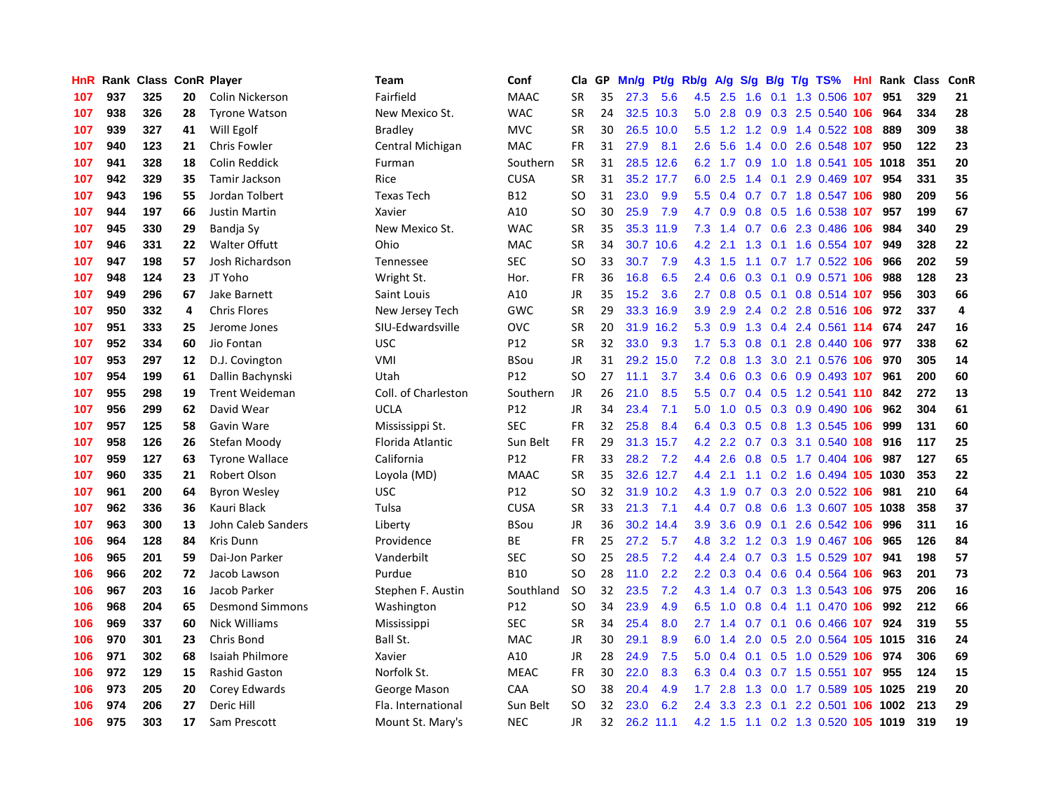| HnR | Rank | Class | ConR | Player | Team | Conf | Cla | GP | Mn/g | Pt/g | Rb/g | A/g | S/g | B/g | T/g | TS% | HnI | Rank | Class | ConR |
|---|---|---|---|---|---|---|---|---|---|---|---|---|---|---|---|---|---|---|---|---|
| 107 | 937 | 325 | 20 | Colin Nickerson | Fairfield | MAAC | SR | 35 | 27.3 | 5.6 | 4.5 | 2.5 | 1.6 | 0.1 | 1.3 | 0.506 | 107 | 951 | 329 | 21 |
| 107 | 938 | 326 | 28 | Tyrone Watson | New Mexico St. | WAC | SR | 24 | 32.5 | 10.3 | 5.0 | 2.8 | 0.9 | 0.3 | 2.5 | 0.540 | 106 | 964 | 334 | 28 |
| 107 | 939 | 327 | 41 | Will Egolf | Bradley | MVC | SR | 30 | 26.5 | 10.0 | 5.5 | 1.2 | 1.2 | 0.9 | 1.4 | 0.522 | 108 | 889 | 309 | 38 |
| 107 | 940 | 123 | 21 | Chris Fowler | Central Michigan | MAC | FR | 31 | 27.9 | 8.1 | 2.6 | 5.6 | 1.4 | 0.0 | 2.6 | 0.548 | 107 | 950 | 122 | 23 |
| 107 | 941 | 328 | 18 | Colin Reddick | Furman | Southern | SR | 31 | 28.5 | 12.6 | 6.2 | 1.7 | 0.9 | 1.0 | 1.8 | 0.541 | 105 | 1018 | 351 | 20 |
| 107 | 942 | 329 | 35 | Tamir Jackson | Rice | CUSA | SR | 31 | 35.2 | 17.7 | 6.0 | 2.5 | 1.4 | 0.1 | 2.9 | 0.469 | 107 | 954 | 331 | 35 |
| 107 | 943 | 196 | 55 | Jordan Tolbert | Texas Tech | B12 | SO | 31 | 23.0 | 9.9 | 5.5 | 0.4 | 0.7 | 0.7 | 1.8 | 0.547 | 106 | 980 | 209 | 56 |
| 107 | 944 | 197 | 66 | Justin Martin | Xavier | A10 | SO | 30 | 25.9 | 7.9 | 4.7 | 0.9 | 0.8 | 0.5 | 1.6 | 0.538 | 107 | 957 | 199 | 67 |
| 107 | 945 | 330 | 29 | Bandja Sy | New Mexico St. | WAC | SR | 35 | 35.3 | 11.9 | 7.3 | 1.4 | 0.7 | 0.6 | 2.3 | 0.486 | 106 | 984 | 340 | 29 |
| 107 | 946 | 331 | 22 | Walter Offutt | Ohio | MAC | SR | 34 | 30.7 | 10.6 | 4.2 | 2.1 | 1.3 | 0.1 | 1.6 | 0.554 | 107 | 949 | 328 | 22 |
| 107 | 947 | 198 | 57 | Josh Richardson | Tennessee | SEC | SO | 33 | 30.7 | 7.9 | 4.3 | 1.5 | 1.1 | 0.7 | 1.7 | 0.522 | 106 | 966 | 202 | 59 |
| 107 | 948 | 124 | 23 | JT Yoho | Wright St. | Hor. | FR | 36 | 16.8 | 6.5 | 2.4 | 0.6 | 0.3 | 0.1 | 0.9 | 0.571 | 106 | 988 | 128 | 23 |
| 107 | 949 | 296 | 67 | Jake Barnett | Saint Louis | A10 | JR | 35 | 15.2 | 3.6 | 2.7 | 0.8 | 0.5 | 0.1 | 0.8 | 0.514 | 107 | 956 | 303 | 66 |
| 107 | 950 | 332 | 4 | Chris Flores | New Jersey Tech | GWC | SR | 29 | 33.3 | 16.9 | 3.9 | 2.9 | 2.4 | 0.2 | 2.8 | 0.516 | 106 | 972 | 337 | 4 |
| 107 | 951 | 333 | 25 | Jerome Jones | SIU-Edwardsville | OVC | SR | 20 | 31.9 | 16.2 | 5.3 | 0.9 | 1.3 | 0.4 | 2.4 | 0.561 | 114 | 674 | 247 | 16 |
| 107 | 952 | 334 | 60 | Jio Fontan | USC | P12 | SR | 32 | 33.0 | 9.3 | 1.7 | 5.3 | 0.8 | 0.1 | 2.8 | 0.440 | 106 | 977 | 338 | 62 |
| 107 | 953 | 297 | 12 | D.J. Covington | VMI | BSou | JR | 31 | 29.2 | 15.0 | 7.2 | 0.8 | 1.3 | 3.0 | 2.1 | 0.576 | 106 | 970 | 305 | 14 |
| 107 | 954 | 199 | 61 | Dallin Bachynski | Utah | P12 | SO | 27 | 11.1 | 3.7 | 3.4 | 0.6 | 0.3 | 0.6 | 0.9 | 0.493 | 107 | 961 | 200 | 60 |
| 107 | 955 | 298 | 19 | Trent Weideman | Coll. of Charleston | Southern | JR | 26 | 21.0 | 8.5 | 5.5 | 0.7 | 0.4 | 0.5 | 1.2 | 0.541 | 110 | 842 | 272 | 13 |
| 107 | 956 | 299 | 62 | David Wear | UCLA | P12 | JR | 34 | 23.4 | 7.1 | 5.0 | 1.0 | 0.5 | 0.3 | 0.9 | 0.490 | 106 | 962 | 304 | 61 |
| 107 | 957 | 125 | 58 | Gavin Ware | Mississippi St. | SEC | FR | 32 | 25.8 | 8.4 | 6.4 | 0.3 | 0.5 | 0.8 | 1.3 | 0.545 | 106 | 999 | 131 | 60 |
| 107 | 958 | 126 | 26 | Stefan Moody | Florida Atlantic | Sun Belt | FR | 29 | 31.3 | 15.7 | 4.2 | 2.2 | 0.7 | 0.3 | 3.1 | 0.540 | 108 | 916 | 117 | 25 |
| 107 | 959 | 127 | 63 | Tyrone Wallace | California | P12 | FR | 33 | 28.2 | 7.2 | 4.4 | 2.6 | 0.8 | 0.5 | 1.7 | 0.404 | 106 | 987 | 127 | 65 |
| 107 | 960 | 335 | 21 | Robert Olson | Loyola (MD) | MAAC | SR | 35 | 32.6 | 12.7 | 4.4 | 2.1 | 1.1 | 0.2 | 1.6 | 0.494 | 105 | 1030 | 353 | 22 |
| 107 | 961 | 200 | 64 | Byron Wesley | USC | P12 | SO | 32 | 31.9 | 10.2 | 4.3 | 1.9 | 0.7 | 0.3 | 2.0 | 0.522 | 106 | 981 | 210 | 64 |
| 107 | 962 | 336 | 36 | Kauri Black | Tulsa | CUSA | SR | 33 | 21.3 | 7.1 | 4.4 | 0.7 | 0.8 | 0.6 | 1.3 | 0.607 | 105 | 1038 | 358 | 37 |
| 107 | 963 | 300 | 13 | John Caleb Sanders | Liberty | BSou | JR | 36 | 30.2 | 14.4 | 3.9 | 3.6 | 0.9 | 0.1 | 2.6 | 0.542 | 106 | 996 | 311 | 16 |
| 106 | 964 | 128 | 84 | Kris Dunn | Providence | BE | FR | 25 | 27.2 | 5.7 | 4.8 | 3.2 | 1.2 | 0.3 | 1.9 | 0.467 | 106 | 965 | 126 | 84 |
| 106 | 965 | 201 | 59 | Dai-Jon Parker | Vanderbilt | SEC | SO | 25 | 28.5 | 7.2 | 4.4 | 2.4 | 0.7 | 0.3 | 1.5 | 0.529 | 107 | 941 | 198 | 57 |
| 106 | 966 | 202 | 72 | Jacob Lawson | Purdue | B10 | SO | 28 | 11.0 | 2.2 | 2.2 | 0.3 | 0.4 | 0.6 | 0.4 | 0.564 | 106 | 963 | 201 | 73 |
| 106 | 967 | 203 | 16 | Jacob Parker | Stephen F. Austin | Southland | SO | 32 | 23.5 | 7.2 | 4.3 | 1.4 | 0.7 | 0.3 | 1.3 | 0.543 | 106 | 975 | 206 | 16 |
| 106 | 968 | 204 | 65 | Desmond Simmons | Washington | P12 | SO | 34 | 23.9 | 4.9 | 6.5 | 1.0 | 0.8 | 0.4 | 1.1 | 0.470 | 106 | 992 | 212 | 66 |
| 106 | 969 | 337 | 60 | Nick Williams | Mississippi | SEC | SR | 34 | 25.4 | 8.0 | 2.7 | 1.4 | 0.7 | 0.1 | 0.6 | 0.466 | 107 | 924 | 319 | 55 |
| 106 | 970 | 301 | 23 | Chris Bond | Ball St. | MAC | JR | 30 | 29.1 | 8.9 | 6.0 | 1.4 | 2.0 | 0.5 | 2.0 | 0.564 | 105 | 1015 | 316 | 24 |
| 106 | 971 | 302 | 68 | Isaiah Philmore | Xavier | A10 | JR | 28 | 24.9 | 7.5 | 5.0 | 0.4 | 0.1 | 0.5 | 1.0 | 0.529 | 106 | 974 | 306 | 69 |
| 106 | 972 | 129 | 15 | Rashid Gaston | Norfolk St. | MEAC | FR | 30 | 22.0 | 8.3 | 6.3 | 0.4 | 0.3 | 0.7 | 1.5 | 0.551 | 107 | 955 | 124 | 15 |
| 106 | 973 | 205 | 20 | Corey Edwards | George Mason | CAA | SO | 38 | 20.4 | 4.9 | 1.7 | 2.8 | 1.3 | 0.0 | 1.7 | 0.589 | 105 | 1025 | 219 | 20 |
| 106 | 974 | 206 | 27 | Deric Hill | Fla. International | Sun Belt | SO | 32 | 23.0 | 6.2 | 2.4 | 3.3 | 2.3 | 0.1 | 2.2 | 0.501 | 106 | 1002 | 213 | 29 |
| 106 | 975 | 303 | 17 | Sam Prescott | Mount St. Mary's | NEC | JR | 32 | 26.2 | 11.1 | 4.2 | 1.5 | 1.1 | 0.2 | 1.3 | 0.520 | 105 | 1019 | 319 | 19 |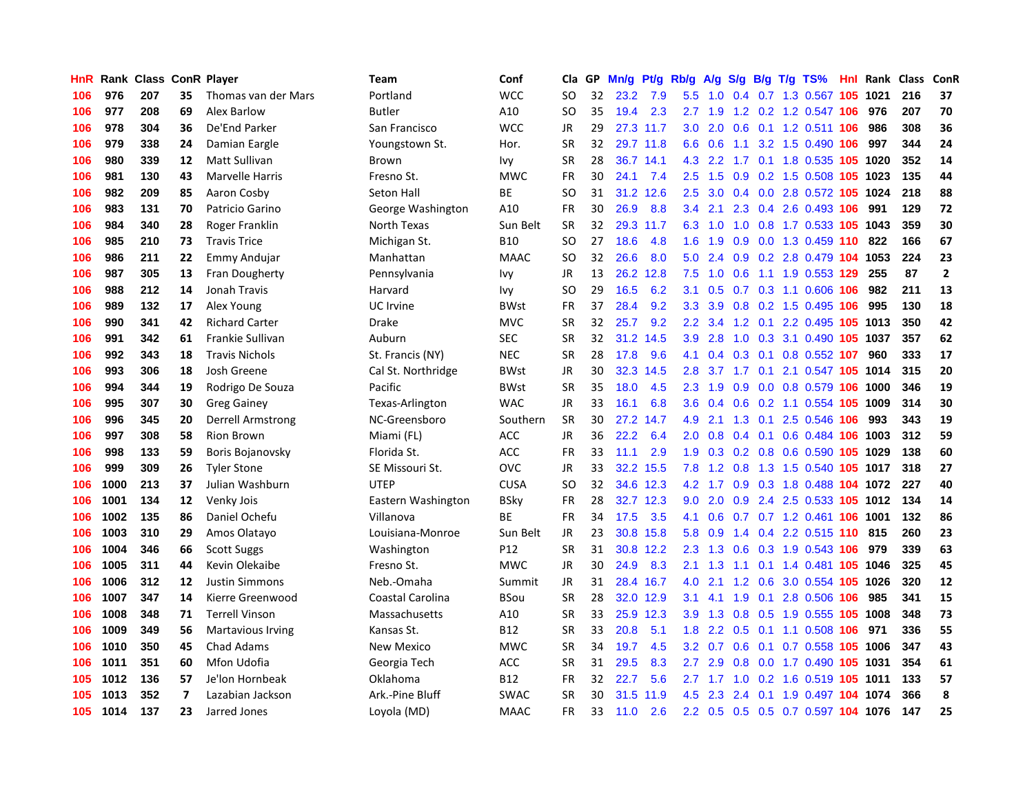| HnR | Rank | Class | ConR | Player | Team | Conf | Cla | GP | Mn/g | Pt/g | Rb/g | A/g | S/g | B/g | T/g | TS% | HnI | Rank | Class | ConR |
|---|---|---|---|---|---|---|---|---|---|---|---|---|---|---|---|---|---|---|---|---|
| 106 | 976 | 207 | 35 | Thomas van der Mars | Portland | WCC | SO | 32 | 23.2 | 7.9 | 5.5 | 1.0 | 0.4 | 0.7 | 1.3 | 0.567 | 105 | 1021 | 216 | 37 |
| 106 | 977 | 208 | 69 | Alex Barlow | Butler | A10 | SO | 35 | 19.4 | 2.3 | 2.7 | 1.9 | 1.2 | 0.2 | 1.2 | 0.547 | 106 | 976 | 207 | 70 |
| 106 | 978 | 304 | 36 | De'End Parker | San Francisco | WCC | JR | 29 | 27.3 | 11.7 | 3.0 | 2.0 | 0.6 | 0.1 | 1.2 | 0.511 | 106 | 986 | 308 | 36 |
| 106 | 979 | 338 | 24 | Damian Eargle | Youngstown St. | Hor. | SR | 32 | 29.7 | 11.8 | 6.6 | 0.6 | 1.1 | 3.2 | 1.5 | 0.490 | 106 | 997 | 344 | 24 |
| 106 | 980 | 339 | 12 | Matt Sullivan | Brown | Ivy | SR | 28 | 36.7 | 14.1 | 4.3 | 2.2 | 1.7 | 0.1 | 1.8 | 0.535 | 105 | 1020 | 352 | 14 |
| 106 | 981 | 130 | 43 | Marvelle Harris | Fresno St. | MWC | FR | 30 | 24.1 | 7.4 | 2.5 | 1.5 | 0.9 | 0.2 | 1.5 | 0.508 | 105 | 1023 | 135 | 44 |
| 106 | 982 | 209 | 85 | Aaron Cosby | Seton Hall | BE | SO | 31 | 31.2 | 12.6 | 2.5 | 3.0 | 0.4 | 0.0 | 2.8 | 0.572 | 105 | 1024 | 218 | 88 |
| 106 | 983 | 131 | 70 | Patricio Garino | George Washington | A10 | FR | 30 | 26.9 | 8.8 | 3.4 | 2.1 | 2.3 | 0.4 | 2.6 | 0.493 | 106 | 991 | 129 | 72 |
| 106 | 984 | 340 | 28 | Roger Franklin | North Texas | Sun Belt | SR | 32 | 29.3 | 11.7 | 6.3 | 1.0 | 1.0 | 0.8 | 1.7 | 0.533 | 105 | 1043 | 359 | 30 |
| 106 | 985 | 210 | 73 | Travis Trice | Michigan St. | B10 | SO | 27 | 18.6 | 4.8 | 1.6 | 1.9 | 0.9 | 0.0 | 1.3 | 0.459 | 110 | 822 | 166 | 67 |
| 106 | 986 | 211 | 22 | Emmy Andujar | Manhattan | MAAC | SO | 32 | 26.6 | 8.0 | 5.0 | 2.4 | 0.9 | 0.2 | 2.8 | 0.479 | 104 | 1053 | 224 | 23 |
| 106 | 987 | 305 | 13 | Fran Dougherty | Pennsylvania | Ivy | JR | 13 | 26.2 | 12.8 | 7.5 | 1.0 | 0.6 | 1.1 | 1.9 | 0.553 | 129 | 255 | 87 | 2 |
| 106 | 988 | 212 | 14 | Jonah Travis | Harvard | Ivy | SO | 29 | 16.5 | 6.2 | 3.1 | 0.5 | 0.7 | 0.3 | 1.1 | 0.606 | 106 | 982 | 211 | 13 |
| 106 | 989 | 132 | 17 | Alex Young | UC Irvine | BWst | FR | 37 | 28.4 | 9.2 | 3.3 | 3.9 | 0.8 | 0.2 | 1.5 | 0.495 | 106 | 995 | 130 | 18 |
| 106 | 990 | 341 | 42 | Richard Carter | Drake | MVC | SR | 32 | 25.7 | 9.2 | 2.2 | 3.4 | 1.2 | 0.1 | 2.2 | 0.495 | 105 | 1013 | 350 | 42 |
| 106 | 991 | 342 | 61 | Frankie Sullivan | Auburn | SEC | SR | 32 | 31.2 | 14.5 | 3.9 | 2.8 | 1.0 | 0.3 | 3.1 | 0.490 | 105 | 1037 | 357 | 62 |
| 106 | 992 | 343 | 18 | Travis Nichols | St. Francis (NY) | NEC | SR | 28 | 17.8 | 9.6 | 4.1 | 0.4 | 0.3 | 0.1 | 0.8 | 0.552 | 107 | 960 | 333 | 17 |
| 106 | 993 | 306 | 18 | Josh Greene | Cal St. Northridge | BWst | JR | 30 | 32.3 | 14.5 | 2.8 | 3.7 | 1.7 | 0.1 | 2.1 | 0.547 | 105 | 1014 | 315 | 20 |
| 106 | 994 | 344 | 19 | Rodrigo De Souza | Pacific | BWst | SR | 35 | 18.0 | 4.5 | 2.3 | 1.9 | 0.9 | 0.0 | 0.8 | 0.579 | 106 | 1000 | 346 | 19 |
| 106 | 995 | 307 | 30 | Greg Gainey | Texas-Arlington | WAC | JR | 33 | 16.1 | 6.8 | 3.6 | 0.4 | 0.6 | 0.2 | 1.1 | 0.554 | 105 | 1009 | 314 | 30 |
| 106 | 996 | 345 | 20 | Derrell Armstrong | NC-Greensboro | Southern | SR | 30 | 27.2 | 14.7 | 4.9 | 2.1 | 1.3 | 0.1 | 2.5 | 0.546 | 106 | 993 | 343 | 19 |
| 106 | 997 | 308 | 58 | Rion Brown | Miami (FL) | ACC | JR | 36 | 22.2 | 6.4 | 2.0 | 0.8 | 0.4 | 0.1 | 0.6 | 0.484 | 106 | 1003 | 312 | 59 |
| 106 | 998 | 133 | 59 | Boris Bojanovsky | Florida St. | ACC | FR | 33 | 11.1 | 2.9 | 1.9 | 0.3 | 0.2 | 0.8 | 0.6 | 0.590 | 105 | 1029 | 138 | 60 |
| 106 | 999 | 309 | 26 | Tyler Stone | SE Missouri St. | OVC | JR | 33 | 32.2 | 15.5 | 7.8 | 1.2 | 0.8 | 1.3 | 1.5 | 0.540 | 105 | 1017 | 318 | 27 |
| 106 | 1000 | 213 | 37 | Julian Washburn | UTEP | CUSA | SO | 32 | 34.6 | 12.3 | 4.2 | 1.7 | 0.9 | 0.3 | 1.8 | 0.488 | 104 | 1072 | 227 | 40 |
| 106 | 1001 | 134 | 12 | Venky Jois | Eastern Washington | BSky | FR | 28 | 32.7 | 12.3 | 9.0 | 2.0 | 0.9 | 2.4 | 2.5 | 0.533 | 105 | 1012 | 134 | 14 |
| 106 | 1002 | 135 | 86 | Daniel Ochefu | Villanova | BE | FR | 34 | 17.5 | 3.5 | 4.1 | 0.6 | 0.7 | 0.7 | 1.2 | 0.461 | 106 | 1001 | 132 | 86 |
| 106 | 1003 | 310 | 29 | Amos Olatayo | Louisiana-Monroe | Sun Belt | JR | 23 | 30.8 | 15.8 | 5.8 | 0.9 | 1.4 | 0.4 | 2.2 | 0.515 | 110 | 815 | 260 | 23 |
| 106 | 1004 | 346 | 66 | Scott Suggs | Washington | P12 | SR | 31 | 30.8 | 12.2 | 2.3 | 1.3 | 0.6 | 0.3 | 1.9 | 0.543 | 106 | 979 | 339 | 63 |
| 106 | 1005 | 311 | 44 | Kevin Olekaibe | Fresno St. | MWC | JR | 30 | 24.9 | 8.3 | 2.1 | 1.3 | 1.1 | 0.1 | 1.4 | 0.481 | 105 | 1046 | 325 | 45 |
| 106 | 1006 | 312 | 12 | Justin Simmons | Neb.-Omaha | Summit | JR | 31 | 28.4 | 16.7 | 4.0 | 2.1 | 1.2 | 0.6 | 3.0 | 0.554 | 105 | 1026 | 320 | 12 |
| 106 | 1007 | 347 | 14 | Kierre Greenwood | Coastal Carolina | BSou | SR | 28 | 32.0 | 12.9 | 3.1 | 4.1 | 1.9 | 0.1 | 2.8 | 0.506 | 106 | 985 | 341 | 15 |
| 106 | 1008 | 348 | 71 | Terrell Vinson | Massachusetts | A10 | SR | 33 | 25.9 | 12.3 | 3.9 | 1.3 | 0.8 | 0.5 | 1.9 | 0.555 | 105 | 1008 | 348 | 73 |
| 106 | 1009 | 349 | 56 | Martavious Irving | Kansas St. | B12 | SR | 33 | 20.8 | 5.1 | 1.8 | 2.2 | 0.5 | 0.1 | 1.1 | 0.508 | 106 | 971 | 336 | 55 |
| 106 | 1010 | 350 | 45 | Chad Adams | New Mexico | MWC | SR | 34 | 19.7 | 4.5 | 3.2 | 0.7 | 0.6 | 0.1 | 0.7 | 0.558 | 105 | 1006 | 347 | 43 |
| 106 | 1011 | 351 | 60 | Mfon Udofia | Georgia Tech | ACC | SR | 31 | 29.5 | 8.3 | 2.7 | 2.9 | 0.8 | 0.0 | 1.7 | 0.490 | 105 | 1031 | 354 | 61 |
| 105 | 1012 | 136 | 57 | Je'lon Hornbeak | Oklahoma | B12 | FR | 32 | 22.7 | 5.6 | 2.7 | 1.7 | 1.0 | 0.2 | 1.6 | 0.519 | 105 | 1011 | 133 | 57 |
| 105 | 1013 | 352 | 7 | Lazabian Jackson | Ark.-Pine Bluff | SWAC | SR | 30 | 31.5 | 11.9 | 4.5 | 2.3 | 2.4 | 0.1 | 1.9 | 0.497 | 104 | 1074 | 366 | 8 |
| 105 | 1014 | 137 | 23 | Jarred Jones | Loyola (MD) | MAAC | FR | 33 | 11.0 | 2.6 | 2.2 | 0.5 | 0.5 | 0.5 | 0.7 | 0.597 | 104 | 1076 | 147 | 25 |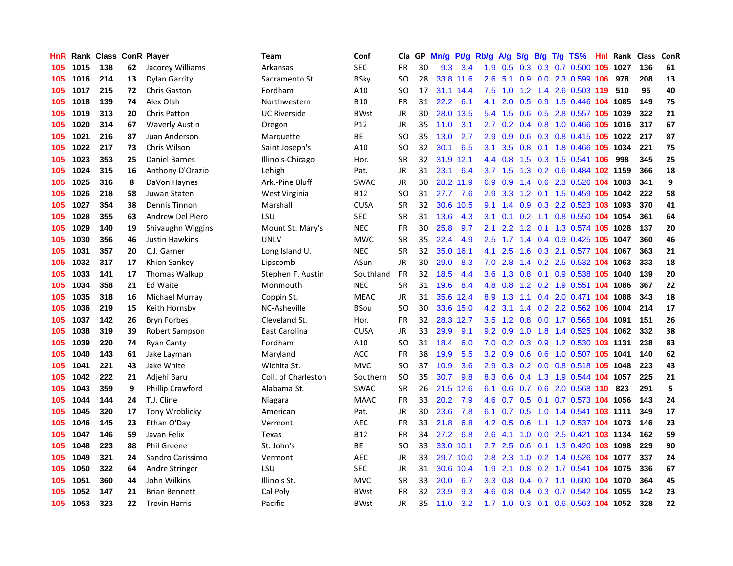| HnR | Rank | Class | ConR | Player | Team | Conf | Cla | GP | Mn/g | Pt/g | Rb/g | A/g | S/g | B/g | T/g | TS% | HnI | Rank | Class | ConR |
|---|---|---|---|---|---|---|---|---|---|---|---|---|---|---|---|---|---|---|---|---|
| 105 | 1015 | 138 | 62 | Jacorey Williams | Arkansas | SEC | FR | 30 | 9.3 | 3.4 | 1.9 | 0.5 | 0.3 | 0.3 | 0.7 | 0.500 | 105 | 1027 | 136 | 61 |
| 105 | 1016 | 214 | 13 | Dylan Garrity | Sacramento St. | BSky | SO | 28 | 33.8 | 11.6 | 2.6 | 5.1 | 0.9 | 0.0 | 2.3 | 0.599 | 106 | 978 | 208 | 13 |
| 105 | 1017 | 215 | 72 | Chris Gaston | Fordham | A10 | SO | 17 | 31.1 | 14.4 | 7.5 | 1.0 | 1.2 | 1.4 | 2.6 | 0.503 | 119 | 510 | 95 | 40 |
| 105 | 1018 | 139 | 74 | Alex Olah | Northwestern | B10 | FR | 31 | 22.2 | 6.1 | 4.1 | 2.0 | 0.5 | 0.9 | 1.5 | 0.446 | 104 | 1085 | 149 | 75 |
| 105 | 1019 | 313 | 20 | Chris Patton | UC Riverside | BWst | JR | 30 | 28.0 | 13.5 | 5.4 | 1.5 | 0.6 | 0.5 | 2.8 | 0.557 | 105 | 1039 | 322 | 21 |
| 105 | 1020 | 314 | 67 | Waverly Austin | Oregon | P12 | JR | 35 | 11.0 | 3.1 | 2.7 | 0.2 | 0.4 | 0.8 | 1.0 | 0.466 | 105 | 1016 | 317 | 67 |
| 105 | 1021 | 216 | 87 | Juan Anderson | Marquette | BE | SO | 35 | 13.0 | 2.7 | 2.9 | 0.9 | 0.6 | 0.3 | 0.8 | 0.415 | 105 | 1022 | 217 | 87 |
| 105 | 1022 | 217 | 73 | Chris Wilson | Saint Joseph's | A10 | SO | 32 | 30.1 | 6.5 | 3.1 | 3.5 | 0.8 | 0.1 | 1.8 | 0.466 | 105 | 1034 | 221 | 75 |
| 105 | 1023 | 353 | 25 | Daniel Barnes | Illinois-Chicago | Hor. | SR | 32 | 31.9 | 12.1 | 4.4 | 0.8 | 1.5 | 0.3 | 1.5 | 0.541 | 106 | 998 | 345 | 25 |
| 105 | 1024 | 315 | 16 | Anthony D'Orazio | Lehigh | Pat. | JR | 31 | 23.1 | 6.4 | 3.7 | 1.5 | 1.3 | 0.2 | 0.6 | 0.484 | 102 | 1159 | 366 | 18 |
| 105 | 1025 | 316 | 8 | DaVon Haynes | Ark.-Pine Bluff | SWAC | JR | 30 | 28.2 | 11.9 | 6.9 | 0.9 | 1.4 | 0.6 | 2.3 | 0.526 | 104 | 1083 | 341 | 9 |
| 105 | 1026 | 218 | 58 | Juwan Staten | West Virginia | B12 | SO | 31 | 27.7 | 7.6 | 2.9 | 3.3 | 1.2 | 0.1 | 1.5 | 0.459 | 105 | 1042 | 222 | 58 |
| 105 | 1027 | 354 | 38 | Dennis Tinnon | Marshall | CUSA | SR | 32 | 30.6 | 10.5 | 9.1 | 1.4 | 0.9 | 0.3 | 2.2 | 0.523 | 103 | 1093 | 370 | 41 |
| 105 | 1028 | 355 | 63 | Andrew Del Piero | LSU | SEC | SR | 31 | 13.6 | 4.3 | 3.1 | 0.1 | 0.2 | 1.1 | 0.8 | 0.550 | 104 | 1054 | 361 | 64 |
| 105 | 1029 | 140 | 19 | Shivaughn Wiggins | Mount St. Mary's | NEC | FR | 30 | 25.8 | 9.7 | 2.1 | 2.2 | 1.2 | 0.1 | 1.3 | 0.574 | 105 | 1028 | 137 | 20 |
| 105 | 1030 | 356 | 46 | Justin Hawkins | UNLV | MWC | SR | 35 | 22.4 | 4.9 | 2.5 | 1.7 | 1.4 | 0.4 | 0.9 | 0.425 | 105 | 1047 | 360 | 46 |
| 105 | 1031 | 357 | 20 | C.J. Garner | Long Island U. | NEC | SR | 32 | 35.0 | 16.1 | 4.1 | 2.5 | 1.6 | 0.3 | 2.1 | 0.577 | 104 | 1067 | 363 | 21 |
| 105 | 1032 | 317 | 17 | Khion Sankey | Lipscomb | ASun | JR | 30 | 29.0 | 8.3 | 7.0 | 2.8 | 1.4 | 0.2 | 2.5 | 0.532 | 104 | 1063 | 333 | 18 |
| 105 | 1033 | 141 | 17 | Thomas Walkup | Stephen F. Austin | Southland | FR | 32 | 18.5 | 4.4 | 3.6 | 1.3 | 0.8 | 0.1 | 0.9 | 0.538 | 105 | 1040 | 139 | 20 |
| 105 | 1034 | 358 | 21 | Ed Waite | Monmouth | NEC | SR | 31 | 19.6 | 8.4 | 4.8 | 0.8 | 1.2 | 0.2 | 1.9 | 0.551 | 104 | 1086 | 367 | 22 |
| 105 | 1035 | 318 | 16 | Michael Murray | Coppin St. | MEAC | JR | 31 | 35.6 | 12.4 | 8.9 | 1.3 | 1.1 | 0.4 | 2.0 | 0.471 | 104 | 1088 | 343 | 18 |
| 105 | 1036 | 219 | 15 | Keith Hornsby | NC-Asheville | BSou | SO | 30 | 33.6 | 15.0 | 4.2 | 3.1 | 1.4 | 0.2 | 2.2 | 0.562 | 106 | 1004 | 214 | 17 |
| 105 | 1037 | 142 | 26 | Bryn Forbes | Cleveland St. | Hor. | FR | 32 | 28.3 | 12.7 | 3.5 | 1.2 | 0.8 | 0.0 | 1.7 | 0.565 | 104 | 1091 | 151 | 26 |
| 105 | 1038 | 319 | 39 | Robert Sampson | East Carolina | CUSA | JR | 33 | 29.9 | 9.1 | 9.2 | 0.9 | 1.0 | 1.8 | 1.4 | 0.525 | 104 | 1062 | 332 | 38 |
| 105 | 1039 | 220 | 74 | Ryan Canty | Fordham | A10 | SO | 31 | 18.4 | 6.0 | 7.0 | 0.2 | 0.3 | 0.9 | 1.2 | 0.530 | 103 | 1131 | 238 | 83 |
| 105 | 1040 | 143 | 61 | Jake Layman | Maryland | ACC | FR | 38 | 19.9 | 5.5 | 3.2 | 0.9 | 0.6 | 0.6 | 1.0 | 0.507 | 105 | 1041 | 140 | 62 |
| 105 | 1041 | 221 | 43 | Jake White | Wichita St. | MVC | SO | 37 | 10.9 | 3.6 | 2.9 | 0.3 | 0.2 | 0.0 | 0.8 | 0.518 | 105 | 1048 | 223 | 43 |
| 105 | 1042 | 222 | 21 | Adjehi Baru | Coll. of Charleston | Southern | SO | 35 | 30.7 | 9.8 | 8.3 | 0.6 | 0.4 | 1.3 | 1.9 | 0.544 | 104 | 1057 | 225 | 21 |
| 105 | 1043 | 359 | 9 | Phillip Crawford | Alabama St. | SWAC | SR | 26 | 21.5 | 12.6 | 6.1 | 0.6 | 0.7 | 0.6 | 2.0 | 0.568 | 110 | 823 | 291 | 5 |
| 105 | 1044 | 144 | 24 | T.J. Cline | Niagara | MAAC | FR | 33 | 20.2 | 7.9 | 4.6 | 0.7 | 0.5 | 0.1 | 0.7 | 0.573 | 104 | 1056 | 143 | 24 |
| 105 | 1045 | 320 | 17 | Tony Wroblicky | American | Pat. | JR | 30 | 23.6 | 7.8 | 6.1 | 0.7 | 0.5 | 1.0 | 1.4 | 0.541 | 103 | 1111 | 349 | 17 |
| 105 | 1046 | 145 | 23 | Ethan O'Day | Vermont | AEC | FR | 33 | 21.8 | 6.8 | 4.2 | 0.5 | 0.6 | 1.1 | 1.2 | 0.537 | 104 | 1073 | 146 | 23 |
| 105 | 1047 | 146 | 59 | Javan Felix | Texas | B12 | FR | 34 | 27.2 | 6.8 | 2.6 | 4.1 | 1.0 | 0.0 | 2.5 | 0.421 | 103 | 1134 | 162 | 59 |
| 105 | 1048 | 223 | 88 | Phil Greene | St. John's | BE | SO | 33 | 33.0 | 10.1 | 2.7 | 2.5 | 0.6 | 0.1 | 1.3 | 0.420 | 103 | 1098 | 229 | 90 |
| 105 | 1049 | 321 | 24 | Sandro Carissimo | Vermont | AEC | JR | 33 | 29.7 | 10.0 | 2.8 | 2.3 | 1.0 | 0.2 | 1.4 | 0.526 | 104 | 1077 | 337 | 24 |
| 105 | 1050 | 322 | 64 | Andre Stringer | LSU | SEC | JR | 31 | 30.6 | 10.4 | 1.9 | 2.1 | 0.8 | 0.2 | 1.7 | 0.541 | 104 | 1075 | 336 | 67 |
| 105 | 1051 | 360 | 44 | John Wilkins | Illinois St. | MVC | SR | 33 | 20.0 | 6.7 | 3.3 | 0.8 | 0.4 | 0.7 | 1.1 | 0.600 | 104 | 1070 | 364 | 45 |
| 105 | 1052 | 147 | 21 | Brian Bennett | Cal Poly | BWst | FR | 32 | 23.9 | 9.3 | 4.6 | 0.8 | 0.4 | 0.3 | 0.7 | 0.542 | 104 | 1055 | 142 | 23 |
| 105 | 1053 | 323 | 22 | Trevin Harris | Pacific | BWst | JR | 35 | 11.0 | 3.2 | 1.7 | 1.0 | 0.3 | 0.1 | 0.6 | 0.563 | 104 | 1052 | 328 | 22 |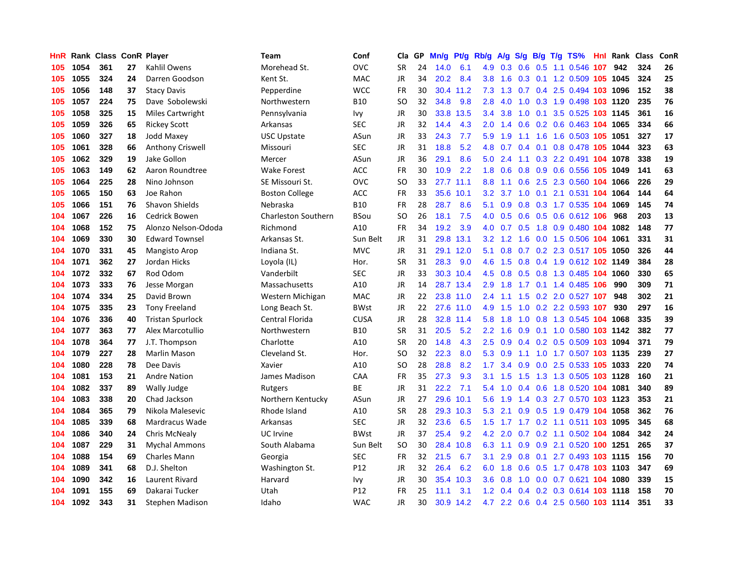| HnR | Rank | Class | ConR | Player | Team | Conf | Cla | GP | Mn/g | Pt/g | Rb/g | A/g | S/g | B/g | T/g | TS% | HnI | Rank | Class | ConR |
|---|---|---|---|---|---|---|---|---|---|---|---|---|---|---|---|---|---|---|---|---|
| 105 | 1054 | 361 | 27 | Kahlil Owens | Morehead St. | OVC | SR | 24 | 14.0 | 6.1 | 4.9 | 0.3 | 0.6 | 0.5 | 1.1 | 0.546 | 107 | 942 | 324 | 26 |
| 105 | 1055 | 324 | 24 | Darren Goodson | Kent St. | MAC | JR | 34 | 20.2 | 8.4 | 3.8 | 1.6 | 0.3 | 0.1 | 1.2 | 0.509 | 105 | 1045 | 324 | 25 |
| 105 | 1056 | 148 | 37 | Stacy Davis | Pepperdine | WCC | FR | 30 | 30.4 | 11.2 | 7.3 | 1.3 | 0.7 | 0.4 | 2.5 | 0.494 | 103 | 1096 | 152 | 38 |
| 105 | 1057 | 224 | 75 | Dave Sobolewski | Northwestern | B10 | SO | 32 | 34.8 | 9.8 | 2.8 | 4.0 | 1.0 | 0.3 | 1.9 | 0.498 | 103 | 1120 | 235 | 76 |
| 105 | 1058 | 325 | 15 | Miles Cartwright | Pennsylvania | Ivy | JR | 30 | 33.8 | 13.5 | 3.4 | 3.8 | 1.0 | 0.1 | 3.5 | 0.525 | 103 | 1145 | 361 | 16 |
| 105 | 1059 | 326 | 65 | Rickey Scott | Arkansas | SEC | JR | 32 | 14.4 | 4.3 | 2.0 | 1.4 | 0.6 | 0.2 | 0.6 | 0.463 | 104 | 1065 | 334 | 66 |
| 105 | 1060 | 327 | 18 | Jodd Maxey | USC Upstate | ASun | JR | 33 | 24.3 | 7.7 | 5.9 | 1.9 | 1.1 | 1.6 | 1.6 | 0.503 | 105 | 1051 | 327 | 17 |
| 105 | 1061 | 328 | 66 | Anthony Criswell | Missouri | SEC | JR | 31 | 18.8 | 5.2 | 4.8 | 0.7 | 0.4 | 0.1 | 0.8 | 0.478 | 105 | 1044 | 323 | 63 |
| 105 | 1062 | 329 | 19 | Jake Gollon | Mercer | ASun | JR | 36 | 29.1 | 8.6 | 5.0 | 2.4 | 1.1 | 0.3 | 2.2 | 0.491 | 104 | 1078 | 338 | 19 |
| 105 | 1063 | 149 | 62 | Aaron Roundtree | Wake Forest | ACC | FR | 30 | 10.9 | 2.2 | 1.8 | 0.6 | 0.8 | 0.9 | 0.6 | 0.556 | 105 | 1049 | 141 | 63 |
| 105 | 1064 | 225 | 28 | Nino Johnson | SE Missouri St. | OVC | SO | 33 | 27.7 | 11.1 | 8.8 | 1.1 | 0.6 | 2.5 | 2.3 | 0.560 | 104 | 1066 | 226 | 29 |
| 105 | 1065 | 150 | 63 | Joe Rahon | Boston College | ACC | FR | 33 | 35.6 | 10.1 | 3.2 | 3.7 | 1.0 | 0.1 | 2.1 | 0.531 | 104 | 1064 | 144 | 64 |
| 105 | 1066 | 151 | 76 | Shavon Shields | Nebraska | B10 | FR | 28 | 28.7 | 8.6 | 5.1 | 0.9 | 0.8 | 0.3 | 1.7 | 0.535 | 104 | 1069 | 145 | 74 |
| 104 | 1067 | 226 | 16 | Cedrick Bowen | Charleston Southern | BSou | SO | 26 | 18.1 | 7.5 | 4.0 | 0.5 | 0.6 | 0.5 | 0.6 | 0.612 | 106 | 968 | 203 | 13 |
| 104 | 1068 | 152 | 75 | Alonzo Nelson-Ododa | Richmond | A10 | FR | 34 | 19.2 | 3.9 | 4.0 | 0.7 | 0.5 | 1.8 | 0.9 | 0.480 | 104 | 1082 | 148 | 77 |
| 104 | 1069 | 330 | 30 | Edward Townsel | Arkansas St. | Sun Belt | JR | 31 | 29.8 | 13.1 | 3.2 | 1.2 | 1.6 | 0.0 | 1.5 | 0.506 | 104 | 1061 | 331 | 31 |
| 104 | 1070 | 331 | 45 | Mangisto Arop | Indiana St. | MVC | JR | 31 | 29.1 | 12.0 | 5.1 | 0.8 | 0.7 | 0.2 | 2.3 | 0.517 | 105 | 1050 | 326 | 44 |
| 104 | 1071 | 362 | 27 | Jordan Hicks | Loyola (IL) | Hor. | SR | 31 | 28.3 | 9.0 | 4.6 | 1.5 | 0.8 | 0.4 | 1.9 | 0.612 | 102 | 1149 | 384 | 28 |
| 104 | 1072 | 332 | 67 | Rod Odom | Vanderbilt | SEC | JR | 33 | 30.3 | 10.4 | 4.5 | 0.8 | 0.5 | 0.8 | 1.3 | 0.485 | 104 | 1060 | 330 | 65 |
| 104 | 1073 | 333 | 76 | Jesse Morgan | Massachusetts | A10 | JR | 14 | 28.7 | 13.4 | 2.9 | 1.8 | 1.7 | 0.1 | 1.4 | 0.485 | 106 | 990 | 309 | 71 |
| 104 | 1074 | 334 | 25 | David Brown | Western Michigan | MAC | JR | 22 | 23.8 | 11.0 | 2.4 | 1.1 | 1.5 | 0.2 | 2.0 | 0.527 | 107 | 948 | 302 | 21 |
| 104 | 1075 | 335 | 23 | Tony Freeland | Long Beach St. | BWst | JR | 22 | 27.6 | 11.0 | 4.9 | 1.5 | 1.0 | 0.2 | 2.2 | 0.593 | 107 | 930 | 297 | 16 |
| 104 | 1076 | 336 | 40 | Tristan Spurlock | Central Florida | CUSA | JR | 28 | 32.8 | 11.4 | 5.8 | 1.8 | 1.0 | 0.8 | 1.3 | 0.545 | 104 | 1068 | 335 | 39 |
| 104 | 1077 | 363 | 77 | Alex Marcotullio | Northwestern | B10 | SR | 31 | 20.5 | 5.2 | 2.2 | 1.6 | 0.9 | 0.1 | 1.0 | 0.580 | 103 | 1142 | 382 | 77 |
| 104 | 1078 | 364 | 77 | J.T. Thompson | Charlotte | A10 | SR | 20 | 14.8 | 4.3 | 2.5 | 0.9 | 0.4 | 0.2 | 0.5 | 0.509 | 103 | 1094 | 371 | 79 |
| 104 | 1079 | 227 | 28 | Marlin Mason | Cleveland St. | Hor. | SO | 32 | 22.3 | 8.0 | 5.3 | 0.9 | 1.1 | 1.0 | 1.7 | 0.507 | 103 | 1135 | 239 | 27 |
| 104 | 1080 | 228 | 78 | Dee Davis | Xavier | A10 | SO | 28 | 28.8 | 8.2 | 1.7 | 3.4 | 0.9 | 0.0 | 2.5 | 0.533 | 105 | 1033 | 220 | 74 |
| 104 | 1081 | 153 | 21 | Andre Nation | James Madison | CAA | FR | 35 | 27.3 | 9.3 | 3.1 | 1.5 | 1.5 | 1.3 | 1.3 | 0.505 | 103 | 1128 | 160 | 21 |
| 104 | 1082 | 337 | 89 | Wally Judge | Rutgers | BE | JR | 31 | 22.2 | 7.1 | 5.4 | 1.0 | 0.4 | 0.6 | 1.8 | 0.520 | 104 | 1081 | 340 | 89 |
| 104 | 1083 | 338 | 20 | Chad Jackson | Northern Kentucky | ASun | JR | 27 | 29.6 | 10.1 | 5.6 | 1.9 | 1.4 | 0.3 | 2.7 | 0.570 | 103 | 1123 | 353 | 21 |
| 104 | 1084 | 365 | 79 | Nikola Malesevic | Rhode Island | A10 | SR | 28 | 29.3 | 10.3 | 5.3 | 2.1 | 0.9 | 0.5 | 1.9 | 0.479 | 104 | 1058 | 362 | 76 |
| 104 | 1085 | 339 | 68 | Mardracus Wade | Arkansas | SEC | JR | 32 | 23.6 | 6.5 | 1.5 | 1.7 | 1.7 | 0.2 | 1.1 | 0.511 | 103 | 1095 | 345 | 68 |
| 104 | 1086 | 340 | 24 | Chris McNealy | UC Irvine | BWst | JR | 37 | 25.4 | 9.2 | 4.2 | 2.0 | 0.7 | 0.2 | 1.1 | 0.502 | 104 | 1084 | 342 | 24 |
| 104 | 1087 | 229 | 31 | Mychal Ammons | South Alabama | Sun Belt | SO | 30 | 28.4 | 10.8 | 6.3 | 1.1 | 0.9 | 0.9 | 2.1 | 0.520 | 100 | 1251 | 265 | 37 |
| 104 | 1088 | 154 | 69 | Charles Mann | Georgia | SEC | FR | 32 | 21.5 | 6.7 | 3.1 | 2.9 | 0.8 | 0.1 | 2.7 | 0.493 | 103 | 1115 | 156 | 70 |
| 104 | 1089 | 341 | 68 | D.J. Shelton | Washington St. | P12 | JR | 32 | 26.4 | 6.2 | 6.0 | 1.8 | 0.6 | 0.5 | 1.7 | 0.478 | 103 | 1103 | 347 | 69 |
| 104 | 1090 | 342 | 16 | Laurent Rivard | Harvard | Ivy | JR | 30 | 35.4 | 10.3 | 3.6 | 0.8 | 1.0 | 0.0 | 0.7 | 0.621 | 104 | 1080 | 339 | 15 |
| 104 | 1091 | 155 | 69 | Dakarai Tucker | Utah | P12 | FR | 25 | 11.1 | 3.1 | 1.2 | 0.4 | 0.4 | 0.2 | 0.3 | 0.614 | 103 | 1118 | 158 | 70 |
| 104 | 1092 | 343 | 31 | Stephen Madison | Idaho | WAC | JR | 30 | 30.9 | 14.2 | 4.7 | 2.2 | 0.6 | 0.4 | 2.5 | 0.560 | 103 | 1114 | 351 | 33 |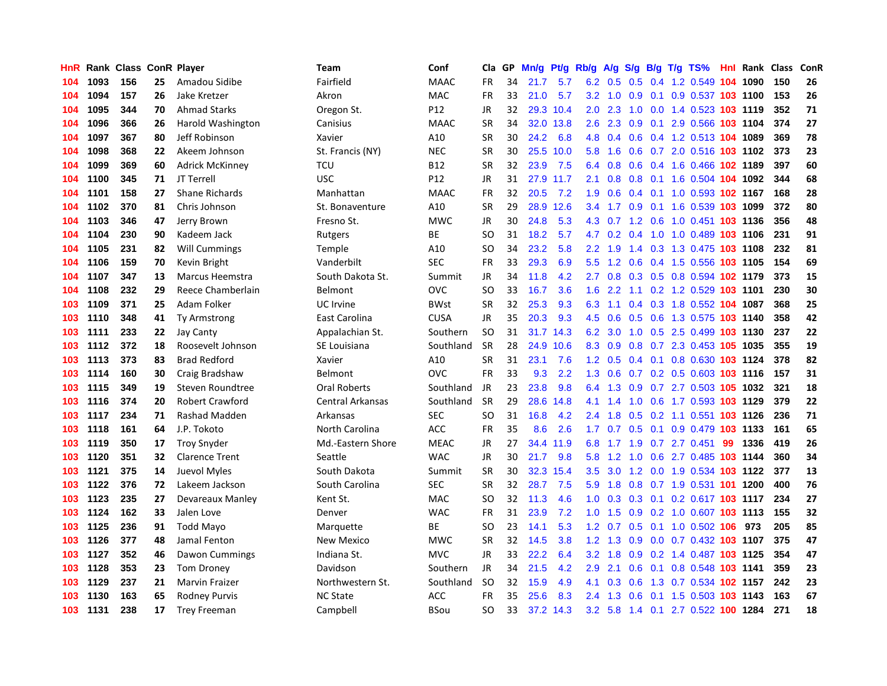| HnR | Rank | Class | ConR | Player | Team | Conf | Cla | GP | Mn/g | Pt/g | Rb/g | A/g | S/g | B/g | T/g | TS% | HnI | Rank | Class | ConR |
|---|---|---|---|---|---|---|---|---|---|---|---|---|---|---|---|---|---|---|---|---|
| 104 | 1093 | 156 | 25 | Amadou Sidibe | Fairfield | MAAC | FR | 34 | 21.7 | 5.7 | 6.2 | 0.5 | 0.5 | 0.4 | 1.2 | 0.549 | 104 | 1090 | 150 | 26 |
| 104 | 1094 | 157 | 26 | Jake Kretzer | Akron | MAC | FR | 33 | 21.0 | 5.7 | 3.2 | 1.0 | 0.9 | 0.1 | 0.9 | 0.537 | 103 | 1100 | 153 | 26 |
| 104 | 1095 | 344 | 70 | Ahmad Starks | Oregon St. | P12 | JR | 32 | 29.3 | 10.4 | 2.0 | 2.3 | 1.0 | 0.0 | 1.4 | 0.523 | 103 | 1119 | 352 | 71 |
| 104 | 1096 | 366 | 26 | Harold Washington | Canisius | MAAC | SR | 34 | 32.0 | 13.8 | 2.6 | 2.3 | 0.9 | 0.1 | 2.9 | 0.566 | 103 | 1104 | 374 | 27 |
| 104 | 1097 | 367 | 80 | Jeff Robinson | Xavier | A10 | SR | 30 | 24.2 | 6.8 | 4.8 | 0.4 | 0.6 | 0.4 | 1.2 | 0.513 | 104 | 1089 | 369 | 78 |
| 104 | 1098 | 368 | 22 | Akeem Johnson | St. Francis (NY) | NEC | SR | 30 | 25.5 | 10.0 | 5.8 | 1.6 | 0.6 | 0.7 | 2.0 | 0.516 | 103 | 1102 | 373 | 23 |
| 104 | 1099 | 369 | 60 | Adrick McKinney | TCU | B12 | SR | 32 | 23.9 | 7.5 | 6.4 | 0.8 | 0.6 | 0.4 | 1.6 | 0.466 | 102 | 1189 | 397 | 60 |
| 104 | 1100 | 345 | 71 | JT Terrell | USC | P12 | JR | 31 | 27.9 | 11.7 | 2.1 | 0.8 | 0.8 | 0.1 | 1.6 | 0.504 | 104 | 1092 | 344 | 68 |
| 104 | 1101 | 158 | 27 | Shane Richards | Manhattan | MAAC | FR | 32 | 20.5 | 7.2 | 1.9 | 0.6 | 0.4 | 0.1 | 1.0 | 0.593 | 102 | 1167 | 168 | 28 |
| 104 | 1102 | 370 | 81 | Chris Johnson | St. Bonaventure | A10 | SR | 29 | 28.9 | 12.6 | 3.4 | 1.7 | 0.9 | 0.1 | 1.6 | 0.539 | 103 | 1099 | 372 | 80 |
| 104 | 1103 | 346 | 47 | Jerry Brown | Fresno St. | MWC | JR | 30 | 24.8 | 5.3 | 4.3 | 0.7 | 1.2 | 0.6 | 1.0 | 0.451 | 103 | 1136 | 356 | 48 |
| 104 | 1104 | 230 | 90 | Kadeem Jack | Rutgers | BE | SO | 31 | 18.2 | 5.7 | 4.7 | 0.2 | 0.4 | 1.0 | 1.0 | 0.489 | 103 | 1106 | 231 | 91 |
| 104 | 1105 | 231 | 82 | Will Cummings | Temple | A10 | SO | 34 | 23.2 | 5.8 | 2.2 | 1.9 | 1.4 | 0.3 | 1.3 | 0.475 | 103 | 1108 | 232 | 81 |
| 104 | 1106 | 159 | 70 | Kevin Bright | Vanderbilt | SEC | FR | 33 | 29.3 | 6.9 | 5.5 | 1.2 | 0.6 | 0.4 | 1.5 | 0.556 | 103 | 1105 | 154 | 69 |
| 104 | 1107 | 347 | 13 | Marcus Heemstra | South Dakota St. | Summit | JR | 34 | 11.8 | 4.2 | 2.7 | 0.8 | 0.3 | 0.5 | 0.8 | 0.594 | 102 | 1179 | 373 | 15 |
| 104 | 1108 | 232 | 29 | Reece Chamberlain | Belmont | OVC | SO | 33 | 16.7 | 3.6 | 1.6 | 2.2 | 1.1 | 0.2 | 1.2 | 0.529 | 103 | 1101 | 230 | 30 |
| 103 | 1109 | 371 | 25 | Adam Folker | UC Irvine | BWst | SR | 32 | 25.3 | 9.3 | 6.3 | 1.1 | 0.4 | 0.3 | 1.8 | 0.552 | 104 | 1087 | 368 | 25 |
| 103 | 1110 | 348 | 41 | Ty Armstrong | East Carolina | CUSA | JR | 35 | 20.3 | 9.3 | 4.5 | 0.6 | 0.5 | 0.6 | 1.3 | 0.575 | 103 | 1140 | 358 | 42 |
| 103 | 1111 | 233 | 22 | Jay Canty | Appalachian St. | Southern | SO | 31 | 31.7 | 14.3 | 6.2 | 3.0 | 1.0 | 0.5 | 2.5 | 0.499 | 103 | 1130 | 237 | 22 |
| 103 | 1112 | 372 | 18 | Roosevelt Johnson | SE Louisiana | Southland | SR | 28 | 24.9 | 10.6 | 8.3 | 0.9 | 0.8 | 0.7 | 2.3 | 0.453 | 105 | 1035 | 355 | 19 |
| 103 | 1113 | 373 | 83 | Brad Redford | Xavier | A10 | SR | 31 | 23.1 | 7.6 | 1.2 | 0.5 | 0.4 | 0.1 | 0.8 | 0.630 | 103 | 1124 | 378 | 82 |
| 103 | 1114 | 160 | 30 | Craig Bradshaw | Belmont | OVC | FR | 33 | 9.3 | 2.2 | 1.3 | 0.6 | 0.7 | 0.2 | 0.5 | 0.603 | 103 | 1116 | 157 | 31 |
| 103 | 1115 | 349 | 19 | Steven Roundtree | Oral Roberts | Southland | JR | 23 | 23.8 | 9.8 | 6.4 | 1.3 | 0.9 | 0.7 | 2.7 | 0.503 | 105 | 1032 | 321 | 18 |
| 103 | 1116 | 374 | 20 | Robert Crawford | Central Arkansas | Southland | SR | 29 | 28.6 | 14.8 | 4.1 | 1.4 | 1.0 | 0.6 | 1.7 | 0.593 | 103 | 1129 | 379 | 22 |
| 103 | 1117 | 234 | 71 | Rashad Madden | Arkansas | SEC | SO | 31 | 16.8 | 4.2 | 2.4 | 1.8 | 0.5 | 0.2 | 1.1 | 0.551 | 103 | 1126 | 236 | 71 |
| 103 | 1118 | 161 | 64 | J.P. Tokoto | North Carolina | ACC | FR | 35 | 8.6 | 2.6 | 1.7 | 0.7 | 0.5 | 0.1 | 0.9 | 0.479 | 103 | 1133 | 161 | 65 |
| 103 | 1119 | 350 | 17 | Troy Snyder | Md.-Eastern Shore | MEAC | JR | 27 | 34.4 | 11.9 | 6.8 | 1.7 | 1.9 | 0.7 | 2.7 | 0.451 | 99 | 1336 | 419 | 26 |
| 103 | 1120 | 351 | 32 | Clarence Trent | Seattle | WAC | JR | 30 | 21.7 | 9.8 | 5.8 | 1.2 | 1.0 | 0.6 | 2.7 | 0.485 | 103 | 1144 | 360 | 34 |
| 103 | 1121 | 375 | 14 | Juevol Myles | South Dakota | Summit | SR | 30 | 32.3 | 15.4 | 3.5 | 3.0 | 1.2 | 0.0 | 1.9 | 0.534 | 103 | 1122 | 377 | 13 |
| 103 | 1122 | 376 | 72 | Lakeem Jackson | South Carolina | SEC | SR | 32 | 28.7 | 7.5 | 5.9 | 1.8 | 0.8 | 0.7 | 1.9 | 0.531 | 101 | 1200 | 400 | 76 |
| 103 | 1123 | 235 | 27 | Devareaux Manley | Kent St. | MAC | SO | 32 | 11.3 | 4.6 | 1.0 | 0.3 | 0.3 | 0.1 | 0.2 | 0.617 | 103 | 1117 | 234 | 27 |
| 103 | 1124 | 162 | 33 | Jalen Love | Denver | WAC | FR | 31 | 23.9 | 7.2 | 1.0 | 1.5 | 0.9 | 0.2 | 1.0 | 0.607 | 103 | 1113 | 155 | 32 |
| 103 | 1125 | 236 | 91 | Todd Mayo | Marquette | BE | SO | 23 | 14.1 | 5.3 | 1.2 | 0.7 | 0.5 | 0.1 | 1.0 | 0.502 | 106 | 973 | 205 | 85 |
| 103 | 1126 | 377 | 48 | Jamal Fenton | New Mexico | MWC | SR | 32 | 14.5 | 3.8 | 1.2 | 1.3 | 0.9 | 0.0 | 0.7 | 0.432 | 103 | 1107 | 375 | 47 |
| 103 | 1127 | 352 | 46 | Dawon Cummings | Indiana St. | MVC | JR | 33 | 22.2 | 6.4 | 3.2 | 1.8 | 0.9 | 0.2 | 1.4 | 0.487 | 103 | 1125 | 354 | 47 |
| 103 | 1128 | 353 | 23 | Tom Droney | Davidson | Southern | JR | 34 | 21.5 | 4.2 | 2.9 | 2.1 | 0.6 | 0.1 | 0.8 | 0.548 | 103 | 1141 | 359 | 23 |
| 103 | 1129 | 237 | 21 | Marvin Fraizer | Northwestern St. | Southland | SO | 32 | 15.9 | 4.9 | 4.1 | 0.3 | 0.6 | 1.3 | 0.7 | 0.534 | 102 | 1157 | 242 | 23 |
| 103 | 1130 | 163 | 65 | Rodney Purvis | NC State | ACC | FR | 35 | 25.6 | 8.3 | 2.4 | 1.3 | 0.6 | 0.1 | 1.5 | 0.503 | 103 | 1143 | 163 | 67 |
| 103 | 1131 | 238 | 17 | Trey Freeman | Campbell | BSou | SO | 33 | 37.2 | 14.3 | 3.2 | 5.8 | 1.4 | 0.1 | 2.7 | 0.522 | 100 | 1284 | 271 | 18 |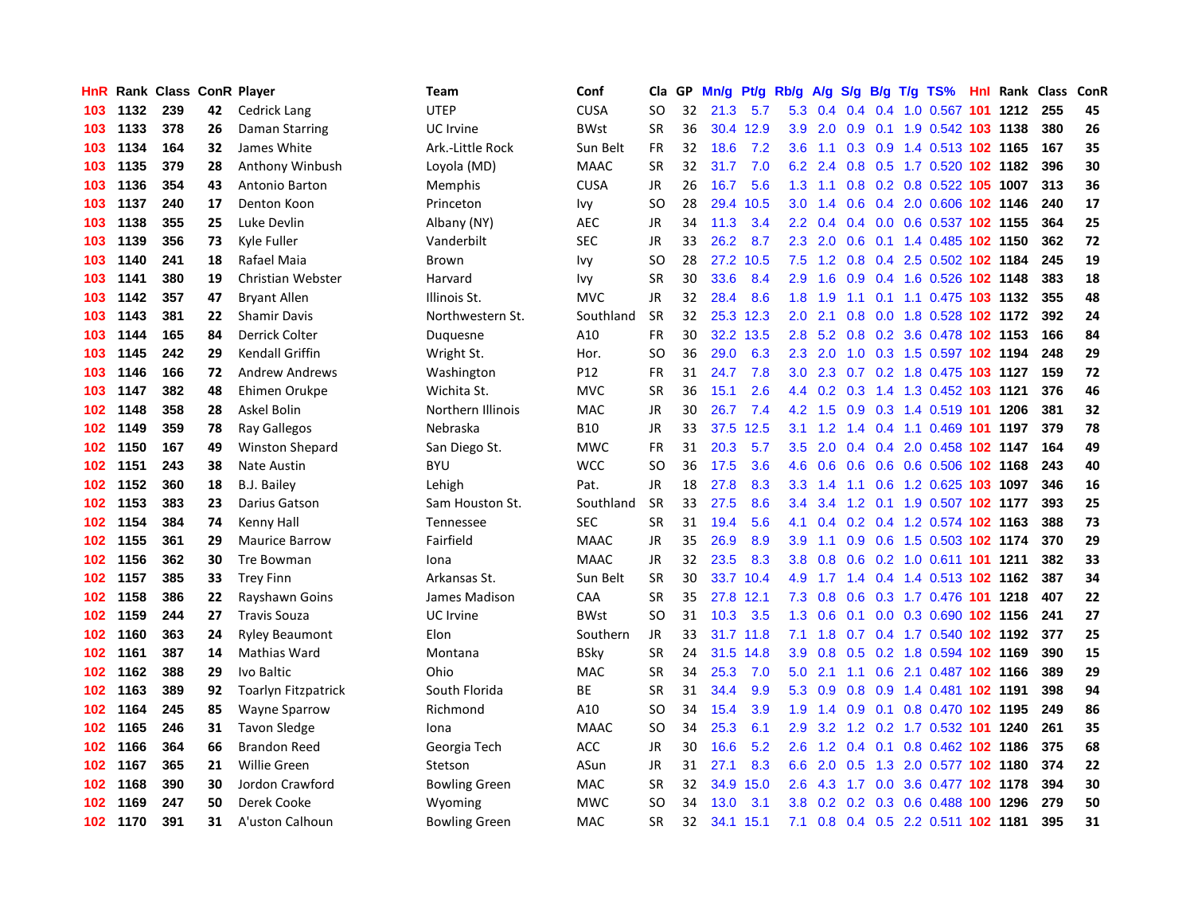| HnR | Rank | Class | ConR | Player | Team | Conf | Cla | GP | Mn/g | Pt/g | Rb/g | A/g | S/g | B/g | T/g | TS% | HnI | Rank | Class | ConR |
|---|---|---|---|---|---|---|---|---|---|---|---|---|---|---|---|---|---|---|---|---|
| 103 | 1132 | 239 | 42 | Cedrick Lang | UTEP | CUSA | SO | 32 | 21.3 | 5.7 | 5.3 | 0.4 | 0.4 | 0.4 | 1.0 | 0.567 | 101 | 1212 | 255 | 45 |
| 103 | 1133 | 378 | 26 | Daman Starring | UC Irvine | BWst | SR | 36 | 30.4 | 12.9 | 3.9 | 2.0 | 0.9 | 0.1 | 1.9 | 0.542 | 103 | 1138 | 380 | 26 |
| 103 | 1134 | 164 | 32 | James White | Ark.-Little Rock | Sun Belt | FR | 32 | 18.6 | 7.2 | 3.6 | 1.1 | 0.3 | 0.9 | 1.4 | 0.513 | 102 | 1165 | 167 | 35 |
| 103 | 1135 | 379 | 28 | Anthony Winbush | Loyola (MD) | MAAC | SR | 32 | 31.7 | 7.0 | 6.2 | 2.4 | 0.8 | 0.5 | 1.7 | 0.520 | 102 | 1182 | 396 | 30 |
| 103 | 1136 | 354 | 43 | Antonio Barton | Memphis | CUSA | JR | 26 | 16.7 | 5.6 | 1.3 | 1.1 | 0.8 | 0.2 | 0.8 | 0.522 | 105 | 1007 | 313 | 36 |
| 103 | 1137 | 240 | 17 | Denton Koon | Princeton | Ivy | SO | 28 | 29.4 | 10.5 | 3.0 | 1.4 | 0.6 | 0.4 | 2.0 | 0.606 | 102 | 1146 | 240 | 17 |
| 103 | 1138 | 355 | 25 | Luke Devlin | Albany (NY) | AEC | JR | 34 | 11.3 | 3.4 | 2.2 | 0.4 | 0.4 | 0.0 | 0.6 | 0.537 | 102 | 1155 | 364 | 25 |
| 103 | 1139 | 356 | 73 | Kyle Fuller | Vanderbilt | SEC | JR | 33 | 26.2 | 8.7 | 2.3 | 2.0 | 0.6 | 0.1 | 1.4 | 0.485 | 102 | 1150 | 362 | 72 |
| 103 | 1140 | 241 | 18 | Rafael Maia | Brown | Ivy | SO | 28 | 27.2 | 10.5 | 7.5 | 1.2 | 0.8 | 0.4 | 2.5 | 0.502 | 102 | 1184 | 245 | 19 |
| 103 | 1141 | 380 | 19 | Christian Webster | Harvard | Ivy | SR | 30 | 33.6 | 8.4 | 2.9 | 1.6 | 0.9 | 0.4 | 1.6 | 0.526 | 102 | 1148 | 383 | 18 |
| 103 | 1142 | 357 | 47 | Bryant Allen | Illinois St. | MVC | JR | 32 | 28.4 | 8.6 | 1.8 | 1.9 | 1.1 | 0.1 | 1.1 | 0.475 | 103 | 1132 | 355 | 48 |
| 103 | 1143 | 381 | 22 | Shamir Davis | Northwestern St. | Southland | SR | 32 | 25.3 | 12.3 | 2.0 | 2.1 | 0.8 | 0.0 | 1.8 | 0.528 | 102 | 1172 | 392 | 24 |
| 103 | 1144 | 165 | 84 | Derrick Colter | Duquesne | A10 | FR | 30 | 32.2 | 13.5 | 2.8 | 5.2 | 0.8 | 0.2 | 3.6 | 0.478 | 102 | 1153 | 166 | 84 |
| 103 | 1145 | 242 | 29 | Kendall Griffin | Wright St. | Hor. | SO | 36 | 29.0 | 6.3 | 2.3 | 2.0 | 1.0 | 0.3 | 1.5 | 0.597 | 102 | 1194 | 248 | 29 |
| 103 | 1146 | 166 | 72 | Andrew Andrews | Washington | P12 | FR | 31 | 24.7 | 7.8 | 3.0 | 2.3 | 0.7 | 0.2 | 1.8 | 0.475 | 103 | 1127 | 159 | 72 |
| 103 | 1147 | 382 | 48 | Ehimen Orukpe | Wichita St. | MVC | SR | 36 | 15.1 | 2.6 | 4.4 | 0.2 | 0.3 | 1.4 | 1.3 | 0.452 | 103 | 1121 | 376 | 46 |
| 102 | 1148 | 358 | 28 | Askel Bolin | Northern Illinois | MAC | JR | 30 | 26.7 | 7.4 | 4.2 | 1.5 | 0.9 | 0.3 | 1.4 | 0.519 | 101 | 1206 | 381 | 32 |
| 102 | 1149 | 359 | 78 | Ray Gallegos | Nebraska | B10 | JR | 33 | 37.5 | 12.5 | 3.1 | 1.2 | 1.4 | 0.4 | 1.1 | 0.469 | 101 | 1197 | 379 | 78 |
| 102 | 1150 | 167 | 49 | Winston Shepard | San Diego St. | MWC | FR | 31 | 20.3 | 5.7 | 3.5 | 2.0 | 0.4 | 0.4 | 2.0 | 0.458 | 102 | 1147 | 164 | 49 |
| 102 | 1151 | 243 | 38 | Nate Austin | BYU | WCC | SO | 36 | 17.5 | 3.6 | 4.6 | 0.6 | 0.6 | 0.6 | 0.6 | 0.506 | 102 | 1168 | 243 | 40 |
| 102 | 1152 | 360 | 18 | B.J. Bailey | Lehigh | Pat. | JR | 18 | 27.8 | 8.3 | 3.3 | 1.4 | 1.1 | 0.6 | 1.2 | 0.625 | 103 | 1097 | 346 | 16 |
| 102 | 1153 | 383 | 23 | Darius Gatson | Sam Houston St. | Southland | SR | 33 | 27.5 | 8.6 | 3.4 | 3.4 | 1.2 | 0.1 | 1.9 | 0.507 | 102 | 1177 | 393 | 25 |
| 102 | 1154 | 384 | 74 | Kenny Hall | Tennessee | SEC | SR | 31 | 19.4 | 5.6 | 4.1 | 0.4 | 0.2 | 0.4 | 1.2 | 0.574 | 102 | 1163 | 388 | 73 |
| 102 | 1155 | 361 | 29 | Maurice Barrow | Fairfield | MAAC | JR | 35 | 26.9 | 8.9 | 3.9 | 1.1 | 0.9 | 0.6 | 1.5 | 0.503 | 102 | 1174 | 370 | 29 |
| 102 | 1156 | 362 | 30 | Tre Bowman | Iona | MAAC | JR | 32 | 23.5 | 8.3 | 3.8 | 0.8 | 0.6 | 0.2 | 1.0 | 0.611 | 101 | 1211 | 382 | 33 |
| 102 | 1157 | 385 | 33 | Trey Finn | Arkansas St. | Sun Belt | SR | 30 | 33.7 | 10.4 | 4.9 | 1.7 | 1.4 | 0.4 | 1.4 | 0.513 | 102 | 1162 | 387 | 34 |
| 102 | 1158 | 386 | 22 | Rayshawn Goins | James Madison | CAA | SR | 35 | 27.8 | 12.1 | 7.3 | 0.8 | 0.6 | 0.3 | 1.7 | 0.476 | 101 | 1218 | 407 | 22 |
| 102 | 1159 | 244 | 27 | Travis Souza | UC Irvine | BWst | SO | 31 | 10.3 | 3.5 | 1.3 | 0.6 | 0.1 | 0.0 | 0.3 | 0.690 | 102 | 1156 | 241 | 27 |
| 102 | 1160 | 363 | 24 | Ryley Beaumont | Elon | Southern | JR | 33 | 31.7 | 11.8 | 7.1 | 1.8 | 0.7 | 0.4 | 1.7 | 0.540 | 102 | 1192 | 377 | 25 |
| 102 | 1161 | 387 | 14 | Mathias Ward | Montana | BSky | SR | 24 | 31.5 | 14.8 | 3.9 | 0.8 | 0.5 | 0.2 | 1.8 | 0.594 | 102 | 1169 | 390 | 15 |
| 102 | 1162 | 388 | 29 | Ivo Baltic | Ohio | MAC | SR | 34 | 25.3 | 7.0 | 5.0 | 2.1 | 1.1 | 0.6 | 2.1 | 0.487 | 102 | 1166 | 389 | 29 |
| 102 | 1163 | 389 | 92 | Toarlyn Fitzpatrick | South Florida | BE | SR | 31 | 34.4 | 9.9 | 5.3 | 0.9 | 0.8 | 0.9 | 1.4 | 0.481 | 102 | 1191 | 398 | 94 |
| 102 | 1164 | 245 | 85 | Wayne Sparrow | Richmond | A10 | SO | 34 | 15.4 | 3.9 | 1.9 | 1.4 | 0.9 | 0.1 | 0.8 | 0.470 | 102 | 1195 | 249 | 86 |
| 102 | 1165 | 246 | 31 | Tavon Sledge | Iona | MAAC | SO | 34 | 25.3 | 6.1 | 2.9 | 3.2 | 1.2 | 0.2 | 1.7 | 0.532 | 101 | 1240 | 261 | 35 |
| 102 | 1166 | 364 | 66 | Brandon Reed | Georgia Tech | ACC | JR | 30 | 16.6 | 5.2 | 2.6 | 1.2 | 0.4 | 0.1 | 0.8 | 0.462 | 102 | 1186 | 375 | 68 |
| 102 | 1167 | 365 | 21 | Willie Green | Stetson | ASun | JR | 31 | 27.1 | 8.3 | 6.6 | 2.0 | 0.5 | 1.3 | 2.0 | 0.577 | 102 | 1180 | 374 | 22 |
| 102 | 1168 | 390 | 30 | Jordon Crawford | Bowling Green | MAC | SR | 32 | 34.9 | 15.0 | 2.6 | 4.3 | 1.7 | 0.0 | 3.6 | 0.477 | 102 | 1178 | 394 | 30 |
| 102 | 1169 | 247 | 50 | Derek Cooke | Wyoming | MWC | SO | 34 | 13.0 | 3.1 | 3.8 | 0.2 | 0.2 | 0.3 | 0.6 | 0.488 | 100 | 1296 | 279 | 50 |
| 102 | 1170 | 391 | 31 | A'uston Calhoun | Bowling Green | MAC | SR | 32 | 34.1 | 15.1 | 7.1 | 0.8 | 0.4 | 0.5 | 2.2 | 0.511 | 102 | 1181 | 395 | 31 |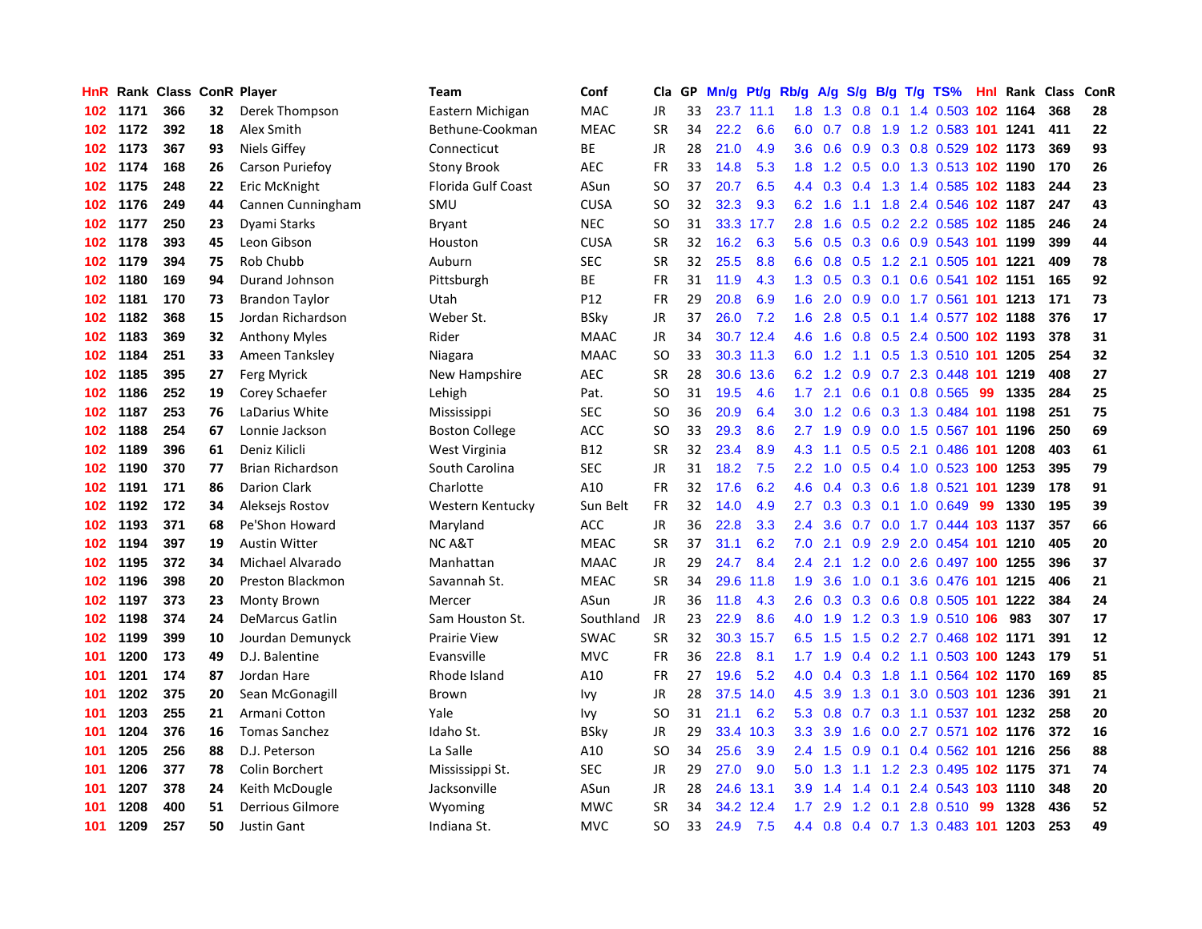| HnR | Rank | Class | ConR | Player | Team | Conf | Cla | GP | Mn/g | Pt/g | Rb/g | A/g | S/g | B/g | T/g | TS% | HnI | Rank | Class | ConR |
|---|---|---|---|---|---|---|---|---|---|---|---|---|---|---|---|---|---|---|---|---|
| 102 | 1171 | 366 | 32 | Derek Thompson | Eastern Michigan | MAC | JR | 33 | 23.7 | 11.1 | 1.8 | 1.3 | 0.8 | 0.1 | 1.4 | 0.503 | 102 | 1164 | 368 | 28 |
| 102 | 1172 | 392 | 18 | Alex Smith | Bethune-Cookman | MEAC | SR | 34 | 22.2 | 6.6 | 6.0 | 0.7 | 0.8 | 1.9 | 1.2 | 0.583 | 101 | 1241 | 411 | 22 |
| 102 | 1173 | 367 | 93 | Niels Giffey | Connecticut | BE | JR | 28 | 21.0 | 4.9 | 3.6 | 0.6 | 0.9 | 0.3 | 0.8 | 0.529 | 102 | 1173 | 369 | 93 |
| 102 | 1174 | 168 | 26 | Carson Puriefoy | Stony Brook | AEC | FR | 33 | 14.8 | 5.3 | 1.8 | 1.2 | 0.5 | 0.0 | 1.3 | 0.513 | 102 | 1190 | 170 | 26 |
| 102 | 1175 | 248 | 22 | Eric McKnight | Florida Gulf Coast | ASun | SO | 37 | 20.7 | 6.5 | 4.4 | 0.3 | 0.4 | 1.3 | 1.4 | 0.585 | 102 | 1183 | 244 | 23 |
| 102 | 1176 | 249 | 44 | Cannen Cunningham | SMU | CUSA | SO | 32 | 32.3 | 9.3 | 6.2 | 1.6 | 1.1 | 1.8 | 2.4 | 0.546 | 102 | 1187 | 247 | 43 |
| 102 | 1177 | 250 | 23 | Dyami Starks | Bryant | NEC | SO | 31 | 33.3 | 17.7 | 2.8 | 1.6 | 0.5 | 0.2 | 2.2 | 0.585 | 102 | 1185 | 246 | 24 |
| 102 | 1178 | 393 | 45 | Leon Gibson | Houston | CUSA | SR | 32 | 16.2 | 6.3 | 5.6 | 0.5 | 0.3 | 0.6 | 0.9 | 0.543 | 101 | 1199 | 399 | 44 |
| 102 | 1179 | 394 | 75 | Rob Chubb | Auburn | SEC | SR | 32 | 25.5 | 8.8 | 6.6 | 0.8 | 0.5 | 1.2 | 2.1 | 0.505 | 101 | 1221 | 409 | 78 |
| 102 | 1180 | 169 | 94 | Durand Johnson | Pittsburgh | BE | FR | 31 | 11.9 | 4.3 | 1.3 | 0.5 | 0.3 | 0.1 | 0.6 | 0.541 | 102 | 1151 | 165 | 92 |
| 102 | 1181 | 170 | 73 | Brandon Taylor | Utah | P12 | FR | 29 | 20.8 | 6.9 | 1.6 | 2.0 | 0.9 | 0.0 | 1.7 | 0.561 | 101 | 1213 | 171 | 73 |
| 102 | 1182 | 368 | 15 | Jordan Richardson | Weber St. | BSky | JR | 37 | 26.0 | 7.2 | 1.6 | 2.8 | 0.5 | 0.1 | 1.4 | 0.577 | 102 | 1188 | 376 | 17 |
| 102 | 1183 | 369 | 32 | Anthony Myles | Rider | MAAC | JR | 34 | 30.7 | 12.4 | 4.6 | 1.6 | 0.8 | 0.5 | 2.4 | 0.500 | 102 | 1193 | 378 | 31 |
| 102 | 1184 | 251 | 33 | Ameen Tanksley | Niagara | MAAC | SO | 33 | 30.3 | 11.3 | 6.0 | 1.2 | 1.1 | 0.5 | 1.3 | 0.510 | 101 | 1205 | 254 | 32 |
| 102 | 1185 | 395 | 27 | Ferg Myrick | New Hampshire | AEC | SR | 28 | 30.6 | 13.6 | 6.2 | 1.2 | 0.9 | 0.7 | 2.3 | 0.448 | 101 | 1219 | 408 | 27 |
| 102 | 1186 | 252 | 19 | Corey Schaefer | Lehigh | Pat. | SO | 31 | 19.5 | 4.6 | 1.7 | 2.1 | 0.6 | 0.1 | 0.8 | 0.565 | 99 | 1335 | 284 | 25 |
| 102 | 1187 | 253 | 76 | LaDarius White | Mississippi | SEC | SO | 36 | 20.9 | 6.4 | 3.0 | 1.2 | 0.6 | 0.3 | 1.3 | 0.484 | 101 | 1198 | 251 | 75 |
| 102 | 1188 | 254 | 67 | Lonnie Jackson | Boston College | ACC | SO | 33 | 29.3 | 8.6 | 2.7 | 1.9 | 0.9 | 0.0 | 1.5 | 0.567 | 101 | 1196 | 250 | 69 |
| 102 | 1189 | 396 | 61 | Deniz Kilicli | West Virginia | B12 | SR | 32 | 23.4 | 8.9 | 4.3 | 1.1 | 0.5 | 0.5 | 2.1 | 0.486 | 101 | 1208 | 403 | 61 |
| 102 | 1190 | 370 | 77 | Brian Richardson | South Carolina | SEC | JR | 31 | 18.2 | 7.5 | 2.2 | 1.0 | 0.5 | 0.4 | 1.0 | 0.523 | 100 | 1253 | 395 | 79 |
| 102 | 1191 | 171 | 86 | Darion Clark | Charlotte | A10 | FR | 32 | 17.6 | 6.2 | 4.6 | 0.4 | 0.3 | 0.6 | 1.8 | 0.521 | 101 | 1239 | 178 | 91 |
| 102 | 1192 | 172 | 34 | Aleksejs Rostov | Western Kentucky | Sun Belt | FR | 32 | 14.0 | 4.9 | 2.7 | 0.3 | 0.3 | 0.1 | 1.0 | 0.649 | 99 | 1330 | 195 | 39 |
| 102 | 1193 | 371 | 68 | Pe'Shon Howard | Maryland | ACC | JR | 36 | 22.8 | 3.3 | 2.4 | 3.6 | 0.7 | 0.0 | 1.7 | 0.444 | 103 | 1137 | 357 | 66 |
| 102 | 1194 | 397 | 19 | Austin Witter | NC A&T | MEAC | SR | 37 | 31.1 | 6.2 | 7.0 | 2.1 | 0.9 | 2.9 | 2.0 | 0.454 | 101 | 1210 | 405 | 20 |
| 102 | 1195 | 372 | 34 | Michael Alvarado | Manhattan | MAAC | JR | 29 | 24.7 | 8.4 | 2.4 | 2.1 | 1.2 | 0.0 | 2.6 | 0.497 | 100 | 1255 | 396 | 37 |
| 102 | 1196 | 398 | 20 | Preston Blackmon | Savannah St. | MEAC | SR | 34 | 29.6 | 11.8 | 1.9 | 3.6 | 1.0 | 0.1 | 3.6 | 0.476 | 101 | 1215 | 406 | 21 |
| 102 | 1197 | 373 | 23 | Monty Brown | Mercer | ASun | JR | 36 | 11.8 | 4.3 | 2.6 | 0.3 | 0.3 | 0.6 | 0.8 | 0.505 | 101 | 1222 | 384 | 24 |
| 102 | 1198 | 374 | 24 | DeMarcus Gatlin | Sam Houston St. | Southland | JR | 23 | 22.9 | 8.6 | 4.0 | 1.9 | 1.2 | 0.3 | 1.9 | 0.510 | 106 | 983 | 307 | 17 |
| 102 | 1199 | 399 | 10 | Jourdan Demunyck | Prairie View | SWAC | SR | 32 | 30.3 | 15.7 | 6.5 | 1.5 | 1.5 | 0.2 | 2.7 | 0.468 | 102 | 1171 | 391 | 12 |
| 101 | 1200 | 173 | 49 | D.J. Balentine | Evansville | MVC | FR | 36 | 22.8 | 8.1 | 1.7 | 1.9 | 0.4 | 0.2 | 1.1 | 0.503 | 100 | 1243 | 179 | 51 |
| 101 | 1201 | 174 | 87 | Jordan Hare | Rhode Island | A10 | FR | 27 | 19.6 | 5.2 | 4.0 | 0.4 | 0.3 | 1.8 | 1.1 | 0.564 | 102 | 1170 | 169 | 85 |
| 101 | 1202 | 375 | 20 | Sean McGonagill | Brown | Ivy | JR | 28 | 37.5 | 14.0 | 4.5 | 3.9 | 1.3 | 0.1 | 3.0 | 0.503 | 101 | 1236 | 391 | 21 |
| 101 | 1203 | 255 | 21 | Armani Cotton | Yale | Ivy | SO | 31 | 21.1 | 6.2 | 5.3 | 0.8 | 0.7 | 0.3 | 1.1 | 0.537 | 101 | 1232 | 258 | 20 |
| 101 | 1204 | 376 | 16 | Tomas Sanchez | Idaho St. | BSky | JR | 29 | 33.4 | 10.3 | 3.3 | 3.9 | 1.6 | 0.0 | 2.7 | 0.571 | 102 | 1176 | 372 | 16 |
| 101 | 1205 | 256 | 88 | D.J. Peterson | La Salle | A10 | SO | 34 | 25.6 | 3.9 | 2.4 | 1.5 | 0.9 | 0.1 | 0.4 | 0.562 | 101 | 1216 | 256 | 88 |
| 101 | 1206 | 377 | 78 | Colin Borchert | Mississippi St. | SEC | JR | 29 | 27.0 | 9.0 | 5.0 | 1.3 | 1.1 | 1.2 | 2.3 | 0.495 | 102 | 1175 | 371 | 74 |
| 101 | 1207 | 378 | 24 | Keith McDougle | Jacksonville | ASun | JR | 28 | 24.6 | 13.1 | 3.9 | 1.4 | 1.4 | 0.1 | 2.4 | 0.543 | 103 | 1110 | 348 | 20 |
| 101 | 1208 | 400 | 51 | Derrious Gilmore | Wyoming | MWC | SR | 34 | 34.2 | 12.4 | 1.7 | 2.9 | 1.2 | 0.1 | 2.8 | 0.510 | 99 | 1328 | 436 | 52 |
| 101 | 1209 | 257 | 50 | Justin Gant | Indiana St. | MVC | SO | 33 | 24.9 | 7.5 | 4.4 | 0.8 | 0.4 | 0.7 | 1.3 | 0.483 | 101 | 1203 | 253 | 49 |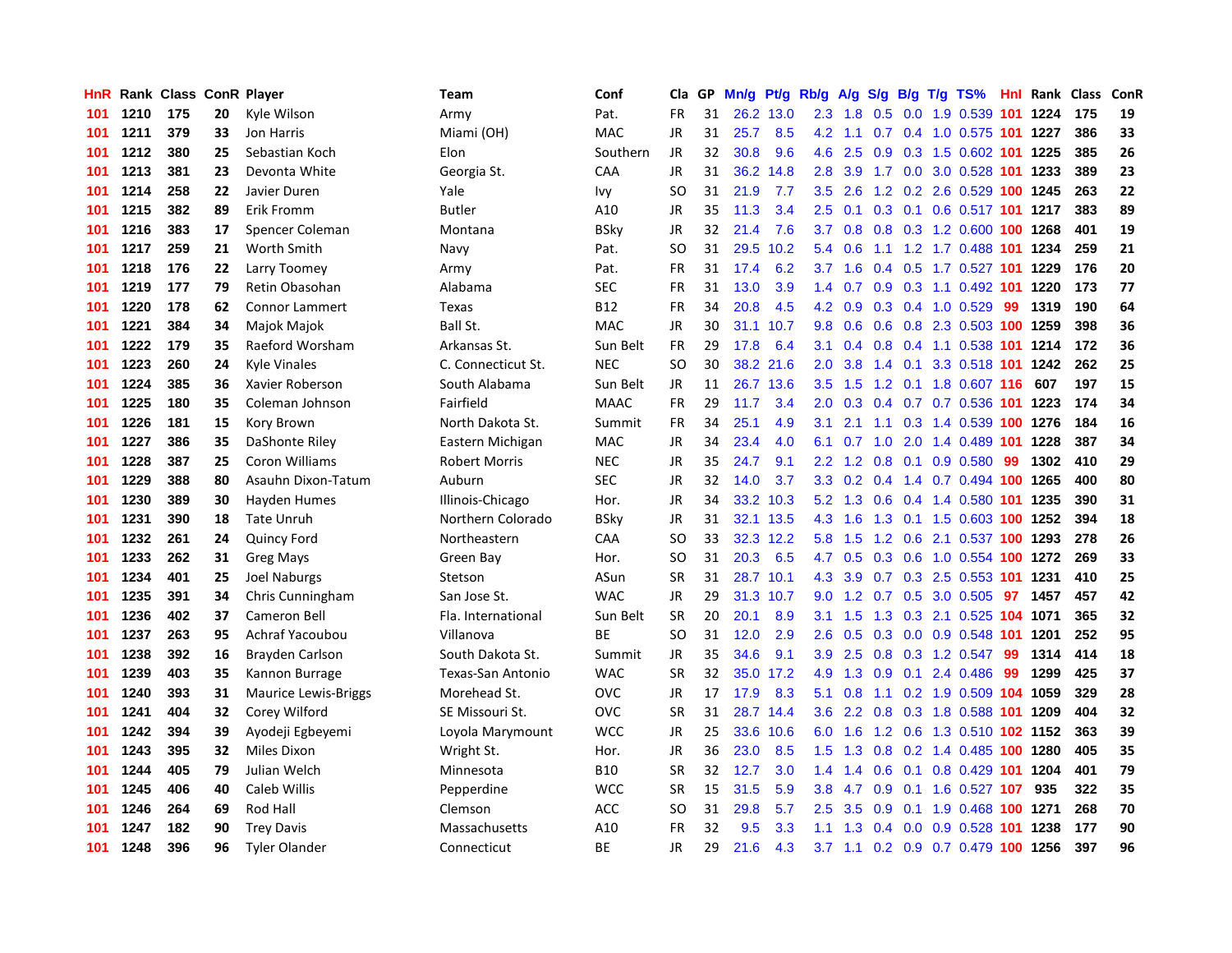| HnR | Rank | Class | ConR | Player | Team | Conf | Cla | GP | Mn/g | Pt/g | Rb/g | A/g | S/g | B/g | T/g | TS% | HnI | Rank | Class | ConR |
|---|---|---|---|---|---|---|---|---|---|---|---|---|---|---|---|---|---|---|---|---|
| 101 | 1210 | 175 | 20 | Kyle Wilson | Army | Pat. | FR | 31 | 26.2 | 13.0 | 2.3 | 1.8 | 0.5 | 0.0 | 1.9 | 0.539 | 101 | 1224 | 175 | 19 |
| 101 | 1211 | 379 | 33 | Jon Harris | Miami (OH) | MAC | JR | 31 | 25.7 | 8.5 | 4.2 | 1.1 | 0.7 | 0.4 | 1.0 | 0.575 | 101 | 1227 | 386 | 33 |
| 101 | 1212 | 380 | 25 | Sebastian Koch | Elon | Southern | JR | 32 | 30.8 | 9.6 | 4.6 | 2.5 | 0.9 | 0.3 | 1.5 | 0.602 | 101 | 1225 | 385 | 26 |
| 101 | 1213 | 381 | 23 | Devonta White | Georgia St. | CAA | JR | 31 | 36.2 | 14.8 | 2.8 | 3.9 | 1.7 | 0.0 | 3.0 | 0.528 | 101 | 1233 | 389 | 23 |
| 101 | 1214 | 258 | 22 | Javier Duren | Yale | Ivy | SO | 31 | 21.9 | 7.7 | 3.5 | 2.6 | 1.2 | 0.2 | 2.6 | 0.529 | 100 | 1245 | 263 | 22 |
| 101 | 1215 | 382 | 89 | Erik Fromm | Butler | A10 | JR | 35 | 11.3 | 3.4 | 2.5 | 0.1 | 0.3 | 0.1 | 0.6 | 0.517 | 101 | 1217 | 383 | 89 |
| 101 | 1216 | 383 | 17 | Spencer Coleman | Montana | BSky | JR | 32 | 21.4 | 7.6 | 3.7 | 0.8 | 0.8 | 0.3 | 1.2 | 0.600 | 100 | 1268 | 401 | 19 |
| 101 | 1217 | 259 | 21 | Worth Smith | Navy | Pat. | SO | 31 | 29.5 | 10.2 | 5.4 | 0.6 | 1.1 | 1.2 | 1.7 | 0.488 | 101 | 1234 | 259 | 21 |
| 101 | 1218 | 176 | 22 | Larry Toomey | Army | Pat. | FR | 31 | 17.4 | 6.2 | 3.7 | 1.6 | 0.4 | 0.5 | 1.7 | 0.527 | 101 | 1229 | 176 | 20 |
| 101 | 1219 | 177 | 79 | Retin Obasohan | Alabama | SEC | FR | 31 | 13.0 | 3.9 | 1.4 | 0.7 | 0.9 | 0.3 | 1.1 | 0.492 | 101 | 1220 | 173 | 77 |
| 101 | 1220 | 178 | 62 | Connor Lammert | Texas | B12 | FR | 34 | 20.8 | 4.5 | 4.2 | 0.9 | 0.3 | 0.4 | 1.0 | 0.529 | 99 | 1319 | 190 | 64 |
| 101 | 1221 | 384 | 34 | Majok Majok | Ball St. | MAC | JR | 30 | 31.1 | 10.7 | 9.8 | 0.6 | 0.6 | 0.8 | 2.3 | 0.503 | 100 | 1259 | 398 | 36 |
| 101 | 1222 | 179 | 35 | Raeford Worsham | Arkansas St. | Sun Belt | FR | 29 | 17.8 | 6.4 | 3.1 | 0.4 | 0.8 | 0.4 | 1.1 | 0.538 | 101 | 1214 | 172 | 36 |
| 101 | 1223 | 260 | 24 | Kyle Vinales | C. Connecticut St. | NEC | SO | 30 | 38.2 | 21.6 | 2.0 | 3.8 | 1.4 | 0.1 | 3.3 | 0.518 | 101 | 1242 | 262 | 25 |
| 101 | 1224 | 385 | 36 | Xavier Roberson | South Alabama | Sun Belt | JR | 11 | 26.7 | 13.6 | 3.5 | 1.5 | 1.2 | 0.1 | 1.8 | 0.607 | 116 | 607 | 197 | 15 |
| 101 | 1225 | 180 | 35 | Coleman Johnson | Fairfield | MAAC | FR | 29 | 11.7 | 3.4 | 2.0 | 0.3 | 0.4 | 0.7 | 0.7 | 0.536 | 101 | 1223 | 174 | 34 |
| 101 | 1226 | 181 | 15 | Kory Brown | North Dakota St. | Summit | FR | 34 | 25.1 | 4.9 | 3.1 | 2.1 | 1.1 | 0.3 | 1.4 | 0.539 | 100 | 1276 | 184 | 16 |
| 101 | 1227 | 386 | 35 | DaShonte Riley | Eastern Michigan | MAC | JR | 34 | 23.4 | 4.0 | 6.1 | 0.7 | 1.0 | 2.0 | 1.4 | 0.489 | 101 | 1228 | 387 | 34 |
| 101 | 1228 | 387 | 25 | Coron Williams | Robert Morris | NEC | JR | 35 | 24.7 | 9.1 | 2.2 | 1.2 | 0.8 | 0.1 | 0.9 | 0.580 | 99 | 1302 | 410 | 29 |
| 101 | 1229 | 388 | 80 | Asauhn Dixon-Tatum | Auburn | SEC | JR | 32 | 14.0 | 3.7 | 3.3 | 0.2 | 0.4 | 1.4 | 0.7 | 0.494 | 100 | 1265 | 400 | 80 |
| 101 | 1230 | 389 | 30 | Hayden Humes | Illinois-Chicago | Hor. | JR | 34 | 33.2 | 10.3 | 5.2 | 1.3 | 0.6 | 0.4 | 1.4 | 0.580 | 101 | 1235 | 390 | 31 |
| 101 | 1231 | 390 | 18 | Tate Unruh | Northern Colorado | BSky | JR | 31 | 32.1 | 13.5 | 4.3 | 1.6 | 1.3 | 0.1 | 1.5 | 0.603 | 100 | 1252 | 394 | 18 |
| 101 | 1232 | 261 | 24 | Quincy Ford | Northeastern | CAA | SO | 33 | 32.3 | 12.2 | 5.8 | 1.5 | 1.2 | 0.6 | 2.1 | 0.537 | 100 | 1293 | 278 | 26 |
| 101 | 1233 | 262 | 31 | Greg Mays | Green Bay | Hor. | SO | 31 | 20.3 | 6.5 | 4.7 | 0.5 | 0.3 | 0.6 | 1.0 | 0.554 | 100 | 1272 | 269 | 33 |
| 101 | 1234 | 401 | 25 | Joel Naburgs | Stetson | ASun | SR | 31 | 28.7 | 10.1 | 4.3 | 3.9 | 0.7 | 0.3 | 2.5 | 0.553 | 101 | 1231 | 410 | 25 |
| 101 | 1235 | 391 | 34 | Chris Cunningham | San Jose St. | WAC | JR | 29 | 31.3 | 10.7 | 9.0 | 1.2 | 0.7 | 0.5 | 3.0 | 0.505 | 97 | 1457 | 457 | 42 |
| 101 | 1236 | 402 | 37 | Cameron Bell | Fla. International | Sun Belt | SR | 20 | 20.1 | 8.9 | 3.1 | 1.5 | 1.3 | 0.3 | 2.1 | 0.525 | 104 | 1071 | 365 | 32 |
| 101 | 1237 | 263 | 95 | Achraf Yacoubou | Villanova | BE | SO | 31 | 12.0 | 2.9 | 2.6 | 0.5 | 0.3 | 0.0 | 0.9 | 0.548 | 101 | 1201 | 252 | 95 |
| 101 | 1238 | 392 | 16 | Brayden Carlson | South Dakota St. | Summit | JR | 35 | 34.6 | 9.1 | 3.9 | 2.5 | 0.8 | 0.3 | 1.2 | 0.547 | 99 | 1314 | 414 | 18 |
| 101 | 1239 | 403 | 35 | Kannon Burrage | Texas-San Antonio | WAC | SR | 32 | 35.0 | 17.2 | 4.9 | 1.3 | 0.9 | 0.1 | 2.4 | 0.486 | 99 | 1299 | 425 | 37 |
| 101 | 1240 | 393 | 31 | Maurice Lewis-Briggs | Morehead St. | OVC | JR | 17 | 17.9 | 8.3 | 5.1 | 0.8 | 1.1 | 0.2 | 1.9 | 0.509 | 104 | 1059 | 329 | 28 |
| 101 | 1241 | 404 | 32 | Corey Wilford | SE Missouri St. | OVC | SR | 31 | 28.7 | 14.4 | 3.6 | 2.2 | 0.8 | 0.3 | 1.8 | 0.588 | 101 | 1209 | 404 | 32 |
| 101 | 1242 | 394 | 39 | Ayodeji Egbeyemi | Loyola Marymount | WCC | JR | 25 | 33.6 | 10.6 | 6.0 | 1.6 | 1.2 | 0.6 | 1.3 | 0.510 | 102 | 1152 | 363 | 39 |
| 101 | 1243 | 395 | 32 | Miles Dixon | Wright St. | Hor. | JR | 36 | 23.0 | 8.5 | 1.5 | 1.3 | 0.8 | 0.2 | 1.4 | 0.485 | 100 | 1280 | 405 | 35 |
| 101 | 1244 | 405 | 79 | Julian Welch | Minnesota | B10 | SR | 32 | 12.7 | 3.0 | 1.4 | 1.4 | 0.6 | 0.1 | 0.8 | 0.429 | 101 | 1204 | 401 | 79 |
| 101 | 1245 | 406 | 40 | Caleb Willis | Pepperdine | WCC | SR | 15 | 31.5 | 5.9 | 3.8 | 4.7 | 0.9 | 0.1 | 1.6 | 0.527 | 107 | 935 | 322 | 35 |
| 101 | 1246 | 264 | 69 | Rod Hall | Clemson | ACC | SO | 31 | 29.8 | 5.7 | 2.5 | 3.5 | 0.9 | 0.1 | 1.9 | 0.468 | 100 | 1271 | 268 | 70 |
| 101 | 1247 | 182 | 90 | Trey Davis | Massachusetts | A10 | FR | 32 | 9.5 | 3.3 | 1.1 | 1.3 | 0.4 | 0.0 | 0.9 | 0.528 | 101 | 1238 | 177 | 90 |
| 101 | 1248 | 396 | 96 | Tyler Olander | Connecticut | BE | JR | 29 | 21.6 | 4.3 | 3.7 | 1.1 | 0.2 | 0.9 | 0.7 | 0.479 | 100 | 1256 | 397 | 96 |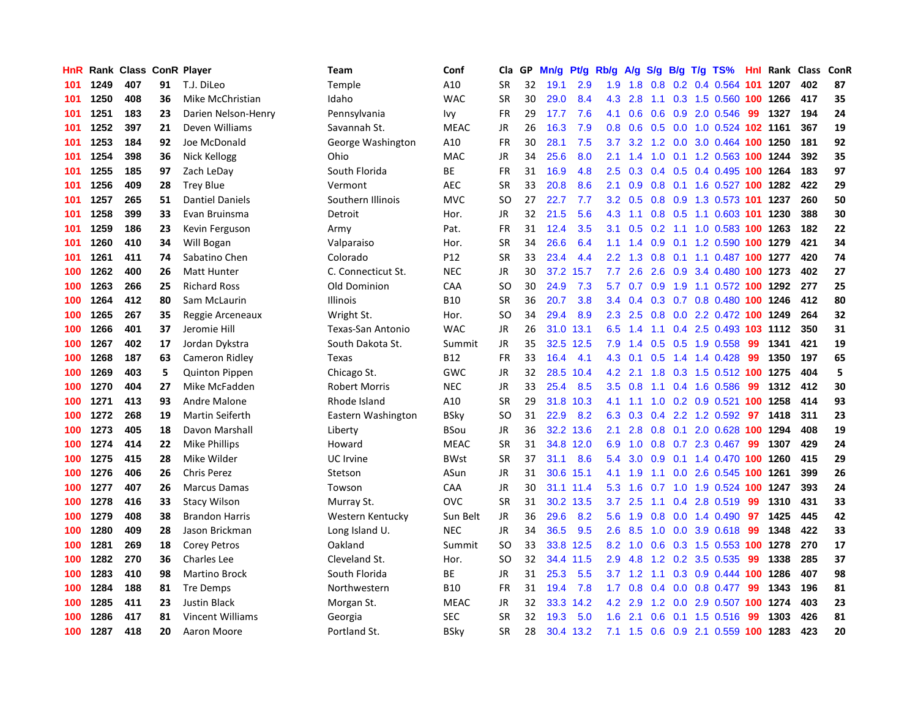| HnR | Rank | Class | ConR | Player | Team | Conf | Cla | GP | Mn/g | Pt/g | Rb/g | A/g | S/g | B/g | T/g | TS% | HnI | Rank | Class | ConR |
|---|---|---|---|---|---|---|---|---|---|---|---|---|---|---|---|---|---|---|---|---|
| 101 | 1249 | 407 | 91 | T.J. DiLeo | Temple | A10 | SR | 32 | 19.1 | 2.9 | 1.9 | 1.8 | 0.8 | 0.2 | 0.4 | 0.564 | 101 | 1207 | 402 | 87 |
| 101 | 1250 | 408 | 36 | Mike McChristian | Idaho | WAC | SR | 30 | 29.0 | 8.4 | 4.3 | 2.8 | 1.1 | 0.3 | 1.5 | 0.560 | 100 | 1266 | 417 | 35 |
| 101 | 1251 | 183 | 23 | Darien Nelson-Henry | Pennsylvania | Ivy | FR | 29 | 17.7 | 7.6 | 4.1 | 0.6 | 0.6 | 0.9 | 2.0 | 0.546 | 99 | 1327 | 194 | 24 |
| 101 | 1252 | 397 | 21 | Deven Williams | Savannah St. | MEAC | JR | 26 | 16.3 | 7.9 | 0.8 | 0.6 | 0.5 | 0.0 | 1.0 | 0.524 | 102 | 1161 | 367 | 19 |
| 101 | 1253 | 184 | 92 | Joe McDonald | George Washington | A10 | FR | 30 | 28.1 | 7.5 | 3.7 | 3.2 | 1.2 | 0.0 | 3.0 | 0.464 | 100 | 1250 | 181 | 92 |
| 101 | 1254 | 398 | 36 | Nick Kellogg | Ohio | MAC | JR | 34 | 25.6 | 8.0 | 2.1 | 1.4 | 1.0 | 0.1 | 1.2 | 0.563 | 100 | 1244 | 392 | 35 |
| 101 | 1255 | 185 | 97 | Zach LeDay | South Florida | BE | FR | 31 | 16.9 | 4.8 | 2.5 | 0.3 | 0.4 | 0.5 | 0.4 | 0.495 | 100 | 1264 | 183 | 97 |
| 101 | 1256 | 409 | 28 | Trey Blue | Vermont | AEC | SR | 33 | 20.8 | 8.6 | 2.1 | 0.9 | 0.8 | 0.1 | 1.6 | 0.527 | 100 | 1282 | 422 | 29 |
| 101 | 1257 | 265 | 51 | Dantiel Daniels | Southern Illinois | MVC | SO | 27 | 22.7 | 7.7 | 3.2 | 0.5 | 0.8 | 0.9 | 1.3 | 0.573 | 101 | 1237 | 260 | 50 |
| 101 | 1258 | 399 | 33 | Evan Bruinsma | Detroit | Hor. | JR | 32 | 21.5 | 5.6 | 4.3 | 1.1 | 0.8 | 0.5 | 1.1 | 0.603 | 101 | 1230 | 388 | 30 |
| 101 | 1259 | 186 | 23 | Kevin Ferguson | Army | Pat. | FR | 31 | 12.4 | 3.5 | 3.1 | 0.5 | 0.2 | 1.1 | 1.0 | 0.583 | 100 | 1263 | 182 | 22 |
| 101 | 1260 | 410 | 34 | Will Bogan | Valparaiso | Hor. | SR | 34 | 26.6 | 6.4 | 1.1 | 1.4 | 0.9 | 0.1 | 1.2 | 0.590 | 100 | 1279 | 421 | 34 |
| 101 | 1261 | 411 | 74 | Sabatino Chen | Colorado | P12 | SR | 33 | 23.4 | 4.4 | 2.2 | 1.3 | 0.8 | 0.1 | 1.1 | 0.487 | 100 | 1277 | 420 | 74 |
| 100 | 1262 | 400 | 26 | Matt Hunter | C. Connecticut St. | NEC | JR | 30 | 37.2 | 15.7 | 7.7 | 2.6 | 2.6 | 0.9 | 3.4 | 0.480 | 100 | 1273 | 402 | 27 |
| 100 | 1263 | 266 | 25 | Richard Ross | Old Dominion | CAA | SO | 30 | 24.9 | 7.3 | 5.7 | 0.7 | 0.9 | 1.9 | 1.1 | 0.572 | 100 | 1292 | 277 | 25 |
| 100 | 1264 | 412 | 80 | Sam McLaurin | Illinois | B10 | SR | 36 | 20.7 | 3.8 | 3.4 | 0.4 | 0.3 | 0.7 | 0.8 | 0.480 | 100 | 1246 | 412 | 80 |
| 100 | 1265 | 267 | 35 | Reggie Arceneaux | Wright St. | Hor. | SO | 34 | 29.4 | 8.9 | 2.3 | 2.5 | 0.8 | 0.0 | 2.2 | 0.472 | 100 | 1249 | 264 | 32 |
| 100 | 1266 | 401 | 37 | Jeromie Hill | Texas-San Antonio | WAC | JR | 26 | 31.0 | 13.1 | 6.5 | 1.4 | 1.1 | 0.4 | 2.5 | 0.493 | 103 | 1112 | 350 | 31 |
| 100 | 1267 | 402 | 17 | Jordan Dykstra | South Dakota St. | Summit | JR | 35 | 32.5 | 12.5 | 7.9 | 1.4 | 0.5 | 0.5 | 1.9 | 0.558 | 99 | 1341 | 421 | 19 |
| 100 | 1268 | 187 | 63 | Cameron Ridley | Texas | B12 | FR | 33 | 16.4 | 4.1 | 4.3 | 0.1 | 0.5 | 1.4 | 1.4 | 0.428 | 99 | 1350 | 197 | 65 |
| 100 | 1269 | 403 | 5 | Quinton Pippen | Chicago St. | GWC | JR | 32 | 28.5 | 10.4 | 4.2 | 2.1 | 1.8 | 0.3 | 1.5 | 0.512 | 100 | 1275 | 404 | 5 |
| 100 | 1270 | 404 | 27 | Mike McFadden | Robert Morris | NEC | JR | 33 | 25.4 | 8.5 | 3.5 | 0.8 | 1.1 | 0.4 | 1.6 | 0.586 | 99 | 1312 | 412 | 30 |
| 100 | 1271 | 413 | 93 | Andre Malone | Rhode Island | A10 | SR | 29 | 31.8 | 10.3 | 4.1 | 1.1 | 1.0 | 0.2 | 0.9 | 0.521 | 100 | 1258 | 414 | 93 |
| 100 | 1272 | 268 | 19 | Martin Seiferth | Eastern Washington | BSky | SO | 31 | 22.9 | 8.2 | 6.3 | 0.3 | 0.4 | 2.2 | 1.2 | 0.592 | 97 | 1418 | 311 | 23 |
| 100 | 1273 | 405 | 18 | Davon Marshall | Liberty | BSou | JR | 36 | 32.2 | 13.6 | 2.1 | 2.8 | 0.8 | 0.1 | 2.0 | 0.628 | 100 | 1294 | 408 | 19 |
| 100 | 1274 | 414 | 22 | Mike Phillips | Howard | MEAC | SR | 31 | 34.8 | 12.0 | 6.9 | 1.0 | 0.8 | 0.7 | 2.3 | 0.467 | 99 | 1307 | 429 | 24 |
| 100 | 1275 | 415 | 28 | Mike Wilder | UC Irvine | BWst | SR | 37 | 31.1 | 8.6 | 5.4 | 3.0 | 0.9 | 0.1 | 1.4 | 0.470 | 100 | 1260 | 415 | 29 |
| 100 | 1276 | 406 | 26 | Chris Perez | Stetson | ASun | JR | 31 | 30.6 | 15.1 | 4.1 | 1.9 | 1.1 | 0.0 | 2.6 | 0.545 | 100 | 1261 | 399 | 26 |
| 100 | 1277 | 407 | 26 | Marcus Damas | Towson | CAA | JR | 30 | 31.1 | 11.4 | 5.3 | 1.6 | 0.7 | 1.0 | 1.9 | 0.524 | 100 | 1247 | 393 | 24 |
| 100 | 1278 | 416 | 33 | Stacy Wilson | Murray St. | OVC | SR | 31 | 30.2 | 13.5 | 3.7 | 2.5 | 1.1 | 0.4 | 2.8 | 0.519 | 99 | 1310 | 431 | 33 |
| 100 | 1279 | 408 | 38 | Brandon Harris | Western Kentucky | Sun Belt | JR | 36 | 29.6 | 8.2 | 5.6 | 1.9 | 0.8 | 0.0 | 1.4 | 0.490 | 97 | 1425 | 445 | 42 |
| 100 | 1280 | 409 | 28 | Jason Brickman | Long Island U. | NEC | JR | 34 | 36.5 | 9.5 | 2.6 | 8.5 | 1.0 | 0.0 | 3.9 | 0.618 | 99 | 1348 | 422 | 33 |
| 100 | 1281 | 269 | 18 | Corey Petros | Oakland | Summit | SO | 33 | 33.8 | 12.5 | 8.2 | 1.0 | 0.6 | 0.3 | 1.5 | 0.553 | 100 | 1278 | 270 | 17 |
| 100 | 1282 | 270 | 36 | Charles Lee | Cleveland St. | Hor. | SO | 32 | 34.4 | 11.5 | 2.9 | 4.8 | 1.2 | 0.2 | 3.5 | 0.535 | 99 | 1338 | 285 | 37 |
| 100 | 1283 | 410 | 98 | Martino Brock | South Florida | BE | JR | 31 | 25.3 | 5.5 | 3.7 | 1.2 | 1.1 | 0.3 | 0.9 | 0.444 | 100 | 1286 | 407 | 98 |
| 100 | 1284 | 188 | 81 | Tre Demps | Northwestern | B10 | FR | 31 | 19.4 | 7.8 | 1.7 | 0.8 | 0.4 | 0.0 | 0.8 | 0.477 | 99 | 1343 | 196 | 81 |
| 100 | 1285 | 411 | 23 | Justin Black | Morgan St. | MEAC | JR | 32 | 33.3 | 14.2 | 4.2 | 2.9 | 1.2 | 0.0 | 2.9 | 0.507 | 100 | 1274 | 403 | 23 |
| 100 | 1286 | 417 | 81 | Vincent Williams | Georgia | SEC | SR | 32 | 19.3 | 5.0 | 1.6 | 2.1 | 0.6 | 0.1 | 1.5 | 0.516 | 99 | 1303 | 426 | 81 |
| 100 | 1287 | 418 | 20 | Aaron Moore | Portland St. | BSky | SR | 28 | 30.4 | 13.2 | 7.1 | 1.5 | 0.6 | 0.9 | 2.1 | 0.559 | 100 | 1283 | 423 | 20 |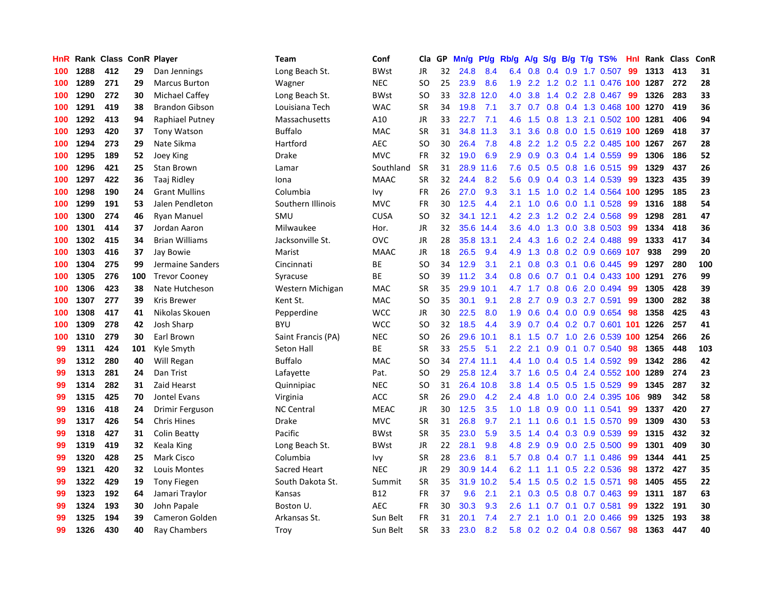| HnR | Rank | Class | ConR | Player | Team | Conf | Cla | GP | Mn/g | Pt/g | Rb/g | A/g | S/g | B/g | T/g | TS% | HnI | Rank | Class | ConR |
|---|---|---|---|---|---|---|---|---|---|---|---|---|---|---|---|---|---|---|---|---|
| 100 | 1288 | 412 | 29 | Dan Jennings | Long Beach St. | BWst | JR | 32 | 24.8 | 8.4 | 6.4 | 0.8 | 0.4 | 0.9 | 1.7 | 0.507 | 99 | 1313 | 413 | 31 |
| 100 | 1289 | 271 | 29 | Marcus Burton | Wagner | NEC | SO | 25 | 23.9 | 8.6 | 1.9 | 2.2 | 1.2 | 0.2 | 1.1 | 0.476 | 100 | 1287 | 272 | 28 |
| 100 | 1290 | 272 | 30 | Michael Caffey | Long Beach St. | BWst | SO | 33 | 32.8 | 12.0 | 4.0 | 3.8 | 1.4 | 0.2 | 2.8 | 0.467 | 99 | 1326 | 283 | 33 |
| 100 | 1291 | 419 | 38 | Brandon Gibson | Louisiana Tech | WAC | SR | 34 | 19.8 | 7.1 | 3.7 | 0.7 | 0.8 | 0.4 | 1.3 | 0.468 | 100 | 1270 | 419 | 36 |
| 100 | 1292 | 413 | 94 | Raphiael Putney | Massachusetts | A10 | JR | 33 | 22.7 | 7.1 | 4.6 | 1.5 | 0.8 | 1.3 | 2.1 | 0.502 | 100 | 1281 | 406 | 94 |
| 100 | 1293 | 420 | 37 | Tony Watson | Buffalo | MAC | SR | 31 | 34.8 | 11.3 | 3.1 | 3.6 | 0.8 | 0.0 | 1.5 | 0.619 | 100 | 1269 | 418 | 37 |
| 100 | 1294 | 273 | 29 | Nate Sikma | Hartford | AEC | SO | 30 | 26.4 | 7.8 | 4.8 | 2.2 | 1.2 | 0.5 | 2.2 | 0.485 | 100 | 1267 | 267 | 28 |
| 100 | 1295 | 189 | 52 | Joey King | Drake | MVC | FR | 32 | 19.0 | 6.9 | 2.9 | 0.9 | 0.3 | 0.4 | 1.4 | 0.559 | 99 | 1306 | 186 | 52 |
| 100 | 1296 | 421 | 25 | Stan Brown | Lamar | Southland | SR | 31 | 28.9 | 11.6 | 7.6 | 0.5 | 0.5 | 0.8 | 1.6 | 0.515 | 99 | 1329 | 437 | 26 |
| 100 | 1297 | 422 | 36 | Taaj Ridley | Iona | MAAC | SR | 32 | 24.4 | 8.2 | 5.6 | 0.9 | 0.4 | 0.3 | 1.4 | 0.539 | 99 | 1323 | 435 | 39 |
| 100 | 1298 | 190 | 24 | Grant Mullins | Columbia | Ivy | FR | 26 | 27.0 | 9.3 | 3.1 | 1.5 | 1.0 | 0.2 | 1.4 | 0.564 | 100 | 1295 | 185 | 23 |
| 100 | 1299 | 191 | 53 | Jalen Pendleton | Southern Illinois | MVC | FR | 30 | 12.5 | 4.4 | 2.1 | 1.0 | 0.6 | 0.0 | 1.1 | 0.528 | 99 | 1316 | 188 | 54 |
| 100 | 1300 | 274 | 46 | Ryan Manuel | SMU | CUSA | SO | 32 | 34.1 | 12.1 | 4.2 | 2.3 | 1.2 | 0.2 | 2.4 | 0.568 | 99 | 1298 | 281 | 47 |
| 100 | 1301 | 414 | 37 | Jordan Aaron | Milwaukee | Hor. | JR | 32 | 35.6 | 14.4 | 3.6 | 4.0 | 1.3 | 0.0 | 3.8 | 0.503 | 99 | 1334 | 418 | 36 |
| 100 | 1302 | 415 | 34 | Brian Williams | Jacksonville St. | OVC | JR | 28 | 35.8 | 13.1 | 2.4 | 4.3 | 1.6 | 0.2 | 2.4 | 0.488 | 99 | 1333 | 417 | 34 |
| 100 | 1303 | 416 | 37 | Jay Bowie | Marist | MAAC | JR | 18 | 26.5 | 9.4 | 4.9 | 1.3 | 0.8 | 0.2 | 0.9 | 0.669 | 107 | 938 | 299 | 20 |
| 100 | 1304 | 275 | 99 | Jermaine Sanders | Cincinnati | BE | SO | 34 | 12.9 | 3.1 | 2.1 | 0.8 | 0.3 | 0.1 | 0.6 | 0.445 | 99 | 1297 | 280 | 100 |
| 100 | 1305 | 276 | 100 | Trevor Cooney | Syracuse | BE | SO | 39 | 11.2 | 3.4 | 0.8 | 0.6 | 0.7 | 0.1 | 0.4 | 0.433 | 100 | 1291 | 276 | 99 |
| 100 | 1306 | 423 | 38 | Nate Hutcheson | Western Michigan | MAC | SR | 35 | 29.9 | 10.1 | 4.7 | 1.7 | 0.8 | 0.6 | 2.0 | 0.494 | 99 | 1305 | 428 | 39 |
| 100 | 1307 | 277 | 39 | Kris Brewer | Kent St. | MAC | SO | 35 | 30.1 | 9.1 | 2.8 | 2.7 | 0.9 | 0.3 | 2.7 | 0.591 | 99 | 1300 | 282 | 38 |
| 100 | 1308 | 417 | 41 | Nikolas Skouen | Pepperdine | WCC | JR | 30 | 22.5 | 8.0 | 1.9 | 0.6 | 0.4 | 0.0 | 0.9 | 0.654 | 98 | 1358 | 425 | 43 |
| 100 | 1309 | 278 | 42 | Josh Sharp | BYU | WCC | SO | 32 | 18.5 | 4.4 | 3.9 | 0.7 | 0.4 | 0.2 | 0.7 | 0.601 | 101 | 1226 | 257 | 41 |
| 100 | 1310 | 279 | 30 | Earl Brown | Saint Francis (PA) | NEC | SO | 26 | 29.6 | 10.1 | 8.1 | 1.5 | 0.7 | 1.0 | 2.6 | 0.539 | 100 | 1254 | 266 | 26 |
| 99 | 1311 | 424 | 101 | Kyle Smyth | Seton Hall | BE | SR | 33 | 25.5 | 5.1 | 2.2 | 2.1 | 0.9 | 0.1 | 0.7 | 0.540 | 98 | 1365 | 448 | 103 |
| 99 | 1312 | 280 | 40 | Will Regan | Buffalo | MAC | SO | 34 | 27.4 | 11.1 | 4.4 | 1.0 | 0.4 | 0.5 | 1.4 | 0.592 | 99 | 1342 | 286 | 42 |
| 99 | 1313 | 281 | 24 | Dan Trist | Lafayette | Pat. | SO | 29 | 25.8 | 12.4 | 3.7 | 1.6 | 0.5 | 0.4 | 2.4 | 0.552 | 100 | 1289 | 274 | 23 |
| 99 | 1314 | 282 | 31 | Zaid Hearst | Quinnipiac | NEC | SO | 31 | 26.4 | 10.8 | 3.8 | 1.4 | 0.5 | 0.5 | 1.5 | 0.529 | 99 | 1345 | 287 | 32 |
| 99 | 1315 | 425 | 70 | Jontel Evans | Virginia | ACC | SR | 26 | 29.0 | 4.2 | 2.4 | 4.8 | 1.0 | 0.0 | 2.4 | 0.395 | 106 | 989 | 342 | 58 |
| 99 | 1316 | 418 | 24 | Drimir Ferguson | NC Central | MEAC | JR | 30 | 12.5 | 3.5 | 1.0 | 1.8 | 0.9 | 0.0 | 1.1 | 0.541 | 99 | 1337 | 420 | 27 |
| 99 | 1317 | 426 | 54 | Chris Hines | Drake | MVC | SR | 31 | 26.8 | 9.7 | 2.1 | 1.1 | 0.6 | 0.1 | 1.5 | 0.570 | 99 | 1309 | 430 | 53 |
| 99 | 1318 | 427 | 31 | Colin Beatty | Pacific | BWst | SR | 35 | 23.0 | 5.9 | 3.5 | 1.4 | 0.4 | 0.3 | 0.9 | 0.539 | 99 | 1315 | 432 | 32 |
| 99 | 1319 | 419 | 32 | Keala King | Long Beach St. | BWst | JR | 22 | 28.1 | 9.8 | 4.8 | 2.9 | 0.9 | 0.0 | 2.5 | 0.500 | 99 | 1301 | 409 | 30 |
| 99 | 1320 | 428 | 25 | Mark Cisco | Columbia | Ivy | SR | 28 | 23.6 | 8.1 | 5.7 | 0.8 | 0.4 | 0.7 | 1.1 | 0.486 | 99 | 1344 | 441 | 25 |
| 99 | 1321 | 420 | 32 | Louis Montes | Sacred Heart | NEC | JR | 29 | 30.9 | 14.4 | 6.2 | 1.1 | 1.1 | 0.5 | 2.2 | 0.536 | 98 | 1372 | 427 | 35 |
| 99 | 1322 | 429 | 19 | Tony Fiegen | South Dakota St. | Summit | SR | 35 | 31.9 | 10.2 | 5.4 | 1.5 | 0.5 | 0.2 | 1.5 | 0.571 | 98 | 1405 | 455 | 22 |
| 99 | 1323 | 192 | 64 | Jamari Traylor | Kansas | B12 | FR | 37 | 9.6 | 2.1 | 2.1 | 0.3 | 0.5 | 0.8 | 0.7 | 0.463 | 99 | 1311 | 187 | 63 |
| 99 | 1324 | 193 | 30 | John Papale | Boston U. | AEC | FR | 30 | 30.3 | 9.3 | 2.6 | 1.1 | 0.7 | 0.1 | 0.7 | 0.581 | 99 | 1322 | 191 | 30 |
| 99 | 1325 | 194 | 39 | Cameron Golden | Arkansas St. | Sun Belt | FR | 31 | 20.1 | 7.4 | 2.7 | 2.1 | 1.0 | 0.1 | 2.0 | 0.466 | 99 | 1325 | 193 | 38 |
| 99 | 1326 | 430 | 40 | Ray Chambers | Troy | Sun Belt | SR | 33 | 23.0 | 8.2 | 5.8 | 0.2 | 0.2 | 0.4 | 0.8 | 0.567 | 98 | 1363 | 447 | 40 |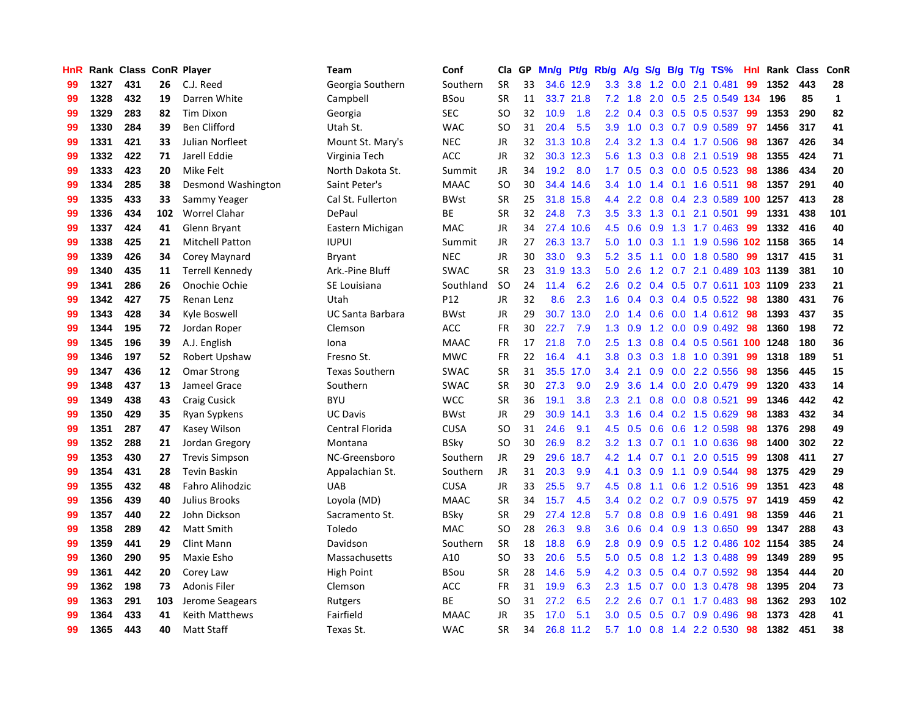| HnR | Rank | Class | ConR | Player | Team | Conf | Cla | GP | Mn/g | Pt/g | Rb/g | A/g | S/g | B/g | T/g | TS% | HnI | Rank | Class | ConR |
|---|---|---|---|---|---|---|---|---|---|---|---|---|---|---|---|---|---|---|---|---|
| 99 | 1327 | 431 | 26 | C.J. Reed | Georgia Southern | Southern | SR | 33 | 34.6 | 12.9 | 3.3 | 3.8 | 1.2 | 0.0 | 2.1 | 0.481 | 99 | 1352 | 443 | 28 |
| 99 | 1328 | 432 | 19 | Darren White | Campbell | BSou | SR | 11 | 33.7 | 21.8 | 7.2 | 1.8 | 2.0 | 0.5 | 2.5 | 0.549 | 134 | 196 | 85 | 1 |
| 99 | 1329 | 283 | 82 | Tim Dixon | Georgia | SEC | SO | 32 | 10.9 | 1.8 | 2.2 | 0.4 | 0.3 | 0.5 | 0.5 | 0.537 | 99 | 1353 | 290 | 82 |
| 99 | 1330 | 284 | 39 | Ben Clifford | Utah St. | WAC | SO | 31 | 20.4 | 5.5 | 3.9 | 1.0 | 0.3 | 0.7 | 0.9 | 0.589 | 97 | 1456 | 317 | 41 |
| 99 | 1331 | 421 | 33 | Julian Norfleet | Mount St. Mary's | NEC | JR | 32 | 31.3 | 10.8 | 2.4 | 3.2 | 1.3 | 0.4 | 1.7 | 0.506 | 98 | 1367 | 426 | 34 |
| 99 | 1332 | 422 | 71 | Jarell Eddie | Virginia Tech | ACC | JR | 32 | 30.3 | 12.3 | 5.6 | 1.3 | 0.3 | 0.8 | 2.1 | 0.519 | 98 | 1355 | 424 | 71 |
| 99 | 1333 | 423 | 20 | Mike Felt | North Dakota St. | Summit | JR | 34 | 19.2 | 8.0 | 1.7 | 0.5 | 0.3 | 0.0 | 0.5 | 0.523 | 98 | 1386 | 434 | 20 |
| 99 | 1334 | 285 | 38 | Desmond Washington | Saint Peter's | MAAC | SO | 30 | 34.4 | 14.6 | 3.4 | 1.0 | 1.4 | 0.1 | 1.6 | 0.511 | 98 | 1357 | 291 | 40 |
| 99 | 1335 | 433 | 33 | Sammy Yeager | Cal St. Fullerton | BWst | SR | 25 | 31.8 | 15.8 | 4.4 | 2.2 | 0.8 | 0.4 | 2.3 | 0.589 | 100 | 1257 | 413 | 28 |
| 99 | 1336 | 434 | 102 | Worrel Clahar | DePaul | BE | SR | 32 | 24.8 | 7.3 | 3.5 | 3.3 | 1.3 | 0.1 | 2.1 | 0.501 | 99 | 1331 | 438 | 101 |
| 99 | 1337 | 424 | 41 | Glenn Bryant | Eastern Michigan | MAC | JR | 34 | 27.4 | 10.6 | 4.5 | 0.6 | 0.9 | 1.3 | 1.7 | 0.463 | 99 | 1332 | 416 | 40 |
| 99 | 1338 | 425 | 21 | Mitchell Patton | IUPUI | Summit | JR | 27 | 26.3 | 13.7 | 5.0 | 1.0 | 0.3 | 1.1 | 1.9 | 0.596 | 102 | 1158 | 365 | 14 |
| 99 | 1339 | 426 | 34 | Corey Maynard | Bryant | NEC | JR | 30 | 33.0 | 9.3 | 5.2 | 3.5 | 1.1 | 0.0 | 1.8 | 0.580 | 99 | 1317 | 415 | 31 |
| 99 | 1340 | 435 | 11 | Terrell Kennedy | Ark.-Pine Bluff | SWAC | SR | 23 | 31.9 | 13.3 | 5.0 | 2.6 | 1.2 | 0.7 | 2.1 | 0.489 | 103 | 1139 | 381 | 10 |
| 99 | 1341 | 286 | 26 | Onochie Ochie | SE Louisiana | Southland | SO | 24 | 11.4 | 6.2 | 2.6 | 0.2 | 0.4 | 0.5 | 0.7 | 0.611 | 103 | 1109 | 233 | 21 |
| 99 | 1342 | 427 | 75 | Renan Lenz | Utah | P12 | JR | 32 | 8.6 | 2.3 | 1.6 | 0.4 | 0.3 | 0.4 | 0.5 | 0.522 | 98 | 1380 | 431 | 76 |
| 99 | 1343 | 428 | 34 | Kyle Boswell | UC Santa Barbara | BWst | JR | 29 | 30.7 | 13.0 | 2.0 | 1.4 | 0.6 | 0.0 | 1.4 | 0.612 | 98 | 1393 | 437 | 35 |
| 99 | 1344 | 195 | 72 | Jordan Roper | Clemson | ACC | FR | 30 | 22.7 | 7.9 | 1.3 | 0.9 | 1.2 | 0.0 | 0.9 | 0.492 | 98 | 1360 | 198 | 72 |
| 99 | 1345 | 196 | 39 | A.J. English | Iona | MAAC | FR | 17 | 21.8 | 7.0 | 2.5 | 1.3 | 0.8 | 0.4 | 0.5 | 0.561 | 100 | 1248 | 180 | 36 |
| 99 | 1346 | 197 | 52 | Robert Upshaw | Fresno St. | MWC | FR | 22 | 16.4 | 4.1 | 3.8 | 0.3 | 0.3 | 1.8 | 1.0 | 0.391 | 99 | 1318 | 189 | 51 |
| 99 | 1347 | 436 | 12 | Omar Strong | Texas Southern | SWAC | SR | 31 | 35.5 | 17.0 | 3.4 | 2.1 | 0.9 | 0.0 | 2.2 | 0.556 | 98 | 1356 | 445 | 15 |
| 99 | 1348 | 437 | 13 | Jameel Grace | Southern | SWAC | SR | 30 | 27.3 | 9.0 | 2.9 | 3.6 | 1.4 | 0.0 | 2.0 | 0.479 | 99 | 1320 | 433 | 14 |
| 99 | 1349 | 438 | 43 | Craig Cusick | BYU | WCC | SR | 36 | 19.1 | 3.8 | 2.3 | 2.1 | 0.8 | 0.0 | 0.8 | 0.521 | 99 | 1346 | 442 | 42 |
| 99 | 1350 | 429 | 35 | Ryan Sypkens | UC Davis | BWst | JR | 29 | 30.9 | 14.1 | 3.3 | 1.6 | 0.4 | 0.2 | 1.5 | 0.629 | 98 | 1383 | 432 | 34 |
| 99 | 1351 | 287 | 47 | Kasey Wilson | Central Florida | CUSA | SO | 31 | 24.6 | 9.1 | 4.5 | 0.5 | 0.6 | 0.6 | 1.2 | 0.598 | 98 | 1376 | 298 | 49 |
| 99 | 1352 | 288 | 21 | Jordan Gregory | Montana | BSky | SO | 30 | 26.9 | 8.2 | 3.2 | 1.3 | 0.7 | 0.1 | 1.0 | 0.636 | 98 | 1400 | 302 | 22 |
| 99 | 1353 | 430 | 27 | Trevis Simpson | NC-Greensboro | Southern | JR | 29 | 29.6 | 18.7 | 4.2 | 1.4 | 0.7 | 0.1 | 2.0 | 0.515 | 99 | 1308 | 411 | 27 |
| 99 | 1354 | 431 | 28 | Tevin Baskin | Appalachian St. | Southern | JR | 31 | 20.3 | 9.9 | 4.1 | 0.3 | 0.9 | 1.1 | 0.9 | 0.544 | 98 | 1375 | 429 | 29 |
| 99 | 1355 | 432 | 48 | Fahro Alihodzic | UAB | CUSA | JR | 33 | 25.5 | 9.7 | 4.5 | 0.8 | 1.1 | 0.6 | 1.2 | 0.516 | 99 | 1351 | 423 | 48 |
| 99 | 1356 | 439 | 40 | Julius Brooks | Loyola (MD) | MAAC | SR | 34 | 15.7 | 4.5 | 3.4 | 0.2 | 0.2 | 0.7 | 0.9 | 0.575 | 97 | 1419 | 459 | 42 |
| 99 | 1357 | 440 | 22 | John Dickson | Sacramento St. | BSky | SR | 29 | 27.4 | 12.8 | 5.7 | 0.8 | 0.8 | 0.9 | 1.6 | 0.491 | 98 | 1359 | 446 | 21 |
| 99 | 1358 | 289 | 42 | Matt Smith | Toledo | MAC | SO | 28 | 26.3 | 9.8 | 3.6 | 0.6 | 0.4 | 0.9 | 1.3 | 0.650 | 99 | 1347 | 288 | 43 |
| 99 | 1359 | 441 | 29 | Clint Mann | Davidson | Southern | SR | 18 | 18.8 | 6.9 | 2.8 | 0.9 | 0.9 | 0.5 | 1.2 | 0.486 | 102 | 1154 | 385 | 24 |
| 99 | 1360 | 290 | 95 | Maxie Esho | Massachusetts | A10 | SO | 33 | 20.6 | 5.5 | 5.0 | 0.5 | 0.8 | 1.2 | 1.3 | 0.488 | 99 | 1349 | 289 | 95 |
| 99 | 1361 | 442 | 20 | Corey Law | High Point | BSou | SR | 28 | 14.6 | 5.9 | 4.2 | 0.3 | 0.5 | 0.4 | 0.7 | 0.592 | 98 | 1354 | 444 | 20 |
| 99 | 1362 | 198 | 73 | Adonis Filer | Clemson | ACC | FR | 31 | 19.9 | 6.3 | 2.3 | 1.5 | 0.7 | 0.0 | 1.3 | 0.478 | 98 | 1395 | 204 | 73 |
| 99 | 1363 | 291 | 103 | Jerome Seagears | Rutgers | BE | SO | 31 | 27.2 | 6.5 | 2.2 | 2.6 | 0.7 | 0.1 | 1.7 | 0.483 | 98 | 1362 | 293 | 102 |
| 99 | 1364 | 433 | 41 | Keith Matthews | Fairfield | MAAC | JR | 35 | 17.0 | 5.1 | 3.0 | 0.5 | 0.5 | 0.7 | 0.9 | 0.496 | 98 | 1373 | 428 | 41 |
| 99 | 1365 | 443 | 40 | Matt Staff | Texas St. | WAC | SR | 34 | 26.8 | 11.2 | 5.7 | 1.0 | 0.8 | 1.4 | 2.2 | 0.530 | 98 | 1382 | 451 | 38 |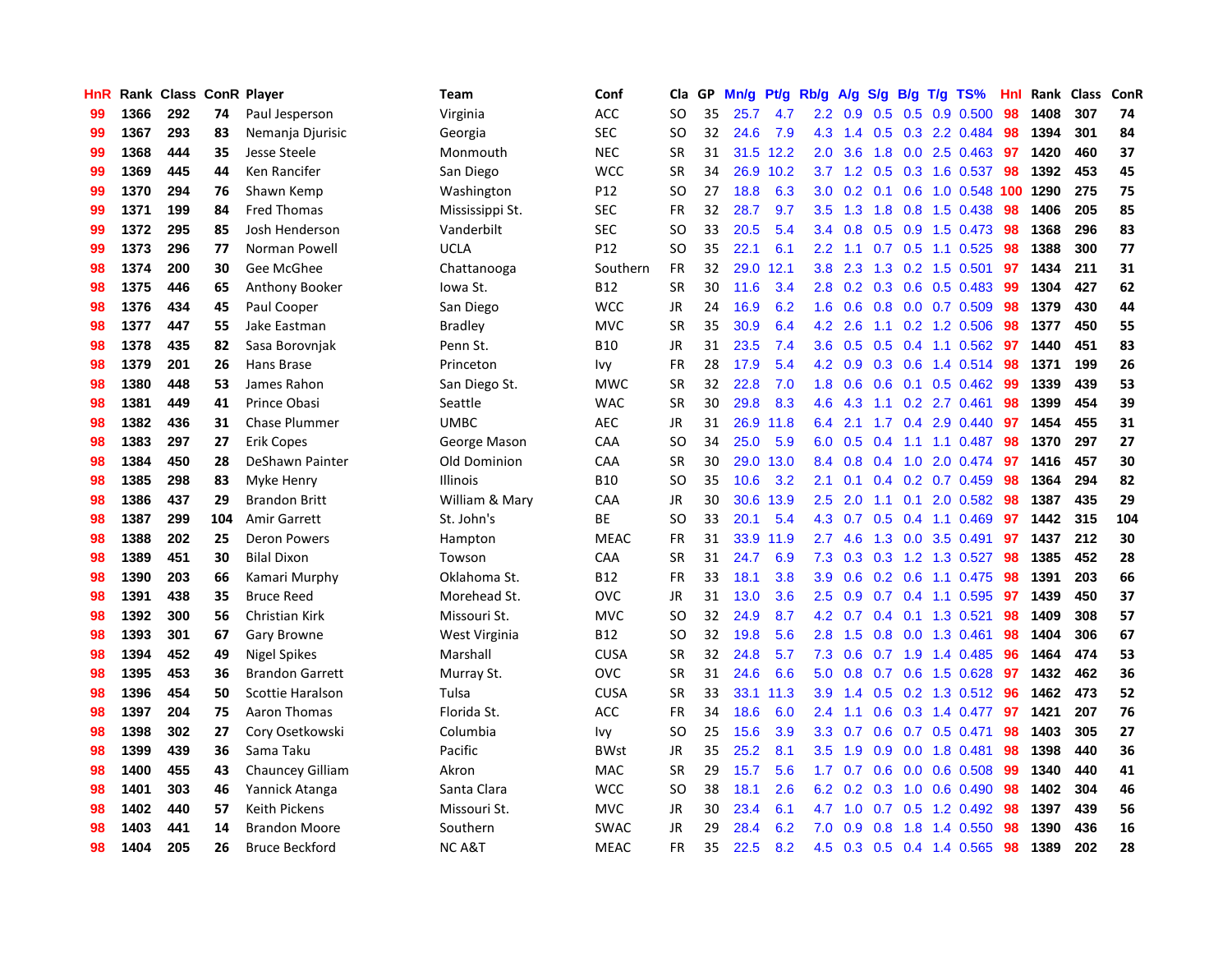| HnR | Rank | Class | ConR | Player | Team | Conf | Cla | GP | Mn/g | Pt/g | Rb/g | A/g | S/g | B/g | T/g | TS% | HnI | Rank | Class | ConR |
|---|---|---|---|---|---|---|---|---|---|---|---|---|---|---|---|---|---|---|---|---|
| 99 | 1366 | 292 | 74 | Paul Jesperson | Virginia | ACC | SO | 35 | 25.7 | 4.7 | 2.2 | 0.9 | 0.5 | 0.5 | 0.9 | 0.500 | 98 | 1408 | 307 | 74 |
| 99 | 1367 | 293 | 83 | Nemanja Djurisic | Georgia | SEC | SO | 32 | 24.6 | 7.9 | 4.3 | 1.4 | 0.5 | 0.3 | 2.2 | 0.484 | 98 | 1394 | 301 | 84 |
| 99 | 1368 | 444 | 35 | Jesse Steele | Monmouth | NEC | SR | 31 | 31.5 | 12.2 | 2.0 | 3.6 | 1.8 | 0.0 | 2.5 | 0.463 | 97 | 1420 | 460 | 37 |
| 99 | 1369 | 445 | 44 | Ken Rancifer | San Diego | WCC | SR | 34 | 26.9 | 10.2 | 3.7 | 1.2 | 0.5 | 0.3 | 1.6 | 0.537 | 98 | 1392 | 453 | 45 |
| 99 | 1370 | 294 | 76 | Shawn Kemp | Washington | P12 | SO | 27 | 18.8 | 6.3 | 3.0 | 0.2 | 0.1 | 0.6 | 1.0 | 0.548 | 100 | 1290 | 275 | 75 |
| 99 | 1371 | 199 | 84 | Fred Thomas | Mississippi St. | SEC | FR | 32 | 28.7 | 9.7 | 3.5 | 1.3 | 1.8 | 0.8 | 1.5 | 0.438 | 98 | 1406 | 205 | 85 |
| 99 | 1372 | 295 | 85 | Josh Henderson | Vanderbilt | SEC | SO | 33 | 20.5 | 5.4 | 3.4 | 0.8 | 0.5 | 0.9 | 1.5 | 0.473 | 98 | 1368 | 296 | 83 |
| 99 | 1373 | 296 | 77 | Norman Powell | UCLA | P12 | SO | 35 | 22.1 | 6.1 | 2.2 | 1.1 | 0.7 | 0.5 | 1.1 | 0.525 | 98 | 1388 | 300 | 77 |
| 98 | 1374 | 200 | 30 | Gee McGhee | Chattanooga | Southern | FR | 32 | 29.0 | 12.1 | 3.8 | 2.3 | 1.3 | 0.2 | 1.5 | 0.501 | 97 | 1434 | 211 | 31 |
| 98 | 1375 | 446 | 65 | Anthony Booker | Iowa St. | B12 | SR | 30 | 11.6 | 3.4 | 2.8 | 0.2 | 0.3 | 0.6 | 0.5 | 0.483 | 99 | 1304 | 427 | 62 |
| 98 | 1376 | 434 | 45 | Paul Cooper | San Diego | WCC | JR | 24 | 16.9 | 6.2 | 1.6 | 0.6 | 0.8 | 0.0 | 0.7 | 0.509 | 98 | 1379 | 430 | 44 |
| 98 | 1377 | 447 | 55 | Jake Eastman | Bradley | MVC | SR | 35 | 30.9 | 6.4 | 4.2 | 2.6 | 1.1 | 0.2 | 1.2 | 0.506 | 98 | 1377 | 450 | 55 |
| 98 | 1378 | 435 | 82 | Sasa Borovnjak | Penn St. | B10 | JR | 31 | 23.5 | 7.4 | 3.6 | 0.5 | 0.5 | 0.4 | 1.1 | 0.562 | 97 | 1440 | 451 | 83 |
| 98 | 1379 | 201 | 26 | Hans Brase | Princeton | Ivy | FR | 28 | 17.9 | 5.4 | 4.2 | 0.9 | 0.3 | 0.6 | 1.4 | 0.514 | 98 | 1371 | 199 | 26 |
| 98 | 1380 | 448 | 53 | James Rahon | San Diego St. | MWC | SR | 32 | 22.8 | 7.0 | 1.8 | 0.6 | 0.6 | 0.1 | 0.5 | 0.462 | 99 | 1339 | 439 | 53 |
| 98 | 1381 | 449 | 41 | Prince Obasi | Seattle | WAC | SR | 30 | 29.8 | 8.3 | 4.6 | 4.3 | 1.1 | 0.2 | 2.7 | 0.461 | 98 | 1399 | 454 | 39 |
| 98 | 1382 | 436 | 31 | Chase Plummer | UMBC | AEC | JR | 31 | 26.9 | 11.8 | 6.4 | 2.1 | 1.7 | 0.4 | 2.9 | 0.440 | 97 | 1454 | 455 | 31 |
| 98 | 1383 | 297 | 27 | Erik Copes | George Mason | CAA | SO | 34 | 25.0 | 5.9 | 6.0 | 0.5 | 0.4 | 1.1 | 1.1 | 0.487 | 98 | 1370 | 297 | 27 |
| 98 | 1384 | 450 | 28 | DeShawn Painter | Old Dominion | CAA | SR | 30 | 29.0 | 13.0 | 8.4 | 0.8 | 0.4 | 1.0 | 2.0 | 0.474 | 97 | 1416 | 457 | 30 |
| 98 | 1385 | 298 | 83 | Myke Henry | Illinois | B10 | SO | 35 | 10.6 | 3.2 | 2.1 | 0.1 | 0.4 | 0.2 | 0.7 | 0.459 | 98 | 1364 | 294 | 82 |
| 98 | 1386 | 437 | 29 | Brandon Britt | William & Mary | CAA | JR | 30 | 30.6 | 13.9 | 2.5 | 2.0 | 1.1 | 0.1 | 2.0 | 0.582 | 98 | 1387 | 435 | 29 |
| 98 | 1387 | 299 | 104 | Amir Garrett | St. John's | BE | SO | 33 | 20.1 | 5.4 | 4.3 | 0.7 | 0.5 | 0.4 | 1.1 | 0.469 | 97 | 1442 | 315 | 104 |
| 98 | 1388 | 202 | 25 | Deron Powers | Hampton | MEAC | FR | 31 | 33.9 | 11.9 | 2.7 | 4.6 | 1.3 | 0.0 | 3.5 | 0.491 | 97 | 1437 | 212 | 30 |
| 98 | 1389 | 451 | 30 | Bilal Dixon | Towson | CAA | SR | 31 | 24.7 | 6.9 | 7.3 | 0.3 | 0.3 | 1.2 | 1.3 | 0.527 | 98 | 1385 | 452 | 28 |
| 98 | 1390 | 203 | 66 | Kamari Murphy | Oklahoma St. | B12 | FR | 33 | 18.1 | 3.8 | 3.9 | 0.6 | 0.2 | 0.6 | 1.1 | 0.475 | 98 | 1391 | 203 | 66 |
| 98 | 1391 | 438 | 35 | Bruce Reed | Morehead St. | OVC | JR | 31 | 13.0 | 3.6 | 2.5 | 0.9 | 0.7 | 0.4 | 1.1 | 0.595 | 97 | 1439 | 450 | 37 |
| 98 | 1392 | 300 | 56 | Christian Kirk | Missouri St. | MVC | SO | 32 | 24.9 | 8.7 | 4.2 | 0.7 | 0.4 | 0.1 | 1.3 | 0.521 | 98 | 1409 | 308 | 57 |
| 98 | 1393 | 301 | 67 | Gary Browne | West Virginia | B12 | SO | 32 | 19.8 | 5.6 | 2.8 | 1.5 | 0.8 | 0.0 | 1.3 | 0.461 | 98 | 1404 | 306 | 67 |
| 98 | 1394 | 452 | 49 | Nigel Spikes | Marshall | CUSA | SR | 32 | 24.8 | 5.7 | 7.3 | 0.6 | 0.7 | 1.9 | 1.4 | 0.485 | 96 | 1464 | 474 | 53 |
| 98 | 1395 | 453 | 36 | Brandon Garrett | Murray St. | OVC | SR | 31 | 24.6 | 6.6 | 5.0 | 0.8 | 0.7 | 0.6 | 1.5 | 0.628 | 97 | 1432 | 462 | 36 |
| 98 | 1396 | 454 | 50 | Scottie Haralson | Tulsa | CUSA | SR | 33 | 33.1 | 11.3 | 3.9 | 1.4 | 0.5 | 0.2 | 1.3 | 0.512 | 96 | 1462 | 473 | 52 |
| 98 | 1397 | 204 | 75 | Aaron Thomas | Florida St. | ACC | FR | 34 | 18.6 | 6.0 | 2.4 | 1.1 | 0.6 | 0.3 | 1.4 | 0.477 | 97 | 1421 | 207 | 76 |
| 98 | 1398 | 302 | 27 | Cory Osetkowski | Columbia | Ivy | SO | 25 | 15.6 | 3.9 | 3.3 | 0.7 | 0.6 | 0.7 | 0.5 | 0.471 | 98 | 1403 | 305 | 27 |
| 98 | 1399 | 439 | 36 | Sama Taku | Pacific | BWst | JR | 35 | 25.2 | 8.1 | 3.5 | 1.9 | 0.9 | 0.0 | 1.8 | 0.481 | 98 | 1398 | 440 | 36 |
| 98 | 1400 | 455 | 43 | Chauncey Gilliam | Akron | MAC | SR | 29 | 15.7 | 5.6 | 1.7 | 0.7 | 0.6 | 0.0 | 0.6 | 0.508 | 99 | 1340 | 440 | 41 |
| 98 | 1401 | 303 | 46 | Yannick Atanga | Santa Clara | WCC | SO | 38 | 18.1 | 2.6 | 6.2 | 0.2 | 0.3 | 1.0 | 0.6 | 0.490 | 98 | 1402 | 304 | 46 |
| 98 | 1402 | 440 | 57 | Keith Pickens | Missouri St. | MVC | JR | 30 | 23.4 | 6.1 | 4.7 | 1.0 | 0.7 | 0.5 | 1.2 | 0.492 | 98 | 1397 | 439 | 56 |
| 98 | 1403 | 441 | 14 | Brandon Moore | Southern | SWAC | JR | 29 | 28.4 | 6.2 | 7.0 | 0.9 | 0.8 | 1.8 | 1.4 | 0.550 | 98 | 1390 | 436 | 16 |
| 98 | 1404 | 205 | 26 | Bruce Beckford | NC A&T | MEAC | FR | 35 | 22.5 | 8.2 | 4.5 | 0.3 | 0.5 | 0.4 | 1.4 | 0.565 | 98 | 1389 | 202 | 28 |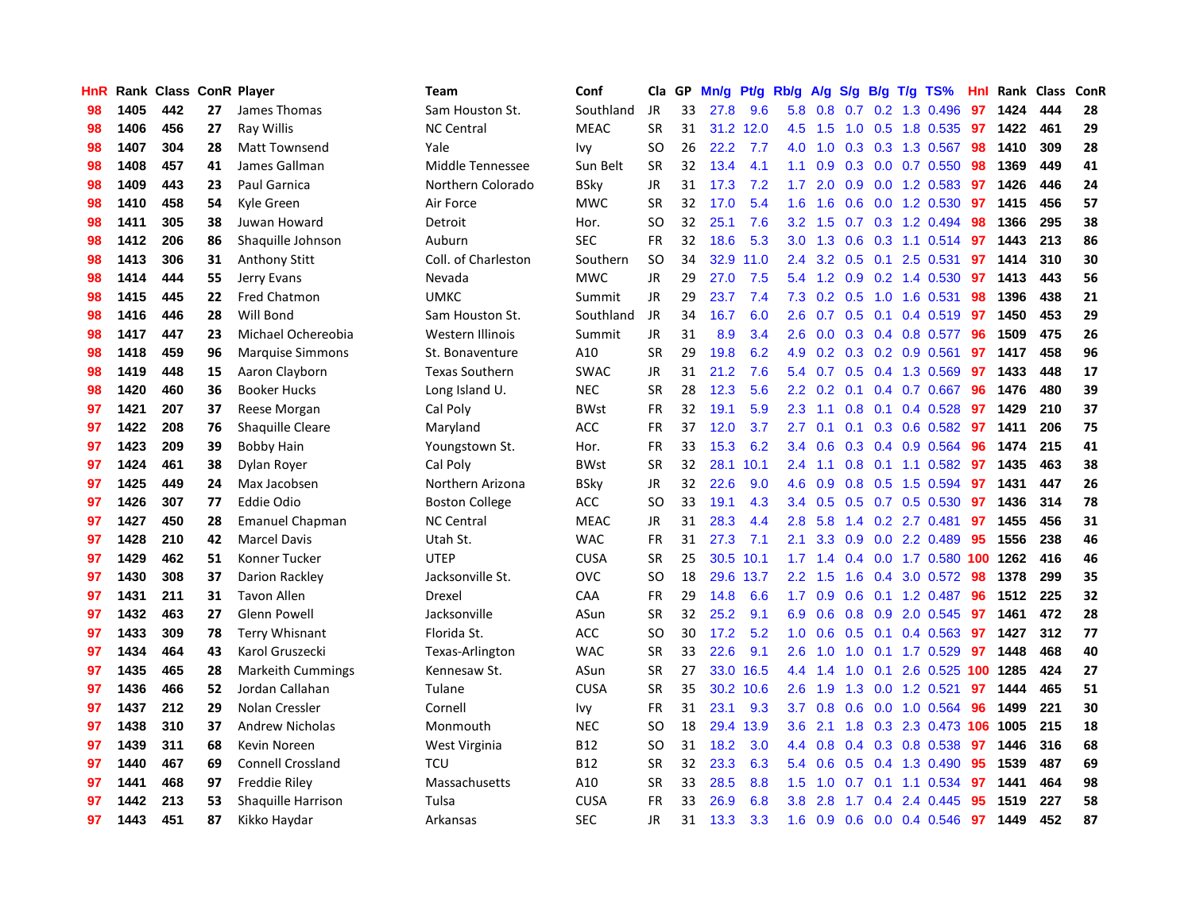| HnR | Rank | Class | ConR | Player | Team | Conf | Cla | GP | Mn/g | Pt/g | Rb/g | A/g | S/g | B/g | T/g | TS% | HnI | Rank | Class | ConR |
|---|---|---|---|---|---|---|---|---|---|---|---|---|---|---|---|---|---|---|---|---|
| 98 | 1405 | 442 | 27 | James Thomas | Sam Houston St. | Southland | JR | 33 | 27.8 | 9.6 | 5.8 | 0.8 | 0.7 | 0.2 | 1.3 | 0.496 | 97 | 1424 | 444 | 28 |
| 98 | 1406 | 456 | 27 | Ray Willis | NC Central | MEAC | SR | 31 | 31.2 | 12.0 | 4.5 | 1.5 | 1.0 | 0.5 | 1.8 | 0.535 | 97 | 1422 | 461 | 29 |
| 98 | 1407 | 304 | 28 | Matt Townsend | Yale | Ivy | SO | 26 | 22.2 | 7.7 | 4.0 | 1.0 | 0.3 | 0.3 | 1.3 | 0.567 | 98 | 1410 | 309 | 28 |
| 98 | 1408 | 457 | 41 | James Gallman | Middle Tennessee | Sun Belt | SR | 32 | 13.4 | 4.1 | 1.1 | 0.9 | 0.3 | 0.0 | 0.7 | 0.550 | 98 | 1369 | 449 | 41 |
| 98 | 1409 | 443 | 23 | Paul Garnica | Northern Colorado | BSky | JR | 31 | 17.3 | 7.2 | 1.7 | 2.0 | 0.9 | 0.0 | 1.2 | 0.583 | 97 | 1426 | 446 | 24 |
| 98 | 1410 | 458 | 54 | Kyle Green | Air Force | MWC | SR | 32 | 17.0 | 5.4 | 1.6 | 1.6 | 0.6 | 0.0 | 1.2 | 0.530 | 97 | 1415 | 456 | 57 |
| 98 | 1411 | 305 | 38 | Juwan Howard | Detroit | Hor. | SO | 32 | 25.1 | 7.6 | 3.2 | 1.5 | 0.7 | 0.3 | 1.2 | 0.494 | 98 | 1366 | 295 | 38 |
| 98 | 1412 | 206 | 86 | Shaquille Johnson | Auburn | SEC | FR | 32 | 18.6 | 5.3 | 3.0 | 1.3 | 0.6 | 0.3 | 1.1 | 0.514 | 97 | 1443 | 213 | 86 |
| 98 | 1413 | 306 | 31 | Anthony Stitt | Coll. of Charleston | Southern | SO | 34 | 32.9 | 11.0 | 2.4 | 3.2 | 0.5 | 0.1 | 2.5 | 0.531 | 97 | 1414 | 310 | 30 |
| 98 | 1414 | 444 | 55 | Jerry Evans | Nevada | MWC | JR | 29 | 27.0 | 7.5 | 5.4 | 1.2 | 0.9 | 0.2 | 1.4 | 0.530 | 97 | 1413 | 443 | 56 |
| 98 | 1415 | 445 | 22 | Fred Chatmon | UMKC | Summit | JR | 29 | 23.7 | 7.4 | 7.3 | 0.2 | 0.5 | 1.0 | 1.6 | 0.531 | 98 | 1396 | 438 | 21 |
| 98 | 1416 | 446 | 28 | Will Bond | Sam Houston St. | Southland | JR | 34 | 16.7 | 6.0 | 2.6 | 0.7 | 0.5 | 0.1 | 0.4 | 0.519 | 97 | 1450 | 453 | 29 |
| 98 | 1417 | 447 | 23 | Michael Ochereobia | Western Illinois | Summit | JR | 31 | 8.9 | 3.4 | 2.6 | 0.0 | 0.3 | 0.4 | 0.8 | 0.577 | 96 | 1509 | 475 | 26 |
| 98 | 1418 | 459 | 96 | Marquise Simmons | St. Bonaventure | A10 | SR | 29 | 19.8 | 6.2 | 4.9 | 0.2 | 0.3 | 0.2 | 0.9 | 0.561 | 97 | 1417 | 458 | 96 |
| 98 | 1419 | 448 | 15 | Aaron Clayborn | Texas Southern | SWAC | JR | 31 | 21.2 | 7.6 | 5.4 | 0.7 | 0.5 | 0.4 | 1.3 | 0.569 | 97 | 1433 | 448 | 17 |
| 98 | 1420 | 460 | 36 | Booker Hucks | Long Island U. | NEC | SR | 28 | 12.3 | 5.6 | 2.2 | 0.2 | 0.1 | 0.4 | 0.7 | 0.667 | 96 | 1476 | 480 | 39 |
| 97 | 1421 | 207 | 37 | Reese Morgan | Cal Poly | BWst | FR | 32 | 19.1 | 5.9 | 2.3 | 1.1 | 0.8 | 0.1 | 0.4 | 0.528 | 97 | 1429 | 210 | 37 |
| 97 | 1422 | 208 | 76 | Shaquille Cleare | Maryland | ACC | FR | 37 | 12.0 | 3.7 | 2.7 | 0.1 | 0.1 | 0.3 | 0.6 | 0.582 | 97 | 1411 | 206 | 75 |
| 97 | 1423 | 209 | 39 | Bobby Hain | Youngstown St. | Hor. | FR | 33 | 15.3 | 6.2 | 3.4 | 0.6 | 0.3 | 0.4 | 0.9 | 0.564 | 96 | 1474 | 215 | 41 |
| 97 | 1424 | 461 | 38 | Dylan Royer | Cal Poly | BWst | SR | 32 | 28.1 | 10.1 | 2.4 | 1.1 | 0.8 | 0.1 | 1.1 | 0.582 | 97 | 1435 | 463 | 38 |
| 97 | 1425 | 449 | 24 | Max Jacobsen | Northern Arizona | BSky | JR | 32 | 22.6 | 9.0 | 4.6 | 0.9 | 0.8 | 0.5 | 1.5 | 0.594 | 97 | 1431 | 447 | 26 |
| 97 | 1426 | 307 | 77 | Eddie Odio | Boston College | ACC | SO | 33 | 19.1 | 4.3 | 3.4 | 0.5 | 0.5 | 0.7 | 0.5 | 0.530 | 97 | 1436 | 314 | 78 |
| 97 | 1427 | 450 | 28 | Emanuel Chapman | NC Central | MEAC | JR | 31 | 28.3 | 4.4 | 2.8 | 5.8 | 1.4 | 0.2 | 2.7 | 0.481 | 97 | 1455 | 456 | 31 |
| 97 | 1428 | 210 | 42 | Marcel Davis | Utah St. | WAC | FR | 31 | 27.3 | 7.1 | 2.1 | 3.3 | 0.9 | 0.0 | 2.2 | 0.489 | 95 | 1556 | 238 | 46 |
| 97 | 1429 | 462 | 51 | Konner Tucker | UTEP | CUSA | SR | 25 | 30.5 | 10.1 | 1.7 | 1.4 | 0.4 | 0.0 | 1.7 | 0.580 | 100 | 1262 | 416 | 46 |
| 97 | 1430 | 308 | 37 | Darion Rackley | Jacksonville St. | OVC | SO | 18 | 29.6 | 13.7 | 2.2 | 1.5 | 1.6 | 0.4 | 3.0 | 0.572 | 98 | 1378 | 299 | 35 |
| 97 | 1431 | 211 | 31 | Tavon Allen | Drexel | CAA | FR | 29 | 14.8 | 6.6 | 1.7 | 0.9 | 0.6 | 0.1 | 1.2 | 0.487 | 96 | 1512 | 225 | 32 |
| 97 | 1432 | 463 | 27 | Glenn Powell | Jacksonville | ASun | SR | 32 | 25.2 | 9.1 | 6.9 | 0.6 | 0.8 | 0.9 | 2.0 | 0.545 | 97 | 1461 | 472 | 28 |
| 97 | 1433 | 309 | 78 | Terry Whisnant | Florida St. | ACC | SO | 30 | 17.2 | 5.2 | 1.0 | 0.6 | 0.5 | 0.1 | 0.4 | 0.563 | 97 | 1427 | 312 | 77 |
| 97 | 1434 | 464 | 43 | Karol Gruszecki | Texas-Arlington | WAC | SR | 33 | 22.6 | 9.1 | 2.6 | 1.0 | 1.0 | 0.1 | 1.7 | 0.529 | 97 | 1448 | 468 | 40 |
| 97 | 1435 | 465 | 28 | Markeith Cummings | Kennesaw St. | ASun | SR | 27 | 33.0 | 16.5 | 4.4 | 1.4 | 1.0 | 0.1 | 2.6 | 0.525 | 100 | 1285 | 424 | 27 |
| 97 | 1436 | 466 | 52 | Jordan Callahan | Tulane | CUSA | SR | 35 | 30.2 | 10.6 | 2.6 | 1.9 | 1.3 | 0.0 | 1.2 | 0.521 | 97 | 1444 | 465 | 51 |
| 97 | 1437 | 212 | 29 | Nolan Cressler | Cornell | Ivy | FR | 31 | 23.1 | 9.3 | 3.7 | 0.8 | 0.6 | 0.0 | 1.0 | 0.564 | 96 | 1499 | 221 | 30 |
| 97 | 1438 | 310 | 37 | Andrew Nicholas | Monmouth | NEC | SO | 18 | 29.4 | 13.9 | 3.6 | 2.1 | 1.8 | 0.3 | 2.3 | 0.473 | 106 | 1005 | 215 | 18 |
| 97 | 1439 | 311 | 68 | Kevin Noreen | West Virginia | B12 | SO | 31 | 18.2 | 3.0 | 4.4 | 0.8 | 0.4 | 0.3 | 0.8 | 0.538 | 97 | 1446 | 316 | 68 |
| 97 | 1440 | 467 | 69 | Connell Crossland | TCU | B12 | SR | 32 | 23.3 | 6.3 | 5.4 | 0.6 | 0.5 | 0.4 | 1.3 | 0.490 | 95 | 1539 | 487 | 69 |
| 97 | 1441 | 468 | 97 | Freddie Riley | Massachusetts | A10 | SR | 33 | 28.5 | 8.8 | 1.5 | 1.0 | 0.7 | 0.1 | 1.1 | 0.534 | 97 | 1441 | 464 | 98 |
| 97 | 1442 | 213 | 53 | Shaquille Harrison | Tulsa | CUSA | FR | 33 | 26.9 | 6.8 | 3.8 | 2.8 | 1.7 | 0.4 | 2.4 | 0.445 | 95 | 1519 | 227 | 58 |
| 97 | 1443 | 451 | 87 | Kikko Haydar | Arkansas | SEC | JR | 31 | 13.3 | 3.3 | 1.6 | 0.9 | 0.6 | 0.0 | 0.4 | 0.546 | 97 | 1449 | 452 | 87 |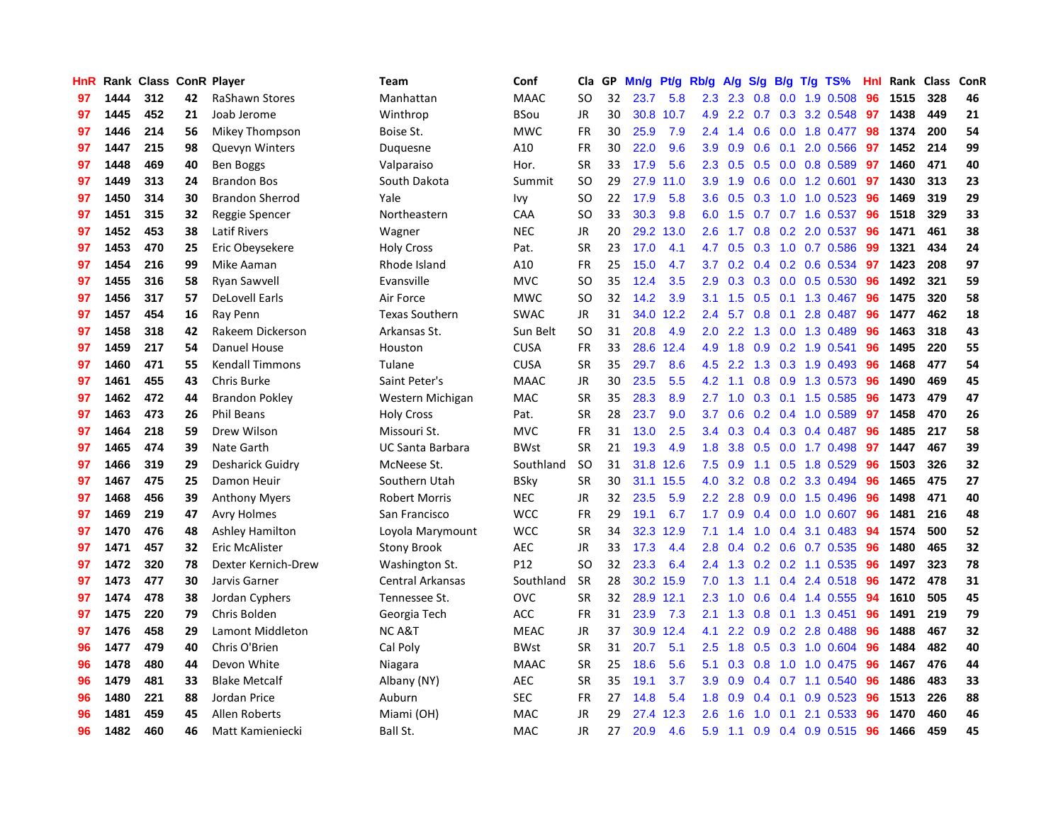| HnR | Rank | Class | ConR | Player | Team | Conf | Cla | GP | Mn/g | Pt/g | Rb/g | A/g | S/g | B/g | T/g | TS% | HnI | Rank | Class | ConR |
|---|---|---|---|---|---|---|---|---|---|---|---|---|---|---|---|---|---|---|---|---|
| 97 | 1444 | 312 | 42 | RaShawn Stores | Manhattan | MAAC | SO | 32 | 23.7 | 5.8 | 2.3 | 2.3 | 0.8 | 0.0 | 1.9 | 0.508 | 96 | 1515 | 328 | 46 |
| 97 | 1445 | 452 | 21 | Joab Jerome | Winthrop | BSou | JR | 30 | 30.8 | 10.7 | 4.9 | 2.2 | 0.7 | 0.3 | 3.2 | 0.548 | 97 | 1438 | 449 | 21 |
| 97 | 1446 | 214 | 56 | Mikey Thompson | Boise St. | MWC | FR | 30 | 25.9 | 7.9 | 2.4 | 1.4 | 0.6 | 0.0 | 1.8 | 0.477 | 98 | 1374 | 200 | 54 |
| 97 | 1447 | 215 | 98 | Quevyn Winters | Duquesne | A10 | FR | 30 | 22.0 | 9.6 | 3.9 | 0.9 | 0.6 | 0.1 | 2.0 | 0.566 | 97 | 1452 | 214 | 99 |
| 97 | 1448 | 469 | 40 | Ben Boggs | Valparaiso | Hor. | SR | 33 | 17.9 | 5.6 | 2.3 | 0.5 | 0.5 | 0.0 | 0.8 | 0.589 | 97 | 1460 | 471 | 40 |
| 97 | 1449 | 313 | 24 | Brandon Bos | South Dakota | Summit | SO | 29 | 27.9 | 11.0 | 3.9 | 1.9 | 0.6 | 0.0 | 1.2 | 0.601 | 97 | 1430 | 313 | 23 |
| 97 | 1450 | 314 | 30 | Brandon Sherrod | Yale | Ivy | SO | 22 | 17.9 | 5.8 | 3.6 | 0.5 | 0.3 | 1.0 | 1.0 | 0.523 | 96 | 1469 | 319 | 29 |
| 97 | 1451 | 315 | 32 | Reggie Spencer | Northeastern | CAA | SO | 33 | 30.3 | 9.8 | 6.0 | 1.5 | 0.7 | 0.7 | 1.6 | 0.537 | 96 | 1518 | 329 | 33 |
| 97 | 1452 | 453 | 38 | Latif Rivers | Wagner | NEC | JR | 20 | 29.2 | 13.0 | 2.6 | 1.7 | 0.8 | 0.2 | 2.0 | 0.537 | 96 | 1471 | 461 | 38 |
| 97 | 1453 | 470 | 25 | Eric Obeysekere | Holy Cross | Pat. | SR | 23 | 17.0 | 4.1 | 4.7 | 0.5 | 0.3 | 1.0 | 0.7 | 0.586 | 99 | 1321 | 434 | 24 |
| 97 | 1454 | 216 | 99 | Mike Aaman | Rhode Island | A10 | FR | 25 | 15.0 | 4.7 | 3.7 | 0.2 | 0.4 | 0.2 | 0.6 | 0.534 | 97 | 1423 | 208 | 97 |
| 97 | 1455 | 316 | 58 | Ryan Sawvell | Evansville | MVC | SO | 35 | 12.4 | 3.5 | 2.9 | 0.3 | 0.3 | 0.0 | 0.5 | 0.530 | 96 | 1492 | 321 | 59 |
| 97 | 1456 | 317 | 57 | DeLovell Earls | Air Force | MWC | SO | 32 | 14.2 | 3.9 | 3.1 | 1.5 | 0.5 | 0.1 | 1.3 | 0.467 | 96 | 1475 | 320 | 58 |
| 97 | 1457 | 454 | 16 | Ray Penn | Texas Southern | SWAC | JR | 31 | 34.0 | 12.2 | 2.4 | 5.7 | 0.8 | 0.1 | 2.8 | 0.487 | 96 | 1477 | 462 | 18 |
| 97 | 1458 | 318 | 42 | Rakeem Dickerson | Arkansas St. | Sun Belt | SO | 31 | 20.8 | 4.9 | 2.0 | 2.2 | 1.3 | 0.0 | 1.3 | 0.489 | 96 | 1463 | 318 | 43 |
| 97 | 1459 | 217 | 54 | Danuel House | Houston | CUSA | FR | 33 | 28.6 | 12.4 | 4.9 | 1.8 | 0.9 | 0.2 | 1.9 | 0.541 | 96 | 1495 | 220 | 55 |
| 97 | 1460 | 471 | 55 | Kendall Timmons | Tulane | CUSA | SR | 35 | 29.7 | 8.6 | 4.5 | 2.2 | 1.3 | 0.3 | 1.9 | 0.493 | 96 | 1468 | 477 | 54 |
| 97 | 1461 | 455 | 43 | Chris Burke | Saint Peter's | MAAC | JR | 30 | 23.5 | 5.5 | 4.2 | 1.1 | 0.8 | 0.9 | 1.3 | 0.573 | 96 | 1490 | 469 | 45 |
| 97 | 1462 | 472 | 44 | Brandon Pokley | Western Michigan | MAC | SR | 35 | 28.3 | 8.9 | 2.7 | 1.0 | 0.3 | 0.1 | 1.5 | 0.585 | 96 | 1473 | 479 | 47 |
| 97 | 1463 | 473 | 26 | Phil Beans | Holy Cross | Pat. | SR | 28 | 23.7 | 9.0 | 3.7 | 0.6 | 0.2 | 0.4 | 1.0 | 0.589 | 97 | 1458 | 470 | 26 |
| 97 | 1464 | 218 | 59 | Drew Wilson | Missouri St. | MVC | FR | 31 | 13.0 | 2.5 | 3.4 | 0.3 | 0.4 | 0.3 | 0.4 | 0.487 | 96 | 1485 | 217 | 58 |
| 97 | 1465 | 474 | 39 | Nate Garth | UC Santa Barbara | BWst | SR | 21 | 19.3 | 4.9 | 1.8 | 3.8 | 0.5 | 0.0 | 1.7 | 0.498 | 97 | 1447 | 467 | 39 |
| 97 | 1466 | 319 | 29 | Desharick Guidry | McNeese St. | Southland | SO | 31 | 31.8 | 12.6 | 7.5 | 0.9 | 1.1 | 0.5 | 1.8 | 0.529 | 96 | 1503 | 326 | 32 |
| 97 | 1467 | 475 | 25 | Damon Heuir | Southern Utah | BSky | SR | 30 | 31.1 | 15.5 | 4.0 | 3.2 | 0.8 | 0.2 | 3.3 | 0.494 | 96 | 1465 | 475 | 27 |
| 97 | 1468 | 456 | 39 | Anthony Myers | Robert Morris | NEC | JR | 32 | 23.5 | 5.9 | 2.2 | 2.8 | 0.9 | 0.0 | 1.5 | 0.496 | 96 | 1498 | 471 | 40 |
| 97 | 1469 | 219 | 47 | Avry Holmes | San Francisco | WCC | FR | 29 | 19.1 | 6.7 | 1.7 | 0.9 | 0.4 | 0.0 | 1.0 | 0.607 | 96 | 1481 | 216 | 48 |
| 97 | 1470 | 476 | 48 | Ashley Hamilton | Loyola Marymount | WCC | SR | 34 | 32.3 | 12.9 | 7.1 | 1.4 | 1.0 | 0.4 | 3.1 | 0.483 | 94 | 1574 | 500 | 52 |
| 97 | 1471 | 457 | 32 | Eric McAlister | Stony Brook | AEC | JR | 33 | 17.3 | 4.4 | 2.8 | 0.4 | 0.2 | 0.6 | 0.7 | 0.535 | 96 | 1480 | 465 | 32 |
| 97 | 1472 | 320 | 78 | Dexter Kernich-Drew | Washington St. | P12 | SO | 32 | 23.3 | 6.4 | 2.4 | 1.3 | 0.2 | 0.2 | 1.1 | 0.535 | 96 | 1497 | 323 | 78 |
| 97 | 1473 | 477 | 30 | Jarvis Garner | Central Arkansas | Southland | SR | 28 | 30.2 | 15.9 | 7.0 | 1.3 | 1.1 | 0.4 | 2.4 | 0.518 | 96 | 1472 | 478 | 31 |
| 97 | 1474 | 478 | 38 | Jordan Cyphers | Tennessee St. | OVC | SR | 32 | 28.9 | 12.1 | 2.3 | 1.0 | 0.6 | 0.4 | 1.4 | 0.555 | 94 | 1610 | 505 | 45 |
| 97 | 1475 | 220 | 79 | Chris Bolden | Georgia Tech | ACC | FR | 31 | 23.9 | 7.3 | 2.1 | 1.3 | 0.8 | 0.1 | 1.3 | 0.451 | 96 | 1491 | 219 | 79 |
| 97 | 1476 | 458 | 29 | Lamont Middleton | NC A&T | MEAC | JR | 37 | 30.9 | 12.4 | 4.1 | 2.2 | 0.9 | 0.2 | 2.8 | 0.488 | 96 | 1488 | 467 | 32 |
| 96 | 1477 | 479 | 40 | Chris O'Brien | Cal Poly | BWst | SR | 31 | 20.7 | 5.1 | 2.5 | 1.8 | 0.5 | 0.3 | 1.0 | 0.604 | 96 | 1484 | 482 | 40 |
| 96 | 1478 | 480 | 44 | Devon White | Niagara | MAAC | SR | 25 | 18.6 | 5.6 | 5.1 | 0.3 | 0.8 | 1.0 | 1.0 | 0.475 | 96 | 1467 | 476 | 44 |
| 96 | 1479 | 481 | 33 | Blake Metcalf | Albany (NY) | AEC | SR | 35 | 19.1 | 3.7 | 3.9 | 0.9 | 0.4 | 0.7 | 1.1 | 0.540 | 96 | 1486 | 483 | 33 |
| 96 | 1480 | 221 | 88 | Jordan Price | Auburn | SEC | FR | 27 | 14.8 | 5.4 | 1.8 | 0.9 | 0.4 | 0.1 | 0.9 | 0.523 | 96 | 1513 | 226 | 88 |
| 96 | 1481 | 459 | 45 | Allen Roberts | Miami (OH) | MAC | JR | 29 | 27.4 | 12.3 | 2.6 | 1.6 | 1.0 | 0.1 | 2.1 | 0.533 | 96 | 1470 | 460 | 46 |
| 96 | 1482 | 460 | 46 | Matt Kamieniecki | Ball St. | MAC | JR | 27 | 20.9 | 4.6 | 5.9 | 1.1 | 0.9 | 0.4 | 0.9 | 0.515 | 96 | 1466 | 459 | 45 |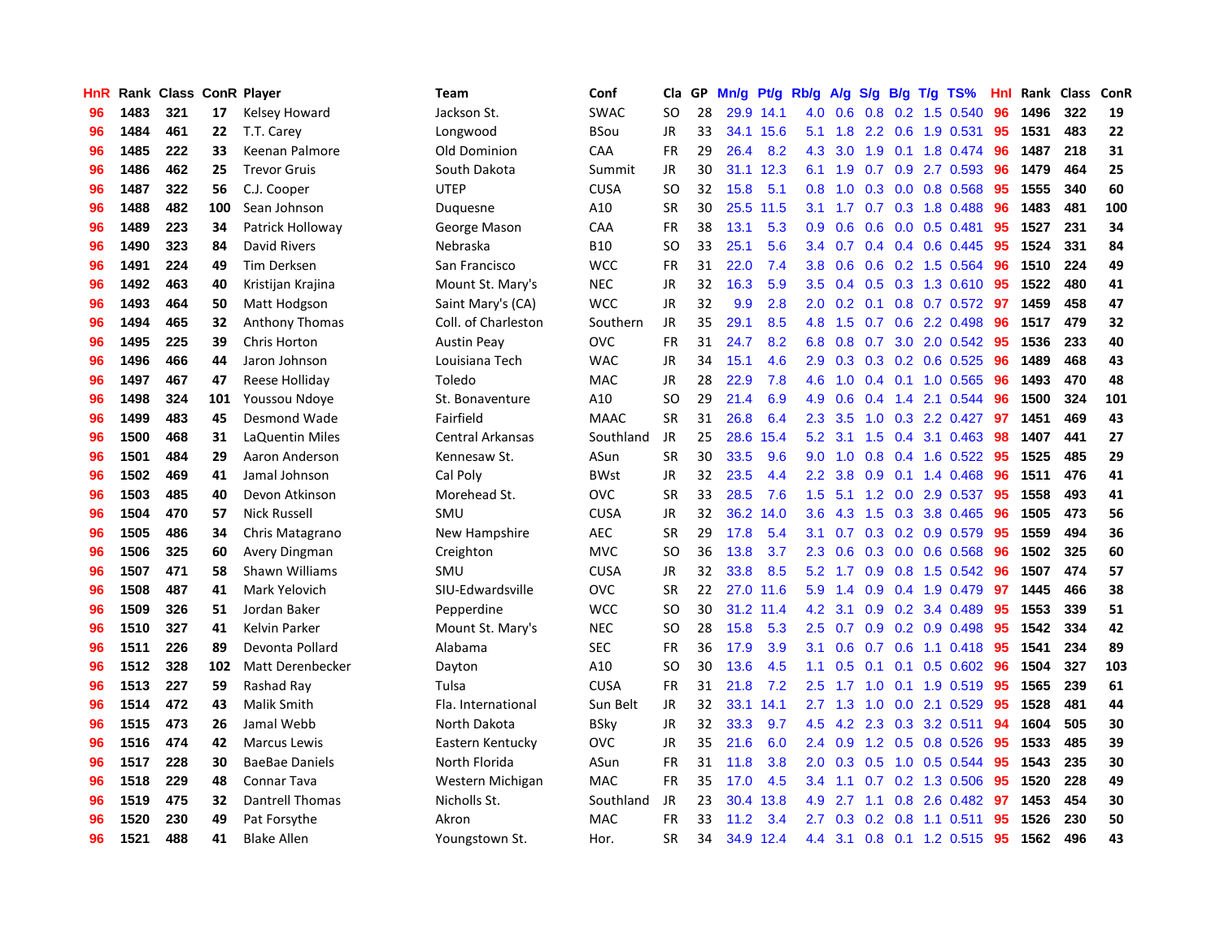| HnR | Rank | Class | ConR | Player | Team | Conf | Cla | GP | Mn/g | Pt/g | Rb/g | A/g | S/g | B/g | T/g | TS% | HnI | Rank | Class | ConR |
|---|---|---|---|---|---|---|---|---|---|---|---|---|---|---|---|---|---|---|---|---|
| 96 | 1483 | 321 | 17 | Kelsey Howard | Jackson St. | SWAC | SO | 28 | 29.9 | 14.1 | 4.0 | 0.6 | 0.8 | 0.2 | 1.5 | 0.540 | 96 | 1496 | 322 | 19 |
| 96 | 1484 | 461 | 22 | T.T. Carey | Longwood | BSou | JR | 33 | 34.1 | 15.6 | 5.1 | 1.8 | 2.2 | 0.6 | 1.9 | 0.531 | 95 | 1531 | 483 | 22 |
| 96 | 1485 | 222 | 33 | Keenan Palmore | Old Dominion | CAA | FR | 29 | 26.4 | 8.2 | 4.3 | 3.0 | 1.9 | 0.1 | 1.8 | 0.474 | 96 | 1487 | 218 | 31 |
| 96 | 1486 | 462 | 25 | Trevor Gruis | South Dakota | Summit | JR | 30 | 31.1 | 12.3 | 6.1 | 1.9 | 0.7 | 0.9 | 2.7 | 0.593 | 96 | 1479 | 464 | 25 |
| 96 | 1487 | 322 | 56 | C.J. Cooper | UTEP | CUSA | SO | 32 | 15.8 | 5.1 | 0.8 | 1.0 | 0.3 | 0.0 | 0.8 | 0.568 | 95 | 1555 | 340 | 60 |
| 96 | 1488 | 482 | 100 | Sean Johnson | Duquesne | A10 | SR | 30 | 25.5 | 11.5 | 3.1 | 1.7 | 0.7 | 0.3 | 1.8 | 0.488 | 96 | 1483 | 481 | 100 |
| 96 | 1489 | 223 | 34 | Patrick Holloway | George Mason | CAA | FR | 38 | 13.1 | 5.3 | 0.9 | 0.6 | 0.6 | 0.0 | 0.5 | 0.481 | 95 | 1527 | 231 | 34 |
| 96 | 1490 | 323 | 84 | David Rivers | Nebraska | B10 | SO | 33 | 25.1 | 5.6 | 3.4 | 0.7 | 0.4 | 0.4 | 0.6 | 0.445 | 95 | 1524 | 331 | 84 |
| 96 | 1491 | 224 | 49 | Tim Derksen | San Francisco | WCC | FR | 31 | 22.0 | 7.4 | 3.8 | 0.6 | 0.6 | 0.2 | 1.5 | 0.564 | 96 | 1510 | 224 | 49 |
| 96 | 1492 | 463 | 40 | Kristijan Krajina | Mount St. Mary's | NEC | JR | 32 | 16.3 | 5.9 | 3.5 | 0.4 | 0.5 | 0.3 | 1.3 | 0.610 | 95 | 1522 | 480 | 41 |
| 96 | 1493 | 464 | 50 | Matt Hodgson | Saint Mary's (CA) | WCC | JR | 32 | 9.9 | 2.8 | 2.0 | 0.2 | 0.1 | 0.8 | 0.7 | 0.572 | 97 | 1459 | 458 | 47 |
| 96 | 1494 | 465 | 32 | Anthony Thomas | Coll. of Charleston | Southern | JR | 35 | 29.1 | 8.5 | 4.8 | 1.5 | 0.7 | 0.6 | 2.2 | 0.498 | 96 | 1517 | 479 | 32 |
| 96 | 1495 | 225 | 39 | Chris Horton | Austin Peay | OVC | FR | 31 | 24.7 | 8.2 | 6.8 | 0.8 | 0.7 | 3.0 | 2.0 | 0.542 | 95 | 1536 | 233 | 40 |
| 96 | 1496 | 466 | 44 | Jaron Johnson | Louisiana Tech | WAC | JR | 34 | 15.1 | 4.6 | 2.9 | 0.3 | 0.3 | 0.2 | 0.6 | 0.525 | 96 | 1489 | 468 | 43 |
| 96 | 1497 | 467 | 47 | Reese Holliday | Toledo | MAC | JR | 28 | 22.9 | 7.8 | 4.6 | 1.0 | 0.4 | 0.1 | 1.0 | 0.565 | 96 | 1493 | 470 | 48 |
| 96 | 1498 | 324 | 101 | Youssou Ndoye | St. Bonaventure | A10 | SO | 29 | 21.4 | 6.9 | 4.9 | 0.6 | 0.4 | 1.4 | 2.1 | 0.544 | 96 | 1500 | 324 | 101 |
| 96 | 1499 | 483 | 45 | Desmond Wade | Fairfield | MAAC | SR | 31 | 26.8 | 6.4 | 2.3 | 3.5 | 1.0 | 0.3 | 2.2 | 0.427 | 97 | 1451 | 469 | 43 |
| 96 | 1500 | 468 | 31 | LaQuentin Miles | Central Arkansas | Southland | JR | 25 | 28.6 | 15.4 | 5.2 | 3.1 | 1.5 | 0.4 | 3.1 | 0.463 | 98 | 1407 | 441 | 27 |
| 96 | 1501 | 484 | 29 | Aaron Anderson | Kennesaw St. | ASun | SR | 30 | 33.5 | 9.6 | 9.0 | 1.0 | 0.8 | 0.4 | 1.6 | 0.522 | 95 | 1525 | 485 | 29 |
| 96 | 1502 | 469 | 41 | Jamal Johnson | Cal Poly | BWst | JR | 32 | 23.5 | 4.4 | 2.2 | 3.8 | 0.9 | 0.1 | 1.4 | 0.468 | 96 | 1511 | 476 | 41 |
| 96 | 1503 | 485 | 40 | Devon Atkinson | Morehead St. | OVC | SR | 33 | 28.5 | 7.6 | 1.5 | 5.1 | 1.2 | 0.0 | 2.9 | 0.537 | 95 | 1558 | 493 | 41 |
| 96 | 1504 | 470 | 57 | Nick Russell | SMU | CUSA | JR | 32 | 36.2 | 14.0 | 3.6 | 4.3 | 1.5 | 0.3 | 3.8 | 0.465 | 96 | 1505 | 473 | 56 |
| 96 | 1505 | 486 | 34 | Chris Matagrano | New Hampshire | AEC | SR | 29 | 17.8 | 5.4 | 3.1 | 0.7 | 0.3 | 0.2 | 0.9 | 0.579 | 95 | 1559 | 494 | 36 |
| 96 | 1506 | 325 | 60 | Avery Dingman | Creighton | MVC | SO | 36 | 13.8 | 3.7 | 2.3 | 0.6 | 0.3 | 0.0 | 0.6 | 0.568 | 96 | 1502 | 325 | 60 |
| 96 | 1507 | 471 | 58 | Shawn Williams | SMU | CUSA | JR | 32 | 33.8 | 8.5 | 5.2 | 1.7 | 0.9 | 0.8 | 1.5 | 0.542 | 96 | 1507 | 474 | 57 |
| 96 | 1508 | 487 | 41 | Mark Yelovich | SIU-Edwardsville | OVC | SR | 22 | 27.0 | 11.6 | 5.9 | 1.4 | 0.9 | 0.4 | 1.9 | 0.479 | 97 | 1445 | 466 | 38 |
| 96 | 1509 | 326 | 51 | Jordan Baker | Pepperdine | WCC | SO | 30 | 31.2 | 11.4 | 4.2 | 3.1 | 0.9 | 0.2 | 3.4 | 0.489 | 95 | 1553 | 339 | 51 |
| 96 | 1510 | 327 | 41 | Kelvin Parker | Mount St. Mary's | NEC | SO | 28 | 15.8 | 5.3 | 2.5 | 0.7 | 0.9 | 0.2 | 0.9 | 0.498 | 95 | 1542 | 334 | 42 |
| 96 | 1511 | 226 | 89 | Devonta Pollard | Alabama | SEC | FR | 36 | 17.9 | 3.9 | 3.1 | 0.6 | 0.7 | 0.6 | 1.1 | 0.418 | 95 | 1541 | 234 | 89 |
| 96 | 1512 | 328 | 102 | Matt Derenbecker | Dayton | A10 | SO | 30 | 13.6 | 4.5 | 1.1 | 0.5 | 0.1 | 0.1 | 0.5 | 0.602 | 96 | 1504 | 327 | 103 |
| 96 | 1513 | 227 | 59 | Rashad Ray | Tulsa | CUSA | FR | 31 | 21.8 | 7.2 | 2.5 | 1.7 | 1.0 | 0.1 | 1.9 | 0.519 | 95 | 1565 | 239 | 61 |
| 96 | 1514 | 472 | 43 | Malik Smith | Fla. International | Sun Belt | JR | 32 | 33.1 | 14.1 | 2.7 | 1.3 | 1.0 | 0.0 | 2.1 | 0.529 | 95 | 1528 | 481 | 44 |
| 96 | 1515 | 473 | 26 | Jamal Webb | North Dakota | BSky | JR | 32 | 33.3 | 9.7 | 4.5 | 4.2 | 2.3 | 0.3 | 3.2 | 0.511 | 94 | 1604 | 505 | 30 |
| 96 | 1516 | 474 | 42 | Marcus Lewis | Eastern Kentucky | OVC | JR | 35 | 21.6 | 6.0 | 2.4 | 0.9 | 1.2 | 0.5 | 0.8 | 0.526 | 95 | 1533 | 485 | 39 |
| 96 | 1517 | 228 | 30 | BaeBae Daniels | North Florida | ASun | FR | 31 | 11.8 | 3.8 | 2.0 | 0.3 | 0.5 | 1.0 | 0.5 | 0.544 | 95 | 1543 | 235 | 30 |
| 96 | 1518 | 229 | 48 | Connar Tava | Western Michigan | MAC | FR | 35 | 17.0 | 4.5 | 3.4 | 1.1 | 0.7 | 0.2 | 1.3 | 0.506 | 95 | 1520 | 228 | 49 |
| 96 | 1519 | 475 | 32 | Dantrell Thomas | Nicholls St. | Southland | JR | 23 | 30.4 | 13.8 | 4.9 | 2.7 | 1.1 | 0.8 | 2.6 | 0.482 | 97 | 1453 | 454 | 30 |
| 96 | 1520 | 230 | 49 | Pat Forsythe | Akron | MAC | FR | 33 | 11.2 | 3.4 | 2.7 | 0.3 | 0.2 | 0.8 | 1.1 | 0.511 | 95 | 1526 | 230 | 50 |
| 96 | 1521 | 488 | 41 | Blake Allen | Youngstown St. | Hor. | SR | 34 | 34.9 | 12.4 | 4.4 | 3.1 | 0.8 | 0.1 | 1.2 | 0.515 | 95 | 1562 | 496 | 43 |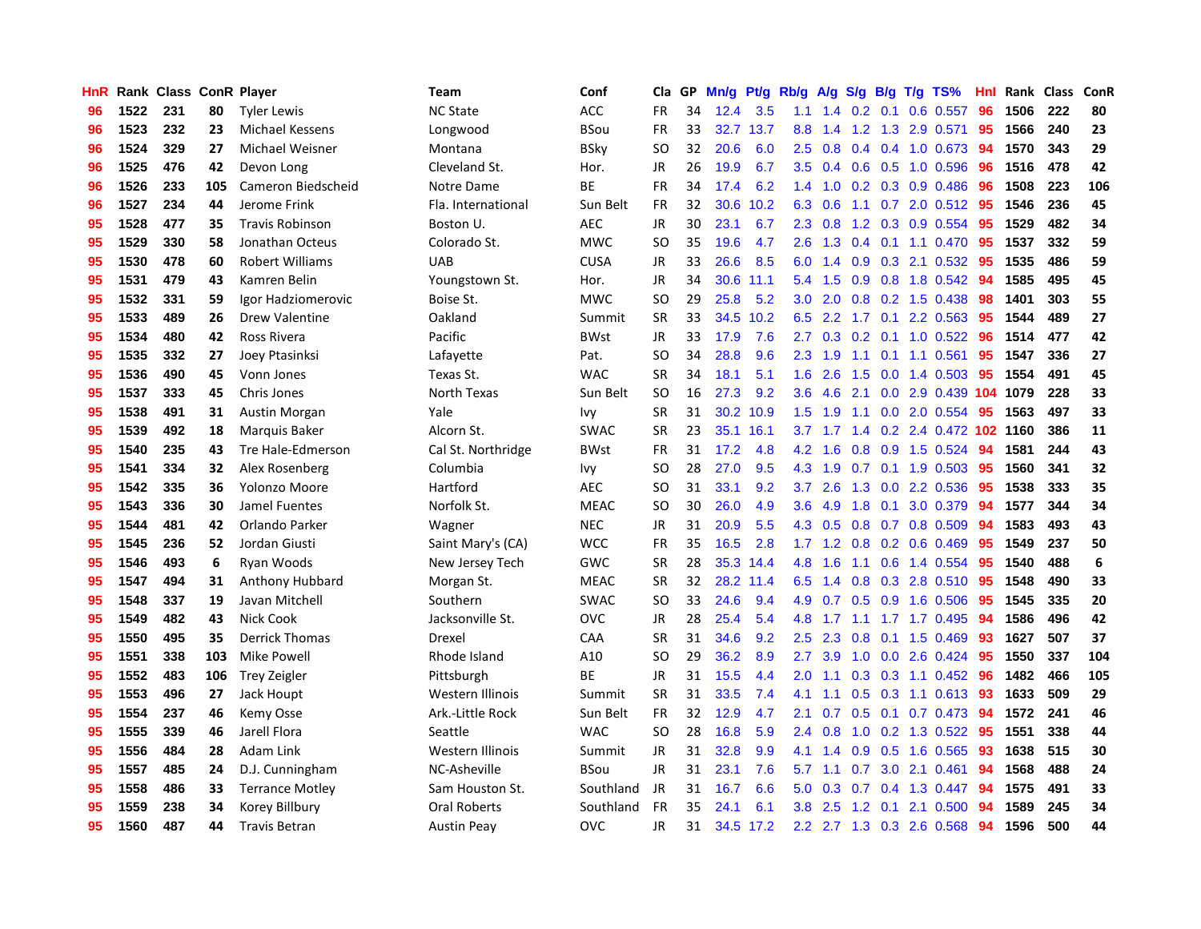| HnR | Rank | Class | ConR | Player | Team | Conf | Cla | GP | Mn/g | Pt/g | Rb/g | A/g | S/g | B/g | T/g | TS% | HnI | Rank | Class | ConR |
|---|---|---|---|---|---|---|---|---|---|---|---|---|---|---|---|---|---|---|---|---|
| 96 | 1522 | 231 | 80 | Tyler Lewis | NC State | ACC | FR | 34 | 12.4 | 3.5 | 1.1 | 1.4 | 0.2 | 0.1 | 0.6 | 0.557 | 96 | 1506 | 222 | 80 |
| 96 | 1523 | 232 | 23 | Michael Kessens | Longwood | BSou | FR | 33 | 32.7 | 13.7 | 8.8 | 1.4 | 1.2 | 1.3 | 2.9 | 0.571 | 95 | 1566 | 240 | 23 |
| 96 | 1524 | 329 | 27 | Michael Weisner | Montana | BSky | SO | 32 | 20.6 | 6.0 | 2.5 | 0.8 | 0.4 | 0.4 | 1.0 | 0.673 | 94 | 1570 | 343 | 29 |
| 96 | 1525 | 476 | 42 | Devon Long | Cleveland St. | Hor. | JR | 26 | 19.9 | 6.7 | 3.5 | 0.4 | 0.6 | 0.5 | 1.0 | 0.596 | 96 | 1516 | 478 | 42 |
| 96 | 1526 | 233 | 105 | Cameron Biedscheid | Notre Dame | BE | FR | 34 | 17.4 | 6.2 | 1.4 | 1.0 | 0.2 | 0.3 | 0.9 | 0.486 | 96 | 1508 | 223 | 106 |
| 96 | 1527 | 234 | 44 | Jerome Frink | Fla. International | Sun Belt | FR | 32 | 30.6 | 10.2 | 6.3 | 0.6 | 1.1 | 0.7 | 2.0 | 0.512 | 95 | 1546 | 236 | 45 |
| 95 | 1528 | 477 | 35 | Travis Robinson | Boston U. | AEC | JR | 30 | 23.1 | 6.7 | 2.3 | 0.8 | 1.2 | 0.3 | 0.9 | 0.554 | 95 | 1529 | 482 | 34 |
| 95 | 1529 | 330 | 58 | Jonathan Octeus | Colorado St. | MWC | SO | 35 | 19.6 | 4.7 | 2.6 | 1.3 | 0.4 | 0.1 | 1.1 | 0.470 | 95 | 1537 | 332 | 59 |
| 95 | 1530 | 478 | 60 | Robert Williams | UAB | CUSA | JR | 33 | 26.6 | 8.5 | 6.0 | 1.4 | 0.9 | 0.3 | 2.1 | 0.532 | 95 | 1535 | 486 | 59 |
| 95 | 1531 | 479 | 43 | Kamren Belin | Youngstown St. | Hor. | JR | 34 | 30.6 | 11.1 | 5.4 | 1.5 | 0.9 | 0.8 | 1.8 | 0.542 | 94 | 1585 | 495 | 45 |
| 95 | 1532 | 331 | 59 | Igor Hadziomerovic | Boise St. | MWC | SO | 29 | 25.8 | 5.2 | 3.0 | 2.0 | 0.8 | 0.2 | 1.5 | 0.438 | 98 | 1401 | 303 | 55 |
| 95 | 1533 | 489 | 26 | Drew Valentine | Oakland | Summit | SR | 33 | 34.5 | 10.2 | 6.5 | 2.2 | 1.7 | 0.1 | 2.2 | 0.563 | 95 | 1544 | 489 | 27 |
| 95 | 1534 | 480 | 42 | Ross Rivera | Pacific | BWst | JR | 33 | 17.9 | 7.6 | 2.7 | 0.3 | 0.2 | 0.1 | 1.0 | 0.522 | 96 | 1514 | 477 | 42 |
| 95 | 1535 | 332 | 27 | Joey Ptasinksi | Lafayette | Pat. | SO | 34 | 28.8 | 9.6 | 2.3 | 1.9 | 1.1 | 0.1 | 1.1 | 0.561 | 95 | 1547 | 336 | 27 |
| 95 | 1536 | 490 | 45 | Vonn Jones | Texas St. | WAC | SR | 34 | 18.1 | 5.1 | 1.6 | 2.6 | 1.5 | 0.0 | 1.4 | 0.503 | 95 | 1554 | 491 | 45 |
| 95 | 1537 | 333 | 45 | Chris Jones | North Texas | Sun Belt | SO | 16 | 27.3 | 9.2 | 3.6 | 4.6 | 2.1 | 0.0 | 2.9 | 0.439 | 104 | 1079 | 228 | 33 |
| 95 | 1538 | 491 | 31 | Austin Morgan | Yale | Ivy | SR | 31 | 30.2 | 10.9 | 1.5 | 1.9 | 1.1 | 0.0 | 2.0 | 0.554 | 95 | 1563 | 497 | 33 |
| 95 | 1539 | 492 | 18 | Marquis Baker | Alcorn St. | SWAC | SR | 23 | 35.1 | 16.1 | 3.7 | 1.7 | 1.4 | 0.2 | 2.4 | 0.472 | 102 | 1160 | 386 | 11 |
| 95 | 1540 | 235 | 43 | Tre Hale-Edmerson | Cal St. Northridge | BWst | FR | 31 | 17.2 | 4.8 | 4.2 | 1.6 | 0.8 | 0.9 | 1.5 | 0.524 | 94 | 1581 | 244 | 43 |
| 95 | 1541 | 334 | 32 | Alex Rosenberg | Columbia | Ivy | SO | 28 | 27.0 | 9.5 | 4.3 | 1.9 | 0.7 | 0.1 | 1.9 | 0.503 | 95 | 1560 | 341 | 32 |
| 95 | 1542 | 335 | 36 | Yolonzo Moore | Hartford | AEC | SO | 31 | 33.1 | 9.2 | 3.7 | 2.6 | 1.3 | 0.0 | 2.2 | 0.536 | 95 | 1538 | 333 | 35 |
| 95 | 1543 | 336 | 30 | Jamel Fuentes | Norfolk St. | MEAC | SO | 30 | 26.0 | 4.9 | 3.6 | 4.9 | 1.8 | 0.1 | 3.0 | 0.379 | 94 | 1577 | 344 | 34 |
| 95 | 1544 | 481 | 42 | Orlando Parker | Wagner | NEC | JR | 31 | 20.9 | 5.5 | 4.3 | 0.5 | 0.8 | 0.7 | 0.8 | 0.509 | 94 | 1583 | 493 | 43 |
| 95 | 1545 | 236 | 52 | Jordan Giusti | Saint Mary's (CA) | WCC | FR | 35 | 16.5 | 2.8 | 1.7 | 1.2 | 0.8 | 0.2 | 0.6 | 0.469 | 95 | 1549 | 237 | 50 |
| 95 | 1546 | 493 | 6 | Ryan Woods | New Jersey Tech | GWC | SR | 28 | 35.3 | 14.4 | 4.8 | 1.6 | 1.1 | 0.6 | 1.4 | 0.554 | 95 | 1540 | 488 | 6 |
| 95 | 1547 | 494 | 31 | Anthony Hubbard | Morgan St. | MEAC | SR | 32 | 28.2 | 11.4 | 6.5 | 1.4 | 0.8 | 0.3 | 2.8 | 0.510 | 95 | 1548 | 490 | 33 |
| 95 | 1548 | 337 | 19 | Javan Mitchell | Southern | SWAC | SO | 33 | 24.6 | 9.4 | 4.9 | 0.7 | 0.5 | 0.9 | 1.6 | 0.506 | 95 | 1545 | 335 | 20 |
| 95 | 1549 | 482 | 43 | Nick Cook | Jacksonville St. | OVC | JR | 28 | 25.4 | 5.4 | 4.8 | 1.7 | 1.1 | 1.7 | 1.7 | 0.495 | 94 | 1586 | 496 | 42 |
| 95 | 1550 | 495 | 35 | Derrick Thomas | Drexel | CAA | SR | 31 | 34.6 | 9.2 | 2.5 | 2.3 | 0.8 | 0.1 | 1.5 | 0.469 | 93 | 1627 | 507 | 37 |
| 95 | 1551 | 338 | 103 | Mike Powell | Rhode Island | A10 | SO | 29 | 36.2 | 8.9 | 2.7 | 3.9 | 1.0 | 0.0 | 2.6 | 0.424 | 95 | 1550 | 337 | 104 |
| 95 | 1552 | 483 | 106 | Trey Zeigler | Pittsburgh | BE | JR | 31 | 15.5 | 4.4 | 2.0 | 1.1 | 0.3 | 0.3 | 1.1 | 0.452 | 96 | 1482 | 466 | 105 |
| 95 | 1553 | 496 | 27 | Jack Houpt | Western Illinois | Summit | SR | 31 | 33.5 | 7.4 | 4.1 | 1.1 | 0.5 | 0.3 | 1.1 | 0.613 | 93 | 1633 | 509 | 29 |
| 95 | 1554 | 237 | 46 | Kemy Osse | Ark.-Little Rock | Sun Belt | FR | 32 | 12.9 | 4.7 | 2.1 | 0.7 | 0.5 | 0.1 | 0.7 | 0.473 | 94 | 1572 | 241 | 46 |
| 95 | 1555 | 339 | 46 | Jarell Flora | Seattle | WAC | SO | 28 | 16.8 | 5.9 | 2.4 | 0.8 | 1.0 | 0.2 | 1.3 | 0.522 | 95 | 1551 | 338 | 44 |
| 95 | 1556 | 484 | 28 | Adam Link | Western Illinois | Summit | JR | 31 | 32.8 | 9.9 | 4.1 | 1.4 | 0.9 | 0.5 | 1.6 | 0.565 | 93 | 1638 | 515 | 30 |
| 95 | 1557 | 485 | 24 | D.J. Cunningham | NC-Asheville | BSou | JR | 31 | 23.1 | 7.6 | 5.7 | 1.1 | 0.7 | 3.0 | 2.1 | 0.461 | 94 | 1568 | 488 | 24 |
| 95 | 1558 | 486 | 33 | Terrance Motley | Sam Houston St. | Southland | JR | 31 | 16.7 | 6.6 | 5.0 | 0.3 | 0.7 | 0.4 | 1.3 | 0.447 | 94 | 1575 | 491 | 33 |
| 95 | 1559 | 238 | 34 | Korey Billbury | Oral Roberts | Southland | FR | 35 | 24.1 | 6.1 | 3.8 | 2.5 | 1.2 | 0.1 | 2.1 | 0.500 | 94 | 1589 | 245 | 34 |
| 95 | 1560 | 487 | 44 | Travis Betran | Austin Peay | OVC | JR | 31 | 34.5 | 17.2 | 2.2 | 2.7 | 1.3 | 0.3 | 2.6 | 0.568 | 94 | 1596 | 500 | 44 |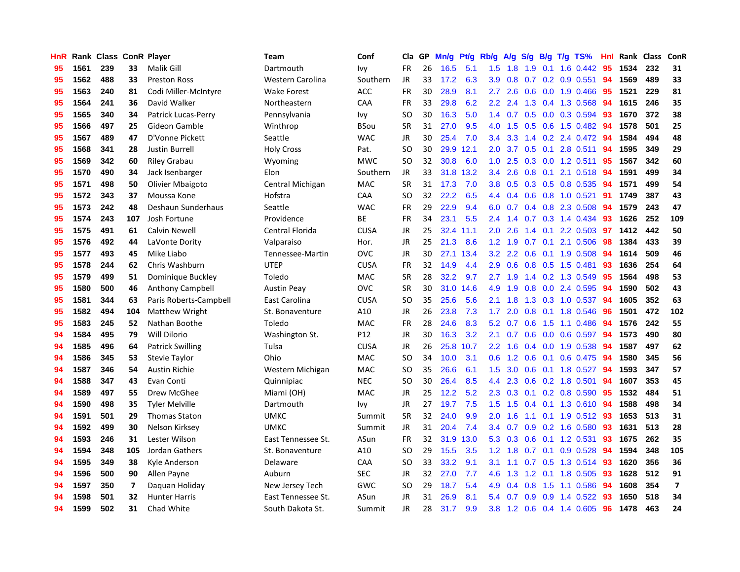| HnR | Rank | Class | ConR | Player | Team | Conf | Cla | GP | Mn/g | Pt/g | Rb/g | A/g | S/g | B/g | T/g | TS% | HnI | Rank | Class | ConR |
|---|---|---|---|---|---|---|---|---|---|---|---|---|---|---|---|---|---|---|---|---|
| 95 | 1561 | 239 | 33 | Malik Gill | Dartmouth | Ivy | FR | 26 | 16.5 | 5.1 | 1.5 | 1.8 | 1.9 | 0.1 | 1.6 | 0.442 | 95 | 1534 | 232 | 31 |
| 95 | 1562 | 488 | 33 | Preston Ross | Western Carolina | Southern | JR | 33 | 17.2 | 6.3 | 3.9 | 0.8 | 0.7 | 0.2 | 0.9 | 0.551 | 94 | 1569 | 489 | 33 |
| 95 | 1563 | 240 | 81 | Codi Miller-McIntyre | Wake Forest | ACC | FR | 30 | 28.9 | 8.1 | 2.7 | 2.6 | 0.6 | 0.0 | 1.9 | 0.466 | 95 | 1521 | 229 | 81 |
| 95 | 1564 | 241 | 36 | David Walker | Northeastern | CAA | FR | 33 | 29.8 | 6.2 | 2.2 | 2.4 | 1.3 | 0.4 | 1.3 | 0.568 | 94 | 1615 | 246 | 35 |
| 95 | 1565 | 340 | 34 | Patrick Lucas-Perry | Pennsylvania | Ivy | SO | 30 | 16.3 | 5.0 | 1.4 | 0.7 | 0.5 | 0.0 | 0.3 | 0.594 | 93 | 1670 | 372 | 38 |
| 95 | 1566 | 497 | 25 | Gideon Gamble | Winthrop | BSou | SR | 31 | 27.0 | 9.5 | 4.0 | 1.5 | 0.5 | 0.6 | 1.5 | 0.482 | 94 | 1578 | 501 | 25 |
| 95 | 1567 | 489 | 47 | D'Vonne Pickett | Seattle | WAC | JR | 30 | 25.4 | 7.0 | 3.4 | 3.3 | 1.4 | 0.2 | 2.4 | 0.472 | 94 | 1584 | 494 | 48 |
| 95 | 1568 | 341 | 28 | Justin Burrell | Holy Cross | Pat. | SO | 30 | 29.9 | 12.1 | 2.0 | 3.7 | 0.5 | 0.1 | 2.8 | 0.511 | 94 | 1595 | 349 | 29 |
| 95 | 1569 | 342 | 60 | Riley Grabau | Wyoming | MWC | SO | 32 | 30.8 | 6.0 | 1.0 | 2.5 | 0.3 | 0.0 | 1.2 | 0.511 | 95 | 1567 | 342 | 60 |
| 95 | 1570 | 490 | 34 | Jack Isenbarger | Elon | Southern | JR | 33 | 31.8 | 13.2 | 3.4 | 2.6 | 0.8 | 0.1 | 2.1 | 0.518 | 94 | 1591 | 499 | 34 |
| 95 | 1571 | 498 | 50 | Olivier Mbaigoto | Central Michigan | MAC | SR | 31 | 17.3 | 7.0 | 3.8 | 0.5 | 0.3 | 0.5 | 0.8 | 0.535 | 94 | 1571 | 499 | 54 |
| 95 | 1572 | 343 | 37 | Moussa Kone | Hofstra | CAA | SO | 32 | 22.2 | 6.5 | 4.4 | 0.4 | 0.6 | 0.8 | 1.0 | 0.521 | 91 | 1749 | 387 | 43 |
| 95 | 1573 | 242 | 48 | Deshaun Sunderhaus | Seattle | WAC | FR | 29 | 22.9 | 9.4 | 6.0 | 0.7 | 0.4 | 0.8 | 2.3 | 0.508 | 94 | 1579 | 243 | 47 |
| 95 | 1574 | 243 | 107 | Josh Fortune | Providence | BE | FR | 34 | 23.1 | 5.5 | 2.4 | 1.4 | 0.7 | 0.3 | 1.4 | 0.434 | 93 | 1626 | 252 | 109 |
| 95 | 1575 | 491 | 61 | Calvin Newell | Central Florida | CUSA | JR | 25 | 32.4 | 11.1 | 2.0 | 2.6 | 1.4 | 0.1 | 2.2 | 0.503 | 97 | 1412 | 442 | 50 |
| 95 | 1576 | 492 | 44 | LaVonte Dority | Valparaiso | Hor. | JR | 25 | 21.3 | 8.6 | 1.2 | 1.9 | 0.7 | 0.1 | 2.1 | 0.506 | 98 | 1384 | 433 | 39 |
| 95 | 1577 | 493 | 45 | Mike Liabo | Tennessee-Martin | OVC | JR | 30 | 27.1 | 13.4 | 3.2 | 2.2 | 0.6 | 0.1 | 1.9 | 0.508 | 94 | 1614 | 509 | 46 |
| 95 | 1578 | 244 | 62 | Chris Washburn | UTEP | CUSA | FR | 32 | 14.9 | 4.4 | 2.9 | 0.6 | 0.8 | 0.5 | 1.5 | 0.481 | 93 | 1636 | 254 | 64 |
| 95 | 1579 | 499 | 51 | Dominique Buckley | Toledo | MAC | SR | 28 | 32.2 | 9.7 | 2.7 | 1.9 | 1.4 | 0.2 | 1.3 | 0.549 | 95 | 1564 | 498 | 53 |
| 95 | 1580 | 500 | 46 | Anthony Campbell | Austin Peay | OVC | SR | 30 | 31.0 | 14.6 | 4.9 | 1.9 | 0.8 | 0.0 | 2.4 | 0.595 | 94 | 1590 | 502 | 43 |
| 95 | 1581 | 344 | 63 | Paris Roberts-Campbell | East Carolina | CUSA | SO | 35 | 25.6 | 5.6 | 2.1 | 1.8 | 1.3 | 0.3 | 1.0 | 0.537 | 94 | 1605 | 352 | 63 |
| 95 | 1582 | 494 | 104 | Matthew Wright | St. Bonaventure | A10 | JR | 26 | 23.8 | 7.3 | 1.7 | 2.0 | 0.8 | 0.1 | 1.8 | 0.546 | 96 | 1501 | 472 | 102 |
| 95 | 1583 | 245 | 52 | Nathan Boothe | Toledo | MAC | FR | 28 | 24.6 | 8.3 | 5.2 | 0.7 | 0.6 | 1.5 | 1.1 | 0.486 | 94 | 1576 | 242 | 55 |
| 94 | 1584 | 495 | 79 | Will Dilorio | Washington St. | P12 | JR | 30 | 16.3 | 3.2 | 2.1 | 0.7 | 0.6 | 0.0 | 0.6 | 0.597 | 94 | 1573 | 490 | 80 |
| 94 | 1585 | 496 | 64 | Patrick Swilling | Tulsa | CUSA | JR | 26 | 25.8 | 10.7 | 2.2 | 1.6 | 0.4 | 0.0 | 1.9 | 0.538 | 94 | 1587 | 497 | 62 |
| 94 | 1586 | 345 | 53 | Stevie Taylor | Ohio | MAC | SO | 34 | 10.0 | 3.1 | 0.6 | 1.2 | 0.6 | 0.1 | 0.6 | 0.475 | 94 | 1580 | 345 | 56 |
| 94 | 1587 | 346 | 54 | Austin Richie | Western Michigan | MAC | SO | 35 | 26.6 | 6.1 | 1.5 | 3.0 | 0.6 | 0.1 | 1.8 | 0.527 | 94 | 1593 | 347 | 57 |
| 94 | 1588 | 347 | 43 | Evan Conti | Quinnipiac | NEC | SO | 30 | 26.4 | 8.5 | 4.4 | 2.3 | 0.6 | 0.2 | 1.8 | 0.501 | 94 | 1607 | 353 | 45 |
| 94 | 1589 | 497 | 55 | Drew McGhee | Miami (OH) | MAC | JR | 25 | 12.2 | 5.2 | 2.3 | 0.3 | 0.1 | 0.2 | 0.8 | 0.590 | 95 | 1532 | 484 | 51 |
| 94 | 1590 | 498 | 35 | Tyler Melville | Dartmouth | Ivy | JR | 27 | 19.7 | 7.5 | 1.5 | 1.5 | 0.4 | 0.1 | 1.3 | 0.610 | 94 | 1588 | 498 | 34 |
| 94 | 1591 | 501 | 29 | Thomas Staton | UMKC | Summit | SR | 32 | 24.0 | 9.9 | 2.0 | 1.6 | 1.1 | 0.1 | 1.9 | 0.512 | 93 | 1653 | 513 | 31 |
| 94 | 1592 | 499 | 30 | Nelson Kirksey | UMKC | Summit | JR | 31 | 20.4 | 7.4 | 3.4 | 0.7 | 0.9 | 0.2 | 1.6 | 0.580 | 93 | 1631 | 513 | 28 |
| 94 | 1593 | 246 | 31 | Lester Wilson | East Tennessee St. | ASun | FR | 32 | 31.9 | 13.0 | 5.3 | 0.3 | 0.6 | 0.1 | 1.2 | 0.531 | 93 | 1675 | 262 | 35 |
| 94 | 1594 | 348 | 105 | Jordan Gathers | St. Bonaventure | A10 | SO | 29 | 15.5 | 3.5 | 1.2 | 1.8 | 0.7 | 0.1 | 0.9 | 0.528 | 94 | 1594 | 348 | 105 |
| 94 | 1595 | 349 | 38 | Kyle Anderson | Delaware | CAA | SO | 33 | 33.2 | 9.1 | 3.1 | 1.1 | 0.7 | 0.5 | 1.3 | 0.514 | 93 | 1620 | 356 | 36 |
| 94 | 1596 | 500 | 90 | Allen Payne | Auburn | SEC | JR | 32 | 27.0 | 7.7 | 4.6 | 1.3 | 1.2 | 0.1 | 1.8 | 0.505 | 93 | 1628 | 512 | 91 |
| 94 | 1597 | 350 | 7 | Daquan Holiday | New Jersey Tech | GWC | SO | 29 | 18.7 | 5.4 | 4.9 | 0.4 | 0.8 | 1.5 | 1.1 | 0.586 | 94 | 1608 | 354 | 7 |
| 94 | 1598 | 501 | 32 | Hunter Harris | East Tennessee St. | ASun | JR | 31 | 26.9 | 8.1 | 5.4 | 0.7 | 0.9 | 0.9 | 1.4 | 0.522 | 93 | 1650 | 518 | 34 |
| 94 | 1599 | 502 | 31 | Chad White | South Dakota St. | Summit | JR | 28 | 31.7 | 9.9 | 3.8 | 1.2 | 0.6 | 0.4 | 1.4 | 0.605 | 96 | 1478 | 463 | 24 |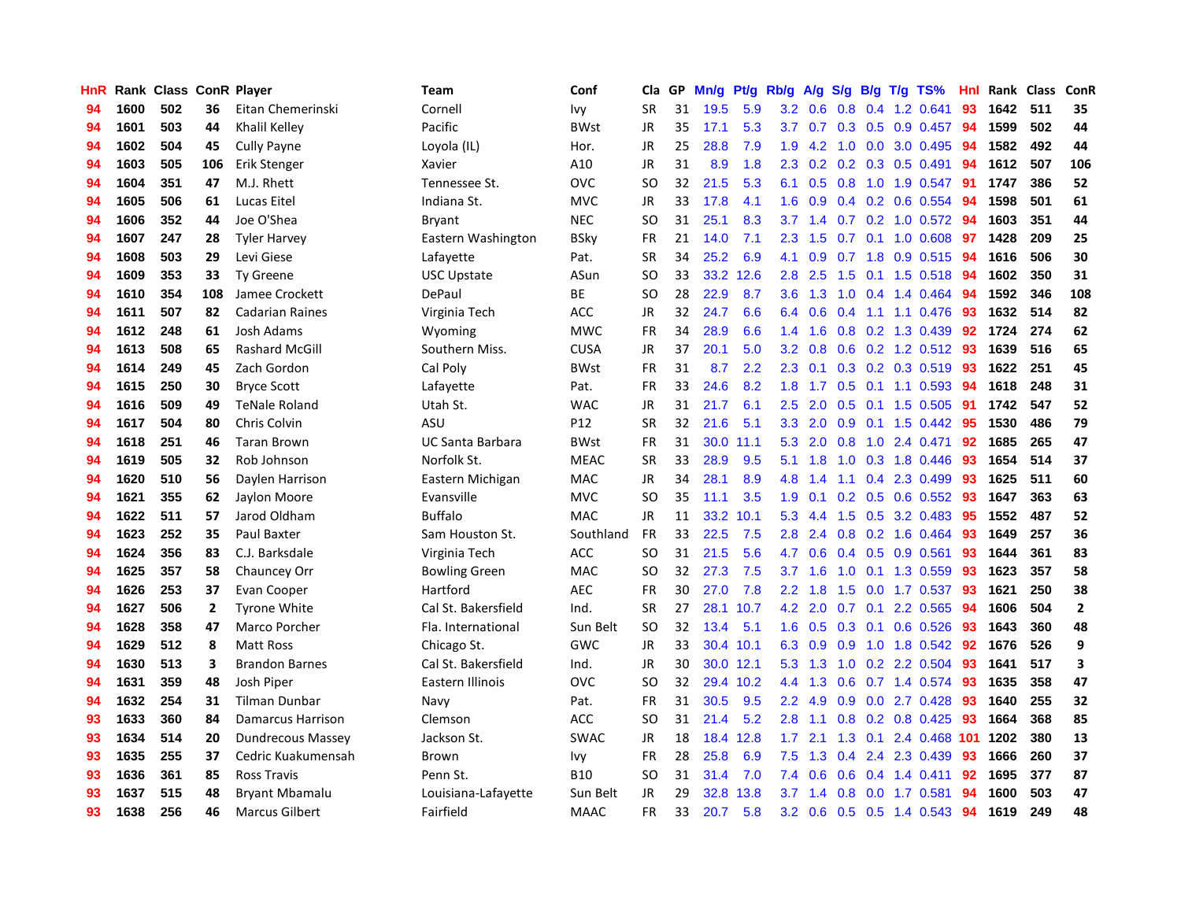| HnR | Rank | Class | ConR | Player | Team | Conf | Cla | GP | Mn/g | Pt/g | Rb/g | A/g | S/g | B/g | T/g | TS% | HnI | Rank | Class | ConR |
|---|---|---|---|---|---|---|---|---|---|---|---|---|---|---|---|---|---|---|---|---|
| 94 | 1600 | 502 | 36 | Eitan Chemerinski | Cornell | Ivy | SR | 31 | 19.5 | 5.9 | 3.2 | 0.6 | 0.8 | 0.4 | 1.2 | 0.641 | 93 | 1642 | 511 | 35 |
| 94 | 1601 | 503 | 44 | Khalil Kelley | Pacific | BWst | JR | 35 | 17.1 | 5.3 | 3.7 | 0.7 | 0.3 | 0.5 | 0.9 | 0.457 | 94 | 1599 | 502 | 44 |
| 94 | 1602 | 504 | 45 | Cully Payne | Loyola (IL) | Hor. | JR | 25 | 28.8 | 7.9 | 1.9 | 4.2 | 1.0 | 0.0 | 3.0 | 0.495 | 94 | 1582 | 492 | 44 |
| 94 | 1603 | 505 | 106 | Erik Stenger | Xavier | A10 | JR | 31 | 8.9 | 1.8 | 2.3 | 0.2 | 0.2 | 0.3 | 0.5 | 0.491 | 94 | 1612 | 507 | 106 |
| 94 | 1604 | 351 | 47 | M.J. Rhett | Tennessee St. | OVC | SO | 32 | 21.5 | 5.3 | 6.1 | 0.5 | 0.8 | 1.0 | 1.9 | 0.547 | 91 | 1747 | 386 | 52 |
| 94 | 1605 | 506 | 61 | Lucas Eitel | Indiana St. | MVC | JR | 33 | 17.8 | 4.1 | 1.6 | 0.9 | 0.4 | 0.2 | 0.6 | 0.554 | 94 | 1598 | 501 | 61 |
| 94 | 1606 | 352 | 44 | Joe O'Shea | Bryant | NEC | SO | 31 | 25.1 | 8.3 | 3.7 | 1.4 | 0.7 | 0.2 | 1.0 | 0.572 | 94 | 1603 | 351 | 44 |
| 94 | 1607 | 247 | 28 | Tyler Harvey | Eastern Washington | BSky | FR | 21 | 14.0 | 7.1 | 2.3 | 1.5 | 0.7 | 0.1 | 1.0 | 0.608 | 97 | 1428 | 209 | 25 |
| 94 | 1608 | 503 | 29 | Levi Giese | Lafayette | Pat. | SR | 34 | 25.2 | 6.9 | 4.1 | 0.9 | 0.7 | 1.8 | 0.9 | 0.515 | 94 | 1616 | 506 | 30 |
| 94 | 1609 | 353 | 33 | Ty Greene | USC Upstate | ASun | SO | 33 | 33.2 | 12.6 | 2.8 | 2.5 | 1.5 | 0.1 | 1.5 | 0.518 | 94 | 1602 | 350 | 31 |
| 94 | 1610 | 354 | 108 | Jamee Crockett | DePaul | BE | SO | 28 | 22.9 | 8.7 | 3.6 | 1.3 | 1.0 | 0.4 | 1.4 | 0.464 | 94 | 1592 | 346 | 108 |
| 94 | 1611 | 507 | 82 | Cadarian Raines | Virginia Tech | ACC | JR | 32 | 24.7 | 6.6 | 6.4 | 0.6 | 0.4 | 1.1 | 1.1 | 0.476 | 93 | 1632 | 514 | 82 |
| 94 | 1612 | 248 | 61 | Josh Adams | Wyoming | MWC | FR | 34 | 28.9 | 6.6 | 1.4 | 1.6 | 0.8 | 0.2 | 1.3 | 0.439 | 92 | 1724 | 274 | 62 |
| 94 | 1613 | 508 | 65 | Rashard McGill | Southern Miss. | CUSA | JR | 37 | 20.1 | 5.0 | 3.2 | 0.8 | 0.6 | 0.2 | 1.2 | 0.512 | 93 | 1639 | 516 | 65 |
| 94 | 1614 | 249 | 45 | Zach Gordon | Cal Poly | BWst | FR | 31 | 8.7 | 2.2 | 2.3 | 0.1 | 0.3 | 0.2 | 0.3 | 0.519 | 93 | 1622 | 251 | 45 |
| 94 | 1615 | 250 | 30 | Bryce Scott | Lafayette | Pat. | FR | 33 | 24.6 | 8.2 | 1.8 | 1.7 | 0.5 | 0.1 | 1.1 | 0.593 | 94 | 1618 | 248 | 31 |
| 94 | 1616 | 509 | 49 | TeNale Roland | Utah St. | WAC | JR | 31 | 21.7 | 6.1 | 2.5 | 2.0 | 0.5 | 0.1 | 1.5 | 0.505 | 91 | 1742 | 547 | 52 |
| 94 | 1617 | 504 | 80 | Chris Colvin | ASU | P12 | SR | 32 | 21.6 | 5.1 | 3.3 | 2.0 | 0.9 | 0.1 | 1.5 | 0.442 | 95 | 1530 | 486 | 79 |
| 94 | 1618 | 251 | 46 | Taran Brown | UC Santa Barbara | BWst | FR | 31 | 30.0 | 11.1 | 5.3 | 2.0 | 0.8 | 1.0 | 2.4 | 0.471 | 92 | 1685 | 265 | 47 |
| 94 | 1619 | 505 | 32 | Rob Johnson | Norfolk St. | MEAC | SR | 33 | 28.9 | 9.5 | 5.1 | 1.8 | 1.0 | 0.3 | 1.8 | 0.446 | 93 | 1654 | 514 | 37 |
| 94 | 1620 | 510 | 56 | Daylen Harrison | Eastern Michigan | MAC | JR | 34 | 28.1 | 8.9 | 4.8 | 1.4 | 1.1 | 0.4 | 2.3 | 0.499 | 93 | 1625 | 511 | 60 |
| 94 | 1621 | 355 | 62 | Jaylon Moore | Evansville | MVC | SO | 35 | 11.1 | 3.5 | 1.9 | 0.1 | 0.2 | 0.5 | 0.6 | 0.552 | 93 | 1647 | 363 | 63 |
| 94 | 1622 | 511 | 57 | Jarod Oldham | Buffalo | MAC | JR | 11 | 33.2 | 10.1 | 5.3 | 4.4 | 1.5 | 0.5 | 3.2 | 0.483 | 95 | 1552 | 487 | 52 |
| 94 | 1623 | 252 | 35 | Paul Baxter | Sam Houston St. | Southland | FR | 33 | 22.5 | 7.5 | 2.8 | 2.4 | 0.8 | 0.2 | 1.6 | 0.464 | 93 | 1649 | 257 | 36 |
| 94 | 1624 | 356 | 83 | C.J. Barksdale | Virginia Tech | ACC | SO | 31 | 21.5 | 5.6 | 4.7 | 0.6 | 0.4 | 0.5 | 0.9 | 0.561 | 93 | 1644 | 361 | 83 |
| 94 | 1625 | 357 | 58 | Chauncey Orr | Bowling Green | MAC | SO | 32 | 27.3 | 7.5 | 3.7 | 1.6 | 1.0 | 0.1 | 1.3 | 0.559 | 93 | 1623 | 357 | 58 |
| 94 | 1626 | 253 | 37 | Evan Cooper | Hartford | AEC | FR | 30 | 27.0 | 7.8 | 2.2 | 1.8 | 1.5 | 0.0 | 1.7 | 0.537 | 93 | 1621 | 250 | 38 |
| 94 | 1627 | 506 | 2 | Tyrone White | Cal St. Bakersfield | Ind. | SR | 27 | 28.1 | 10.7 | 4.2 | 2.0 | 0.7 | 0.1 | 2.2 | 0.565 | 94 | 1606 | 504 | 2 |
| 94 | 1628 | 358 | 47 | Marco Porcher | Fla. International | Sun Belt | SO | 32 | 13.4 | 5.1 | 1.6 | 0.5 | 0.3 | 0.1 | 0.6 | 0.526 | 93 | 1643 | 360 | 48 |
| 94 | 1629 | 512 | 8 | Matt Ross | Chicago St. | GWC | JR | 33 | 30.4 | 10.1 | 6.3 | 0.9 | 0.9 | 1.0 | 1.8 | 0.542 | 92 | 1676 | 526 | 9 |
| 94 | 1630 | 513 | 3 | Brandon Barnes | Cal St. Bakersfield | Ind. | JR | 30 | 30.0 | 12.1 | 5.3 | 1.3 | 1.0 | 0.2 | 2.2 | 0.504 | 93 | 1641 | 517 | 3 |
| 94 | 1631 | 359 | 48 | Josh Piper | Eastern Illinois | OVC | SO | 32 | 29.4 | 10.2 | 4.4 | 1.3 | 0.6 | 0.7 | 1.4 | 0.574 | 93 | 1635 | 358 | 47 |
| 94 | 1632 | 254 | 31 | Tilman Dunbar | Navy | Pat. | FR | 31 | 30.5 | 9.5 | 2.2 | 4.9 | 0.9 | 0.0 | 2.7 | 0.428 | 93 | 1640 | 255 | 32 |
| 93 | 1633 | 360 | 84 | Damarcus Harrison | Clemson | ACC | SO | 31 | 21.4 | 5.2 | 2.8 | 1.1 | 0.8 | 0.2 | 0.8 | 0.425 | 93 | 1664 | 368 | 85 |
| 93 | 1634 | 514 | 20 | Dundrecous Massey | Jackson St. | SWAC | JR | 18 | 18.4 | 12.8 | 1.7 | 2.1 | 1.3 | 0.1 | 2.4 | 0.468 | 101 | 1202 | 380 | 13 |
| 93 | 1635 | 255 | 37 | Cedric Kuakumensah | Brown | Ivy | FR | 28 | 25.8 | 6.9 | 7.5 | 1.3 | 0.4 | 2.4 | 2.3 | 0.439 | 93 | 1666 | 260 | 37 |
| 93 | 1636 | 361 | 85 | Ross Travis | Penn St. | B10 | SO | 31 | 31.4 | 7.0 | 7.4 | 0.6 | 0.6 | 0.4 | 1.4 | 0.411 | 92 | 1695 | 377 | 87 |
| 93 | 1637 | 515 | 48 | Bryant Mbamalu | Louisiana-Lafayette | Sun Belt | JR | 29 | 32.8 | 13.8 | 3.7 | 1.4 | 0.8 | 0.0 | 1.7 | 0.581 | 94 | 1600 | 503 | 47 |
| 93 | 1638 | 256 | 46 | Marcus Gilbert | Fairfield | MAAC | FR | 33 | 20.7 | 5.8 | 3.2 | 0.6 | 0.5 | 0.5 | 1.4 | 0.543 | 94 | 1619 | 249 | 48 |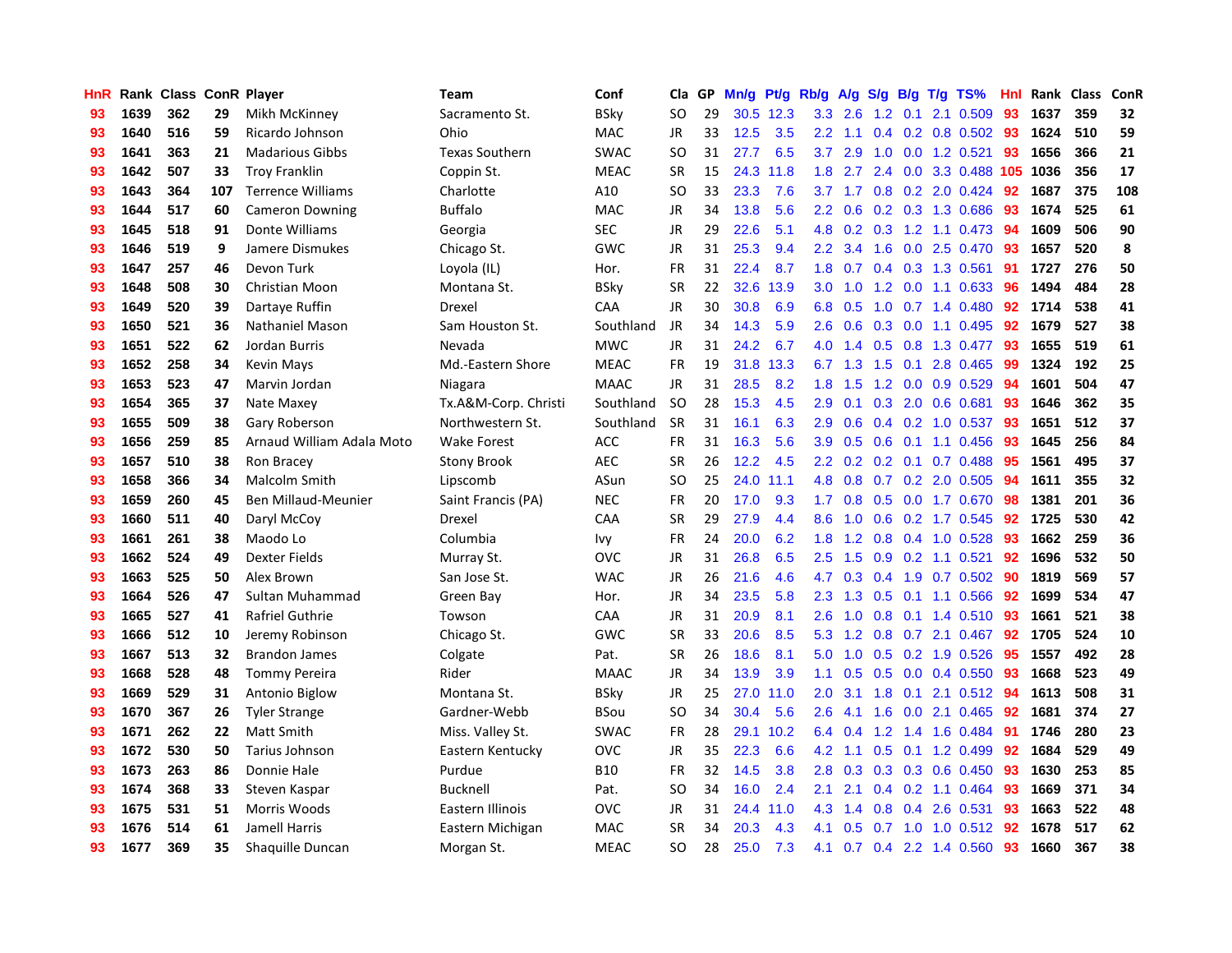| HnR | Rank | Class | ConR | Player | Team | Conf | Cla | GP | Mn/g | Pt/g | Rb/g | A/g | S/g | B/g | T/g | TS% | HnI | Rank | Class | ConR |
|---|---|---|---|---|---|---|---|---|---|---|---|---|---|---|---|---|---|---|---|---|
| 93 | 1639 | 362 | 29 | Mikh McKinney | Sacramento St. | BSky | SO | 29 | 30.5 | 12.3 | 3.3 | 2.6 | 1.2 | 0.1 | 2.1 | 0.509 | 93 | 1637 | 359 | 32 |
| 93 | 1640 | 516 | 59 | Ricardo Johnson | Ohio | MAC | JR | 33 | 12.5 | 3.5 | 2.2 | 1.1 | 0.4 | 0.2 | 0.8 | 0.502 | 93 | 1624 | 510 | 59 |
| 93 | 1641 | 363 | 21 | Madarious Gibbs | Texas Southern | SWAC | SO | 31 | 27.7 | 6.5 | 3.7 | 2.9 | 1.0 | 0.0 | 1.2 | 0.521 | 93 | 1656 | 366 | 21 |
| 93 | 1642 | 507 | 33 | Troy Franklin | Coppin St. | MEAC | SR | 15 | 24.3 | 11.8 | 1.8 | 2.7 | 2.4 | 0.0 | 3.3 | 0.488 | 105 | 1036 | 356 | 17 |
| 93 | 1643 | 364 | 107 | Terrence Williams | Charlotte | A10 | SO | 33 | 23.3 | 7.6 | 3.7 | 1.7 | 0.8 | 0.2 | 2.0 | 0.424 | 92 | 1687 | 375 | 108 |
| 93 | 1644 | 517 | 60 | Cameron Downing | Buffalo | MAC | JR | 34 | 13.8 | 5.6 | 2.2 | 0.6 | 0.2 | 0.3 | 1.3 | 0.686 | 93 | 1674 | 525 | 61 |
| 93 | 1645 | 518 | 91 | Donte Williams | Georgia | SEC | JR | 29 | 22.6 | 5.1 | 4.8 | 0.2 | 0.3 | 1.2 | 1.1 | 0.473 | 94 | 1609 | 506 | 90 |
| 93 | 1646 | 519 | 9 | Jamere Dismukes | Chicago St. | GWC | JR | 31 | 25.3 | 9.4 | 2.2 | 3.4 | 1.6 | 0.0 | 2.5 | 0.470 | 93 | 1657 | 520 | 8 |
| 93 | 1647 | 257 | 46 | Devon Turk | Loyola (IL) | Hor. | FR | 31 | 22.4 | 8.7 | 1.8 | 0.7 | 0.4 | 0.3 | 1.3 | 0.561 | 91 | 1727 | 276 | 50 |
| 93 | 1648 | 508 | 30 | Christian Moon | Montana St. | BSky | SR | 22 | 32.6 | 13.9 | 3.0 | 1.0 | 1.2 | 0.0 | 1.1 | 0.633 | 96 | 1494 | 484 | 28 |
| 93 | 1649 | 520 | 39 | Dartaye Ruffin | Drexel | CAA | JR | 30 | 30.8 | 6.9 | 6.8 | 0.5 | 1.0 | 0.7 | 1.4 | 0.480 | 92 | 1714 | 538 | 41 |
| 93 | 1650 | 521 | 36 | Nathaniel Mason | Sam Houston St. | Southland | JR | 34 | 14.3 | 5.9 | 2.6 | 0.6 | 0.3 | 0.0 | 1.1 | 0.495 | 92 | 1679 | 527 | 38 |
| 93 | 1651 | 522 | 62 | Jordan Burris | Nevada | MWC | JR | 31 | 24.2 | 6.7 | 4.0 | 1.4 | 0.5 | 0.8 | 1.3 | 0.477 | 93 | 1655 | 519 | 61 |
| 93 | 1652 | 258 | 34 | Kevin Mays | Md.-Eastern Shore | MEAC | FR | 19 | 31.8 | 13.3 | 6.7 | 1.3 | 1.5 | 0.1 | 2.8 | 0.465 | 99 | 1324 | 192 | 25 |
| 93 | 1653 | 523 | 47 | Marvin Jordan | Niagara | MAAC | JR | 31 | 28.5 | 8.2 | 1.8 | 1.5 | 1.2 | 0.0 | 0.9 | 0.529 | 94 | 1601 | 504 | 47 |
| 93 | 1654 | 365 | 37 | Nate Maxey | Tx.A&M-Corp. Christi | Southland | SO | 28 | 15.3 | 4.5 | 2.9 | 0.1 | 0.3 | 2.0 | 0.6 | 0.681 | 93 | 1646 | 362 | 35 |
| 93 | 1655 | 509 | 38 | Gary Roberson | Northwestern St. | Southland | SR | 31 | 16.1 | 6.3 | 2.9 | 0.6 | 0.4 | 0.2 | 1.0 | 0.537 | 93 | 1651 | 512 | 37 |
| 93 | 1656 | 259 | 85 | Arnaud William Adala Moto | Wake Forest | ACC | FR | 31 | 16.3 | 5.6 | 3.9 | 0.5 | 0.6 | 0.1 | 1.1 | 0.456 | 93 | 1645 | 256 | 84 |
| 93 | 1657 | 510 | 38 | Ron Bracey | Stony Brook | AEC | SR | 26 | 12.2 | 4.5 | 2.2 | 0.2 | 0.2 | 0.1 | 0.7 | 0.488 | 95 | 1561 | 495 | 37 |
| 93 | 1658 | 366 | 34 | Malcolm Smith | Lipscomb | ASun | SO | 25 | 24.0 | 11.1 | 4.8 | 0.8 | 0.7 | 0.2 | 2.0 | 0.505 | 94 | 1611 | 355 | 32 |
| 93 | 1659 | 260 | 45 | Ben Millaud-Meunier | Saint Francis (PA) | NEC | FR | 20 | 17.0 | 9.3 | 1.7 | 0.8 | 0.5 | 0.0 | 1.7 | 0.670 | 98 | 1381 | 201 | 36 |
| 93 | 1660 | 511 | 40 | Daryl McCoy | Drexel | CAA | SR | 29 | 27.9 | 4.4 | 8.6 | 1.0 | 0.6 | 0.2 | 1.7 | 0.545 | 92 | 1725 | 530 | 42 |
| 93 | 1661 | 261 | 38 | Maodo Lo | Columbia | Ivy | FR | 24 | 20.0 | 6.2 | 1.8 | 1.2 | 0.8 | 0.4 | 1.0 | 0.528 | 93 | 1662 | 259 | 36 |
| 93 | 1662 | 524 | 49 | Dexter Fields | Murray St. | OVC | JR | 31 | 26.8 | 6.5 | 2.5 | 1.5 | 0.9 | 0.2 | 1.1 | 0.521 | 92 | 1696 | 532 | 50 |
| 93 | 1663 | 525 | 50 | Alex Brown | San Jose St. | WAC | JR | 26 | 21.6 | 4.6 | 4.7 | 0.3 | 0.4 | 1.9 | 0.7 | 0.502 | 90 | 1819 | 569 | 57 |
| 93 | 1664 | 526 | 47 | Sultan Muhammad | Green Bay | Hor. | JR | 34 | 23.5 | 5.8 | 2.3 | 1.3 | 0.5 | 0.1 | 1.1 | 0.566 | 92 | 1699 | 534 | 47 |
| 93 | 1665 | 527 | 41 | Rafriel Guthrie | Towson | CAA | JR | 31 | 20.9 | 8.1 | 2.6 | 1.0 | 0.8 | 0.1 | 1.4 | 0.510 | 93 | 1661 | 521 | 38 |
| 93 | 1666 | 512 | 10 | Jeremy Robinson | Chicago St. | GWC | SR | 33 | 20.6 | 8.5 | 5.3 | 1.2 | 0.8 | 0.7 | 2.1 | 0.467 | 92 | 1705 | 524 | 10 |
| 93 | 1667 | 513 | 32 | Brandon James | Colgate | Pat. | SR | 26 | 18.6 | 8.1 | 5.0 | 1.0 | 0.5 | 0.2 | 1.9 | 0.526 | 95 | 1557 | 492 | 28 |
| 93 | 1668 | 528 | 48 | Tommy Pereira | Rider | MAAC | JR | 34 | 13.9 | 3.9 | 1.1 | 0.5 | 0.5 | 0.0 | 0.4 | 0.550 | 93 | 1668 | 523 | 49 |
| 93 | 1669 | 529 | 31 | Antonio Biglow | Montana St. | BSky | JR | 25 | 27.0 | 11.0 | 2.0 | 3.1 | 1.8 | 0.1 | 2.1 | 0.512 | 94 | 1613 | 508 | 31 |
| 93 | 1670 | 367 | 26 | Tyler Strange | Gardner-Webb | BSou | SO | 34 | 30.4 | 5.6 | 2.6 | 4.1 | 1.6 | 0.0 | 2.1 | 0.465 | 92 | 1681 | 374 | 27 |
| 93 | 1671 | 262 | 22 | Matt Smith | Miss. Valley St. | SWAC | FR | 28 | 29.1 | 10.2 | 6.4 | 0.4 | 1.2 | 1.4 | 1.6 | 0.484 | 91 | 1746 | 280 | 23 |
| 93 | 1672 | 530 | 50 | Tarius Johnson | Eastern Kentucky | OVC | JR | 35 | 22.3 | 6.6 | 4.2 | 1.1 | 0.5 | 0.1 | 1.2 | 0.499 | 92 | 1684 | 529 | 49 |
| 93 | 1673 | 263 | 86 | Donnie Hale | Purdue | B10 | FR | 32 | 14.5 | 3.8 | 2.8 | 0.3 | 0.3 | 0.3 | 0.6 | 0.450 | 93 | 1630 | 253 | 85 |
| 93 | 1674 | 368 | 33 | Steven Kaspar | Bucknell | Pat. | SO | 34 | 16.0 | 2.4 | 2.1 | 2.1 | 0.4 | 0.2 | 1.1 | 0.464 | 93 | 1669 | 371 | 34 |
| 93 | 1675 | 531 | 51 | Morris Woods | Eastern Illinois | OVC | JR | 31 | 24.4 | 11.0 | 4.3 | 1.4 | 0.8 | 0.4 | 2.6 | 0.531 | 93 | 1663 | 522 | 48 |
| 93 | 1676 | 514 | 61 | Jamell Harris | Eastern Michigan | MAC | SR | 34 | 20.3 | 4.3 | 4.1 | 0.5 | 0.7 | 1.0 | 1.0 | 0.512 | 92 | 1678 | 517 | 62 |
| 93 | 1677 | 369 | 35 | Shaquille Duncan | Morgan St. | MEAC | SO | 28 | 25.0 | 7.3 | 4.1 | 0.7 | 0.4 | 2.2 | 1.4 | 0.560 | 93 | 1660 | 367 | 38 |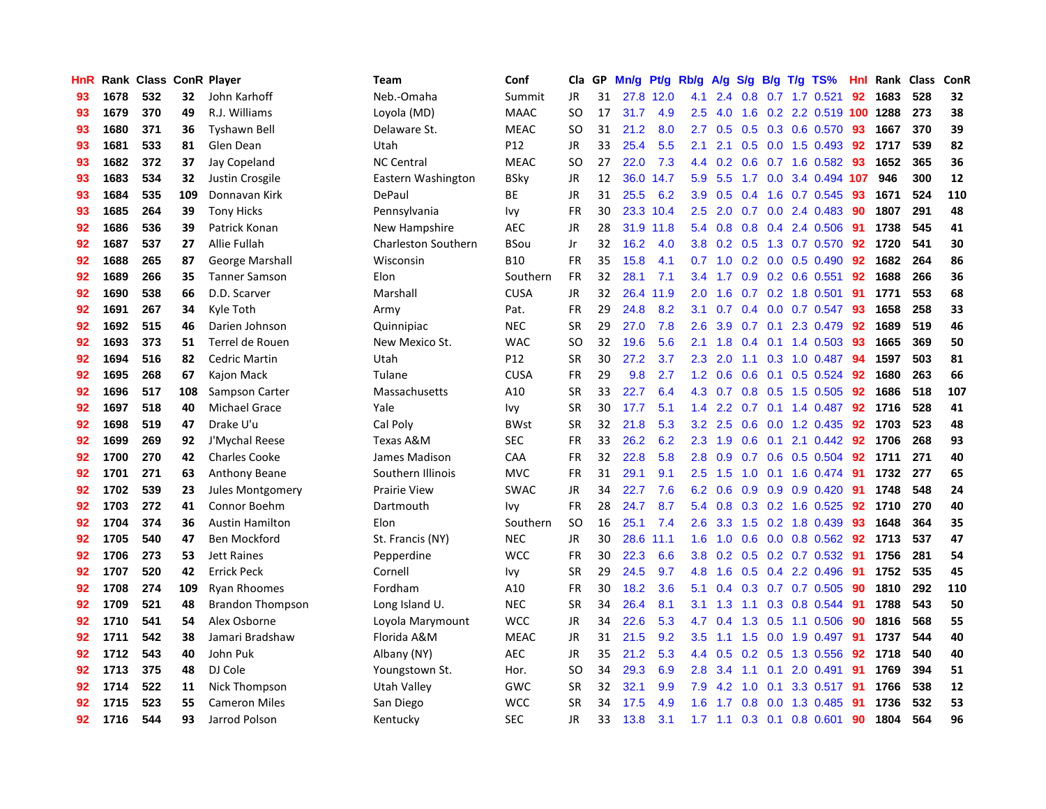| HnR | Rank | Class | ConR | Player | Team | Conf | Cla | GP | Mn/g | Pt/g | Rb/g | A/g | S/g | B/g | T/g | TS% | HnI | Rank | Class | ConR |
|---|---|---|---|---|---|---|---|---|---|---|---|---|---|---|---|---|---|---|---|---|
| 93 | 1678 | 532 | 32 | John Karhoff | Neb.-Omaha | Summit | JR | 31 | 27.8 | 12.0 | 4.1 | 2.4 | 0.8 | 0.7 | 1.7 | 0.521 | 92 | 1683 | 528 | 32 |
| 93 | 1679 | 370 | 49 | R.J. Williams | Loyola (MD) | MAAC | SO | 17 | 31.7 | 4.9 | 2.5 | 4.0 | 1.6 | 0.2 | 2.2 | 0.519 | 100 | 1288 | 273 | 38 |
| 93 | 1680 | 371 | 36 | Tyshawn Bell | Delaware St. | MEAC | SO | 31 | 21.2 | 8.0 | 2.7 | 0.5 | 0.5 | 0.3 | 0.6 | 0.570 | 93 | 1667 | 370 | 39 |
| 93 | 1681 | 533 | 81 | Glen Dean | Utah | P12 | JR | 33 | 25.4 | 5.5 | 2.1 | 2.1 | 0.5 | 0.0 | 1.5 | 0.493 | 92 | 1717 | 539 | 82 |
| 93 | 1682 | 372 | 37 | Jay Copeland | NC Central | MEAC | SO | 27 | 22.0 | 7.3 | 4.4 | 0.2 | 0.6 | 0.7 | 1.6 | 0.582 | 93 | 1652 | 365 | 36 |
| 93 | 1683 | 534 | 32 | Justin Crosgile | Eastern Washington | BSky | JR | 12 | 36.0 | 14.7 | 5.9 | 5.5 | 1.7 | 0.0 | 3.4 | 0.494 | 107 | 946 | 300 | 12 |
| 93 | 1684 | 535 | 109 | Donnavan Kirk | DePaul | BE | JR | 31 | 25.5 | 6.2 | 3.9 | 0.5 | 0.4 | 1.6 | 0.7 | 0.545 | 93 | 1671 | 524 | 110 |
| 93 | 1685 | 264 | 39 | Tony Hicks | Pennsylvania | Ivy | FR | 30 | 23.3 | 10.4 | 2.5 | 2.0 | 0.7 | 0.0 | 2.4 | 0.483 | 90 | 1807 | 291 | 48 |
| 92 | 1686 | 536 | 39 | Patrick Konan | New Hampshire | AEC | JR | 28 | 31.9 | 11.8 | 5.4 | 0.8 | 0.8 | 0.4 | 2.4 | 0.506 | 91 | 1738 | 545 | 41 |
| 92 | 1687 | 537 | 27 | Allie Fullah | Charleston Southern | BSou | Jr | 32 | 16.2 | 4.0 | 3.8 | 0.2 | 0.5 | 1.3 | 0.7 | 0.570 | 92 | 1720 | 541 | 30 |
| 92 | 1688 | 265 | 87 | George Marshall | Wisconsin | B10 | FR | 35 | 15.8 | 4.1 | 0.7 | 1.0 | 0.2 | 0.0 | 0.5 | 0.490 | 92 | 1682 | 264 | 86 |
| 92 | 1689 | 266 | 35 | Tanner Samson | Elon | Southern | FR | 32 | 28.1 | 7.1 | 3.4 | 1.7 | 0.9 | 0.2 | 0.6 | 0.551 | 92 | 1688 | 266 | 36 |
| 92 | 1690 | 538 | 66 | D.D. Scarver | Marshall | CUSA | JR | 32 | 26.4 | 11.9 | 2.0 | 1.6 | 0.7 | 0.2 | 1.8 | 0.501 | 91 | 1771 | 553 | 68 |
| 92 | 1691 | 267 | 34 | Kyle Toth | Army | Pat. | FR | 29 | 24.8 | 8.2 | 3.1 | 0.7 | 0.4 | 0.0 | 0.7 | 0.547 | 93 | 1658 | 258 | 33 |
| 92 | 1692 | 515 | 46 | Darien Johnson | Quinnipiac | NEC | SR | 29 | 27.0 | 7.8 | 2.6 | 3.9 | 0.7 | 0.1 | 2.3 | 0.479 | 92 | 1689 | 519 | 46 |
| 92 | 1693 | 373 | 51 | Terrel de Rouen | New Mexico St. | WAC | SO | 32 | 19.6 | 5.6 | 2.1 | 1.8 | 0.4 | 0.1 | 1.4 | 0.503 | 93 | 1665 | 369 | 50 |
| 92 | 1694 | 516 | 82 | Cedric Martin | Utah | P12 | SR | 30 | 27.2 | 3.7 | 2.3 | 2.0 | 1.1 | 0.3 | 1.0 | 0.487 | 94 | 1597 | 503 | 81 |
| 92 | 1695 | 268 | 67 | Kajon Mack | Tulane | CUSA | FR | 29 | 9.8 | 2.7 | 1.2 | 0.6 | 0.6 | 0.1 | 0.5 | 0.524 | 92 | 1680 | 263 | 66 |
| 92 | 1696 | 517 | 108 | Sampson Carter | Massachusetts | A10 | SR | 33 | 22.7 | 6.4 | 4.3 | 0.7 | 0.8 | 0.5 | 1.5 | 0.505 | 92 | 1686 | 518 | 107 |
| 92 | 1697 | 518 | 40 | Michael Grace | Yale | Ivy | SR | 30 | 17.7 | 5.1 | 1.4 | 2.2 | 0.7 | 0.1 | 1.4 | 0.487 | 92 | 1716 | 528 | 41 |
| 92 | 1698 | 519 | 47 | Drake U'u | Cal Poly | BWst | SR | 32 | 21.8 | 5.3 | 3.2 | 2.5 | 0.6 | 0.0 | 1.2 | 0.435 | 92 | 1703 | 523 | 48 |
| 92 | 1699 | 269 | 92 | J'Mychal Reese | Texas A&M | SEC | FR | 33 | 26.2 | 6.2 | 2.3 | 1.9 | 0.6 | 0.1 | 2.1 | 0.442 | 92 | 1706 | 268 | 93 |
| 92 | 1700 | 270 | 42 | Charles Cooke | James Madison | CAA | FR | 32 | 22.8 | 5.8 | 2.8 | 0.9 | 0.7 | 0.6 | 0.5 | 0.504 | 92 | 1711 | 271 | 40 |
| 92 | 1701 | 271 | 63 | Anthony Beane | Southern Illinois | MVC | FR | 31 | 29.1 | 9.1 | 2.5 | 1.5 | 1.0 | 0.1 | 1.6 | 0.474 | 91 | 1732 | 277 | 65 |
| 92 | 1702 | 539 | 23 | Jules Montgomery | Prairie View | SWAC | JR | 34 | 22.7 | 7.6 | 6.2 | 0.6 | 0.9 | 0.9 | 0.9 | 0.420 | 91 | 1748 | 548 | 24 |
| 92 | 1703 | 272 | 41 | Connor Boehm | Dartmouth | Ivy | FR | 28 | 24.7 | 8.7 | 5.4 | 0.8 | 0.3 | 0.2 | 1.6 | 0.525 | 92 | 1710 | 270 | 40 |
| 92 | 1704 | 374 | 36 | Austin Hamilton | Elon | Southern | SO | 16 | 25.1 | 7.4 | 2.6 | 3.3 | 1.5 | 0.2 | 1.8 | 0.439 | 93 | 1648 | 364 | 35 |
| 92 | 1705 | 540 | 47 | Ben Mockford | St. Francis (NY) | NEC | JR | 30 | 28.6 | 11.1 | 1.6 | 1.0 | 0.6 | 0.0 | 0.8 | 0.562 | 92 | 1713 | 537 | 47 |
| 92 | 1706 | 273 | 53 | Jett Raines | Pepperdine | WCC | FR | 30 | 22.3 | 6.6 | 3.8 | 0.2 | 0.5 | 0.2 | 0.7 | 0.532 | 91 | 1756 | 281 | 54 |
| 92 | 1707 | 520 | 42 | Errick Peck | Cornell | Ivy | SR | 29 | 24.5 | 9.7 | 4.8 | 1.6 | 0.5 | 0.4 | 2.2 | 0.496 | 91 | 1752 | 535 | 45 |
| 92 | 1708 | 274 | 109 | Ryan Rhoomes | Fordham | A10 | FR | 30 | 18.2 | 3.6 | 5.1 | 0.4 | 0.3 | 0.7 | 0.7 | 0.505 | 90 | 1810 | 292 | 110 |
| 92 | 1709 | 521 | 48 | Brandon Thompson | Long Island U. | NEC | SR | 34 | 26.4 | 8.1 | 3.1 | 1.3 | 1.1 | 0.3 | 0.8 | 0.544 | 91 | 1788 | 543 | 50 |
| 92 | 1710 | 541 | 54 | Alex Osborne | Loyola Marymount | WCC | JR | 34 | 22.6 | 5.3 | 4.7 | 0.4 | 1.3 | 0.5 | 1.1 | 0.506 | 90 | 1816 | 568 | 55 |
| 92 | 1711 | 542 | 38 | Jamari Bradshaw | Florida A&M | MEAC | JR | 31 | 21.5 | 9.2 | 3.5 | 1.1 | 1.5 | 0.0 | 1.9 | 0.497 | 91 | 1737 | 544 | 40 |
| 92 | 1712 | 543 | 40 | John Puk | Albany (NY) | AEC | JR | 35 | 21.2 | 5.3 | 4.4 | 0.5 | 0.2 | 0.5 | 1.3 | 0.556 | 92 | 1718 | 540 | 40 |
| 92 | 1713 | 375 | 48 | DJ Cole | Youngstown St. | Hor. | SO | 34 | 29.3 | 6.9 | 2.8 | 3.4 | 1.1 | 0.1 | 2.0 | 0.491 | 91 | 1769 | 394 | 51 |
| 92 | 1714 | 522 | 11 | Nick Thompson | Utah Valley | GWC | SR | 32 | 32.1 | 9.9 | 7.9 | 4.2 | 1.0 | 0.1 | 3.3 | 0.517 | 91 | 1766 | 538 | 12 |
| 92 | 1715 | 523 | 55 | Cameron Miles | San Diego | WCC | SR | 34 | 17.5 | 4.9 | 1.6 | 1.7 | 0.8 | 0.0 | 1.3 | 0.485 | 91 | 1736 | 532 | 53 |
| 92 | 1716 | 544 | 93 | Jarrod Polson | Kentucky | SEC | JR | 33 | 13.8 | 3.1 | 1.7 | 1.1 | 0.3 | 0.1 | 0.8 | 0.601 | 90 | 1804 | 564 | 96 |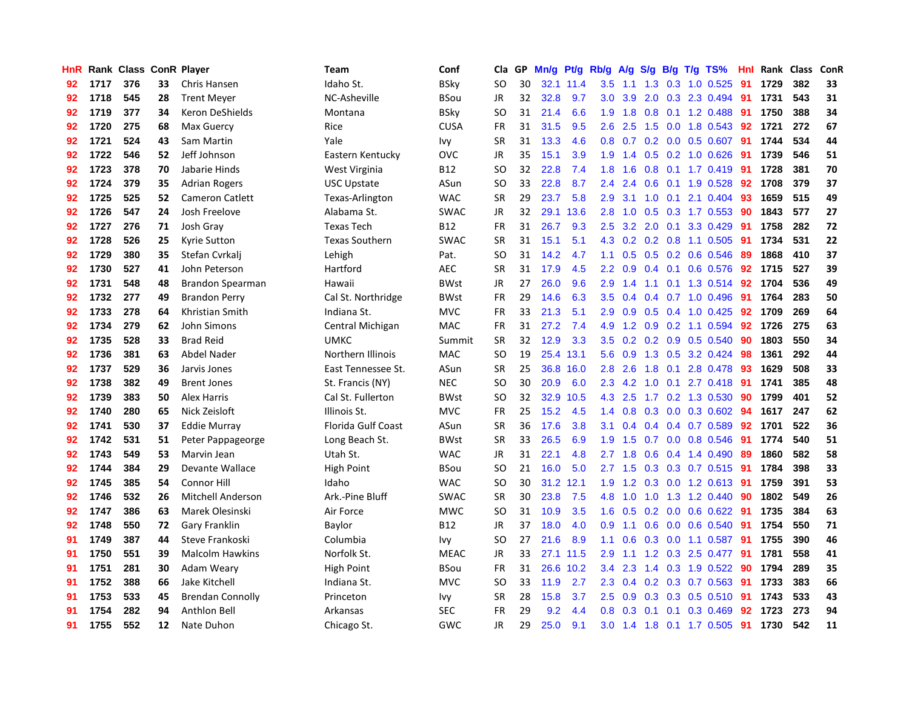| HnR | Rank | Class | ConR | Player | Team | Conf | Cla | GP | Mn/g | Pt/g | Rb/g | A/g | S/g | B/g | T/g | TS% | HnI | Rank | Class | ConR |
|---|---|---|---|---|---|---|---|---|---|---|---|---|---|---|---|---|---|---|---|---|
| 92 | 1717 | 376 | 33 | Chris Hansen | Idaho St. | BSky | SO | 30 | 32.1 | 11.4 | 3.5 | 1.1 | 1.3 | 0.3 | 1.0 | 0.525 | 91 | 1729 | 382 | 33 |
| 92 | 1718 | 545 | 28 | Trent Meyer | NC-Asheville | BSou | JR | 32 | 32.8 | 9.7 | 3.0 | 3.9 | 2.0 | 0.3 | 2.3 | 0.494 | 91 | 1731 | 543 | 31 |
| 92 | 1719 | 377 | 34 | Keron DeShields | Montana | BSky | SO | 31 | 21.4 | 6.6 | 1.9 | 1.8 | 0.8 | 0.1 | 1.2 | 0.488 | 91 | 1750 | 388 | 34 |
| 92 | 1720 | 275 | 68 | Max Guercy | Rice | CUSA | FR | 31 | 31.5 | 9.5 | 2.6 | 2.5 | 1.5 | 0.0 | 1.8 | 0.543 | 92 | 1721 | 272 | 67 |
| 92 | 1721 | 524 | 43 | Sam Martin | Yale | Ivy | SR | 31 | 13.3 | 4.6 | 0.8 | 0.7 | 0.2 | 0.0 | 0.5 | 0.607 | 91 | 1744 | 534 | 44 |
| 92 | 1722 | 546 | 52 | Jeff Johnson | Eastern Kentucky | OVC | JR | 35 | 15.1 | 3.9 | 1.9 | 1.4 | 0.5 | 0.2 | 1.0 | 0.626 | 91 | 1739 | 546 | 51 |
| 92 | 1723 | 378 | 70 | Jabarie Hinds | West Virginia | B12 | SO | 32 | 22.8 | 7.4 | 1.8 | 1.6 | 0.8 | 0.1 | 1.7 | 0.419 | 91 | 1728 | 381 | 70 |
| 92 | 1724 | 379 | 35 | Adrian Rogers | USC Upstate | ASun | SO | 33 | 22.8 | 8.7 | 2.4 | 2.4 | 0.6 | 0.1 | 1.9 | 0.528 | 92 | 1708 | 379 | 37 |
| 92 | 1725 | 525 | 52 | Cameron Catlett | Texas-Arlington | WAC | SR | 29 | 23.7 | 5.8 | 2.9 | 3.1 | 1.0 | 0.1 | 2.1 | 0.404 | 93 | 1659 | 515 | 49 |
| 92 | 1726 | 547 | 24 | Josh Freelove | Alabama St. | SWAC | JR | 32 | 29.1 | 13.6 | 2.8 | 1.0 | 0.5 | 0.3 | 1.7 | 0.553 | 90 | 1843 | 577 | 27 |
| 92 | 1727 | 276 | 71 | Josh Gray | Texas Tech | B12 | FR | 31 | 26.7 | 9.3 | 2.5 | 3.2 | 2.0 | 0.1 | 3.3 | 0.429 | 91 | 1758 | 282 | 72 |
| 92 | 1728 | 526 | 25 | Kyrie Sutton | Texas Southern | SWAC | SR | 31 | 15.1 | 5.1 | 4.3 | 0.2 | 0.2 | 0.8 | 1.1 | 0.505 | 91 | 1734 | 531 | 22 |
| 92 | 1729 | 380 | 35 | Stefan Cvrkalj | Lehigh | Pat. | SO | 31 | 14.2 | 4.7 | 1.1 | 0.5 | 0.5 | 0.2 | 0.6 | 0.546 | 89 | 1868 | 410 | 37 |
| 92 | 1730 | 527 | 41 | John Peterson | Hartford | AEC | SR | 31 | 17.9 | 4.5 | 2.2 | 0.9 | 0.4 | 0.1 | 0.6 | 0.576 | 92 | 1715 | 527 | 39 |
| 92 | 1731 | 548 | 48 | Brandon Spearman | Hawaii | BWst | JR | 27 | 26.0 | 9.6 | 2.9 | 1.4 | 1.1 | 0.1 | 1.3 | 0.514 | 92 | 1704 | 536 | 49 |
| 92 | 1732 | 277 | 49 | Brandon Perry | Cal St. Northridge | BWst | FR | 29 | 14.6 | 6.3 | 3.5 | 0.4 | 0.4 | 0.7 | 1.0 | 0.496 | 91 | 1764 | 283 | 50 |
| 92 | 1733 | 278 | 64 | Khristian Smith | Indiana St. | MVC | FR | 33 | 21.3 | 5.1 | 2.9 | 0.9 | 0.5 | 0.4 | 1.0 | 0.425 | 92 | 1709 | 269 | 64 |
| 92 | 1734 | 279 | 62 | John Simons | Central Michigan | MAC | FR | 31 | 27.2 | 7.4 | 4.9 | 1.2 | 0.9 | 0.2 | 1.1 | 0.594 | 92 | 1726 | 275 | 63 |
| 92 | 1735 | 528 | 33 | Brad Reid | UMKC | Summit | SR | 32 | 12.9 | 3.3 | 3.5 | 0.2 | 0.2 | 0.9 | 0.5 | 0.540 | 90 | 1803 | 550 | 34 |
| 92 | 1736 | 381 | 63 | Abdel Nader | Northern Illinois | MAC | SO | 19 | 25.4 | 13.1 | 5.6 | 0.9 | 1.3 | 0.5 | 3.2 | 0.424 | 98 | 1361 | 292 | 44 |
| 92 | 1737 | 529 | 36 | Jarvis Jones | East Tennessee St. | ASun | SR | 25 | 36.8 | 16.0 | 2.8 | 2.6 | 1.8 | 0.1 | 2.8 | 0.478 | 93 | 1629 | 508 | 33 |
| 92 | 1738 | 382 | 49 | Brent Jones | St. Francis (NY) | NEC | SO | 30 | 20.9 | 6.0 | 2.3 | 4.2 | 1.0 | 0.1 | 2.7 | 0.418 | 91 | 1741 | 385 | 48 |
| 92 | 1739 | 383 | 50 | Alex Harris | Cal St. Fullerton | BWst | SO | 32 | 32.9 | 10.5 | 4.3 | 2.5 | 1.7 | 0.2 | 1.3 | 0.530 | 90 | 1799 | 401 | 52 |
| 92 | 1740 | 280 | 65 | Nick Zeisloft | Illinois St. | MVC | FR | 25 | 15.2 | 4.5 | 1.4 | 0.8 | 0.3 | 0.0 | 0.3 | 0.602 | 94 | 1617 | 247 | 62 |
| 92 | 1741 | 530 | 37 | Eddie Murray | Florida Gulf Coast | ASun | SR | 36 | 17.6 | 3.8 | 3.1 | 0.4 | 0.4 | 0.4 | 0.7 | 0.589 | 92 | 1701 | 522 | 36 |
| 92 | 1742 | 531 | 51 | Peter Pappageorge | Long Beach St. | BWst | SR | 33 | 26.5 | 6.9 | 1.9 | 1.5 | 0.7 | 0.0 | 0.8 | 0.546 | 91 | 1774 | 540 | 51 |
| 92 | 1743 | 549 | 53 | Marvin Jean | Utah St. | WAC | JR | 31 | 22.1 | 4.8 | 2.7 | 1.8 | 0.6 | 0.4 | 1.4 | 0.490 | 89 | 1860 | 582 | 58 |
| 92 | 1744 | 384 | 29 | Devante Wallace | High Point | BSou | SO | 21 | 16.0 | 5.0 | 2.7 | 1.5 | 0.3 | 0.3 | 0.7 | 0.515 | 91 | 1784 | 398 | 33 |
| 92 | 1745 | 385 | 54 | Connor Hill | Idaho | WAC | SO | 30 | 31.2 | 12.1 | 1.9 | 1.2 | 0.3 | 0.0 | 1.2 | 0.613 | 91 | 1759 | 391 | 53 |
| 92 | 1746 | 532 | 26 | Mitchell Anderson | Ark.-Pine Bluff | SWAC | SR | 30 | 23.8 | 7.5 | 4.8 | 1.0 | 1.0 | 1.3 | 1.2 | 0.440 | 90 | 1802 | 549 | 26 |
| 92 | 1747 | 386 | 63 | Marek Olesinski | Air Force | MWC | SO | 31 | 10.9 | 3.5 | 1.6 | 0.5 | 0.2 | 0.0 | 0.6 | 0.622 | 91 | 1735 | 384 | 63 |
| 92 | 1748 | 550 | 72 | Gary Franklin | Baylor | B12 | JR | 37 | 18.0 | 4.0 | 0.9 | 1.1 | 0.6 | 0.0 | 0.6 | 0.540 | 91 | 1754 | 550 | 71 |
| 91 | 1749 | 387 | 44 | Steve Frankoski | Columbia | Ivy | SO | 27 | 21.6 | 8.9 | 1.1 | 0.6 | 0.3 | 0.0 | 1.1 | 0.587 | 91 | 1755 | 390 | 46 |
| 91 | 1750 | 551 | 39 | Malcolm Hawkins | Norfolk St. | MEAC | JR | 33 | 27.1 | 11.5 | 2.9 | 1.1 | 1.2 | 0.3 | 2.5 | 0.477 | 91 | 1781 | 558 | 41 |
| 91 | 1751 | 281 | 30 | Adam Weary | High Point | BSou | FR | 31 | 26.6 | 10.2 | 3.4 | 2.3 | 1.4 | 0.3 | 1.9 | 0.522 | 90 | 1794 | 289 | 35 |
| 91 | 1752 | 388 | 66 | Jake Kitchell | Indiana St. | MVC | SO | 33 | 11.9 | 2.7 | 2.3 | 0.4 | 0.2 | 0.3 | 0.7 | 0.563 | 91 | 1733 | 383 | 66 |
| 91 | 1753 | 533 | 45 | Brendan Connolly | Princeton | Ivy | SR | 28 | 15.8 | 3.7 | 2.5 | 0.9 | 0.3 | 0.3 | 0.5 | 0.510 | 91 | 1743 | 533 | 43 |
| 91 | 1754 | 282 | 94 | Anthlon Bell | Arkansas | SEC | FR | 29 | 9.2 | 4.4 | 0.8 | 0.3 | 0.1 | 0.1 | 0.3 | 0.469 | 92 | 1723 | 273 | 94 |
| 91 | 1755 | 552 | 12 | Nate Duhon | Chicago St. | GWC | JR | 29 | 25.0 | 9.1 | 3.0 | 1.4 | 1.8 | 0.1 | 1.7 | 0.505 | 91 | 1730 | 542 | 11 |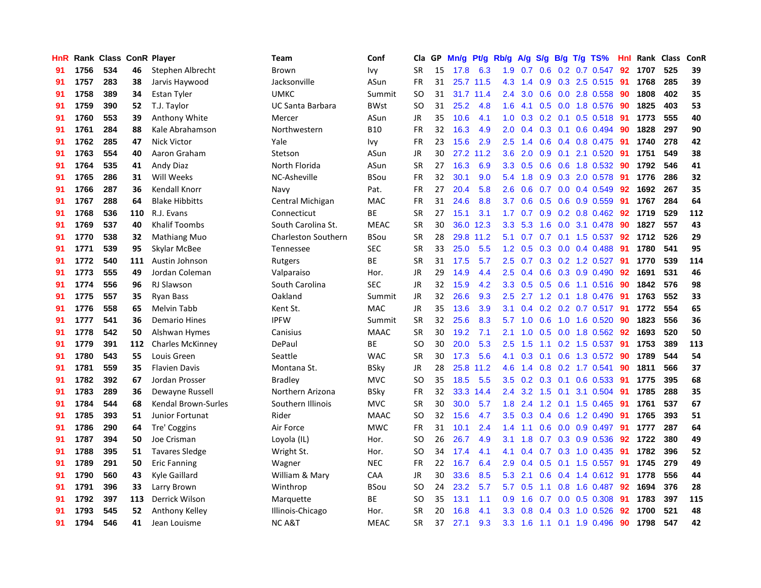| HnR | Rank | Class | ConR | Player | Team | Conf | Cla | GP | Mn/g | Pt/g | Rb/g | A/g | S/g | B/g | T/g | TS% | HnI | Rank | Class | ConR |
|---|---|---|---|---|---|---|---|---|---|---|---|---|---|---|---|---|---|---|---|---|
| 91 | 1756 | 534 | 46 | Stephen Albrecht | Brown | Ivy | SR | 15 | 17.8 | 6.3 | 1.9 | 0.7 | 0.6 | 0.2 | 0.7 | 0.547 | 92 | 1707 | 525 | 39 |
| 91 | 1757 | 283 | 38 | Jarvis Haywood | Jacksonville | ASun | FR | 31 | 25.7 | 11.5 | 4.3 | 1.4 | 0.9 | 0.3 | 2.5 | 0.515 | 91 | 1768 | 285 | 39 |
| 91 | 1758 | 389 | 34 | Estan Tyler | UMKC | Summit | SO | 31 | 31.7 | 11.4 | 2.4 | 3.0 | 0.6 | 0.0 | 2.8 | 0.558 | 90 | 1808 | 402 | 35 |
| 91 | 1759 | 390 | 52 | T.J. Taylor | UC Santa Barbara | BWst | SO | 31 | 25.2 | 4.8 | 1.6 | 4.1 | 0.5 | 0.0 | 1.8 | 0.576 | 90 | 1825 | 403 | 53 |
| 91 | 1760 | 553 | 39 | Anthony White | Mercer | ASun | JR | 35 | 10.6 | 4.1 | 1.0 | 0.3 | 0.2 | 0.1 | 0.5 | 0.518 | 91 | 1773 | 555 | 40 |
| 91 | 1761 | 284 | 88 | Kale Abrahamson | Northwestern | B10 | FR | 32 | 16.3 | 4.9 | 2.0 | 0.4 | 0.3 | 0.1 | 0.6 | 0.494 | 90 | 1828 | 297 | 90 |
| 91 | 1762 | 285 | 47 | Nick Victor | Yale | Ivy | FR | 23 | 15.6 | 2.9 | 2.5 | 1.4 | 0.6 | 0.4 | 0.8 | 0.475 | 91 | 1740 | 278 | 42 |
| 91 | 1763 | 554 | 40 | Aaron Graham | Stetson | ASun | JR | 30 | 27.2 | 11.2 | 3.6 | 2.0 | 0.9 | 0.1 | 2.1 | 0.520 | 91 | 1751 | 549 | 38 |
| 91 | 1764 | 535 | 41 | Andy Diaz | North Florida | ASun | SR | 27 | 16.3 | 6.9 | 3.3 | 0.5 | 0.6 | 0.6 | 1.8 | 0.532 | 90 | 1792 | 546 | 41 |
| 91 | 1765 | 286 | 31 | Will Weeks | NC-Asheville | BSou | FR | 32 | 30.1 | 9.0 | 5.4 | 1.8 | 0.9 | 0.3 | 2.0 | 0.578 | 91 | 1776 | 286 | 32 |
| 91 | 1766 | 287 | 36 | Kendall Knorr | Navy | Pat. | FR | 27 | 20.4 | 5.8 | 2.6 | 0.6 | 0.7 | 0.0 | 0.4 | 0.549 | 92 | 1692 | 267 | 35 |
| 91 | 1767 | 288 | 64 | Blake Hibbitts | Central Michigan | MAC | FR | 31 | 24.6 | 8.8 | 3.7 | 0.6 | 0.5 | 0.6 | 0.9 | 0.559 | 91 | 1767 | 284 | 64 |
| 91 | 1768 | 536 | 110 | R.J. Evans | Connecticut | BE | SR | 27 | 15.1 | 3.1 | 1.7 | 0.7 | 0.9 | 0.2 | 0.8 | 0.462 | 92 | 1719 | 529 | 112 |
| 91 | 1769 | 537 | 40 | Khalif Toombs | South Carolina St. | MEAC | SR | 30 | 36.0 | 12.3 | 3.3 | 5.3 | 1.6 | 0.0 | 3.1 | 0.478 | 90 | 1827 | 557 | 43 |
| 91 | 1770 | 538 | 32 | Mathiang Muo | Charleston Southern | BSou | SR | 28 | 29.8 | 11.2 | 5.1 | 0.7 | 0.7 | 0.1 | 1.5 | 0.537 | 92 | 1712 | 526 | 29 |
| 91 | 1771 | 539 | 95 | Skylar McBee | Tennessee | SEC | SR | 33 | 25.0 | 5.5 | 1.2 | 0.5 | 0.3 | 0.0 | 0.4 | 0.488 | 91 | 1780 | 541 | 95 |
| 91 | 1772 | 540 | 111 | Austin Johnson | Rutgers | BE | SR | 31 | 17.5 | 5.7 | 2.5 | 0.7 | 0.3 | 0.2 | 1.2 | 0.527 | 91 | 1770 | 539 | 114 |
| 91 | 1773 | 555 | 49 | Jordan Coleman | Valparaiso | Hor. | JR | 29 | 14.9 | 4.4 | 2.5 | 0.4 | 0.6 | 0.3 | 0.9 | 0.490 | 92 | 1691 | 531 | 46 |
| 91 | 1774 | 556 | 96 | RJ Slawson | South Carolina | SEC | JR | 32 | 15.9 | 4.2 | 3.3 | 0.5 | 0.5 | 0.6 | 1.1 | 0.516 | 90 | 1842 | 576 | 98 |
| 91 | 1775 | 557 | 35 | Ryan Bass | Oakland | Summit | JR | 32 | 26.6 | 9.3 | 2.5 | 2.7 | 1.2 | 0.1 | 1.8 | 0.476 | 91 | 1763 | 552 | 33 |
| 91 | 1776 | 558 | 65 | Melvin Tabb | Kent St. | MAC | JR | 35 | 13.6 | 3.9 | 3.1 | 0.4 | 0.2 | 0.2 | 0.7 | 0.517 | 91 | 1772 | 554 | 65 |
| 91 | 1777 | 541 | 36 | Demario Hines | IPFW | Summit | SR | 32 | 25.6 | 8.3 | 5.7 | 1.0 | 0.6 | 1.0 | 1.6 | 0.520 | 90 | 1823 | 556 | 36 |
| 91 | 1778 | 542 | 50 | Alshwan Hymes | Canisius | MAAC | SR | 30 | 19.2 | 7.1 | 2.1 | 1.0 | 0.5 | 0.0 | 1.8 | 0.562 | 92 | 1693 | 520 | 50 |
| 91 | 1779 | 391 | 112 | Charles McKinney | DePaul | BE | SO | 30 | 20.0 | 5.3 | 2.5 | 1.5 | 1.1 | 0.2 | 1.5 | 0.537 | 91 | 1753 | 389 | 113 |
| 91 | 1780 | 543 | 55 | Louis Green | Seattle | WAC | SR | 30 | 17.3 | 5.6 | 4.1 | 0.3 | 0.1 | 0.6 | 1.3 | 0.572 | 90 | 1789 | 544 | 54 |
| 91 | 1781 | 559 | 35 | Flavien Davis | Montana St. | BSky | JR | 28 | 25.8 | 11.2 | 4.6 | 1.4 | 0.8 | 0.2 | 1.7 | 0.541 | 90 | 1811 | 566 | 37 |
| 91 | 1782 | 392 | 67 | Jordan Prosser | Bradley | MVC | SO | 35 | 18.5 | 5.5 | 3.5 | 0.2 | 0.3 | 0.1 | 0.6 | 0.533 | 91 | 1775 | 395 | 68 |
| 91 | 1783 | 289 | 36 | Dewayne Russell | Northern Arizona | BSky | FR | 32 | 33.3 | 14.4 | 2.4 | 3.2 | 1.5 | 0.1 | 3.1 | 0.504 | 91 | 1785 | 288 | 35 |
| 91 | 1784 | 544 | 68 | Kendal Brown-Surles | Southern Illinois | MVC | SR | 30 | 30.0 | 5.7 | 1.8 | 2.4 | 1.2 | 0.1 | 1.5 | 0.465 | 91 | 1761 | 537 | 67 |
| 91 | 1785 | 393 | 51 | Junior Fortunat | Rider | MAAC | SO | 32 | 15.6 | 4.7 | 3.5 | 0.3 | 0.4 | 0.6 | 1.2 | 0.490 | 91 | 1765 | 393 | 51 |
| 91 | 1786 | 290 | 64 | Tre' Coggins | Air Force | MWC | FR | 31 | 10.1 | 2.4 | 1.4 | 1.1 | 0.6 | 0.0 | 0.9 | 0.497 | 91 | 1777 | 287 | 64 |
| 91 | 1787 | 394 | 50 | Joe Crisman | Loyola (IL) | Hor. | SO | 26 | 26.7 | 4.9 | 3.1 | 1.8 | 0.7 | 0.3 | 0.9 | 0.536 | 92 | 1722 | 380 | 49 |
| 91 | 1788 | 395 | 51 | Tavares Sledge | Wright St. | Hor. | SO | 34 | 17.4 | 4.1 | 4.1 | 0.4 | 0.7 | 0.3 | 1.0 | 0.435 | 91 | 1782 | 396 | 52 |
| 91 | 1789 | 291 | 50 | Eric Fanning | Wagner | NEC | FR | 22 | 16.7 | 6.4 | 2.9 | 0.4 | 0.5 | 0.1 | 1.5 | 0.557 | 91 | 1745 | 279 | 49 |
| 91 | 1790 | 560 | 43 | Kyle Gaillard | William & Mary | CAA | JR | 30 | 33.6 | 8.5 | 5.3 | 2.1 | 0.6 | 0.4 | 1.4 | 0.612 | 91 | 1778 | 556 | 44 |
| 91 | 1791 | 396 | 33 | Larry Brown | Winthrop | BSou | SO | 24 | 23.2 | 5.7 | 5.7 | 0.5 | 1.1 | 0.8 | 1.6 | 0.487 | 92 | 1694 | 376 | 28 |
| 91 | 1792 | 397 | 113 | Derrick Wilson | Marquette | BE | SO | 35 | 13.1 | 1.1 | 0.9 | 1.6 | 0.7 | 0.0 | 0.5 | 0.308 | 91 | 1783 | 397 | 115 |
| 91 | 1793 | 545 | 52 | Anthony Kelley | Illinois-Chicago | Hor. | SR | 20 | 16.8 | 4.1 | 3.3 | 0.8 | 0.4 | 0.3 | 1.0 | 0.526 | 92 | 1700 | 521 | 48 |
| 91 | 1794 | 546 | 41 | Jean Louisme | NC A&T | MEAC | SR | 37 | 27.1 | 9.3 | 3.3 | 1.6 | 1.1 | 0.1 | 1.9 | 0.496 | 90 | 1798 | 547 | 42 |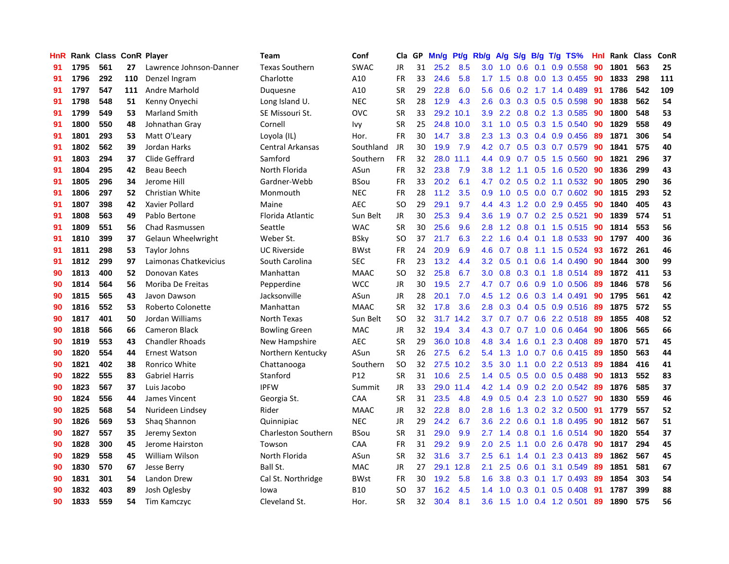| HnR | Rank | Class | ConR | Player | Team | Conf | Cla | GP | Mn/g | Pt/g | Rb/g | A/g | S/g | B/g | T/g | TS% | HnI | Rank | Class | ConR |
|---|---|---|---|---|---|---|---|---|---|---|---|---|---|---|---|---|---|---|---|---|
| 91 | 1795 | 561 | 27 | Lawrence Johnson-Danner | Texas Southern | SWAC | JR | 31 | 25.2 | 8.5 | 3.0 | 1.0 | 0.6 | 0.1 | 0.9 | 0.558 | 90 | 1801 | 563 | 25 |
| 91 | 1796 | 292 | 110 | Denzel Ingram | Charlotte | A10 | FR | 33 | 24.6 | 5.8 | 1.7 | 1.5 | 0.8 | 0.0 | 1.3 | 0.455 | 90 | 1833 | 298 | 111 |
| 91 | 1797 | 547 | 111 | Andre Marhold | Duquesne | A10 | SR | 29 | 22.8 | 6.0 | 5.6 | 0.6 | 0.2 | 1.7 | 1.4 | 0.489 | 91 | 1786 | 542 | 109 |
| 91 | 1798 | 548 | 51 | Kenny Onyechi | Long Island U. | NEC | SR | 28 | 12.9 | 4.3 | 2.6 | 0.3 | 0.3 | 0.5 | 0.5 | 0.598 | 90 | 1838 | 562 | 54 |
| 91 | 1799 | 549 | 53 | Marland Smith | SE Missouri St. | OVC | SR | 33 | 29.2 | 10.1 | 3.9 | 2.2 | 0.8 | 0.2 | 1.3 | 0.585 | 90 | 1800 | 548 | 53 |
| 91 | 1800 | 550 | 48 | Johnathan Gray | Cornell | Ivy | SR | 25 | 24.8 | 10.0 | 3.1 | 1.0 | 0.5 | 0.3 | 1.5 | 0.540 | 90 | 1829 | 558 | 49 |
| 91 | 1801 | 293 | 53 | Matt O'Leary | Loyola (IL) | Hor. | FR | 30 | 14.7 | 3.8 | 2.3 | 1.3 | 0.3 | 0.4 | 0.9 | 0.456 | 89 | 1871 | 306 | 54 |
| 91 | 1802 | 562 | 39 | Jordan Harks | Central Arkansas | Southland | JR | 30 | 19.9 | 7.9 | 4.2 | 0.7 | 0.5 | 0.3 | 0.7 | 0.579 | 90 | 1841 | 575 | 40 |
| 91 | 1803 | 294 | 37 | Clide Geffrard | Samford | Southern | FR | 32 | 28.0 | 11.1 | 4.4 | 0.9 | 0.7 | 0.5 | 1.5 | 0.560 | 90 | 1821 | 296 | 37 |
| 91 | 1804 | 295 | 42 | Beau Beech | North Florida | ASun | FR | 32 | 23.8 | 7.9 | 3.8 | 1.2 | 1.1 | 0.5 | 1.6 | 0.520 | 90 | 1836 | 299 | 43 |
| 91 | 1805 | 296 | 34 | Jerome Hill | Gardner-Webb | BSou | FR | 33 | 20.2 | 6.1 | 4.7 | 0.2 | 0.5 | 0.2 | 1.1 | 0.532 | 90 | 1805 | 290 | 36 |
| 91 | 1806 | 297 | 52 | Christian White | Monmouth | NEC | FR | 28 | 11.2 | 3.5 | 0.9 | 1.0 | 0.5 | 0.0 | 0.7 | 0.602 | 90 | 1815 | 293 | 52 |
| 91 | 1807 | 398 | 42 | Xavier Pollard | Maine | AEC | SO | 29 | 29.1 | 9.7 | 4.4 | 4.3 | 1.2 | 0.0 | 2.9 | 0.455 | 90 | 1840 | 405 | 43 |
| 91 | 1808 | 563 | 49 | Pablo Bertone | Florida Atlantic | Sun Belt | JR | 30 | 25.3 | 9.4 | 3.6 | 1.9 | 0.7 | 0.2 | 2.5 | 0.521 | 90 | 1839 | 574 | 51 |
| 91 | 1809 | 551 | 56 | Chad Rasmussen | Seattle | WAC | SR | 30 | 25.6 | 9.6 | 2.8 | 1.2 | 0.8 | 0.1 | 1.5 | 0.515 | 90 | 1814 | 553 | 56 |
| 91 | 1810 | 399 | 37 | Gelaun Wheelwright | Weber St. | BSky | SO | 37 | 21.7 | 6.3 | 2.2 | 1.6 | 0.4 | 0.1 | 1.8 | 0.533 | 90 | 1797 | 400 | 36 |
| 91 | 1811 | 298 | 53 | Taylor Johns | UC Riverside | BWst | FR | 24 | 20.9 | 6.9 | 4.6 | 0.7 | 0.8 | 1.1 | 1.5 | 0.524 | 93 | 1672 | 261 | 46 |
| 91 | 1812 | 299 | 97 | Laimonas Chatkevicius | South Carolina | SEC | FR | 23 | 13.2 | 4.4 | 3.2 | 0.5 | 0.1 | 0.6 | 1.4 | 0.490 | 90 | 1844 | 300 | 99 |
| 90 | 1813 | 400 | 52 | Donovan Kates | Manhattan | MAAC | SO | 32 | 25.8 | 6.7 | 3.0 | 0.8 | 0.3 | 0.1 | 1.8 | 0.514 | 89 | 1872 | 411 | 53 |
| 90 | 1814 | 564 | 56 | Moriba De Freitas | Pepperdine | WCC | JR | 30 | 19.5 | 2.7 | 4.7 | 0.7 | 0.6 | 0.9 | 1.0 | 0.506 | 89 | 1846 | 578 | 56 |
| 90 | 1815 | 565 | 43 | Javon Dawson | Jacksonville | ASun | JR | 28 | 20.1 | 7.0 | 4.5 | 1.2 | 0.6 | 0.3 | 1.4 | 0.491 | 90 | 1795 | 561 | 42 |
| 90 | 1816 | 552 | 53 | Roberto Colonette | Manhattan | MAAC | SR | 32 | 17.8 | 3.6 | 2.8 | 0.3 | 0.4 | 0.5 | 0.9 | 0.516 | 89 | 1875 | 572 | 55 |
| 90 | 1817 | 401 | 50 | Jordan Williams | North Texas | Sun Belt | SO | 32 | 31.7 | 14.2 | 3.7 | 0.7 | 0.7 | 0.6 | 2.2 | 0.518 | 89 | 1855 | 408 | 52 |
| 90 | 1818 | 566 | 66 | Cameron Black | Bowling Green | MAC | JR | 32 | 19.4 | 3.4 | 4.3 | 0.7 | 0.7 | 1.0 | 0.6 | 0.464 | 90 | 1806 | 565 | 66 |
| 90 | 1819 | 553 | 43 | Chandler Rhoads | New Hampshire | AEC | SR | 29 | 36.0 | 10.8 | 4.8 | 3.4 | 1.6 | 0.1 | 2.3 | 0.408 | 89 | 1870 | 571 | 45 |
| 90 | 1820 | 554 | 44 | Ernest Watson | Northern Kentucky | ASun | SR | 26 | 27.5 | 6.2 | 5.4 | 1.3 | 1.0 | 0.7 | 0.6 | 0.415 | 89 | 1850 | 563 | 44 |
| 90 | 1821 | 402 | 38 | Ronrico White | Chattanooga | Southern | SO | 32 | 27.5 | 10.2 | 3.5 | 3.0 | 1.1 | 0.0 | 2.2 | 0.513 | 89 | 1884 | 416 | 41 |
| 90 | 1822 | 555 | 83 | Gabriel Harris | Stanford | P12 | SR | 31 | 10.6 | 2.5 | 1.4 | 0.5 | 0.5 | 0.0 | 0.5 | 0.488 | 90 | 1813 | 552 | 83 |
| 90 | 1823 | 567 | 37 | Luis Jacobo | IPFW | Summit | JR | 33 | 29.0 | 11.4 | 4.2 | 1.4 | 0.9 | 0.2 | 2.0 | 0.542 | 89 | 1876 | 585 | 37 |
| 90 | 1824 | 556 | 44 | James Vincent | Georgia St. | CAA | SR | 31 | 23.5 | 4.8 | 4.9 | 0.5 | 0.4 | 2.3 | 1.0 | 0.527 | 90 | 1830 | 559 | 46 |
| 90 | 1825 | 568 | 54 | Nurideen Lindsey | Rider | MAAC | JR | 32 | 22.8 | 8.0 | 2.8 | 1.6 | 1.3 | 0.2 | 3.2 | 0.500 | 91 | 1779 | 557 | 52 |
| 90 | 1826 | 569 | 53 | Shaq Shannon | Quinnipiac | NEC | JR | 29 | 24.2 | 6.7 | 3.6 | 2.2 | 0.6 | 0.1 | 1.8 | 0.495 | 90 | 1812 | 567 | 51 |
| 90 | 1827 | 557 | 35 | Jeremy Sexton | Charleston Southern | BSou | SR | 31 | 29.0 | 9.9 | 2.7 | 1.4 | 0.8 | 0.1 | 1.6 | 0.514 | 90 | 1820 | 554 | 37 |
| 90 | 1828 | 300 | 45 | Jerome Hairston | Towson | CAA | FR | 31 | 29.2 | 9.9 | 2.0 | 2.5 | 1.1 | 0.0 | 2.6 | 0.478 | 90 | 1817 | 294 | 45 |
| 90 | 1829 | 558 | 45 | William Wilson | North Florida | ASun | SR | 32 | 31.6 | 3.7 | 2.5 | 6.1 | 1.4 | 0.1 | 2.3 | 0.413 | 89 | 1862 | 567 | 45 |
| 90 | 1830 | 570 | 67 | Jesse Berry | Ball St. | MAC | JR | 27 | 29.1 | 12.8 | 2.1 | 2.5 | 0.6 | 0.1 | 3.1 | 0.549 | 89 | 1851 | 581 | 67 |
| 90 | 1831 | 301 | 54 | Landon Drew | Cal St. Northridge | BWst | FR | 30 | 19.2 | 5.8 | 1.6 | 3.8 | 0.3 | 0.1 | 1.7 | 0.493 | 89 | 1854 | 303 | 54 |
| 90 | 1832 | 403 | 89 | Josh Oglesby | Iowa | B10 | SO | 37 | 16.2 | 4.5 | 1.4 | 1.0 | 0.3 | 0.1 | 0.5 | 0.408 | 91 | 1787 | 399 | 88 |
| 90 | 1833 | 559 | 54 | Tim Kamczyc | Cleveland St. | Hor. | SR | 32 | 30.4 | 8.1 | 3.6 | 1.5 | 1.0 | 0.4 | 1.2 | 0.501 | 89 | 1890 | 575 | 56 |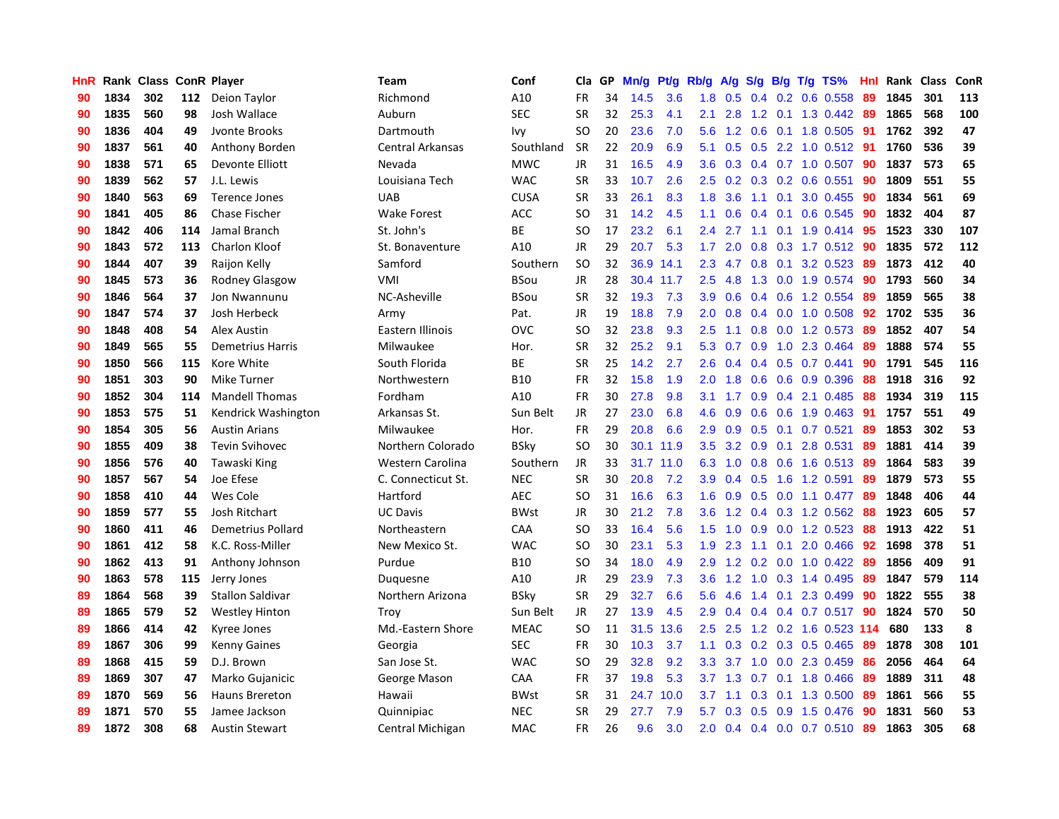| HnR | Rank | Class | ConR | Player | Team | Conf | Cla | GP | Mn/g | Pt/g | Rb/g | A/g | S/g | B/g | T/g | TS% | HnI | Rank | Class | ConR |
|---|---|---|---|---|---|---|---|---|---|---|---|---|---|---|---|---|---|---|---|---|
| 90 | 1834 | 302 | 112 | Deion Taylor | Richmond | A10 | FR | 34 | 14.5 | 3.6 | 1.8 | 0.5 | 0.4 | 0.2 | 0.6 | 0.558 | 89 | 1845 | 301 | 113 |
| 90 | 1835 | 560 | 98 | Josh Wallace | Auburn | SEC | SR | 32 | 25.3 | 4.1 | 2.1 | 2.8 | 1.2 | 0.1 | 1.3 | 0.442 | 89 | 1865 | 568 | 100 |
| 90 | 1836 | 404 | 49 | Jvonte Brooks | Dartmouth | Ivy | SO | 20 | 23.6 | 7.0 | 5.6 | 1.2 | 0.6 | 0.1 | 1.8 | 0.505 | 91 | 1762 | 392 | 47 |
| 90 | 1837 | 561 | 40 | Anthony Borden | Central Arkansas | Southland | SR | 22 | 20.9 | 6.9 | 5.1 | 0.5 | 0.5 | 2.2 | 1.0 | 0.512 | 91 | 1760 | 536 | 39 |
| 90 | 1838 | 571 | 65 | Devonte Elliott | Nevada | MWC | JR | 31 | 16.5 | 4.9 | 3.6 | 0.3 | 0.4 | 0.7 | 1.0 | 0.507 | 90 | 1837 | 573 | 65 |
| 90 | 1839 | 562 | 57 | J.L. Lewis | Louisiana Tech | WAC | SR | 33 | 10.7 | 2.6 | 2.5 | 0.2 | 0.3 | 0.2 | 0.6 | 0.551 | 90 | 1809 | 551 | 55 |
| 90 | 1840 | 563 | 69 | Terence Jones | UAB | CUSA | SR | 33 | 26.1 | 8.3 | 1.8 | 3.6 | 1.1 | 0.1 | 3.0 | 0.455 | 90 | 1834 | 561 | 69 |
| 90 | 1841 | 405 | 86 | Chase Fischer | Wake Forest | ACC | SO | 31 | 14.2 | 4.5 | 1.1 | 0.6 | 0.4 | 0.1 | 0.6 | 0.545 | 90 | 1832 | 404 | 87 |
| 90 | 1842 | 406 | 114 | Jamal Branch | St. John's | BE | SO | 17 | 23.2 | 6.1 | 2.4 | 2.7 | 1.1 | 0.1 | 1.9 | 0.414 | 95 | 1523 | 330 | 107 |
| 90 | 1843 | 572 | 113 | Charlon Kloof | St. Bonaventure | A10 | JR | 29 | 20.7 | 5.3 | 1.7 | 2.0 | 0.8 | 0.3 | 1.7 | 0.512 | 90 | 1835 | 572 | 112 |
| 90 | 1844 | 407 | 39 | Raijon Kelly | Samford | Southern | SO | 32 | 36.9 | 14.1 | 2.3 | 4.7 | 0.8 | 0.1 | 3.2 | 0.523 | 89 | 1873 | 412 | 40 |
| 90 | 1845 | 573 | 36 | Rodney Glasgow | VMI | BSou | JR | 28 | 30.4 | 11.7 | 2.5 | 4.8 | 1.3 | 0.0 | 1.9 | 0.574 | 90 | 1793 | 560 | 34 |
| 90 | 1846 | 564 | 37 | Jon Nwannunu | NC-Asheville | BSou | SR | 32 | 19.3 | 7.3 | 3.9 | 0.6 | 0.4 | 0.6 | 1.2 | 0.554 | 89 | 1859 | 565 | 38 |
| 90 | 1847 | 574 | 37 | Josh Herbeck | Army | Pat. | JR | 19 | 18.8 | 7.9 | 2.0 | 0.8 | 0.4 | 0.0 | 1.0 | 0.508 | 92 | 1702 | 535 | 36 |
| 90 | 1848 | 408 | 54 | Alex Austin | Eastern Illinois | OVC | SO | 32 | 23.8 | 9.3 | 2.5 | 1.1 | 0.8 | 0.0 | 1.2 | 0.573 | 89 | 1852 | 407 | 54 |
| 90 | 1849 | 565 | 55 | Demetrius Harris | Milwaukee | Hor. | SR | 32 | 25.2 | 9.1 | 5.3 | 0.7 | 0.9 | 1.0 | 2.3 | 0.464 | 89 | 1888 | 574 | 55 |
| 90 | 1850 | 566 | 115 | Kore White | South Florida | BE | SR | 25 | 14.2 | 2.7 | 2.6 | 0.4 | 0.4 | 0.5 | 0.7 | 0.441 | 90 | 1791 | 545 | 116 |
| 90 | 1851 | 303 | 90 | Mike Turner | Northwestern | B10 | FR | 32 | 15.8 | 1.9 | 2.0 | 1.8 | 0.6 | 0.6 | 0.9 | 0.396 | 88 | 1918 | 316 | 92 |
| 90 | 1852 | 304 | 114 | Mandell Thomas | Fordham | A10 | FR | 30 | 27.8 | 9.8 | 3.1 | 1.7 | 0.9 | 0.4 | 2.1 | 0.485 | 88 | 1934 | 319 | 115 |
| 90 | 1853 | 575 | 51 | Kendrick Washington | Arkansas St. | Sun Belt | JR | 27 | 23.0 | 6.8 | 4.6 | 0.9 | 0.6 | 0.6 | 1.9 | 0.463 | 91 | 1757 | 551 | 49 |
| 90 | 1854 | 305 | 56 | Austin Arians | Milwaukee | Hor. | FR | 29 | 20.8 | 6.6 | 2.9 | 0.9 | 0.5 | 0.1 | 0.7 | 0.521 | 89 | 1853 | 302 | 53 |
| 90 | 1855 | 409 | 38 | Tevin Svihovec | Northern Colorado | BSky | SO | 30 | 30.1 | 11.9 | 3.5 | 3.2 | 0.9 | 0.1 | 2.8 | 0.531 | 89 | 1881 | 414 | 39 |
| 90 | 1856 | 576 | 40 | Tawaski King | Western Carolina | Southern | JR | 33 | 31.7 | 11.0 | 6.3 | 1.0 | 0.8 | 0.6 | 1.6 | 0.513 | 89 | 1864 | 583 | 39 |
| 90 | 1857 | 567 | 54 | Joe Efese | C. Connecticut St. | NEC | SR | 30 | 20.8 | 7.2 | 3.9 | 0.4 | 0.5 | 1.6 | 1.2 | 0.591 | 89 | 1879 | 573 | 55 |
| 90 | 1858 | 410 | 44 | Wes Cole | Hartford | AEC | SO | 31 | 16.6 | 6.3 | 1.6 | 0.9 | 0.5 | 0.0 | 1.1 | 0.477 | 89 | 1848 | 406 | 44 |
| 90 | 1859 | 577 | 55 | Josh Ritchart | UC Davis | BWst | JR | 30 | 21.2 | 7.8 | 3.6 | 1.2 | 0.4 | 0.3 | 1.2 | 0.562 | 88 | 1923 | 605 | 57 |
| 90 | 1860 | 411 | 46 | Demetrius Pollard | Northeastern | CAA | SO | 33 | 16.4 | 5.6 | 1.5 | 1.0 | 0.9 | 0.0 | 1.2 | 0.523 | 88 | 1913 | 422 | 51 |
| 90 | 1861 | 412 | 58 | K.C. Ross-Miller | New Mexico St. | WAC | SO | 30 | 23.1 | 5.3 | 1.9 | 2.3 | 1.1 | 0.1 | 2.0 | 0.466 | 92 | 1698 | 378 | 51 |
| 90 | 1862 | 413 | 91 | Anthony Johnson | Purdue | B10 | SO | 34 | 18.0 | 4.9 | 2.9 | 1.2 | 0.2 | 0.0 | 1.0 | 0.422 | 89 | 1856 | 409 | 91 |
| 90 | 1863 | 578 | 115 | Jerry Jones | Duquesne | A10 | JR | 29 | 23.9 | 7.3 | 3.6 | 1.2 | 1.0 | 0.3 | 1.4 | 0.495 | 89 | 1847 | 579 | 114 |
| 89 | 1864 | 568 | 39 | Stallon Saldivar | Northern Arizona | BSky | SR | 29 | 32.7 | 6.6 | 5.6 | 4.6 | 1.4 | 0.1 | 2.3 | 0.499 | 90 | 1822 | 555 | 38 |
| 89 | 1865 | 579 | 52 | Westley Hinton | Troy | Sun Belt | JR | 27 | 13.9 | 4.5 | 2.9 | 0.4 | 0.4 | 0.4 | 0.7 | 0.517 | 90 | 1824 | 570 | 50 |
| 89 | 1866 | 414 | 42 | Kyree Jones | Md.-Eastern Shore | MEAC | SO | 11 | 31.5 | 13.6 | 2.5 | 2.5 | 1.2 | 0.2 | 1.6 | 0.523 | 114 | 680 | 133 | 8 |
| 89 | 1867 | 306 | 99 | Kenny Gaines | Georgia | SEC | FR | 30 | 10.3 | 3.7 | 1.1 | 0.3 | 0.2 | 0.3 | 0.5 | 0.465 | 89 | 1878 | 308 | 101 |
| 89 | 1868 | 415 | 59 | D.J. Brown | San Jose St. | WAC | SO | 29 | 32.8 | 9.2 | 3.3 | 3.7 | 1.0 | 0.0 | 2.3 | 0.459 | 86 | 2056 | 464 | 64 |
| 89 | 1869 | 307 | 47 | Marko Gujanicic | George Mason | CAA | FR | 37 | 19.8 | 5.3 | 3.7 | 1.3 | 0.7 | 0.1 | 1.8 | 0.466 | 89 | 1889 | 311 | 48 |
| 89 | 1870 | 569 | 56 | Hauns Brereton | Hawaii | BWst | SR | 31 | 24.7 | 10.0 | 3.7 | 1.1 | 0.3 | 0.1 | 1.3 | 0.500 | 89 | 1861 | 566 | 55 |
| 89 | 1871 | 570 | 55 | Jamee Jackson | Quinnipiac | NEC | SR | 29 | 27.7 | 7.9 | 5.7 | 0.3 | 0.5 | 0.9 | 1.5 | 0.476 | 90 | 1831 | 560 | 53 |
| 89 | 1872 | 308 | 68 | Austin Stewart | Central Michigan | MAC | FR | 26 | 9.6 | 3.0 | 2.0 | 0.4 | 0.4 | 0.0 | 0.7 | 0.510 | 89 | 1863 | 305 | 68 |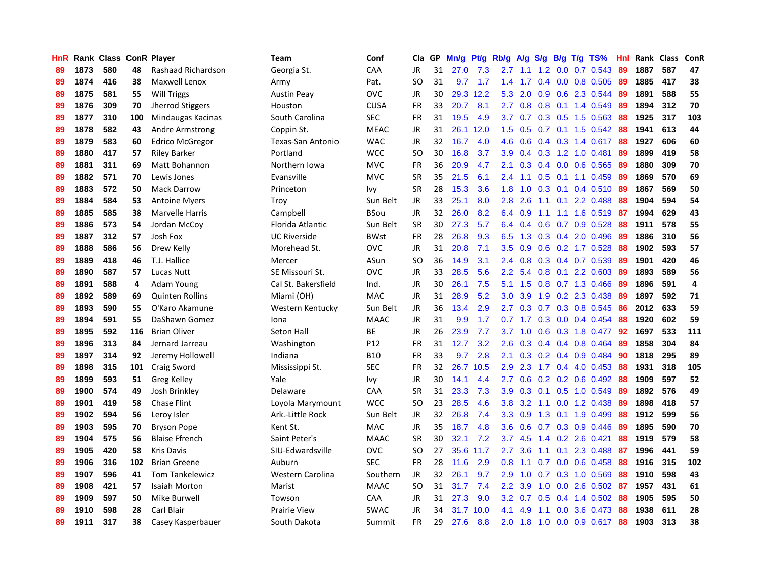| HnR | Rank | Class | ConR | Player | Team | Conf | Cla | GP | Mn/g | Pt/g | Rb/g | A/g | S/g | B/g | T/g | TS% | HnI | Rank | Class | ConR |
|---|---|---|---|---|---|---|---|---|---|---|---|---|---|---|---|---|---|---|---|---|
| 89 | 1873 | 580 | 48 | Rashaad Richardson | Georgia St. | CAA | JR | 31 | 27.0 | 7.3 | 2.7 | 1.1 | 1.2 | 0.0 | 0.7 | 0.543 | 89 | 1887 | 587 | 47 |
| 89 | 1874 | 416 | 38 | Maxwell Lenox | Army | Pat. | SO | 31 | 9.7 | 1.7 | 1.4 | 1.7 | 0.4 | 0.0 | 0.8 | 0.505 | 89 | 1885 | 417 | 38 |
| 89 | 1875 | 581 | 55 | Will Triggs | Austin Peay | OVC | JR | 30 | 29.3 | 12.2 | 5.3 | 2.0 | 0.9 | 0.6 | 2.3 | 0.544 | 89 | 1891 | 588 | 55 |
| 89 | 1876 | 309 | 70 | Jherrod Stiggers | Houston | CUSA | FR | 33 | 20.7 | 8.1 | 2.7 | 0.8 | 0.8 | 0.1 | 1.4 | 0.549 | 89 | 1894 | 312 | 70 |
| 89 | 1877 | 310 | 100 | Mindaugas Kacinas | South Carolina | SEC | FR | 31 | 19.5 | 4.9 | 3.7 | 0.7 | 0.3 | 0.5 | 1.5 | 0.563 | 88 | 1925 | 317 | 103 |
| 89 | 1878 | 582 | 43 | Andre Armstrong | Coppin St. | MEAC | JR | 31 | 26.1 | 12.0 | 1.5 | 0.5 | 0.7 | 0.1 | 1.5 | 0.542 | 88 | 1941 | 613 | 44 |
| 89 | 1879 | 583 | 60 | Edrico McGregor | Texas-San Antonio | WAC | JR | 32 | 16.7 | 4.0 | 4.6 | 0.6 | 0.4 | 0.3 | 1.4 | 0.617 | 88 | 1927 | 606 | 60 |
| 89 | 1880 | 417 | 57 | Riley Barker | Portland | WCC | SO | 30 | 16.8 | 3.7 | 3.9 | 0.4 | 0.3 | 1.2 | 1.0 | 0.481 | 89 | 1899 | 419 | 58 |
| 89 | 1881 | 311 | 69 | Matt Bohannon | Northern Iowa | MVC | FR | 36 | 20.9 | 4.7 | 2.1 | 0.3 | 0.4 | 0.0 | 0.6 | 0.565 | 89 | 1880 | 309 | 70 |
| 89 | 1882 | 571 | 70 | Lewis Jones | Evansville | MVC | SR | 35 | 21.5 | 6.1 | 2.4 | 1.1 | 0.5 | 0.1 | 1.1 | 0.459 | 89 | 1869 | 570 | 69 |
| 89 | 1883 | 572 | 50 | Mack Darrow | Princeton | Ivy | SR | 28 | 15.3 | 3.6 | 1.8 | 1.0 | 0.3 | 0.1 | 0.4 | 0.510 | 89 | 1867 | 569 | 50 |
| 89 | 1884 | 584 | 53 | Antoine Myers | Troy | Sun Belt | JR | 33 | 25.1 | 8.0 | 2.8 | 2.6 | 1.1 | 0.1 | 2.2 | 0.488 | 88 | 1904 | 594 | 54 |
| 89 | 1885 | 585 | 38 | Marvelle Harris | Campbell | BSou | JR | 32 | 26.0 | 8.2 | 6.4 | 0.9 | 1.1 | 1.1 | 1.6 | 0.519 | 87 | 1994 | 629 | 43 |
| 89 | 1886 | 573 | 54 | Jordan McCoy | Florida Atlantic | Sun Belt | SR | 30 | 27.3 | 5.7 | 6.4 | 0.4 | 0.6 | 0.7 | 0.9 | 0.528 | 88 | 1911 | 578 | 55 |
| 89 | 1887 | 312 | 57 | Josh Fox | UC Riverside | BWst | FR | 28 | 26.8 | 9.3 | 6.5 | 1.3 | 0.3 | 0.4 | 2.0 | 0.496 | 89 | 1886 | 310 | 56 |
| 89 | 1888 | 586 | 56 | Drew Kelly | Morehead St. | OVC | JR | 31 | 20.8 | 7.1 | 3.5 | 0.9 | 0.6 | 0.2 | 1.7 | 0.528 | 88 | 1902 | 593 | 57 |
| 89 | 1889 | 418 | 46 | T.J. Hallice | Mercer | ASun | SO | 36 | 14.9 | 3.1 | 2.4 | 0.8 | 0.3 | 0.4 | 0.7 | 0.539 | 89 | 1901 | 420 | 46 |
| 89 | 1890 | 587 | 57 | Lucas Nutt | SE Missouri St. | OVC | JR | 33 | 28.5 | 5.6 | 2.2 | 5.4 | 0.8 | 0.1 | 2.2 | 0.603 | 89 | 1893 | 589 | 56 |
| 89 | 1891 | 588 | 4 | Adam Young | Cal St. Bakersfield | Ind. | JR | 30 | 26.1 | 7.5 | 5.1 | 1.5 | 0.8 | 0.7 | 1.3 | 0.466 | 89 | 1896 | 591 | 4 |
| 89 | 1892 | 589 | 69 | Quinten Rollins | Miami (OH) | MAC | JR | 31 | 28.9 | 5.2 | 3.0 | 3.9 | 1.9 | 0.2 | 2.3 | 0.438 | 89 | 1897 | 592 | 71 |
| 89 | 1893 | 590 | 55 | O'Karo Akamune | Western Kentucky | Sun Belt | JR | 36 | 13.4 | 2.9 | 2.7 | 0.3 | 0.7 | 0.3 | 0.8 | 0.545 | 86 | 2012 | 633 | 59 |
| 89 | 1894 | 591 | 55 | DaShawn Gomez | Iona | MAAC | JR | 31 | 9.9 | 1.7 | 0.7 | 1.7 | 0.3 | 0.0 | 0.4 | 0.454 | 88 | 1920 | 602 | 59 |
| 89 | 1895 | 592 | 116 | Brian Oliver | Seton Hall | BE | JR | 26 | 23.9 | 7.7 | 3.7 | 1.0 | 0.6 | 0.3 | 1.8 | 0.477 | 92 | 1697 | 533 | 111 |
| 89 | 1896 | 313 | 84 | Jernard Jarreau | Washington | P12 | FR | 31 | 12.7 | 3.2 | 2.6 | 0.3 | 0.4 | 0.4 | 0.8 | 0.464 | 89 | 1858 | 304 | 84 |
| 89 | 1897 | 314 | 92 | Jeremy Hollowell | Indiana | B10 | FR | 33 | 9.7 | 2.8 | 2.1 | 0.3 | 0.2 | 0.4 | 0.9 | 0.484 | 90 | 1818 | 295 | 89 |
| 89 | 1898 | 315 | 101 | Craig Sword | Mississippi St. | SEC | FR | 32 | 26.7 | 10.5 | 2.9 | 2.3 | 1.7 | 0.4 | 4.0 | 0.453 | 88 | 1931 | 318 | 105 |
| 89 | 1899 | 593 | 51 | Greg Kelley | Yale | Ivy | JR | 30 | 14.1 | 4.4 | 2.7 | 0.6 | 0.2 | 0.2 | 0.6 | 0.492 | 88 | 1909 | 597 | 52 |
| 89 | 1900 | 574 | 49 | Josh Brinkley | Delaware | CAA | SR | 31 | 23.3 | 7.3 | 3.9 | 0.3 | 0.1 | 0.5 | 1.0 | 0.549 | 89 | 1892 | 576 | 49 |
| 89 | 1901 | 419 | 58 | Chase Flint | Loyola Marymount | WCC | SO | 23 | 28.5 | 4.6 | 3.8 | 3.2 | 1.1 | 0.0 | 1.2 | 0.438 | 89 | 1898 | 418 | 57 |
| 89 | 1902 | 594 | 56 | Leroy Isler | Ark.-Little Rock | Sun Belt | JR | 32 | 26.8 | 7.4 | 3.3 | 0.9 | 1.3 | 0.1 | 1.9 | 0.499 | 88 | 1912 | 599 | 56 |
| 89 | 1903 | 595 | 70 | Bryson Pope | Kent St. | MAC | JR | 35 | 18.7 | 4.8 | 3.6 | 0.6 | 0.7 | 0.3 | 0.9 | 0.446 | 89 | 1895 | 590 | 70 |
| 89 | 1904 | 575 | 56 | Blaise Ffrench | Saint Peter's | MAAC | SR | 30 | 32.1 | 7.2 | 3.7 | 4.5 | 1.4 | 0.2 | 2.6 | 0.421 | 88 | 1919 | 579 | 58 |
| 89 | 1905 | 420 | 58 | Kris Davis | SIU-Edwardsville | OVC | SO | 27 | 35.6 | 11.7 | 2.7 | 3.6 | 1.1 | 0.1 | 2.3 | 0.488 | 87 | 1996 | 441 | 59 |
| 89 | 1906 | 316 | 102 | Brian Greene | Auburn | SEC | FR | 28 | 11.6 | 2.9 | 0.8 | 1.1 | 0.7 | 0.0 | 0.6 | 0.458 | 88 | 1916 | 315 | 102 |
| 89 | 1907 | 596 | 41 | Tom Tankelewicz | Western Carolina | Southern | JR | 32 | 26.1 | 9.7 | 2.9 | 1.0 | 0.7 | 0.3 | 1.0 | 0.569 | 88 | 1910 | 598 | 43 |
| 89 | 1908 | 421 | 57 | Isaiah Morton | Marist | MAAC | SO | 31 | 31.7 | 7.4 | 2.2 | 3.9 | 1.0 | 0.0 | 2.6 | 0.502 | 87 | 1957 | 431 | 61 |
| 89 | 1909 | 597 | 50 | Mike Burwell | Towson | CAA | JR | 31 | 27.3 | 9.0 | 3.2 | 0.7 | 0.5 | 0.4 | 1.4 | 0.502 | 89 | 1905 | 595 | 50 |
| 89 | 1910 | 598 | 28 | Carl Blair | Prairie View | SWAC | JR | 34 | 31.7 | 10.0 | 4.1 | 4.9 | 1.1 | 0.0 | 3.6 | 0.473 | 88 | 1938 | 611 | 28 |
| 89 | 1911 | 317 | 38 | Casey Kasperbauer | South Dakota | Summit | FR | 29 | 27.6 | 8.8 | 2.0 | 1.8 | 1.0 | 0.0 | 0.9 | 0.617 | 88 | 1903 | 313 | 38 |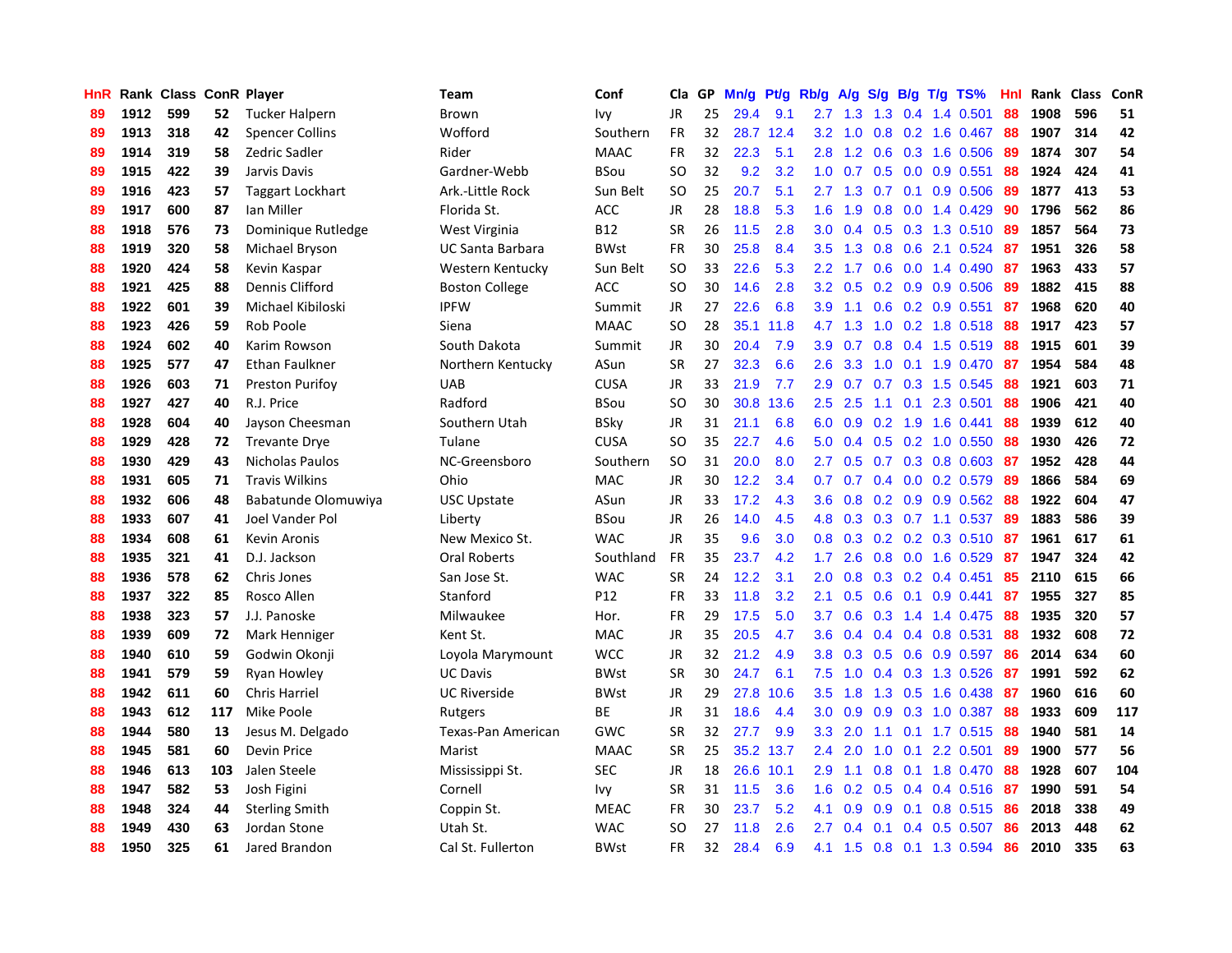| HnR | Rank | Class | ConR | Player | Team | Conf | Cla | GP | Mn/g | Pt/g | Rb/g | A/g | S/g | B/g | T/g | TS% | HnI | Rank | Class | ConR |
|---|---|---|---|---|---|---|---|---|---|---|---|---|---|---|---|---|---|---|---|---|
| 89 | 1912 | 599 | 52 | Tucker Halpern | Brown | Ivy | JR | 25 | 29.4 | 9.1 | 2.7 | 1.3 | 1.3 | 0.4 | 1.4 | 0.501 | 88 | 1908 | 596 | 51 |
| 89 | 1913 | 318 | 42 | Spencer Collins | Wofford | Southern | FR | 32 | 28.7 | 12.4 | 3.2 | 1.0 | 0.8 | 0.2 | 1.6 | 0.467 | 88 | 1907 | 314 | 42 |
| 89 | 1914 | 319 | 58 | Zedric Sadler | Rider | MAAC | FR | 32 | 22.3 | 5.1 | 2.8 | 1.2 | 0.6 | 0.3 | 1.6 | 0.506 | 89 | 1874 | 307 | 54 |
| 89 | 1915 | 422 | 39 | Jarvis Davis | Gardner-Webb | BSou | SO | 32 | 9.2 | 3.2 | 1.0 | 0.7 | 0.5 | 0.0 | 0.9 | 0.551 | 88 | 1924 | 424 | 41 |
| 89 | 1916 | 423 | 57 | Taggart Lockhart | Ark.-Little Rock | Sun Belt | SO | 25 | 20.7 | 5.1 | 2.7 | 1.3 | 0.7 | 0.1 | 0.9 | 0.506 | 89 | 1877 | 413 | 53 |
| 89 | 1917 | 600 | 87 | Ian Miller | Florida St. | ACC | JR | 28 | 18.8 | 5.3 | 1.6 | 1.9 | 0.8 | 0.0 | 1.4 | 0.429 | 90 | 1796 | 562 | 86 |
| 88 | 1918 | 576 | 73 | Dominique Rutledge | West Virginia | B12 | SR | 26 | 11.5 | 2.8 | 3.0 | 0.4 | 0.5 | 0.3 | 1.3 | 0.510 | 89 | 1857 | 564 | 73 |
| 88 | 1919 | 320 | 58 | Michael Bryson | UC Santa Barbara | BWst | FR | 30 | 25.8 | 8.4 | 3.5 | 1.3 | 0.8 | 0.6 | 2.1 | 0.524 | 87 | 1951 | 326 | 58 |
| 88 | 1920 | 424 | 58 | Kevin Kaspar | Western Kentucky | Sun Belt | SO | 33 | 22.6 | 5.3 | 2.2 | 1.7 | 0.6 | 0.0 | 1.4 | 0.490 | 87 | 1963 | 433 | 57 |
| 88 | 1921 | 425 | 88 | Dennis Clifford | Boston College | ACC | SO | 30 | 14.6 | 2.8 | 3.2 | 0.5 | 0.2 | 0.9 | 0.9 | 0.506 | 89 | 1882 | 415 | 88 |
| 88 | 1922 | 601 | 39 | Michael Kibiloski | IPFW | Summit | JR | 27 | 22.6 | 6.8 | 3.9 | 1.1 | 0.6 | 0.2 | 0.9 | 0.551 | 87 | 1968 | 620 | 40 |
| 88 | 1923 | 426 | 59 | Rob Poole | Siena | MAAC | SO | 28 | 35.1 | 11.8 | 4.7 | 1.3 | 1.0 | 0.2 | 1.8 | 0.518 | 88 | 1917 | 423 | 57 |
| 88 | 1924 | 602 | 40 | Karim Rowson | South Dakota | Summit | JR | 30 | 20.4 | 7.9 | 3.9 | 0.7 | 0.8 | 0.4 | 1.5 | 0.519 | 88 | 1915 | 601 | 39 |
| 88 | 1925 | 577 | 47 | Ethan Faulkner | Northern Kentucky | ASun | SR | 27 | 32.3 | 6.6 | 2.6 | 3.3 | 1.0 | 0.1 | 1.9 | 0.470 | 87 | 1954 | 584 | 48 |
| 88 | 1926 | 603 | 71 | Preston Purifoy | UAB | CUSA | JR | 33 | 21.9 | 7.7 | 2.9 | 0.7 | 0.7 | 0.3 | 1.5 | 0.545 | 88 | 1921 | 603 | 71 |
| 88 | 1927 | 427 | 40 | R.J. Price | Radford | BSou | SO | 30 | 30.8 | 13.6 | 2.5 | 2.5 | 1.1 | 0.1 | 2.3 | 0.501 | 88 | 1906 | 421 | 40 |
| 88 | 1928 | 604 | 40 | Jayson Cheesman | Southern Utah | BSky | JR | 31 | 21.1 | 6.8 | 6.0 | 0.9 | 0.2 | 1.9 | 1.6 | 0.441 | 88 | 1939 | 612 | 40 |
| 88 | 1929 | 428 | 72 | Trevante Drye | Tulane | CUSA | SO | 35 | 22.7 | 4.6 | 5.0 | 0.4 | 0.5 | 0.2 | 1.0 | 0.550 | 88 | 1930 | 426 | 72 |
| 88 | 1930 | 429 | 43 | Nicholas Paulos | NC-Greensboro | Southern | SO | 31 | 20.0 | 8.0 | 2.7 | 0.5 | 0.7 | 0.3 | 0.8 | 0.603 | 87 | 1952 | 428 | 44 |
| 88 | 1931 | 605 | 71 | Travis Wilkins | Ohio | MAC | JR | 30 | 12.2 | 3.4 | 0.7 | 0.7 | 0.4 | 0.0 | 0.2 | 0.579 | 89 | 1866 | 584 | 69 |
| 88 | 1932 | 606 | 48 | Babatunde Olomuwiya | USC Upstate | ASun | JR | 33 | 17.2 | 4.3 | 3.6 | 0.8 | 0.2 | 0.9 | 0.9 | 0.562 | 88 | 1922 | 604 | 47 |
| 88 | 1933 | 607 | 41 | Joel Vander Pol | Liberty | BSou | JR | 26 | 14.0 | 4.5 | 4.8 | 0.3 | 0.3 | 0.7 | 1.1 | 0.537 | 89 | 1883 | 586 | 39 |
| 88 | 1934 | 608 | 61 | Kevin Aronis | New Mexico St. | WAC | JR | 35 | 9.6 | 3.0 | 0.8 | 0.3 | 0.2 | 0.2 | 0.3 | 0.510 | 87 | 1961 | 617 | 61 |
| 88 | 1935 | 321 | 41 | D.J. Jackson | Oral Roberts | Southland | FR | 35 | 23.7 | 4.2 | 1.7 | 2.6 | 0.8 | 0.0 | 1.6 | 0.529 | 87 | 1947 | 324 | 42 |
| 88 | 1936 | 578 | 62 | Chris Jones | San Jose St. | WAC | SR | 24 | 12.2 | 3.1 | 2.0 | 0.8 | 0.3 | 0.2 | 0.4 | 0.451 | 85 | 2110 | 615 | 66 |
| 88 | 1937 | 322 | 85 | Rosco Allen | Stanford | P12 | FR | 33 | 11.8 | 3.2 | 2.1 | 0.5 | 0.6 | 0.1 | 0.9 | 0.441 | 87 | 1955 | 327 | 85 |
| 88 | 1938 | 323 | 57 | J.J. Panoske | Milwaukee | Hor. | FR | 29 | 17.5 | 5.0 | 3.7 | 0.6 | 0.3 | 1.4 | 1.4 | 0.475 | 88 | 1935 | 320 | 57 |
| 88 | 1939 | 609 | 72 | Mark Henniger | Kent St. | MAC | JR | 35 | 20.5 | 4.7 | 3.6 | 0.4 | 0.4 | 0.4 | 0.8 | 0.531 | 88 | 1932 | 608 | 72 |
| 88 | 1940 | 610 | 59 | Godwin Okonji | Loyola Marymount | WCC | JR | 32 | 21.2 | 4.9 | 3.8 | 0.3 | 0.5 | 0.6 | 0.9 | 0.597 | 86 | 2014 | 634 | 60 |
| 88 | 1941 | 579 | 59 | Ryan Howley | UC Davis | BWst | SR | 30 | 24.7 | 6.1 | 7.5 | 1.0 | 0.4 | 0.3 | 1.3 | 0.526 | 87 | 1991 | 592 | 62 |
| 88 | 1942 | 611 | 60 | Chris Harriel | UC Riverside | BWst | JR | 29 | 27.8 | 10.6 | 3.5 | 1.8 | 1.3 | 0.5 | 1.6 | 0.438 | 87 | 1960 | 616 | 60 |
| 88 | 1943 | 612 | 117 | Mike Poole | Rutgers | BE | JR | 31 | 18.6 | 4.4 | 3.0 | 0.9 | 0.9 | 0.3 | 1.0 | 0.387 | 88 | 1933 | 609 | 117 |
| 88 | 1944 | 580 | 13 | Jesus M. Delgado | Texas-Pan American | GWC | SR | 32 | 27.7 | 9.9 | 3.3 | 2.0 | 1.1 | 0.1 | 1.7 | 0.515 | 88 | 1940 | 581 | 14 |
| 88 | 1945 | 581 | 60 | Devin Price | Marist | MAAC | SR | 25 | 35.2 | 13.7 | 2.4 | 2.0 | 1.0 | 0.1 | 2.2 | 0.501 | 89 | 1900 | 577 | 56 |
| 88 | 1946 | 613 | 103 | Jalen Steele | Mississippi St. | SEC | JR | 18 | 26.6 | 10.1 | 2.9 | 1.1 | 0.8 | 0.1 | 1.8 | 0.470 | 88 | 1928 | 607 | 104 |
| 88 | 1947 | 582 | 53 | Josh Figini | Cornell | Ivy | SR | 31 | 11.5 | 3.6 | 1.6 | 0.2 | 0.5 | 0.4 | 0.4 | 0.516 | 87 | 1990 | 591 | 54 |
| 88 | 1948 | 324 | 44 | Sterling Smith | Coppin St. | MEAC | FR | 30 | 23.7 | 5.2 | 4.1 | 0.9 | 0.9 | 0.1 | 0.8 | 0.515 | 86 | 2018 | 338 | 49 |
| 88 | 1949 | 430 | 63 | Jordan Stone | Utah St. | WAC | SO | 27 | 11.8 | 2.6 | 2.7 | 0.4 | 0.1 | 0.4 | 0.5 | 0.507 | 86 | 2013 | 448 | 62 |
| 88 | 1950 | 325 | 61 | Jared Brandon | Cal St. Fullerton | BWst | FR | 32 | 28.4 | 6.9 | 4.1 | 1.5 | 0.8 | 0.1 | 1.3 | 0.594 | 86 | 2010 | 335 | 63 |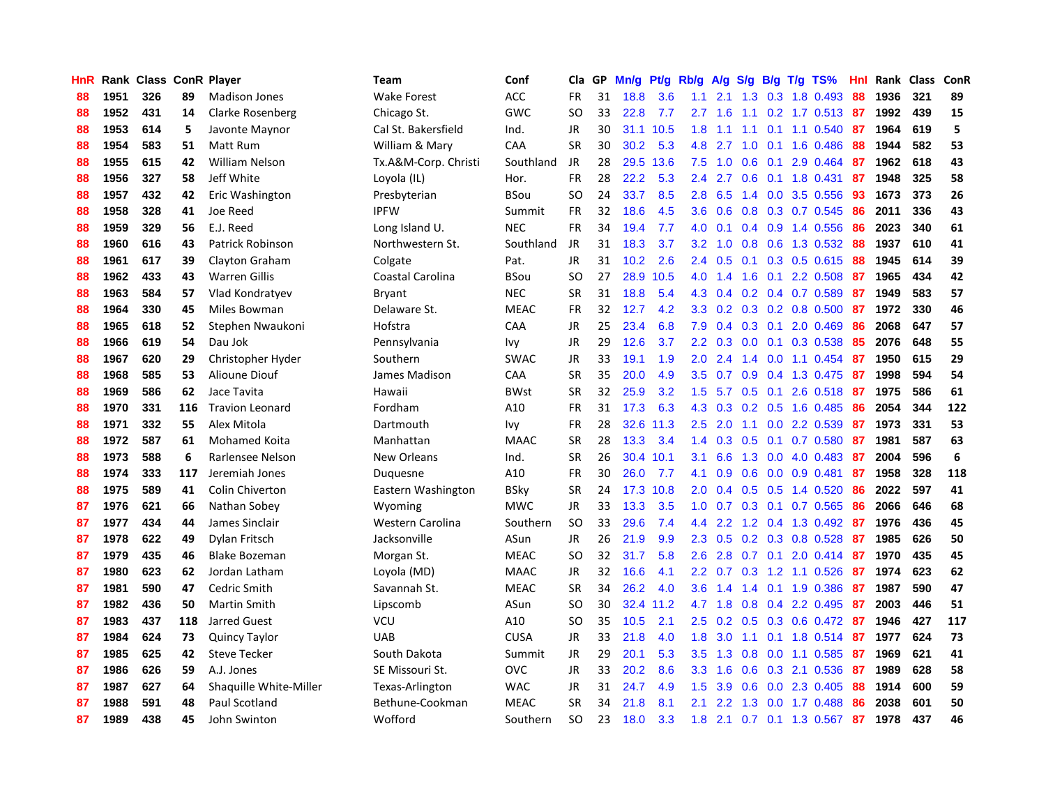| HnR | Rank | Class | ConR | Player | Team | Conf | Cla | GP | Mn/g | Pt/g | Rb/g | A/g | S/g | B/g | T/g | TS% | HnI | Rank | Class | ConR |
|---|---|---|---|---|---|---|---|---|---|---|---|---|---|---|---|---|---|---|---|---|
| 88 | 1951 | 326 | 89 | Madison Jones | Wake Forest | ACC | FR | 31 | 18.8 | 3.6 | 1.1 | 2.1 | 1.3 | 0.3 | 1.8 | 0.493 | 88 | 1936 | 321 | 89 |
| 88 | 1952 | 431 | 14 | Clarke Rosenberg | Chicago St. | GWC | SO | 33 | 22.8 | 7.7 | 2.7 | 1.6 | 1.1 | 0.2 | 1.7 | 0.513 | 87 | 1992 | 439 | 15 |
| 88 | 1953 | 614 | 5 | Javonte Maynor | Cal St. Bakersfield | Ind. | JR | 30 | 31.1 | 10.5 | 1.8 | 1.1 | 1.1 | 0.1 | 1.1 | 0.540 | 87 | 1964 | 619 | 5 |
| 88 | 1954 | 583 | 51 | Matt Rum | William & Mary | CAA | SR | 30 | 30.2 | 5.3 | 4.8 | 2.7 | 1.0 | 0.1 | 1.6 | 0.486 | 88 | 1944 | 582 | 53 |
| 88 | 1955 | 615 | 42 | William Nelson | Tx.A&M-Corp. Christi | Southland | JR | 28 | 29.5 | 13.6 | 7.5 | 1.0 | 0.6 | 0.1 | 2.9 | 0.464 | 87 | 1962 | 618 | 43 |
| 88 | 1956 | 327 | 58 | Jeff White | Loyola (IL) | Hor. | FR | 28 | 22.2 | 5.3 | 2.4 | 2.7 | 0.6 | 0.1 | 1.8 | 0.431 | 87 | 1948 | 325 | 58 |
| 88 | 1957 | 432 | 42 | Eric Washington | Presbyterian | BSou | SO | 24 | 33.7 | 8.5 | 2.8 | 6.5 | 1.4 | 0.0 | 3.5 | 0.556 | 93 | 1673 | 373 | 26 |
| 88 | 1958 | 328 | 41 | Joe Reed | IPFW | Summit | FR | 32 | 18.6 | 4.5 | 3.6 | 0.6 | 0.8 | 0.3 | 0.7 | 0.545 | 86 | 2011 | 336 | 43 |
| 88 | 1959 | 329 | 56 | E.J. Reed | Long Island U. | NEC | FR | 34 | 19.4 | 7.7 | 4.0 | 0.1 | 0.4 | 0.9 | 1.4 | 0.556 | 86 | 2023 | 340 | 61 |
| 88 | 1960 | 616 | 43 | Patrick Robinson | Northwestern St. | Southland | JR | 31 | 18.3 | 3.7 | 3.2 | 1.0 | 0.8 | 0.6 | 1.3 | 0.532 | 88 | 1937 | 610 | 41 |
| 88 | 1961 | 617 | 39 | Clayton Graham | Colgate | Pat. | JR | 31 | 10.2 | 2.6 | 2.4 | 0.5 | 0.1 | 0.3 | 0.5 | 0.615 | 88 | 1945 | 614 | 39 |
| 88 | 1962 | 433 | 43 | Warren Gillis | Coastal Carolina | BSou | SO | 27 | 28.9 | 10.5 | 4.0 | 1.4 | 1.6 | 0.1 | 2.2 | 0.508 | 87 | 1965 | 434 | 42 |
| 88 | 1963 | 584 | 57 | Vlad Kondratyev | Bryant | NEC | SR | 31 | 18.8 | 5.4 | 4.3 | 0.4 | 0.2 | 0.4 | 0.7 | 0.589 | 87 | 1949 | 583 | 57 |
| 88 | 1964 | 330 | 45 | Miles Bowman | Delaware St. | MEAC | FR | 32 | 12.7 | 4.2 | 3.3 | 0.2 | 0.3 | 0.2 | 0.8 | 0.500 | 87 | 1972 | 330 | 46 |
| 88 | 1965 | 618 | 52 | Stephen Nwaukoni | Hofstra | CAA | JR | 25 | 23.4 | 6.8 | 7.9 | 0.4 | 0.3 | 0.1 | 2.0 | 0.469 | 86 | 2068 | 647 | 57 |
| 88 | 1966 | 619 | 54 | Dau Jok | Pennsylvania | Ivy | JR | 29 | 12.6 | 3.7 | 2.2 | 0.3 | 0.0 | 0.1 | 0.3 | 0.538 | 85 | 2076 | 648 | 55 |
| 88 | 1967 | 620 | 29 | Christopher Hyder | Southern | SWAC | JR | 33 | 19.1 | 1.9 | 2.0 | 2.4 | 1.4 | 0.0 | 1.1 | 0.454 | 87 | 1950 | 615 | 29 |
| 88 | 1968 | 585 | 53 | Alioune Diouf | James Madison | CAA | SR | 35 | 20.0 | 4.9 | 3.5 | 0.7 | 0.9 | 0.4 | 1.3 | 0.475 | 87 | 1998 | 594 | 54 |
| 88 | 1969 | 586 | 62 | Jace Tavita | Hawaii | BWst | SR | 32 | 25.9 | 3.2 | 1.5 | 5.7 | 0.5 | 0.1 | 2.6 | 0.518 | 87 | 1975 | 586 | 61 |
| 88 | 1970 | 331 | 116 | Travion Leonard | Fordham | A10 | FR | 31 | 17.3 | 6.3 | 4.3 | 0.3 | 0.2 | 0.5 | 1.6 | 0.485 | 86 | 2054 | 344 | 122 |
| 88 | 1971 | 332 | 55 | Alex Mitola | Dartmouth | Ivy | FR | 28 | 32.6 | 11.3 | 2.5 | 2.0 | 1.1 | 0.0 | 2.2 | 0.539 | 87 | 1973 | 331 | 53 |
| 88 | 1972 | 587 | 61 | Mohamed Koita | Manhattan | MAAC | SR | 28 | 13.3 | 3.4 | 1.4 | 0.3 | 0.5 | 0.1 | 0.7 | 0.580 | 87 | 1981 | 587 | 63 |
| 88 | 1973 | 588 | 6 | Rarlensee Nelson | New Orleans | Ind. | SR | 26 | 30.4 | 10.1 | 3.1 | 6.6 | 1.3 | 0.0 | 4.0 | 0.483 | 87 | 2004 | 596 | 6 |
| 88 | 1974 | 333 | 117 | Jeremiah Jones | Duquesne | A10 | FR | 30 | 26.0 | 7.7 | 4.1 | 0.9 | 0.6 | 0.0 | 0.9 | 0.481 | 87 | 1958 | 328 | 118 |
| 88 | 1975 | 589 | 41 | Colin Chiverton | Eastern Washington | BSky | SR | 24 | 17.3 | 10.8 | 2.0 | 0.4 | 0.5 | 0.5 | 1.4 | 0.520 | 86 | 2022 | 597 | 41 |
| 87 | 1976 | 621 | 66 | Nathan Sobey | Wyoming | MWC | JR | 33 | 13.3 | 3.5 | 1.0 | 0.7 | 0.3 | 0.1 | 0.7 | 0.565 | 86 | 2066 | 646 | 68 |
| 87 | 1977 | 434 | 44 | James Sinclair | Western Carolina | Southern | SO | 33 | 29.6 | 7.4 | 4.4 | 2.2 | 1.2 | 0.4 | 1.3 | 0.492 | 87 | 1976 | 436 | 45 |
| 87 | 1978 | 622 | 49 | Dylan Fritsch | Jacksonville | ASun | JR | 26 | 21.9 | 9.9 | 2.3 | 0.5 | 0.2 | 0.3 | 0.8 | 0.528 | 87 | 1985 | 626 | 50 |
| 87 | 1979 | 435 | 46 | Blake Bozeman | Morgan St. | MEAC | SO | 32 | 31.7 | 5.8 | 2.6 | 2.8 | 0.7 | 0.1 | 2.0 | 0.414 | 87 | 1970 | 435 | 45 |
| 87 | 1980 | 623 | 62 | Jordan Latham | Loyola (MD) | MAAC | JR | 32 | 16.6 | 4.1 | 2.2 | 0.7 | 0.3 | 1.2 | 1.1 | 0.526 | 87 | 1974 | 623 | 62 |
| 87 | 1981 | 590 | 47 | Cedric Smith | Savannah St. | MEAC | SR | 34 | 26.2 | 4.0 | 3.6 | 1.4 | 1.4 | 0.1 | 1.9 | 0.386 | 87 | 1987 | 590 | 47 |
| 87 | 1982 | 436 | 50 | Martin Smith | Lipscomb | ASun | SO | 30 | 32.4 | 11.2 | 4.7 | 1.8 | 0.8 | 0.4 | 2.2 | 0.495 | 87 | 2003 | 446 | 51 |
| 87 | 1983 | 437 | 118 | Jarred Guest | VCU | A10 | SO | 35 | 10.5 | 2.1 | 2.5 | 0.2 | 0.5 | 0.3 | 0.6 | 0.472 | 87 | 1946 | 427 | 117 |
| 87 | 1984 | 624 | 73 | Quincy Taylor | UAB | CUSA | JR | 33 | 21.8 | 4.0 | 1.8 | 3.0 | 1.1 | 0.1 | 1.8 | 0.514 | 87 | 1977 | 624 | 73 |
| 87 | 1985 | 625 | 42 | Steve Tecker | South Dakota | Summit | JR | 29 | 20.1 | 5.3 | 3.5 | 1.3 | 0.8 | 0.0 | 1.1 | 0.585 | 87 | 1969 | 621 | 41 |
| 87 | 1986 | 626 | 59 | A.J. Jones | SE Missouri St. | OVC | JR | 33 | 20.2 | 8.6 | 3.3 | 1.6 | 0.6 | 0.3 | 2.1 | 0.536 | 87 | 1989 | 628 | 58 |
| 87 | 1987 | 627 | 64 | Shaquille White-Miller | Texas-Arlington | WAC | JR | 31 | 24.7 | 4.9 | 1.5 | 3.9 | 0.6 | 0.0 | 2.3 | 0.405 | 88 | 1914 | 600 | 59 |
| 87 | 1988 | 591 | 48 | Paul Scotland | Bethune-Cookman | MEAC | SR | 34 | 21.8 | 8.1 | 2.1 | 2.2 | 1.3 | 0.0 | 1.7 | 0.488 | 86 | 2038 | 601 | 50 |
| 87 | 1989 | 438 | 45 | John Swinton | Wofford | Southern | SO | 23 | 18.0 | 3.3 | 1.8 | 2.1 | 0.7 | 0.1 | 1.3 | 0.567 | 87 | 1978 | 437 | 46 |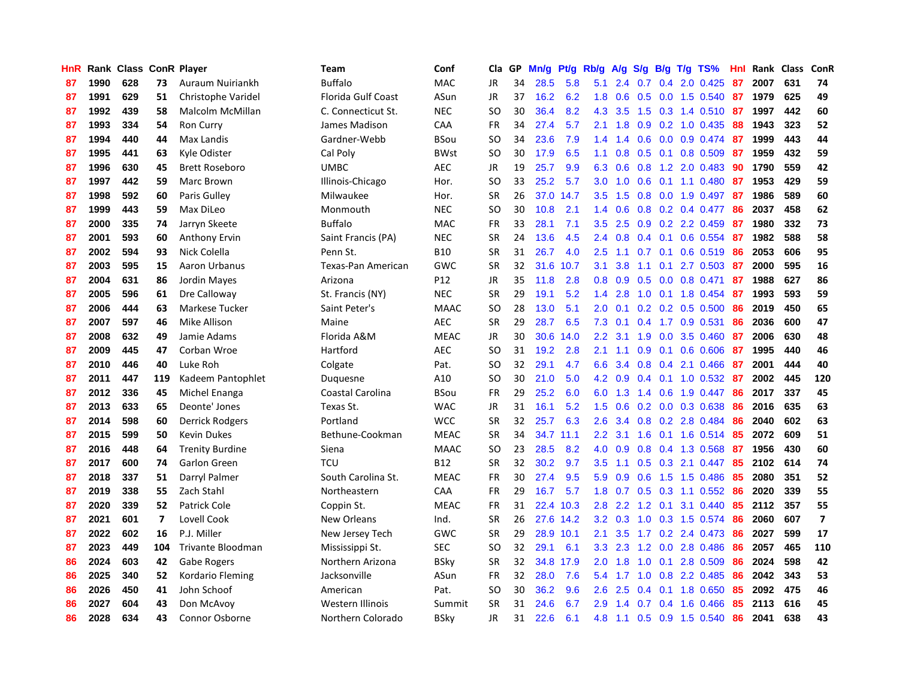| HnR | Rank | Class | ConR | Player | Team | Conf | Cla | GP | Mn/g | Pt/g | Rb/g | A/g | S/g | B/g | T/g | TS% | HnI | Rank | Class | ConR |
|---|---|---|---|---|---|---|---|---|---|---|---|---|---|---|---|---|---|---|---|---|
| 87 | 1990 | 628 | 73 | Auraum Nuiriankh | Buffalo | MAC | JR | 34 | 28.5 | 5.8 | 5.1 | 2.4 | 0.7 | 0.4 | 2.0 | 0.425 | 87 | 2007 | 631 | 74 |
| 87 | 1991 | 629 | 51 | Christophe Varidel | Florida Gulf Coast | ASun | JR | 37 | 16.2 | 6.2 | 1.8 | 0.6 | 0.5 | 0.0 | 1.5 | 0.540 | 87 | 1979 | 625 | 49 |
| 87 | 1992 | 439 | 58 | Malcolm McMillan | C. Connecticut St. | NEC | SO | 30 | 36.4 | 8.2 | 4.3 | 3.5 | 1.5 | 0.3 | 1.4 | 0.510 | 87 | 1997 | 442 | 60 |
| 87 | 1993 | 334 | 54 | Ron Curry | James Madison | CAA | FR | 34 | 27.4 | 5.7 | 2.1 | 1.8 | 0.9 | 0.2 | 1.0 | 0.435 | 88 | 1943 | 323 | 52 |
| 87 | 1994 | 440 | 44 | Max Landis | Gardner-Webb | BSou | SO | 34 | 23.6 | 7.9 | 1.4 | 1.4 | 0.6 | 0.0 | 0.9 | 0.474 | 87 | 1999 | 443 | 44 |
| 87 | 1995 | 441 | 63 | Kyle Odister | Cal Poly | BWst | SO | 30 | 17.9 | 6.5 | 1.1 | 0.8 | 0.5 | 0.1 | 0.8 | 0.509 | 87 | 1959 | 432 | 59 |
| 87 | 1996 | 630 | 45 | Brett Roseboro | UMBC | AEC | JR | 19 | 25.7 | 9.9 | 6.3 | 0.6 | 0.8 | 1.2 | 2.0 | 0.483 | 90 | 1790 | 559 | 42 |
| 87 | 1997 | 442 | 59 | Marc Brown | Illinois-Chicago | Hor. | SO | 33 | 25.2 | 5.7 | 3.0 | 1.0 | 0.6 | 0.1 | 1.1 | 0.480 | 87 | 1953 | 429 | 59 |
| 87 | 1998 | 592 | 60 | Paris Gulley | Milwaukee | Hor. | SR | 26 | 37.0 | 14.7 | 3.5 | 1.5 | 0.8 | 0.0 | 1.9 | 0.497 | 87 | 1986 | 589 | 60 |
| 87 | 1999 | 443 | 59 | Max DiLeo | Monmouth | NEC | SO | 30 | 10.8 | 2.1 | 1.4 | 0.6 | 0.8 | 0.2 | 0.4 | 0.477 | 86 | 2037 | 458 | 62 |
| 87 | 2000 | 335 | 74 | Jarryn Skeete | Buffalo | MAC | FR | 33 | 28.1 | 7.1 | 3.5 | 2.5 | 0.9 | 0.2 | 2.2 | 0.459 | 87 | 1980 | 332 | 73 |
| 87 | 2001 | 593 | 60 | Anthony Ervin | Saint Francis (PA) | NEC | SR | 24 | 13.6 | 4.5 | 2.4 | 0.8 | 0.4 | 0.1 | 0.6 | 0.554 | 87 | 1982 | 588 | 58 |
| 87 | 2002 | 594 | 93 | Nick Colella | Penn St. | B10 | SR | 31 | 26.7 | 4.0 | 2.5 | 1.1 | 0.7 | 0.1 | 0.6 | 0.519 | 86 | 2053 | 606 | 95 |
| 87 | 2003 | 595 | 15 | Aaron Urbanus | Texas-Pan American | GWC | SR | 32 | 31.6 | 10.7 | 3.1 | 3.8 | 1.1 | 0.1 | 2.7 | 0.503 | 87 | 2000 | 595 | 16 |
| 87 | 2004 | 631 | 86 | Jordin Mayes | Arizona | P12 | JR | 35 | 11.8 | 2.8 | 0.8 | 0.9 | 0.5 | 0.0 | 0.8 | 0.471 | 87 | 1988 | 627 | 86 |
| 87 | 2005 | 596 | 61 | Dre Calloway | St. Francis (NY) | NEC | SR | 29 | 19.1 | 5.2 | 1.4 | 2.8 | 1.0 | 0.1 | 1.8 | 0.454 | 87 | 1993 | 593 | 59 |
| 87 | 2006 | 444 | 63 | Markese Tucker | Saint Peter's | MAAC | SO | 28 | 13.0 | 5.1 | 2.0 | 0.1 | 0.2 | 0.2 | 0.5 | 0.500 | 86 | 2019 | 450 | 65 |
| 87 | 2007 | 597 | 46 | Mike Allison | Maine | AEC | SR | 29 | 28.7 | 6.5 | 7.3 | 0.1 | 0.4 | 1.7 | 0.9 | 0.531 | 86 | 2036 | 600 | 47 |
| 87 | 2008 | 632 | 49 | Jamie Adams | Florida A&M | MEAC | JR | 30 | 30.6 | 14.0 | 2.2 | 3.1 | 1.9 | 0.0 | 3.5 | 0.460 | 87 | 2006 | 630 | 48 |
| 87 | 2009 | 445 | 47 | Corban Wroe | Hartford | AEC | SO | 31 | 19.2 | 2.8 | 2.1 | 1.1 | 0.9 | 0.1 | 0.6 | 0.606 | 87 | 1995 | 440 | 46 |
| 87 | 2010 | 446 | 40 | Luke Roh | Colgate | Pat. | SO | 32 | 29.1 | 4.7 | 6.6 | 3.4 | 0.8 | 0.4 | 2.1 | 0.466 | 87 | 2001 | 444 | 40 |
| 87 | 2011 | 447 | 119 | Kadeem Pantophlet | Duquesne | A10 | SO | 30 | 21.0 | 5.0 | 4.2 | 0.9 | 0.4 | 0.1 | 1.0 | 0.532 | 87 | 2002 | 445 | 120 |
| 87 | 2012 | 336 | 45 | Michel Enanga | Coastal Carolina | BSou | FR | 29 | 25.2 | 6.0 | 6.0 | 1.3 | 1.4 | 0.6 | 1.9 | 0.447 | 86 | 2017 | 337 | 45 |
| 87 | 2013 | 633 | 65 | Deonte' Jones | Texas St. | WAC | JR | 31 | 16.1 | 5.2 | 1.5 | 0.6 | 0.2 | 0.0 | 0.3 | 0.638 | 86 | 2016 | 635 | 63 |
| 87 | 2014 | 598 | 60 | Derrick Rodgers | Portland | WCC | SR | 32 | 25.7 | 6.3 | 2.6 | 3.4 | 0.8 | 0.2 | 2.8 | 0.484 | 86 | 2040 | 602 | 63 |
| 87 | 2015 | 599 | 50 | Kevin Dukes | Bethune-Cookman | MEAC | SR | 34 | 34.7 | 11.1 | 2.2 | 3.1 | 1.6 | 0.1 | 1.6 | 0.514 | 85 | 2072 | 609 | 51 |
| 87 | 2016 | 448 | 64 | Trenity Burdine | Siena | MAAC | SO | 23 | 28.5 | 8.2 | 4.0 | 0.9 | 0.8 | 0.4 | 1.3 | 0.568 | 87 | 1956 | 430 | 60 |
| 87 | 2017 | 600 | 74 | Garlon Green | TCU | B12 | SR | 32 | 30.2 | 9.7 | 3.5 | 1.1 | 0.5 | 0.3 | 2.1 | 0.447 | 85 | 2102 | 614 | 74 |
| 87 | 2018 | 337 | 51 | Darryl Palmer | South Carolina St. | MEAC | FR | 30 | 27.4 | 9.5 | 5.9 | 0.9 | 0.6 | 1.5 | 1.5 | 0.486 | 85 | 2080 | 351 | 52 |
| 87 | 2019 | 338 | 55 | Zach Stahl | Northeastern | CAA | FR | 29 | 16.7 | 5.7 | 1.8 | 0.7 | 0.5 | 0.3 | 1.1 | 0.552 | 86 | 2020 | 339 | 55 |
| 87 | 2020 | 339 | 52 | Patrick Cole | Coppin St. | MEAC | FR | 31 | 22.4 | 10.3 | 2.8 | 2.2 | 1.2 | 0.1 | 3.1 | 0.440 | 85 | 2112 | 357 | 55 |
| 87 | 2021 | 601 | 7 | Lovell Cook | New Orleans | Ind. | SR | 26 | 27.6 | 14.2 | 3.2 | 0.3 | 1.0 | 0.3 | 1.5 | 0.574 | 86 | 2060 | 607 | 7 |
| 87 | 2022 | 602 | 16 | P.J. Miller | New Jersey Tech | GWC | SR | 29 | 28.9 | 10.1 | 2.1 | 3.5 | 1.7 | 0.2 | 2.4 | 0.473 | 86 | 2027 | 599 | 17 |
| 87 | 2023 | 449 | 104 | Trivante Bloodman | Mississippi St. | SEC | SO | 32 | 29.1 | 6.1 | 3.3 | 2.3 | 1.2 | 0.0 | 2.8 | 0.486 | 86 | 2057 | 465 | 110 |
| 86 | 2024 | 603 | 42 | Gabe Rogers | Northern Arizona | BSky | SR | 32 | 34.8 | 17.9 | 2.0 | 1.8 | 1.0 | 0.1 | 2.8 | 0.509 | 86 | 2024 | 598 | 42 |
| 86 | 2025 | 340 | 52 | Kordario Fleming | Jacksonville | ASun | FR | 32 | 28.0 | 7.6 | 5.4 | 1.7 | 1.0 | 0.8 | 2.2 | 0.485 | 86 | 2042 | 343 | 53 |
| 86 | 2026 | 450 | 41 | John Schoof | American | Pat. | SO | 30 | 36.2 | 9.6 | 2.6 | 2.5 | 0.4 | 0.1 | 1.8 | 0.650 | 85 | 2092 | 475 | 46 |
| 86 | 2027 | 604 | 43 | Don McAvoy | Western Illinois | Summit | SR | 31 | 24.6 | 6.7 | 2.9 | 1.4 | 0.7 | 0.4 | 1.6 | 0.466 | 85 | 2113 | 616 | 45 |
| 86 | 2028 | 634 | 43 | Connor Osborne | Northern Colorado | BSky | JR | 31 | 22.6 | 6.1 | 4.8 | 1.1 | 0.5 | 0.9 | 1.5 | 0.540 | 86 | 2041 | 638 | 43 |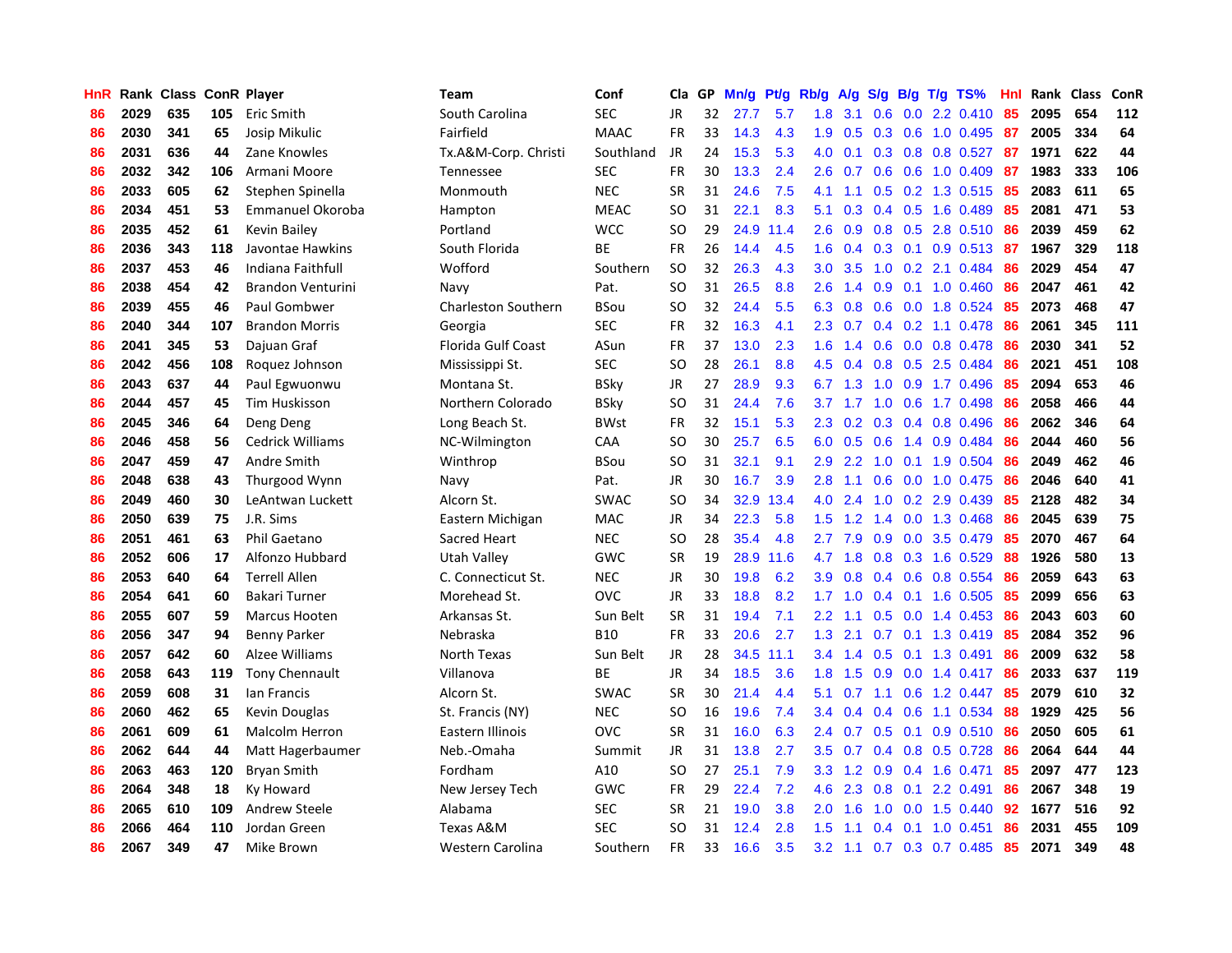| HnR | Rank | Class | ConR | Player | Team | Conf | Cla | GP | Mn/g | Pt/g | Rb/g | A/g | S/g | B/g | T/g | TS% | HnI | Rank | Class | ConR |
|---|---|---|---|---|---|---|---|---|---|---|---|---|---|---|---|---|---|---|---|---|
| 86 | 2029 | 635 | 105 | Eric Smith | South Carolina | SEC | JR | 32 | 27.7 | 5.7 | 1.8 | 3.1 | 0.6 | 0.0 | 2.2 | 0.410 | 85 | 2095 | 654 | 112 |
| 86 | 2030 | 341 | 65 | Josip Mikulic | Fairfield | MAAC | FR | 33 | 14.3 | 4.3 | 1.9 | 0.5 | 0.3 | 0.6 | 1.0 | 0.495 | 87 | 2005 | 334 | 64 |
| 86 | 2031 | 636 | 44 | Zane Knowles | Tx.A&M-Corp. Christi | Southland | JR | 24 | 15.3 | 5.3 | 4.0 | 0.1 | 0.3 | 0.8 | 0.8 | 0.527 | 87 | 1971 | 622 | 44 |
| 86 | 2032 | 342 | 106 | Armani Moore | Tennessee | SEC | FR | 30 | 13.3 | 2.4 | 2.6 | 0.7 | 0.6 | 0.6 | 1.0 | 0.409 | 87 | 1983 | 333 | 106 |
| 86 | 2033 | 605 | 62 | Stephen Spinella | Monmouth | NEC | SR | 31 | 24.6 | 7.5 | 4.1 | 1.1 | 0.5 | 0.2 | 1.3 | 0.515 | 85 | 2083 | 611 | 65 |
| 86 | 2034 | 451 | 53 | Emmanuel Okoroba | Hampton | MEAC | SO | 31 | 22.1 | 8.3 | 5.1 | 0.3 | 0.4 | 0.5 | 1.6 | 0.489 | 85 | 2081 | 471 | 53 |
| 86 | 2035 | 452 | 61 | Kevin Bailey | Portland | WCC | SO | 29 | 24.9 | 11.4 | 2.6 | 0.9 | 0.8 | 0.5 | 2.8 | 0.510 | 86 | 2039 | 459 | 62 |
| 86 | 2036 | 343 | 118 | Javontae Hawkins | South Florida | BE | FR | 26 | 14.4 | 4.5 | 1.6 | 0.4 | 0.3 | 0.1 | 0.9 | 0.513 | 87 | 1967 | 329 | 118 |
| 86 | 2037 | 453 | 46 | Indiana Faithfull | Wofford | Southern | SO | 32 | 26.3 | 4.3 | 3.0 | 3.5 | 1.0 | 0.2 | 2.1 | 0.484 | 86 | 2029 | 454 | 47 |
| 86 | 2038 | 454 | 42 | Brandon Venturini | Navy | Pat. | SO | 31 | 26.5 | 8.8 | 2.6 | 1.4 | 0.9 | 0.1 | 1.0 | 0.460 | 86 | 2047 | 461 | 42 |
| 86 | 2039 | 455 | 46 | Paul Gombwer | Charleston Southern | BSou | SO | 32 | 24.4 | 5.5 | 6.3 | 0.8 | 0.6 | 0.0 | 1.8 | 0.524 | 85 | 2073 | 468 | 47 |
| 86 | 2040 | 344 | 107 | Brandon Morris | Georgia | SEC | FR | 32 | 16.3 | 4.1 | 2.3 | 0.7 | 0.4 | 0.2 | 1.1 | 0.478 | 86 | 2061 | 345 | 111 |
| 86 | 2041 | 345 | 53 | Dajuan Graf | Florida Gulf Coast | ASun | FR | 37 | 13.0 | 2.3 | 1.6 | 1.4 | 0.6 | 0.0 | 0.8 | 0.478 | 86 | 2030 | 341 | 52 |
| 86 | 2042 | 456 | 108 | Roquez Johnson | Mississippi St. | SEC | SO | 28 | 26.1 | 8.8 | 4.5 | 0.4 | 0.8 | 0.5 | 2.5 | 0.484 | 86 | 2021 | 451 | 108 |
| 86 | 2043 | 637 | 44 | Paul Egwuonwu | Montana St. | BSky | JR | 27 | 28.9 | 9.3 | 6.7 | 1.3 | 1.0 | 0.9 | 1.7 | 0.496 | 85 | 2094 | 653 | 46 |
| 86 | 2044 | 457 | 45 | Tim Huskisson | Northern Colorado | BSky | SO | 31 | 24.4 | 7.6 | 3.7 | 1.7 | 1.0 | 0.6 | 1.7 | 0.498 | 86 | 2058 | 466 | 44 |
| 86 | 2045 | 346 | 64 | Deng Deng | Long Beach St. | BWst | FR | 32 | 15.1 | 5.3 | 2.3 | 0.2 | 0.3 | 0.4 | 0.8 | 0.496 | 86 | 2062 | 346 | 64 |
| 86 | 2046 | 458 | 56 | Cedrick Williams | NC-Wilmington | CAA | SO | 30 | 25.7 | 6.5 | 6.0 | 0.5 | 0.6 | 1.4 | 0.9 | 0.484 | 86 | 2044 | 460 | 56 |
| 86 | 2047 | 459 | 47 | Andre Smith | Winthrop | BSou | SO | 31 | 32.1 | 9.1 | 2.9 | 2.2 | 1.0 | 0.1 | 1.9 | 0.504 | 86 | 2049 | 462 | 46 |
| 86 | 2048 | 638 | 43 | Thurgood Wynn | Navy | Pat. | JR | 30 | 16.7 | 3.9 | 2.8 | 1.1 | 0.6 | 0.0 | 1.0 | 0.475 | 86 | 2046 | 640 | 41 |
| 86 | 2049 | 460 | 30 | LeAntwan Luckett | Alcorn St. | SWAC | SO | 34 | 32.9 | 13.4 | 4.0 | 2.4 | 1.0 | 0.2 | 2.9 | 0.439 | 85 | 2128 | 482 | 34 |
| 86 | 2050 | 639 | 75 | J.R. Sims | Eastern Michigan | MAC | JR | 34 | 22.3 | 5.8 | 1.5 | 1.2 | 1.4 | 0.0 | 1.3 | 0.468 | 86 | 2045 | 639 | 75 |
| 86 | 2051 | 461 | 63 | Phil Gaetano | Sacred Heart | NEC | SO | 28 | 35.4 | 4.8 | 2.7 | 7.9 | 0.9 | 0.0 | 3.5 | 0.479 | 85 | 2070 | 467 | 64 |
| 86 | 2052 | 606 | 17 | Alfonzo Hubbard | Utah Valley | GWC | SR | 19 | 28.9 | 11.6 | 4.7 | 1.8 | 0.8 | 0.3 | 1.6 | 0.529 | 88 | 1926 | 580 | 13 |
| 86 | 2053 | 640 | 64 | Terrell Allen | C. Connecticut St. | NEC | JR | 30 | 19.8 | 6.2 | 3.9 | 0.8 | 0.4 | 0.6 | 0.8 | 0.554 | 86 | 2059 | 643 | 63 |
| 86 | 2054 | 641 | 60 | Bakari Turner | Morehead St. | OVC | JR | 33 | 18.8 | 8.2 | 1.7 | 1.0 | 0.4 | 0.1 | 1.6 | 0.505 | 85 | 2099 | 656 | 63 |
| 86 | 2055 | 607 | 59 | Marcus Hooten | Arkansas St. | Sun Belt | SR | 31 | 19.4 | 7.1 | 2.2 | 1.1 | 0.5 | 0.0 | 1.4 | 0.453 | 86 | 2043 | 603 | 60 |
| 86 | 2056 | 347 | 94 | Benny Parker | Nebraska | B10 | FR | 33 | 20.6 | 2.7 | 1.3 | 2.1 | 0.7 | 0.1 | 1.3 | 0.419 | 85 | 2084 | 352 | 96 |
| 86 | 2057 | 642 | 60 | Alzee Williams | North Texas | Sun Belt | JR | 28 | 34.5 | 11.1 | 3.4 | 1.4 | 0.5 | 0.1 | 1.3 | 0.491 | 86 | 2009 | 632 | 58 |
| 86 | 2058 | 643 | 119 | Tony Chennault | Villanova | BE | JR | 34 | 18.5 | 3.6 | 1.8 | 1.5 | 0.9 | 0.0 | 1.4 | 0.417 | 86 | 2033 | 637 | 119 |
| 86 | 2059 | 608 | 31 | Ian Francis | Alcorn St. | SWAC | SR | 30 | 21.4 | 4.4 | 5.1 | 0.7 | 1.1 | 0.6 | 1.2 | 0.447 | 85 | 2079 | 610 | 32 |
| 86 | 2060 | 462 | 65 | Kevin Douglas | St. Francis (NY) | NEC | SO | 16 | 19.6 | 7.4 | 3.4 | 0.4 | 0.4 | 0.6 | 1.1 | 0.534 | 88 | 1929 | 425 | 56 |
| 86 | 2061 | 609 | 61 | Malcolm Herron | Eastern Illinois | OVC | SR | 31 | 16.0 | 6.3 | 2.4 | 0.7 | 0.5 | 0.1 | 0.9 | 0.510 | 86 | 2050 | 605 | 61 |
| 86 | 2062 | 644 | 44 | Matt Hagerbaumer | Neb.-Omaha | Summit | JR | 31 | 13.8 | 2.7 | 3.5 | 0.7 | 0.4 | 0.8 | 0.5 | 0.728 | 86 | 2064 | 644 | 44 |
| 86 | 2063 | 463 | 120 | Bryan Smith | Fordham | A10 | SO | 27 | 25.1 | 7.9 | 3.3 | 1.2 | 0.9 | 0.4 | 1.6 | 0.471 | 85 | 2097 | 477 | 123 |
| 86 | 2064 | 348 | 18 | Ky Howard | New Jersey Tech | GWC | FR | 29 | 22.4 | 7.2 | 4.6 | 2.3 | 0.8 | 0.1 | 2.2 | 0.491 | 86 | 2067 | 348 | 19 |
| 86 | 2065 | 610 | 109 | Andrew Steele | Alabama | SEC | SR | 21 | 19.0 | 3.8 | 2.0 | 1.6 | 1.0 | 0.0 | 1.5 | 0.440 | 92 | 1677 | 516 | 92 |
| 86 | 2066 | 464 | 110 | Jordan Green | Texas A&M | SEC | SO | 31 | 12.4 | 2.8 | 1.5 | 1.1 | 0.4 | 0.1 | 1.0 | 0.451 | 86 | 2031 | 455 | 109 |
| 86 | 2067 | 349 | 47 | Mike Brown | Western Carolina | Southern | FR | 33 | 16.6 | 3.5 | 3.2 | 1.1 | 0.7 | 0.3 | 0.7 | 0.485 | 85 | 2071 | 349 | 48 |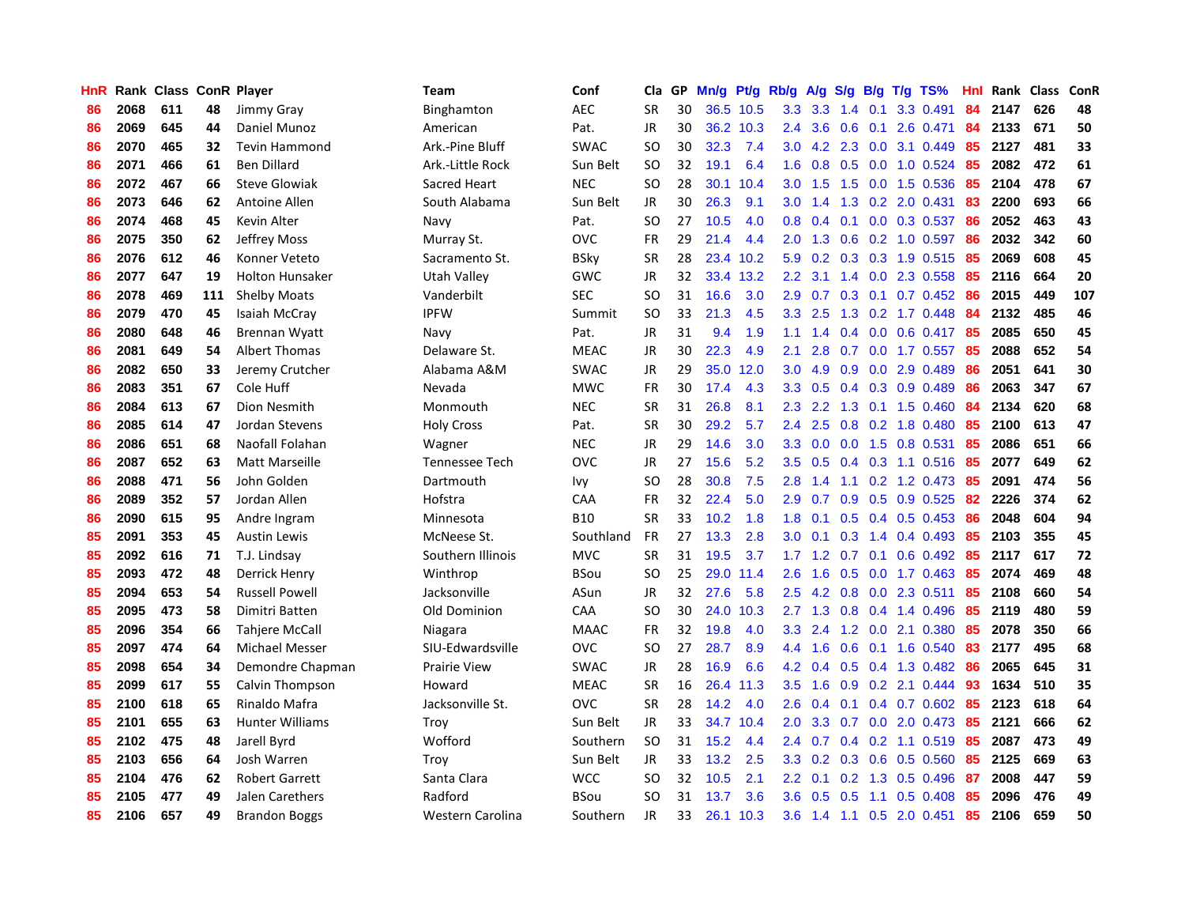| HnR | Rank | Class | ConR | Player | Team | Conf | Cla | GP | Mn/g | Pt/g | Rb/g | A/g | S/g | B/g | T/g | TS% | HnI | Rank | Class | ConR |
|---|---|---|---|---|---|---|---|---|---|---|---|---|---|---|---|---|---|---|---|---|
| 86 | 2068 | 611 | 48 | Jimmy Gray | Binghamton | AEC | SR | 30 | 36.5 | 10.5 | 3.3 | 3.3 | 1.4 | 0.1 | 3.3 | 0.491 | 84 | 2147 | 626 | 48 |
| 86 | 2069 | 645 | 44 | Daniel Munoz | American | Pat. | JR | 30 | 36.2 | 10.3 | 2.4 | 3.6 | 0.6 | 0.1 | 2.6 | 0.471 | 84 | 2133 | 671 | 50 |
| 86 | 2070 | 465 | 32 | Tevin Hammond | Ark.-Pine Bluff | SWAC | SO | 30 | 32.3 | 7.4 | 3.0 | 4.2 | 2.3 | 0.0 | 3.1 | 0.449 | 85 | 2127 | 481 | 33 |
| 86 | 2071 | 466 | 61 | Ben Dillard | Ark.-Little Rock | Sun Belt | SO | 32 | 19.1 | 6.4 | 1.6 | 0.8 | 0.5 | 0.0 | 1.0 | 0.524 | 85 | 2082 | 472 | 61 |
| 86 | 2072 | 467 | 66 | Steve Glowiak | Sacred Heart | NEC | SO | 28 | 30.1 | 10.4 | 3.0 | 1.5 | 1.5 | 0.0 | 1.5 | 0.536 | 85 | 2104 | 478 | 67 |
| 86 | 2073 | 646 | 62 | Antoine Allen | South Alabama | Sun Belt | JR | 30 | 26.3 | 9.1 | 3.0 | 1.4 | 1.3 | 0.2 | 2.0 | 0.431 | 83 | 2200 | 693 | 66 |
| 86 | 2074 | 468 | 45 | Kevin Alter | Navy | Pat. | SO | 27 | 10.5 | 4.0 | 0.8 | 0.4 | 0.1 | 0.0 | 0.3 | 0.537 | 86 | 2052 | 463 | 43 |
| 86 | 2075 | 350 | 62 | Jeffrey Moss | Murray St. | OVC | FR | 29 | 21.4 | 4.4 | 2.0 | 1.3 | 0.6 | 0.2 | 1.0 | 0.597 | 86 | 2032 | 342 | 60 |
| 86 | 2076 | 612 | 46 | Konner Veteto | Sacramento St. | BSky | SR | 28 | 23.4 | 10.2 | 5.9 | 0.2 | 0.3 | 0.3 | 1.9 | 0.515 | 85 | 2069 | 608 | 45 |
| 86 | 2077 | 647 | 19 | Holton Hunsaker | Utah Valley | GWC | JR | 32 | 33.4 | 13.2 | 2.2 | 3.1 | 1.4 | 0.0 | 2.3 | 0.558 | 85 | 2116 | 664 | 20 |
| 86 | 2078 | 469 | 111 | Shelby Moats | Vanderbilt | SEC | SO | 31 | 16.6 | 3.0 | 2.9 | 0.7 | 0.3 | 0.1 | 0.7 | 0.452 | 86 | 2015 | 449 | 107 |
| 86 | 2079 | 470 | 45 | Isaiah McCray | IPFW | Summit | SO | 33 | 21.3 | 4.5 | 3.3 | 2.5 | 1.3 | 0.2 | 1.7 | 0.448 | 84 | 2132 | 485 | 46 |
| 86 | 2080 | 648 | 46 | Brennan Wyatt | Navy | Pat. | JR | 31 | 9.4 | 1.9 | 1.1 | 1.4 | 0.4 | 0.0 | 0.6 | 0.417 | 85 | 2085 | 650 | 45 |
| 86 | 2081 | 649 | 54 | Albert Thomas | Delaware St. | MEAC | JR | 30 | 22.3 | 4.9 | 2.1 | 2.8 | 0.7 | 0.0 | 1.7 | 0.557 | 85 | 2088 | 652 | 54 |
| 86 | 2082 | 650 | 33 | Jeremy Crutcher | Alabama A&M | SWAC | JR | 29 | 35.0 | 12.0 | 3.0 | 4.9 | 0.9 | 0.0 | 2.9 | 0.489 | 86 | 2051 | 641 | 30 |
| 86 | 2083 | 351 | 67 | Cole Huff | Nevada | MWC | FR | 30 | 17.4 | 4.3 | 3.3 | 0.5 | 0.4 | 0.3 | 0.9 | 0.489 | 86 | 2063 | 347 | 67 |
| 86 | 2084 | 613 | 67 | Dion Nesmith | Monmouth | NEC | SR | 31 | 26.8 | 8.1 | 2.3 | 2.2 | 1.3 | 0.1 | 1.5 | 0.460 | 84 | 2134 | 620 | 68 |
| 86 | 2085 | 614 | 47 | Jordan Stevens | Holy Cross | Pat. | SR | 30 | 29.2 | 5.7 | 2.4 | 2.5 | 0.8 | 0.2 | 1.8 | 0.480 | 85 | 2100 | 613 | 47 |
| 86 | 2086 | 651 | 68 | Naofall Folahan | Wagner | NEC | JR | 29 | 14.6 | 3.0 | 3.3 | 0.0 | 0.0 | 1.5 | 0.8 | 0.531 | 85 | 2086 | 651 | 66 |
| 86 | 2087 | 652 | 63 | Matt Marseille | Tennessee Tech | OVC | JR | 27 | 15.6 | 5.2 | 3.5 | 0.5 | 0.4 | 0.3 | 1.1 | 0.516 | 85 | 2077 | 649 | 62 |
| 86 | 2088 | 471 | 56 | John Golden | Dartmouth | Ivy | SO | 28 | 30.8 | 7.5 | 2.8 | 1.4 | 1.1 | 0.2 | 1.2 | 0.473 | 85 | 2091 | 474 | 56 |
| 86 | 2089 | 352 | 57 | Jordan Allen | Hofstra | CAA | FR | 32 | 22.4 | 5.0 | 2.9 | 0.7 | 0.9 | 0.5 | 0.9 | 0.525 | 82 | 2226 | 374 | 62 |
| 86 | 2090 | 615 | 95 | Andre Ingram | Minnesota | B10 | SR | 33 | 10.2 | 1.8 | 1.8 | 0.1 | 0.5 | 0.4 | 0.5 | 0.453 | 86 | 2048 | 604 | 94 |
| 85 | 2091 | 353 | 45 | Austin Lewis | McNeese St. | Southland | FR | 27 | 13.3 | 2.8 | 3.0 | 0.1 | 0.3 | 1.4 | 0.4 | 0.493 | 85 | 2103 | 355 | 45 |
| 85 | 2092 | 616 | 71 | T.J. Lindsay | Southern Illinois | MVC | SR | 31 | 19.5 | 3.7 | 1.7 | 1.2 | 0.7 | 0.1 | 0.6 | 0.492 | 85 | 2117 | 617 | 72 |
| 85 | 2093 | 472 | 48 | Derrick Henry | Winthrop | BSou | SO | 25 | 29.0 | 11.4 | 2.6 | 1.6 | 0.5 | 0.0 | 1.7 | 0.463 | 85 | 2074 | 469 | 48 |
| 85 | 2094 | 653 | 54 | Russell Powell | Jacksonville | ASun | JR | 32 | 27.6 | 5.8 | 2.5 | 4.2 | 0.8 | 0.0 | 2.3 | 0.511 | 85 | 2108 | 660 | 54 |
| 85 | 2095 | 473 | 58 | Dimitri Batten | Old Dominion | CAA | SO | 30 | 24.0 | 10.3 | 2.7 | 1.3 | 0.8 | 0.4 | 1.4 | 0.496 | 85 | 2119 | 480 | 59 |
| 85 | 2096 | 354 | 66 | Tahjere McCall | Niagara | MAAC | FR | 32 | 19.8 | 4.0 | 3.3 | 2.4 | 1.2 | 0.0 | 2.1 | 0.380 | 85 | 2078 | 350 | 66 |
| 85 | 2097 | 474 | 64 | Michael Messer | SIU-Edwardsville | OVC | SO | 27 | 28.7 | 8.9 | 4.4 | 1.6 | 0.6 | 0.1 | 1.6 | 0.540 | 83 | 2177 | 495 | 68 |
| 85 | 2098 | 654 | 34 | Demondre Chapman | Prairie View | SWAC | JR | 28 | 16.9 | 6.6 | 4.2 | 0.4 | 0.5 | 0.4 | 1.3 | 0.482 | 86 | 2065 | 645 | 31 |
| 85 | 2099 | 617 | 55 | Calvin Thompson | Howard | MEAC | SR | 16 | 26.4 | 11.3 | 3.5 | 1.6 | 0.9 | 0.2 | 2.1 | 0.444 | 93 | 1634 | 510 | 35 |
| 85 | 2100 | 618 | 65 | Rinaldo Mafra | Jacksonville St. | OVC | SR | 28 | 14.2 | 4.0 | 2.6 | 0.4 | 0.1 | 0.4 | 0.7 | 0.602 | 85 | 2123 | 618 | 64 |
| 85 | 2101 | 655 | 63 | Hunter Williams | Troy | Sun Belt | JR | 33 | 34.7 | 10.4 | 2.0 | 3.3 | 0.7 | 0.0 | 2.0 | 0.473 | 85 | 2121 | 666 | 62 |
| 85 | 2102 | 475 | 48 | Jarell Byrd | Wofford | Southern | SO | 31 | 15.2 | 4.4 | 2.4 | 0.7 | 0.4 | 0.2 | 1.1 | 0.519 | 85 | 2087 | 473 | 49 |
| 85 | 2103 | 656 | 64 | Josh Warren | Troy | Sun Belt | JR | 33 | 13.2 | 2.5 | 3.3 | 0.2 | 0.3 | 0.6 | 0.5 | 0.560 | 85 | 2125 | 669 | 63 |
| 85 | 2104 | 476 | 62 | Robert Garrett | Santa Clara | WCC | SO | 32 | 10.5 | 2.1 | 2.2 | 0.1 | 0.2 | 1.3 | 0.5 | 0.496 | 87 | 2008 | 447 | 59 |
| 85 | 2105 | 477 | 49 | Jalen Carethers | Radford | BSou | SO | 31 | 13.7 | 3.6 | 3.6 | 0.5 | 0.5 | 1.1 | 0.5 | 0.408 | 85 | 2096 | 476 | 49 |
| 85 | 2106 | 657 | 49 | Brandon Boggs | Western Carolina | Southern | JR | 33 | 26.1 | 10.3 | 3.6 | 1.4 | 1.1 | 0.5 | 2.0 | 0.451 | 85 | 2106 | 659 | 50 |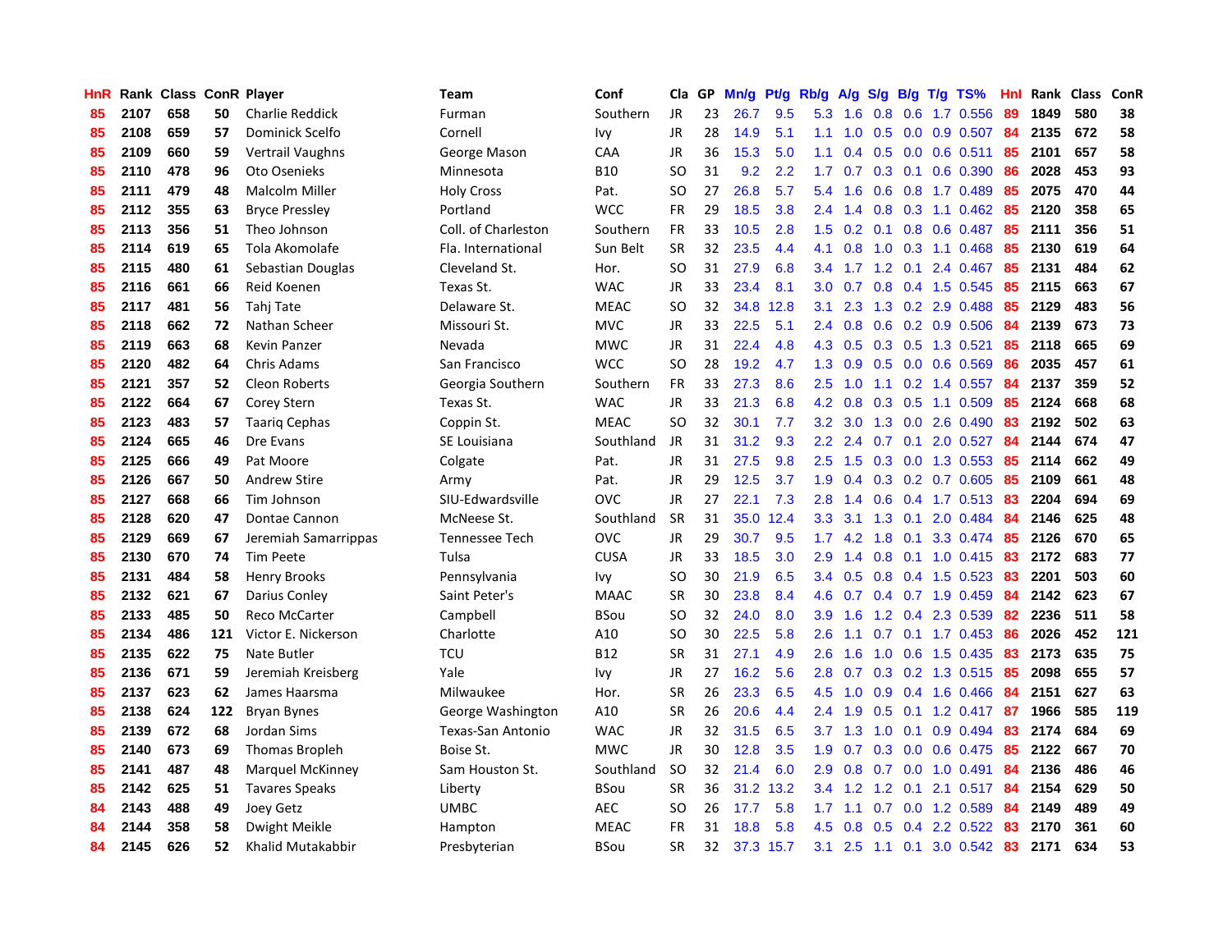| HnR | Rank | Class | ConR | Player | Team | Conf | Cla | GP | Mn/g | Pt/g | Rb/g | A/g | S/g | B/g | T/g | TS% | HnI | Rank | Class | ConR |
|---|---|---|---|---|---|---|---|---|---|---|---|---|---|---|---|---|---|---|---|---|
| 85 | 2107 | 658 | 50 | Charlie Reddick | Furman | Southern | JR | 23 | 26.7 | 9.5 | 5.3 | 1.6 | 0.8 | 0.6 | 1.7 | 0.556 | 89 | 1849 | 580 | 38 |
| 85 | 2108 | 659 | 57 | Dominick Scelfo | Cornell | Ivy | JR | 28 | 14.9 | 5.1 | 1.1 | 1.0 | 0.5 | 0.0 | 0.9 | 0.507 | 84 | 2135 | 672 | 58 |
| 85 | 2109 | 660 | 59 | Vertrail Vaughns | George Mason | CAA | JR | 36 | 15.3 | 5.0 | 1.1 | 0.4 | 0.5 | 0.0 | 0.6 | 0.511 | 85 | 2101 | 657 | 58 |
| 85 | 2110 | 478 | 96 | Oto Osenieks | Minnesota | B10 | SO | 31 | 9.2 | 2.2 | 1.7 | 0.7 | 0.3 | 0.1 | 0.6 | 0.390 | 86 | 2028 | 453 | 93 |
| 85 | 2111 | 479 | 48 | Malcolm Miller | Holy Cross | Pat. | SO | 27 | 26.8 | 5.7 | 5.4 | 1.6 | 0.6 | 0.8 | 1.7 | 0.489 | 85 | 2075 | 470 | 44 |
| 85 | 2112 | 355 | 63 | Bryce Pressley | Portland | WCC | FR | 29 | 18.5 | 3.8 | 2.4 | 1.4 | 0.8 | 0.3 | 1.1 | 0.462 | 85 | 2120 | 358 | 65 |
| 85 | 2113 | 356 | 51 | Theo Johnson | Coll. of Charleston | Southern | FR | 33 | 10.5 | 2.8 | 1.5 | 0.2 | 0.1 | 0.8 | 0.6 | 0.487 | 85 | 2111 | 356 | 51 |
| 85 | 2114 | 619 | 65 | Tola Akomolafe | Fla. International | Sun Belt | SR | 32 | 23.5 | 4.4 | 4.1 | 0.8 | 1.0 | 0.3 | 1.1 | 0.468 | 85 | 2130 | 619 | 64 |
| 85 | 2115 | 480 | 61 | Sebastian Douglas | Cleveland St. | Hor. | SO | 31 | 27.9 | 6.8 | 3.4 | 1.7 | 1.2 | 0.1 | 2.4 | 0.467 | 85 | 2131 | 484 | 62 |
| 85 | 2116 | 661 | 66 | Reid Koenen | Texas St. | WAC | JR | 33 | 23.4 | 8.1 | 3.0 | 0.7 | 0.8 | 0.4 | 1.5 | 0.545 | 85 | 2115 | 663 | 67 |
| 85 | 2117 | 481 | 56 | Tahj Tate | Delaware St. | MEAC | SO | 32 | 34.8 | 12.8 | 3.1 | 2.3 | 1.3 | 0.2 | 2.9 | 0.488 | 85 | 2129 | 483 | 56 |
| 85 | 2118 | 662 | 72 | Nathan Scheer | Missouri St. | MVC | JR | 33 | 22.5 | 5.1 | 2.4 | 0.8 | 0.6 | 0.2 | 0.9 | 0.506 | 84 | 2139 | 673 | 73 |
| 85 | 2119 | 663 | 68 | Kevin Panzer | Nevada | MWC | JR | 31 | 22.4 | 4.8 | 4.3 | 0.5 | 0.3 | 0.5 | 1.3 | 0.521 | 85 | 2118 | 665 | 69 |
| 85 | 2120 | 482 | 64 | Chris Adams | San Francisco | WCC | SO | 28 | 19.2 | 4.7 | 1.3 | 0.9 | 0.5 | 0.0 | 0.6 | 0.569 | 86 | 2035 | 457 | 61 |
| 85 | 2121 | 357 | 52 | Cleon Roberts | Georgia Southern | Southern | FR | 33 | 27.3 | 8.6 | 2.5 | 1.0 | 1.1 | 0.2 | 1.4 | 0.557 | 84 | 2137 | 359 | 52 |
| 85 | 2122 | 664 | 67 | Corey Stern | Texas St. | WAC | JR | 33 | 21.3 | 6.8 | 4.2 | 0.8 | 0.3 | 0.5 | 1.1 | 0.509 | 85 | 2124 | 668 | 68 |
| 85 | 2123 | 483 | 57 | Taariq Cephas | Coppin St. | MEAC | SO | 32 | 30.1 | 7.7 | 3.2 | 3.0 | 1.3 | 0.0 | 2.6 | 0.490 | 83 | 2192 | 502 | 63 |
| 85 | 2124 | 665 | 46 | Dre Evans | SE Louisiana | Southland | JR | 31 | 31.2 | 9.3 | 2.2 | 2.4 | 0.7 | 0.1 | 2.0 | 0.527 | 84 | 2144 | 674 | 47 |
| 85 | 2125 | 666 | 49 | Pat Moore | Colgate | Pat. | JR | 31 | 27.5 | 9.8 | 2.5 | 1.5 | 0.3 | 0.0 | 1.3 | 0.553 | 85 | 2114 | 662 | 49 |
| 85 | 2126 | 667 | 50 | Andrew Stire | Army | Pat. | JR | 29 | 12.5 | 3.7 | 1.9 | 0.4 | 0.3 | 0.2 | 0.7 | 0.605 | 85 | 2109 | 661 | 48 |
| 85 | 2127 | 668 | 66 | Tim Johnson | SIU-Edwardsville | OVC | JR | 27 | 22.1 | 7.3 | 2.8 | 1.4 | 0.6 | 0.4 | 1.7 | 0.513 | 83 | 2204 | 694 | 69 |
| 85 | 2128 | 620 | 47 | Dontae Cannon | McNeese St. | Southland | SR | 31 | 35.0 | 12.4 | 3.3 | 3.1 | 1.3 | 0.1 | 2.0 | 0.484 | 84 | 2146 | 625 | 48 |
| 85 | 2129 | 669 | 67 | Jeremiah Samarrippas | Tennessee Tech | OVC | JR | 29 | 30.7 | 9.5 | 1.7 | 4.2 | 1.8 | 0.1 | 3.3 | 0.474 | 85 | 2126 | 670 | 65 |
| 85 | 2130 | 670 | 74 | Tim Peete | Tulsa | CUSA | JR | 33 | 18.5 | 3.0 | 2.9 | 1.4 | 0.8 | 0.1 | 1.0 | 0.415 | 83 | 2172 | 683 | 77 |
| 85 | 2131 | 484 | 58 | Henry Brooks | Pennsylvania | Ivy | SO | 30 | 21.9 | 6.5 | 3.4 | 0.5 | 0.8 | 0.4 | 1.5 | 0.523 | 83 | 2201 | 503 | 60 |
| 85 | 2132 | 621 | 67 | Darius Conley | Saint Peter's | MAAC | SR | 30 | 23.8 | 8.4 | 4.6 | 0.7 | 0.4 | 0.7 | 1.9 | 0.459 | 84 | 2142 | 623 | 67 |
| 85 | 2133 | 485 | 50 | Reco McCarter | Campbell | BSou | SO | 32 | 24.0 | 8.0 | 3.9 | 1.6 | 1.2 | 0.4 | 2.3 | 0.539 | 82 | 2236 | 511 | 58 |
| 85 | 2134 | 486 | 121 | Victor E. Nickerson | Charlotte | A10 | SO | 30 | 22.5 | 5.8 | 2.6 | 1.1 | 0.7 | 0.1 | 1.7 | 0.453 | 86 | 2026 | 452 | 121 |
| 85 | 2135 | 622 | 75 | Nate Butler | TCU | B12 | SR | 31 | 27.1 | 4.9 | 2.6 | 1.6 | 1.0 | 0.6 | 1.5 | 0.435 | 83 | 2173 | 635 | 75 |
| 85 | 2136 | 671 | 59 | Jeremiah Kreisberg | Yale | Ivy | JR | 27 | 16.2 | 5.6 | 2.8 | 0.7 | 0.3 | 0.2 | 1.3 | 0.515 | 85 | 2098 | 655 | 57 |
| 85 | 2137 | 623 | 62 | James Haarsma | Milwaukee | Hor. | SR | 26 | 23.3 | 6.5 | 4.5 | 1.0 | 0.9 | 0.4 | 1.6 | 0.466 | 84 | 2151 | 627 | 63 |
| 85 | 2138 | 624 | 122 | Bryan Bynes | George Washington | A10 | SR | 26 | 20.6 | 4.4 | 2.4 | 1.9 | 0.5 | 0.1 | 1.2 | 0.417 | 87 | 1966 | 585 | 119 |
| 85 | 2139 | 672 | 68 | Jordan Sims | Texas-San Antonio | WAC | JR | 32 | 31.5 | 6.5 | 3.7 | 1.3 | 1.0 | 0.1 | 0.9 | 0.494 | 83 | 2174 | 684 | 69 |
| 85 | 2140 | 673 | 69 | Thomas Bropleh | Boise St. | MWC | JR | 30 | 12.8 | 3.5 | 1.9 | 0.7 | 0.3 | 0.0 | 0.6 | 0.475 | 85 | 2122 | 667 | 70 |
| 85 | 2141 | 487 | 48 | Marquel McKinney | Sam Houston St. | Southland | SO | 32 | 21.4 | 6.0 | 2.9 | 0.8 | 0.7 | 0.0 | 1.0 | 0.491 | 84 | 2136 | 486 | 46 |
| 85 | 2142 | 625 | 51 | Tavares Speaks | Liberty | BSou | SR | 36 | 31.2 | 13.2 | 3.4 | 1.2 | 1.2 | 0.1 | 2.1 | 0.517 | 84 | 2154 | 629 | 50 |
| 84 | 2143 | 488 | 49 | Joey Getz | UMBC | AEC | SO | 26 | 17.7 | 5.8 | 1.7 | 1.1 | 0.7 | 0.0 | 1.2 | 0.589 | 84 | 2149 | 489 | 49 |
| 84 | 2144 | 358 | 58 | Dwight Meikle | Hampton | MEAC | FR | 31 | 18.8 | 5.8 | 4.5 | 0.8 | 0.5 | 0.4 | 2.2 | 0.522 | 83 | 2170 | 361 | 60 |
| 84 | 2145 | 626 | 52 | Khalid Mutakabbir | Presbyterian | BSou | SR | 32 | 37.3 | 15.7 | 3.1 | 2.5 | 1.1 | 0.1 | 3.0 | 0.542 | 83 | 2171 | 634 | 53 |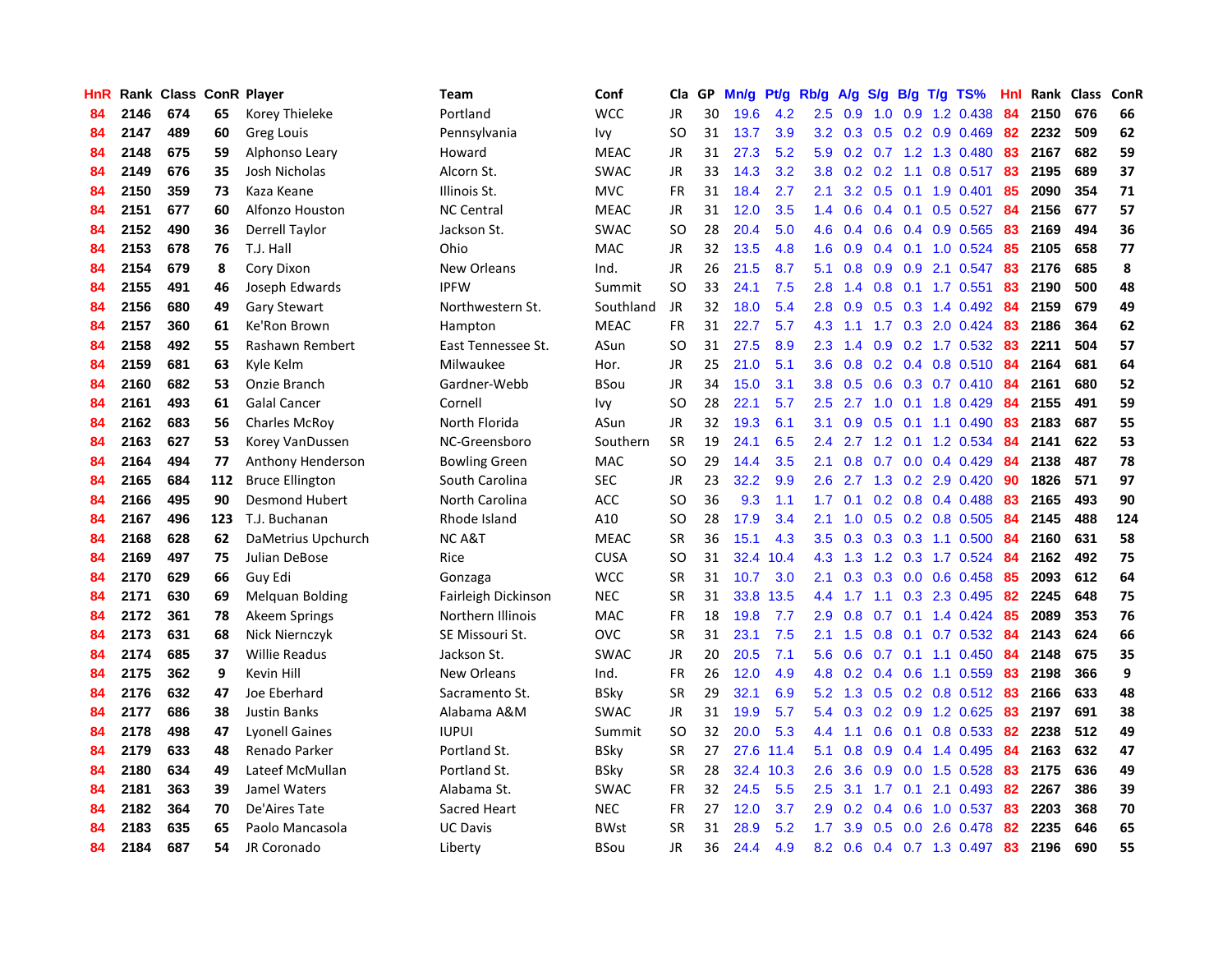| HnR | Rank | Class | ConR | Player | Team | Conf | Cla | GP | Mn/g | Pt/g | Rb/g | A/g | S/g | B/g | T/g | TS% | HnI | Rank | Class | ConR |
|---|---|---|---|---|---|---|---|---|---|---|---|---|---|---|---|---|---|---|---|---|
| 84 | 2146 | 674 | 65 | Korey Thieleke | Portland | WCC | JR | 30 | 19.6 | 4.2 | 2.5 | 0.9 | 1.0 | 0.9 | 1.2 | 0.438 | 84 | 2150 | 676 | 66 |
| 84 | 2147 | 489 | 60 | Greg Louis | Pennsylvania | Ivy | SO | 31 | 13.7 | 3.9 | 3.2 | 0.3 | 0.5 | 0.2 | 0.9 | 0.469 | 82 | 2232 | 509 | 62 |
| 84 | 2148 | 675 | 59 | Alphonso Leary | Howard | MEAC | JR | 31 | 27.3 | 5.2 | 5.9 | 0.2 | 0.7 | 1.2 | 1.3 | 0.480 | 83 | 2167 | 682 | 59 |
| 84 | 2149 | 676 | 35 | Josh Nicholas | Alcorn St. | SWAC | JR | 33 | 14.3 | 3.2 | 3.8 | 0.2 | 0.2 | 1.1 | 0.8 | 0.517 | 83 | 2195 | 689 | 37 |
| 84 | 2150 | 359 | 73 | Kaza Keane | Illinois St. | MVC | FR | 31 | 18.4 | 2.7 | 2.1 | 3.2 | 0.5 | 0.1 | 1.9 | 0.401 | 85 | 2090 | 354 | 71 |
| 84 | 2151 | 677 | 60 | Alfonzo Houston | NC Central | MEAC | JR | 31 | 12.0 | 3.5 | 1.4 | 0.6 | 0.4 | 0.1 | 0.5 | 0.527 | 84 | 2156 | 677 | 57 |
| 84 | 2152 | 490 | 36 | Derrell Taylor | Jackson St. | SWAC | SO | 28 | 20.4 | 5.0 | 4.6 | 0.4 | 0.6 | 0.4 | 0.9 | 0.565 | 83 | 2169 | 494 | 36 |
| 84 | 2153 | 678 | 76 | T.J. Hall | Ohio | MAC | JR | 32 | 13.5 | 4.8 | 1.6 | 0.9 | 0.4 | 0.1 | 1.0 | 0.524 | 85 | 2105 | 658 | 77 |
| 84 | 2154 | 679 | 8 | Cory Dixon | New Orleans | Ind. | JR | 26 | 21.5 | 8.7 | 5.1 | 0.8 | 0.9 | 0.9 | 2.1 | 0.547 | 83 | 2176 | 685 | 8 |
| 84 | 2155 | 491 | 46 | Joseph Edwards | IPFW | Summit | SO | 33 | 24.1 | 7.5 | 2.8 | 1.4 | 0.8 | 0.1 | 1.7 | 0.551 | 83 | 2190 | 500 | 48 |
| 84 | 2156 | 680 | 49 | Gary Stewart | Northwestern St. | Southland | JR | 32 | 18.0 | 5.4 | 2.8 | 0.9 | 0.5 | 0.3 | 1.4 | 0.492 | 84 | 2159 | 679 | 49 |
| 84 | 2157 | 360 | 61 | Ke'Ron Brown | Hampton | MEAC | FR | 31 | 22.7 | 5.7 | 4.3 | 1.1 | 1.7 | 0.3 | 2.0 | 0.424 | 83 | 2186 | 364 | 62 |
| 84 | 2158 | 492 | 55 | Rashawn Rembert | East Tennessee St. | ASun | SO | 31 | 27.5 | 8.9 | 2.3 | 1.4 | 0.9 | 0.2 | 1.7 | 0.532 | 83 | 2211 | 504 | 57 |
| 84 | 2159 | 681 | 63 | Kyle Kelm | Milwaukee | Hor. | JR | 25 | 21.0 | 5.1 | 3.6 | 0.8 | 0.2 | 0.4 | 0.8 | 0.510 | 84 | 2164 | 681 | 64 |
| 84 | 2160 | 682 | 53 | Onzie Branch | Gardner-Webb | BSou | JR | 34 | 15.0 | 3.1 | 3.8 | 0.5 | 0.6 | 0.3 | 0.7 | 0.410 | 84 | 2161 | 680 | 52 |
| 84 | 2161 | 493 | 61 | Galal Cancer | Cornell | Ivy | SO | 28 | 22.1 | 5.7 | 2.5 | 2.7 | 1.0 | 0.1 | 1.8 | 0.429 | 84 | 2155 | 491 | 59 |
| 84 | 2162 | 683 | 56 | Charles McRoy | North Florida | ASun | JR | 32 | 19.3 | 6.1 | 3.1 | 0.9 | 0.5 | 0.1 | 1.1 | 0.490 | 83 | 2183 | 687 | 55 |
| 84 | 2163 | 627 | 53 | Korey VanDussen | NC-Greensboro | Southern | SR | 19 | 24.1 | 6.5 | 2.4 | 2.7 | 1.2 | 0.1 | 1.2 | 0.534 | 84 | 2141 | 622 | 53 |
| 84 | 2164 | 494 | 77 | Anthony Henderson | Bowling Green | MAC | SO | 29 | 14.4 | 3.5 | 2.1 | 0.8 | 0.7 | 0.0 | 0.4 | 0.429 | 84 | 2138 | 487 | 78 |
| 84 | 2165 | 684 | 112 | Bruce Ellington | South Carolina | SEC | JR | 23 | 32.2 | 9.9 | 2.6 | 2.7 | 1.3 | 0.2 | 2.9 | 0.420 | 90 | 1826 | 571 | 97 |
| 84 | 2166 | 495 | 90 | Desmond Hubert | North Carolina | ACC | SO | 36 | 9.3 | 1.1 | 1.7 | 0.1 | 0.2 | 0.8 | 0.4 | 0.488 | 83 | 2165 | 493 | 90 |
| 84 | 2167 | 496 | 123 | T.J. Buchanan | Rhode Island | A10 | SO | 28 | 17.9 | 3.4 | 2.1 | 1.0 | 0.5 | 0.2 | 0.8 | 0.505 | 84 | 2145 | 488 | 124 |
| 84 | 2168 | 628 | 62 | DaMetrius Upchurch | NC A&T | MEAC | SR | 36 | 15.1 | 4.3 | 3.5 | 0.3 | 0.3 | 0.3 | 1.1 | 0.500 | 84 | 2160 | 631 | 58 |
| 84 | 2169 | 497 | 75 | Julian DeBose | Rice | CUSA | SO | 31 | 32.4 | 10.4 | 4.3 | 1.3 | 1.2 | 0.3 | 1.7 | 0.524 | 84 | 2162 | 492 | 75 |
| 84 | 2170 | 629 | 66 | Guy Edi | Gonzaga | WCC | SR | 31 | 10.7 | 3.0 | 2.1 | 0.3 | 0.3 | 0.0 | 0.6 | 0.458 | 85 | 2093 | 612 | 64 |
| 84 | 2171 | 630 | 69 | Melquan Bolding | Fairleigh Dickinson | NEC | SR | 31 | 33.8 | 13.5 | 4.4 | 1.7 | 1.1 | 0.3 | 2.3 | 0.495 | 82 | 2245 | 648 | 75 |
| 84 | 2172 | 361 | 78 | Akeem Springs | Northern Illinois | MAC | FR | 18 | 19.8 | 7.7 | 2.9 | 0.8 | 0.7 | 0.1 | 1.4 | 0.424 | 85 | 2089 | 353 | 76 |
| 84 | 2173 | 631 | 68 | Nick Niernczyk | SE Missouri St. | OVC | SR | 31 | 23.1 | 7.5 | 2.1 | 1.5 | 0.8 | 0.1 | 0.7 | 0.532 | 84 | 2143 | 624 | 66 |
| 84 | 2174 | 685 | 37 | Willie Readus | Jackson St. | SWAC | JR | 20 | 20.5 | 7.1 | 5.6 | 0.6 | 0.7 | 0.1 | 1.1 | 0.450 | 84 | 2148 | 675 | 35 |
| 84 | 2175 | 362 | 9 | Kevin Hill | New Orleans | Ind. | FR | 26 | 12.0 | 4.9 | 4.8 | 0.2 | 0.4 | 0.6 | 1.1 | 0.559 | 83 | 2198 | 366 | 9 |
| 84 | 2176 | 632 | 47 | Joe Eberhard | Sacramento St. | BSky | SR | 29 | 32.1 | 6.9 | 5.2 | 1.3 | 0.5 | 0.2 | 0.8 | 0.512 | 83 | 2166 | 633 | 48 |
| 84 | 2177 | 686 | 38 | Justin Banks | Alabama A&M | SWAC | JR | 31 | 19.9 | 5.7 | 5.4 | 0.3 | 0.2 | 0.9 | 1.2 | 0.625 | 83 | 2197 | 691 | 38 |
| 84 | 2178 | 498 | 47 | Lyonell Gaines | IUPUI | Summit | SO | 32 | 20.0 | 5.3 | 4.4 | 1.1 | 0.6 | 0.1 | 0.8 | 0.533 | 82 | 2238 | 512 | 49 |
| 84 | 2179 | 633 | 48 | Renado Parker | Portland St. | BSky | SR | 27 | 27.6 | 11.4 | 5.1 | 0.8 | 0.9 | 0.4 | 1.4 | 0.495 | 84 | 2163 | 632 | 47 |
| 84 | 2180 | 634 | 49 | Lateef McMullan | Portland St. | BSky | SR | 28 | 32.4 | 10.3 | 2.6 | 3.6 | 0.9 | 0.0 | 1.5 | 0.528 | 83 | 2175 | 636 | 49 |
| 84 | 2181 | 363 | 39 | Jamel Waters | Alabama St. | SWAC | FR | 32 | 24.5 | 5.5 | 2.5 | 3.1 | 1.7 | 0.1 | 2.1 | 0.493 | 82 | 2267 | 386 | 39 |
| 84 | 2182 | 364 | 70 | De'Aires Tate | Sacred Heart | NEC | FR | 27 | 12.0 | 3.7 | 2.9 | 0.2 | 0.4 | 0.6 | 1.0 | 0.537 | 83 | 2203 | 368 | 70 |
| 84 | 2183 | 635 | 65 | Paolo Mancasola | UC Davis | BWst | SR | 31 | 28.9 | 5.2 | 1.7 | 3.9 | 0.5 | 0.0 | 2.6 | 0.478 | 82 | 2235 | 646 | 65 |
| 84 | 2184 | 687 | 54 | JR Coronado | Liberty | BSou | JR | 36 | 24.4 | 4.9 | 8.2 | 0.6 | 0.4 | 0.7 | 1.3 | 0.497 | 83 | 2196 | 690 | 55 |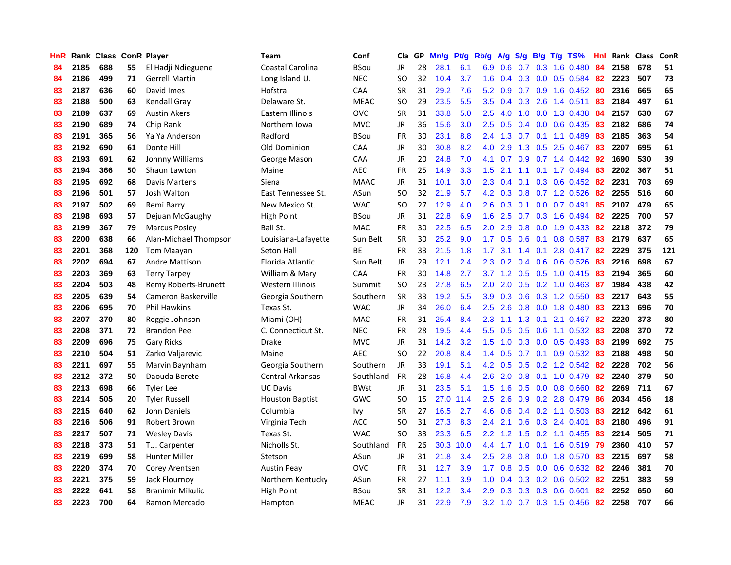| HnR | Rank | Class | ConR | Player | Team | Conf | Cla | GP | Mn/g | Pt/g | Rb/g | A/g | S/g | B/g | T/g | TS% | HnI | Rank | Class | ConR |
|---|---|---|---|---|---|---|---|---|---|---|---|---|---|---|---|---|---|---|---|---|
| 84 | 2185 | 688 | 55 | El Hadji Ndieguene | Coastal Carolina | BSou | JR | 28 | 28.1 | 6.1 | 6.9 | 0.6 | 0.7 | 0.3 | 1.6 | 0.480 | 84 | 2158 | 678 | 51 |
| 84 | 2186 | 499 | 71 | Gerrell Martin | Long Island U. | NEC | SO | 32 | 10.4 | 3.7 | 1.6 | 0.4 | 0.3 | 0.0 | 0.5 | 0.584 | 82 | 2223 | 507 | 73 |
| 83 | 2187 | 636 | 60 | David Imes | Hofstra | CAA | SR | 31 | 29.2 | 7.6 | 5.2 | 0.9 | 0.7 | 0.9 | 1.6 | 0.452 | 80 | 2316 | 665 | 65 |
| 83 | 2188 | 500 | 63 | Kendall Gray | Delaware St. | MEAC | SO | 29 | 23.5 | 5.5 | 3.5 | 0.4 | 0.3 | 2.6 | 1.4 | 0.511 | 83 | 2184 | 497 | 61 |
| 83 | 2189 | 637 | 69 | Austin Akers | Eastern Illinois | OVC | SR | 31 | 33.8 | 5.0 | 2.5 | 4.0 | 1.0 | 0.0 | 1.3 | 0.438 | 84 | 2157 | 630 | 67 |
| 83 | 2190 | 689 | 74 | Chip Rank | Northern Iowa | MVC | JR | 36 | 15.6 | 3.0 | 2.5 | 0.5 | 0.4 | 0.0 | 0.6 | 0.435 | 83 | 2182 | 686 | 74 |
| 83 | 2191 | 365 | 56 | Ya Ya Anderson | Radford | BSou | FR | 30 | 23.1 | 8.8 | 2.4 | 1.3 | 0.7 | 0.1 | 1.1 | 0.489 | 83 | 2185 | 363 | 54 |
| 83 | 2192 | 690 | 61 | Donte Hill | Old Dominion | CAA | JR | 30 | 30.8 | 8.2 | 4.0 | 2.9 | 1.3 | 0.5 | 2.5 | 0.467 | 83 | 2207 | 695 | 61 |
| 83 | 2193 | 691 | 62 | Johnny Williams | George Mason | CAA | JR | 20 | 24.8 | 7.0 | 4.1 | 0.7 | 0.9 | 0.7 | 1.4 | 0.442 | 92 | 1690 | 530 | 39 |
| 83 | 2194 | 366 | 50 | Shaun Lawton | Maine | AEC | FR | 25 | 14.9 | 3.3 | 1.5 | 2.1 | 1.1 | 0.1 | 1.7 | 0.494 | 83 | 2202 | 367 | 51 |
| 83 | 2195 | 692 | 68 | Davis Martens | Siena | MAAC | JR | 31 | 10.1 | 3.0 | 2.3 | 0.4 | 0.1 | 0.3 | 0.6 | 0.452 | 82 | 2231 | 703 | 69 |
| 83 | 2196 | 501 | 57 | Josh Walton | East Tennessee St. | ASun | SO | 32 | 21.9 | 5.7 | 4.2 | 0.3 | 0.8 | 0.7 | 1.2 | 0.526 | 82 | 2255 | 516 | 60 |
| 83 | 2197 | 502 | 69 | Remi Barry | New Mexico St. | WAC | SO | 27 | 12.9 | 4.0 | 2.6 | 0.3 | 0.1 | 0.0 | 0.7 | 0.491 | 85 | 2107 | 479 | 65 |
| 83 | 2198 | 693 | 57 | Dejuan McGaughy | High Point | BSou | JR | 31 | 22.8 | 6.9 | 1.6 | 2.5 | 0.7 | 0.3 | 1.6 | 0.494 | 82 | 2225 | 700 | 57 |
| 83 | 2199 | 367 | 79 | Marcus Posley | Ball St. | MAC | FR | 30 | 22.5 | 6.5 | 2.0 | 2.9 | 0.8 | 0.0 | 1.9 | 0.433 | 82 | 2218 | 372 | 79 |
| 83 | 2200 | 638 | 66 | Alan-Michael Thompson | Louisiana-Lafayette | Sun Belt | SR | 30 | 25.2 | 9.0 | 1.7 | 0.5 | 0.6 | 0.1 | 0.8 | 0.587 | 83 | 2179 | 637 | 65 |
| 83 | 2201 | 368 | 120 | Tom Maayan | Seton Hall | BE | FR | 33 | 21.5 | 1.8 | 1.7 | 3.1 | 1.4 | 0.1 | 2.8 | 0.417 | 82 | 2229 | 375 | 121 |
| 83 | 2202 | 694 | 67 | Andre Mattison | Florida Atlantic | Sun Belt | JR | 29 | 12.1 | 2.4 | 2.3 | 0.2 | 0.4 | 0.6 | 0.6 | 0.526 | 83 | 2216 | 698 | 67 |
| 83 | 2203 | 369 | 63 | Terry Tarpey | William & Mary | CAA | FR | 30 | 14.8 | 2.7 | 3.7 | 1.2 | 0.5 | 0.5 | 1.0 | 0.415 | 83 | 2194 | 365 | 60 |
| 83 | 2204 | 503 | 48 | Remy Roberts-Brunett | Western Illinois | Summit | SO | 23 | 27.8 | 6.5 | 2.0 | 2.0 | 0.5 | 0.2 | 1.0 | 0.463 | 87 | 1984 | 438 | 42 |
| 83 | 2205 | 639 | 54 | Cameron Baskerville | Georgia Southern | Southern | SR | 33 | 19.2 | 5.5 | 3.9 | 0.3 | 0.6 | 0.3 | 1.2 | 0.550 | 83 | 2217 | 643 | 55 |
| 83 | 2206 | 695 | 70 | Phil Hawkins | Texas St. | WAC | JR | 34 | 26.0 | 6.4 | 2.5 | 2.6 | 0.8 | 0.0 | 1.8 | 0.480 | 83 | 2213 | 696 | 70 |
| 83 | 2207 | 370 | 80 | Reggie Johnson | Miami (OH) | MAC | FR | 31 | 25.4 | 8.4 | 2.3 | 1.1 | 1.3 | 0.1 | 2.1 | 0.467 | 82 | 2220 | 373 | 80 |
| 83 | 2208 | 371 | 72 | Brandon Peel | C. Connecticut St. | NEC | FR | 28 | 19.5 | 4.4 | 5.5 | 0.5 | 0.5 | 0.6 | 1.1 | 0.532 | 83 | 2208 | 370 | 72 |
| 83 | 2209 | 696 | 75 | Gary Ricks | Drake | MVC | JR | 31 | 14.2 | 3.2 | 1.5 | 1.0 | 0.3 | 0.0 | 0.5 | 0.493 | 83 | 2199 | 692 | 75 |
| 83 | 2210 | 504 | 51 | Zarko Valjarevic | Maine | AEC | SO | 22 | 20.8 | 8.4 | 1.4 | 0.5 | 0.7 | 0.1 | 0.9 | 0.532 | 83 | 2188 | 498 | 50 |
| 83 | 2211 | 697 | 55 | Marvin Baynham | Georgia Southern | Southern | JR | 33 | 19.1 | 5.1 | 4.2 | 0.5 | 0.5 | 0.2 | 1.2 | 0.542 | 82 | 2228 | 702 | 56 |
| 83 | 2212 | 372 | 50 | Daouda Berete | Central Arkansas | Southland | FR | 28 | 16.8 | 4.4 | 2.6 | 2.0 | 0.8 | 0.1 | 1.0 | 0.479 | 82 | 2240 | 379 | 50 |
| 83 | 2213 | 698 | 66 | Tyler Lee | UC Davis | BWst | JR | 31 | 23.5 | 5.1 | 1.5 | 1.6 | 0.5 | 0.0 | 0.8 | 0.660 | 82 | 2269 | 711 | 67 |
| 83 | 2214 | 505 | 20 | Tyler Russell | Houston Baptist | GWC | SO | 15 | 27.0 | 11.4 | 2.5 | 2.6 | 0.9 | 0.2 | 2.8 | 0.479 | 86 | 2034 | 456 | 18 |
| 83 | 2215 | 640 | 62 | John Daniels | Columbia | Ivy | SR | 27 | 16.5 | 2.7 | 4.6 | 0.6 | 0.4 | 0.2 | 1.1 | 0.503 | 83 | 2212 | 642 | 61 |
| 83 | 2216 | 506 | 91 | Robert Brown | Virginia Tech | ACC | SO | 31 | 27.3 | 8.3 | 2.4 | 2.1 | 0.6 | 0.3 | 2.4 | 0.401 | 83 | 2180 | 496 | 91 |
| 83 | 2217 | 507 | 71 | Wesley Davis | Texas St. | WAC | SO | 33 | 23.3 | 6.5 | 2.2 | 1.2 | 1.5 | 0.2 | 1.1 | 0.455 | 83 | 2214 | 505 | 71 |
| 83 | 2218 | 373 | 51 | T.J. Carpenter | Nicholls St. | Southland | FR | 26 | 30.3 | 10.0 | 4.4 | 1.7 | 1.0 | 0.1 | 1.6 | 0.519 | 79 | 2360 | 410 | 57 |
| 83 | 2219 | 699 | 58 | Hunter Miller | Stetson | ASun | JR | 31 | 21.8 | 3.4 | 2.5 | 2.8 | 0.8 | 0.0 | 1.8 | 0.570 | 83 | 2215 | 697 | 58 |
| 83 | 2220 | 374 | 70 | Corey Arentsen | Austin Peay | OVC | FR | 31 | 12.7 | 3.9 | 1.7 | 0.8 | 0.5 | 0.0 | 0.6 | 0.632 | 82 | 2246 | 381 | 70 |
| 83 | 2221 | 375 | 59 | Jack Flournoy | Northern Kentucky | ASun | FR | 27 | 11.1 | 3.9 | 1.0 | 0.4 | 0.3 | 0.2 | 0.6 | 0.502 | 82 | 2251 | 383 | 59 |
| 83 | 2222 | 641 | 58 | Branimir Mikulic | High Point | BSou | SR | 31 | 12.2 | 3.4 | 2.9 | 0.3 | 0.3 | 0.3 | 0.6 | 0.601 | 82 | 2252 | 650 | 60 |
| 83 | 2223 | 700 | 64 | Ramon Mercado | Hampton | MEAC | JR | 31 | 22.9 | 7.9 | 3.2 | 1.0 | 0.7 | 0.3 | 1.5 | 0.456 | 82 | 2258 | 707 | 66 |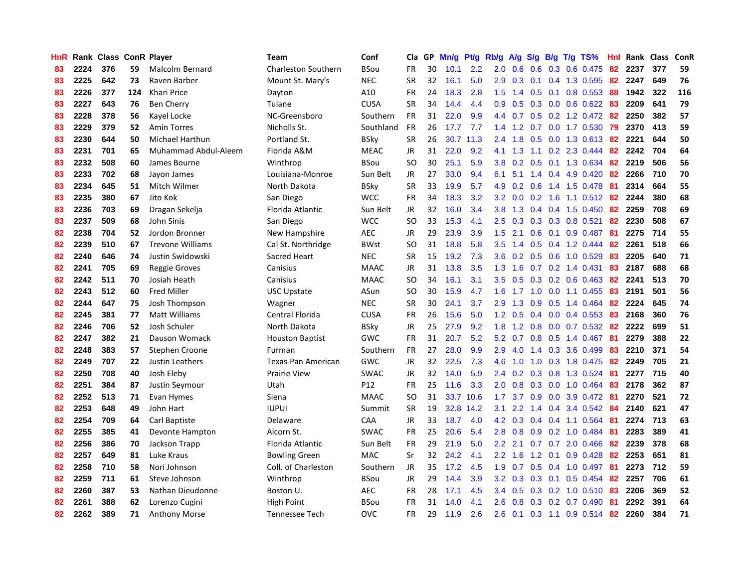| HnR | Rank | Class | ConR | Player | Team | Conf | Cla | GP | Mn/g | Pt/g | Rb/g | A/g | S/g | B/g | T/g | TS% | HnI | Rank | Class | ConR |
|---|---|---|---|---|---|---|---|---|---|---|---|---|---|---|---|---|---|---|---|---|
| 83 | 2224 | 376 | 59 | Malcolm Bernard | Charleston Southern | BSou | FR | 30 | 10.1 | 2.2 | 2.0 | 0.6 | 0.6 | 0.3 | 0.6 | 0.475 | 82 | 2237 | 377 | 59 |
| 83 | 2225 | 642 | 73 | Raven Barber | Mount St. Mary's | NEC | SR | 32 | 16.1 | 5.0 | 2.9 | 0.3 | 0.1 | 0.4 | 1.3 | 0.595 | 82 | 2247 | 649 | 76 |
| 83 | 2226 | 377 | 124 | Khari Price | Dayton | A10 | FR | 24 | 18.3 | 2.8 | 1.5 | 1.4 | 0.5 | 0.1 | 0.8 | 0.553 | 88 | 1942 | 322 | 116 |
| 83 | 2227 | 643 | 76 | Ben Cherry | Tulane | CUSA | SR | 34 | 14.4 | 4.4 | 0.9 | 0.5 | 0.3 | 0.0 | 0.6 | 0.622 | 83 | 2209 | 641 | 79 |
| 83 | 2228 | 378 | 56 | Kayel Locke | NC-Greensboro | Southern | FR | 31 | 22.0 | 9.9 | 4.4 | 0.7 | 0.5 | 0.2 | 1.2 | 0.472 | 82 | 2250 | 382 | 57 |
| 83 | 2229 | 379 | 52 | Amin Torres | Nicholls St. | Southland | FR | 26 | 17.7 | 7.7 | 1.4 | 1.2 | 0.7 | 0.0 | 1.7 | 0.530 | 79 | 2370 | 413 | 59 |
| 83 | 2230 | 644 | 50 | Michael Harthun | Portland St. | BSky | SR | 26 | 30.7 | 11.3 | 2.4 | 1.8 | 0.5 | 0.0 | 1.3 | 0.613 | 82 | 2221 | 644 | 50 |
| 83 | 2231 | 701 | 65 | Muhammad Abdul-Aleem | Florida A&M | MEAC | JR | 31 | 22.0 | 9.2 | 4.1 | 1.3 | 1.1 | 0.2 | 2.3 | 0.444 | 82 | 2242 | 704 | 64 |
| 83 | 2232 | 508 | 60 | James Bourne | Winthrop | BSou | SO | 30 | 25.1 | 5.9 | 3.8 | 0.2 | 0.5 | 0.1 | 1.3 | 0.634 | 82 | 2219 | 506 | 56 |
| 83 | 2233 | 702 | 68 | Jayon James | Louisiana-Monroe | Sun Belt | JR | 27 | 33.0 | 9.4 | 6.1 | 5.1 | 1.4 | 0.4 | 4.9 | 0.420 | 82 | 2266 | 710 | 70 |
| 83 | 2234 | 645 | 51 | Mitch Wilmer | North Dakota | BSky | SR | 33 | 19.9 | 5.7 | 4.9 | 0.2 | 0.6 | 1.4 | 1.5 | 0.478 | 81 | 2314 | 664 | 55 |
| 83 | 2235 | 380 | 67 | Jito Kok | San Diego | WCC | FR | 34 | 18.3 | 3.2 | 3.2 | 0.0 | 0.2 | 1.6 | 1.1 | 0.512 | 82 | 2244 | 380 | 68 |
| 83 | 2236 | 703 | 69 | Dragan Sekelja | Florida Atlantic | Sun Belt | JR | 32 | 16.0 | 3.4 | 3.8 | 1.3 | 0.4 | 0.4 | 1.5 | 0.450 | 82 | 2259 | 708 | 69 |
| 83 | 2237 | 509 | 68 | John Sinis | San Diego | WCC | SO | 33 | 15.3 | 4.1 | 2.5 | 0.3 | 0.3 | 0.3 | 0.8 | 0.521 | 82 | 2230 | 508 | 67 |
| 82 | 2238 | 704 | 52 | Jordon Bronner | New Hampshire | AEC | JR | 29 | 23.9 | 3.9 | 1.5 | 2.1 | 0.6 | 0.1 | 0.9 | 0.487 | 81 | 2275 | 714 | 55 |
| 82 | 2239 | 510 | 67 | Trevone Williams | Cal St. Northridge | BWst | SO | 31 | 18.8 | 5.8 | 3.5 | 1.4 | 0.5 | 0.4 | 1.2 | 0.444 | 82 | 2261 | 518 | 66 |
| 82 | 2240 | 646 | 74 | Justin Swidowski | Sacred Heart | NEC | SR | 15 | 19.2 | 7.3 | 3.6 | 0.2 | 0.5 | 0.6 | 1.0 | 0.529 | 83 | 2205 | 640 | 71 |
| 82 | 2241 | 705 | 69 | Reggie Groves | Canisius | MAAC | JR | 31 | 13.8 | 3.5 | 1.3 | 1.6 | 0.7 | 0.2 | 1.4 | 0.431 | 83 | 2187 | 688 | 68 |
| 82 | 2242 | 511 | 70 | Josiah Heath | Canisius | MAAC | SO | 34 | 16.1 | 3.1 | 3.5 | 0.5 | 0.3 | 0.2 | 0.6 | 0.463 | 82 | 2241 | 513 | 70 |
| 82 | 2243 | 512 | 60 | Fred Miller | USC Upstate | ASun | SO | 30 | 15.9 | 4.7 | 1.6 | 1.7 | 1.0 | 0.0 | 1.1 | 0.455 | 83 | 2191 | 501 | 56 |
| 82 | 2244 | 647 | 75 | Josh Thompson | Wagner | NEC | SR | 30 | 24.1 | 3.7 | 2.9 | 1.3 | 0.9 | 0.5 | 1.4 | 0.464 | 82 | 2224 | 645 | 74 |
| 82 | 2245 | 381 | 77 | Matt Williams | Central Florida | CUSA | FR | 26 | 15.6 | 5.0 | 1.2 | 0.5 | 0.4 | 0.0 | 0.4 | 0.553 | 83 | 2168 | 360 | 76 |
| 82 | 2246 | 706 | 52 | Josh Schuler | North Dakota | BSky | JR | 25 | 27.9 | 9.2 | 1.8 | 1.2 | 0.8 | 0.0 | 0.7 | 0.532 | 82 | 2222 | 699 | 51 |
| 82 | 2247 | 382 | 21 | Dauson Womack | Houston Baptist | GWC | FR | 31 | 20.7 | 5.2 | 5.2 | 0.7 | 0.8 | 0.5 | 1.4 | 0.467 | 81 | 2279 | 388 | 22 |
| 82 | 2248 | 383 | 57 | Stephen Croone | Furman | Southern | FR | 27 | 28.0 | 9.9 | 2.9 | 4.0 | 1.4 | 0.3 | 3.6 | 0.499 | 83 | 2210 | 371 | 54 |
| 82 | 2249 | 707 | 22 | Justin Leathers | Texas-Pan American | GWC | JR | 32 | 22.5 | 7.3 | 4.6 | 1.0 | 1.0 | 0.3 | 1.8 | 0.475 | 82 | 2249 | 705 | 21 |
| 82 | 2250 | 708 | 40 | Josh Eleby | Prairie View | SWAC | JR | 32 | 14.0 | 5.9 | 2.4 | 0.2 | 0.3 | 0.8 | 1.3 | 0.524 | 81 | 2277 | 715 | 40 |
| 82 | 2251 | 384 | 87 | Justin Seymour | Utah | P12 | FR | 25 | 11.6 | 3.3 | 2.0 | 0.8 | 0.3 | 0.0 | 1.0 | 0.464 | 83 | 2178 | 362 | 87 |
| 82 | 2252 | 513 | 71 | Evan Hymes | Siena | MAAC | SO | 31 | 33.7 | 10.6 | 1.7 | 3.7 | 0.9 | 0.0 | 3.9 | 0.472 | 81 | 2270 | 521 | 72 |
| 82 | 2253 | 648 | 49 | John Hart | IUPUI | Summit | SR | 19 | 32.8 | 14.2 | 3.1 | 2.2 | 1.4 | 0.4 | 3.4 | 0.542 | 84 | 2140 | 621 | 47 |
| 82 | 2254 | 709 | 64 | Carl Baptiste | Delaware | CAA | JR | 33 | 18.7 | 4.0 | 4.2 | 0.3 | 0.4 | 0.4 | 1.1 | 0.564 | 81 | 2274 | 713 | 63 |
| 82 | 2255 | 385 | 41 | Devonte Hampton | Alcorn St. | SWAC | FR | 25 | 20.6 | 5.4 | 2.8 | 0.8 | 0.9 | 0.2 | 1.0 | 0.484 | 81 | 2283 | 389 | 41 |
| 82 | 2256 | 386 | 70 | Jackson Trapp | Florida Atlantic | Sun Belt | FR | 29 | 21.9 | 5.0 | 2.2 | 2.1 | 0.7 | 0.7 | 2.0 | 0.466 | 82 | 2239 | 378 | 68 |
| 82 | 2257 | 649 | 81 | Luke Kraus | Bowling Green | MAC | Sr | 32 | 24.2 | 4.1 | 2.2 | 1.6 | 1.2 | 0.1 | 0.9 | 0.428 | 82 | 2253 | 651 | 81 |
| 82 | 2258 | 710 | 58 | Nori Johnson | Coll. of Charleston | Southern | JR | 35 | 17.2 | 4.5 | 1.9 | 0.7 | 0.5 | 0.4 | 1.0 | 0.497 | 81 | 2273 | 712 | 59 |
| 82 | 2259 | 711 | 61 | Steve Johnson | Winthrop | BSou | JR | 29 | 14.4 | 3.9 | 3.2 | 0.3 | 0.3 | 0.1 | 0.5 | 0.454 | 82 | 2257 | 706 | 61 |
| 82 | 2260 | 387 | 53 | Nathan Dieudonne | Boston U. | AEC | FR | 28 | 17.1 | 4.5 | 3.4 | 0.5 | 0.3 | 0.2 | 1.0 | 0.510 | 83 | 2206 | 369 | 52 |
| 82 | 2261 | 388 | 62 | Lorenzo Cugini | High Point | BSou | FR | 31 | 14.0 | 4.1 | 2.6 | 0.8 | 0.3 | 0.2 | 0.7 | 0.490 | 81 | 2292 | 391 | 64 |
| 82 | 2262 | 389 | 71 | Anthony Morse | Tennessee Tech | OVC | FR | 29 | 11.9 | 2.6 | 2.6 | 0.1 | 0.3 | 1.1 | 0.9 | 0.514 | 82 | 2260 | 384 | 71 |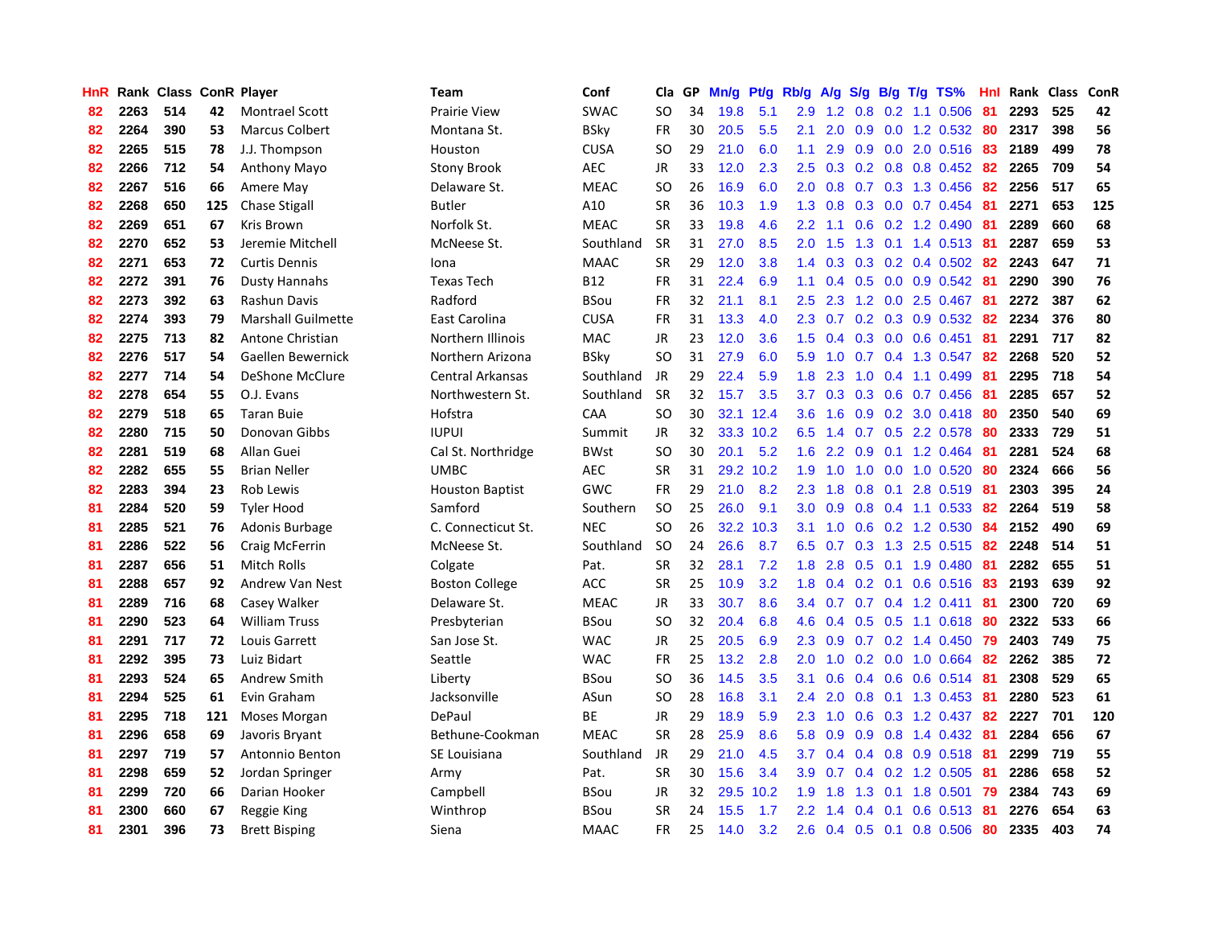| HnR | Rank | Class | ConR | Player | Team | Conf | Cla | GP | Mn/g | Pt/g | Rb/g | A/g | S/g | B/g | T/g | TS% | HnI | Rank | Class | ConR |
|---|---|---|---|---|---|---|---|---|---|---|---|---|---|---|---|---|---|---|---|---|
| 82 | 2263 | 514 | 42 | Montrael Scott | Prairie View | SWAC | SO | 34 | 19.8 | 5.1 | 2.9 | 1.2 | 0.8 | 0.2 | 1.1 | 0.506 | 81 | 2293 | 525 | 42 |
| 82 | 2264 | 390 | 53 | Marcus Colbert | Montana St. | BSky | FR | 30 | 20.5 | 5.5 | 2.1 | 2.0 | 0.9 | 0.0 | 1.2 | 0.532 | 80 | 2317 | 398 | 56 |
| 82 | 2265 | 515 | 78 | J.J. Thompson | Houston | CUSA | SO | 29 | 21.0 | 6.0 | 1.1 | 2.9 | 0.9 | 0.0 | 2.0 | 0.516 | 83 | 2189 | 499 | 78 |
| 82 | 2266 | 712 | 54 | Anthony Mayo | Stony Brook | AEC | JR | 33 | 12.0 | 2.3 | 2.5 | 0.3 | 0.2 | 0.8 | 0.8 | 0.452 | 82 | 2265 | 709 | 54 |
| 82 | 2267 | 516 | 66 | Amere May | Delaware St. | MEAC | SO | 26 | 16.9 | 6.0 | 2.0 | 0.8 | 0.7 | 0.3 | 1.3 | 0.456 | 82 | 2256 | 517 | 65 |
| 82 | 2268 | 650 | 125 | Chase Stigall | Butler | A10 | SR | 36 | 10.3 | 1.9 | 1.3 | 0.8 | 0.3 | 0.0 | 0.7 | 0.454 | 81 | 2271 | 653 | 125 |
| 82 | 2269 | 651 | 67 | Kris Brown | Norfolk St. | MEAC | SR | 33 | 19.8 | 4.6 | 2.2 | 1.1 | 0.6 | 0.2 | 1.2 | 0.490 | 81 | 2289 | 660 | 68 |
| 82 | 2270 | 652 | 53 | Jeremie Mitchell | McNeese St. | Southland | SR | 31 | 27.0 | 8.5 | 2.0 | 1.5 | 1.3 | 0.1 | 1.4 | 0.513 | 81 | 2287 | 659 | 53 |
| 82 | 2271 | 653 | 72 | Curtis Dennis | Iona | MAAC | SR | 29 | 12.0 | 3.8 | 1.4 | 0.3 | 0.3 | 0.2 | 0.4 | 0.502 | 82 | 2243 | 647 | 71 |
| 82 | 2272 | 391 | 76 | Dusty Hannahs | Texas Tech | B12 | FR | 31 | 22.4 | 6.9 | 1.1 | 0.4 | 0.5 | 0.0 | 0.9 | 0.542 | 81 | 2290 | 390 | 76 |
| 82 | 2273 | 392 | 63 | Rashun Davis | Radford | BSou | FR | 32 | 21.1 | 8.1 | 2.5 | 2.3 | 1.2 | 0.0 | 2.5 | 0.467 | 81 | 2272 | 387 | 62 |
| 82 | 2274 | 393 | 79 | Marshall Guilmette | East Carolina | CUSA | FR | 31 | 13.3 | 4.0 | 2.3 | 0.7 | 0.2 | 0.3 | 0.9 | 0.532 | 82 | 2234 | 376 | 80 |
| 82 | 2275 | 713 | 82 | Antone Christian | Northern Illinois | MAC | JR | 23 | 12.0 | 3.6 | 1.5 | 0.4 | 0.3 | 0.0 | 0.6 | 0.451 | 81 | 2291 | 717 | 82 |
| 82 | 2276 | 517 | 54 | Gaellen Bewernick | Northern Arizona | BSky | SO | 31 | 27.9 | 6.0 | 5.9 | 1.0 | 0.7 | 0.4 | 1.3 | 0.547 | 82 | 2268 | 520 | 52 |
| 82 | 2277 | 714 | 54 | DeShone McClure | Central Arkansas | Southland | JR | 29 | 22.4 | 5.9 | 1.8 | 2.3 | 1.0 | 0.4 | 1.1 | 0.499 | 81 | 2295 | 718 | 54 |
| 82 | 2278 | 654 | 55 | O.J. Evans | Northwestern St. | Southland | SR | 32 | 15.7 | 3.5 | 3.7 | 0.3 | 0.3 | 0.6 | 0.7 | 0.456 | 81 | 2285 | 657 | 52 |
| 82 | 2279 | 518 | 65 | Taran Buie | Hofstra | CAA | SO | 30 | 32.1 | 12.4 | 3.6 | 1.6 | 0.9 | 0.2 | 3.0 | 0.418 | 80 | 2350 | 540 | 69 |
| 82 | 2280 | 715 | 50 | Donovan Gibbs | IUPUI | Summit | JR | 32 | 33.3 | 10.2 | 6.5 | 1.4 | 0.7 | 0.5 | 2.2 | 0.578 | 80 | 2333 | 729 | 51 |
| 82 | 2281 | 519 | 68 | Allan Guei | Cal St. Northridge | BWst | SO | 30 | 20.1 | 5.2 | 1.6 | 2.2 | 0.9 | 0.1 | 1.2 | 0.464 | 81 | 2281 | 524 | 68 |
| 82 | 2282 | 655 | 55 | Brian Neller | UMBC | AEC | SR | 31 | 29.2 | 10.2 | 1.9 | 1.0 | 1.0 | 0.0 | 1.0 | 0.520 | 80 | 2324 | 666 | 56 |
| 82 | 2283 | 394 | 23 | Rob Lewis | Houston Baptist | GWC | FR | 29 | 21.0 | 8.2 | 2.3 | 1.8 | 0.8 | 0.1 | 2.8 | 0.519 | 81 | 2303 | 395 | 24 |
| 81 | 2284 | 520 | 59 | Tyler Hood | Samford | Southern | SO | 25 | 26.0 | 9.1 | 3.0 | 0.9 | 0.8 | 0.4 | 1.1 | 0.533 | 82 | 2264 | 519 | 58 |
| 81 | 2285 | 521 | 76 | Adonis Burbage | C. Connecticut St. | NEC | SO | 26 | 32.2 | 10.3 | 3.1 | 1.0 | 0.6 | 0.2 | 1.2 | 0.530 | 84 | 2152 | 490 | 69 |
| 81 | 2286 | 522 | 56 | Craig McFerrin | McNeese St. | Southland | SO | 24 | 26.6 | 8.7 | 6.5 | 0.7 | 0.3 | 1.3 | 2.5 | 0.515 | 82 | 2248 | 514 | 51 |
| 81 | 2287 | 656 | 51 | Mitch Rolls | Colgate | Pat. | SR | 32 | 28.1 | 7.2 | 1.8 | 2.8 | 0.5 | 0.1 | 1.9 | 0.480 | 81 | 2282 | 655 | 51 |
| 81 | 2288 | 657 | 92 | Andrew Van Nest | Boston College | ACC | SR | 25 | 10.9 | 3.2 | 1.8 | 0.4 | 0.2 | 0.1 | 0.6 | 0.516 | 83 | 2193 | 639 | 92 |
| 81 | 2289 | 716 | 68 | Casey Walker | Delaware St. | MEAC | JR | 33 | 30.7 | 8.6 | 3.4 | 0.7 | 0.7 | 0.4 | 1.2 | 0.411 | 81 | 2300 | 720 | 69 |
| 81 | 2290 | 523 | 64 | William Truss | Presbyterian | BSou | SO | 32 | 20.4 | 6.8 | 4.6 | 0.4 | 0.5 | 0.5 | 1.1 | 0.618 | 80 | 2322 | 533 | 66 |
| 81 | 2291 | 717 | 72 | Louis Garrett | San Jose St. | WAC | JR | 25 | 20.5 | 6.9 | 2.3 | 0.9 | 0.7 | 0.2 | 1.4 | 0.450 | 79 | 2403 | 749 | 75 |
| 81 | 2292 | 395 | 73 | Luiz Bidart | Seattle | WAC | FR | 25 | 13.2 | 2.8 | 2.0 | 1.0 | 0.2 | 0.0 | 1.0 | 0.664 | 82 | 2262 | 385 | 72 |
| 81 | 2293 | 524 | 65 | Andrew Smith | Liberty | BSou | SO | 36 | 14.5 | 3.5 | 3.1 | 0.6 | 0.4 | 0.6 | 0.6 | 0.514 | 81 | 2308 | 529 | 65 |
| 81 | 2294 | 525 | 61 | Evin Graham | Jacksonville | ASun | SO | 28 | 16.8 | 3.1 | 2.4 | 2.0 | 0.8 | 0.1 | 1.3 | 0.453 | 81 | 2280 | 523 | 61 |
| 81 | 2295 | 718 | 121 | Moses Morgan | DePaul | BE | JR | 29 | 18.9 | 5.9 | 2.3 | 1.0 | 0.6 | 0.3 | 1.2 | 0.437 | 82 | 2227 | 701 | 120 |
| 81 | 2296 | 658 | 69 | Javoris Bryant | Bethune-Cookman | MEAC | SR | 28 | 25.9 | 8.6 | 5.8 | 0.9 | 0.9 | 0.8 | 1.4 | 0.432 | 81 | 2284 | 656 | 67 |
| 81 | 2297 | 719 | 57 | Antonnio Benton | SE Louisiana | Southland | JR | 29 | 21.0 | 4.5 | 3.7 | 0.4 | 0.4 | 0.8 | 0.9 | 0.518 | 81 | 2299 | 719 | 55 |
| 81 | 2298 | 659 | 52 | Jordan Springer | Army | Pat. | SR | 30 | 15.6 | 3.4 | 3.9 | 0.7 | 0.4 | 0.2 | 1.2 | 0.505 | 81 | 2286 | 658 | 52 |
| 81 | 2299 | 720 | 66 | Darian Hooker | Campbell | BSou | JR | 32 | 29.5 | 10.2 | 1.9 | 1.8 | 1.3 | 0.1 | 1.8 | 0.501 | 79 | 2384 | 743 | 69 |
| 81 | 2300 | 660 | 67 | Reggie King | Winthrop | BSou | SR | 24 | 15.5 | 1.7 | 2.2 | 1.4 | 0.4 | 0.1 | 0.6 | 0.513 | 81 | 2276 | 654 | 63 |
| 81 | 2301 | 396 | 73 | Brett Bisping | Siena | MAAC | FR | 25 | 14.0 | 3.2 | 2.6 | 0.4 | 0.5 | 0.1 | 0.8 | 0.506 | 80 | 2335 | 403 | 74 |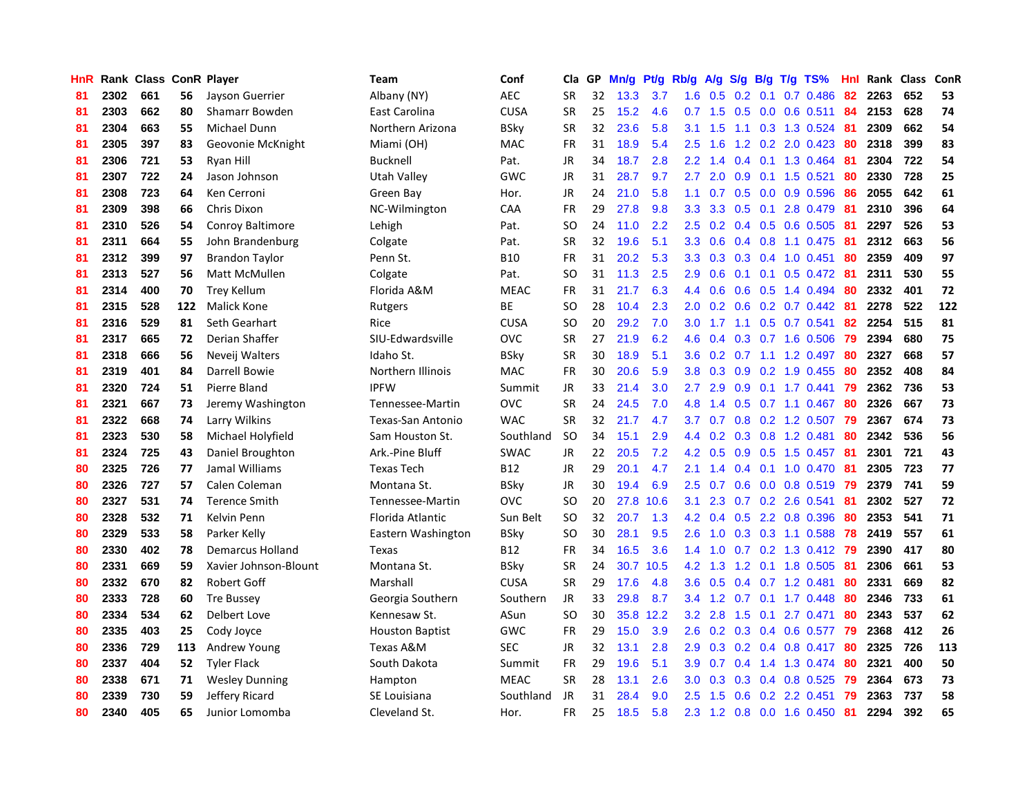| HnR | Rank | Class | ConR | Player | Team | Conf | Cla | GP | Mn/g | Pt/g | Rb/g | A/g | S/g | B/g | T/g | TS% | HnI | Rank | Class | ConR |
|---|---|---|---|---|---|---|---|---|---|---|---|---|---|---|---|---|---|---|---|---|
| 81 | 2302 | 661 | 56 | Jayson Guerrier | Albany (NY) | AEC | SR | 32 | 13.3 | 3.7 | 1.6 | 0.5 | 0.2 | 0.1 | 0.7 | 0.486 | 82 | 2263 | 652 | 53 |
| 81 | 2303 | 662 | 80 | Shamarr Bowden | East Carolina | CUSA | SR | 25 | 15.2 | 4.6 | 0.7 | 1.5 | 0.5 | 0.0 | 0.6 | 0.511 | 84 | 2153 | 628 | 74 |
| 81 | 2304 | 663 | 55 | Michael Dunn | Northern Arizona | BSky | SR | 32 | 23.6 | 5.8 | 3.1 | 1.5 | 1.1 | 0.3 | 1.3 | 0.524 | 81 | 2309 | 662 | 54 |
| 81 | 2305 | 397 | 83 | Geovonie McKnight | Miami (OH) | MAC | FR | 31 | 18.9 | 5.4 | 2.5 | 1.6 | 1.2 | 0.2 | 2.0 | 0.423 | 80 | 2318 | 399 | 83 |
| 81 | 2306 | 721 | 53 | Ryan Hill | Bucknell | Pat. | JR | 34 | 18.7 | 2.8 | 2.2 | 1.4 | 0.4 | 0.1 | 1.3 | 0.464 | 81 | 2304 | 722 | 54 |
| 81 | 2307 | 722 | 24 | Jason Johnson | Utah Valley | GWC | JR | 31 | 28.7 | 9.7 | 2.7 | 2.0 | 0.9 | 0.1 | 1.5 | 0.521 | 80 | 2330 | 728 | 25 |
| 81 | 2308 | 723 | 64 | Ken Cerroni | Green Bay | Hor. | JR | 24 | 21.0 | 5.8 | 1.1 | 0.7 | 0.5 | 0.0 | 0.9 | 0.596 | 86 | 2055 | 642 | 61 |
| 81 | 2309 | 398 | 66 | Chris Dixon | NC-Wilmington | CAA | FR | 29 | 27.8 | 9.8 | 3.3 | 3.3 | 0.5 | 0.1 | 2.8 | 0.479 | 81 | 2310 | 396 | 64 |
| 81 | 2310 | 526 | 54 | Conroy Baltimore | Lehigh | Pat. | SO | 24 | 11.0 | 2.2 | 2.5 | 0.2 | 0.4 | 0.5 | 0.6 | 0.505 | 81 | 2297 | 526 | 53 |
| 81 | 2311 | 664 | 55 | John Brandenburg | Colgate | Pat. | SR | 32 | 19.6 | 5.1 | 3.3 | 0.6 | 0.4 | 0.8 | 1.1 | 0.475 | 81 | 2312 | 663 | 56 |
| 81 | 2312 | 399 | 97 | Brandon Taylor | Penn St. | B10 | FR | 31 | 20.2 | 5.3 | 3.3 | 0.3 | 0.3 | 0.4 | 1.0 | 0.451 | 80 | 2359 | 409 | 97 |
| 81 | 2313 | 527 | 56 | Matt McMullen | Colgate | Pat. | SO | 31 | 11.3 | 2.5 | 2.9 | 0.6 | 0.1 | 0.1 | 0.5 | 0.472 | 81 | 2311 | 530 | 55 |
| 81 | 2314 | 400 | 70 | Trey Kellum | Florida A&M | MEAC | FR | 31 | 21.7 | 6.3 | 4.4 | 0.6 | 0.6 | 0.5 | 1.4 | 0.494 | 80 | 2332 | 401 | 72 |
| 81 | 2315 | 528 | 122 | Malick Kone | Rutgers | BE | SO | 28 | 10.4 | 2.3 | 2.0 | 0.2 | 0.6 | 0.2 | 0.7 | 0.442 | 81 | 2278 | 522 | 122 |
| 81 | 2316 | 529 | 81 | Seth Gearhart | Rice | CUSA | SO | 20 | 29.2 | 7.0 | 3.0 | 1.7 | 1.1 | 0.5 | 0.7 | 0.541 | 82 | 2254 | 515 | 81 |
| 81 | 2317 | 665 | 72 | Derian Shaffer | SIU-Edwardsville | OVC | SR | 27 | 21.9 | 6.2 | 4.6 | 0.4 | 0.3 | 0.7 | 1.6 | 0.506 | 79 | 2394 | 680 | 75 |
| 81 | 2318 | 666 | 56 | Neveij Walters | Idaho St. | BSky | SR | 30 | 18.9 | 5.1 | 3.6 | 0.2 | 0.7 | 1.1 | 1.2 | 0.497 | 80 | 2327 | 668 | 57 |
| 81 | 2319 | 401 | 84 | Darrell Bowie | Northern Illinois | MAC | FR | 30 | 20.6 | 5.9 | 3.8 | 0.3 | 0.9 | 0.2 | 1.9 | 0.455 | 80 | 2352 | 408 | 84 |
| 81 | 2320 | 724 | 51 | Pierre Bland | IPFW | Summit | JR | 33 | 21.4 | 3.0 | 2.7 | 2.9 | 0.9 | 0.1 | 1.7 | 0.441 | 79 | 2362 | 736 | 53 |
| 81 | 2321 | 667 | 73 | Jeremy Washington | Tennessee-Martin | OVC | SR | 24 | 24.5 | 7.0 | 4.8 | 1.4 | 0.5 | 0.7 | 1.1 | 0.467 | 80 | 2326 | 667 | 73 |
| 81 | 2322 | 668 | 74 | Larry Wilkins | Texas-San Antonio | WAC | SR | 32 | 21.7 | 4.7 | 3.7 | 0.7 | 0.8 | 0.2 | 1.2 | 0.507 | 79 | 2367 | 674 | 73 |
| 81 | 2323 | 530 | 58 | Michael Holyfield | Sam Houston St. | Southland | SO | 34 | 15.1 | 2.9 | 4.4 | 0.2 | 0.3 | 0.8 | 1.2 | 0.481 | 80 | 2342 | 536 | 56 |
| 81 | 2324 | 725 | 43 | Daniel Broughton | Ark.-Pine Bluff | SWAC | JR | 22 | 20.5 | 7.2 | 4.2 | 0.5 | 0.9 | 0.5 | 1.5 | 0.457 | 81 | 2301 | 721 | 43 |
| 80 | 2325 | 726 | 77 | Jamal Williams | Texas Tech | B12 | JR | 29 | 20.1 | 4.7 | 2.1 | 1.4 | 0.4 | 0.1 | 1.0 | 0.470 | 81 | 2305 | 723 | 77 |
| 80 | 2326 | 727 | 57 | Calen Coleman | Montana St. | BSky | JR | 30 | 19.4 | 6.9 | 2.5 | 0.7 | 0.6 | 0.0 | 0.8 | 0.519 | 79 | 2379 | 741 | 59 |
| 80 | 2327 | 531 | 74 | Terence Smith | Tennessee-Martin | OVC | SO | 20 | 27.8 | 10.6 | 3.1 | 2.3 | 0.7 | 0.2 | 2.6 | 0.541 | 81 | 2302 | 527 | 72 |
| 80 | 2328 | 532 | 71 | Kelvin Penn | Florida Atlantic | Sun Belt | SO | 32 | 20.7 | 1.3 | 4.2 | 0.4 | 0.5 | 2.2 | 0.8 | 0.396 | 80 | 2353 | 541 | 71 |
| 80 | 2329 | 533 | 58 | Parker Kelly | Eastern Washington | BSky | SO | 30 | 28.1 | 9.5 | 2.6 | 1.0 | 0.3 | 0.3 | 1.1 | 0.588 | 78 | 2419 | 557 | 61 |
| 80 | 2330 | 402 | 78 | Demarcus Holland | Texas | B12 | FR | 34 | 16.5 | 3.6 | 1.4 | 1.0 | 0.7 | 0.2 | 1.3 | 0.412 | 79 | 2390 | 417 | 80 |
| 80 | 2331 | 669 | 59 | Xavier Johnson-Blount | Montana St. | BSky | SR | 24 | 30.7 | 10.5 | 4.2 | 1.3 | 1.2 | 0.1 | 1.8 | 0.505 | 81 | 2306 | 661 | 53 |
| 80 | 2332 | 670 | 82 | Robert Goff | Marshall | CUSA | SR | 29 | 17.6 | 4.8 | 3.6 | 0.5 | 0.4 | 0.7 | 1.2 | 0.481 | 80 | 2331 | 669 | 82 |
| 80 | 2333 | 728 | 60 | Tre Bussey | Georgia Southern | Southern | JR | 33 | 29.8 | 8.7 | 3.4 | 1.2 | 0.7 | 0.1 | 1.7 | 0.448 | 80 | 2346 | 733 | 61 |
| 80 | 2334 | 534 | 62 | Delbert Love | Kennesaw St. | ASun | SO | 30 | 35.8 | 12.2 | 3.2 | 2.8 | 1.5 | 0.1 | 2.7 | 0.471 | 80 | 2343 | 537 | 62 |
| 80 | 2335 | 403 | 25 | Cody Joyce | Houston Baptist | GWC | FR | 29 | 15.0 | 3.9 | 2.6 | 0.2 | 0.3 | 0.4 | 0.6 | 0.577 | 79 | 2368 | 412 | 26 |
| 80 | 2336 | 729 | 113 | Andrew Young | Texas A&M | SEC | JR | 32 | 13.1 | 2.8 | 2.9 | 0.3 | 0.2 | 0.4 | 0.8 | 0.417 | 80 | 2325 | 726 | 113 |
| 80 | 2337 | 404 | 52 | Tyler Flack | South Dakota | Summit | FR | 29 | 19.6 | 5.1 | 3.9 | 0.7 | 0.4 | 1.4 | 1.3 | 0.474 | 80 | 2321 | 400 | 50 |
| 80 | 2338 | 671 | 71 | Wesley Dunning | Hampton | MEAC | SR | 28 | 13.1 | 2.6 | 3.0 | 0.3 | 0.3 | 0.4 | 0.8 | 0.525 | 79 | 2364 | 673 | 73 |
| 80 | 2339 | 730 | 59 | Jeffery Ricard | SE Louisiana | Southland | JR | 31 | 28.4 | 9.0 | 2.5 | 1.5 | 0.6 | 0.2 | 2.2 | 0.451 | 79 | 2363 | 737 | 58 |
| 80 | 2340 | 405 | 65 | Junior Lomomba | Cleveland St. | Hor. | FR | 25 | 18.5 | 5.8 | 2.3 | 1.2 | 0.8 | 0.0 | 1.6 | 0.450 | 81 | 2294 | 392 | 65 |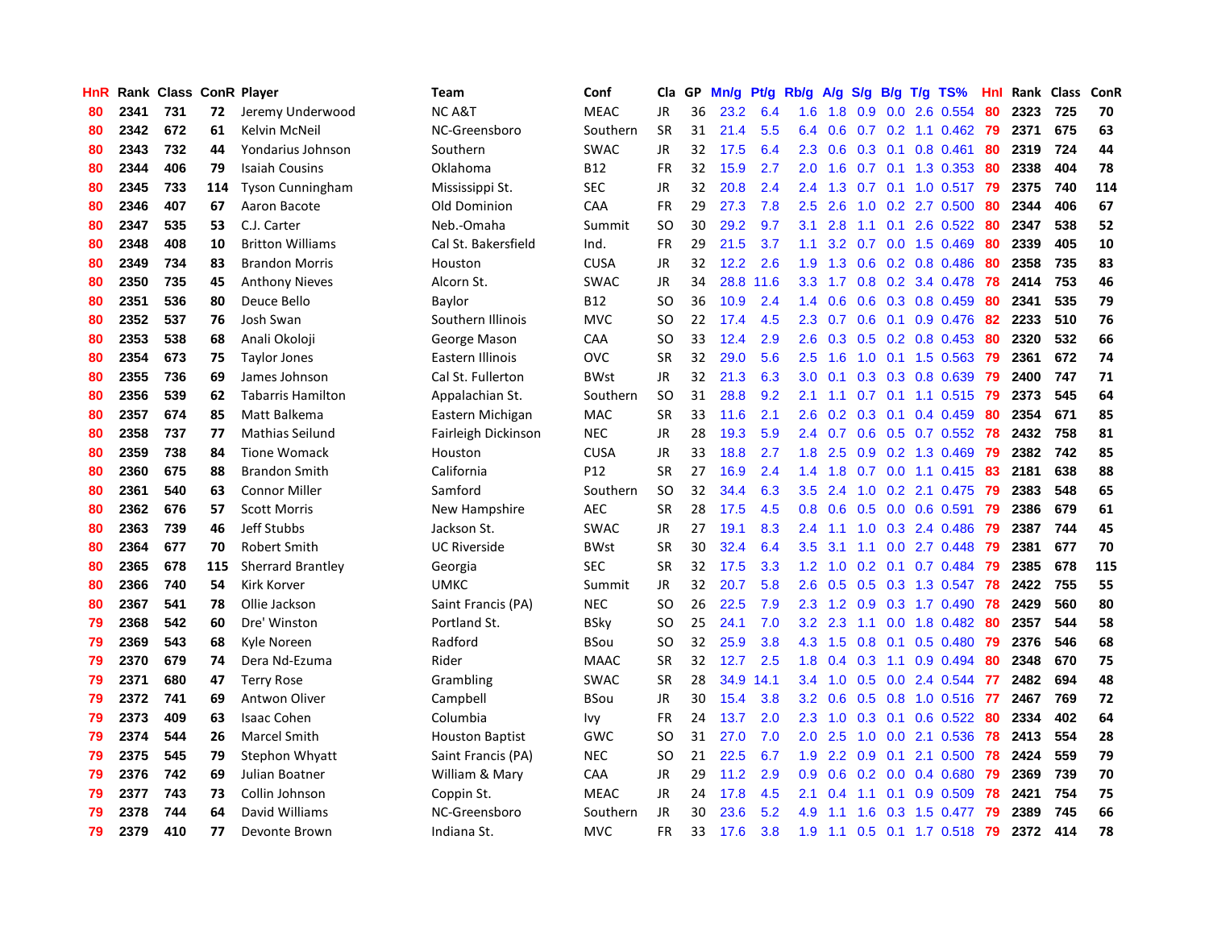| HnR | Rank | Class | ConR | Player | Team | Conf | Cla | GP | Mn/g | Pt/g | Rb/g | A/g | S/g | B/g | T/g | TS% | HnI | Rank | Class | ConR |
|---|---|---|---|---|---|---|---|---|---|---|---|---|---|---|---|---|---|---|---|---|
| 80 | 2341 | 731 | 72 | Jeremy Underwood | NC A&T | MEAC | JR | 36 | 23.2 | 6.4 | 1.6 | 1.8 | 0.9 | 0.0 | 2.6 | 0.554 | 80 | 2323 | 725 | 70 |
| 80 | 2342 | 672 | 61 | Kelvin McNeil | NC-Greensboro | Southern | SR | 31 | 21.4 | 5.5 | 6.4 | 0.6 | 0.7 | 0.2 | 1.1 | 0.462 | 79 | 2371 | 675 | 63 |
| 80 | 2343 | 732 | 44 | Yondarius Johnson | Southern | SWAC | JR | 32 | 17.5 | 6.4 | 2.3 | 0.6 | 0.3 | 0.1 | 0.8 | 0.461 | 80 | 2319 | 724 | 44 |
| 80 | 2344 | 406 | 79 | Isaiah Cousins | Oklahoma | B12 | FR | 32 | 15.9 | 2.7 | 2.0 | 1.6 | 0.7 | 0.1 | 1.3 | 0.353 | 80 | 2338 | 404 | 78 |
| 80 | 2345 | 733 | 114 | Tyson Cunningham | Mississippi St. | SEC | JR | 32 | 20.8 | 2.4 | 2.4 | 1.3 | 0.7 | 0.1 | 1.0 | 0.517 | 79 | 2375 | 740 | 114 |
| 80 | 2346 | 407 | 67 | Aaron Bacote | Old Dominion | CAA | FR | 29 | 27.3 | 7.8 | 2.5 | 2.6 | 1.0 | 0.2 | 2.7 | 0.500 | 80 | 2344 | 406 | 67 |
| 80 | 2347 | 535 | 53 | C.J. Carter | Neb.-Omaha | Summit | SO | 30 | 29.2 | 9.7 | 3.1 | 2.8 | 1.1 | 0.1 | 2.6 | 0.522 | 80 | 2347 | 538 | 52 |
| 80 | 2348 | 408 | 10 | Britton Williams | Cal St. Bakersfield | Ind. | FR | 29 | 21.5 | 3.7 | 1.1 | 3.2 | 0.7 | 0.0 | 1.5 | 0.469 | 80 | 2339 | 405 | 10 |
| 80 | 2349 | 734 | 83 | Brandon Morris | Houston | CUSA | JR | 32 | 12.2 | 2.6 | 1.9 | 1.3 | 0.6 | 0.2 | 0.8 | 0.486 | 80 | 2358 | 735 | 83 |
| 80 | 2350 | 735 | 45 | Anthony Nieves | Alcorn St. | SWAC | JR | 34 | 28.8 | 11.6 | 3.3 | 1.7 | 0.8 | 0.2 | 3.4 | 0.478 | 78 | 2414 | 753 | 46 |
| 80 | 2351 | 536 | 80 | Deuce Bello | Baylor | B12 | SO | 36 | 10.9 | 2.4 | 1.4 | 0.6 | 0.6 | 0.3 | 0.8 | 0.459 | 80 | 2341 | 535 | 79 |
| 80 | 2352 | 537 | 76 | Josh Swan | Southern Illinois | MVC | SO | 22 | 17.4 | 4.5 | 2.3 | 0.7 | 0.6 | 0.1 | 0.9 | 0.476 | 82 | 2233 | 510 | 76 |
| 80 | 2353 | 538 | 68 | Anali Okoloji | George Mason | CAA | SO | 33 | 12.4 | 2.9 | 2.6 | 0.3 | 0.5 | 0.2 | 0.8 | 0.453 | 80 | 2320 | 532 | 66 |
| 80 | 2354 | 673 | 75 | Taylor Jones | Eastern Illinois | OVC | SR | 32 | 29.0 | 5.6 | 2.5 | 1.6 | 1.0 | 0.1 | 1.5 | 0.563 | 79 | 2361 | 672 | 74 |
| 80 | 2355 | 736 | 69 | James Johnson | Cal St. Fullerton | BWst | JR | 32 | 21.3 | 6.3 | 3.0 | 0.1 | 0.3 | 0.3 | 0.8 | 0.639 | 79 | 2400 | 747 | 71 |
| 80 | 2356 | 539 | 62 | Tabarris Hamilton | Appalachian St. | Southern | SO | 31 | 28.8 | 9.2 | 2.1 | 1.1 | 0.7 | 0.1 | 1.1 | 0.515 | 79 | 2373 | 545 | 64 |
| 80 | 2357 | 674 | 85 | Matt Balkema | Eastern Michigan | MAC | SR | 33 | 11.6 | 2.1 | 2.6 | 0.2 | 0.3 | 0.1 | 0.4 | 0.459 | 80 | 2354 | 671 | 85 |
| 80 | 2358 | 737 | 77 | Mathias Seilund | Fairleigh Dickinson | NEC | JR | 28 | 19.3 | 5.9 | 2.4 | 0.7 | 0.6 | 0.5 | 0.7 | 0.552 | 78 | 2432 | 758 | 81 |
| 80 | 2359 | 738 | 84 | Tione Womack | Houston | CUSA | JR | 33 | 18.8 | 2.7 | 1.8 | 2.5 | 0.9 | 0.2 | 1.3 | 0.469 | 79 | 2382 | 742 | 85 |
| 80 | 2360 | 675 | 88 | Brandon Smith | California | P12 | SR | 27 | 16.9 | 2.4 | 1.4 | 1.8 | 0.7 | 0.0 | 1.1 | 0.415 | 83 | 2181 | 638 | 88 |
| 80 | 2361 | 540 | 63 | Connor Miller | Samford | Southern | SO | 32 | 34.4 | 6.3 | 3.5 | 2.4 | 1.0 | 0.2 | 2.1 | 0.475 | 79 | 2383 | 548 | 65 |
| 80 | 2362 | 676 | 57 | Scott Morris | New Hampshire | AEC | SR | 28 | 17.5 | 4.5 | 0.8 | 0.6 | 0.5 | 0.0 | 0.6 | 0.591 | 79 | 2386 | 679 | 61 |
| 80 | 2363 | 739 | 46 | Jeff Stubbs | Jackson St. | SWAC | JR | 27 | 19.1 | 8.3 | 2.4 | 1.1 | 1.0 | 0.3 | 2.4 | 0.486 | 79 | 2387 | 744 | 45 |
| 80 | 2364 | 677 | 70 | Robert Smith | UC Riverside | BWst | SR | 30 | 32.4 | 6.4 | 3.5 | 3.1 | 1.1 | 0.0 | 2.7 | 0.448 | 79 | 2381 | 677 | 70 |
| 80 | 2365 | 678 | 115 | Sherrard Brantley | Georgia | SEC | SR | 32 | 17.5 | 3.3 | 1.2 | 1.0 | 0.2 | 0.1 | 0.7 | 0.484 | 79 | 2385 | 678 | 115 |
| 80 | 2366 | 740 | 54 | Kirk Korver | UMKC | Summit | JR | 32 | 20.7 | 5.8 | 2.6 | 0.5 | 0.5 | 0.3 | 1.3 | 0.547 | 78 | 2422 | 755 | 55 |
| 80 | 2367 | 541 | 78 | Ollie Jackson | Saint Francis (PA) | NEC | SO | 26 | 22.5 | 7.9 | 2.3 | 1.2 | 0.9 | 0.3 | 1.7 | 0.490 | 78 | 2429 | 560 | 80 |
| 79 | 2368 | 542 | 60 | Dre' Winston | Portland St. | BSky | SO | 25 | 24.1 | 7.0 | 3.2 | 2.3 | 1.1 | 0.0 | 1.8 | 0.482 | 80 | 2357 | 544 | 58 |
| 79 | 2369 | 543 | 68 | Kyle Noreen | Radford | BSou | SO | 32 | 25.9 | 3.8 | 4.3 | 1.5 | 0.8 | 0.1 | 0.5 | 0.480 | 79 | 2376 | 546 | 68 |
| 79 | 2370 | 679 | 74 | Dera Nd-Ezuma | Rider | MAAC | SR | 32 | 12.7 | 2.5 | 1.8 | 0.4 | 0.3 | 1.1 | 0.9 | 0.494 | 80 | 2348 | 670 | 75 |
| 79 | 2371 | 680 | 47 | Terry Rose | Grambling | SWAC | SR | 28 | 34.9 | 14.1 | 3.4 | 1.0 | 0.5 | 0.0 | 2.4 | 0.544 | 77 | 2482 | 694 | 48 |
| 79 | 2372 | 741 | 69 | Antwon Oliver | Campbell | BSou | JR | 30 | 15.4 | 3.8 | 3.2 | 0.6 | 0.5 | 0.8 | 1.0 | 0.516 | 77 | 2467 | 769 | 72 |
| 79 | 2373 | 409 | 63 | Isaac Cohen | Columbia | Ivy | FR | 24 | 13.7 | 2.0 | 2.3 | 1.0 | 0.3 | 0.1 | 0.6 | 0.522 | 80 | 2334 | 402 | 64 |
| 79 | 2374 | 544 | 26 | Marcel Smith | Houston Baptist | GWC | SO | 31 | 27.0 | 7.0 | 2.0 | 2.5 | 1.0 | 0.0 | 2.1 | 0.536 | 78 | 2413 | 554 | 28 |
| 79 | 2375 | 545 | 79 | Stephon Whyatt | Saint Francis (PA) | NEC | SO | 21 | 22.5 | 6.7 | 1.9 | 2.2 | 0.9 | 0.1 | 2.1 | 0.500 | 78 | 2424 | 559 | 79 |
| 79 | 2376 | 742 | 69 | Julian Boatner | William & Mary | CAA | JR | 29 | 11.2 | 2.9 | 0.9 | 0.6 | 0.2 | 0.0 | 0.4 | 0.680 | 79 | 2369 | 739 | 70 |
| 79 | 2377 | 743 | 73 | Collin Johnson | Coppin St. | MEAC | JR | 24 | 17.8 | 4.5 | 2.1 | 0.4 | 1.1 | 0.1 | 0.9 | 0.509 | 78 | 2421 | 754 | 75 |
| 79 | 2378 | 744 | 64 | David Williams | NC-Greensboro | Southern | JR | 30 | 23.6 | 5.2 | 4.9 | 1.1 | 1.6 | 0.3 | 1.5 | 0.477 | 79 | 2389 | 745 | 66 |
| 79 | 2379 | 410 | 77 | Devonte Brown | Indiana St. | MVC | FR | 33 | 17.6 | 3.8 | 1.9 | 1.1 | 0.5 | 0.1 | 1.7 | 0.518 | 79 | 2372 | 414 | 78 |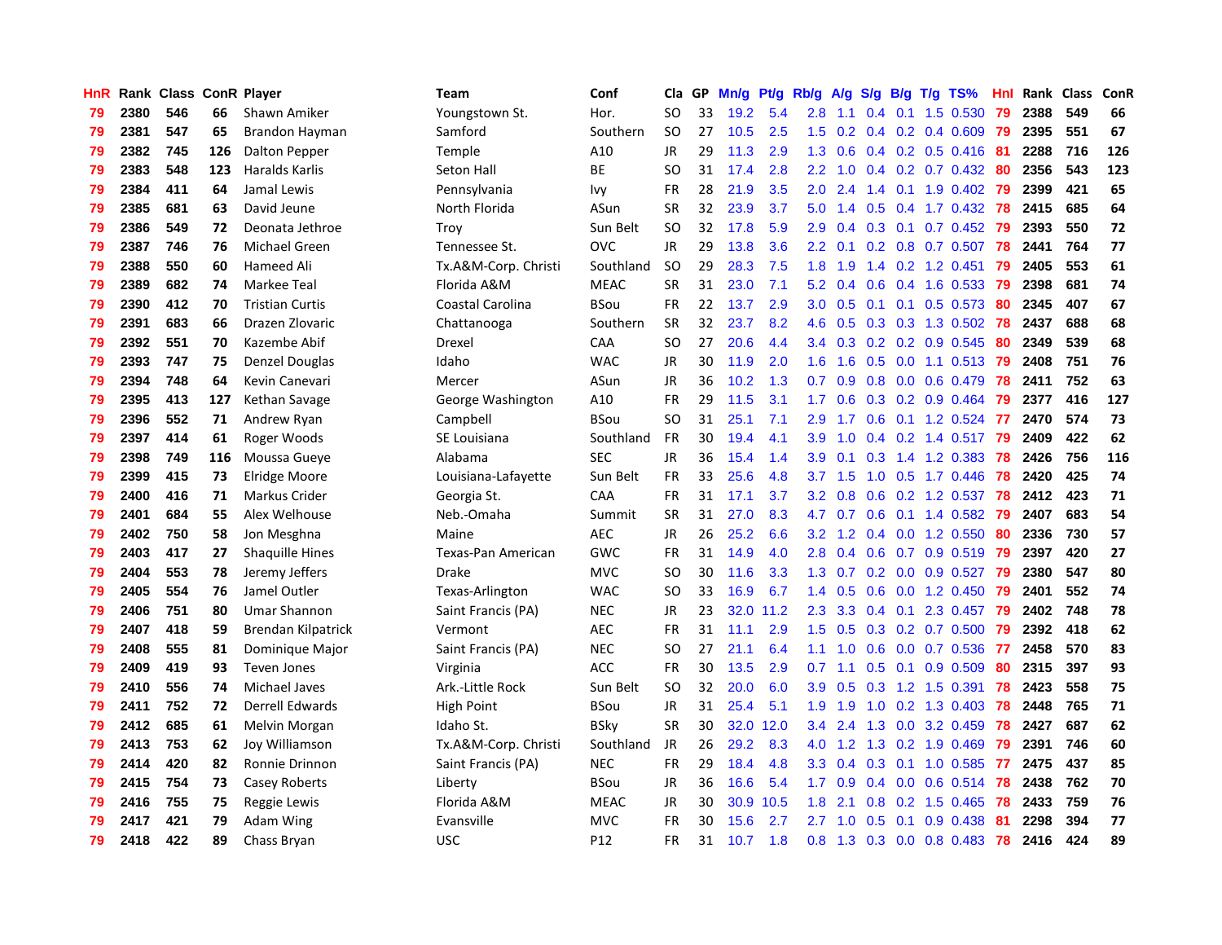| HnR | Rank | Class | ConR | Player | Team | Conf | Cla | GP | Mn/g | Pt/g | Rb/g | A/g | S/g | B/g | T/g | TS% | HnI | Rank | Class | ConR |
|---|---|---|---|---|---|---|---|---|---|---|---|---|---|---|---|---|---|---|---|---|
| 79 | 2380 | 546 | 66 | Shawn Amiker | Youngstown St. | Hor. | SO | 33 | 19.2 | 5.4 | 2.8 | 1.1 | 0.4 | 0.1 | 1.5 | 0.530 | 79 | 2388 | 549 | 66 |
| 79 | 2381 | 547 | 65 | Brandon Hayman | Samford | Southern | SO | 27 | 10.5 | 2.5 | 1.5 | 0.2 | 0.4 | 0.2 | 0.4 | 0.609 | 79 | 2395 | 551 | 67 |
| 79 | 2382 | 745 | 126 | Dalton Pepper | Temple | A10 | JR | 29 | 11.3 | 2.9 | 1.3 | 0.6 | 0.4 | 0.2 | 0.5 | 0.416 | 81 | 2288 | 716 | 126 |
| 79 | 2383 | 548 | 123 | Haralds Karlis | Seton Hall | BE | SO | 31 | 17.4 | 2.8 | 2.2 | 1.0 | 0.4 | 0.2 | 0.7 | 0.432 | 80 | 2356 | 543 | 123 |
| 79 | 2384 | 411 | 64 | Jamal Lewis | Pennsylvania | Ivy | FR | 28 | 21.9 | 3.5 | 2.0 | 2.4 | 1.4 | 0.1 | 1.9 | 0.402 | 79 | 2399 | 421 | 65 |
| 79 | 2385 | 681 | 63 | David Jeune | North Florida | ASun | SR | 32 | 23.9 | 3.7 | 5.0 | 1.4 | 0.5 | 0.4 | 1.7 | 0.432 | 78 | 2415 | 685 | 64 |
| 79 | 2386 | 549 | 72 | Deonata Jethroe | Troy | Sun Belt | SO | 32 | 17.8 | 5.9 | 2.9 | 0.4 | 0.3 | 0.1 | 0.7 | 0.452 | 79 | 2393 | 550 | 72 |
| 79 | 2387 | 746 | 76 | Michael Green | Tennessee St. | OVC | JR | 29 | 13.8 | 3.6 | 2.2 | 0.1 | 0.2 | 0.8 | 0.7 | 0.507 | 78 | 2441 | 764 | 77 |
| 79 | 2388 | 550 | 60 | Hameed Ali | Tx.A&M-Corp. Christi | Southland | SO | 29 | 28.3 | 7.5 | 1.8 | 1.9 | 1.4 | 0.2 | 1.2 | 0.451 | 79 | 2405 | 553 | 61 |
| 79 | 2389 | 682 | 74 | Markee Teal | Florida A&M | MEAC | SR | 31 | 23.0 | 7.1 | 5.2 | 0.4 | 0.6 | 0.4 | 1.6 | 0.533 | 79 | 2398 | 681 | 74 |
| 79 | 2390 | 412 | 70 | Tristian Curtis | Coastal Carolina | BSou | FR | 22 | 13.7 | 2.9 | 3.0 | 0.5 | 0.1 | 0.1 | 0.5 | 0.573 | 80 | 2345 | 407 | 67 |
| 79 | 2391 | 683 | 66 | Drazen Zlovaric | Chattanooga | Southern | SR | 32 | 23.7 | 8.2 | 4.6 | 0.5 | 0.3 | 0.3 | 1.3 | 0.502 | 78 | 2437 | 688 | 68 |
| 79 | 2392 | 551 | 70 | Kazembe Abif | Drexel | CAA | SO | 27 | 20.6 | 4.4 | 3.4 | 0.3 | 0.2 | 0.2 | 0.9 | 0.545 | 80 | 2349 | 539 | 68 |
| 79 | 2393 | 747 | 75 | Denzel Douglas | Idaho | WAC | JR | 30 | 11.9 | 2.0 | 1.6 | 1.6 | 0.5 | 0.0 | 1.1 | 0.513 | 79 | 2408 | 751 | 76 |
| 79 | 2394 | 748 | 64 | Kevin Canevari | Mercer | ASun | JR | 36 | 10.2 | 1.3 | 0.7 | 0.9 | 0.8 | 0.0 | 0.6 | 0.479 | 78 | 2411 | 752 | 63 |
| 79 | 2395 | 413 | 127 | Kethan Savage | George Washington | A10 | FR | 29 | 11.5 | 3.1 | 1.7 | 0.6 | 0.3 | 0.2 | 0.9 | 0.464 | 79 | 2377 | 416 | 127 |
| 79 | 2396 | 552 | 71 | Andrew Ryan | Campbell | BSou | SO | 31 | 25.1 | 7.1 | 2.9 | 1.7 | 0.6 | 0.1 | 1.2 | 0.524 | 77 | 2470 | 574 | 73 |
| 79 | 2397 | 414 | 61 | Roger Woods | SE Louisiana | Southland | FR | 30 | 19.4 | 4.1 | 3.9 | 1.0 | 0.4 | 0.2 | 1.4 | 0.517 | 79 | 2409 | 422 | 62 |
| 79 | 2398 | 749 | 116 | Moussa Gueye | Alabama | SEC | JR | 36 | 15.4 | 1.4 | 3.9 | 0.1 | 0.3 | 1.4 | 1.2 | 0.383 | 78 | 2426 | 756 | 116 |
| 79 | 2399 | 415 | 73 | Elridge Moore | Louisiana-Lafayette | Sun Belt | FR | 33 | 25.6 | 4.8 | 3.7 | 1.5 | 1.0 | 0.5 | 1.7 | 0.446 | 78 | 2420 | 425 | 74 |
| 79 | 2400 | 416 | 71 | Markus Crider | Georgia St. | CAA | FR | 31 | 17.1 | 3.7 | 3.2 | 0.8 | 0.6 | 0.2 | 1.2 | 0.537 | 78 | 2412 | 423 | 71 |
| 79 | 2401 | 684 | 55 | Alex Welhouse | Neb.-Omaha | Summit | SR | 31 | 27.0 | 8.3 | 4.7 | 0.7 | 0.6 | 0.1 | 1.4 | 0.582 | 79 | 2407 | 683 | 54 |
| 79 | 2402 | 750 | 58 | Jon Mesghna | Maine | AEC | JR | 26 | 25.2 | 6.6 | 3.2 | 1.2 | 0.4 | 0.0 | 1.2 | 0.550 | 80 | 2336 | 730 | 57 |
| 79 | 2403 | 417 | 27 | Shaquille Hines | Texas-Pan American | GWC | FR | 31 | 14.9 | 4.0 | 2.8 | 0.4 | 0.6 | 0.7 | 0.9 | 0.519 | 79 | 2397 | 420 | 27 |
| 79 | 2404 | 553 | 78 | Jeremy Jeffers | Drake | MVC | SO | 30 | 11.6 | 3.3 | 1.3 | 0.7 | 0.2 | 0.0 | 0.9 | 0.527 | 79 | 2380 | 547 | 80 |
| 79 | 2405 | 554 | 76 | Jamel Outler | Texas-Arlington | WAC | SO | 33 | 16.9 | 6.7 | 1.4 | 0.5 | 0.6 | 0.0 | 1.2 | 0.450 | 79 | 2401 | 552 | 74 |
| 79 | 2406 | 751 | 80 | Umar Shannon | Saint Francis (PA) | NEC | JR | 23 | 32.0 | 11.2 | 2.3 | 3.3 | 0.4 | 0.1 | 2.3 | 0.457 | 79 | 2402 | 748 | 78 |
| 79 | 2407 | 418 | 59 | Brendan Kilpatrick | Vermont | AEC | FR | 31 | 11.1 | 2.9 | 1.5 | 0.5 | 0.3 | 0.2 | 0.7 | 0.500 | 79 | 2392 | 418 | 62 |
| 79 | 2408 | 555 | 81 | Dominique Major | Saint Francis (PA) | NEC | SO | 27 | 21.1 | 6.4 | 1.1 | 1.0 | 0.6 | 0.0 | 0.7 | 0.536 | 77 | 2458 | 570 | 83 |
| 79 | 2409 | 419 | 93 | Teven Jones | Virginia | ACC | FR | 30 | 13.5 | 2.9 | 0.7 | 1.1 | 0.5 | 0.1 | 0.9 | 0.509 | 80 | 2315 | 397 | 93 |
| 79 | 2410 | 556 | 74 | Michael Javes | Ark.-Little Rock | Sun Belt | SO | 32 | 20.0 | 6.0 | 3.9 | 0.5 | 0.3 | 1.2 | 1.5 | 0.391 | 78 | 2423 | 558 | 75 |
| 79 | 2411 | 752 | 72 | Derrell Edwards | High Point | BSou | JR | 31 | 25.4 | 5.1 | 1.9 | 1.9 | 1.0 | 0.2 | 1.3 | 0.403 | 78 | 2448 | 765 | 71 |
| 79 | 2412 | 685 | 61 | Melvin Morgan | Idaho St. | BSky | SR | 30 | 32.0 | 12.0 | 3.4 | 2.4 | 1.3 | 0.0 | 3.2 | 0.459 | 78 | 2427 | 687 | 62 |
| 79 | 2413 | 753 | 62 | Joy Williamson | Tx.A&M-Corp. Christi | Southland | JR | 26 | 29.2 | 8.3 | 4.0 | 1.2 | 1.3 | 0.2 | 1.9 | 0.469 | 79 | 2391 | 746 | 60 |
| 79 | 2414 | 420 | 82 | Ronnie Drinnon | Saint Francis (PA) | NEC | FR | 29 | 18.4 | 4.8 | 3.3 | 0.4 | 0.3 | 0.1 | 1.0 | 0.585 | 77 | 2475 | 437 | 85 |
| 79 | 2415 | 754 | 73 | Casey Roberts | Liberty | BSou | JR | 36 | 16.6 | 5.4 | 1.7 | 0.9 | 0.4 | 0.0 | 0.6 | 0.514 | 78 | 2438 | 762 | 70 |
| 79 | 2416 | 755 | 75 | Reggie Lewis | Florida A&M | MEAC | JR | 30 | 30.9 | 10.5 | 1.8 | 2.1 | 0.8 | 0.2 | 1.5 | 0.465 | 78 | 2433 | 759 | 76 |
| 79 | 2417 | 421 | 79 | Adam Wing | Evansville | MVC | FR | 30 | 15.6 | 2.7 | 2.7 | 1.0 | 0.5 | 0.1 | 0.9 | 0.438 | 81 | 2298 | 394 | 77 |
| 79 | 2418 | 422 | 89 | Chass Bryan | USC | P12 | FR | 31 | 10.7 | 1.8 | 0.8 | 1.3 | 0.3 | 0.0 | 0.8 | 0.483 | 78 | 2416 | 424 | 89 |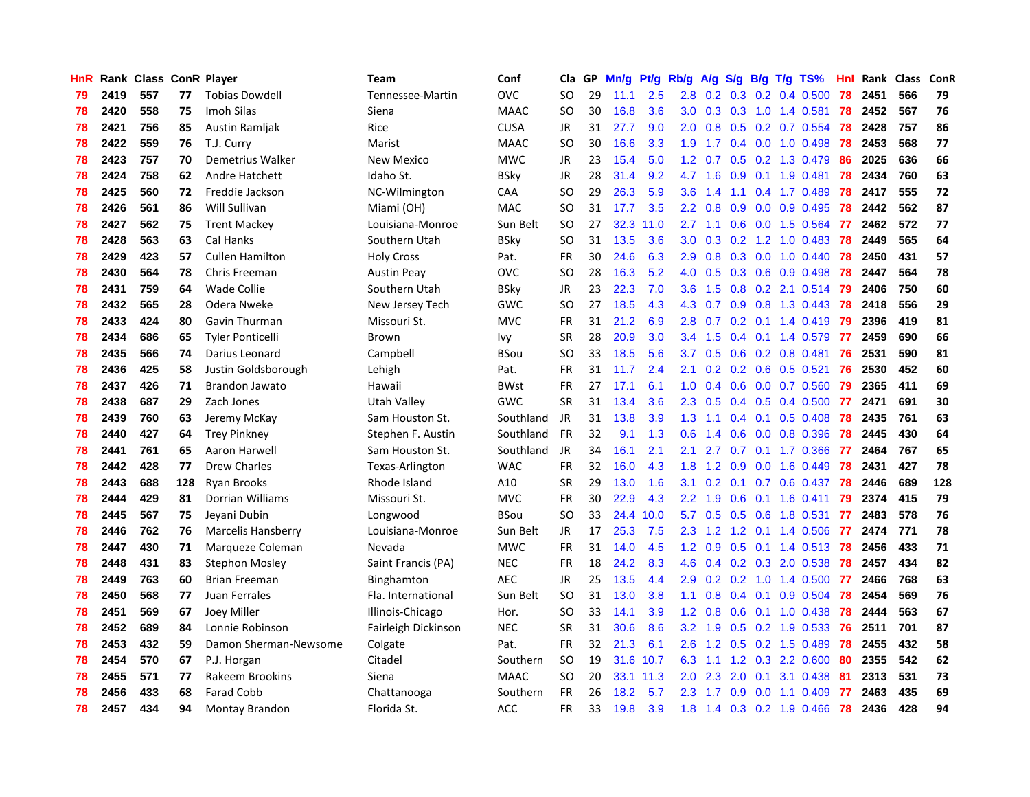| HnR | Rank | Class | ConR | Player | Team | Conf | Cla | GP | Mn/g | Pt/g | Rb/g | A/g | S/g | B/g | T/g | TS% | HnI | Rank | Class | ConR |
|---|---|---|---|---|---|---|---|---|---|---|---|---|---|---|---|---|---|---|---|---|
| 79 | 2419 | 557 | 77 | Tobias Dowdell | Tennessee-Martin | OVC | SO | 29 | 11.1 | 2.5 | 2.8 | 0.2 | 0.3 | 0.2 | 0.4 | 0.500 | 78 | 2451 | 566 | 79 |
| 78 | 2420 | 558 | 75 | Imoh Silas | Siena | MAAC | SO | 30 | 16.8 | 3.6 | 3.0 | 0.3 | 0.3 | 1.0 | 1.4 | 0.581 | 78 | 2452 | 567 | 76 |
| 78 | 2421 | 756 | 85 | Austin Ramljak | Rice | CUSA | JR | 31 | 27.7 | 9.0 | 2.0 | 0.8 | 0.5 | 0.2 | 0.7 | 0.554 | 78 | 2428 | 757 | 86 |
| 78 | 2422 | 559 | 76 | T.J. Curry | Marist | MAAC | SO | 30 | 16.6 | 3.3 | 1.9 | 1.7 | 0.4 | 0.0 | 1.0 | 0.498 | 78 | 2453 | 568 | 77 |
| 78 | 2423 | 757 | 70 | Demetrius Walker | New Mexico | MWC | JR | 23 | 15.4 | 5.0 | 1.2 | 0.7 | 0.5 | 0.2 | 1.3 | 0.479 | 86 | 2025 | 636 | 66 |
| 78 | 2424 | 758 | 62 | Andre Hatchett | Idaho St. | BSky | JR | 28 | 31.4 | 9.2 | 4.7 | 1.6 | 0.9 | 0.1 | 1.9 | 0.481 | 78 | 2434 | 760 | 63 |
| 78 | 2425 | 560 | 72 | Freddie Jackson | NC-Wilmington | CAA | SO | 29 | 26.3 | 5.9 | 3.6 | 1.4 | 1.1 | 0.4 | 1.7 | 0.489 | 78 | 2417 | 555 | 72 |
| 78 | 2426 | 561 | 86 | Will Sullivan | Miami (OH) | MAC | SO | 31 | 17.7 | 3.5 | 2.2 | 0.8 | 0.9 | 0.0 | 0.9 | 0.495 | 78 | 2442 | 562 | 87 |
| 78 | 2427 | 562 | 75 | Trent Mackey | Louisiana-Monroe | Sun Belt | SO | 27 | 32.3 | 11.0 | 2.7 | 1.1 | 0.6 | 0.0 | 1.5 | 0.564 | 77 | 2462 | 572 | 77 |
| 78 | 2428 | 563 | 63 | Cal Hanks | Southern Utah | BSky | SO | 31 | 13.5 | 3.6 | 3.0 | 0.3 | 0.2 | 1.2 | 1.0 | 0.483 | 78 | 2449 | 565 | 64 |
| 78 | 2429 | 423 | 57 | Cullen Hamilton | Holy Cross | Pat. | FR | 30 | 24.6 | 6.3 | 2.9 | 0.8 | 0.3 | 0.0 | 1.0 | 0.440 | 78 | 2450 | 431 | 57 |
| 78 | 2430 | 564 | 78 | Chris Freeman | Austin Peay | OVC | SO | 28 | 16.3 | 5.2 | 4.0 | 0.5 | 0.3 | 0.6 | 0.9 | 0.498 | 78 | 2447 | 564 | 78 |
| 78 | 2431 | 759 | 64 | Wade Collie | Southern Utah | BSky | JR | 23 | 22.3 | 7.0 | 3.6 | 1.5 | 0.8 | 0.2 | 2.1 | 0.514 | 79 | 2406 | 750 | 60 |
| 78 | 2432 | 565 | 28 | Odera Nweke | New Jersey Tech | GWC | SO | 27 | 18.5 | 4.3 | 4.3 | 0.7 | 0.9 | 0.8 | 1.3 | 0.443 | 78 | 2418 | 556 | 29 |
| 78 | 2433 | 424 | 80 | Gavin Thurman | Missouri St. | MVC | FR | 31 | 21.2 | 6.9 | 2.8 | 0.7 | 0.2 | 0.1 | 1.4 | 0.419 | 79 | 2396 | 419 | 81 |
| 78 | 2434 | 686 | 65 | Tyler Ponticelli | Brown | Ivy | SR | 28 | 20.9 | 3.0 | 3.4 | 1.5 | 0.4 | 0.1 | 1.4 | 0.579 | 77 | 2459 | 690 | 66 |
| 78 | 2435 | 566 | 74 | Darius Leonard | Campbell | BSou | SO | 33 | 18.5 | 5.6 | 3.7 | 0.5 | 0.6 | 0.2 | 0.8 | 0.481 | 76 | 2531 | 590 | 81 |
| 78 | 2436 | 425 | 58 | Justin Goldsborough | Lehigh | Pat. | FR | 31 | 11.7 | 2.4 | 2.1 | 0.2 | 0.2 | 0.6 | 0.5 | 0.521 | 76 | 2530 | 452 | 60 |
| 78 | 2437 | 426 | 71 | Brandon Jawato | Hawaii | BWst | FR | 27 | 17.1 | 6.1 | 1.0 | 0.4 | 0.6 | 0.0 | 0.7 | 0.560 | 79 | 2365 | 411 | 69 |
| 78 | 2438 | 687 | 29 | Zach Jones | Utah Valley | GWC | SR | 31 | 13.4 | 3.6 | 2.3 | 0.5 | 0.4 | 0.5 | 0.4 | 0.500 | 77 | 2471 | 691 | 30 |
| 78 | 2439 | 760 | 63 | Jeremy McKay | Sam Houston St. | Southland | JR | 31 | 13.8 | 3.9 | 1.3 | 1.1 | 0.4 | 0.1 | 0.5 | 0.408 | 78 | 2435 | 761 | 63 |
| 78 | 2440 | 427 | 64 | Trey Pinkney | Stephen F. Austin | Southland | FR | 32 | 9.1 | 1.3 | 0.6 | 1.4 | 0.6 | 0.0 | 0.8 | 0.396 | 78 | 2445 | 430 | 64 |
| 78 | 2441 | 761 | 65 | Aaron Harwell | Sam Houston St. | Southland | JR | 34 | 16.1 | 2.1 | 2.1 | 2.7 | 0.7 | 0.1 | 1.7 | 0.366 | 77 | 2464 | 767 | 65 |
| 78 | 2442 | 428 | 77 | Drew Charles | Texas-Arlington | WAC | FR | 32 | 16.0 | 4.3 | 1.8 | 1.2 | 0.9 | 0.0 | 1.6 | 0.449 | 78 | 2431 | 427 | 78 |
| 78 | 2443 | 688 | 128 | Ryan Brooks | Rhode Island | A10 | SR | 29 | 13.0 | 1.6 | 3.1 | 0.2 | 0.1 | 0.7 | 0.6 | 0.437 | 78 | 2446 | 689 | 128 |
| 78 | 2444 | 429 | 81 | Dorrian Williams | Missouri St. | MVC | FR | 30 | 22.9 | 4.3 | 2.2 | 1.9 | 0.6 | 0.1 | 1.6 | 0.411 | 79 | 2374 | 415 | 79 |
| 78 | 2445 | 567 | 75 | Jeyani Dubin | Longwood | BSou | SO | 33 | 24.4 | 10.0 | 5.7 | 0.5 | 0.5 | 0.6 | 1.8 | 0.531 | 77 | 2483 | 578 | 76 |
| 78 | 2446 | 762 | 76 | Marcelis Hansberry | Louisiana-Monroe | Sun Belt | JR | 17 | 25.3 | 7.5 | 2.3 | 1.2 | 1.2 | 0.1 | 1.4 | 0.506 | 77 | 2474 | 771 | 78 |
| 78 | 2447 | 430 | 71 | Marqueze Coleman | Nevada | MWC | FR | 31 | 14.0 | 4.5 | 1.2 | 0.9 | 0.5 | 0.1 | 1.4 | 0.513 | 78 | 2456 | 433 | 71 |
| 78 | 2448 | 431 | 83 | Stephon Mosley | Saint Francis (PA) | NEC | FR | 18 | 24.2 | 8.3 | 4.6 | 0.4 | 0.2 | 0.3 | 2.0 | 0.538 | 78 | 2457 | 434 | 82 |
| 78 | 2449 | 763 | 60 | Brian Freeman | Binghamton | AEC | JR | 25 | 13.5 | 4.4 | 2.9 | 0.2 | 0.2 | 1.0 | 1.4 | 0.500 | 77 | 2466 | 768 | 63 |
| 78 | 2450 | 568 | 77 | Juan Ferrales | Fla. International | Sun Belt | SO | 31 | 13.0 | 3.8 | 1.1 | 0.8 | 0.4 | 0.1 | 0.9 | 0.504 | 78 | 2454 | 569 | 76 |
| 78 | 2451 | 569 | 67 | Joey Miller | Illinois-Chicago | Hor. | SO | 33 | 14.1 | 3.9 | 1.2 | 0.8 | 0.6 | 0.1 | 1.0 | 0.438 | 78 | 2444 | 563 | 67 |
| 78 | 2452 | 689 | 84 | Lonnie Robinson | Fairleigh Dickinson | NEC | SR | 31 | 30.6 | 8.6 | 3.2 | 1.9 | 0.5 | 0.2 | 1.9 | 0.533 | 76 | 2511 | 701 | 87 |
| 78 | 2453 | 432 | 59 | Damon Sherman-Newsome | Colgate | Pat. | FR | 32 | 21.3 | 6.1 | 2.6 | 1.2 | 0.5 | 0.2 | 1.5 | 0.489 | 78 | 2455 | 432 | 58 |
| 78 | 2454 | 570 | 67 | P.J. Horgan | Citadel | Southern | SO | 19 | 31.6 | 10.7 | 6.3 | 1.1 | 1.2 | 0.3 | 2.2 | 0.600 | 80 | 2355 | 542 | 62 |
| 78 | 2455 | 571 | 77 | Rakeem Brookins | Siena | MAAC | SO | 20 | 33.1 | 11.3 | 2.0 | 2.3 | 2.0 | 0.1 | 3.1 | 0.438 | 81 | 2313 | 531 | 73 |
| 78 | 2456 | 433 | 68 | Farad Cobb | Chattanooga | Southern | FR | 26 | 18.2 | 5.7 | 2.3 | 1.7 | 0.9 | 0.0 | 1.1 | 0.409 | 77 | 2463 | 435 | 69 |
| 78 | 2457 | 434 | 94 | Montay Brandon | Florida St. | ACC | FR | 33 | 19.8 | 3.9 | 1.8 | 1.4 | 0.3 | 0.2 | 1.9 | 0.466 | 78 | 2436 | 428 | 94 |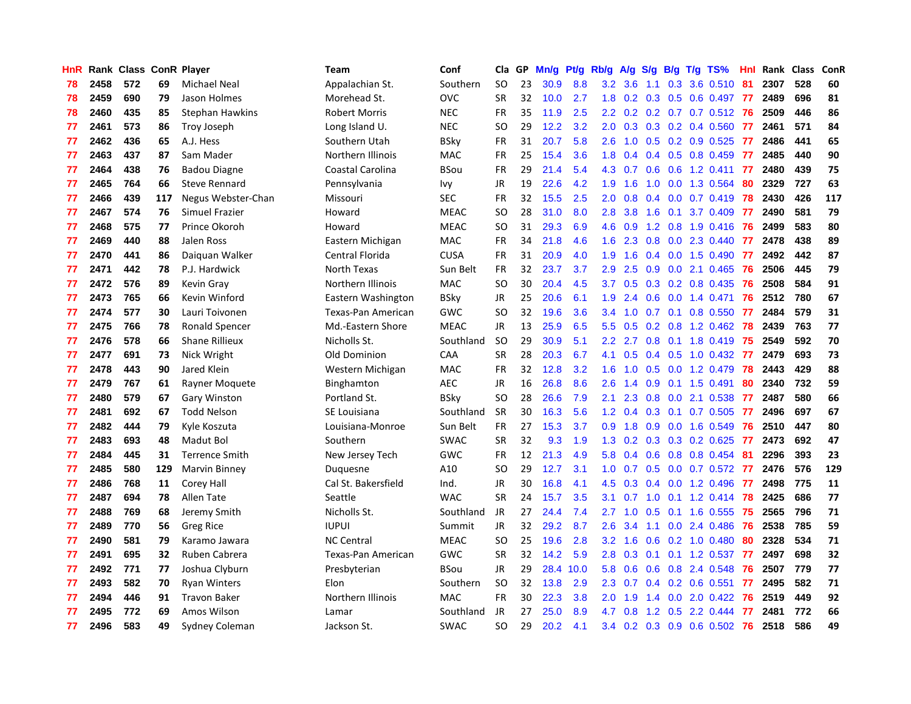| HnR | Rank | Class | ConR | Player | Team | Conf | Cla | GP | Mn/g | Pt/g | Rb/g | A/g | S/g | B/g | T/g | TS% | HnI | Rank | Class | ConR |
|---|---|---|---|---|---|---|---|---|---|---|---|---|---|---|---|---|---|---|---|---|
| 78 | 2458 | 572 | 69 | Michael Neal | Appalachian St. | Southern | SO | 23 | 30.9 | 8.8 | 3.2 | 3.6 | 1.1 | 0.3 | 3.6 | 0.510 | 81 | 2307 | 528 | 60 |
| 78 | 2459 | 690 | 79 | Jason Holmes | Morehead St. | OVC | SR | 32 | 10.0 | 2.7 | 1.8 | 0.2 | 0.3 | 0.5 | 0.6 | 0.497 | 77 | 2489 | 696 | 81 |
| 78 | 2460 | 435 | 85 | Stephan Hawkins | Robert Morris | NEC | FR | 35 | 11.9 | 2.5 | 2.2 | 0.2 | 0.2 | 0.7 | 0.7 | 0.512 | 76 | 2509 | 446 | 86 |
| 77 | 2461 | 573 | 86 | Troy Joseph | Long Island U. | NEC | SO | 29 | 12.2 | 3.2 | 2.0 | 0.3 | 0.3 | 0.2 | 0.4 | 0.560 | 77 | 2461 | 571 | 84 |
| 77 | 2462 | 436 | 65 | A.J. Hess | Southern Utah | BSky | FR | 31 | 20.7 | 5.8 | 2.6 | 1.0 | 0.5 | 0.2 | 0.9 | 0.525 | 77 | 2486 | 441 | 65 |
| 77 | 2463 | 437 | 87 | Sam Mader | Northern Illinois | MAC | FR | 25 | 15.4 | 3.6 | 1.8 | 0.4 | 0.4 | 0.5 | 0.8 | 0.459 | 77 | 2485 | 440 | 90 |
| 77 | 2464 | 438 | 76 | Badou Diagne | Coastal Carolina | BSou | FR | 29 | 21.4 | 5.4 | 4.3 | 0.7 | 0.6 | 0.6 | 1.2 | 0.411 | 77 | 2480 | 439 | 75 |
| 77 | 2465 | 764 | 66 | Steve Rennard | Pennsylvania | Ivy | JR | 19 | 22.6 | 4.2 | 1.9 | 1.6 | 1.0 | 0.0 | 1.3 | 0.564 | 80 | 2329 | 727 | 63 |
| 77 | 2466 | 439 | 117 | Negus Webster-Chan | Missouri | SEC | FR | 32 | 15.5 | 2.5 | 2.0 | 0.8 | 0.4 | 0.0 | 0.7 | 0.419 | 78 | 2430 | 426 | 117 |
| 77 | 2467 | 574 | 76 | Simuel Frazier | Howard | MEAC | SO | 28 | 31.0 | 8.0 | 2.8 | 3.8 | 1.6 | 0.1 | 3.7 | 0.409 | 77 | 2490 | 581 | 79 |
| 77 | 2468 | 575 | 77 | Prince Okoroh | Howard | MEAC | SO | 31 | 29.3 | 6.9 | 4.6 | 0.9 | 1.2 | 0.8 | 1.9 | 0.416 | 76 | 2499 | 583 | 80 |
| 77 | 2469 | 440 | 88 | Jalen Ross | Eastern Michigan | MAC | FR | 34 | 21.8 | 4.6 | 1.6 | 2.3 | 0.8 | 0.0 | 2.3 | 0.440 | 77 | 2478 | 438 | 89 |
| 77 | 2470 | 441 | 86 | Daiquan Walker | Central Florida | CUSA | FR | 31 | 20.9 | 4.0 | 1.9 | 1.6 | 0.4 | 0.0 | 1.5 | 0.490 | 77 | 2492 | 442 | 87 |
| 77 | 2471 | 442 | 78 | P.J. Hardwick | North Texas | Sun Belt | FR | 32 | 23.7 | 3.7 | 2.9 | 2.5 | 0.9 | 0.0 | 2.1 | 0.465 | 76 | 2506 | 445 | 79 |
| 77 | 2472 | 576 | 89 | Kevin Gray | Northern Illinois | MAC | SO | 30 | 20.4 | 4.5 | 3.7 | 0.5 | 0.3 | 0.2 | 0.8 | 0.435 | 76 | 2508 | 584 | 91 |
| 77 | 2473 | 765 | 66 | Kevin Winford | Eastern Washington | BSky | JR | 25 | 20.6 | 6.1 | 1.9 | 2.4 | 0.6 | 0.0 | 1.4 | 0.471 | 76 | 2512 | 780 | 67 |
| 77 | 2474 | 577 | 30 | Lauri Toivonen | Texas-Pan American | GWC | SO | 32 | 19.6 | 3.6 | 3.4 | 1.0 | 0.7 | 0.1 | 0.8 | 0.550 | 77 | 2484 | 579 | 31 |
| 77 | 2475 | 766 | 78 | Ronald Spencer | Md.-Eastern Shore | MEAC | JR | 13 | 25.9 | 6.5 | 5.5 | 0.5 | 0.2 | 0.8 | 1.2 | 0.462 | 78 | 2439 | 763 | 77 |
| 77 | 2476 | 578 | 66 | Shane Rillieux | Nicholls St. | Southland | SO | 29 | 30.9 | 5.1 | 2.2 | 2.7 | 0.8 | 0.1 | 1.8 | 0.419 | 75 | 2549 | 592 | 70 |
| 77 | 2477 | 691 | 73 | Nick Wright | Old Dominion | CAA | SR | 28 | 20.3 | 6.7 | 4.1 | 0.5 | 0.4 | 0.5 | 1.0 | 0.432 | 77 | 2479 | 693 | 73 |
| 77 | 2478 | 443 | 90 | Jared Klein | Western Michigan | MAC | FR | 32 | 12.8 | 3.2 | 1.6 | 1.0 | 0.5 | 0.0 | 1.2 | 0.479 | 78 | 2443 | 429 | 88 |
| 77 | 2479 | 767 | 61 | Rayner Moquete | Binghamton | AEC | JR | 16 | 26.8 | 8.6 | 2.6 | 1.4 | 0.9 | 0.1 | 1.5 | 0.491 | 80 | 2340 | 732 | 59 |
| 77 | 2480 | 579 | 67 | Gary Winston | Portland St. | BSky | SO | 28 | 26.6 | 7.9 | 2.1 | 2.3 | 0.8 | 0.0 | 2.1 | 0.538 | 77 | 2487 | 580 | 66 |
| 77 | 2481 | 692 | 67 | Todd Nelson | SE Louisiana | Southland | SR | 30 | 16.3 | 5.6 | 1.2 | 0.4 | 0.3 | 0.1 | 0.7 | 0.505 | 77 | 2496 | 697 | 67 |
| 77 | 2482 | 444 | 79 | Kyle Koszuta | Louisiana-Monroe | Sun Belt | FR | 27 | 15.3 | 3.7 | 0.9 | 1.8 | 0.9 | 0.0 | 1.6 | 0.549 | 76 | 2510 | 447 | 80 |
| 77 | 2483 | 693 | 48 | Madut Bol | Southern | SWAC | SR | 32 | 9.3 | 1.9 | 1.3 | 0.2 | 0.3 | 0.3 | 0.2 | 0.625 | 77 | 2473 | 692 | 47 |
| 77 | 2484 | 445 | 31 | Terrence Smith | New Jersey Tech | GWC | FR | 12 | 21.3 | 4.9 | 5.8 | 0.4 | 0.6 | 0.8 | 0.8 | 0.454 | 81 | 2296 | 393 | 23 |
| 77 | 2485 | 580 | 129 | Marvin Binney | Duquesne | A10 | SO | 29 | 12.7 | 3.1 | 1.0 | 0.7 | 0.5 | 0.0 | 0.7 | 0.572 | 77 | 2476 | 576 | 129 |
| 77 | 2486 | 768 | 11 | Corey Hall | Cal St. Bakersfield | Ind. | JR | 30 | 16.8 | 4.1 | 4.5 | 0.3 | 0.4 | 0.0 | 1.2 | 0.496 | 77 | 2498 | 775 | 11 |
| 77 | 2487 | 694 | 78 | Allen Tate | Seattle | WAC | SR | 24 | 15.7 | 3.5 | 3.1 | 0.7 | 1.0 | 0.1 | 1.2 | 0.414 | 78 | 2425 | 686 | 77 |
| 77 | 2488 | 769 | 68 | Jeremy Smith | Nicholls St. | Southland | JR | 27 | 24.4 | 7.4 | 2.7 | 1.0 | 0.5 | 0.1 | 1.6 | 0.555 | 75 | 2565 | 796 | 71 |
| 77 | 2489 | 770 | 56 | Greg Rice | IUPUI | Summit | JR | 32 | 29.2 | 8.7 | 2.6 | 3.4 | 1.1 | 0.0 | 2.4 | 0.486 | 76 | 2538 | 785 | 59 |
| 77 | 2490 | 581 | 79 | Karamo Jawara | NC Central | MEAC | SO | 25 | 19.6 | 2.8 | 3.2 | 1.6 | 0.6 | 0.2 | 1.0 | 0.480 | 80 | 2328 | 534 | 71 |
| 77 | 2491 | 695 | 32 | Ruben Cabrera | Texas-Pan American | GWC | SR | 32 | 14.2 | 5.9 | 2.8 | 0.3 | 0.1 | 0.1 | 1.2 | 0.537 | 77 | 2497 | 698 | 32 |
| 77 | 2492 | 771 | 77 | Joshua Clyburn | Presbyterian | BSou | JR | 29 | 28.4 | 10.0 | 5.8 | 0.6 | 0.6 | 0.8 | 2.4 | 0.548 | 76 | 2507 | 779 | 77 |
| 77 | 2493 | 582 | 70 | Ryan Winters | Elon | Southern | SO | 32 | 13.8 | 2.9 | 2.3 | 0.7 | 0.4 | 0.2 | 0.6 | 0.551 | 77 | 2495 | 582 | 71 |
| 77 | 2494 | 446 | 91 | Travon Baker | Northern Illinois | MAC | FR | 30 | 22.3 | 3.8 | 2.0 | 1.9 | 1.4 | 0.0 | 2.0 | 0.422 | 76 | 2519 | 449 | 92 |
| 77 | 2495 | 772 | 69 | Amos Wilson | Lamar | Southland | JR | 27 | 25.0 | 8.9 | 4.7 | 0.8 | 1.2 | 0.5 | 2.2 | 0.444 | 77 | 2481 | 772 | 66 |
| 77 | 2496 | 583 | 49 | Sydney Coleman | Jackson St. | SWAC | SO | 29 | 20.2 | 4.1 | 3.4 | 0.2 | 0.3 | 0.9 | 0.6 | 0.502 | 76 | 2518 | 586 | 49 |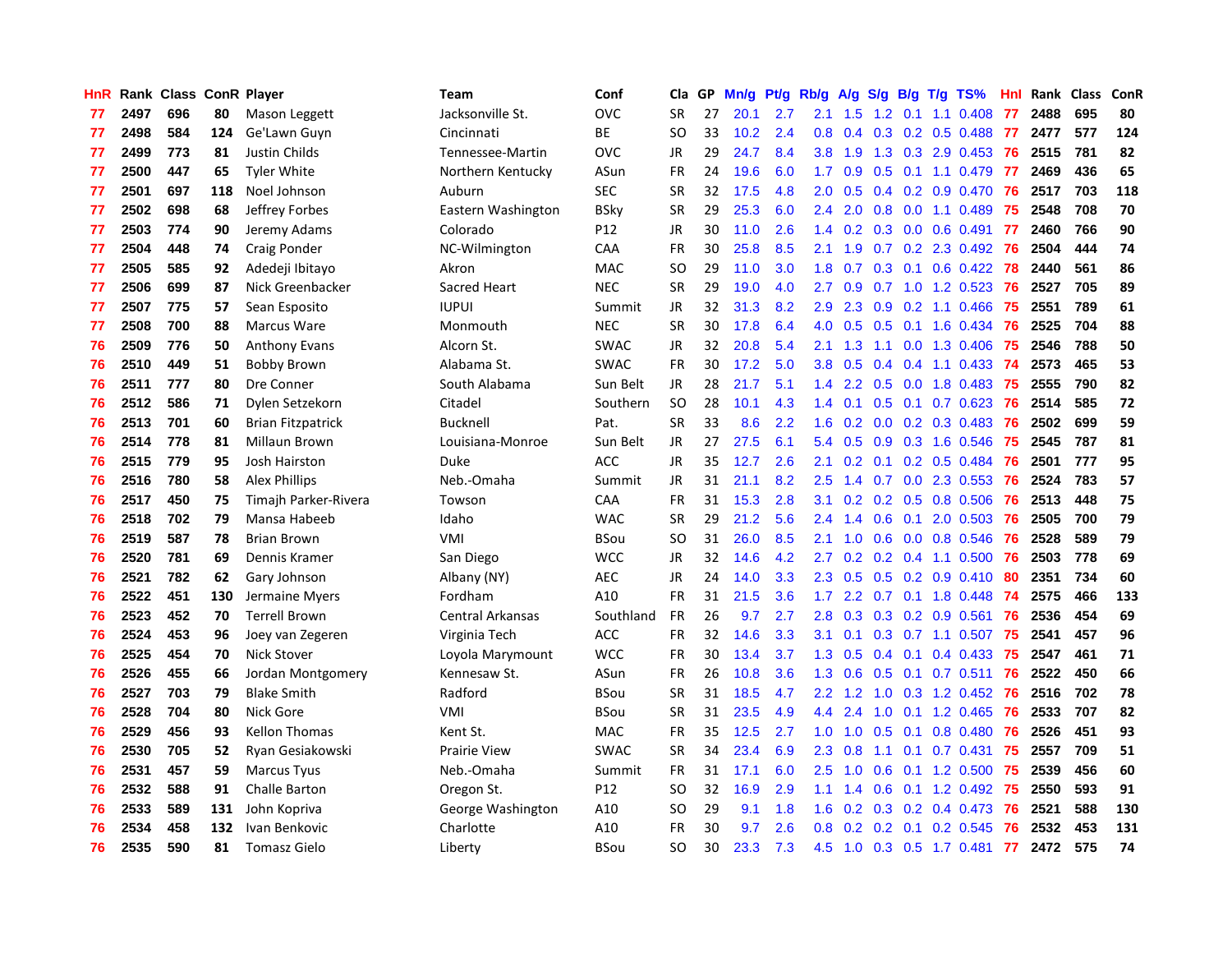| HnR | Rank | Class | ConR | Player | Team | Conf | Cla | GP | Mn/g | Pt/g | Rb/g | A/g | S/g | B/g | T/g | TS% | HnI | Rank | Class | ConR |
|---|---|---|---|---|---|---|---|---|---|---|---|---|---|---|---|---|---|---|---|---|
| 77 | 2497 | 696 | 80 | Mason Leggett | Jacksonville St. | OVC | SR | 27 | 20.1 | 2.7 | 2.1 | 1.5 | 1.2 | 0.1 | 1.1 | 0.408 | 77 | 2488 | 695 | 80 |
| 77 | 2498 | 584 | 124 | Ge'Lawn Guyn | Cincinnati | BE | SO | 33 | 10.2 | 2.4 | 0.8 | 0.4 | 0.3 | 0.2 | 0.5 | 0.488 | 77 | 2477 | 577 | 124 |
| 77 | 2499 | 773 | 81 | Justin Childs | Tennessee-Martin | OVC | JR | 29 | 24.7 | 8.4 | 3.8 | 1.9 | 1.3 | 0.3 | 2.9 | 0.453 | 76 | 2515 | 781 | 82 |
| 77 | 2500 | 447 | 65 | Tyler White | Northern Kentucky | ASun | FR | 24 | 19.6 | 6.0 | 1.7 | 0.9 | 0.5 | 0.1 | 1.1 | 0.479 | 77 | 2469 | 436 | 65 |
| 77 | 2501 | 697 | 118 | Noel Johnson | Auburn | SEC | SR | 32 | 17.5 | 4.8 | 2.0 | 0.5 | 0.4 | 0.2 | 0.9 | 0.470 | 76 | 2517 | 703 | 118 |
| 77 | 2502 | 698 | 68 | Jeffrey Forbes | Eastern Washington | BSky | SR | 29 | 25.3 | 6.0 | 2.4 | 2.0 | 0.8 | 0.0 | 1.1 | 0.489 | 75 | 2548 | 708 | 70 |
| 77 | 2503 | 774 | 90 | Jeremy Adams | Colorado | P12 | JR | 30 | 11.0 | 2.6 | 1.4 | 0.2 | 0.3 | 0.0 | 0.6 | 0.491 | 77 | 2460 | 766 | 90 |
| 77 | 2504 | 448 | 74 | Craig Ponder | NC-Wilmington | CAA | FR | 30 | 25.8 | 8.5 | 2.1 | 1.9 | 0.7 | 0.2 | 2.3 | 0.492 | 76 | 2504 | 444 | 74 |
| 77 | 2505 | 585 | 92 | Adedeji Ibitayo | Akron | MAC | SO | 29 | 11.0 | 3.0 | 1.8 | 0.7 | 0.3 | 0.1 | 0.6 | 0.422 | 78 | 2440 | 561 | 86 |
| 77 | 2506 | 699 | 87 | Nick Greenbacker | Sacred Heart | NEC | SR | 29 | 19.0 | 4.0 | 2.7 | 0.9 | 0.7 | 1.0 | 1.2 | 0.523 | 76 | 2527 | 705 | 89 |
| 77 | 2507 | 775 | 57 | Sean Esposito | IUPUI | Summit | JR | 32 | 31.3 | 8.2 | 2.9 | 2.3 | 0.9 | 0.2 | 1.1 | 0.466 | 75 | 2551 | 789 | 61 |
| 77 | 2508 | 700 | 88 | Marcus Ware | Monmouth | NEC | SR | 30 | 17.8 | 6.4 | 4.0 | 0.5 | 0.5 | 0.1 | 1.6 | 0.434 | 76 | 2525 | 704 | 88 |
| 76 | 2509 | 776 | 50 | Anthony Evans | Alcorn St. | SWAC | JR | 32 | 20.8 | 5.4 | 2.1 | 1.3 | 1.1 | 0.0 | 1.3 | 0.406 | 75 | 2546 | 788 | 50 |
| 76 | 2510 | 449 | 51 | Bobby Brown | Alabama St. | SWAC | FR | 30 | 17.2 | 5.0 | 3.8 | 0.5 | 0.4 | 0.4 | 1.1 | 0.433 | 74 | 2573 | 465 | 53 |
| 76 | 2511 | 777 | 80 | Dre Conner | South Alabama | Sun Belt | JR | 28 | 21.7 | 5.1 | 1.4 | 2.2 | 0.5 | 0.0 | 1.8 | 0.483 | 75 | 2555 | 790 | 82 |
| 76 | 2512 | 586 | 71 | Dylen Setzekorn | Citadel | Southern | SO | 28 | 10.1 | 4.3 | 1.4 | 0.1 | 0.5 | 0.1 | 0.7 | 0.623 | 76 | 2514 | 585 | 72 |
| 76 | 2513 | 701 | 60 | Brian Fitzpatrick | Bucknell | Pat. | SR | 33 | 8.6 | 2.2 | 1.6 | 0.2 | 0.0 | 0.2 | 0.3 | 0.483 | 76 | 2502 | 699 | 59 |
| 76 | 2514 | 778 | 81 | Millaun Brown | Louisiana-Monroe | Sun Belt | JR | 27 | 27.5 | 6.1 | 5.4 | 0.5 | 0.9 | 0.3 | 1.6 | 0.546 | 75 | 2545 | 787 | 81 |
| 76 | 2515 | 779 | 95 | Josh Hairston | Duke | ACC | JR | 35 | 12.7 | 2.6 | 2.1 | 0.2 | 0.1 | 0.2 | 0.5 | 0.484 | 76 | 2501 | 777 | 95 |
| 76 | 2516 | 780 | 58 | Alex Phillips | Neb.-Omaha | Summit | JR | 31 | 21.1 | 8.2 | 2.5 | 1.4 | 0.7 | 0.0 | 2.3 | 0.553 | 76 | 2524 | 783 | 57 |
| 76 | 2517 | 450 | 75 | Timajh Parker-Rivera | Towson | CAA | FR | 31 | 15.3 | 2.8 | 3.1 | 0.2 | 0.2 | 0.5 | 0.8 | 0.506 | 76 | 2513 | 448 | 75 |
| 76 | 2518 | 702 | 79 | Mansa Habeeb | Idaho | WAC | SR | 29 | 21.2 | 5.6 | 2.4 | 1.4 | 0.6 | 0.1 | 2.0 | 0.503 | 76 | 2505 | 700 | 79 |
| 76 | 2519 | 587 | 78 | Brian Brown | VMI | BSou | SO | 31 | 26.0 | 8.5 | 2.1 | 1.0 | 0.6 | 0.0 | 0.8 | 0.546 | 76 | 2528 | 589 | 79 |
| 76 | 2520 | 781 | 69 | Dennis Kramer | San Diego | WCC | JR | 32 | 14.6 | 4.2 | 2.7 | 0.2 | 0.2 | 0.4 | 1.1 | 0.500 | 76 | 2503 | 778 | 69 |
| 76 | 2521 | 782 | 62 | Gary Johnson | Albany (NY) | AEC | JR | 24 | 14.0 | 3.3 | 2.3 | 0.5 | 0.5 | 0.2 | 0.9 | 0.410 | 80 | 2351 | 734 | 60 |
| 76 | 2522 | 451 | 130 | Jermaine Myers | Fordham | A10 | FR | 31 | 21.5 | 3.6 | 1.7 | 2.2 | 0.7 | 0.1 | 1.8 | 0.448 | 74 | 2575 | 466 | 133 |
| 76 | 2523 | 452 | 70 | Terrell Brown | Central Arkansas | Southland | FR | 26 | 9.7 | 2.7 | 2.8 | 0.3 | 0.3 | 0.2 | 0.9 | 0.561 | 76 | 2536 | 454 | 69 |
| 76 | 2524 | 453 | 96 | Joey van Zegeren | Virginia Tech | ACC | FR | 32 | 14.6 | 3.3 | 3.1 | 0.1 | 0.3 | 0.7 | 1.1 | 0.507 | 75 | 2541 | 457 | 96 |
| 76 | 2525 | 454 | 70 | Nick Stover | Loyola Marymount | WCC | FR | 30 | 13.4 | 3.7 | 1.3 | 0.5 | 0.4 | 0.1 | 0.4 | 0.433 | 75 | 2547 | 461 | 71 |
| 76 | 2526 | 455 | 66 | Jordan Montgomery | Kennesaw St. | ASun | FR | 26 | 10.8 | 3.6 | 1.3 | 0.6 | 0.5 | 0.1 | 0.7 | 0.511 | 76 | 2522 | 450 | 66 |
| 76 | 2527 | 703 | 79 | Blake Smith | Radford | BSou | SR | 31 | 18.5 | 4.7 | 2.2 | 1.2 | 1.0 | 0.3 | 1.2 | 0.452 | 76 | 2516 | 702 | 78 |
| 76 | 2528 | 704 | 80 | Nick Gore | VMI | BSou | SR | 31 | 23.5 | 4.9 | 4.4 | 2.4 | 1.0 | 0.1 | 1.2 | 0.465 | 76 | 2533 | 707 | 82 |
| 76 | 2529 | 456 | 93 | Kellon Thomas | Kent St. | MAC | FR | 35 | 12.5 | 2.7 | 1.0 | 1.0 | 0.5 | 0.1 | 0.8 | 0.480 | 76 | 2526 | 451 | 93 |
| 76 | 2530 | 705 | 52 | Ryan Gesiakowski | Prairie View | SWAC | SR | 34 | 23.4 | 6.9 | 2.3 | 0.8 | 1.1 | 0.1 | 0.7 | 0.431 | 75 | 2557 | 709 | 51 |
| 76 | 2531 | 457 | 59 | Marcus Tyus | Neb.-Omaha | Summit | FR | 31 | 17.1 | 6.0 | 2.5 | 1.0 | 0.6 | 0.1 | 1.2 | 0.500 | 75 | 2539 | 456 | 60 |
| 76 | 2532 | 588 | 91 | Challe Barton | Oregon St. | P12 | SO | 32 | 16.9 | 2.9 | 1.1 | 1.4 | 0.6 | 0.1 | 1.2 | 0.492 | 75 | 2550 | 593 | 91 |
| 76 | 2533 | 589 | 131 | John Kopriva | George Washington | A10 | SO | 29 | 9.1 | 1.8 | 1.6 | 0.2 | 0.3 | 0.2 | 0.4 | 0.473 | 76 | 2521 | 588 | 130 |
| 76 | 2534 | 458 | 132 | Ivan Benkovic | Charlotte | A10 | FR | 30 | 9.7 | 2.6 | 0.8 | 0.2 | 0.2 | 0.1 | 0.2 | 0.545 | 76 | 2532 | 453 | 131 |
| 76 | 2535 | 590 | 81 | Tomasz Gielo | Liberty | BSou | SO | 30 | 23.3 | 7.3 | 4.5 | 1.0 | 0.3 | 0.5 | 1.7 | 0.481 | 77 | 2472 | 575 | 74 |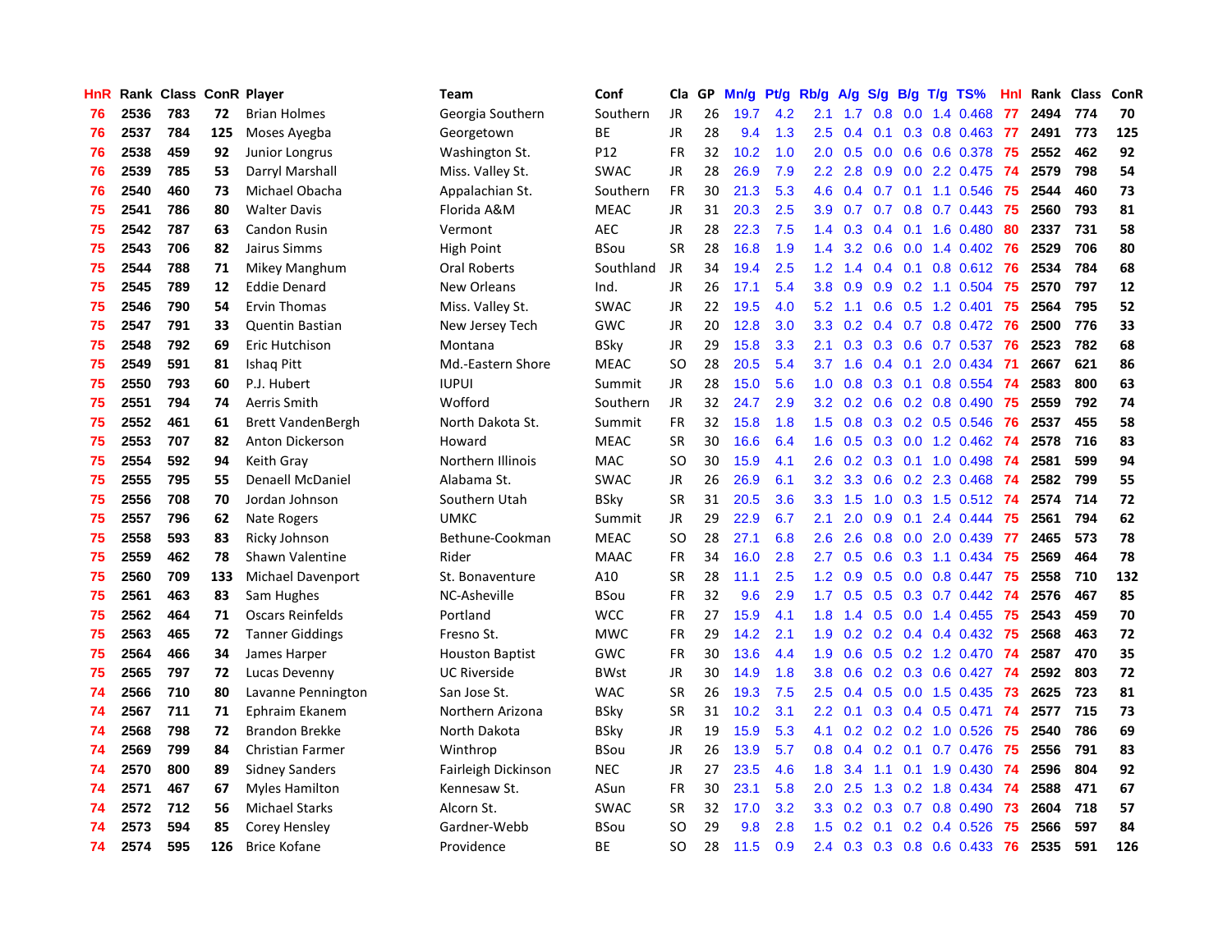| HnR | Rank | Class | ConR | Player | Team | Conf | Cla | GP | Mn/g | Pt/g | Rb/g | A/g | S/g | B/g | T/g | TS% | HnI | Rank | Class | ConR |
|---|---|---|---|---|---|---|---|---|---|---|---|---|---|---|---|---|---|---|---|---|
| 76 | 2536 | 783 | 72 | Brian Holmes | Georgia Southern | Southern | JR | 26 | 19.7 | 4.2 | 2.1 | 1.7 | 0.8 | 0.0 | 1.4 | 0.468 | 77 | 2494 | 774 | 70 |
| 76 | 2537 | 784 | 125 | Moses Ayegba | Georgetown | BE | JR | 28 | 9.4 | 1.3 | 2.5 | 0.4 | 0.1 | 0.3 | 0.8 | 0.463 | 77 | 2491 | 773 | 125 |
| 76 | 2538 | 459 | 92 | Junior Longrus | Washington St. | P12 | FR | 32 | 10.2 | 1.0 | 2.0 | 0.5 | 0.0 | 0.6 | 0.6 | 0.378 | 75 | 2552 | 462 | 92 |
| 76 | 2539 | 785 | 53 | Darryl Marshall | Miss. Valley St. | SWAC | JR | 28 | 26.9 | 7.9 | 2.2 | 2.8 | 0.9 | 0.0 | 2.2 | 0.475 | 74 | 2579 | 798 | 54 |
| 76 | 2540 | 460 | 73 | Michael Obacha | Appalachian St. | Southern | FR | 30 | 21.3 | 5.3 | 4.6 | 0.4 | 0.7 | 0.1 | 1.1 | 0.546 | 75 | 2544 | 460 | 73 |
| 75 | 2541 | 786 | 80 | Walter Davis | Florida A&M | MEAC | JR | 31 | 20.3 | 2.5 | 3.9 | 0.7 | 0.7 | 0.8 | 0.7 | 0.443 | 75 | 2560 | 793 | 81 |
| 75 | 2542 | 787 | 63 | Candon Rusin | Vermont | AEC | JR | 28 | 22.3 | 7.5 | 1.4 | 0.3 | 0.4 | 0.1 | 1.6 | 0.480 | 80 | 2337 | 731 | 58 |
| 75 | 2543 | 706 | 82 | Jairus Simms | High Point | BSou | SR | 28 | 16.8 | 1.9 | 1.4 | 3.2 | 0.6 | 0.0 | 1.4 | 0.402 | 76 | 2529 | 706 | 80 |
| 75 | 2544 | 788 | 71 | Mikey Manghum | Oral Roberts | Southland | JR | 34 | 19.4 | 2.5 | 1.2 | 1.4 | 0.4 | 0.1 | 0.8 | 0.612 | 76 | 2534 | 784 | 68 |
| 75 | 2545 | 789 | 12 | Eddie Denard | New Orleans | Ind. | JR | 26 | 17.1 | 5.4 | 3.8 | 0.9 | 0.9 | 0.2 | 1.1 | 0.504 | 75 | 2570 | 797 | 12 |
| 75 | 2546 | 790 | 54 | Ervin Thomas | Miss. Valley St. | SWAC | JR | 22 | 19.5 | 4.0 | 5.2 | 1.1 | 0.6 | 0.5 | 1.2 | 0.401 | 75 | 2564 | 795 | 52 |
| 75 | 2547 | 791 | 33 | Quentin Bastian | New Jersey Tech | GWC | JR | 20 | 12.8 | 3.0 | 3.3 | 0.2 | 0.4 | 0.7 | 0.8 | 0.472 | 76 | 2500 | 776 | 33 |
| 75 | 2548 | 792 | 69 | Eric Hutchison | Montana | BSky | JR | 29 | 15.8 | 3.3 | 2.1 | 0.3 | 0.3 | 0.6 | 0.7 | 0.537 | 76 | 2523 | 782 | 68 |
| 75 | 2549 | 591 | 81 | Ishaq Pitt | Md.-Eastern Shore | MEAC | SO | 28 | 20.5 | 5.4 | 3.7 | 1.6 | 0.4 | 0.1 | 2.0 | 0.434 | 71 | 2667 | 621 | 86 |
| 75 | 2550 | 793 | 60 | P.J. Hubert | IUPUI | Summit | JR | 28 | 15.0 | 5.6 | 1.0 | 0.8 | 0.3 | 0.1 | 0.8 | 0.554 | 74 | 2583 | 800 | 63 |
| 75 | 2551 | 794 | 74 | Aerris Smith | Wofford | Southern | JR | 32 | 24.7 | 2.9 | 3.2 | 0.2 | 0.6 | 0.2 | 0.8 | 0.490 | 75 | 2559 | 792 | 74 |
| 75 | 2552 | 461 | 61 | Brett VandenBergh | North Dakota St. | Summit | FR | 32 | 15.8 | 1.8 | 1.5 | 0.8 | 0.3 | 0.2 | 0.5 | 0.546 | 76 | 2537 | 455 | 58 |
| 75 | 2553 | 707 | 82 | Anton Dickerson | Howard | MEAC | SR | 30 | 16.6 | 6.4 | 1.6 | 0.5 | 0.3 | 0.0 | 1.2 | 0.462 | 74 | 2578 | 716 | 83 |
| 75 | 2554 | 592 | 94 | Keith Gray | Northern Illinois | MAC | SO | 30 | 15.9 | 4.1 | 2.6 | 0.2 | 0.3 | 0.1 | 1.0 | 0.498 | 74 | 2581 | 599 | 94 |
| 75 | 2555 | 795 | 55 | Denaell McDaniel | Alabama St. | SWAC | JR | 26 | 26.9 | 6.1 | 3.2 | 3.3 | 0.6 | 0.2 | 2.3 | 0.468 | 74 | 2582 | 799 | 55 |
| 75 | 2556 | 708 | 70 | Jordan Johnson | Southern Utah | BSky | SR | 31 | 20.5 | 3.6 | 3.3 | 1.5 | 1.0 | 0.3 | 1.5 | 0.512 | 74 | 2574 | 714 | 72 |
| 75 | 2557 | 796 | 62 | Nate Rogers | UMKC | Summit | JR | 29 | 22.9 | 6.7 | 2.1 | 2.0 | 0.9 | 0.1 | 2.4 | 0.444 | 75 | 2561 | 794 | 62 |
| 75 | 2558 | 593 | 83 | Ricky Johnson | Bethune-Cookman | MEAC | SO | 28 | 27.1 | 6.8 | 2.6 | 2.6 | 0.8 | 0.0 | 2.0 | 0.439 | 77 | 2465 | 573 | 78 |
| 75 | 2559 | 462 | 78 | Shawn Valentine | Rider | MAAC | FR | 34 | 16.0 | 2.8 | 2.7 | 0.5 | 0.6 | 0.3 | 1.1 | 0.434 | 75 | 2569 | 464 | 78 |
| 75 | 2560 | 709 | 133 | Michael Davenport | St. Bonaventure | A10 | SR | 28 | 11.1 | 2.5 | 1.2 | 0.9 | 0.5 | 0.0 | 0.8 | 0.447 | 75 | 2558 | 710 | 132 |
| 75 | 2561 | 463 | 83 | Sam Hughes | NC-Asheville | BSou | FR | 32 | 9.6 | 2.9 | 1.7 | 0.5 | 0.5 | 0.3 | 0.7 | 0.442 | 74 | 2576 | 467 | 85 |
| 75 | 2562 | 464 | 71 | Oscars Reinfelds | Portland | WCC | FR | 27 | 15.9 | 4.1 | 1.8 | 1.4 | 0.5 | 0.0 | 1.4 | 0.455 | 75 | 2543 | 459 | 70 |
| 75 | 2563 | 465 | 72 | Tanner Giddings | Fresno St. | MWC | FR | 29 | 14.2 | 2.1 | 1.9 | 0.2 | 0.2 | 0.4 | 0.4 | 0.432 | 75 | 2568 | 463 | 72 |
| 75 | 2564 | 466 | 34 | James Harper | Houston Baptist | GWC | FR | 30 | 13.6 | 4.4 | 1.9 | 0.6 | 0.5 | 0.2 | 1.2 | 0.470 | 74 | 2587 | 470 | 35 |
| 75 | 2565 | 797 | 72 | Lucas Devenny | UC Riverside | BWst | JR | 30 | 14.9 | 1.8 | 3.8 | 0.6 | 0.2 | 0.3 | 0.6 | 0.427 | 74 | 2592 | 803 | 72 |
| 74 | 2566 | 710 | 80 | Lavanne Pennington | San Jose St. | WAC | SR | 26 | 19.3 | 7.5 | 2.5 | 0.4 | 0.5 | 0.0 | 1.5 | 0.435 | 73 | 2625 | 723 | 81 |
| 74 | 2567 | 711 | 71 | Ephraim Ekanem | Northern Arizona | BSky | SR | 31 | 10.2 | 3.1 | 2.2 | 0.1 | 0.3 | 0.4 | 0.5 | 0.471 | 74 | 2577 | 715 | 73 |
| 74 | 2568 | 798 | 72 | Brandon Brekke | North Dakota | BSky | JR | 19 | 15.9 | 5.3 | 4.1 | 0.2 | 0.2 | 0.2 | 1.0 | 0.526 | 75 | 2540 | 786 | 69 |
| 74 | 2569 | 799 | 84 | Christian Farmer | Winthrop | BSou | JR | 26 | 13.9 | 5.7 | 0.8 | 0.4 | 0.2 | 0.1 | 0.7 | 0.476 | 75 | 2556 | 791 | 83 |
| 74 | 2570 | 800 | 89 | Sidney Sanders | Fairleigh Dickinson | NEC | JR | 27 | 23.5 | 4.6 | 1.8 | 3.4 | 1.1 | 0.1 | 1.9 | 0.430 | 74 | 2596 | 804 | 92 |
| 74 | 2571 | 467 | 67 | Myles Hamilton | Kennesaw St. | ASun | FR | 30 | 23.1 | 5.8 | 2.0 | 2.5 | 1.3 | 0.2 | 1.8 | 0.434 | 74 | 2588 | 471 | 67 |
| 74 | 2572 | 712 | 56 | Michael Starks | Alcorn St. | SWAC | SR | 32 | 17.0 | 3.2 | 3.3 | 0.2 | 0.3 | 0.7 | 0.8 | 0.490 | 73 | 2604 | 718 | 57 |
| 74 | 2573 | 594 | 85 | Corey Hensley | Gardner-Webb | BSou | SO | 29 | 9.8 | 2.8 | 1.5 | 0.2 | 0.1 | 0.2 | 0.4 | 0.526 | 75 | 2566 | 597 | 84 |
| 74 | 2574 | 595 | 126 | Brice Kofane | Providence | BE | SO | 28 | 11.5 | 0.9 | 2.4 | 0.3 | 0.3 | 0.8 | 0.6 | 0.433 | 76 | 2535 | 591 | 126 |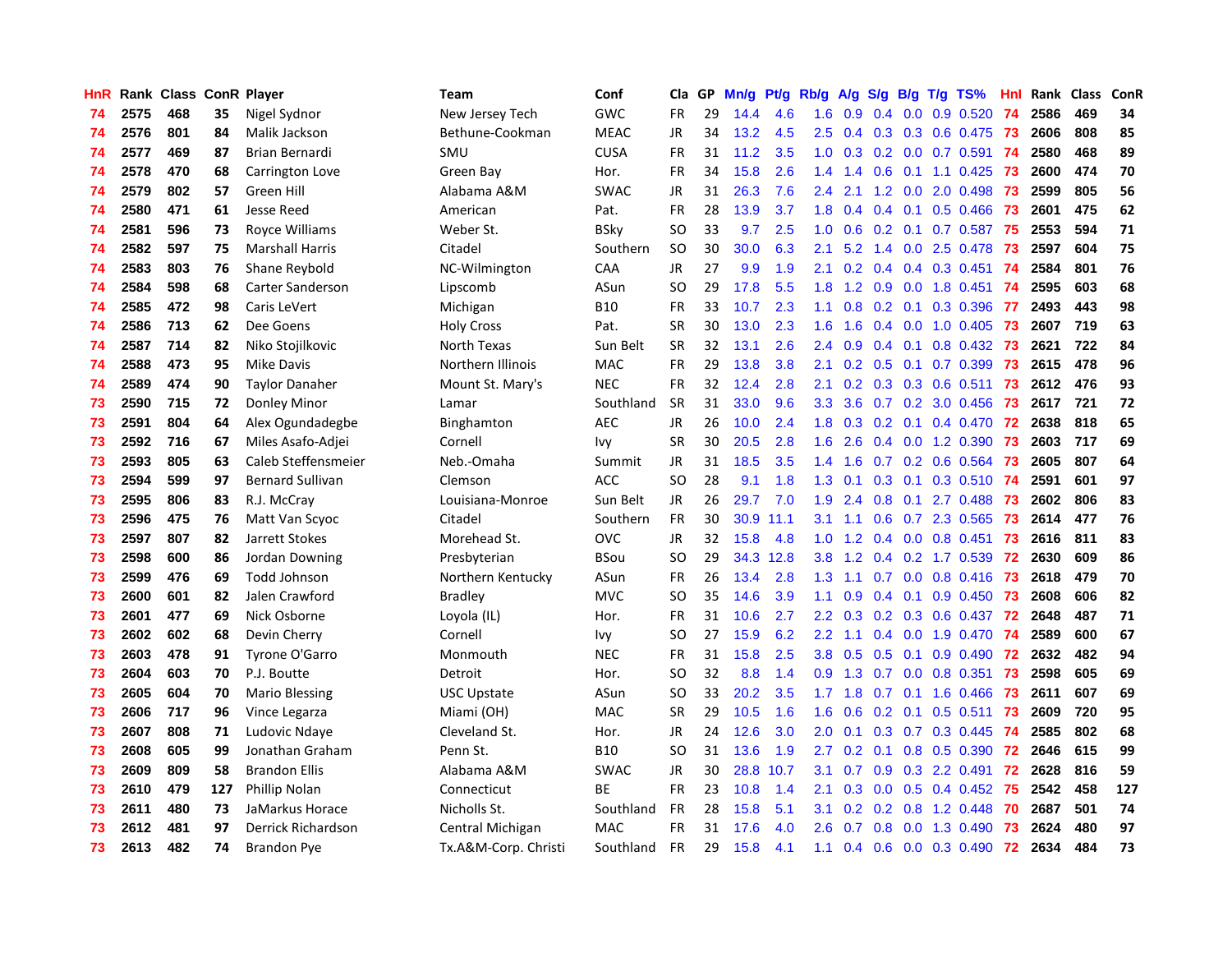| HnR | Rank | Class | ConR | Player | Team | Conf | Cla | GP | Mn/g | Pt/g | Rb/g | A/g | S/g | B/g | T/g | TS% | HnI | Rank | Class | ConR |
|---|---|---|---|---|---|---|---|---|---|---|---|---|---|---|---|---|---|---|---|---|
| 74 | 2575 | 468 | 35 | Nigel Sydnor | New Jersey Tech | GWC | FR | 29 | 14.4 | 4.6 | 1.6 | 0.9 | 0.4 | 0.0 | 0.9 | 0.520 | 74 | 2586 | 469 | 34 |
| 74 | 2576 | 801 | 84 | Malik Jackson | Bethune-Cookman | MEAC | JR | 34 | 13.2 | 4.5 | 2.5 | 0.4 | 0.3 | 0.3 | 0.6 | 0.475 | 73 | 2606 | 808 | 85 |
| 74 | 2577 | 469 | 87 | Brian Bernardi | SMU | CUSA | FR | 31 | 11.2 | 3.5 | 1.0 | 0.3 | 0.2 | 0.0 | 0.7 | 0.591 | 74 | 2580 | 468 | 89 |
| 74 | 2578 | 470 | 68 | Carrington Love | Green Bay | Hor. | FR | 34 | 15.8 | 2.6 | 1.4 | 1.4 | 0.6 | 0.1 | 1.1 | 0.425 | 73 | 2600 | 474 | 70 |
| 74 | 2579 | 802 | 57 | Green Hill | Alabama A&M | SWAC | JR | 31 | 26.3 | 7.6 | 2.4 | 2.1 | 1.2 | 0.0 | 2.0 | 0.498 | 73 | 2599 | 805 | 56 |
| 74 | 2580 | 471 | 61 | Jesse Reed | American | Pat. | FR | 28 | 13.9 | 3.7 | 1.8 | 0.4 | 0.4 | 0.1 | 0.5 | 0.466 | 73 | 2601 | 475 | 62 |
| 74 | 2581 | 596 | 73 | Royce Williams | Weber St. | BSky | SO | 33 | 9.7 | 2.5 | 1.0 | 0.6 | 0.2 | 0.1 | 0.7 | 0.587 | 75 | 2553 | 594 | 71 |
| 74 | 2582 | 597 | 75 | Marshall Harris | Citadel | Southern | SO | 30 | 30.0 | 6.3 | 2.1 | 5.2 | 1.4 | 0.0 | 2.5 | 0.478 | 73 | 2597 | 604 | 75 |
| 74 | 2583 | 803 | 76 | Shane Reybold | NC-Wilmington | CAA | JR | 27 | 9.9 | 1.9 | 2.1 | 0.2 | 0.4 | 0.4 | 0.3 | 0.451 | 74 | 2584 | 801 | 76 |
| 74 | 2584 | 598 | 68 | Carter Sanderson | Lipscomb | ASun | SO | 29 | 17.8 | 5.5 | 1.8 | 1.2 | 0.9 | 0.0 | 1.8 | 0.451 | 74 | 2595 | 603 | 68 |
| 74 | 2585 | 472 | 98 | Caris LeVert | Michigan | B10 | FR | 33 | 10.7 | 2.3 | 1.1 | 0.8 | 0.2 | 0.1 | 0.3 | 0.396 | 77 | 2493 | 443 | 98 |
| 74 | 2586 | 713 | 62 | Dee Goens | Holy Cross | Pat. | SR | 30 | 13.0 | 2.3 | 1.6 | 1.6 | 0.4 | 0.0 | 1.0 | 0.405 | 73 | 2607 | 719 | 63 |
| 74 | 2587 | 714 | 82 | Niko Stojilkovic | North Texas | Sun Belt | SR | 32 | 13.1 | 2.6 | 2.4 | 0.9 | 0.4 | 0.1 | 0.8 | 0.432 | 73 | 2621 | 722 | 84 |
| 74 | 2588 | 473 | 95 | Mike Davis | Northern Illinois | MAC | FR | 29 | 13.8 | 3.8 | 2.1 | 0.2 | 0.5 | 0.1 | 0.7 | 0.399 | 73 | 2615 | 478 | 96 |
| 74 | 2589 | 474 | 90 | Taylor Danaher | Mount St. Mary's | NEC | FR | 32 | 12.4 | 2.8 | 2.1 | 0.2 | 0.3 | 0.3 | 0.6 | 0.511 | 73 | 2612 | 476 | 93 |
| 73 | 2590 | 715 | 72 | Donley Minor | Lamar | Southland | SR | 31 | 33.0 | 9.6 | 3.3 | 3.6 | 0.7 | 0.2 | 3.0 | 0.456 | 73 | 2617 | 721 | 72 |
| 73 | 2591 | 804 | 64 | Alex Ogundadegbe | Binghamton | AEC | JR | 26 | 10.0 | 2.4 | 1.8 | 0.3 | 0.2 | 0.1 | 0.4 | 0.470 | 72 | 2638 | 818 | 65 |
| 73 | 2592 | 716 | 67 | Miles Asafo-Adjei | Cornell | Ivy | SR | 30 | 20.5 | 2.8 | 1.6 | 2.6 | 0.4 | 0.0 | 1.2 | 0.390 | 73 | 2603 | 717 | 69 |
| 73 | 2593 | 805 | 63 | Caleb Steffensmeier | Neb.-Omaha | Summit | JR | 31 | 18.5 | 3.5 | 1.4 | 1.6 | 0.7 | 0.2 | 0.6 | 0.564 | 73 | 2605 | 807 | 64 |
| 73 | 2594 | 599 | 97 | Bernard Sullivan | Clemson | ACC | SO | 28 | 9.1 | 1.8 | 1.3 | 0.1 | 0.3 | 0.1 | 0.3 | 0.510 | 74 | 2591 | 601 | 97 |
| 73 | 2595 | 806 | 83 | R.J. McCray | Louisiana-Monroe | Sun Belt | JR | 26 | 29.7 | 7.0 | 1.9 | 2.4 | 0.8 | 0.1 | 2.7 | 0.488 | 73 | 2602 | 806 | 83 |
| 73 | 2596 | 475 | 76 | Matt Van Scyoc | Citadel | Southern | FR | 30 | 30.9 | 11.1 | 3.1 | 1.1 | 0.6 | 0.7 | 2.3 | 0.565 | 73 | 2614 | 477 | 76 |
| 73 | 2597 | 807 | 82 | Jarrett Stokes | Morehead St. | OVC | JR | 32 | 15.8 | 4.8 | 1.0 | 1.2 | 0.4 | 0.0 | 0.8 | 0.451 | 73 | 2616 | 811 | 83 |
| 73 | 2598 | 600 | 86 | Jordan Downing | Presbyterian | BSou | SO | 29 | 34.3 | 12.8 | 3.8 | 1.2 | 0.4 | 0.2 | 1.7 | 0.539 | 72 | 2630 | 609 | 86 |
| 73 | 2599 | 476 | 69 | Todd Johnson | Northern Kentucky | ASun | FR | 26 | 13.4 | 2.8 | 1.3 | 1.1 | 0.7 | 0.0 | 0.8 | 0.416 | 73 | 2618 | 479 | 70 |
| 73 | 2600 | 601 | 82 | Jalen Crawford | Bradley | MVC | SO | 35 | 14.6 | 3.9 | 1.1 | 0.9 | 0.4 | 0.1 | 0.9 | 0.450 | 73 | 2608 | 606 | 82 |
| 73 | 2601 | 477 | 69 | Nick Osborne | Loyola (IL) | Hor. | FR | 31 | 10.6 | 2.7 | 2.2 | 0.3 | 0.2 | 0.3 | 0.6 | 0.437 | 72 | 2648 | 487 | 71 |
| 73 | 2602 | 602 | 68 | Devin Cherry | Cornell | Ivy | SO | 27 | 15.9 | 6.2 | 2.2 | 1.1 | 0.4 | 0.0 | 1.9 | 0.470 | 74 | 2589 | 600 | 67 |
| 73 | 2603 | 478 | 91 | Tyrone O'Garro | Monmouth | NEC | FR | 31 | 15.8 | 2.5 | 3.8 | 0.5 | 0.5 | 0.1 | 0.9 | 0.490 | 72 | 2632 | 482 | 94 |
| 73 | 2604 | 603 | 70 | P.J. Boutte | Detroit | Hor. | SO | 32 | 8.8 | 1.4 | 0.9 | 1.3 | 0.7 | 0.0 | 0.8 | 0.351 | 73 | 2598 | 605 | 69 |
| 73 | 2605 | 604 | 70 | Mario Blessing | USC Upstate | ASun | SO | 33 | 20.2 | 3.5 | 1.7 | 1.8 | 0.7 | 0.1 | 1.6 | 0.466 | 73 | 2611 | 607 | 69 |
| 73 | 2606 | 717 | 96 | Vince Legarza | Miami (OH) | MAC | SR | 29 | 10.5 | 1.6 | 1.6 | 0.6 | 0.2 | 0.1 | 0.5 | 0.511 | 73 | 2609 | 720 | 95 |
| 73 | 2607 | 808 | 71 | Ludovic Ndaye | Cleveland St. | Hor. | JR | 24 | 12.6 | 3.0 | 2.0 | 0.1 | 0.3 | 0.7 | 0.3 | 0.445 | 74 | 2585 | 802 | 68 |
| 73 | 2608 | 605 | 99 | Jonathan Graham | Penn St. | B10 | SO | 31 | 13.6 | 1.9 | 2.7 | 0.2 | 0.1 | 0.8 | 0.5 | 0.390 | 72 | 2646 | 615 | 99 |
| 73 | 2609 | 809 | 58 | Brandon Ellis | Alabama A&M | SWAC | JR | 30 | 28.8 | 10.7 | 3.1 | 0.7 | 0.9 | 0.3 | 2.2 | 0.491 | 72 | 2628 | 816 | 59 |
| 73 | 2610 | 479 | 127 | Phillip Nolan | Connecticut | BE | FR | 23 | 10.8 | 1.4 | 2.1 | 0.3 | 0.0 | 0.5 | 0.4 | 0.452 | 75 | 2542 | 458 | 127 |
| 73 | 2611 | 480 | 73 | JaMarkus Horace | Nicholls St. | Southland | FR | 28 | 15.8 | 5.1 | 3.1 | 0.2 | 0.2 | 0.8 | 1.2 | 0.448 | 70 | 2687 | 501 | 74 |
| 73 | 2612 | 481 | 97 | Derrick Richardson | Central Michigan | MAC | FR | 31 | 17.6 | 4.0 | 2.6 | 0.7 | 0.8 | 0.0 | 1.3 | 0.490 | 73 | 2624 | 480 | 97 |
| 73 | 2613 | 482 | 74 | Brandon Pye | Tx.A&M-Corp. Christi | Southland | FR | 29 | 15.8 | 4.1 | 1.1 | 0.4 | 0.6 | 0.0 | 0.3 | 0.490 | 72 | 2634 | 484 | 73 |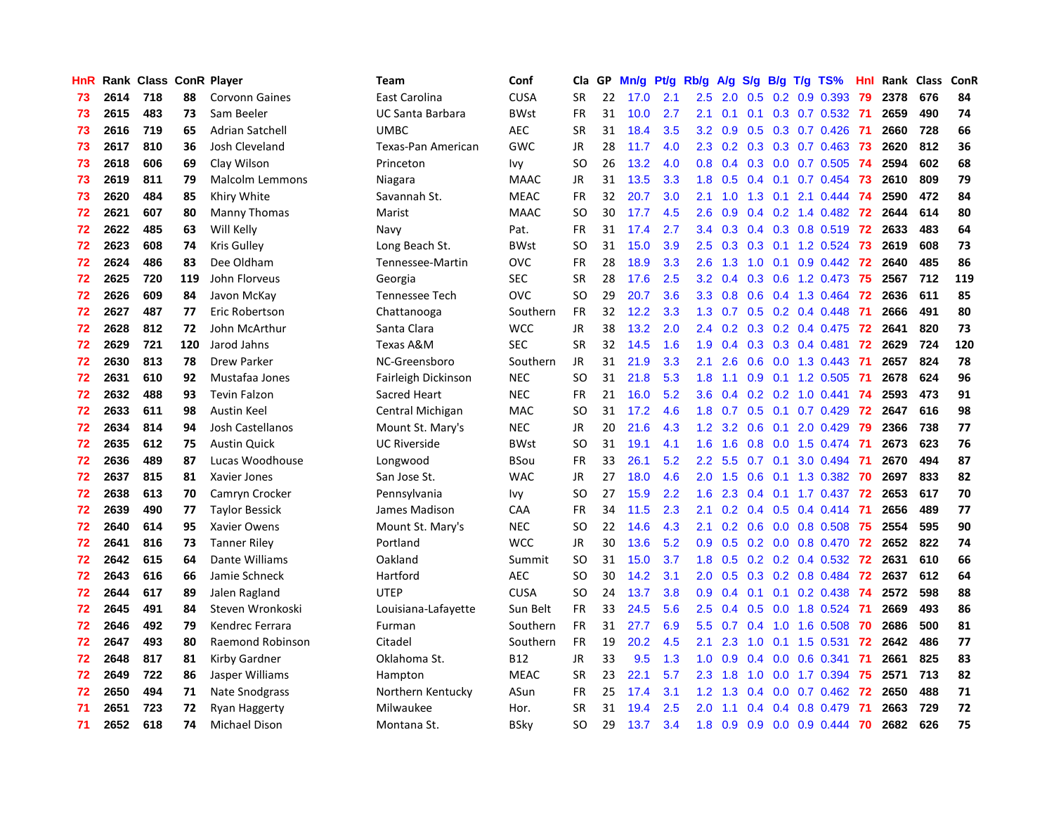| HnR | Rank | Class | ConR | Player | Team | Conf | Cla | GP | Mn/g | Pt/g | Rb/g | A/g | S/g | B/g | T/g | TS% | Hnl | Rank | Class | ConR |
|---|---|---|---|---|---|---|---|---|---|---|---|---|---|---|---|---|---|---|---|---|
| 73 | 2614 | 718 | 88 | Corvonn Gaines | East Carolina | CUSA | SR | 22 | 17.0 | 2.1 | 2.5 | 2.0 | 0.5 | 0.2 | 0.9 | 0.393 | 79 | 2378 | 676 | 84 |
| 73 | 2615 | 483 | 73 | Sam Beeler | UC Santa Barbara | BWst | FR | 31 | 10.0 | 2.7 | 2.1 | 0.1 | 0.1 | 0.3 | 0.7 | 0.532 | 71 | 2659 | 490 | 74 |
| 73 | 2616 | 719 | 65 | Adrian Satchell | UMBC | AEC | SR | 31 | 18.4 | 3.5 | 3.2 | 0.9 | 0.5 | 0.3 | 0.7 | 0.426 | 71 | 2660 | 728 | 66 |
| 73 | 2617 | 810 | 36 | Josh Cleveland | Texas-Pan American | GWC | JR | 28 | 11.7 | 4.0 | 2.3 | 0.2 | 0.3 | 0.3 | 0.7 | 0.463 | 73 | 2620 | 812 | 36 |
| 73 | 2618 | 606 | 69 | Clay Wilson | Princeton | Ivy | SO | 26 | 13.2 | 4.0 | 0.8 | 0.4 | 0.3 | 0.0 | 0.7 | 0.505 | 74 | 2594 | 602 | 68 |
| 73 | 2619 | 811 | 79 | Malcolm Lemmons | Niagara | MAAC | JR | 31 | 13.5 | 3.3 | 1.8 | 0.5 | 0.4 | 0.1 | 0.7 | 0.454 | 73 | 2610 | 809 | 79 |
| 73 | 2620 | 484 | 85 | Khiry White | Savannah St. | MEAC | FR | 32 | 20.7 | 3.0 | 2.1 | 1.0 | 1.3 | 0.1 | 2.1 | 0.444 | 74 | 2590 | 472 | 84 |
| 72 | 2621 | 607 | 80 | Manny Thomas | Marist | MAAC | SO | 30 | 17.7 | 4.5 | 2.6 | 0.9 | 0.4 | 0.2 | 1.4 | 0.482 | 72 | 2644 | 614 | 80 |
| 72 | 2622 | 485 | 63 | Will Kelly | Navy | Pat. | FR | 31 | 17.4 | 2.7 | 3.4 | 0.3 | 0.4 | 0.3 | 0.8 | 0.519 | 72 | 2633 | 483 | 64 |
| 72 | 2623 | 608 | 74 | Kris Gulley | Long Beach St. | BWst | SO | 31 | 15.0 | 3.9 | 2.5 | 0.3 | 0.3 | 0.1 | 1.2 | 0.524 | 73 | 2619 | 608 | 73 |
| 72 | 2624 | 486 | 83 | Dee Oldham | Tennessee-Martin | OVC | FR | 28 | 18.9 | 3.3 | 2.6 | 1.3 | 1.0 | 0.1 | 0.9 | 0.442 | 72 | 2640 | 485 | 86 |
| 72 | 2625 | 720 | 119 | John Florveus | Georgia | SEC | SR | 28 | 17.6 | 2.5 | 3.2 | 0.4 | 0.3 | 0.6 | 1.2 | 0.473 | 75 | 2567 | 712 | 119 |
| 72 | 2626 | 609 | 84 | Javon McKay | Tennessee Tech | OVC | SO | 29 | 20.7 | 3.6 | 3.3 | 0.8 | 0.6 | 0.4 | 1.3 | 0.464 | 72 | 2636 | 611 | 85 |
| 72 | 2627 | 487 | 77 | Eric Robertson | Chattanooga | Southern | FR | 32 | 12.2 | 3.3 | 1.3 | 0.7 | 0.5 | 0.2 | 0.4 | 0.448 | 71 | 2666 | 491 | 80 |
| 72 | 2628 | 812 | 72 | John McArthur | Santa Clara | WCC | JR | 38 | 13.2 | 2.0 | 2.4 | 0.2 | 0.3 | 0.2 | 0.4 | 0.475 | 72 | 2641 | 820 | 73 |
| 72 | 2629 | 721 | 120 | Jarod Jahns | Texas A&M | SEC | SR | 32 | 14.5 | 1.6 | 1.9 | 0.4 | 0.3 | 0.3 | 0.4 | 0.481 | 72 | 2629 | 724 | 120 |
| 72 | 2630 | 813 | 78 | Drew Parker | NC-Greensboro | Southern | JR | 31 | 21.9 | 3.3 | 2.1 | 2.6 | 0.6 | 0.0 | 1.3 | 0.443 | 71 | 2657 | 824 | 78 |
| 72 | 2631 | 610 | 92 | Mustafaa Jones | Fairleigh Dickinson | NEC | SO | 31 | 21.8 | 5.3 | 1.8 | 1.1 | 0.9 | 0.1 | 1.2 | 0.505 | 71 | 2678 | 624 | 96 |
| 72 | 2632 | 488 | 93 | Tevin Falzon | Sacred Heart | NEC | FR | 21 | 16.0 | 5.2 | 3.6 | 0.4 | 0.2 | 0.2 | 1.0 | 0.441 | 74 | 2593 | 473 | 91 |
| 72 | 2633 | 611 | 98 | Austin Keel | Central Michigan | MAC | SO | 31 | 17.2 | 4.6 | 1.8 | 0.7 | 0.5 | 0.1 | 0.7 | 0.429 | 72 | 2647 | 616 | 98 |
| 72 | 2634 | 814 | 94 | Josh Castellanos | Mount St. Mary's | NEC | JR | 20 | 21.6 | 4.3 | 1.2 | 3.2 | 0.6 | 0.1 | 2.0 | 0.429 | 79 | 2366 | 738 | 77 |
| 72 | 2635 | 612 | 75 | Austin Quick | UC Riverside | BWst | SO | 31 | 19.1 | 4.1 | 1.6 | 1.6 | 0.8 | 0.0 | 1.5 | 0.474 | 71 | 2673 | 623 | 76 |
| 72 | 2636 | 489 | 87 | Lucas Woodhouse | Longwood | BSou | FR | 33 | 26.1 | 5.2 | 2.2 | 5.5 | 0.7 | 0.1 | 3.0 | 0.494 | 71 | 2670 | 494 | 87 |
| 72 | 2637 | 815 | 81 | Xavier Jones | San Jose St. | WAC | JR | 27 | 18.0 | 4.6 | 2.0 | 1.5 | 0.6 | 0.1 | 1.3 | 0.382 | 70 | 2697 | 833 | 82 |
| 72 | 2638 | 613 | 70 | Camryn Crocker | Pennsylvania | Ivy | SO | 27 | 15.9 | 2.2 | 1.6 | 2.3 | 0.4 | 0.1 | 1.7 | 0.437 | 72 | 2653 | 617 | 70 |
| 72 | 2639 | 490 | 77 | Taylor Bessick | James Madison | CAA | FR | 34 | 11.5 | 2.3 | 2.1 | 0.2 | 0.4 | 0.5 | 0.4 | 0.414 | 71 | 2656 | 489 | 77 |
| 72 | 2640 | 614 | 95 | Xavier Owens | Mount St. Mary's | NEC | SO | 22 | 14.6 | 4.3 | 2.1 | 0.2 | 0.6 | 0.0 | 0.8 | 0.508 | 75 | 2554 | 595 | 90 |
| 72 | 2641 | 816 | 73 | Tanner Riley | Portland | WCC | JR | 30 | 13.6 | 5.2 | 0.9 | 0.5 | 0.2 | 0.0 | 0.8 | 0.470 | 72 | 2652 | 822 | 74 |
| 72 | 2642 | 615 | 64 | Dante Williams | Oakland | Summit | SO | 31 | 15.0 | 3.7 | 1.8 | 0.5 | 0.2 | 0.2 | 0.4 | 0.532 | 72 | 2631 | 610 | 66 |
| 72 | 2643 | 616 | 66 | Jamie Schneck | Hartford | AEC | SO | 30 | 14.2 | 3.1 | 2.0 | 0.5 | 0.3 | 0.2 | 0.8 | 0.484 | 72 | 2637 | 612 | 64 |
| 72 | 2644 | 617 | 89 | Jalen Ragland | UTEP | CUSA | SO | 24 | 13.7 | 3.8 | 0.9 | 0.4 | 0.1 | 0.1 | 0.2 | 0.438 | 74 | 2572 | 598 | 88 |
| 72 | 2645 | 491 | 84 | Steven Wronkoski | Louisiana-Lafayette | Sun Belt | FR | 33 | 24.5 | 5.6 | 2.5 | 0.4 | 0.5 | 0.0 | 1.8 | 0.524 | 71 | 2669 | 493 | 86 |
| 72 | 2646 | 492 | 79 | Kendrec Ferrara | Furman | Southern | FR | 31 | 27.7 | 6.9 | 5.5 | 0.7 | 0.4 | 1.0 | 1.6 | 0.508 | 70 | 2686 | 500 | 81 |
| 72 | 2647 | 493 | 80 | Raemond Robinson | Citadel | Southern | FR | 19 | 20.2 | 4.5 | 2.1 | 2.3 | 1.0 | 0.1 | 1.5 | 0.531 | 72 | 2642 | 486 | 77 |
| 72 | 2648 | 817 | 81 | Kirby Gardner | Oklahoma St. | B12 | JR | 33 | 9.5 | 1.3 | 1.0 | 0.9 | 0.4 | 0.0 | 0.6 | 0.341 | 71 | 2661 | 825 | 83 |
| 72 | 2649 | 722 | 86 | Jasper Williams | Hampton | MEAC | SR | 23 | 22.1 | 5.7 | 2.3 | 1.8 | 1.0 | 0.0 | 1.7 | 0.394 | 75 | 2571 | 713 | 82 |
| 72 | 2650 | 494 | 71 | Nate Snodgrass | Northern Kentucky | ASun | FR | 25 | 17.4 | 3.1 | 1.2 | 1.3 | 0.4 | 0.0 | 0.7 | 0.462 | 72 | 2650 | 488 | 71 |
| 71 | 2651 | 723 | 72 | Ryan Haggerty | Milwaukee | Hor. | SR | 31 | 19.4 | 2.5 | 2.0 | 1.1 | 0.4 | 0.4 | 0.8 | 0.479 | 71 | 2663 | 729 | 72 |
| 71 | 2652 | 618 | 74 | Michael Dison | Montana St. | BSky | SO | 29 | 13.7 | 3.4 | 1.8 | 0.9 | 0.9 | 0.0 | 0.9 | 0.444 | 70 | 2682 | 626 | 75 |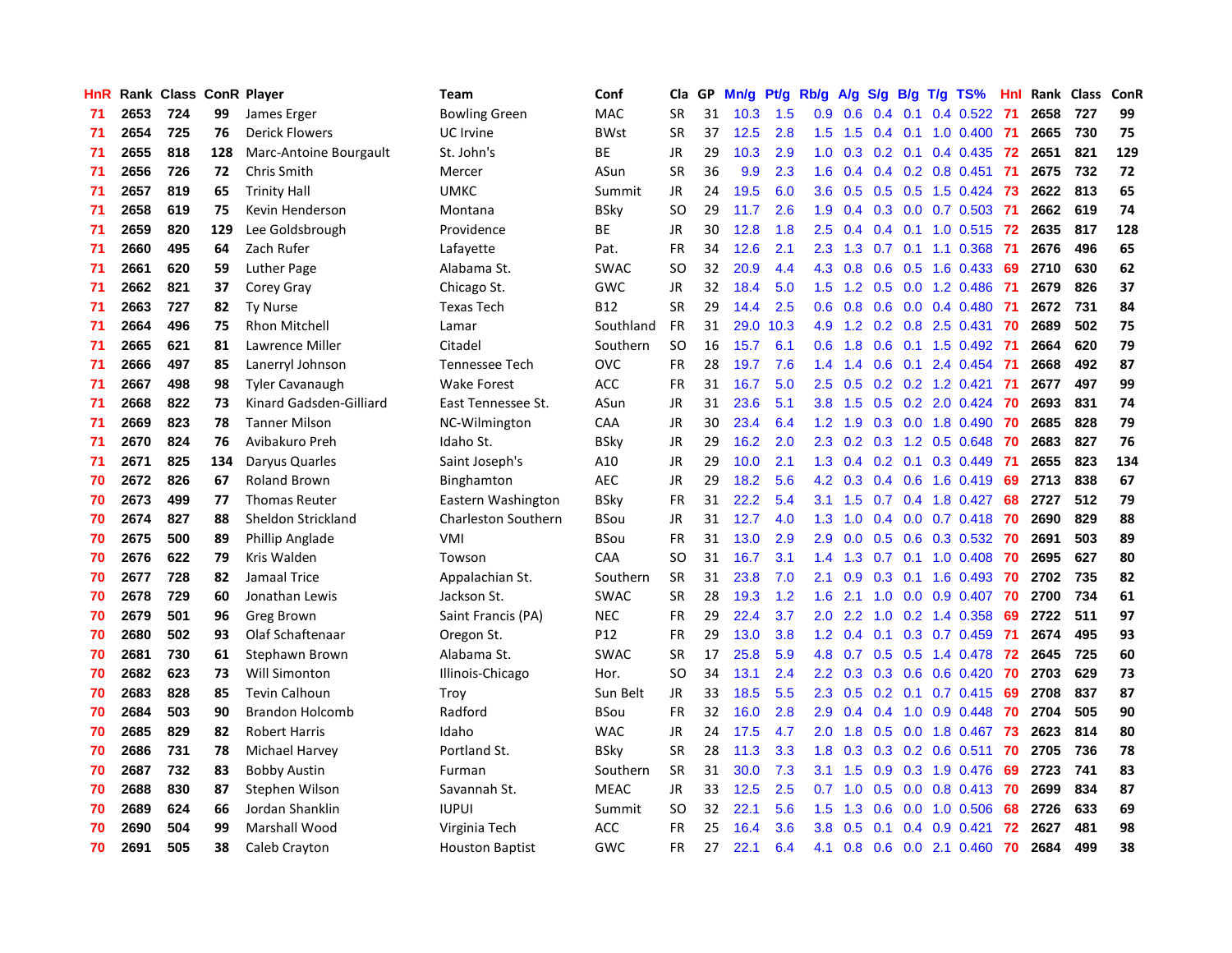| HnR | Rank | Class | ConR | Player | Team | Conf | Cla | GP | Mn/g | Pt/g | Rb/g | A/g | S/g | B/g | T/g | TS% | HnI | Rank | Class | ConR |
|---|---|---|---|---|---|---|---|---|---|---|---|---|---|---|---|---|---|---|---|---|
| 71 | 2653 | 724 | 99 | James Erger | Bowling Green | MAC | SR | 31 | 10.3 | 1.5 | 0.9 | 0.6 | 0.4 | 0.1 | 0.4 | 0.522 | 71 | 2658 | 727 | 99 |
| 71 | 2654 | 725 | 76 | Derick Flowers | UC Irvine | BWst | SR | 37 | 12.5 | 2.8 | 1.5 | 1.5 | 0.4 | 0.1 | 1.0 | 0.400 | 71 | 2665 | 730 | 75 |
| 71 | 2655 | 818 | 128 | Marc-Antoine Bourgault | St. John's | BE | JR | 29 | 10.3 | 2.9 | 1.0 | 0.3 | 0.2 | 0.1 | 0.4 | 0.435 | 72 | 2651 | 821 | 129 |
| 71 | 2656 | 726 | 72 | Chris Smith | Mercer | ASun | SR | 36 | 9.9 | 2.3 | 1.6 | 0.4 | 0.4 | 0.2 | 0.8 | 0.451 | 71 | 2675 | 732 | 72 |
| 71 | 2657 | 819 | 65 | Trinity Hall | UMKC | Summit | JR | 24 | 19.5 | 6.0 | 3.6 | 0.5 | 0.5 | 0.5 | 1.5 | 0.424 | 73 | 2622 | 813 | 65 |
| 71 | 2658 | 619 | 75 | Kevin Henderson | Montana | BSky | SO | 29 | 11.7 | 2.6 | 1.9 | 0.4 | 0.3 | 0.0 | 0.7 | 0.503 | 71 | 2662 | 619 | 74 |
| 71 | 2659 | 820 | 129 | Lee Goldsbrough | Providence | BE | JR | 30 | 12.8 | 1.8 | 2.5 | 0.4 | 0.4 | 0.1 | 1.0 | 0.515 | 72 | 2635 | 817 | 128 |
| 71 | 2660 | 495 | 64 | Zach Rufer | Lafayette | Pat. | FR | 34 | 12.6 | 2.1 | 2.3 | 1.3 | 0.7 | 0.1 | 1.1 | 0.368 | 71 | 2676 | 496 | 65 |
| 71 | 2661 | 620 | 59 | Luther Page | Alabama St. | SWAC | SO | 32 | 20.9 | 4.4 | 4.3 | 0.8 | 0.6 | 0.5 | 1.6 | 0.433 | 69 | 2710 | 630 | 62 |
| 71 | 2662 | 821 | 37 | Corey Gray | Chicago St. | GWC | JR | 32 | 18.4 | 5.0 | 1.5 | 1.2 | 0.5 | 0.0 | 1.2 | 0.486 | 71 | 2679 | 826 | 37 |
| 71 | 2663 | 727 | 82 | Ty Nurse | Texas Tech | B12 | SR | 29 | 14.4 | 2.5 | 0.6 | 0.8 | 0.6 | 0.0 | 0.4 | 0.480 | 71 | 2672 | 731 | 84 |
| 71 | 2664 | 496 | 75 | Rhon Mitchell | Lamar | Southland | FR | 31 | 29.0 | 10.3 | 4.9 | 1.2 | 0.2 | 0.8 | 2.5 | 0.431 | 70 | 2689 | 502 | 75 |
| 71 | 2665 | 621 | 81 | Lawrence Miller | Citadel | Southern | SO | 16 | 15.7 | 6.1 | 0.6 | 1.8 | 0.6 | 0.1 | 1.5 | 0.492 | 71 | 2664 | 620 | 79 |
| 71 | 2666 | 497 | 85 | Lanerryl Johnson | Tennessee Tech | OVC | FR | 28 | 19.7 | 7.6 | 1.4 | 1.4 | 0.6 | 0.1 | 2.4 | 0.454 | 71 | 2668 | 492 | 87 |
| 71 | 2667 | 498 | 98 | Tyler Cavanaugh | Wake Forest | ACC | FR | 31 | 16.7 | 5.0 | 2.5 | 0.5 | 0.2 | 0.2 | 1.2 | 0.421 | 71 | 2677 | 497 | 99 |
| 71 | 2668 | 822 | 73 | Kinard Gadsden-Gilliard | East Tennessee St. | ASun | JR | 31 | 23.6 | 5.1 | 3.8 | 1.5 | 0.5 | 0.2 | 2.0 | 0.424 | 70 | 2693 | 831 | 74 |
| 71 | 2669 | 823 | 78 | Tanner Milson | NC-Wilmington | CAA | JR | 30 | 23.4 | 6.4 | 1.2 | 1.9 | 0.3 | 0.0 | 1.8 | 0.490 | 70 | 2685 | 828 | 79 |
| 71 | 2670 | 824 | 76 | Avibakuro Preh | Idaho St. | BSky | JR | 29 | 16.2 | 2.0 | 2.3 | 0.2 | 0.3 | 1.2 | 0.5 | 0.648 | 70 | 2683 | 827 | 76 |
| 71 | 2671 | 825 | 134 | Daryus Quarles | Saint Joseph's | A10 | JR | 29 | 10.0 | 2.1 | 1.3 | 0.4 | 0.2 | 0.1 | 0.3 | 0.449 | 71 | 2655 | 823 | 134 |
| 70 | 2672 | 826 | 67 | Roland Brown | Binghamton | AEC | JR | 29 | 18.2 | 5.6 | 4.2 | 0.3 | 0.4 | 0.6 | 1.6 | 0.419 | 69 | 2713 | 838 | 67 |
| 70 | 2673 | 499 | 77 | Thomas Reuter | Eastern Washington | BSky | FR | 31 | 22.2 | 5.4 | 3.1 | 1.5 | 0.7 | 0.4 | 1.8 | 0.427 | 68 | 2727 | 512 | 79 |
| 70 | 2674 | 827 | 88 | Sheldon Strickland | Charleston Southern | BSou | JR | 31 | 12.7 | 4.0 | 1.3 | 1.0 | 0.4 | 0.0 | 0.7 | 0.418 | 70 | 2690 | 829 | 88 |
| 70 | 2675 | 500 | 89 | Phillip Anglade | VMI | BSou | FR | 31 | 13.0 | 2.9 | 2.9 | 0.0 | 0.5 | 0.6 | 0.3 | 0.532 | 70 | 2691 | 503 | 89 |
| 70 | 2676 | 622 | 79 | Kris Walden | Towson | CAA | SO | 31 | 16.7 | 3.1 | 1.4 | 1.3 | 0.7 | 0.1 | 1.0 | 0.408 | 70 | 2695 | 627 | 80 |
| 70 | 2677 | 728 | 82 | Jamaal Trice | Appalachian St. | Southern | SR | 31 | 23.8 | 7.0 | 2.1 | 0.9 | 0.3 | 0.1 | 1.6 | 0.493 | 70 | 2702 | 735 | 82 |
| 70 | 2678 | 729 | 60 | Jonathan Lewis | Jackson St. | SWAC | SR | 28 | 19.3 | 1.2 | 1.6 | 2.1 | 1.0 | 0.0 | 0.9 | 0.407 | 70 | 2700 | 734 | 61 |
| 70 | 2679 | 501 | 96 | Greg Brown | Saint Francis (PA) | NEC | FR | 29 | 22.4 | 3.7 | 2.0 | 2.2 | 1.0 | 0.2 | 1.4 | 0.358 | 69 | 2722 | 511 | 97 |
| 70 | 2680 | 502 | 93 | Olaf Schaftenaar | Oregon St. | P12 | FR | 29 | 13.0 | 3.8 | 1.2 | 0.4 | 0.1 | 0.3 | 0.7 | 0.459 | 71 | 2674 | 495 | 93 |
| 70 | 2681 | 730 | 61 | Stephawn Brown | Alabama St. | SWAC | SR | 17 | 25.8 | 5.9 | 4.8 | 0.7 | 0.5 | 0.5 | 1.4 | 0.478 | 72 | 2645 | 725 | 60 |
| 70 | 2682 | 623 | 73 | Will Simonton | Illinois-Chicago | Hor. | SO | 34 | 13.1 | 2.4 | 2.2 | 0.3 | 0.3 | 0.6 | 0.6 | 0.420 | 70 | 2703 | 629 | 73 |
| 70 | 2683 | 828 | 85 | Tevin Calhoun | Troy | Sun Belt | JR | 33 | 18.5 | 5.5 | 2.3 | 0.5 | 0.2 | 0.1 | 0.7 | 0.415 | 69 | 2708 | 837 | 87 |
| 70 | 2684 | 503 | 90 | Brandon Holcomb | Radford | BSou | FR | 32 | 16.0 | 2.8 | 2.9 | 0.4 | 0.4 | 1.0 | 0.9 | 0.448 | 70 | 2704 | 505 | 90 |
| 70 | 2685 | 829 | 82 | Robert Harris | Idaho | WAC | JR | 24 | 17.5 | 4.7 | 2.0 | 1.8 | 0.5 | 0.0 | 1.8 | 0.467 | 73 | 2623 | 814 | 80 |
| 70 | 2686 | 731 | 78 | Michael Harvey | Portland St. | BSky | SR | 28 | 11.3 | 3.3 | 1.8 | 0.3 | 0.3 | 0.2 | 0.6 | 0.511 | 70 | 2705 | 736 | 78 |
| 70 | 2687 | 732 | 83 | Bobby Austin | Furman | Southern | SR | 31 | 30.0 | 7.3 | 3.1 | 1.5 | 0.9 | 0.3 | 1.9 | 0.476 | 69 | 2723 | 741 | 83 |
| 70 | 2688 | 830 | 87 | Stephen Wilson | Savannah St. | MEAC | JR | 33 | 12.5 | 2.5 | 0.7 | 1.0 | 0.5 | 0.0 | 0.8 | 0.413 | 70 | 2699 | 834 | 87 |
| 70 | 2689 | 624 | 66 | Jordan Shanklin | IUPUI | Summit | SO | 32 | 22.1 | 5.6 | 1.5 | 1.3 | 0.6 | 0.0 | 1.0 | 0.506 | 68 | 2726 | 633 | 69 |
| 70 | 2690 | 504 | 99 | Marshall Wood | Virginia Tech | ACC | FR | 25 | 16.4 | 3.6 | 3.8 | 0.5 | 0.1 | 0.4 | 0.9 | 0.421 | 72 | 2627 | 481 | 98 |
| 70 | 2691 | 505 | 38 | Caleb Crayton | Houston Baptist | GWC | FR | 27 | 22.1 | 6.4 | 4.1 | 0.8 | 0.6 | 0.0 | 2.1 | 0.460 | 70 | 2684 | 499 | 38 |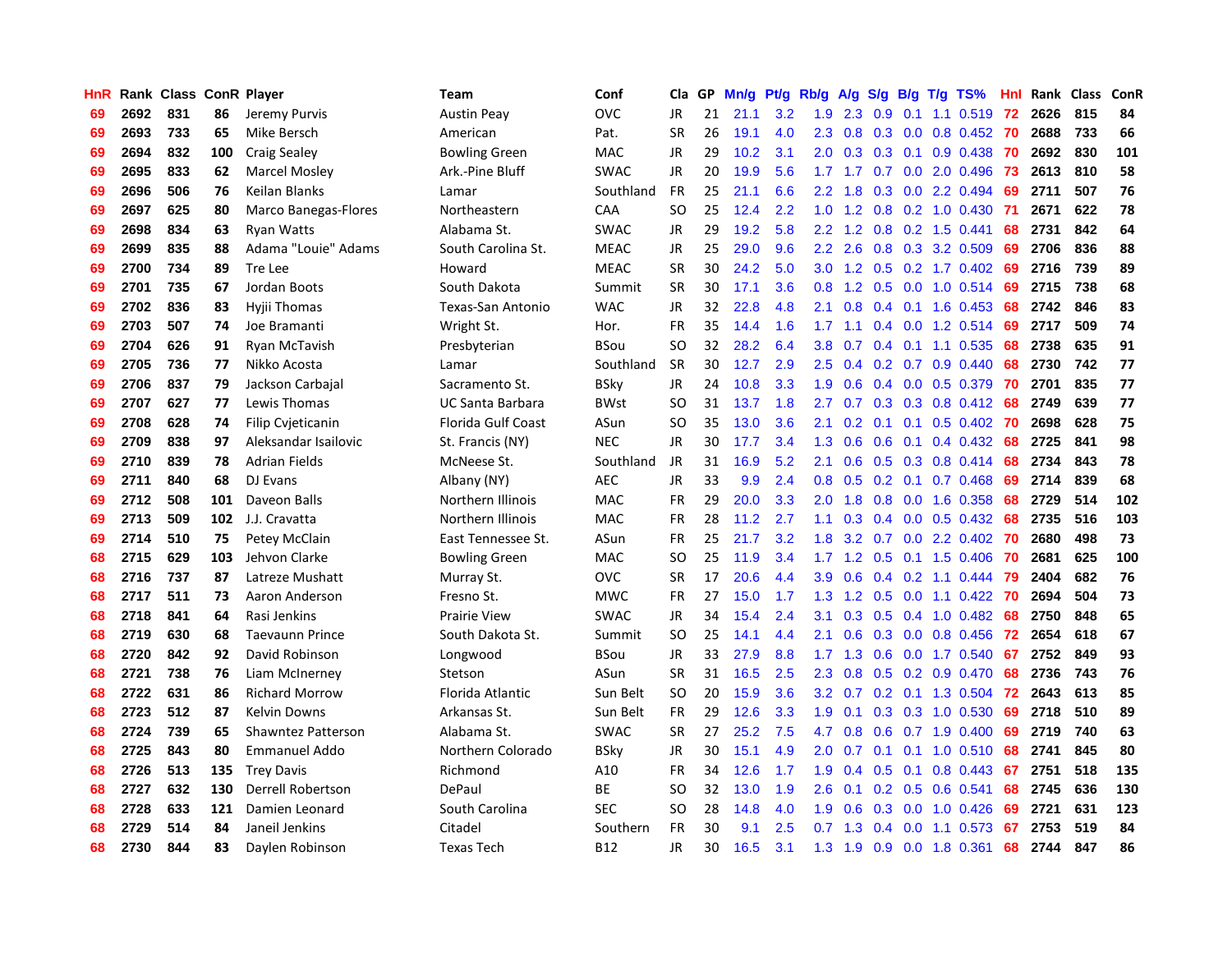| HnR | Rank | Class | ConR | Player | Team | Conf | Cla | GP | Mn/g | Pt/g | Rb/g | A/g | S/g | B/g | T/g | TS% | HnI | Rank | Class | ConR |
|---|---|---|---|---|---|---|---|---|---|---|---|---|---|---|---|---|---|---|---|---|
| 69 | 2692 | 831 | 86 | Jeremy Purvis | Austin Peay | OVC | JR | 21 | 21.1 | 3.2 | 1.9 | 2.3 | 0.9 | 0.1 | 1.1 | 0.519 | 72 | 2626 | 815 | 84 |
| 69 | 2693 | 733 | 65 | Mike Bersch | American | Pat. | SR | 26 | 19.1 | 4.0 | 2.3 | 0.8 | 0.3 | 0.0 | 0.8 | 0.452 | 70 | 2688 | 733 | 66 |
| 69 | 2694 | 832 | 100 | Craig Sealey | Bowling Green | MAC | JR | 29 | 10.2 | 3.1 | 2.0 | 0.3 | 0.3 | 0.1 | 0.9 | 0.438 | 70 | 2692 | 830 | 101 |
| 69 | 2695 | 833 | 62 | Marcel Mosley | Ark.-Pine Bluff | SWAC | JR | 20 | 19.9 | 5.6 | 1.7 | 1.7 | 0.7 | 0.0 | 2.0 | 0.496 | 73 | 2613 | 810 | 58 |
| 69 | 2696 | 506 | 76 | Keilan Blanks | Lamar | Southland | FR | 25 | 21.1 | 6.6 | 2.2 | 1.8 | 0.3 | 0.0 | 2.2 | 0.494 | 69 | 2711 | 507 | 76 |
| 69 | 2697 | 625 | 80 | Marco Banegas-Flores | Northeastern | CAA | SO | 25 | 12.4 | 2.2 | 1.0 | 1.2 | 0.8 | 0.2 | 1.0 | 0.430 | 71 | 2671 | 622 | 78 |
| 69 | 2698 | 834 | 63 | Ryan Watts | Alabama St. | SWAC | JR | 29 | 19.2 | 5.8 | 2.2 | 1.2 | 0.8 | 0.2 | 1.5 | 0.441 | 68 | 2731 | 842 | 64 |
| 69 | 2699 | 835 | 88 | Adama "Louie" Adams | South Carolina St. | MEAC | JR | 25 | 29.0 | 9.6 | 2.2 | 2.6 | 0.8 | 0.3 | 3.2 | 0.509 | 69 | 2706 | 836 | 88 |
| 69 | 2700 | 734 | 89 | Tre Lee | Howard | MEAC | SR | 30 | 24.2 | 5.0 | 3.0 | 1.2 | 0.5 | 0.2 | 1.7 | 0.402 | 69 | 2716 | 739 | 89 |
| 69 | 2701 | 735 | 67 | Jordan Boots | South Dakota | Summit | SR | 30 | 17.1 | 3.6 | 0.8 | 1.2 | 0.5 | 0.0 | 1.0 | 0.514 | 69 | 2715 | 738 | 68 |
| 69 | 2702 | 836 | 83 | Hyjii Thomas | Texas-San Antonio | WAC | JR | 32 | 22.8 | 4.8 | 2.1 | 0.8 | 0.4 | 0.1 | 1.6 | 0.453 | 68 | 2742 | 846 | 83 |
| 69 | 2703 | 507 | 74 | Joe Bramanti | Wright St. | Hor. | FR | 35 | 14.4 | 1.6 | 1.7 | 1.1 | 0.4 | 0.0 | 1.2 | 0.514 | 69 | 2717 | 509 | 74 |
| 69 | 2704 | 626 | 91 | Ryan McTavish | Presbyterian | BSou | SO | 32 | 28.2 | 6.4 | 3.8 | 0.7 | 0.4 | 0.1 | 1.1 | 0.535 | 68 | 2738 | 635 | 91 |
| 69 | 2705 | 736 | 77 | Nikko Acosta | Lamar | Southland | SR | 30 | 12.7 | 2.9 | 2.5 | 0.4 | 0.2 | 0.7 | 0.9 | 0.440 | 68 | 2730 | 742 | 77 |
| 69 | 2706 | 837 | 79 | Jackson Carbajal | Sacramento St. | BSky | JR | 24 | 10.8 | 3.3 | 1.9 | 0.6 | 0.4 | 0.0 | 0.5 | 0.379 | 70 | 2701 | 835 | 77 |
| 69 | 2707 | 627 | 77 | Lewis Thomas | UC Santa Barbara | BWst | SO | 31 | 13.7 | 1.8 | 2.7 | 0.7 | 0.3 | 0.3 | 0.8 | 0.412 | 68 | 2749 | 639 | 77 |
| 69 | 2708 | 628 | 74 | Filip Cvjeticanin | Florida Gulf Coast | ASun | SO | 35 | 13.0 | 3.6 | 2.1 | 0.2 | 0.1 | 0.1 | 0.5 | 0.402 | 70 | 2698 | 628 | 75 |
| 69 | 2709 | 838 | 97 | Aleksandar Isailovic | St. Francis (NY) | NEC | JR | 30 | 17.7 | 3.4 | 1.3 | 0.6 | 0.6 | 0.1 | 0.4 | 0.432 | 68 | 2725 | 841 | 98 |
| 69 | 2710 | 839 | 78 | Adrian Fields | McNeese St. | Southland | JR | 31 | 16.9 | 5.2 | 2.1 | 0.6 | 0.5 | 0.3 | 0.8 | 0.414 | 68 | 2734 | 843 | 78 |
| 69 | 2711 | 840 | 68 | DJ Evans | Albany (NY) | AEC | JR | 33 | 9.9 | 2.4 | 0.8 | 0.5 | 0.2 | 0.1 | 0.7 | 0.468 | 69 | 2714 | 839 | 68 |
| 69 | 2712 | 508 | 101 | Daveon Balls | Northern Illinois | MAC | FR | 29 | 20.0 | 3.3 | 2.0 | 1.8 | 0.8 | 0.0 | 1.6 | 0.358 | 68 | 2729 | 514 | 102 |
| 69 | 2713 | 509 | 102 | J.J. Cravatta | Northern Illinois | MAC | FR | 28 | 11.2 | 2.7 | 1.1 | 0.3 | 0.4 | 0.0 | 0.5 | 0.432 | 68 | 2735 | 516 | 103 |
| 69 | 2714 | 510 | 75 | Petey McClain | East Tennessee St. | ASun | FR | 25 | 21.7 | 3.2 | 1.8 | 3.2 | 0.7 | 0.0 | 2.2 | 0.402 | 70 | 2680 | 498 | 73 |
| 68 | 2715 | 629 | 103 | Jehvon Clarke | Bowling Green | MAC | SO | 25 | 11.9 | 3.4 | 1.7 | 1.2 | 0.5 | 0.1 | 1.5 | 0.406 | 70 | 2681 | 625 | 100 |
| 68 | 2716 | 737 | 87 | Latreze Mushatt | Murray St. | OVC | SR | 17 | 20.6 | 4.4 | 3.9 | 0.6 | 0.4 | 0.2 | 1.1 | 0.444 | 79 | 2404 | 682 | 76 |
| 68 | 2717 | 511 | 73 | Aaron Anderson | Fresno St. | MWC | FR | 27 | 15.0 | 1.7 | 1.3 | 1.2 | 0.5 | 0.0 | 1.1 | 0.422 | 70 | 2694 | 504 | 73 |
| 68 | 2718 | 841 | 64 | Rasi Jenkins | Prairie View | SWAC | JR | 34 | 15.4 | 2.4 | 3.1 | 0.3 | 0.5 | 0.4 | 1.0 | 0.482 | 68 | 2750 | 848 | 65 |
| 68 | 2719 | 630 | 68 | Taevaunn Prince | South Dakota St. | Summit | SO | 25 | 14.1 | 4.4 | 2.1 | 0.6 | 0.3 | 0.0 | 0.8 | 0.456 | 72 | 2654 | 618 | 67 |
| 68 | 2720 | 842 | 92 | David Robinson | Longwood | BSou | JR | 33 | 27.9 | 8.8 | 1.7 | 1.3 | 0.6 | 0.0 | 1.7 | 0.540 | 67 | 2752 | 849 | 93 |
| 68 | 2721 | 738 | 76 | Liam McInerney | Stetson | ASun | SR | 31 | 16.5 | 2.5 | 2.3 | 0.8 | 0.5 | 0.2 | 0.9 | 0.470 | 68 | 2736 | 743 | 76 |
| 68 | 2722 | 631 | 86 | Richard Morrow | Florida Atlantic | Sun Belt | SO | 20 | 15.9 | 3.6 | 3.2 | 0.7 | 0.2 | 0.1 | 1.3 | 0.504 | 72 | 2643 | 613 | 85 |
| 68 | 2723 | 512 | 87 | Kelvin Downs | Arkansas St. | Sun Belt | FR | 29 | 12.6 | 3.3 | 1.9 | 0.1 | 0.3 | 0.3 | 1.0 | 0.530 | 69 | 2718 | 510 | 89 |
| 68 | 2724 | 739 | 65 | Shawntez Patterson | Alabama St. | SWAC | SR | 27 | 25.2 | 7.5 | 4.7 | 0.8 | 0.6 | 0.7 | 1.9 | 0.400 | 69 | 2719 | 740 | 63 |
| 68 | 2725 | 843 | 80 | Emmanuel Addo | Northern Colorado | BSky | JR | 30 | 15.1 | 4.9 | 2.0 | 0.7 | 0.1 | 0.1 | 1.0 | 0.510 | 68 | 2741 | 845 | 80 |
| 68 | 2726 | 513 | 135 | Trey Davis | Richmond | A10 | FR | 34 | 12.6 | 1.7 | 1.9 | 0.4 | 0.5 | 0.1 | 0.8 | 0.443 | 67 | 2751 | 518 | 135 |
| 68 | 2727 | 632 | 130 | Derrell Robertson | DePaul | BE | SO | 32 | 13.0 | 1.9 | 2.6 | 0.1 | 0.2 | 0.5 | 0.6 | 0.541 | 68 | 2745 | 636 | 130 |
| 68 | 2728 | 633 | 121 | Damien Leonard | South Carolina | SEC | SO | 28 | 14.8 | 4.0 | 1.9 | 0.6 | 0.3 | 0.0 | 1.0 | 0.426 | 69 | 2721 | 631 | 123 |
| 68 | 2729 | 514 | 84 | Janeil Jenkins | Citadel | Southern | FR | 30 | 9.1 | 2.5 | 0.7 | 1.3 | 0.4 | 0.0 | 1.1 | 0.573 | 67 | 2753 | 519 | 84 |
| 68 | 2730 | 844 | 83 | Daylen Robinson | Texas Tech | B12 | JR | 30 | 16.5 | 3.1 | 1.3 | 1.9 | 0.9 | 0.0 | 1.8 | 0.361 | 68 | 2744 | 847 | 86 |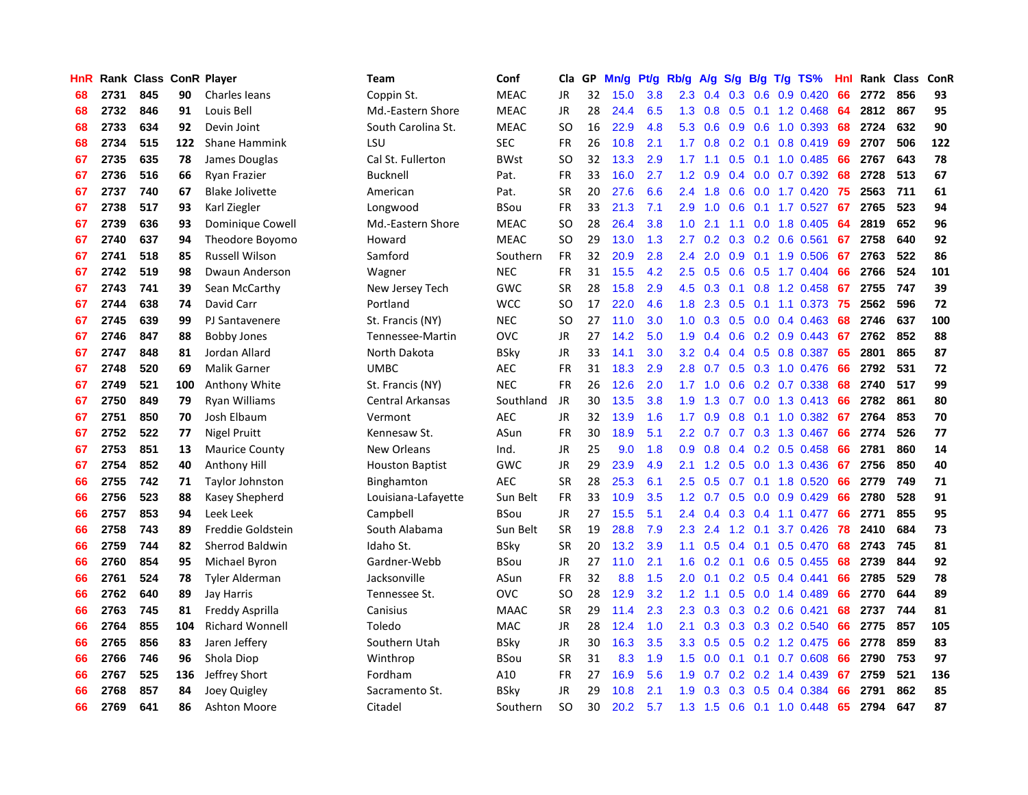| HnR | Rank | Class | ConR | Player | Team | Conf | Cla | GP | Mn/g | Pt/g | Rb/g | A/g | S/g | B/g | T/g | TS% | HnI | Rank | Class | ConR |
|---|---|---|---|---|---|---|---|---|---|---|---|---|---|---|---|---|---|---|---|---|
| 68 | 2731 | 845 | 90 | Charles Ieans | Coppin St. | MEAC | JR | 32 | 15.0 | 3.8 | 2.3 | 0.4 | 0.3 | 0.6 | 0.9 | 0.420 | 66 | 2772 | 856 | 93 |
| 68 | 2732 | 846 | 91 | Louis Bell | Md.-Eastern Shore | MEAC | JR | 28 | 24.4 | 6.5 | 1.3 | 0.8 | 0.5 | 0.1 | 1.2 | 0.468 | 64 | 2812 | 867 | 95 |
| 68 | 2733 | 634 | 92 | Devin Joint | South Carolina St. | MEAC | SO | 16 | 22.9 | 4.8 | 5.3 | 0.6 | 0.9 | 0.6 | 1.0 | 0.393 | 68 | 2724 | 632 | 90 |
| 68 | 2734 | 515 | 122 | Shane Hammink | LSU | SEC | FR | 26 | 10.8 | 2.1 | 1.7 | 0.8 | 0.2 | 0.1 | 0.8 | 0.419 | 69 | 2707 | 506 | 122 |
| 67 | 2735 | 635 | 78 | James Douglas | Cal St. Fullerton | BWst | SO | 32 | 13.3 | 2.9 | 1.7 | 1.1 | 0.5 | 0.1 | 1.0 | 0.485 | 66 | 2767 | 643 | 78 |
| 67 | 2736 | 516 | 66 | Ryan Frazier | Bucknell | Pat. | FR | 33 | 16.0 | 2.7 | 1.2 | 0.9 | 0.4 | 0.0 | 0.7 | 0.392 | 68 | 2728 | 513 | 67 |
| 67 | 2737 | 740 | 67 | Blake Jolivette | American | Pat. | SR | 20 | 27.6 | 6.6 | 2.4 | 1.8 | 0.6 | 0.0 | 1.7 | 0.420 | 75 | 2563 | 711 | 61 |
| 67 | 2738 | 517 | 93 | Karl Ziegler | Longwood | BSou | FR | 33 | 21.3 | 7.1 | 2.9 | 1.0 | 0.6 | 0.1 | 1.7 | 0.527 | 67 | 2765 | 523 | 94 |
| 67 | 2739 | 636 | 93 | Dominique Cowell | Md.-Eastern Shore | MEAC | SO | 28 | 26.4 | 3.8 | 1.0 | 2.1 | 1.1 | 0.0 | 1.8 | 0.405 | 64 | 2819 | 652 | 96 |
| 67 | 2740 | 637 | 94 | Theodore Boyomo | Howard | MEAC | SO | 29 | 13.0 | 1.3 | 2.7 | 0.2 | 0.3 | 0.2 | 0.6 | 0.561 | 67 | 2758 | 640 | 92 |
| 67 | 2741 | 518 | 85 | Russell Wilson | Samford | Southern | FR | 32 | 20.9 | 2.8 | 2.4 | 2.0 | 0.9 | 0.1 | 1.9 | 0.506 | 67 | 2763 | 522 | 86 |
| 67 | 2742 | 519 | 98 | Dwaun Anderson | Wagner | NEC | FR | 31 | 15.5 | 4.2 | 2.5 | 0.5 | 0.6 | 0.5 | 1.7 | 0.404 | 66 | 2766 | 524 | 101 |
| 67 | 2743 | 741 | 39 | Sean McCarthy | New Jersey Tech | GWC | SR | 28 | 15.8 | 2.9 | 4.5 | 0.3 | 0.1 | 0.8 | 1.2 | 0.458 | 67 | 2755 | 747 | 39 |
| 67 | 2744 | 638 | 74 | David Carr | Portland | WCC | SO | 17 | 22.0 | 4.6 | 1.8 | 2.3 | 0.5 | 0.1 | 1.1 | 0.373 | 75 | 2562 | 596 | 72 |
| 67 | 2745 | 639 | 99 | PJ Santavenere | St. Francis (NY) | NEC | SO | 27 | 11.0 | 3.0 | 1.0 | 0.3 | 0.5 | 0.0 | 0.4 | 0.463 | 68 | 2746 | 637 | 100 |
| 67 | 2746 | 847 | 88 | Bobby Jones | Tennessee-Martin | OVC | JR | 27 | 14.2 | 5.0 | 1.9 | 0.4 | 0.6 | 0.2 | 0.9 | 0.443 | 67 | 2762 | 852 | 88 |
| 67 | 2747 | 848 | 81 | Jordan Allard | North Dakota | BSky | JR | 33 | 14.1 | 3.0 | 3.2 | 0.4 | 0.4 | 0.5 | 0.8 | 0.387 | 65 | 2801 | 865 | 87 |
| 67 | 2748 | 520 | 69 | Malik Garner | UMBC | AEC | FR | 31 | 18.3 | 2.9 | 2.8 | 0.7 | 0.5 | 0.3 | 1.0 | 0.476 | 66 | 2792 | 531 | 72 |
| 67 | 2749 | 521 | 100 | Anthony White | St. Francis (NY) | NEC | FR | 26 | 12.6 | 2.0 | 1.7 | 1.0 | 0.6 | 0.2 | 0.7 | 0.338 | 68 | 2740 | 517 | 99 |
| 67 | 2750 | 849 | 79 | Ryan Williams | Central Arkansas | Southland | JR | 30 | 13.5 | 3.8 | 1.9 | 1.3 | 0.7 | 0.0 | 1.3 | 0.413 | 66 | 2782 | 861 | 80 |
| 67 | 2751 | 850 | 70 | Josh Elbaum | Vermont | AEC | JR | 32 | 13.9 | 1.6 | 1.7 | 0.9 | 0.8 | 0.1 | 1.0 | 0.382 | 67 | 2764 | 853 | 70 |
| 67 | 2752 | 522 | 77 | Nigel Pruitt | Kennesaw St. | ASun | FR | 30 | 18.9 | 5.1 | 2.2 | 0.7 | 0.7 | 0.3 | 1.3 | 0.467 | 66 | 2774 | 526 | 77 |
| 67 | 2753 | 851 | 13 | Maurice County | New Orleans | Ind. | JR | 25 | 9.0 | 1.8 | 0.9 | 0.8 | 0.4 | 0.2 | 0.5 | 0.458 | 66 | 2781 | 860 | 14 |
| 67 | 2754 | 852 | 40 | Anthony Hill | Houston Baptist | GWC | JR | 29 | 23.9 | 4.9 | 2.1 | 1.2 | 0.5 | 0.0 | 1.3 | 0.436 | 67 | 2756 | 850 | 40 |
| 66 | 2755 | 742 | 71 | Taylor Johnston | Binghamton | AEC | SR | 28 | 25.3 | 6.1 | 2.5 | 0.5 | 0.7 | 0.1 | 1.8 | 0.520 | 66 | 2779 | 749 | 71 |
| 66 | 2756 | 523 | 88 | Kasey Shepherd | Louisiana-Lafayette | Sun Belt | FR | 33 | 10.9 | 3.5 | 1.2 | 0.7 | 0.5 | 0.0 | 0.9 | 0.429 | 66 | 2780 | 528 | 91 |
| 66 | 2757 | 853 | 94 | Leek Leek | Campbell | BSou | JR | 27 | 15.5 | 5.1 | 2.4 | 0.4 | 0.3 | 0.4 | 1.1 | 0.477 | 66 | 2771 | 855 | 95 |
| 66 | 2758 | 743 | 89 | Freddie Goldstein | South Alabama | Sun Belt | SR | 19 | 28.8 | 7.9 | 2.3 | 2.4 | 1.2 | 0.1 | 3.7 | 0.426 | 78 | 2410 | 684 | 73 |
| 66 | 2759 | 744 | 82 | Sherrod Baldwin | Idaho St. | BSky | SR | 20 | 13.2 | 3.9 | 1.1 | 0.5 | 0.4 | 0.1 | 0.5 | 0.470 | 68 | 2743 | 745 | 81 |
| 66 | 2760 | 854 | 95 | Michael Byron | Gardner-Webb | BSou | JR | 27 | 11.0 | 2.1 | 1.6 | 0.2 | 0.1 | 0.6 | 0.5 | 0.455 | 68 | 2739 | 844 | 92 |
| 66 | 2761 | 524 | 78 | Tyler Alderman | Jacksonville | ASun | FR | 32 | 8.8 | 1.5 | 2.0 | 0.1 | 0.2 | 0.5 | 0.4 | 0.441 | 66 | 2785 | 529 | 78 |
| 66 | 2762 | 640 | 89 | Jay Harris | Tennessee St. | OVC | SO | 28 | 12.9 | 3.2 | 1.2 | 1.1 | 0.5 | 0.0 | 1.4 | 0.489 | 66 | 2770 | 644 | 89 |
| 66 | 2763 | 745 | 81 | Freddy Asprilla | Canisius | MAAC | SR | 29 | 11.4 | 2.3 | 2.3 | 0.3 | 0.3 | 0.2 | 0.6 | 0.421 | 68 | 2737 | 744 | 81 |
| 66 | 2764 | 855 | 104 | Richard Wonnell | Toledo | MAC | JR | 28 | 12.4 | 1.0 | 2.1 | 0.3 | 0.3 | 0.3 | 0.2 | 0.540 | 66 | 2775 | 857 | 105 |
| 66 | 2765 | 856 | 83 | Jaren Jeffery | Southern Utah | BSky | JR | 30 | 16.3 | 3.5 | 3.3 | 0.5 | 0.5 | 0.2 | 1.2 | 0.475 | 66 | 2778 | 859 | 83 |
| 66 | 2766 | 746 | 96 | Shola Diop | Winthrop | BSou | SR | 31 | 8.3 | 1.9 | 1.5 | 0.0 | 0.1 | 0.1 | 0.7 | 0.608 | 66 | 2790 | 753 | 97 |
| 66 | 2767 | 525 | 136 | Jeffrey Short | Fordham | A10 | FR | 27 | 16.9 | 5.6 | 1.9 | 0.7 | 0.2 | 0.2 | 1.4 | 0.439 | 67 | 2759 | 521 | 136 |
| 66 | 2768 | 857 | 84 | Joey Quigley | Sacramento St. | BSky | JR | 29 | 10.8 | 2.1 | 1.9 | 0.3 | 0.3 | 0.5 | 0.4 | 0.384 | 66 | 2791 | 862 | 85 |
| 66 | 2769 | 641 | 86 | Ashton Moore | Citadel | Southern | SO | 30 | 20.2 | 5.7 | 1.3 | 1.5 | 0.6 | 0.1 | 1.0 | 0.448 | 65 | 2794 | 647 | 87 |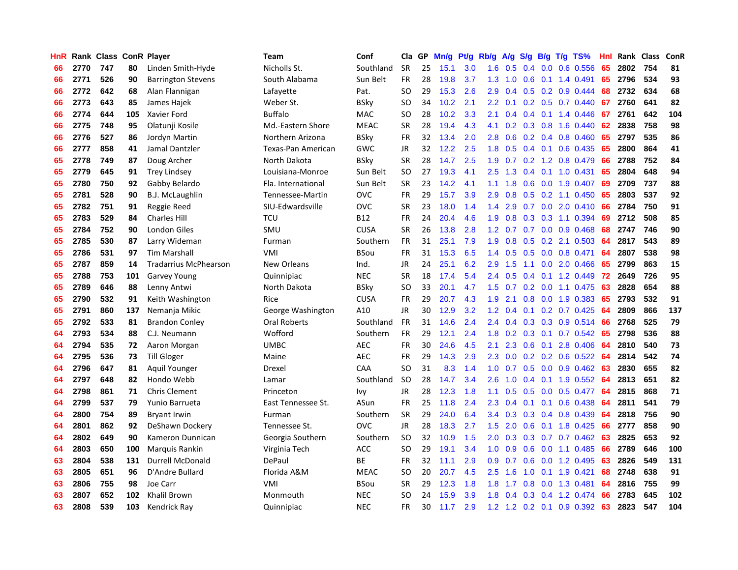| HnR | Rank | Class | ConR | Player | Team | Conf | Cla | GP | Mn/g | Pt/g | Rb/g | A/g | S/g | B/g | T/g | TS% | HnI | Rank | Class | ConR |
|---|---|---|---|---|---|---|---|---|---|---|---|---|---|---|---|---|---|---|---|---|
| 66 | 2770 | 747 | 80 | Linden Smith-Hyde | Nicholls St. | Southland | SR | 25 | 15.1 | 3.0 | 1.6 | 0.5 | 0.4 | 0.0 | 0.6 | 0.556 | 65 | 2802 | 754 | 81 |
| 66 | 2771 | 526 | 90 | Barrington Stevens | South Alabama | Sun Belt | FR | 28 | 19.8 | 3.7 | 1.3 | 1.0 | 0.6 | 0.1 | 1.4 | 0.491 | 65 | 2796 | 534 | 93 |
| 66 | 2772 | 642 | 68 | Alan Flannigan | Lafayette | Pat. | SO | 29 | 15.3 | 2.6 | 2.9 | 0.4 | 0.5 | 0.2 | 0.9 | 0.444 | 68 | 2732 | 634 | 68 |
| 66 | 2773 | 643 | 85 | James Hajek | Weber St. | BSky | SO | 34 | 10.2 | 2.1 | 2.2 | 0.1 | 0.2 | 0.5 | 0.7 | 0.440 | 67 | 2760 | 641 | 82 |
| 66 | 2774 | 644 | 105 | Xavier Ford | Buffalo | MAC | SO | 28 | 10.2 | 3.3 | 2.1 | 0.4 | 0.4 | 0.1 | 1.4 | 0.446 | 67 | 2761 | 642 | 104 |
| 66 | 2775 | 748 | 95 | Olatunji Kosile | Md.-Eastern Shore | MEAC | SR | 28 | 19.4 | 4.3 | 4.1 | 0.2 | 0.3 | 0.8 | 1.6 | 0.440 | 62 | 2838 | 758 | 98 |
| 66 | 2776 | 527 | 86 | Jordyn Martin | Northern Arizona | BSky | FR | 32 | 13.4 | 2.0 | 2.8 | 0.6 | 0.2 | 0.4 | 0.8 | 0.460 | 65 | 2797 | 535 | 86 |
| 66 | 2777 | 858 | 41 | Jamal Dantzler | Texas-Pan American | GWC | JR | 32 | 12.2 | 2.5 | 1.8 | 0.5 | 0.4 | 0.1 | 0.6 | 0.435 | 65 | 2800 | 864 | 41 |
| 65 | 2778 | 749 | 87 | Doug Archer | North Dakota | BSky | SR | 28 | 14.7 | 2.5 | 1.9 | 0.7 | 0.2 | 1.2 | 0.8 | 0.479 | 66 | 2788 | 752 | 84 |
| 65 | 2779 | 645 | 91 | Trey Lindsey | Louisiana-Monroe | Sun Belt | SO | 27 | 19.3 | 4.1 | 2.5 | 1.3 | 0.4 | 0.1 | 1.0 | 0.431 | 65 | 2804 | 648 | 94 |
| 65 | 2780 | 750 | 92 | Gabby Belardo | Fla. International | Sun Belt | SR | 23 | 14.2 | 4.1 | 1.1 | 1.8 | 0.6 | 0.0 | 1.9 | 0.407 | 69 | 2709 | 737 | 88 |
| 65 | 2781 | 528 | 90 | B.J. McLaughlin | Tennessee-Martin | OVC | FR | 29 | 15.7 | 3.9 | 2.9 | 0.8 | 0.5 | 0.2 | 1.1 | 0.450 | 65 | 2803 | 537 | 92 |
| 65 | 2782 | 751 | 91 | Reggie Reed | SIU-Edwardsville | OVC | SR | 23 | 18.0 | 1.4 | 1.4 | 2.9 | 0.7 | 0.0 | 2.0 | 0.410 | 66 | 2784 | 750 | 91 |
| 65 | 2783 | 529 | 84 | Charles Hill | TCU | B12 | FR | 24 | 20.4 | 4.6 | 1.9 | 0.8 | 0.3 | 0.3 | 1.1 | 0.394 | 69 | 2712 | 508 | 85 |
| 65 | 2784 | 752 | 90 | London Giles | SMU | CUSA | SR | 26 | 13.8 | 2.8 | 1.2 | 0.7 | 0.7 | 0.0 | 0.9 | 0.468 | 68 | 2747 | 746 | 90 |
| 65 | 2785 | 530 | 87 | Larry Wideman | Furman | Southern | FR | 31 | 25.1 | 7.9 | 1.9 | 0.8 | 0.5 | 0.2 | 2.1 | 0.503 | 64 | 2817 | 543 | 89 |
| 65 | 2786 | 531 | 97 | Tim Marshall | VMI | BSou | FR | 31 | 15.3 | 6.5 | 1.4 | 0.5 | 0.5 | 0.0 | 0.8 | 0.471 | 64 | 2807 | 538 | 98 |
| 65 | 2787 | 859 | 14 | Tradarrius McPhearson | New Orleans | Ind. | JR | 24 | 25.1 | 6.2 | 2.9 | 1.5 | 1.1 | 0.0 | 2.0 | 0.466 | 65 | 2799 | 863 | 15 |
| 65 | 2788 | 753 | 101 | Garvey Young | Quinnipiac | NEC | SR | 18 | 17.4 | 5.4 | 2.4 | 0.5 | 0.4 | 0.1 | 1.2 | 0.449 | 72 | 2649 | 726 | 95 |
| 65 | 2789 | 646 | 88 | Lenny Antwi | North Dakota | BSky | SO | 33 | 20.1 | 4.7 | 1.5 | 0.7 | 0.2 | 0.0 | 1.1 | 0.475 | 63 | 2828 | 654 | 88 |
| 65 | 2790 | 532 | 91 | Keith Washington | Rice | CUSA | FR | 29 | 20.7 | 4.3 | 1.9 | 2.1 | 0.8 | 0.0 | 1.9 | 0.383 | 65 | 2793 | 532 | 91 |
| 65 | 2791 | 860 | 137 | Nemanja Mikic | George Washington | A10 | JR | 30 | 12.9 | 3.2 | 1.2 | 0.4 | 0.1 | 0.2 | 0.7 | 0.425 | 64 | 2809 | 866 | 137 |
| 65 | 2792 | 533 | 81 | Brandon Conley | Oral Roberts | Southland | FR | 31 | 14.6 | 2.4 | 2.4 | 0.4 | 0.3 | 0.3 | 0.9 | 0.514 | 66 | 2768 | 525 | 79 |
| 64 | 2793 | 534 | 88 | C.J. Neumann | Wofford | Southern | FR | 29 | 12.1 | 2.4 | 1.8 | 0.2 | 0.3 | 0.1 | 0.7 | 0.542 | 65 | 2798 | 536 | 88 |
| 64 | 2794 | 535 | 72 | Aaron Morgan | UMBC | AEC | FR | 30 | 24.6 | 4.5 | 2.1 | 2.3 | 0.6 | 0.1 | 2.8 | 0.406 | 64 | 2810 | 540 | 73 |
| 64 | 2795 | 536 | 73 | Till Gloger | Maine | AEC | FR | 29 | 14.3 | 2.9 | 2.3 | 0.0 | 0.2 | 0.2 | 0.6 | 0.522 | 64 | 2814 | 542 | 74 |
| 64 | 2796 | 647 | 81 | Aquil Younger | Drexel | CAA | SO | 31 | 8.3 | 1.4 | 1.0 | 0.7 | 0.5 | 0.0 | 0.9 | 0.462 | 63 | 2830 | 655 | 82 |
| 64 | 2797 | 648 | 82 | Hondo Webb | Lamar | Southland | SO | 28 | 14.7 | 3.4 | 2.6 | 1.0 | 0.4 | 0.1 | 1.9 | 0.552 | 64 | 2813 | 651 | 82 |
| 64 | 2798 | 861 | 71 | Chris Clement | Princeton | Ivy | JR | 28 | 12.3 | 1.8 | 1.1 | 0.5 | 0.5 | 0.0 | 0.5 | 0.477 | 64 | 2815 | 868 | 71 |
| 64 | 2799 | 537 | 79 | Yunio Barrueta | East Tennessee St. | ASun | FR | 25 | 11.8 | 2.4 | 2.3 | 0.4 | 0.1 | 0.1 | 0.6 | 0.438 | 64 | 2811 | 541 | 79 |
| 64 | 2800 | 754 | 89 | Bryant Irwin | Furman | Southern | SR | 29 | 24.0 | 6.4 | 3.4 | 0.3 | 0.3 | 0.4 | 0.8 | 0.439 | 64 | 2818 | 756 | 90 |
| 64 | 2801 | 862 | 92 | DeShawn Dockery | Tennessee St. | OVC | JR | 28 | 18.3 | 2.7 | 1.5 | 2.0 | 0.6 | 0.1 | 1.8 | 0.425 | 66 | 2777 | 858 | 90 |
| 64 | 2802 | 649 | 90 | Kameron Dunnican | Georgia Southern | Southern | SO | 32 | 10.9 | 1.5 | 2.0 | 0.3 | 0.3 | 0.7 | 0.7 | 0.462 | 63 | 2825 | 653 | 92 |
| 64 | 2803 | 650 | 100 | Marquis Rankin | Virginia Tech | ACC | SO | 29 | 19.1 | 3.4 | 1.0 | 0.9 | 0.6 | 0.0 | 1.1 | 0.485 | 66 | 2789 | 646 | 100 |
| 63 | 2804 | 538 | 131 | Durrell McDonald | DePaul | BE | FR | 32 | 11.1 | 2.9 | 0.9 | 0.7 | 0.6 | 0.0 | 1.2 | 0.495 | 63 | 2826 | 549 | 131 |
| 63 | 2805 | 651 | 96 | D'Andre Bullard | Florida A&M | MEAC | SO | 20 | 20.7 | 4.5 | 2.5 | 1.6 | 1.0 | 0.1 | 1.9 | 0.421 | 68 | 2748 | 638 | 91 |
| 63 | 2806 | 755 | 98 | Joe Carr | VMI | BSou | SR | 29 | 12.3 | 1.8 | 1.8 | 1.7 | 0.8 | 0.0 | 1.3 | 0.481 | 64 | 2816 | 755 | 99 |
| 63 | 2807 | 652 | 102 | Khalil Brown | Monmouth | NEC | SO | 24 | 15.9 | 3.9 | 1.8 | 0.4 | 0.3 | 0.4 | 1.2 | 0.474 | 66 | 2783 | 645 | 102 |
| 63 | 2808 | 539 | 103 | Kendrick Ray | Quinnipiac | NEC | FR | 30 | 11.7 | 2.9 | 1.2 | 1.2 | 0.2 | 0.1 | 0.9 | 0.392 | 63 | 2823 | 547 | 104 |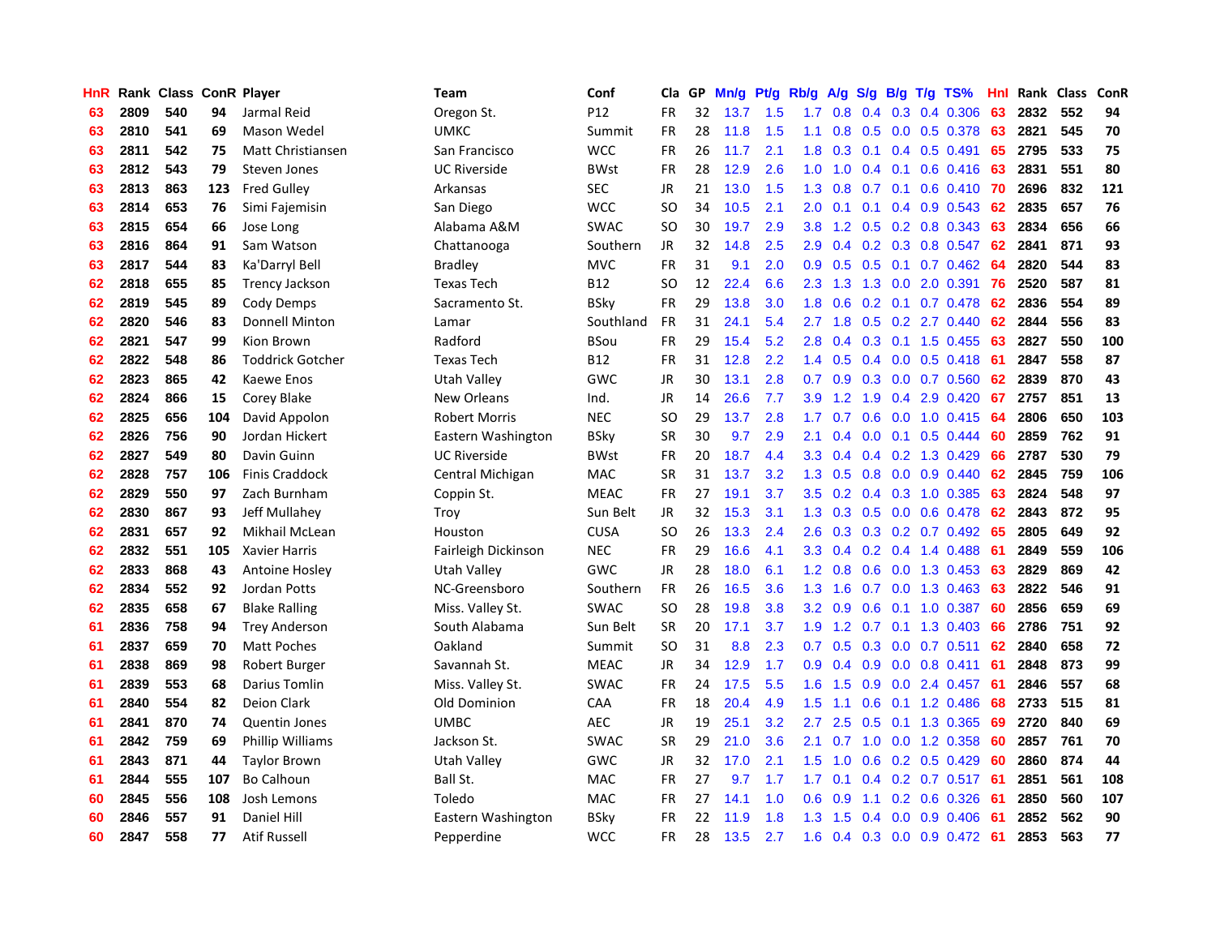| HnR | Rank | Class | ConR | Player | Team | Conf | Cla | GP | Mn/g | Pt/g | Rb/g | A/g | S/g | B/g | T/g | TS% | HnI | Rank | Class | ConR |
|---|---|---|---|---|---|---|---|---|---|---|---|---|---|---|---|---|---|---|---|---|
| 63 | 2809 | 540 | 94 | Jarmal Reid | Oregon St. | P12 | FR | 32 | 13.7 | 1.5 | 1.7 | 0.8 | 0.4 | 0.3 | 0.4 | 0.306 | 63 | 2832 | 552 | 94 |
| 63 | 2810 | 541 | 69 | Mason Wedel | UMKC | Summit | FR | 28 | 11.8 | 1.5 | 1.1 | 0.8 | 0.5 | 0.0 | 0.5 | 0.378 | 63 | 2821 | 545 | 70 |
| 63 | 2811 | 542 | 75 | Matt Christiansen | San Francisco | WCC | FR | 26 | 11.7 | 2.1 | 1.8 | 0.3 | 0.1 | 0.4 | 0.5 | 0.491 | 65 | 2795 | 533 | 75 |
| 63 | 2812 | 543 | 79 | Steven Jones | UC Riverside | BWst | FR | 28 | 12.9 | 2.6 | 1.0 | 1.0 | 0.4 | 0.1 | 0.6 | 0.416 | 63 | 2831 | 551 | 80 |
| 63 | 2813 | 863 | 123 | Fred Gulley | Arkansas | SEC | JR | 21 | 13.0 | 1.5 | 1.3 | 0.8 | 0.7 | 0.1 | 0.6 | 0.410 | 70 | 2696 | 832 | 121 |
| 63 | 2814 | 653 | 76 | Simi Fajemisin | San Diego | WCC | SO | 34 | 10.5 | 2.1 | 2.0 | 0.1 | 0.1 | 0.4 | 0.9 | 0.543 | 62 | 2835 | 657 | 76 |
| 63 | 2815 | 654 | 66 | Jose Long | Alabama A&M | SWAC | SO | 30 | 19.7 | 2.9 | 3.8 | 1.2 | 0.5 | 0.2 | 0.8 | 0.343 | 63 | 2834 | 656 | 66 |
| 63 | 2816 | 864 | 91 | Sam Watson | Chattanooga | Southern | JR | 32 | 14.8 | 2.5 | 2.9 | 0.4 | 0.2 | 0.3 | 0.8 | 0.547 | 62 | 2841 | 871 | 93 |
| 63 | 2817 | 544 | 83 | Ka'Darryl Bell | Bradley | MVC | FR | 31 | 9.1 | 2.0 | 0.9 | 0.5 | 0.5 | 0.1 | 0.7 | 0.462 | 64 | 2820 | 544 | 83 |
| 62 | 2818 | 655 | 85 | Trency Jackson | Texas Tech | B12 | SO | 12 | 22.4 | 6.6 | 2.3 | 1.3 | 1.3 | 0.0 | 2.0 | 0.391 | 76 | 2520 | 587 | 81 |
| 62 | 2819 | 545 | 89 | Cody Demps | Sacramento St. | BSky | FR | 29 | 13.8 | 3.0 | 1.8 | 0.6 | 0.2 | 0.1 | 0.7 | 0.478 | 62 | 2836 | 554 | 89 |
| 62 | 2820 | 546 | 83 | Donnell Minton | Lamar | Southland | FR | 31 | 24.1 | 5.4 | 2.7 | 1.8 | 0.5 | 0.2 | 2.7 | 0.440 | 62 | 2844 | 556 | 83 |
| 62 | 2821 | 547 | 99 | Kion Brown | Radford | BSou | FR | 29 | 15.4 | 5.2 | 2.8 | 0.4 | 0.3 | 0.1 | 1.5 | 0.455 | 63 | 2827 | 550 | 100 |
| 62 | 2822 | 548 | 86 | Toddrick Gotcher | Texas Tech | B12 | FR | 31 | 12.8 | 2.2 | 1.4 | 0.5 | 0.4 | 0.0 | 0.5 | 0.418 | 61 | 2847 | 558 | 87 |
| 62 | 2823 | 865 | 42 | Kaewe Enos | Utah Valley | GWC | JR | 30 | 13.1 | 2.8 | 0.7 | 0.9 | 0.3 | 0.0 | 0.7 | 0.560 | 62 | 2839 | 870 | 43 |
| 62 | 2824 | 866 | 15 | Corey Blake | New Orleans | Ind. | JR | 14 | 26.6 | 7.7 | 3.9 | 1.2 | 1.9 | 0.4 | 2.9 | 0.420 | 67 | 2757 | 851 | 13 |
| 62 | 2825 | 656 | 104 | David Appolon | Robert Morris | NEC | SO | 29 | 13.7 | 2.8 | 1.7 | 0.7 | 0.6 | 0.0 | 1.0 | 0.415 | 64 | 2806 | 650 | 103 |
| 62 | 2826 | 756 | 90 | Jordan Hickert | Eastern Washington | BSky | SR | 30 | 9.7 | 2.9 | 2.1 | 0.4 | 0.0 | 0.1 | 0.5 | 0.444 | 60 | 2859 | 762 | 91 |
| 62 | 2827 | 549 | 80 | Davin Guinn | UC Riverside | BWst | FR | 20 | 18.7 | 4.4 | 3.3 | 0.4 | 0.4 | 0.2 | 1.3 | 0.429 | 66 | 2787 | 530 | 79 |
| 62 | 2828 | 757 | 106 | Finis Craddock | Central Michigan | MAC | SR | 31 | 13.7 | 3.2 | 1.3 | 0.5 | 0.8 | 0.0 | 0.9 | 0.440 | 62 | 2845 | 759 | 106 |
| 62 | 2829 | 550 | 97 | Zach Burnham | Coppin St. | MEAC | FR | 27 | 19.1 | 3.7 | 3.5 | 0.2 | 0.4 | 0.3 | 1.0 | 0.385 | 63 | 2824 | 548 | 97 |
| 62 | 2830 | 867 | 93 | Jeff Mullahey | Troy | Sun Belt | JR | 32 | 15.3 | 3.1 | 1.3 | 0.3 | 0.5 | 0.0 | 0.6 | 0.478 | 62 | 2843 | 872 | 95 |
| 62 | 2831 | 657 | 92 | Mikhail McLean | Houston | CUSA | SO | 26 | 13.3 | 2.4 | 2.6 | 0.3 | 0.3 | 0.2 | 0.7 | 0.492 | 65 | 2805 | 649 | 92 |
| 62 | 2832 | 551 | 105 | Xavier Harris | Fairleigh Dickinson | NEC | FR | 29 | 16.6 | 4.1 | 3.3 | 0.4 | 0.2 | 0.4 | 1.4 | 0.488 | 61 | 2849 | 559 | 106 |
| 62 | 2833 | 868 | 43 | Antoine Hosley | Utah Valley | GWC | JR | 28 | 18.0 | 6.1 | 1.2 | 0.8 | 0.6 | 0.0 | 1.3 | 0.453 | 63 | 2829 | 869 | 42 |
| 62 | 2834 | 552 | 92 | Jordan Potts | NC-Greensboro | Southern | FR | 26 | 16.5 | 3.6 | 1.3 | 1.6 | 0.7 | 0.0 | 1.3 | 0.463 | 63 | 2822 | 546 | 91 |
| 62 | 2835 | 658 | 67 | Blake Ralling | Miss. Valley St. | SWAC | SO | 28 | 19.8 | 3.8 | 3.2 | 0.9 | 0.6 | 0.1 | 1.0 | 0.387 | 60 | 2856 | 659 | 69 |
| 61 | 2836 | 758 | 94 | Trey Anderson | South Alabama | Sun Belt | SR | 20 | 17.1 | 3.7 | 1.9 | 1.2 | 0.7 | 0.1 | 1.3 | 0.403 | 66 | 2786 | 751 | 92 |
| 61 | 2837 | 659 | 70 | Matt Poches | Oakland | Summit | SO | 31 | 8.8 | 2.3 | 0.7 | 0.5 | 0.3 | 0.0 | 0.7 | 0.511 | 62 | 2840 | 658 | 72 |
| 61 | 2838 | 869 | 98 | Robert Burger | Savannah St. | MEAC | JR | 34 | 12.9 | 1.7 | 0.9 | 0.4 | 0.9 | 0.0 | 0.8 | 0.411 | 61 | 2848 | 873 | 99 |
| 61 | 2839 | 553 | 68 | Darius Tomlin | Miss. Valley St. | SWAC | FR | 24 | 17.5 | 5.5 | 1.6 | 1.5 | 0.9 | 0.0 | 2.4 | 0.457 | 61 | 2846 | 557 | 68 |
| 61 | 2840 | 554 | 82 | Deion Clark | Old Dominion | CAA | FR | 18 | 20.4 | 4.9 | 1.5 | 1.1 | 0.6 | 0.1 | 1.2 | 0.486 | 68 | 2733 | 515 | 81 |
| 61 | 2841 | 870 | 74 | Quentin Jones | UMBC | AEC | JR | 19 | 25.1 | 3.2 | 2.7 | 2.5 | 0.5 | 0.1 | 1.3 | 0.365 | 69 | 2720 | 840 | 69 |
| 61 | 2842 | 759 | 69 | Phillip Williams | Jackson St. | SWAC | SR | 29 | 21.0 | 3.6 | 2.1 | 0.7 | 1.0 | 0.0 | 1.2 | 0.358 | 60 | 2857 | 761 | 70 |
| 61 | 2843 | 871 | 44 | Taylor Brown | Utah Valley | GWC | JR | 32 | 17.0 | 2.1 | 1.5 | 1.0 | 0.6 | 0.2 | 0.5 | 0.429 | 60 | 2860 | 874 | 44 |
| 61 | 2844 | 555 | 107 | Bo Calhoun | Ball St. | MAC | FR | 27 | 9.7 | 1.7 | 1.7 | 0.1 | 0.4 | 0.2 | 0.7 | 0.517 | 61 | 2851 | 561 | 108 |
| 60 | 2845 | 556 | 108 | Josh Lemons | Toledo | MAC | FR | 27 | 14.1 | 1.0 | 0.6 | 0.9 | 1.1 | 0.2 | 0.6 | 0.326 | 61 | 2850 | 560 | 107 |
| 60 | 2846 | 557 | 91 | Daniel Hill | Eastern Washington | BSky | FR | 22 | 11.9 | 1.8 | 1.3 | 1.5 | 0.4 | 0.0 | 0.9 | 0.406 | 61 | 2852 | 562 | 90 |
| 60 | 2847 | 558 | 77 | Atif Russell | Pepperdine | WCC | FR | 28 | 13.5 | 2.7 | 1.6 | 0.4 | 0.3 | 0.0 | 0.9 | 0.472 | 61 | 2853 | 563 | 77 |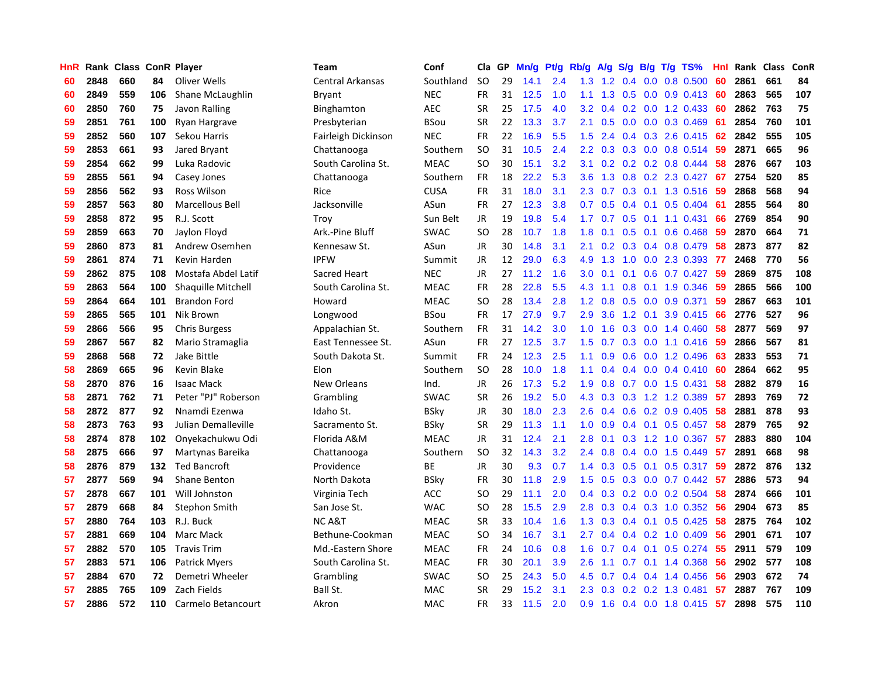| HnR | Rank | Class | ConR | Player | Team | Conf | Cla | GP | Mn/g | Pt/g | Rb/g | A/g | S/g | B/g | T/g | TS% | HnI | Rank | Class | ConR |
|---|---|---|---|---|---|---|---|---|---|---|---|---|---|---|---|---|---|---|---|---|
| 60 | 2848 | 660 | 84 | Oliver Wells | Central Arkansas | Southland | SO | 29 | 14.1 | 2.4 | 1.3 | 1.2 | 0.4 | 0.0 | 0.8 | 0.500 | 60 | 2861 | 661 | 84 |
| 60 | 2849 | 559 | 106 | Shane McLaughlin | Bryant | NEC | FR | 31 | 12.5 | 1.0 | 1.1 | 1.3 | 0.5 | 0.0 | 0.9 | 0.413 | 60 | 2863 | 565 | 107 |
| 60 | 2850 | 760 | 75 | Javon Ralling | Binghamton | AEC | SR | 25 | 17.5 | 4.0 | 3.2 | 0.4 | 0.2 | 0.0 | 1.2 | 0.433 | 60 | 2862 | 763 | 75 |
| 59 | 2851 | 761 | 100 | Ryan Hargrave | Presbyterian | BSou | SR | 22 | 13.3 | 3.7 | 2.1 | 0.5 | 0.0 | 0.0 | 0.3 | 0.469 | 61 | 2854 | 760 | 101 |
| 59 | 2852 | 560 | 107 | Sekou Harris | Fairleigh Dickinson | NEC | FR | 22 | 16.9 | 5.5 | 1.5 | 2.4 | 0.4 | 0.3 | 2.6 | 0.415 | 62 | 2842 | 555 | 105 |
| 59 | 2853 | 661 | 93 | Jared Bryant | Chattanooga | Southern | SO | 31 | 10.5 | 2.4 | 2.2 | 0.3 | 0.3 | 0.0 | 0.8 | 0.514 | 59 | 2871 | 665 | 96 |
| 59 | 2854 | 662 | 99 | Luka Radovic | South Carolina St. | MEAC | SO | 30 | 15.1 | 3.2 | 3.1 | 0.2 | 0.2 | 0.2 | 0.8 | 0.444 | 58 | 2876 | 667 | 103 |
| 59 | 2855 | 561 | 94 | Casey Jones | Chattanooga | Southern | FR | 18 | 22.2 | 5.3 | 3.6 | 1.3 | 0.8 | 0.2 | 2.3 | 0.427 | 67 | 2754 | 520 | 85 |
| 59 | 2856 | 562 | 93 | Ross Wilson | Rice | CUSA | FR | 31 | 18.0 | 3.1 | 2.3 | 0.7 | 0.3 | 0.1 | 1.3 | 0.516 | 59 | 2868 | 568 | 94 |
| 59 | 2857 | 563 | 80 | Marcellous Bell | Jacksonville | ASun | FR | 27 | 12.3 | 3.8 | 0.7 | 0.5 | 0.4 | 0.1 | 0.5 | 0.404 | 61 | 2855 | 564 | 80 |
| 59 | 2858 | 872 | 95 | R.J. Scott | Troy | Sun Belt | JR | 19 | 19.8 | 5.4 | 1.7 | 0.7 | 0.5 | 0.1 | 1.1 | 0.431 | 66 | 2769 | 854 | 90 |
| 59 | 2859 | 663 | 70 | Jaylon Floyd | Ark.-Pine Bluff | SWAC | SO | 28 | 10.7 | 1.8 | 1.8 | 0.1 | 0.5 | 0.1 | 0.6 | 0.468 | 59 | 2870 | 664 | 71 |
| 59 | 2860 | 873 | 81 | Andrew Osemhen | Kennesaw St. | ASun | JR | 30 | 14.8 | 3.1 | 2.1 | 0.2 | 0.3 | 0.4 | 0.8 | 0.479 | 58 | 2873 | 877 | 82 |
| 59 | 2861 | 874 | 71 | Kevin Harden | IPFW | Summit | JR | 12 | 29.0 | 6.3 | 4.9 | 1.3 | 1.0 | 0.0 | 2.3 | 0.393 | 77 | 2468 | 770 | 56 |
| 59 | 2862 | 875 | 108 | Mostafa Abdel Latif | Sacred Heart | NEC | JR | 27 | 11.2 | 1.6 | 3.0 | 0.1 | 0.1 | 0.6 | 0.7 | 0.427 | 59 | 2869 | 875 | 108 |
| 59 | 2863 | 564 | 100 | Shaquille Mitchell | South Carolina St. | MEAC | FR | 28 | 22.8 | 5.5 | 4.3 | 1.1 | 0.8 | 0.1 | 1.9 | 0.346 | 59 | 2865 | 566 | 100 |
| 59 | 2864 | 664 | 101 | Brandon Ford | Howard | MEAC | SO | 28 | 13.4 | 2.8 | 1.2 | 0.8 | 0.5 | 0.0 | 0.9 | 0.371 | 59 | 2867 | 663 | 101 |
| 59 | 2865 | 565 | 101 | Nik Brown | Longwood | BSou | FR | 17 | 27.9 | 9.7 | 2.9 | 3.6 | 1.2 | 0.1 | 3.9 | 0.415 | 66 | 2776 | 527 | 96 |
| 59 | 2866 | 566 | 95 | Chris Burgess | Appalachian St. | Southern | FR | 31 | 14.2 | 3.0 | 1.0 | 1.6 | 0.3 | 0.0 | 1.4 | 0.460 | 58 | 2877 | 569 | 97 |
| 59 | 2867 | 567 | 82 | Mario Stramaglia | East Tennessee St. | ASun | FR | 27 | 12.5 | 3.7 | 1.5 | 0.7 | 0.3 | 0.0 | 1.1 | 0.416 | 59 | 2866 | 567 | 81 |
| 59 | 2868 | 568 | 72 | Jake Bittle | South Dakota St. | Summit | FR | 24 | 12.3 | 2.5 | 1.1 | 0.9 | 0.6 | 0.0 | 1.2 | 0.496 | 63 | 2833 | 553 | 71 |
| 58 | 2869 | 665 | 96 | Kevin Blake | Elon | Southern | SO | 28 | 10.0 | 1.8 | 1.1 | 0.4 | 0.4 | 0.0 | 0.4 | 0.410 | 60 | 2864 | 662 | 95 |
| 58 | 2870 | 876 | 16 | Isaac Mack | New Orleans | Ind. | JR | 26 | 17.3 | 5.2 | 1.9 | 0.8 | 0.7 | 0.0 | 1.5 | 0.431 | 58 | 2882 | 879 | 16 |
| 58 | 2871 | 762 | 71 | Peter "PJ" Roberson | Grambling | SWAC | SR | 26 | 19.2 | 5.0 | 4.3 | 0.3 | 0.3 | 1.2 | 1.2 | 0.389 | 57 | 2893 | 769 | 72 |
| 58 | 2872 | 877 | 92 | Nnamdi Ezenwa | Idaho St. | BSky | JR | 30 | 18.0 | 2.3 | 2.6 | 0.4 | 0.6 | 0.2 | 0.9 | 0.405 | 58 | 2881 | 878 | 93 |
| 58 | 2873 | 763 | 93 | Julian Demalleville | Sacramento St. | BSky | SR | 29 | 11.3 | 1.1 | 1.0 | 0.9 | 0.4 | 0.1 | 0.5 | 0.457 | 58 | 2879 | 765 | 92 |
| 58 | 2874 | 878 | 102 | Onyekachukwu Odi | Florida A&M | MEAC | JR | 31 | 12.4 | 2.1 | 2.8 | 0.1 | 0.3 | 1.2 | 1.0 | 0.367 | 57 | 2883 | 880 | 104 |
| 58 | 2875 | 666 | 97 | Martynas Bareika | Chattanooga | Southern | SO | 32 | 14.3 | 3.2 | 2.4 | 0.8 | 0.4 | 0.0 | 1.5 | 0.449 | 57 | 2891 | 668 | 98 |
| 58 | 2876 | 879 | 132 | Ted Bancroft | Providence | BE | JR | 30 | 9.3 | 0.7 | 1.4 | 0.3 | 0.5 | 0.1 | 0.5 | 0.317 | 59 | 2872 | 876 | 132 |
| 57 | 2877 | 569 | 94 | Shane Benton | North Dakota | BSky | FR | 30 | 11.8 | 2.9 | 1.5 | 0.5 | 0.3 | 0.0 | 0.7 | 0.442 | 57 | 2886 | 573 | 94 |
| 57 | 2878 | 667 | 101 | Will Johnston | Virginia Tech | ACC | SO | 29 | 11.1 | 2.0 | 0.4 | 0.3 | 0.2 | 0.0 | 0.2 | 0.504 | 58 | 2874 | 666 | 101 |
| 57 | 2879 | 668 | 84 | Stephon Smith | San Jose St. | WAC | SO | 28 | 15.5 | 2.9 | 2.8 | 0.3 | 0.4 | 0.3 | 1.0 | 0.352 | 56 | 2904 | 673 | 85 |
| 57 | 2880 | 764 | 103 | R.J. Buck | NC A&T | MEAC | SR | 33 | 10.4 | 1.6 | 1.3 | 0.3 | 0.4 | 0.1 | 0.5 | 0.425 | 58 | 2875 | 764 | 102 |
| 57 | 2881 | 669 | 104 | Marc Mack | Bethune-Cookman | MEAC | SO | 34 | 16.7 | 3.1 | 2.7 | 0.4 | 0.4 | 0.2 | 1.0 | 0.409 | 56 | 2901 | 671 | 107 |
| 57 | 2882 | 570 | 105 | Travis Trim | Md.-Eastern Shore | MEAC | FR | 24 | 10.6 | 0.8 | 1.6 | 0.7 | 0.4 | 0.1 | 0.5 | 0.274 | 55 | 2911 | 579 | 109 |
| 57 | 2883 | 571 | 106 | Patrick Myers | South Carolina St. | MEAC | FR | 30 | 20.1 | 3.9 | 2.6 | 1.1 | 0.7 | 0.1 | 1.4 | 0.368 | 56 | 2902 | 577 | 108 |
| 57 | 2884 | 670 | 72 | Demetri Wheeler | Grambling | SWAC | SO | 25 | 24.3 | 5.0 | 4.5 | 0.7 | 0.4 | 0.4 | 1.4 | 0.456 | 56 | 2903 | 672 | 74 |
| 57 | 2885 | 765 | 109 | Zach Fields | Ball St. | MAC | SR | 29 | 15.2 | 3.1 | 2.3 | 0.3 | 0.2 | 0.2 | 1.3 | 0.481 | 57 | 2887 | 767 | 109 |
| 57 | 2886 | 572 | 110 | Carmelo Betancourt | Akron | MAC | FR | 33 | 11.5 | 2.0 | 0.9 | 1.6 | 0.4 | 0.0 | 1.8 | 0.415 | 57 | 2898 | 575 | 110 |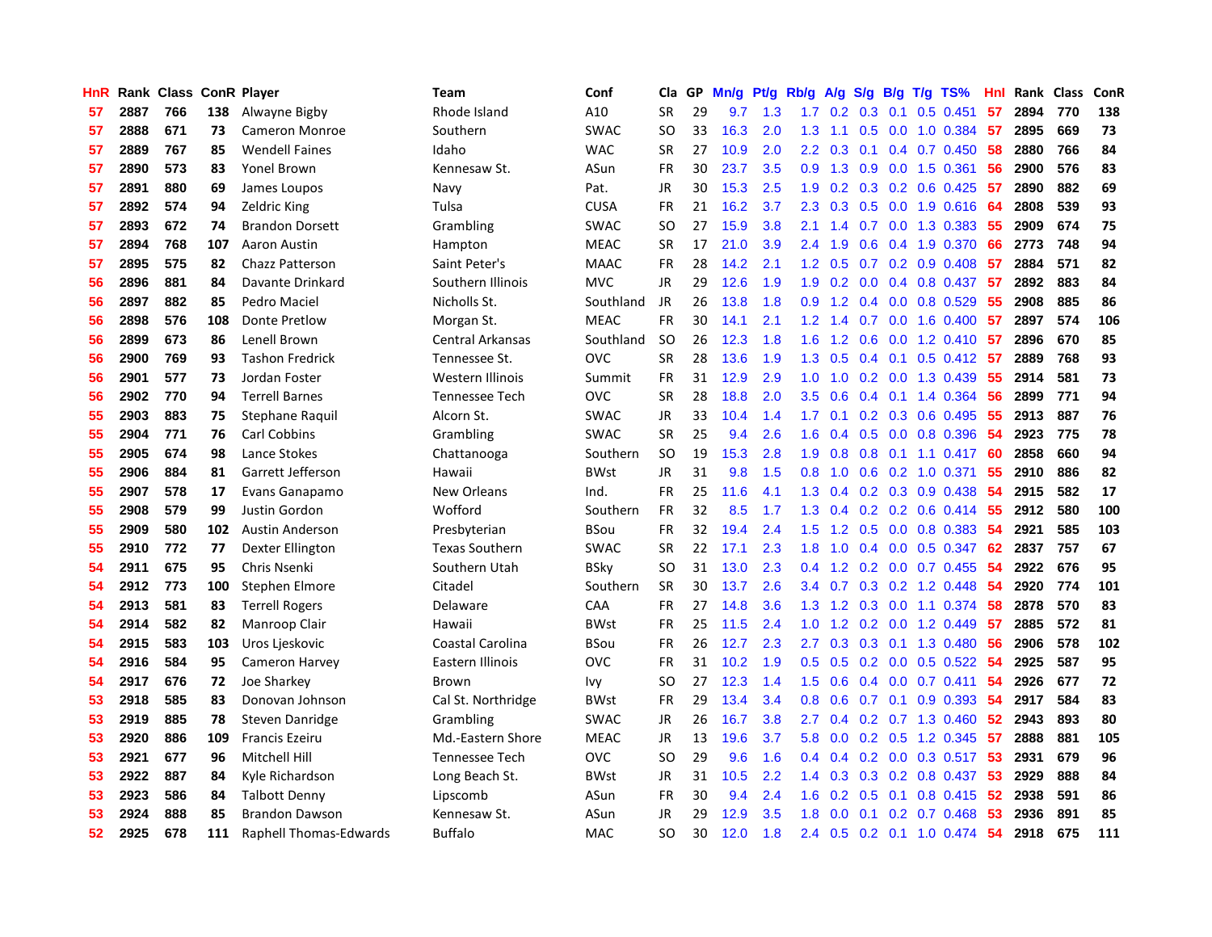| HnR | Rank | Class | ConR | Player | Team | Conf | Cla | GP | Mn/g | Pt/g | Rb/g | A/g | S/g | B/g | T/g | TS% | HnI | Rank | Class | ConR |
|---|---|---|---|---|---|---|---|---|---|---|---|---|---|---|---|---|---|---|---|---|
| 57 | 2887 | 766 | 138 | Alwayne Bigby | Rhode Island | A10 | SR | 29 | 9.7 | 1.3 | 1.7 | 0.2 | 0.3 | 0.1 | 0.5 | 0.451 | 57 | 2894 | 770 | 138 |
| 57 | 2888 | 671 | 73 | Cameron Monroe | Southern | SWAC | SO | 33 | 16.3 | 2.0 | 1.3 | 1.1 | 0.5 | 0.0 | 1.0 | 0.384 | 57 | 2895 | 669 | 73 |
| 57 | 2889 | 767 | 85 | Wendell Faines | Idaho | WAC | SR | 27 | 10.9 | 2.0 | 2.2 | 0.3 | 0.1 | 0.4 | 0.7 | 0.450 | 58 | 2880 | 766 | 84 |
| 57 | 2890 | 573 | 83 | Yonel Brown | Kennesaw St. | ASun | FR | 30 | 23.7 | 3.5 | 0.9 | 1.3 | 0.9 | 0.0 | 1.5 | 0.361 | 56 | 2900 | 576 | 83 |
| 57 | 2891 | 880 | 69 | James Loupos | Navy | Pat. | JR | 30 | 15.3 | 2.5 | 1.9 | 0.2 | 0.3 | 0.2 | 0.6 | 0.425 | 57 | 2890 | 882 | 69 |
| 57 | 2892 | 574 | 94 | Zeldric King | Tulsa | CUSA | FR | 21 | 16.2 | 3.7 | 2.3 | 0.3 | 0.5 | 0.0 | 1.9 | 0.616 | 64 | 2808 | 539 | 93 |
| 57 | 2893 | 672 | 74 | Brandon Dorsett | Grambling | SWAC | SO | 27 | 15.9 | 3.8 | 2.1 | 1.4 | 0.7 | 0.0 | 1.3 | 0.383 | 55 | 2909 | 674 | 75 |
| 57 | 2894 | 768 | 107 | Aaron Austin | Hampton | MEAC | SR | 17 | 21.0 | 3.9 | 2.4 | 1.9 | 0.6 | 0.4 | 1.9 | 0.370 | 66 | 2773 | 748 | 94 |
| 57 | 2895 | 575 | 82 | Chazz Patterson | Saint Peter's | MAAC | FR | 28 | 14.2 | 2.1 | 1.2 | 0.5 | 0.7 | 0.2 | 0.9 | 0.408 | 57 | 2884 | 571 | 82 |
| 56 | 2896 | 881 | 84 | Davante Drinkard | Southern Illinois | MVC | JR | 29 | 12.6 | 1.9 | 1.9 | 0.2 | 0.0 | 0.4 | 0.8 | 0.437 | 57 | 2892 | 883 | 84 |
| 56 | 2897 | 882 | 85 | Pedro Maciel | Nicholls St. | Southland | JR | 26 | 13.8 | 1.8 | 0.9 | 1.2 | 0.4 | 0.0 | 0.8 | 0.529 | 55 | 2908 | 885 | 86 |
| 56 | 2898 | 576 | 108 | Donte Pretlow | Morgan St. | MEAC | FR | 30 | 14.1 | 2.1 | 1.2 | 1.4 | 0.7 | 0.0 | 1.6 | 0.400 | 57 | 2897 | 574 | 106 |
| 56 | 2899 | 673 | 86 | Lenell Brown | Central Arkansas | Southland | SO | 26 | 12.3 | 1.8 | 1.6 | 1.2 | 0.6 | 0.0 | 1.2 | 0.410 | 57 | 2896 | 670 | 85 |
| 56 | 2900 | 769 | 93 | Tashon Fredrick | Tennessee St. | OVC | SR | 28 | 13.6 | 1.9 | 1.3 | 0.5 | 0.4 | 0.1 | 0.5 | 0.412 | 57 | 2889 | 768 | 93 |
| 56 | 2901 | 577 | 73 | Jordan Foster | Western Illinois | Summit | FR | 31 | 12.9 | 2.9 | 1.0 | 1.0 | 0.2 | 0.0 | 1.3 | 0.439 | 55 | 2914 | 581 | 73 |
| 56 | 2902 | 770 | 94 | Terrell Barnes | Tennessee Tech | OVC | SR | 28 | 18.8 | 2.0 | 3.5 | 0.6 | 0.4 | 0.1 | 1.4 | 0.364 | 56 | 2899 | 771 | 94 |
| 55 | 2903 | 883 | 75 | Stephane Raquil | Alcorn St. | SWAC | JR | 33 | 10.4 | 1.4 | 1.7 | 0.1 | 0.2 | 0.3 | 0.6 | 0.495 | 55 | 2913 | 887 | 76 |
| 55 | 2904 | 771 | 76 | Carl Cobbins | Grambling | SWAC | SR | 25 | 9.4 | 2.6 | 1.6 | 0.4 | 0.5 | 0.0 | 0.8 | 0.396 | 54 | 2923 | 775 | 78 |
| 55 | 2905 | 674 | 98 | Lance Stokes | Chattanooga | Southern | SO | 19 | 15.3 | 2.8 | 1.9 | 0.8 | 0.8 | 0.1 | 1.1 | 0.417 | 60 | 2858 | 660 | 94 |
| 55 | 2906 | 884 | 81 | Garrett Jefferson | Hawaii | BWst | JR | 31 | 9.8 | 1.5 | 0.8 | 1.0 | 0.6 | 0.2 | 1.0 | 0.371 | 55 | 2910 | 886 | 82 |
| 55 | 2907 | 578 | 17 | Evans Ganapamo | New Orleans | Ind. | FR | 25 | 11.6 | 4.1 | 1.3 | 0.4 | 0.2 | 0.3 | 0.9 | 0.438 | 54 | 2915 | 582 | 17 |
| 55 | 2908 | 579 | 99 | Justin Gordon | Wofford | Southern | FR | 32 | 8.5 | 1.7 | 1.3 | 0.4 | 0.2 | 0.2 | 0.6 | 0.414 | 55 | 2912 | 580 | 100 |
| 55 | 2909 | 580 | 102 | Austin Anderson | Presbyterian | BSou | FR | 32 | 19.4 | 2.4 | 1.5 | 1.2 | 0.5 | 0.0 | 0.8 | 0.383 | 54 | 2921 | 585 | 103 |
| 55 | 2910 | 772 | 77 | Dexter Ellington | Texas Southern | SWAC | SR | 22 | 17.1 | 2.3 | 1.8 | 1.0 | 0.4 | 0.0 | 0.5 | 0.347 | 62 | 2837 | 757 | 67 |
| 54 | 2911 | 675 | 95 | Chris Nsenki | Southern Utah | BSky | SO | 31 | 13.0 | 2.3 | 0.4 | 1.2 | 0.2 | 0.0 | 0.7 | 0.455 | 54 | 2922 | 676 | 95 |
| 54 | 2912 | 773 | 100 | Stephen Elmore | Citadel | Southern | SR | 30 | 13.7 | 2.6 | 3.4 | 0.7 | 0.3 | 0.2 | 1.2 | 0.448 | 54 | 2920 | 774 | 101 |
| 54 | 2913 | 581 | 83 | Terrell Rogers | Delaware | CAA | FR | 27 | 14.8 | 3.6 | 1.3 | 1.2 | 0.3 | 0.0 | 1.1 | 0.374 | 58 | 2878 | 570 | 83 |
| 54 | 2914 | 582 | 82 | Manroop Clair | Hawaii | BWst | FR | 25 | 11.5 | 2.4 | 1.0 | 1.2 | 0.2 | 0.0 | 1.2 | 0.449 | 57 | 2885 | 572 | 81 |
| 54 | 2915 | 583 | 103 | Uros Ljeskovic | Coastal Carolina | BSou | FR | 26 | 12.7 | 2.3 | 2.7 | 0.3 | 0.3 | 0.1 | 1.3 | 0.480 | 56 | 2906 | 578 | 102 |
| 54 | 2916 | 584 | 95 | Cameron Harvey | Eastern Illinois | OVC | FR | 31 | 10.2 | 1.9 | 0.5 | 0.5 | 0.2 | 0.0 | 0.5 | 0.522 | 54 | 2925 | 587 | 95 |
| 54 | 2917 | 676 | 72 | Joe Sharkey | Brown | Ivy | SO | 27 | 12.3 | 1.4 | 1.5 | 0.6 | 0.4 | 0.0 | 0.7 | 0.411 | 54 | 2926 | 677 | 72 |
| 53 | 2918 | 585 | 83 | Donovan Johnson | Cal St. Northridge | BWst | FR | 29 | 13.4 | 3.4 | 0.8 | 0.6 | 0.7 | 0.1 | 0.9 | 0.393 | 54 | 2917 | 584 | 83 |
| 53 | 2919 | 885 | 78 | Steven Danridge | Grambling | SWAC | JR | 26 | 16.7 | 3.8 | 2.7 | 0.4 | 0.2 | 0.7 | 1.3 | 0.460 | 52 | 2943 | 893 | 80 |
| 53 | 2920 | 886 | 109 | Francis Ezeiru | Md.-Eastern Shore | MEAC | JR | 13 | 19.6 | 3.7 | 5.8 | 0.0 | 0.2 | 0.5 | 1.2 | 0.345 | 57 | 2888 | 881 | 105 |
| 53 | 2921 | 677 | 96 | Mitchell Hill | Tennessee Tech | OVC | SO | 29 | 9.6 | 1.6 | 0.4 | 0.4 | 0.2 | 0.0 | 0.3 | 0.517 | 53 | 2931 | 679 | 96 |
| 53 | 2922 | 887 | 84 | Kyle Richardson | Long Beach St. | BWst | JR | 31 | 10.5 | 2.2 | 1.4 | 0.3 | 0.3 | 0.2 | 0.8 | 0.437 | 53 | 2929 | 888 | 84 |
| 53 | 2923 | 586 | 84 | Talbott Denny | Lipscomb | ASun | FR | 30 | 9.4 | 2.4 | 1.6 | 0.2 | 0.5 | 0.1 | 0.8 | 0.415 | 52 | 2938 | 591 | 86 |
| 53 | 2924 | 888 | 85 | Brandon Dawson | Kennesaw St. | ASun | JR | 29 | 12.9 | 3.5 | 1.8 | 0.0 | 0.1 | 0.2 | 0.7 | 0.468 | 53 | 2936 | 891 | 85 |
| 52 | 2925 | 678 | 111 | Raphell Thomas-Edwards | Buffalo | MAC | SO | 30 | 12.0 | 1.8 | 2.4 | 0.5 | 0.2 | 0.1 | 1.0 | 0.474 | 54 | 2918 | 675 | 111 |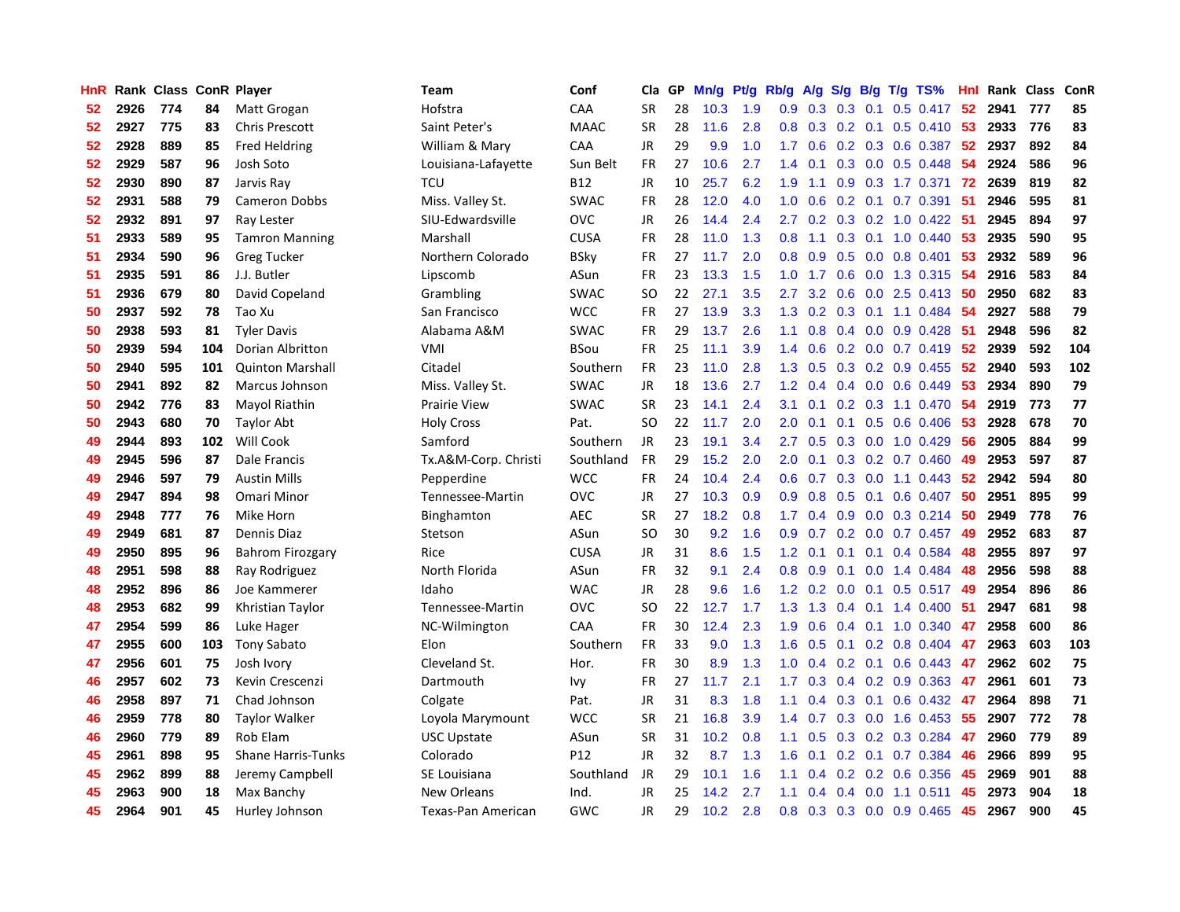| HnR | Rank | Class | ConR | Player | Team | Conf | Cla | GP | Mn/g | Pt/g | Rb/g | A/g | S/g | B/g | T/g | TS% | HnI | Rank | Class | ConR |
|---|---|---|---|---|---|---|---|---|---|---|---|---|---|---|---|---|---|---|---|---|
| 52 | 2926 | 774 | 84 | Matt Grogan | Hofstra | CAA | SR | 28 | 10.3 | 1.9 | 0.9 | 0.3 | 0.3 | 0.1 | 0.5 | 0.417 | 52 | 2941 | 777 | 85 |
| 52 | 2927 | 775 | 83 | Chris Prescott | Saint Peter's | MAAC | SR | 28 | 11.6 | 2.8 | 0.8 | 0.3 | 0.2 | 0.1 | 0.5 | 0.410 | 53 | 2933 | 776 | 83 |
| 52 | 2928 | 889 | 85 | Fred Heldring | William & Mary | CAA | JR | 29 | 9.9 | 1.0 | 1.7 | 0.6 | 0.2 | 0.3 | 0.6 | 0.387 | 52 | 2937 | 892 | 84 |
| 52 | 2929 | 587 | 96 | Josh Soto | Louisiana-Lafayette | Sun Belt | FR | 27 | 10.6 | 2.7 | 1.4 | 0.1 | 0.3 | 0.0 | 0.5 | 0.448 | 54 | 2924 | 586 | 96 |
| 52 | 2930 | 890 | 87 | Jarvis Ray | TCU | B12 | JR | 10 | 25.7 | 6.2 | 1.9 | 1.1 | 0.9 | 0.3 | 1.7 | 0.371 | 72 | 2639 | 819 | 82 |
| 52 | 2931 | 588 | 79 | Cameron Dobbs | Miss. Valley St. | SWAC | FR | 28 | 12.0 | 4.0 | 1.0 | 0.6 | 0.2 | 0.1 | 0.7 | 0.391 | 51 | 2946 | 595 | 81 |
| 52 | 2932 | 891 | 97 | Ray Lester | SIU-Edwardsville | OVC | JR | 26 | 14.4 | 2.4 | 2.7 | 0.2 | 0.3 | 0.2 | 1.0 | 0.422 | 51 | 2945 | 894 | 97 |
| 51 | 2933 | 589 | 95 | Tamron Manning | Marshall | CUSA | FR | 28 | 11.0 | 1.3 | 0.8 | 1.1 | 0.3 | 0.1 | 1.0 | 0.440 | 53 | 2935 | 590 | 95 |
| 51 | 2934 | 590 | 96 | Greg Tucker | Northern Colorado | BSky | FR | 27 | 11.7 | 2.0 | 0.8 | 0.9 | 0.5 | 0.0 | 0.8 | 0.401 | 53 | 2932 | 589 | 96 |
| 51 | 2935 | 591 | 86 | J.J. Butler | Lipscomb | ASun | FR | 23 | 13.3 | 1.5 | 1.0 | 1.7 | 0.6 | 0.0 | 1.3 | 0.315 | 54 | 2916 | 583 | 84 |
| 51 | 2936 | 679 | 80 | David Copeland | Grambling | SWAC | SO | 22 | 27.1 | 3.5 | 2.7 | 3.2 | 0.6 | 0.0 | 2.5 | 0.413 | 50 | 2950 | 682 | 83 |
| 50 | 2937 | 592 | 78 | Tao Xu | San Francisco | WCC | FR | 27 | 13.9 | 3.3 | 1.3 | 0.2 | 0.3 | 0.1 | 1.1 | 0.484 | 54 | 2927 | 588 | 79 |
| 50 | 2938 | 593 | 81 | Tyler Davis | Alabama A&M | SWAC | FR | 29 | 13.7 | 2.6 | 1.1 | 0.8 | 0.4 | 0.0 | 0.9 | 0.428 | 51 | 2948 | 596 | 82 |
| 50 | 2939 | 594 | 104 | Dorian Albritton | VMI | BSou | FR | 25 | 11.1 | 3.9 | 1.4 | 0.6 | 0.2 | 0.0 | 0.7 | 0.419 | 52 | 2939 | 592 | 104 |
| 50 | 2940 | 595 | 101 | Quinton Marshall | Citadel | Southern | FR | 23 | 11.0 | 2.8 | 1.3 | 0.5 | 0.3 | 0.2 | 0.9 | 0.455 | 52 | 2940 | 593 | 102 |
| 50 | 2941 | 892 | 82 | Marcus Johnson | Miss. Valley St. | SWAC | JR | 18 | 13.6 | 2.7 | 1.2 | 0.4 | 0.4 | 0.0 | 0.6 | 0.449 | 53 | 2934 | 890 | 79 |
| 50 | 2942 | 776 | 83 | Mayol Riathin | Prairie View | SWAC | SR | 23 | 14.1 | 2.4 | 3.1 | 0.1 | 0.2 | 0.3 | 1.1 | 0.470 | 54 | 2919 | 773 | 77 |
| 50 | 2943 | 680 | 70 | Taylor Abt | Holy Cross | Pat. | SO | 22 | 11.7 | 2.0 | 2.0 | 0.1 | 0.1 | 0.5 | 0.6 | 0.406 | 53 | 2928 | 678 | 70 |
| 49 | 2944 | 893 | 102 | Will Cook | Samford | Southern | JR | 23 | 19.1 | 3.4 | 2.7 | 0.5 | 0.3 | 0.0 | 1.0 | 0.429 | 56 | 2905 | 884 | 99 |
| 49 | 2945 | 596 | 87 | Dale Francis | Tx.A&M-Corp. Christi | Southland | FR | 29 | 15.2 | 2.0 | 2.0 | 0.1 | 0.3 | 0.2 | 0.7 | 0.460 | 49 | 2953 | 597 | 87 |
| 49 | 2946 | 597 | 79 | Austin Mills | Pepperdine | WCC | FR | 24 | 10.4 | 2.4 | 0.6 | 0.7 | 0.3 | 0.0 | 1.1 | 0.443 | 52 | 2942 | 594 | 80 |
| 49 | 2947 | 894 | 98 | Omari Minor | Tennessee-Martin | OVC | JR | 27 | 10.3 | 0.9 | 0.9 | 0.8 | 0.5 | 0.1 | 0.6 | 0.407 | 50 | 2951 | 895 | 99 |
| 49 | 2948 | 777 | 76 | Mike Horn | Binghamton | AEC | SR | 27 | 18.2 | 0.8 | 1.7 | 0.4 | 0.9 | 0.0 | 0.3 | 0.214 | 50 | 2949 | 778 | 76 |
| 49 | 2949 | 681 | 87 | Dennis Diaz | Stetson | ASun | SO | 30 | 9.2 | 1.6 | 0.9 | 0.7 | 0.2 | 0.0 | 0.7 | 0.457 | 49 | 2952 | 683 | 87 |
| 49 | 2950 | 895 | 96 | Bahrom Firozgary | Rice | CUSA | JR | 31 | 8.6 | 1.5 | 1.2 | 0.1 | 0.1 | 0.1 | 0.4 | 0.584 | 48 | 2955 | 897 | 97 |
| 48 | 2951 | 598 | 88 | Ray Rodriguez | North Florida | ASun | FR | 32 | 9.1 | 2.4 | 0.8 | 0.9 | 0.1 | 0.0 | 1.4 | 0.484 | 48 | 2956 | 598 | 88 |
| 48 | 2952 | 896 | 86 | Joe Kammerer | Idaho | WAC | JR | 28 | 9.6 | 1.6 | 1.2 | 0.2 | 0.0 | 0.1 | 0.5 | 0.517 | 49 | 2954 | 896 | 86 |
| 48 | 2953 | 682 | 99 | Khristian Taylor | Tennessee-Martin | OVC | SO | 22 | 12.7 | 1.7 | 1.3 | 1.3 | 0.4 | 0.1 | 1.4 | 0.400 | 51 | 2947 | 681 | 98 |
| 47 | 2954 | 599 | 86 | Luke Hager | NC-Wilmington | CAA | FR | 30 | 12.4 | 2.3 | 1.9 | 0.6 | 0.4 | 0.1 | 1.0 | 0.340 | 47 | 2958 | 600 | 86 |
| 47 | 2955 | 600 | 103 | Tony Sabato | Elon | Southern | FR | 33 | 9.0 | 1.3 | 1.6 | 0.5 | 0.1 | 0.2 | 0.8 | 0.404 | 47 | 2963 | 603 | 103 |
| 47 | 2956 | 601 | 75 | Josh Ivory | Cleveland St. | Hor. | FR | 30 | 8.9 | 1.3 | 1.0 | 0.4 | 0.2 | 0.1 | 0.6 | 0.443 | 47 | 2962 | 602 | 75 |
| 46 | 2957 | 602 | 73 | Kevin Crescenzi | Dartmouth | Ivy | FR | 27 | 11.7 | 2.1 | 1.7 | 0.3 | 0.4 | 0.2 | 0.9 | 0.363 | 47 | 2961 | 601 | 73 |
| 46 | 2958 | 897 | 71 | Chad Johnson | Colgate | Pat. | JR | 31 | 8.3 | 1.8 | 1.1 | 0.4 | 0.3 | 0.1 | 0.6 | 0.432 | 47 | 2964 | 898 | 71 |
| 46 | 2959 | 778 | 80 | Taylor Walker | Loyola Marymount | WCC | SR | 21 | 16.8 | 3.9 | 1.4 | 0.7 | 0.3 | 0.0 | 1.6 | 0.453 | 55 | 2907 | 772 | 78 |
| 46 | 2960 | 779 | 89 | Rob Elam | USC Upstate | ASun | SR | 31 | 10.2 | 0.8 | 1.1 | 0.5 | 0.3 | 0.2 | 0.3 | 0.284 | 47 | 2960 | 779 | 89 |
| 45 | 2961 | 898 | 95 | Shane Harris-Tunks | Colorado | P12 | JR | 32 | 8.7 | 1.3 | 1.6 | 0.1 | 0.2 | 0.1 | 0.7 | 0.384 | 46 | 2966 | 899 | 95 |
| 45 | 2962 | 899 | 88 | Jeremy Campbell | SE Louisiana | Southland | JR | 29 | 10.1 | 1.6 | 1.1 | 0.4 | 0.2 | 0.2 | 0.6 | 0.356 | 45 | 2969 | 901 | 88 |
| 45 | 2963 | 900 | 18 | Max Banchy | New Orleans | Ind. | JR | 25 | 14.2 | 2.7 | 1.1 | 0.4 | 0.4 | 0.0 | 1.1 | 0.511 | 45 | 2973 | 904 | 18 |
| 45 | 2964 | 901 | 45 | Hurley Johnson | Texas-Pan American | GWC | JR | 29 | 10.2 | 2.8 | 0.8 | 0.3 | 0.3 | 0.0 | 0.9 | 0.465 | 45 | 2967 | 900 | 45 |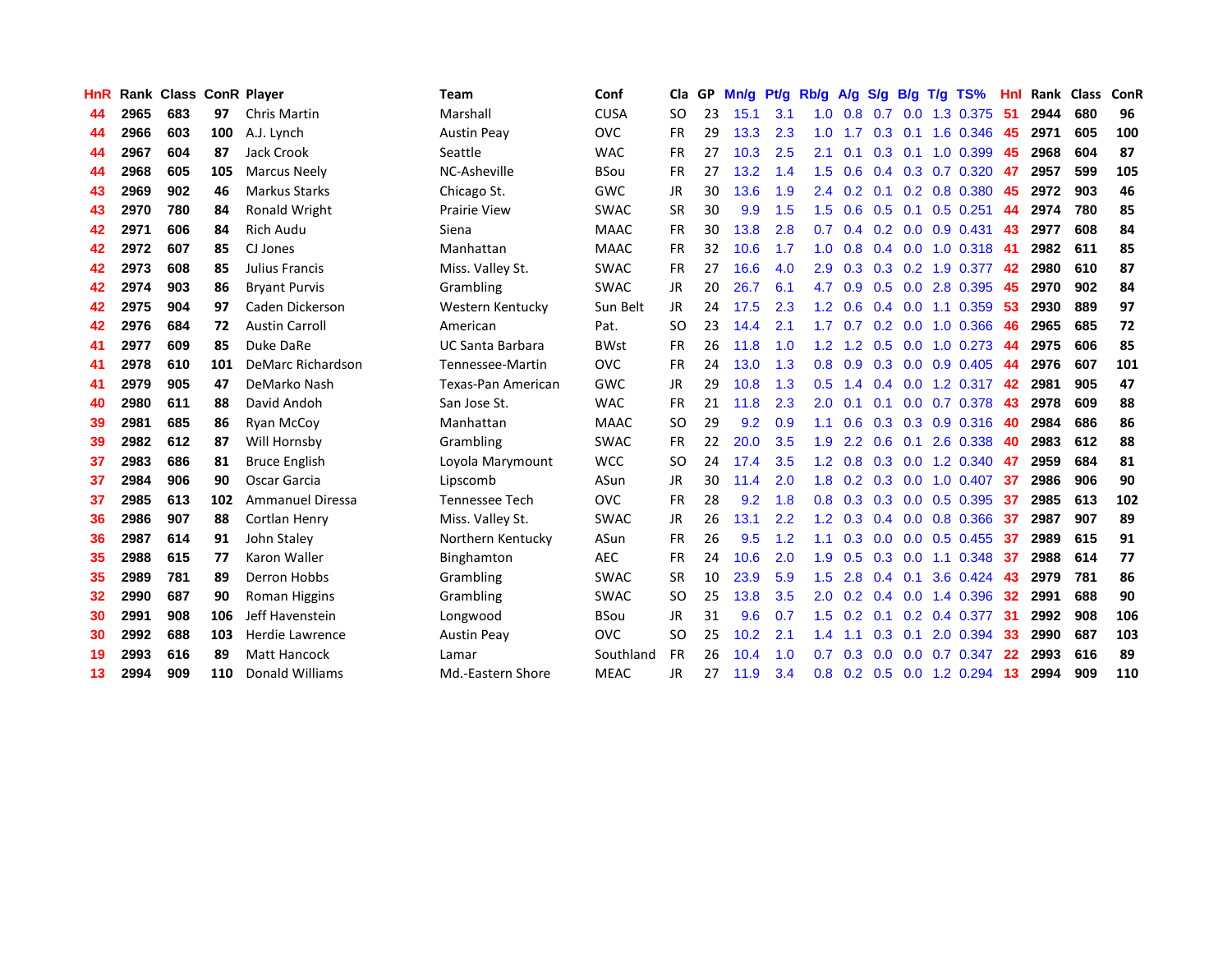| HnR | Rank | Class | ConR | Player | Team | Conf | Cla | GP | Mn/g | Pt/g | Rb/g | A/g | S/g | B/g | T/g | TS% | HnI | Rank | Class | ConR |
|---|---|---|---|---|---|---|---|---|---|---|---|---|---|---|---|---|---|---|---|---|
| 44 | 2965 | 683 | 97 | Chris Martin | Marshall | CUSA | SO | 23 | 15.1 | 3.1 | 1.0 | 0.8 | 0.7 | 0.0 | 1.3 | 0.375 | 51 | 2944 | 680 | 96 |
| 44 | 2966 | 603 | 100 | A.J. Lynch | Austin Peay | OVC | FR | 29 | 13.3 | 2.3 | 1.0 | 1.7 | 0.3 | 0.1 | 1.6 | 0.346 | 45 | 2971 | 605 | 100 |
| 44 | 2967 | 604 | 87 | Jack Crook | Seattle | WAC | FR | 27 | 10.3 | 2.5 | 2.1 | 0.1 | 0.3 | 0.1 | 1.0 | 0.399 | 45 | 2968 | 604 | 87 |
| 44 | 2968 | 605 | 105 | Marcus Neely | NC-Asheville | BSou | FR | 27 | 13.2 | 1.4 | 1.5 | 0.6 | 0.4 | 0.3 | 0.7 | 0.320 | 47 | 2957 | 599 | 105 |
| 43 | 2969 | 902 | 46 | Markus Starks | Chicago St. | GWC | JR | 30 | 13.6 | 1.9 | 2.4 | 0.2 | 0.1 | 0.2 | 0.8 | 0.380 | 45 | 2972 | 903 | 46 |
| 43 | 2970 | 780 | 84 | Ronald Wright | Prairie View | SWAC | SR | 30 | 9.9 | 1.5 | 1.5 | 0.6 | 0.5 | 0.1 | 0.5 | 0.251 | 44 | 2974 | 780 | 85 |
| 42 | 2971 | 606 | 84 | Rich Audu | Siena | MAAC | FR | 30 | 13.8 | 2.8 | 0.7 | 0.4 | 0.2 | 0.0 | 0.9 | 0.431 | 43 | 2977 | 608 | 84 |
| 42 | 2972 | 607 | 85 | CJ Jones | Manhattan | MAAC | FR | 32 | 10.6 | 1.7 | 1.0 | 0.8 | 0.4 | 0.0 | 1.0 | 0.318 | 41 | 2982 | 611 | 85 |
| 42 | 2973 | 608 | 85 | Julius Francis | Miss. Valley St. | SWAC | FR | 27 | 16.6 | 4.0 | 2.9 | 0.3 | 0.3 | 0.2 | 1.9 | 0.377 | 42 | 2980 | 610 | 87 |
| 42 | 2974 | 903 | 86 | Bryant Purvis | Grambling | SWAC | JR | 20 | 26.7 | 6.1 | 4.7 | 0.9 | 0.5 | 0.0 | 2.8 | 0.395 | 45 | 2970 | 902 | 84 |
| 42 | 2975 | 904 | 97 | Caden Dickerson | Western Kentucky | Sun Belt | JR | 24 | 17.5 | 2.3 | 1.2 | 0.6 | 0.4 | 0.0 | 1.1 | 0.359 | 53 | 2930 | 889 | 97 |
| 42 | 2976 | 684 | 72 | Austin Carroll | American | Pat. | SO | 23 | 14.4 | 2.1 | 1.7 | 0.7 | 0.2 | 0.0 | 1.0 | 0.366 | 46 | 2965 | 685 | 72 |
| 41 | 2977 | 609 | 85 | Duke DaRe | UC Santa Barbara | BWst | FR | 26 | 11.8 | 1.0 | 1.2 | 1.2 | 0.5 | 0.0 | 1.0 | 0.273 | 44 | 2975 | 606 | 85 |
| 41 | 2978 | 610 | 101 | DeMarc Richardson | Tennessee-Martin | OVC | FR | 24 | 13.0 | 1.3 | 0.8 | 0.9 | 0.3 | 0.0 | 0.9 | 0.405 | 44 | 2976 | 607 | 101 |
| 41 | 2979 | 905 | 47 | DeMarko Nash | Texas-Pan American | GWC | JR | 29 | 10.8 | 1.3 | 0.5 | 1.4 | 0.4 | 0.0 | 1.2 | 0.317 | 42 | 2981 | 905 | 47 |
| 40 | 2980 | 611 | 88 | David Andoh | San Jose St. | WAC | FR | 21 | 11.8 | 2.3 | 2.0 | 0.1 | 0.1 | 0.0 | 0.7 | 0.378 | 43 | 2978 | 609 | 88 |
| 39 | 2981 | 685 | 86 | Ryan McCoy | Manhattan | MAAC | SO | 29 | 9.2 | 0.9 | 1.1 | 0.6 | 0.3 | 0.3 | 0.9 | 0.316 | 40 | 2984 | 686 | 86 |
| 39 | 2982 | 612 | 87 | Will Hornsby | Grambling | SWAC | FR | 22 | 20.0 | 3.5 | 1.9 | 2.2 | 0.6 | 0.1 | 2.6 | 0.338 | 40 | 2983 | 612 | 88 |
| 37 | 2983 | 686 | 81 | Bruce English | Loyola Marymount | WCC | SO | 24 | 17.4 | 3.5 | 1.2 | 0.8 | 0.3 | 0.0 | 1.2 | 0.340 | 47 | 2959 | 684 | 81 |
| 37 | 2984 | 906 | 90 | Oscar Garcia | Lipscomb | ASun | JR | 30 | 11.4 | 2.0 | 1.8 | 0.2 | 0.3 | 0.0 | 1.0 | 0.407 | 37 | 2986 | 906 | 90 |
| 37 | 2985 | 613 | 102 | Ammanuel Diressa | Tennessee Tech | OVC | FR | 28 | 9.2 | 1.8 | 0.8 | 0.3 | 0.3 | 0.0 | 0.5 | 0.395 | 37 | 2985 | 613 | 102 |
| 36 | 2986 | 907 | 88 | Cortlan Henry | Miss. Valley St. | SWAC | JR | 26 | 13.1 | 2.2 | 1.2 | 0.3 | 0.4 | 0.0 | 0.8 | 0.366 | 37 | 2987 | 907 | 89 |
| 36 | 2987 | 614 | 91 | John Staley | Northern Kentucky | ASun | FR | 26 | 9.5 | 1.2 | 1.1 | 0.3 | 0.0 | 0.0 | 0.5 | 0.455 | 37 | 2989 | 615 | 91 |
| 35 | 2988 | 615 | 77 | Karon Waller | Binghamton | AEC | FR | 24 | 10.6 | 2.0 | 1.9 | 0.5 | 0.3 | 0.0 | 1.1 | 0.348 | 37 | 2988 | 614 | 77 |
| 35 | 2989 | 781 | 89 | Derron Hobbs | Grambling | SWAC | SR | 10 | 23.9 | 5.9 | 1.5 | 2.8 | 0.4 | 0.1 | 3.6 | 0.424 | 43 | 2979 | 781 | 86 |
| 32 | 2990 | 687 | 90 | Roman Higgins | Grambling | SWAC | SO | 25 | 13.8 | 3.5 | 2.0 | 0.2 | 0.4 | 0.0 | 1.4 | 0.396 | 32 | 2991 | 688 | 90 |
| 30 | 2991 | 908 | 106 | Jeff Havenstein | Longwood | BSou | JR | 31 | 9.6 | 0.7 | 1.5 | 0.2 | 0.1 | 0.2 | 0.4 | 0.377 | 31 | 2992 | 908 | 106 |
| 30 | 2992 | 688 | 103 | Herdie Lawrence | Austin Peay | OVC | SO | 25 | 10.2 | 2.1 | 1.4 | 1.1 | 0.3 | 0.1 | 2.0 | 0.394 | 33 | 2990 | 687 | 103 |
| 19 | 2993 | 616 | 89 | Matt Hancock | Lamar | Southland | FR | 26 | 10.4 | 1.0 | 0.7 | 0.3 | 0.0 | 0.0 | 0.7 | 0.347 | 22 | 2993 | 616 | 89 |
| 13 | 2994 | 909 | 110 | Donald Williams | Md.-Eastern Shore | MEAC | JR | 27 | 11.9 | 3.4 | 0.8 | 0.2 | 0.5 | 0.0 | 1.2 | 0.294 | 13 | 2994 | 909 | 110 |